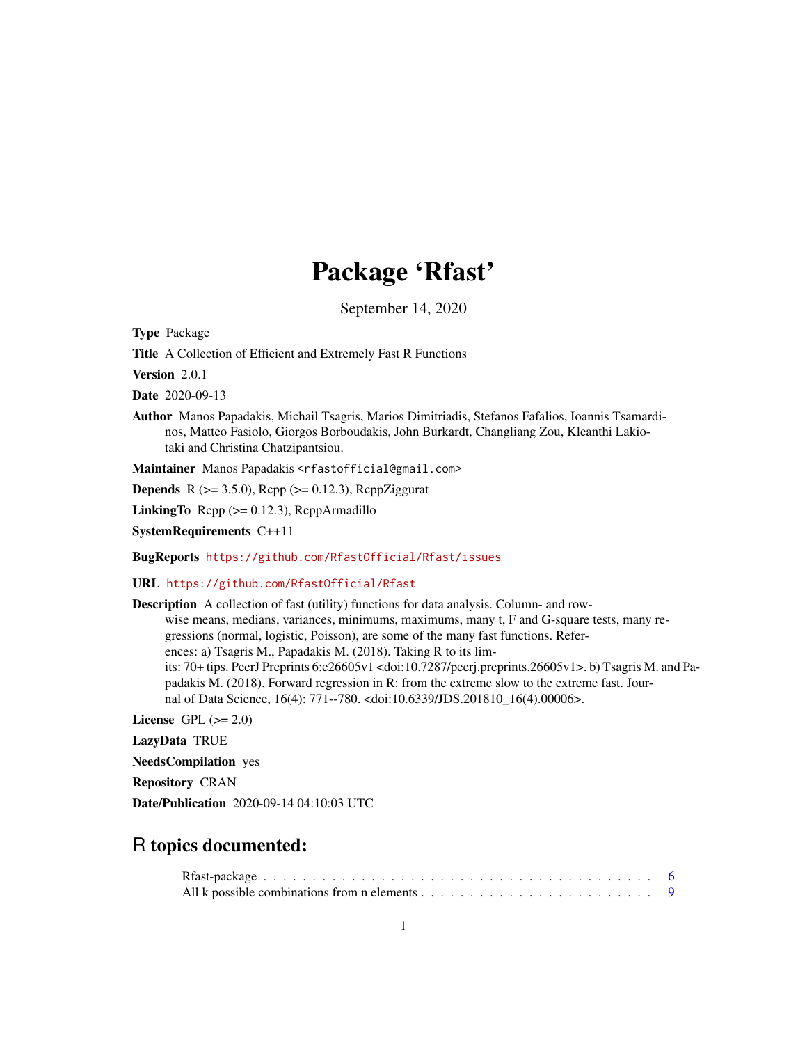# Package 'Rfast'

September 14, 2020

**Type** Package

**Title** A Collection of Efficient and Extremely Fast R Functions

**Version** 2.0.1

**Date** 2020-09-13

**Author** Manos Papadakis, Michail Tsagris, Marios Dimitriadis, Stefanos Fafalios, Ioannis Tsamardinos, Matteo Fasiolo, Giorgos Borboudakis, John Burkardt, Changliang Zou, Kleanthi Lakiotaki and Christina Chatzipantsiou.

**Maintainer** Manos Papadakis <rfastofficial@gmail.com>

**Depends** R (>= 3.5.0), Rcpp (>= 0.12.3), RcppZiggurat

**LinkingTo** Rcpp (>= 0.12.3), RcppArmadillo

**SystemRequirements** C++11

**BugReports** https://github.com/RfastOfficial/Rfast/issues

**URL** https://github.com/RfastOfficial/Rfast

**Description** A collection of fast (utility) functions for data analysis. Column- and row-wise means, medians, variances, minimums, maximums, many t, F and G-square tests, many regressions (normal, logistic, Poisson), are some of the many fast functions. References: a) Tsagris M., Papadakis M. (2018). Taking R to its limits: 70+ tips. PeerJ Preprints 6:e26605v1 <doi:10.7287/peerj.preprints.26605v1>. b) Tsagris M. and Papadakis M. (2018). Forward regression in R: from the extreme slow to the extreme fast. Journal of Data Science, 16(4): 771--780. <doi:10.6339/JDS.201810_16(4).00006>.

**License** GPL (>= 2.0)

**LazyData** TRUE

**NeedsCompilation** yes

**Repository** CRAN

**Date/Publication** 2020-09-14 04:10:03 UTC

## R topics documented:

Rfast-package . . . . . . . . . . . . . . . . . . . . . . . . . . . . . . . . . . . . . . . . 6
All k possible combinations from n elements . . . . . . . . . . . . . . . . . . . . . . . . 9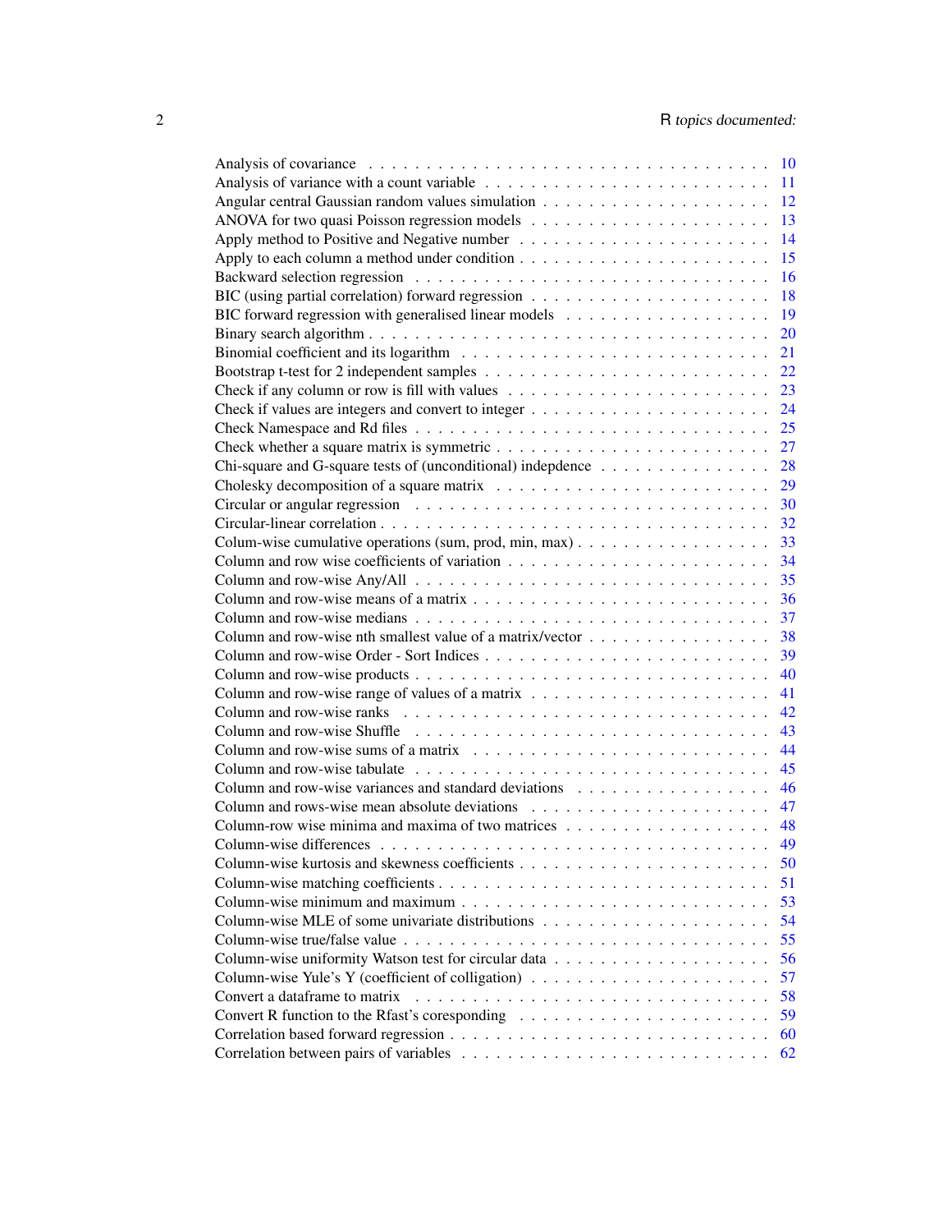Analysis of covariance . . . . . . . . . . . . . . . . . . . . . . . . . . . . . . . . . 10
Analysis of variance with a count variable . . . . . . . . . . . . . . . . . . . . . . . . . 11
Angular central Gaussian random values simulation . . . . . . . . . . . . . . . . . . . . 12
ANOVA for two quasi Poisson regression models . . . . . . . . . . . . . . . . . . . . . 13
Apply method to Positive and Negative number . . . . . . . . . . . . . . . . . . . . . . 14
Apply to each column a method under condition . . . . . . . . . . . . . . . . . . . . . . 15
Backward selection regression . . . . . . . . . . . . . . . . . . . . . . . . . . . . . . 16
BIC (using partial correlation) forward regression . . . . . . . . . . . . . . . . . . . . . 18
BIC forward regression with generalised linear models . . . . . . . . . . . . . . . . . . 19
Binary search algorithm . . . . . . . . . . . . . . . . . . . . . . . . . . . . . . . . . . 20
Binomial coefficient and its logarithm . . . . . . . . . . . . . . . . . . . . . . . . . . . 21
Bootstrap t-test for 2 independent samples . . . . . . . . . . . . . . . . . . . . . . . . . 22
Check if any column or row is fill with values . . . . . . . . . . . . . . . . . . . . . . . 23
Check if values are integers and convert to integer . . . . . . . . . . . . . . . . . . . . . 24
Check Namespace and Rd files . . . . . . . . . . . . . . . . . . . . . . . . . . . . . . 25
Check whether a square matrix is symmetric . . . . . . . . . . . . . . . . . . . . . . . . 27
Chi-square and G-square tests of (unconditional) indepdence . . . . . . . . . . . . . . . 28
Cholesky decomposition of a square matrix . . . . . . . . . . . . . . . . . . . . . . . . 29
Circular or angular regression . . . . . . . . . . . . . . . . . . . . . . . . . . . . . . . 30
Circular-linear correlation . . . . . . . . . . . . . . . . . . . . . . . . . . . . . . . . . 32
Colum-wise cumulative operations (sum, prod, min, max) . . . . . . . . . . . . . . . . . 33
Column and row wise coefficients of variation . . . . . . . . . . . . . . . . . . . . . . . 34
Column and row-wise Any/All . . . . . . . . . . . . . . . . . . . . . . . . . . . . . . . 35
Column and row-wise means of a matrix . . . . . . . . . . . . . . . . . . . . . . . . . . 36
Column and row-wise medians . . . . . . . . . . . . . . . . . . . . . . . . . . . . . . . 37
Column and row-wise nth smallest value of a matrix/vector . . . . . . . . . . . . . . . . 38
Column and row-wise Order - Sort Indices . . . . . . . . . . . . . . . . . . . . . . . . . 39
Column and row-wise products . . . . . . . . . . . . . . . . . . . . . . . . . . . . . . 40
Column and row-wise range of values of a matrix . . . . . . . . . . . . . . . . . . . . . 41
Column and row-wise ranks . . . . . . . . . . . . . . . . . . . . . . . . . . . . . . . . 42
Column and row-wise Shuffle . . . . . . . . . . . . . . . . . . . . . . . . . . . . . . . 43
Column and row-wise sums of a matrix . . . . . . . . . . . . . . . . . . . . . . . . . . 44
Column and row-wise tabulate . . . . . . . . . . . . . . . . . . . . . . . . . . . . . . . 45
Column and row-wise variances and standard deviations . . . . . . . . . . . . . . . . . 46
Column and rows-wise mean absolute deviations . . . . . . . . . . . . . . . . . . . . . 47
Column-row wise minima and maxima of two matrices . . . . . . . . . . . . . . . . . . . 48
Column-wise differences . . . . . . . . . . . . . . . . . . . . . . . . . . . . . . . . . . 49
Column-wise kurtosis and skewness coefficients . . . . . . . . . . . . . . . . . . . . . . 50
Column-wise matching coefficients . . . . . . . . . . . . . . . . . . . . . . . . . . . . 51
Column-wise minimum and maximum . . . . . . . . . . . . . . . . . . . . . . . . . . . 53
Column-wise MLE of some univariate distributions . . . . . . . . . . . . . . . . . . . . 54
Column-wise true/false value . . . . . . . . . . . . . . . . . . . . . . . . . . . . . . . 55
Column-wise uniformity Watson test for circular data . . . . . . . . . . . . . . . . . . . 56
Column-wise Yule's Y (coefficient of colligation) . . . . . . . . . . . . . . . . . . . . . 57
Convert a dataframe to matrix . . . . . . . . . . . . . . . . . . . . . . . . . . . . . . . 58
Convert R function to the Rfast's coresponding . . . . . . . . . . . . . . . . . . . . . . 59
Correlation based forward regression . . . . . . . . . . . . . . . . . . . . . . . . . . . 60
Correlation between pairs of variables . . . . . . . . . . . . . . . . . . . . . . . . . . . 62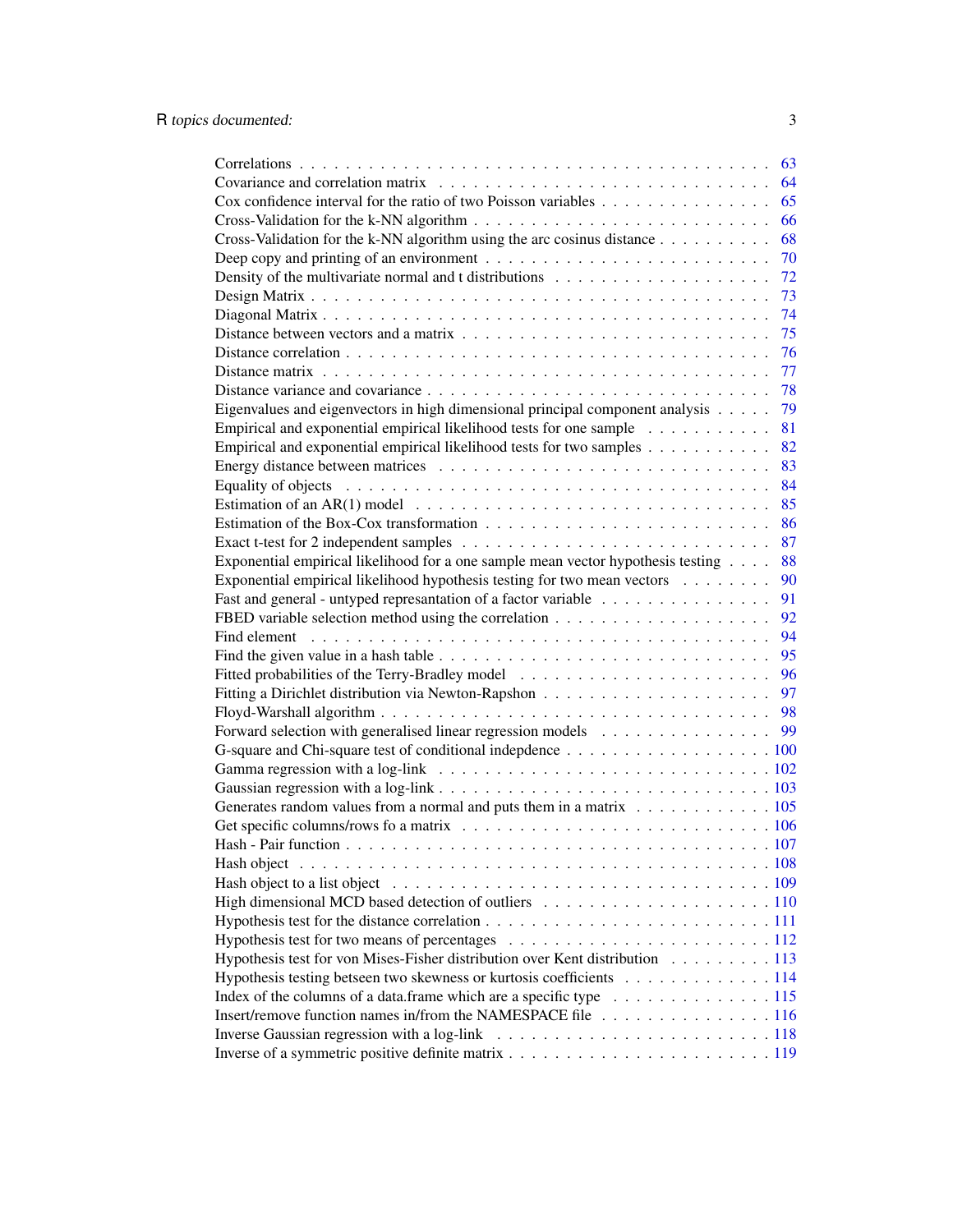Correlations . . . . . . . . . . . . . . . . . . . . . . . . . . . . . . . . . . . . . . . . . 63
Covariance and correlation matrix . . . . . . . . . . . . . . . . . . . . . . . . . . . . 64
Cox confidence interval for the ratio of two Poisson variables . . . . . . . . . . . . . . . 65
Cross-Validation for the k-NN algorithm . . . . . . . . . . . . . . . . . . . . . . . . . 66
Cross-Validation for the k-NN algorithm using the arc cosinus distance . . . . . . . . . . 68
Deep copy and printing of an environment . . . . . . . . . . . . . . . . . . . . . . . . 70
Density of the multivariate normal and t distributions . . . . . . . . . . . . . . . . . . 72
Design Matrix . . . . . . . . . . . . . . . . . . . . . . . . . . . . . . . . . . . . . . . 73
Diagonal Matrix . . . . . . . . . . . . . . . . . . . . . . . . . . . . . . . . . . . . . . 74
Distance between vectors and a matrix . . . . . . . . . . . . . . . . . . . . . . . . . . 75
Distance correlation . . . . . . . . . . . . . . . . . . . . . . . . . . . . . . . . . . . . 76
Distance matrix . . . . . . . . . . . . . . . . . . . . . . . . . . . . . . . . . . . . . . 77
Distance variance and covariance . . . . . . . . . . . . . . . . . . . . . . . . . . . . . 78
Eigenvalues and eigenvectors in high dimensional principal component analysis . . . . . 79
Empirical and exponential empirical likelihood tests for one sample . . . . . . . . . . . 81
Empirical and exponential empirical likelihood tests for two samples . . . . . . . . . . . 82
Energy distance between matrices . . . . . . . . . . . . . . . . . . . . . . . . . . . . . 83
Equality of objects . . . . . . . . . . . . . . . . . . . . . . . . . . . . . . . . . . . . . 84
Estimation of an AR(1) model . . . . . . . . . . . . . . . . . . . . . . . . . . . . . . . 85
Estimation of the Box-Cox transformation . . . . . . . . . . . . . . . . . . . . . . . . . 86
Exact t-test for 2 independent samples . . . . . . . . . . . . . . . . . . . . . . . . . . 87
Exponential empirical likelihood for a one sample mean vector hypothesis testing . . . . 88
Exponential empirical likelihood hypothesis testing for two mean vectors . . . . . . . . 90
Fast and general - untyped represantation of a factor variable . . . . . . . . . . . . . . 91
FBED variable selection method using the correlation . . . . . . . . . . . . . . . . . . . 92
Find element . . . . . . . . . . . . . . . . . . . . . . . . . . . . . . . . . . . . . . . . 94
Find the given value in a hash table . . . . . . . . . . . . . . . . . . . . . . . . . . . . 95
Fitted probabilities of the Terry-Bradley model . . . . . . . . . . . . . . . . . . . . . . 96
Fitting a Dirichlet distribution via Newton-Rapshon . . . . . . . . . . . . . . . . . . . . 97
Floyd-Warshall algorithm . . . . . . . . . . . . . . . . . . . . . . . . . . . . . . . . . 98
Forward selection with generalised linear regression models . . . . . . . . . . . . . . . 99
G-square and Chi-square test of conditional indepdence . . . . . . . . . . . . . . . . . . 100
Gamma regression with a log-link . . . . . . . . . . . . . . . . . . . . . . . . . . . . . 102
Gaussian regression with a log-link . . . . . . . . . . . . . . . . . . . . . . . . . . . . 103
Generates random values from a normal and puts them in a matrix . . . . . . . . . . . . 105
Get specific columns/rows fo a matrix . . . . . . . . . . . . . . . . . . . . . . . . . . . 106
Hash - Pair function . . . . . . . . . . . . . . . . . . . . . . . . . . . . . . . . . . . . 107
Hash object . . . . . . . . . . . . . . . . . . . . . . . . . . . . . . . . . . . . . . . . . 108
Hash object to a list object . . . . . . . . . . . . . . . . . . . . . . . . . . . . . . . . . 109
High dimensional MCD based detection of outliers . . . . . . . . . . . . . . . . . . . . 110
Hypothesis test for the distance correlation . . . . . . . . . . . . . . . . . . . . . . . . 111
Hypothesis test for two means of percentages . . . . . . . . . . . . . . . . . . . . . . . 112
Hypothesis test for von Mises-Fisher distribution over Kent distribution . . . . . . . . . 113
Hypothesis testing betseen two skewness or kurtosis coefficients . . . . . . . . . . . . . 114
Index of the columns of a data.frame which are a specific type . . . . . . . . . . . . . . 115
Insert/remove function names in/from the NAMESPACE file . . . . . . . . . . . . . . . 116
Inverse Gaussian regression with a log-link . . . . . . . . . . . . . . . . . . . . . . . . 118
Inverse of a symmetric positive definite matrix . . . . . . . . . . . . . . . . . . . . . . 119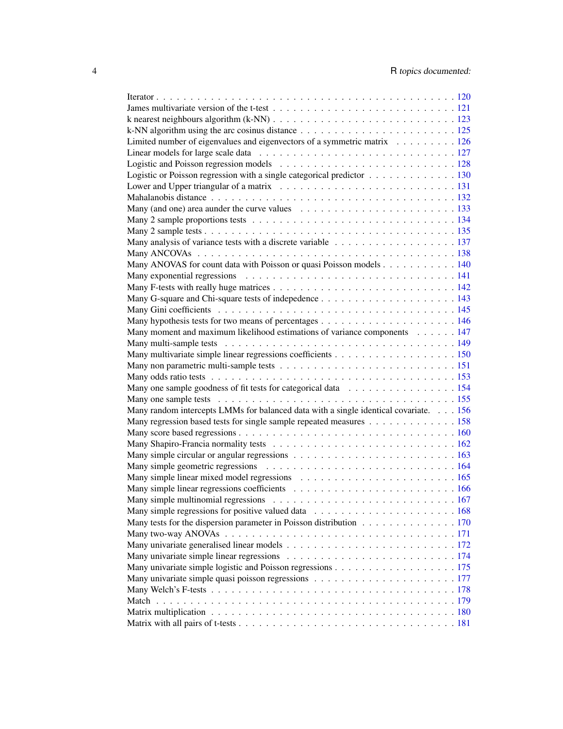Iterator . . . . . . . . . . . . . . . . . . . . . . . . . . . . . . . . . . . . . . . . . . . . . 120
James multivariate version of the t-test . . . . . . . . . . . . . . . . . . . . . . . . . . 121
k nearest neighbours algorithm (k-NN) . . . . . . . . . . . . . . . . . . . . . . . . . . 123
k-NN algorithm using the arc cosinus distance . . . . . . . . . . . . . . . . . . . . . . 125
Limited number of eigenvalues and eigenvectors of a symmetric matrix . . . . . . . . . 126
Linear models for large scale data . . . . . . . . . . . . . . . . . . . . . . . . . . . . 127
Logistic and Poisson regression models . . . . . . . . . . . . . . . . . . . . . . . . . 128
Logistic or Poisson regression with a single categorical predictor . . . . . . . . . . . . . 130
Lower and Upper triangular of a matrix . . . . . . . . . . . . . . . . . . . . . . . . . 131
Mahalanobis distance . . . . . . . . . . . . . . . . . . . . . . . . . . . . . . . . . . . 132
Many (and one) area aunder the curve values . . . . . . . . . . . . . . . . . . . . . . 133
Many 2 sample proportions tests . . . . . . . . . . . . . . . . . . . . . . . . . . . . . 134
Many 2 sample tests . . . . . . . . . . . . . . . . . . . . . . . . . . . . . . . . . . . . 135
Many analysis of variance tests with a discrete variable . . . . . . . . . . . . . . . . . 137
Many ANCOVAs . . . . . . . . . . . . . . . . . . . . . . . . . . . . . . . . . . . . . . 138
Many ANOVAS for count data with Poisson or quasi Poisson models . . . . . . . . . . . 140
Many exponential regressions . . . . . . . . . . . . . . . . . . . . . . . . . . . . . . . 141
Many F-tests with really huge matrices . . . . . . . . . . . . . . . . . . . . . . . . . . 142
Many G-square and Chi-square tests of indepedence . . . . . . . . . . . . . . . . . . . 143
Many Gini coefficients . . . . . . . . . . . . . . . . . . . . . . . . . . . . . . . . . . . 145
Many hypothesis tests for two means of percentages . . . . . . . . . . . . . . . . . . . 146
Many moment and maximum likelihood estimations of variance components . . . . . . 147
Many multi-sample tests . . . . . . . . . . . . . . . . . . . . . . . . . . . . . . . . . . 149
Many multivariate simple linear regressions coefficients . . . . . . . . . . . . . . . . . 150
Many non parametric multi-sample tests . . . . . . . . . . . . . . . . . . . . . . . . . 151
Many odds ratio tests . . . . . . . . . . . . . . . . . . . . . . . . . . . . . . . . . . . . 153
Many one sample goodness of fit tests for categorical data . . . . . . . . . . . . . . . . 154
Many one sample tests . . . . . . . . . . . . . . . . . . . . . . . . . . . . . . . . . . . 155
Many random intercepts LMMs for balanced data with a single identical covariate. . . . 156
Many regression based tests for single sample repeated measures . . . . . . . . . . . . . 158
Many score based regressions . . . . . . . . . . . . . . . . . . . . . . . . . . . . . . . 160
Many Shapiro-Francia normality tests . . . . . . . . . . . . . . . . . . . . . . . . . . . 162
Many simple circular or angular regressions . . . . . . . . . . . . . . . . . . . . . . . 163
Many simple geometric regressions . . . . . . . . . . . . . . . . . . . . . . . . . . . . 164
Many simple linear mixed model regressions . . . . . . . . . . . . . . . . . . . . . . . 165
Many simple linear regressions coefficients . . . . . . . . . . . . . . . . . . . . . . . . 166
Many simple multinomial regressions . . . . . . . . . . . . . . . . . . . . . . . . . . . 167
Many simple regressions for positive valued data . . . . . . . . . . . . . . . . . . . . . 168
Many tests for the dispersion parameter in Poisson distribution . . . . . . . . . . . . . . 170
Many two-way ANOVAs . . . . . . . . . . . . . . . . . . . . . . . . . . . . . . . . . . 171
Many univariate generalised linear models . . . . . . . . . . . . . . . . . . . . . . . . 172
Many univariate simple linear regressions . . . . . . . . . . . . . . . . . . . . . . . . . 174
Many univariate simple logistic and Poisson regressions . . . . . . . . . . . . . . . . . 175
Many univariate simple quasi poisson regressions . . . . . . . . . . . . . . . . . . . . . 177
Many Welch's F-tests . . . . . . . . . . . . . . . . . . . . . . . . . . . . . . . . . . . . 178
Match . . . . . . . . . . . . . . . . . . . . . . . . . . . . . . . . . . . . . . . . . . . . 179
Matrix multiplication . . . . . . . . . . . . . . . . . . . . . . . . . . . . . . . . . . . . 180
Matrix with all pairs of t-tests . . . . . . . . . . . . . . . . . . . . . . . . . . . . . . . 181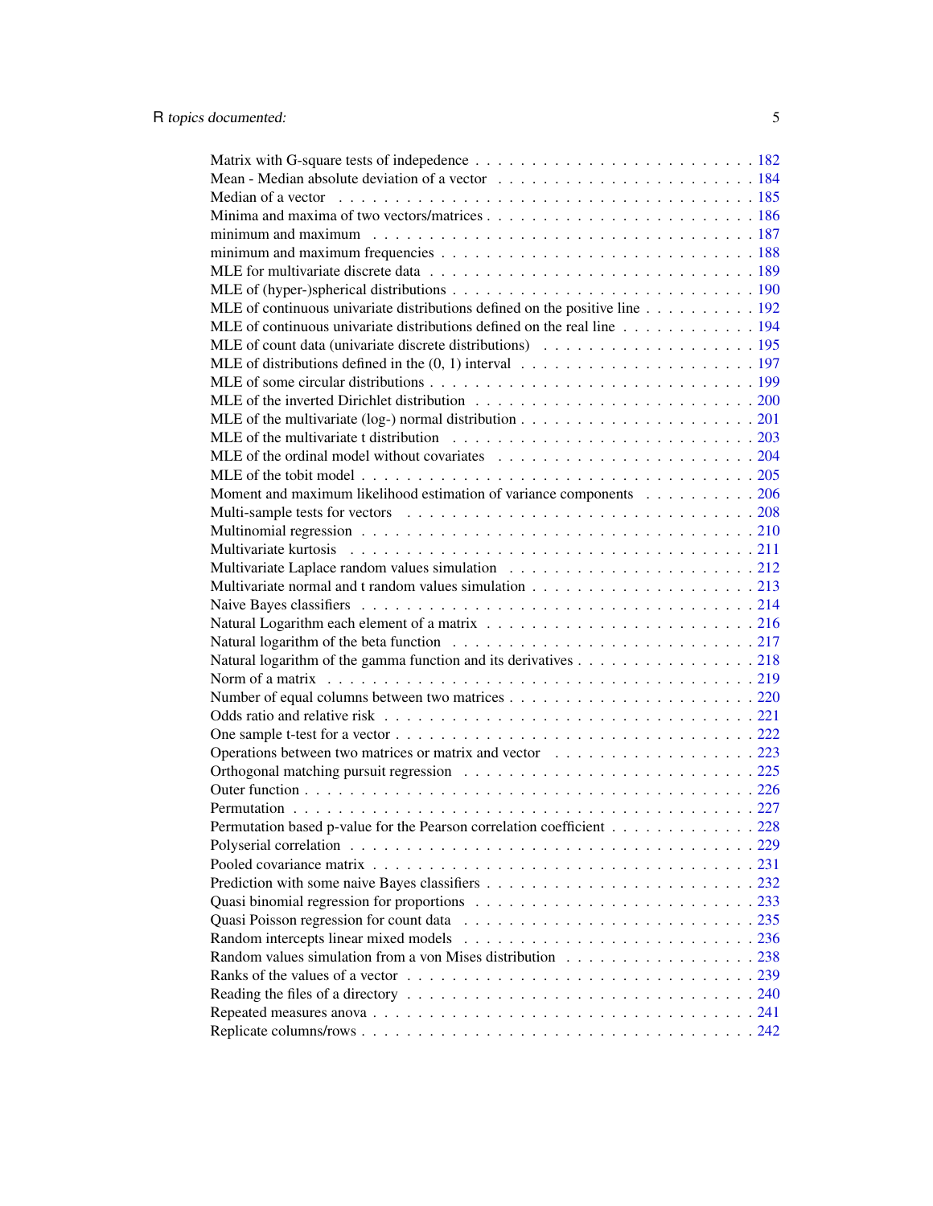Matrix with G-square tests of indepedence . . . . . . . . . . . . . . . . . . . . . . . . 182
Mean - Median absolute deviation of a vector . . . . . . . . . . . . . . . . . . . . . . . 184
Median of a vector . . . . . . . . . . . . . . . . . . . . . . . . . . . . . . . . . . . 185
Minima and maxima of two vectors/matrices . . . . . . . . . . . . . . . . . . . . . . . 186
minimum and maximum . . . . . . . . . . . . . . . . . . . . . . . . . . . . . . . . . 187
minimum and maximum frequencies . . . . . . . . . . . . . . . . . . . . . . . . . . . 188
MLE for multivariate discrete data . . . . . . . . . . . . . . . . . . . . . . . . . . . 189
MLE of (hyper-)spherical distributions . . . . . . . . . . . . . . . . . . . . . . . . . 190
MLE of continuous univariate distributions defined on the positive line . . . . . . . . . . 192
MLE of continuous univariate distributions defined on the real line . . . . . . . . . . . . 194
MLE of count data (univariate discrete distributions) . . . . . . . . . . . . . . . . . . . 195
MLE of distributions defined in the (0, 1) interval . . . . . . . . . . . . . . . . . . . . 197
MLE of some circular distributions . . . . . . . . . . . . . . . . . . . . . . . . . . . 199
MLE of the inverted Dirichlet distribution . . . . . . . . . . . . . . . . . . . . . . . . 200
MLE of the multivariate (log-) normal distribution . . . . . . . . . . . . . . . . . . . . 201
MLE of the multivariate t distribution . . . . . . . . . . . . . . . . . . . . . . . . . . 203
MLE of the ordinal model without covariates . . . . . . . . . . . . . . . . . . . . . . 204
MLE of the tobit model . . . . . . . . . . . . . . . . . . . . . . . . . . . . . . . . . 205
Moment and maximum likelihood estimation of variance components . . . . . . . . . . 206
Multi-sample tests for vectors . . . . . . . . . . . . . . . . . . . . . . . . . . . . . . 208
Multinomial regression . . . . . . . . . . . . . . . . . . . . . . . . . . . . . . . . . 210
Multivariate kurtosis . . . . . . . . . . . . . . . . . . . . . . . . . . . . . . . . . . 211
Multivariate Laplace random values simulation . . . . . . . . . . . . . . . . . . . . . 212
Multivariate normal and t random values simulation . . . . . . . . . . . . . . . . . . . 213
Naive Bayes classifiers . . . . . . . . . . . . . . . . . . . . . . . . . . . . . . . . . 214
Natural Logarithm each element of a matrix . . . . . . . . . . . . . . . . . . . . . . . 216
Natural logarithm of the beta function . . . . . . . . . . . . . . . . . . . . . . . . . . 217
Natural logarithm of the gamma function and its derivatives . . . . . . . . . . . . . . . 218
Norm of a matrix . . . . . . . . . . . . . . . . . . . . . . . . . . . . . . . . . . . . 219
Number of equal columns between two matrices . . . . . . . . . . . . . . . . . . . . . 220
Odds ratio and relative risk . . . . . . . . . . . . . . . . . . . . . . . . . . . . . . . 221
One sample t-test for a vector . . . . . . . . . . . . . . . . . . . . . . . . . . . . . . 222
Operations between two matrices or matrix and vector . . . . . . . . . . . . . . . . . . 223
Orthogonal matching pursuit regression . . . . . . . . . . . . . . . . . . . . . . . . . 225
Outer function . . . . . . . . . . . . . . . . . . . . . . . . . . . . . . . . . . . . . 226
Permutation . . . . . . . . . . . . . . . . . . . . . . . . . . . . . . . . . . . . . . . 227
Permutation based p-value for the Pearson correlation coefficient . . . . . . . . . . . . . 228
Polyserial correlation . . . . . . . . . . . . . . . . . . . . . . . . . . . . . . . . . . 229
Pooled covariance matrix . . . . . . . . . . . . . . . . . . . . . . . . . . . . . . . . 231
Prediction with some naive Bayes classifiers . . . . . . . . . . . . . . . . . . . . . . . 232
Quasi binomial regression for proportions . . . . . . . . . . . . . . . . . . . . . . . . 233
Quasi Poisson regression for count data . . . . . . . . . . . . . . . . . . . . . . . . . 235
Random intercepts linear mixed models . . . . . . . . . . . . . . . . . . . . . . . . . 236
Random values simulation from a von Mises distribution . . . . . . . . . . . . . . . . . 238
Ranks of the values of a vector . . . . . . . . . . . . . . . . . . . . . . . . . . . . . 239
Reading the files of a directory . . . . . . . . . . . . . . . . . . . . . . . . . . . . . 240
Repeated measures anova . . . . . . . . . . . . . . . . . . . . . . . . . . . . . . . . 241
Replicate columns/rows . . . . . . . . . . . . . . . . . . . . . . . . . . . . . . . . . 242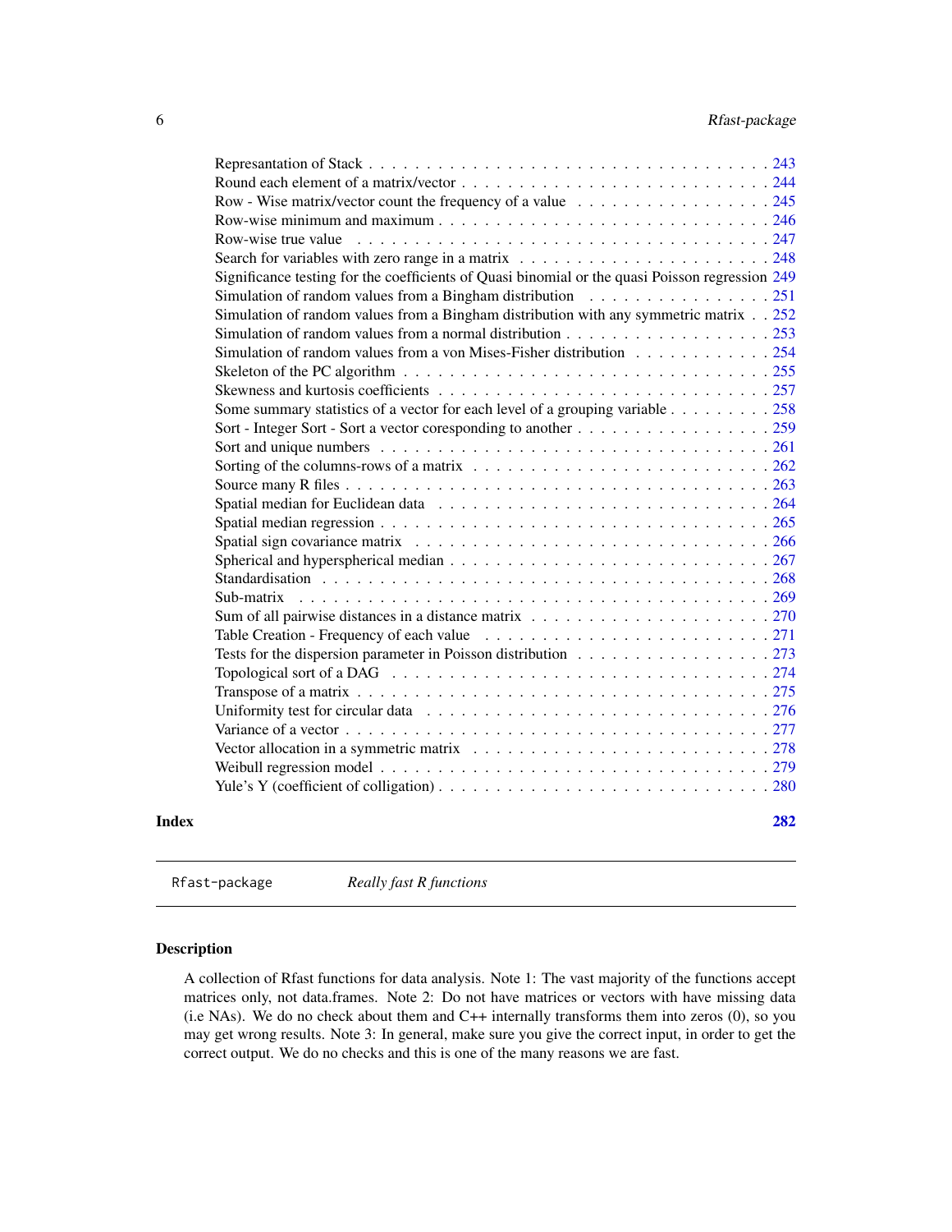Represantation of Stack . . . . . . . . . . . . . . . . . . . . . . . . . . . . . . . . . . . 243
Round each element of a matrix/vector . . . . . . . . . . . . . . . . . . . . . . . . . . . 244
Row - Wise matrix/vector count the frequency of a value . . . . . . . . . . . . . . . . . 245
Row-wise minimum and maximum . . . . . . . . . . . . . . . . . . . . . . . . . . . . 246
Row-wise true value . . . . . . . . . . . . . . . . . . . . . . . . . . . . . . . . . . . 247
Search for variables with zero range in a matrix . . . . . . . . . . . . . . . . . . . . . 248
Significance testing for the coefficients of Quasi binomial or the quasi Poisson regression 249
Simulation of random values from a Bingham distribution . . . . . . . . . . . . . . . . 251
Simulation of random values from a Bingham distribution with any symmetric matrix . . 252
Simulation of random values from a normal distribution . . . . . . . . . . . . . . . . . 253
Simulation of random values from a von Mises-Fisher distribution . . . . . . . . . . . . 254
Skeleton of the PC algorithm . . . . . . . . . . . . . . . . . . . . . . . . . . . . . . . 255
Skewness and kurtosis coefficients . . . . . . . . . . . . . . . . . . . . . . . . . . . . 257
Some summary statistics of a vector for each level of a grouping variable . . . . . . . . . 258
Sort - Integer Sort - Sort a vector coresponding to another . . . . . . . . . . . . . . . . 259
Sort and unique numbers . . . . . . . . . . . . . . . . . . . . . . . . . . . . . . . . . 261
Sorting of the columns-rows of a matrix . . . . . . . . . . . . . . . . . . . . . . . . . 262
Source many R files . . . . . . . . . . . . . . . . . . . . . . . . . . . . . . . . . . . . 263
Spatial median for Euclidean data . . . . . . . . . . . . . . . . . . . . . . . . . . . . 264
Spatial median regression . . . . . . . . . . . . . . . . . . . . . . . . . . . . . . . . 265
Spatial sign covariance matrix . . . . . . . . . . . . . . . . . . . . . . . . . . . . . . 266
Spherical and hyperspherical median . . . . . . . . . . . . . . . . . . . . . . . . . . . 267
Standardisation . . . . . . . . . . . . . . . . . . . . . . . . . . . . . . . . . . . . . . 268
Sub-matrix . . . . . . . . . . . . . . . . . . . . . . . . . . . . . . . . . . . . . . . . 269
Sum of all pairwise distances in a distance matrix . . . . . . . . . . . . . . . . . . . . 270
Table Creation - Frequency of each value . . . . . . . . . . . . . . . . . . . . . . . . 271
Tests for the dispersion parameter in Poisson distribution . . . . . . . . . . . . . . . . 273
Topological sort of a DAG . . . . . . . . . . . . . . . . . . . . . . . . . . . . . . . . 274
Transpose of a matrix . . . . . . . . . . . . . . . . . . . . . . . . . . . . . . . . . . . 275
Uniformity test for circular data . . . . . . . . . . . . . . . . . . . . . . . . . . . . . 276
Variance of a vector . . . . . . . . . . . . . . . . . . . . . . . . . . . . . . . . . . . . 277
Vector allocation in a symmetric matrix . . . . . . . . . . . . . . . . . . . . . . . . . 278
Weibull regression model . . . . . . . . . . . . . . . . . . . . . . . . . . . . . . . . . 279
Yule's Y (coefficient of colligation) . . . . . . . . . . . . . . . . . . . . . . . . . . . . 280

**Index** **282**

---

`Rfast-package` *Really fast R functions*

---

### Description

A collection of Rfast functions for data analysis. Note 1: The vast majority of the functions accept matrices only, not data.frames. Note 2: Do not have matrices or vectors with have missing data (i.e NAs). We do no check about them and C++ internally transforms them into zeros (0), so you may get wrong results. Note 3: In general, make sure you give the correct input, in order to get the correct output. We do no checks and this is one of the many reasons we are fast.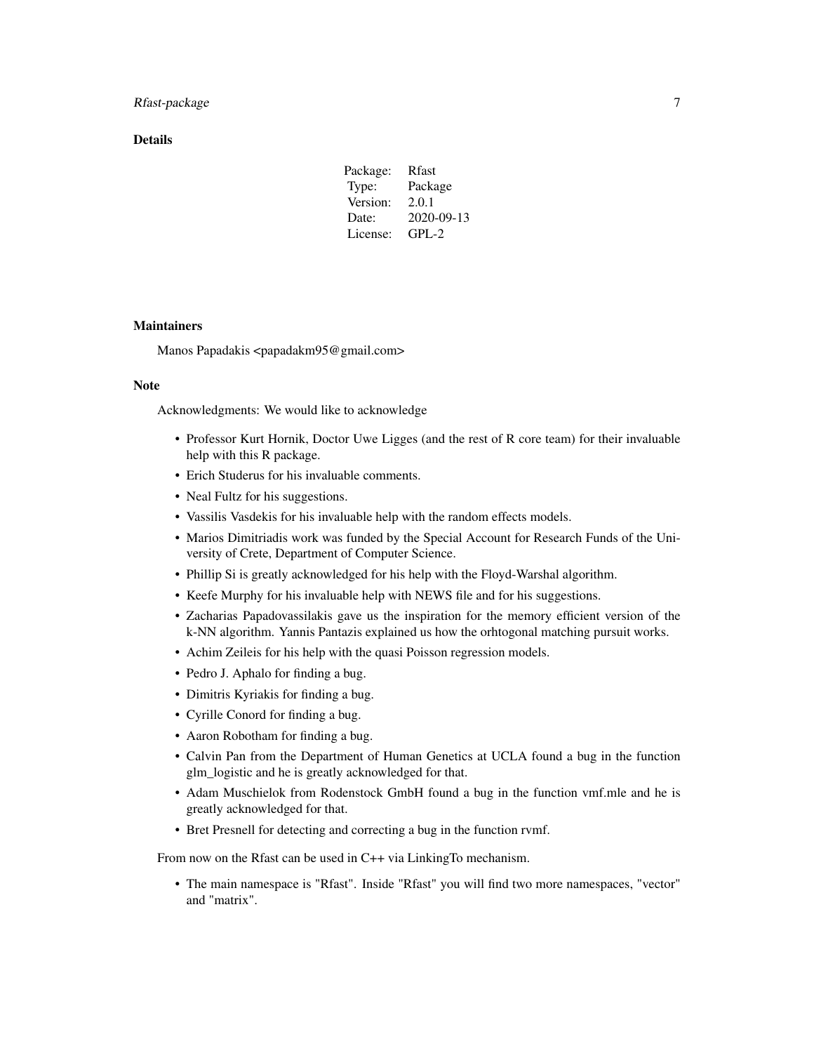### Details

| Package: | Rfast |
|---|---|
| Type: | Package |
| Version: | 2.0.1 |
| Date: | 2020-09-13 |
| License: | GPL-2 |

### Maintainers

Manos Papadakis <papadakm95@gmail.com>

### Note

Acknowledgments: We would like to acknowledge

- Professor Kurt Hornik, Doctor Uwe Ligges (and the rest of R core team) for their invaluable help with this R package.
- Erich Studerus for his invaluable comments.
- Neal Fultz for his suggestions.
- Vassilis Vasdekis for his invaluable help with the random effects models.
- Marios Dimitriadis work was funded by the Special Account for Research Funds of the University of Crete, Department of Computer Science.
- Phillip Si is greatly acknowledged for his help with the Floyd-Warshal algorithm.
- Keefe Murphy for his invaluable help with NEWS file and for his suggestions.
- Zacharias Papadovassilakis gave us the inspiration for the memory efficient version of the k-NN algorithm. Yannis Pantazis explained us how the orhtogonal matching pursuit works.
- Achim Zeileis for his help with the quasi Poisson regression models.
- Pedro J. Aphalo for finding a bug.
- Dimitris Kyriakis for finding a bug.
- Cyrille Conord for finding a bug.
- Aaron Robotham for finding a bug.
- Calvin Pan from the Department of Human Genetics at UCLA found a bug in the function glm_logistic and he is greatly acknowledged for that.
- Adam Muschielok from Rodenstock GmbH found a bug in the function vmf.mle and he is greatly acknowledged for that.
- Bret Presnell for detecting and correcting a bug in the function rvmf.

From now on the Rfast can be used in C++ via LinkingTo mechanism.

- The main namespace is "Rfast". Inside "Rfast" you will find two more namespaces, "vector" and "matrix".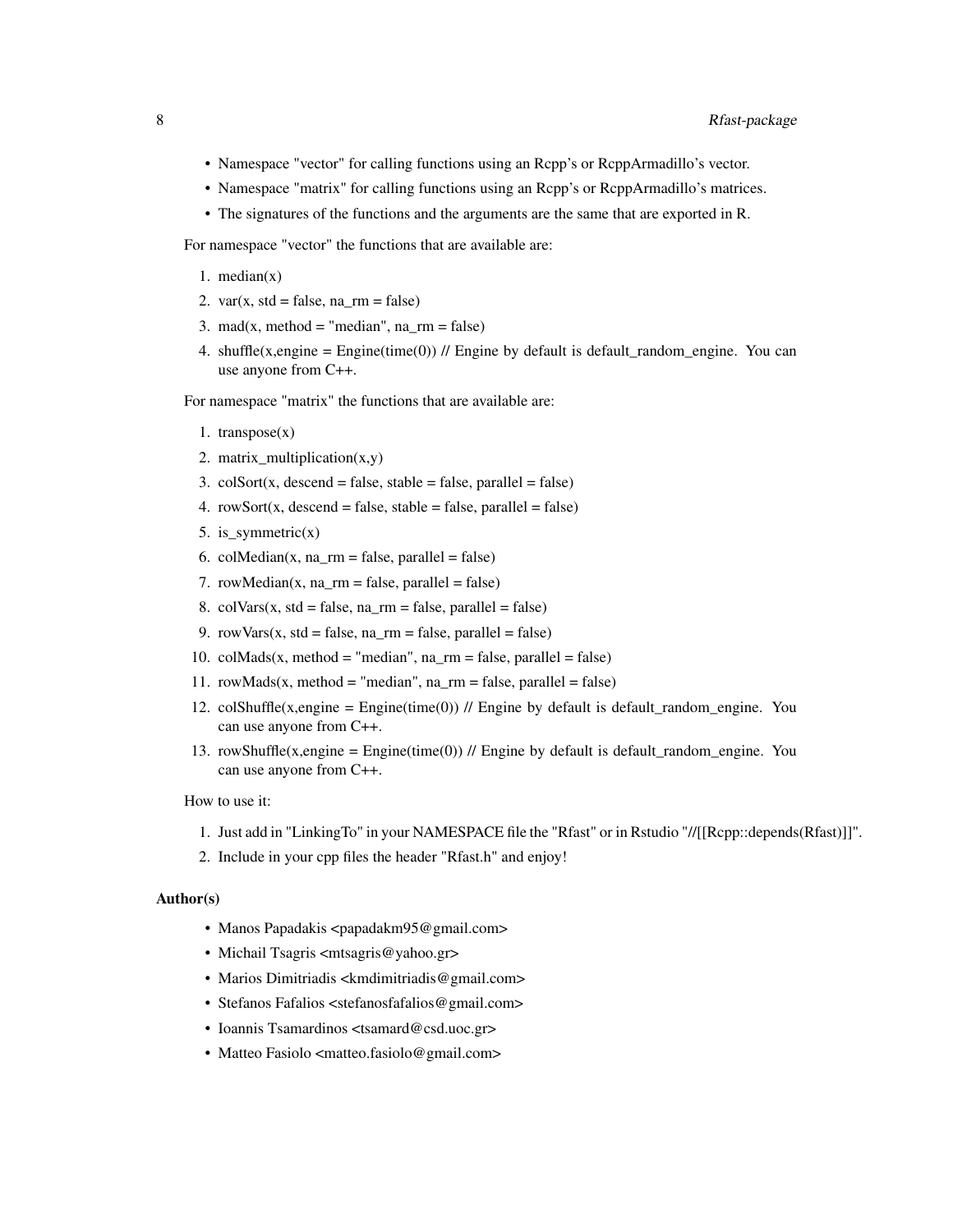- Namespace "vector" for calling functions using an Rcpp's or RcppArmadillo's vector.
- Namespace "matrix" for calling functions using an Rcpp's or RcppArmadillo's matrices.
- The signatures of the functions and the arguments are the same that are exported in R.

For namespace "vector" the functions that are available are:

1. median(x)
2. var(x, std = false, na_rm = false)
3. mad(x, method = "median", na_rm = false)
4. shuffle(x,engine = Engine(time(0)) // Engine by default is default_random_engine. You can use anyone from C++.

For namespace "matrix" the functions that are available are:

1. transpose(x)
2. matrix_multiplication(x,y)
3. colSort(x, descend = false, stable = false, parallel = false)
4. rowSort(x, descend = false, stable = false, parallel = false)
5. is_symmetric(x)
6. colMedian(x, na_rm = false, parallel = false)
7. rowMedian(x, na_rm = false, parallel = false)
8. colVars(x, std = false, na_rm = false, parallel = false)
9. rowVars(x, std = false, na_rm = false, parallel = false)
10. colMads(x, method = "median", na_rm = false, parallel = false)
11. rowMads(x, method = "median", na_rm = false, parallel = false)
12. colShuffle(x,engine = Engine(time(0)) // Engine by default is default_random_engine. You can use anyone from C++.
13. rowShuffle(x,engine = Engine(time(0)) // Engine by default is default_random_engine. You can use anyone from C++.

How to use it:

1. Just add in "LinkingTo" in your NAMESPACE file the "Rfast" or in Rstudio "//[[Rcpp::depends(Rfast)]]".
2. Include in your cpp files the header "Rfast.h" and enjoy!

### Author(s)

- Manos Papadakis <papadakm95@gmail.com>
- Michail Tsagris <mtsagris@yahoo.gr>
- Marios Dimitriadis <kmdimitriadis@gmail.com>
- Stefanos Fafalios <stefanosfafalios@gmail.com>
- Ioannis Tsamardinos <tsamard@csd.uoc.gr>
- Matteo Fasiolo <matteo.fasiolo@gmail.com>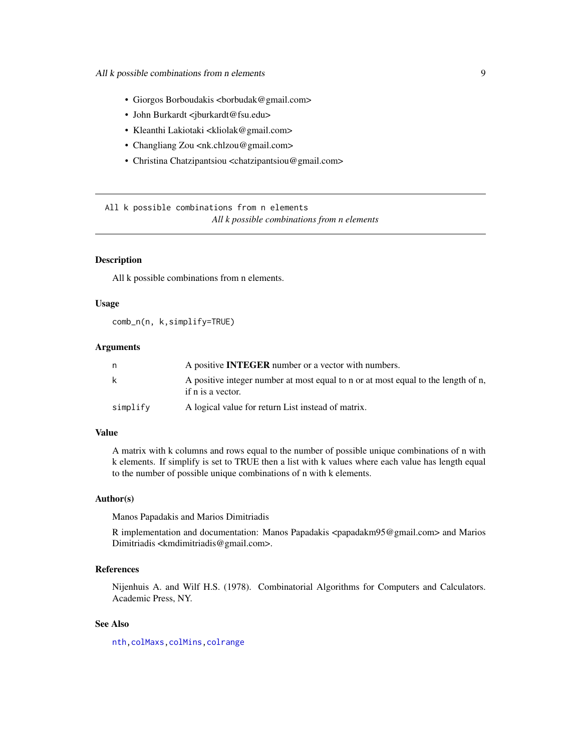- Giorgos Borboudakis <borbudak@gmail.com>
- John Burkardt <jburkardt@fsu.edu>
- Kleanthi Lakiotaki <kliolak@gmail.com>
- Changliang Zou <nk.chlzou@gmail.com>
- Christina Chatzipantsiou <chatzipantsiou@gmail.com>

---

All k possible combinations from n elements

*All k possible combinations from n elements*

---

## Description

All k possible combinations from n elements.

## Usage

```
comb_n(n, k,simplify=TRUE)
```

## Arguments

| | |
|---|---|
| n | A positive **INTEGER** number or a vector with numbers. |
| k | A positive integer number at most equal to n or at most equal to the length of n, if n is a vector. |
| simplify | A logical value for return List instead of matrix. |

## Value

A matrix with k columns and rows equal to the number of possible unique combinations of n with k elements. If simplify is set to TRUE then a list with k values where each value has length equal to the number of possible unique combinations of n with k elements.

## Author(s)

Manos Papadakis and Marios Dimitriadis

R implementation and documentation: Manos Papadakis <papadakm95@gmail.com> and Marios Dimitriadis <kmdimitriadis@gmail.com>.

## References

Nijenhuis A. and Wilf H.S. (1978). Combinatorial Algorithms for Computers and Calculators. Academic Press, NY.

## See Also

nth, colMaxs, colMins, colrange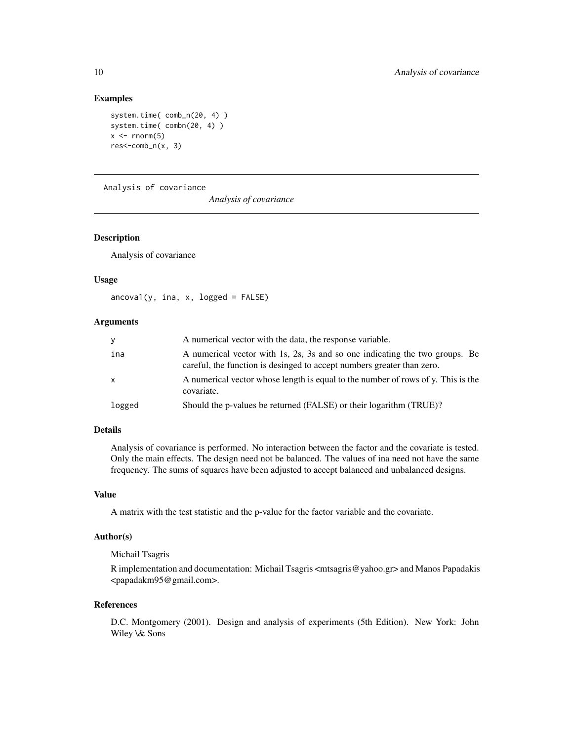### Examples

```
system.time( comb_n(20, 4) )
system.time( combn(20, 4) )
x <- rnorm(5)
res<-comb_n(x, 3)
```

---

## Analysis of covariance

*Analysis of covariance*

---

### Description

Analysis of covariance

### Usage

```
ancova1(y, ina, x, logged = FALSE)
```

### Arguments

| | |
|---|---|
| y | A numerical vector with the data, the response variable. |
| ina | A numerical vector with 1s, 2s, 3s and so one indicating the two groups. Be careful, the function is desinged to accept numbers greater than zero. |
| x | A numerical vector whose length is equal to the number of rows of y. This is the covariate. |
| logged | Should the p-values be returned (FALSE) or their logarithm (TRUE)? |

### Details

Analysis of covariance is performed. No interaction between the factor and the covariate is tested. Only the main effects. The design need not be balanced. The values of ina need not have the same frequency. The sums of squares have been adjusted to accept balanced and unbalanced designs.

### Value

A matrix with the test statistic and the p-value for the factor variable and the covariate.

### Author(s)

Michail Tsagris

R implementation and documentation: Michail Tsagris <mtsagris@yahoo.gr> and Manos Papadakis <papadakm95@gmail.com>.

### References

D.C. Montgomery (2001). Design and analysis of experiments (5th Edition). New York: John Wiley \& Sons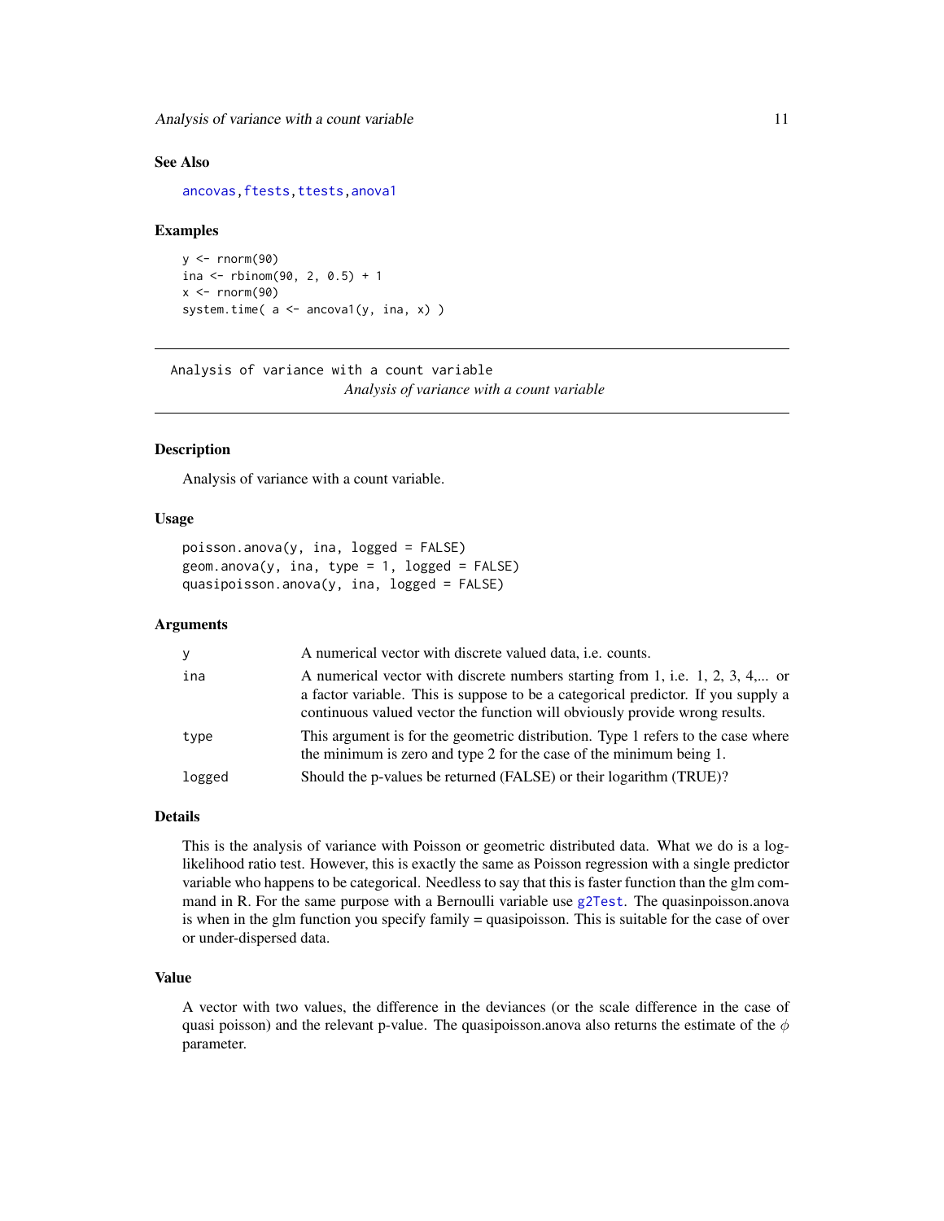### See Also

ancovas, ftests, ttests, anova1

### Examples

```
y <- rnorm(90)
ina <- rbinom(90, 2, 0.5) + 1
x <- rnorm(90)
system.time( a <- ancova1(y, ina, x) )
```

---

## Analysis of variance with a count variable

*Analysis of variance with a count variable*

---

### Description

Analysis of variance with a count variable.

### Usage

```
poisson.anova(y, ina, logged = FALSE)
geom.anova(y, ina, type = 1, logged = FALSE)
quasipoisson.anova(y, ina, logged = FALSE)
```

### Arguments

| | |
|---|---|
| y | A numerical vector with discrete valued data, i.e. counts. |
| ina | A numerical vector with discrete numbers starting from 1, i.e. 1, 2, 3, 4,... or a factor variable. This is suppose to be a categorical predictor. If you supply a continuous valued vector the function will obviously provide wrong results. |
| type | This argument is for the geometric distribution. Type 1 refers to the case where the minimum is zero and type 2 for the case of the minimum being 1. |
| logged | Should the p-values be returned (FALSE) or their logarithm (TRUE)? |

### Details

This is the analysis of variance with Poisson or geometric distributed data. What we do is a log-likelihood ratio test. However, this is exactly the same as Poisson regression with a single predictor variable who happens to be categorical. Needless to say that this is faster function than the glm command in R. For the same purpose with a Bernoulli variable use g2Test. The quasinpoisson.anova is when in the glm function you specify family = quasipoisson. This is suitable for the case of over or under-dispersed data.

### Value

A vector with two values, the difference in the deviances (or the scale difference in the case of quasi poisson) and the relevant p-value. The quasipoisson.anova also returns the estimate of the $\phi$ parameter.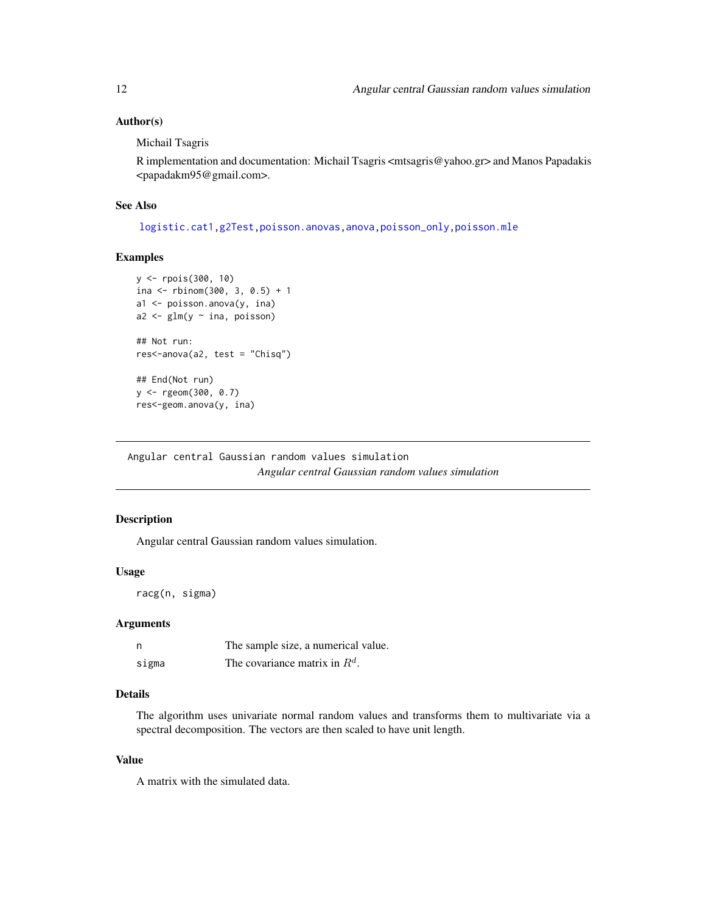### Author(s)

Michail Tsagris

R implementation and documentation: Michail Tsagris <mtsagris@yahoo.gr> and Manos Papadakis <papadakm95@gmail.com>.

### See Also

logistic.cat1, g2Test, poisson.anovas, anova, poisson_only, poisson.mle

### Examples

```
y <- rpois(300, 10)
ina <- rbinom(300, 3, 0.5) + 1
a1 <- poisson.anova(y, ina)
a2 <- glm(y ~ ina, poisson)

## Not run:
res<-anova(a2, test = "Chisq")

## End(Not run)
y <- rgeom(300, 0.7)
res<-geom.anova(y, ina)
```

---

## Angular central Gaussian random values simulation

*Angular central Gaussian random values simulation*

---

### Description

Angular central Gaussian random values simulation.

### Usage

```
racg(n, sigma)
```

### Arguments

| | |
|---|---|
| n | The sample size, a numerical value. |
| sigma | The covariance matrix in $R^d$. |

### Details

The algorithm uses univariate normal random values and transforms them to multivariate via a spectral decomposition. The vectors are then scaled to have unit length.

### Value

A matrix with the simulated data.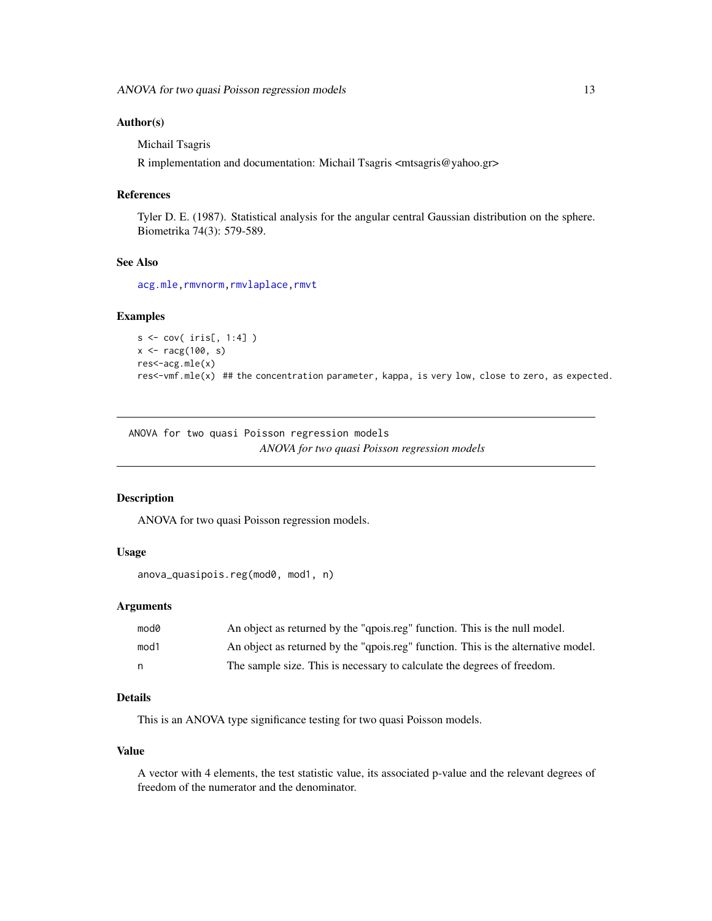### Author(s)

Michail Tsagris

R implementation and documentation: Michail Tsagris <mtsagris@yahoo.gr>

### References

Tyler D. E. (1987). Statistical analysis for the angular central Gaussian distribution on the sphere. Biometrika 74(3): 579-589.

### See Also

acg.mle, rmvnorm, rmvlaplace, rmvt

### Examples

```
s <- cov( iris[, 1:4] )
x <- racg(100, s)
res<-acg.mle(x)
res<-vmf.mle(x)  ## the concentration parameter, kappa, is very low, close to zero, as expected.
```

---

## ANOVA for two quasi Poisson regression models

*ANOVA for two quasi Poisson regression models*

---

### Description

ANOVA for two quasi Poisson regression models.

### Usage

```
anova_quasipois.reg(mod0, mod1, n)
```

### Arguments

| | |
|---|---|
| mod0 | An object as returned by the "qpois.reg" function. This is the null model. |
| mod1 | An object as returned by the "qpois.reg" function. This is the alternative model. |
| n | The sample size. This is necessary to calculate the degrees of freedom. |

### Details

This is an ANOVA type significance testing for two quasi Poisson models.

### Value

A vector with 4 elements, the test statistic value, its associated p-value and the relevant degrees of freedom of the numerator and the denominator.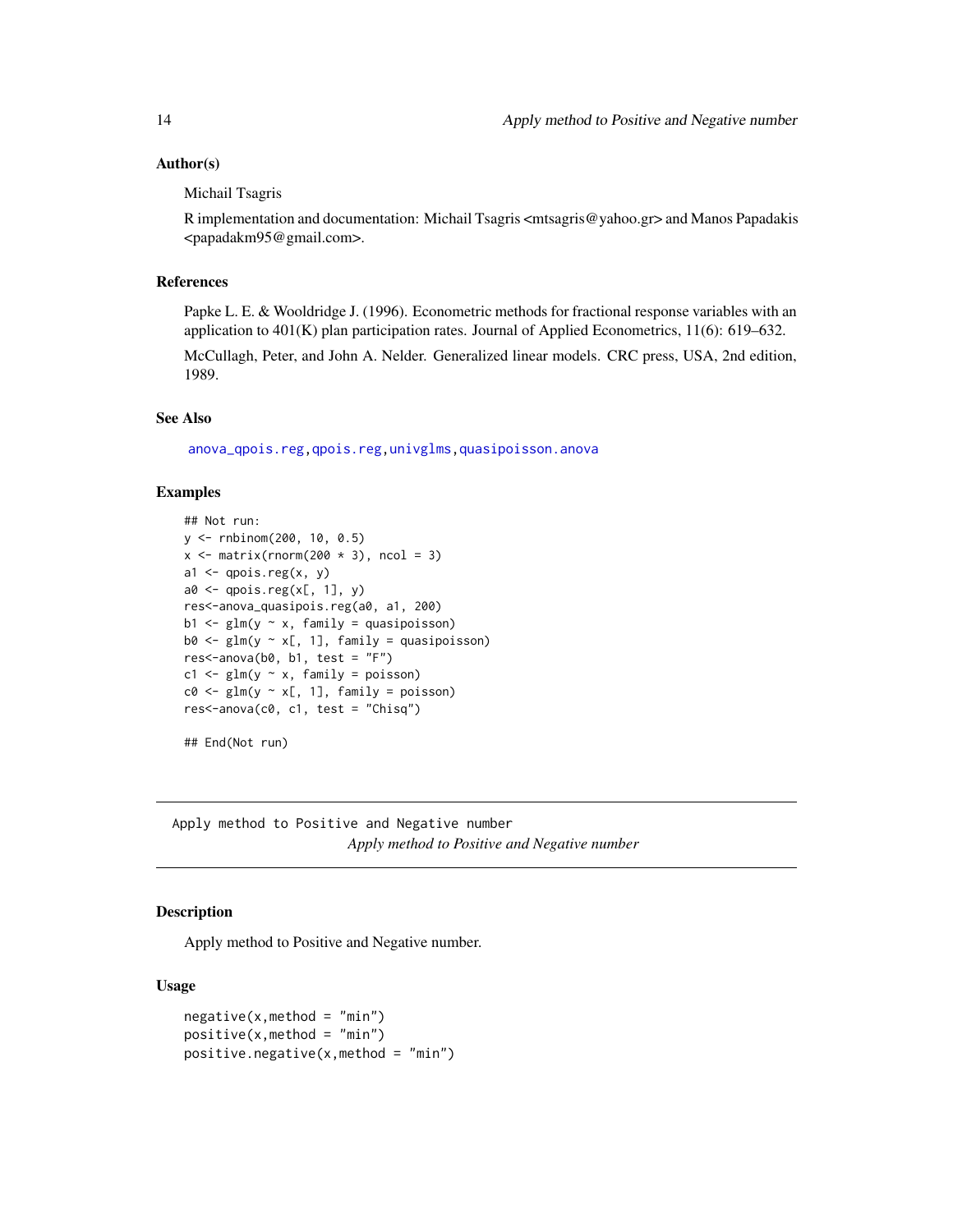### Author(s)

Michail Tsagris

R implementation and documentation: Michail Tsagris <mtsagris@yahoo.gr> and Manos Papadakis <papadakm95@gmail.com>.

### References

Papke L. E. & Wooldridge J. (1996). Econometric methods for fractional response variables with an application to 401(K) plan participation rates. Journal of Applied Econometrics, 11(6): 619–632.

McCullagh, Peter, and John A. Nelder. Generalized linear models. CRC press, USA, 2nd edition, 1989.

### See Also

anova_qpois.reg, qpois.reg, univglms, quasipoisson.anova

### Examples

```
## Not run:
y <- rnbinom(200, 10, 0.5)
x <- matrix(rnorm(200 * 3), ncol = 3)
a1 <- qpois.reg(x, y)
a0 <- qpois.reg(x[, 1], y)
res<-anova_quasipois.reg(a0, a1, 200)
b1 <- glm(y ~ x, family = quasipoisson)
b0 <- glm(y ~ x[, 1], family = quasipoisson)
res<-anova(b0, b1, test = "F")
c1 <- glm(y ~ x, family = poisson)
c0 <- glm(y ~ x[, 1], family = poisson)
res<-anova(c0, c1, test = "Chisq")

## End(Not run)
```

---

## Apply method to Positive and Negative number

*Apply method to Positive and Negative number*

### Description

Apply method to Positive and Negative number.

### Usage

```
negative(x,method = "min")
positive(x,method = "min")
positive.negative(x,method = "min")
```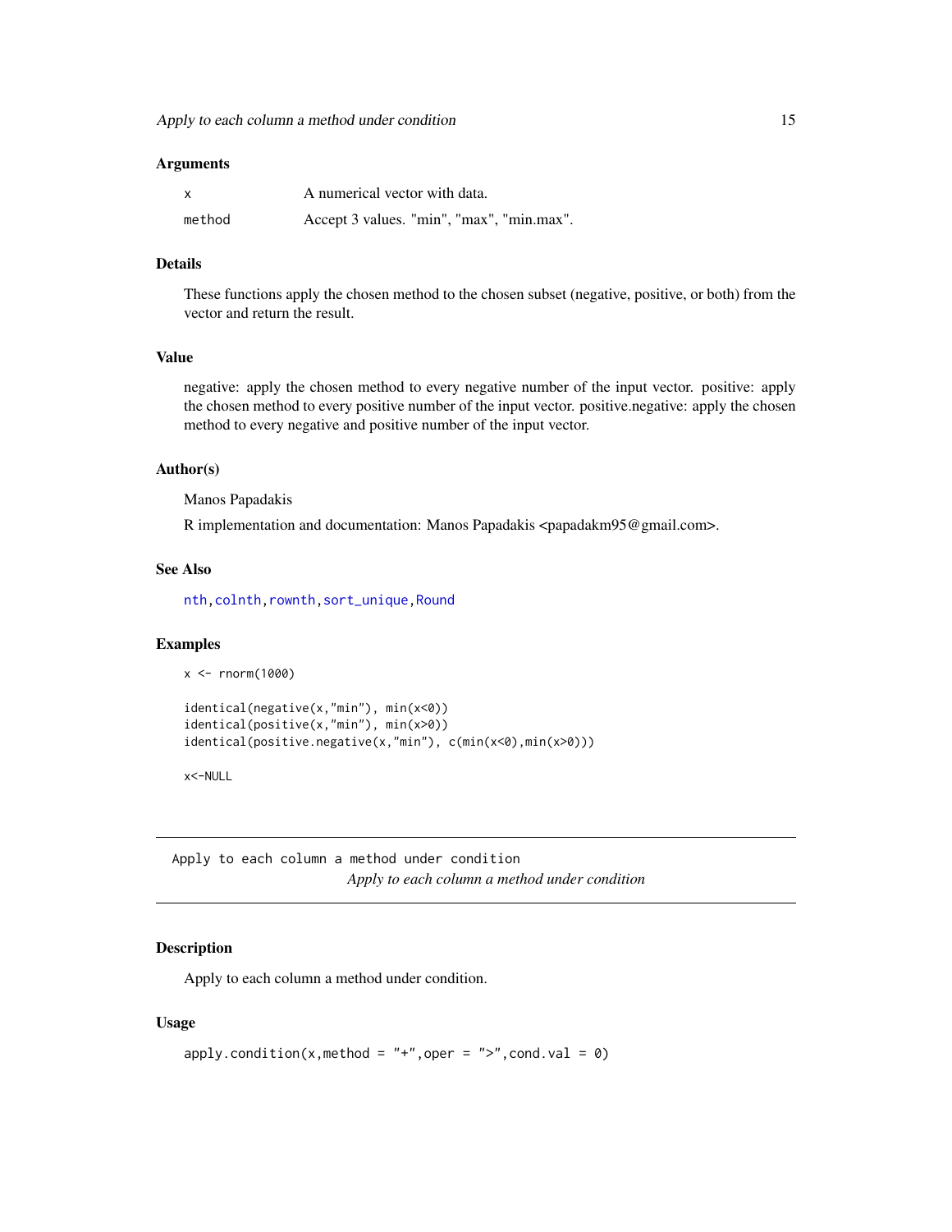### Arguments

| | |
|---|---|
| x | A numerical vector with data. |
| method | Accept 3 values. "min", "max", "min.max". |

### Details

These functions apply the chosen method to the chosen subset (negative, positive, or both) from the vector and return the result.

### Value

negative: apply the chosen method to every negative number of the input vector. positive: apply the chosen method to every positive number of the input vector. positive.negative: apply the chosen method to every negative and positive number of the input vector.

### Author(s)

Manos Papadakis

R implementation and documentation: Manos Papadakis <papadakm95@gmail.com>.

### See Also

nth, colnth, rownth, sort_unique, Round

### Examples

```
x <- rnorm(1000)

identical(negative(x,"min"), min(x<0))
identical(positive(x,"min"), min(x>0))
identical(positive.negative(x,"min"), c(min(x<0),min(x>0)))

x<-NULL
```

---

## Apply to each column a method under condition

*Apply to each column a method under condition*

---

### Description

Apply to each column a method under condition.

### Usage

```
apply.condition(x,method = "+",oper = ">",cond.val = 0)
```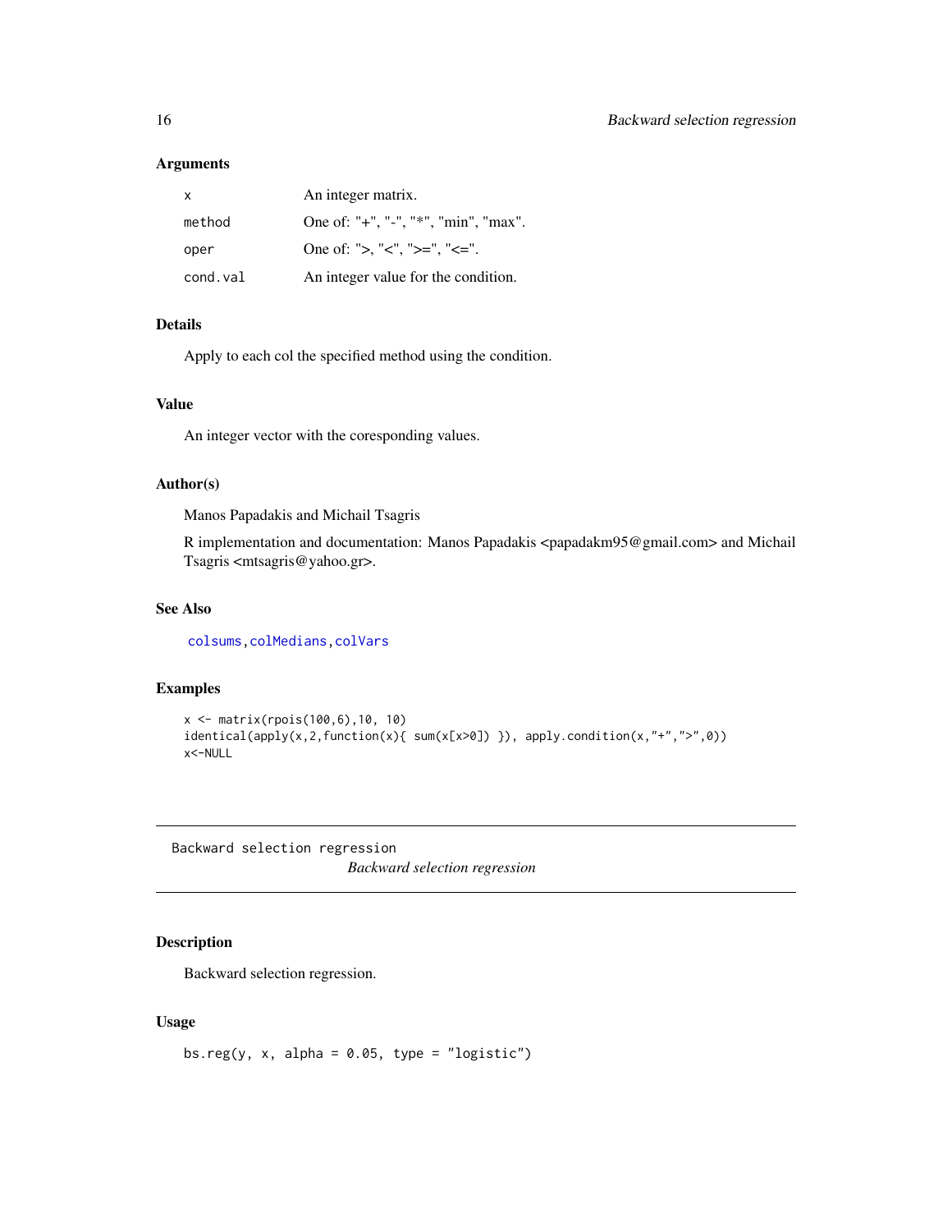### Arguments

| | |
|---|---|
| x | An integer matrix. |
| method | One of: "+", "-", "*", "min", "max". |
| oper | One of: ">, "<", ">=", "<=". |
| cond.val | An integer value for the condition. |

### Details

Apply to each col the specified method using the condition.

### Value

An integer vector with the coresponding values.

### Author(s)

Manos Papadakis and Michail Tsagris

R implementation and documentation: Manos Papadakis <papadakm95@gmail.com> and Michail Tsagris <mtsagris@yahoo.gr>.

### See Also

colsums, colMedians, colVars

### Examples

```
x <- matrix(rpois(100,6),10, 10)
identical(apply(x,2,function(x){ sum(x[x>0]) }), apply.condition(x,"+",">",0))
x<-NULL
```

---

## Backward selection regression

*Backward selection regression*

---

### Description

Backward selection regression.

### Usage

```
bs.reg(y, x, alpha = 0.05, type = "logistic")
```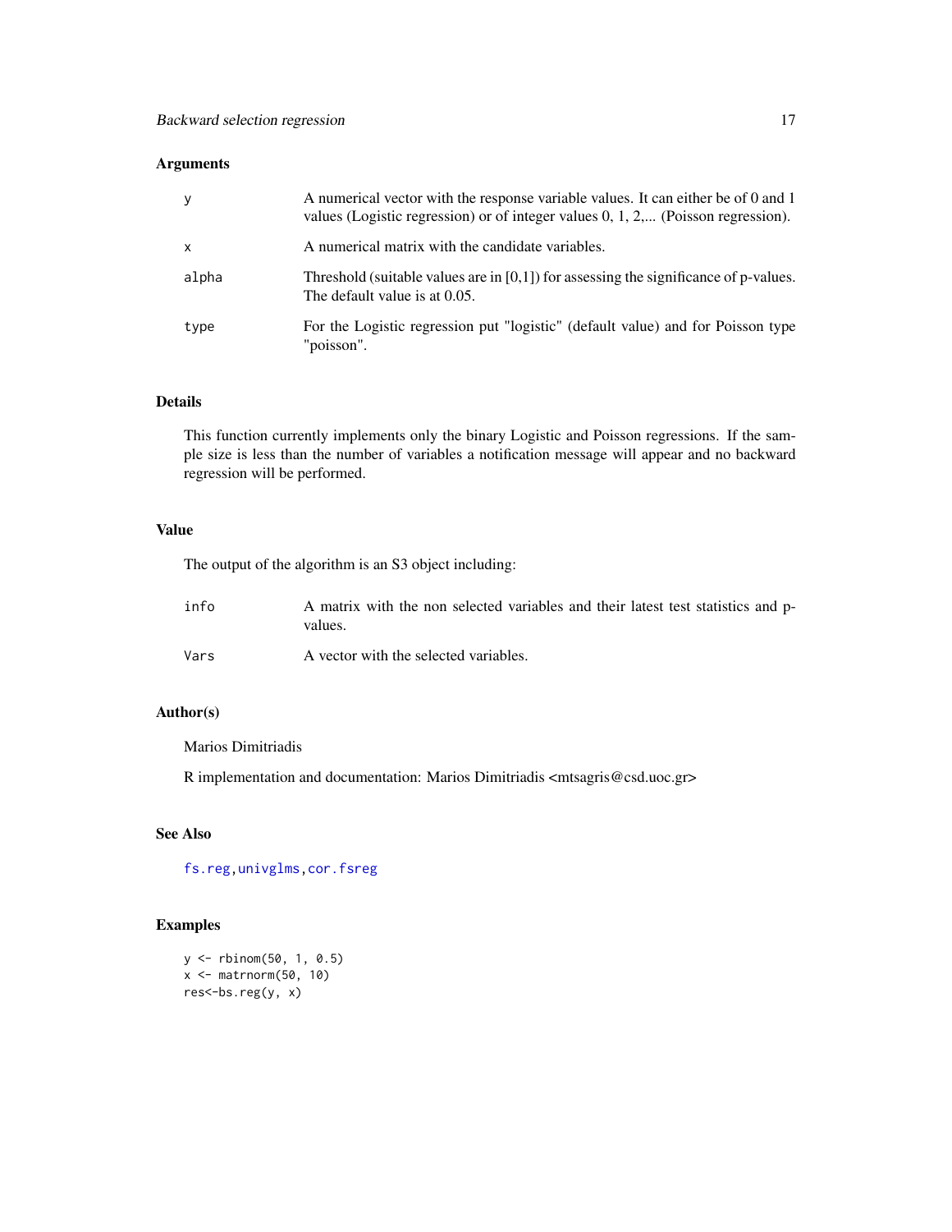## Arguments

| | |
|---|---|
| `y` | A numerical vector with the response variable values. It can either be of 0 and 1 values (Logistic regression) or of integer values 0, 1, 2,... (Poisson regression). |
| `x` | A numerical matrix with the candidate variables. |
| `alpha` | Threshold (suitable values are in [0,1]) for assessing the significance of p-values. The default value is at 0.05. |
| `type` | For the Logistic regression put "logistic" (default value) and for Poisson type "poisson". |

## Details

This function currently implements only the binary Logistic and Poisson regressions. If the sample size is less than the number of variables a notification message will appear and no backward regression will be performed.

## Value

The output of the algorithm is an S3 object including:

| | |
|---|---|
| `info` | A matrix with the non selected variables and their latest test statistics and p-values. |
| `Vars` | A vector with the selected variables. |

## Author(s)

Marios Dimitriadis

R implementation and documentation: Marios Dimitriadis <mtsagris@csd.uoc.gr>

## See Also

`fs.reg`, `univglms`, `cor.fsreg`

## Examples

```
y <- rbinom(50, 1, 0.5)
x <- matrnorm(50, 10)
res<-bs.reg(y, x)
```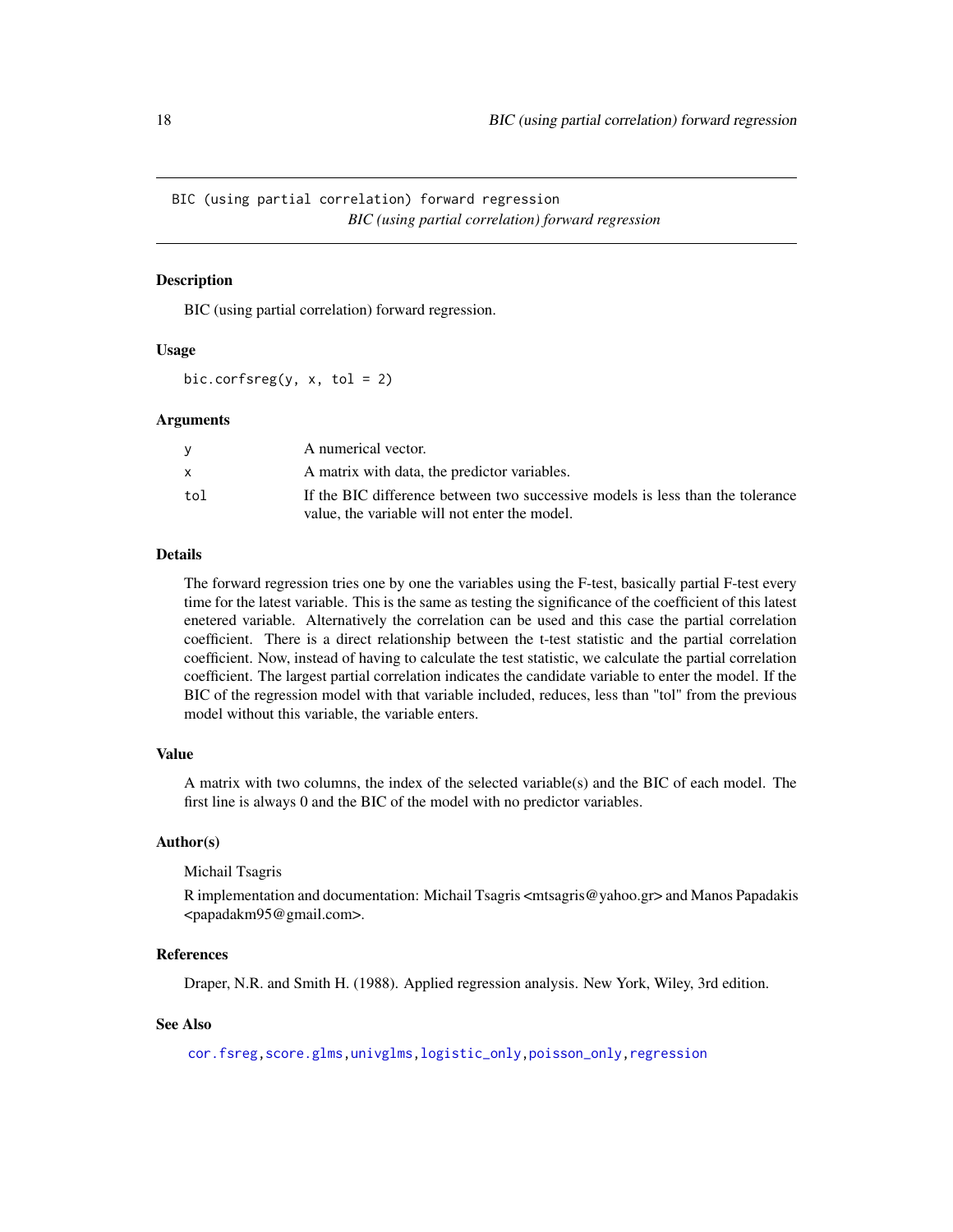BIC (using partial correlation) forward regression

*BIC (using partial correlation) forward regression*

## Description

BIC (using partial correlation) forward regression.

## Usage

```
bic.corfsreg(y, x, tol = 2)
```

## Arguments

| | |
|---|---|
| y | A numerical vector. |
| x | A matrix with data, the predictor variables. |
| tol | If the BIC difference between two successive models is less than the tolerance value, the variable will not enter the model. |

## Details

The forward regression tries one by one the variables using the F-test, basically partial F-test every time for the latest variable. This is the same as testing the significance of the coefficient of this latest enetered variable. Alternatively the correlation can be used and this case the partial correlation coefficient. There is a direct relationship between the t-test statistic and the partial correlation coefficient. Now, instead of having to calculate the test statistic, we calculate the partial correlation coefficient. The largest partial correlation indicates the candidate variable to enter the model. If the BIC of the regression model with that variable included, reduces, less than "tol" from the previous model without this variable, the variable enters.

## Value

A matrix with two columns, the index of the selected variable(s) and the BIC of each model. The first line is always 0 and the BIC of the model with no predictor variables.

## Author(s)

Michail Tsagris

R implementation and documentation: Michail Tsagris <mtsagris@yahoo.gr> and Manos Papadakis <papadakm95@gmail.com>.

## References

Draper, N.R. and Smith H. (1988). Applied regression analysis. New York, Wiley, 3rd edition.

## See Also

cor.fsreg, score.glms, univglms, logistic_only, poisson_only, regression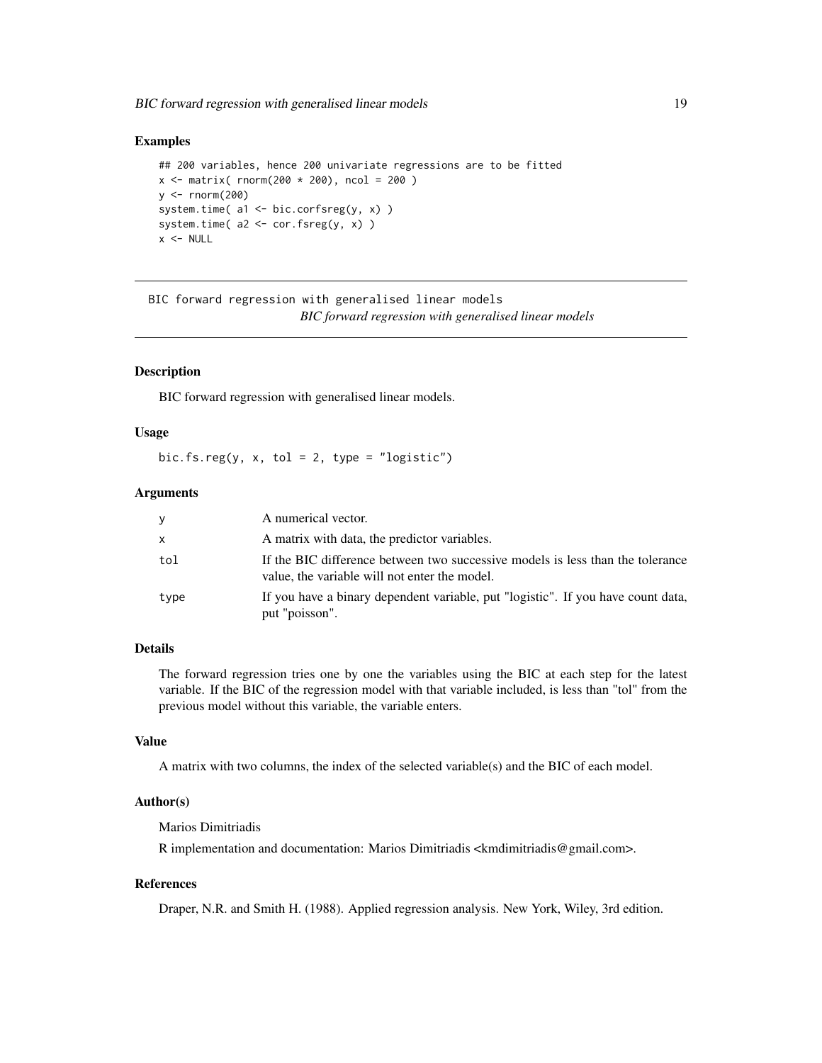### Examples

```
## 200 variables, hence 200 univariate regressions are to be fitted
x <- matrix( rnorm(200 * 200), ncol = 200 )
y <- rnorm(200)
system.time( a1 <- bic.corfsreg(y, x) )
system.time( a2 <- cor.fsreg(y, x) )
x <- NULL
```

---

## BIC forward regression with generalised linear models

*BIC forward regression with generalised linear models*

---

### Description

BIC forward regression with generalised linear models.

### Usage

```
bic.fs.reg(y, x, tol = 2, type = "logistic")
```

### Arguments

| | |
|---|---|
| y | A numerical vector. |
| x | A matrix with data, the predictor variables. |
| tol | If the BIC difference between two successive models is less than the tolerance value, the variable will not enter the model. |
| type | If you have a binary dependent variable, put "logistic". If you have count data, put "poisson". |

### Details

The forward regression tries one by one the variables using the BIC at each step for the latest variable. If the BIC of the regression model with that variable included, is less than "tol" from the previous model without this variable, the variable enters.

### Value

A matrix with two columns, the index of the selected variable(s) and the BIC of each model.

### Author(s)

Marios Dimitriadis

R implementation and documentation: Marios Dimitriadis <kmdimitriadis@gmail.com>.

### References

Draper, N.R. and Smith H. (1988). Applied regression analysis. New York, Wiley, 3rd edition.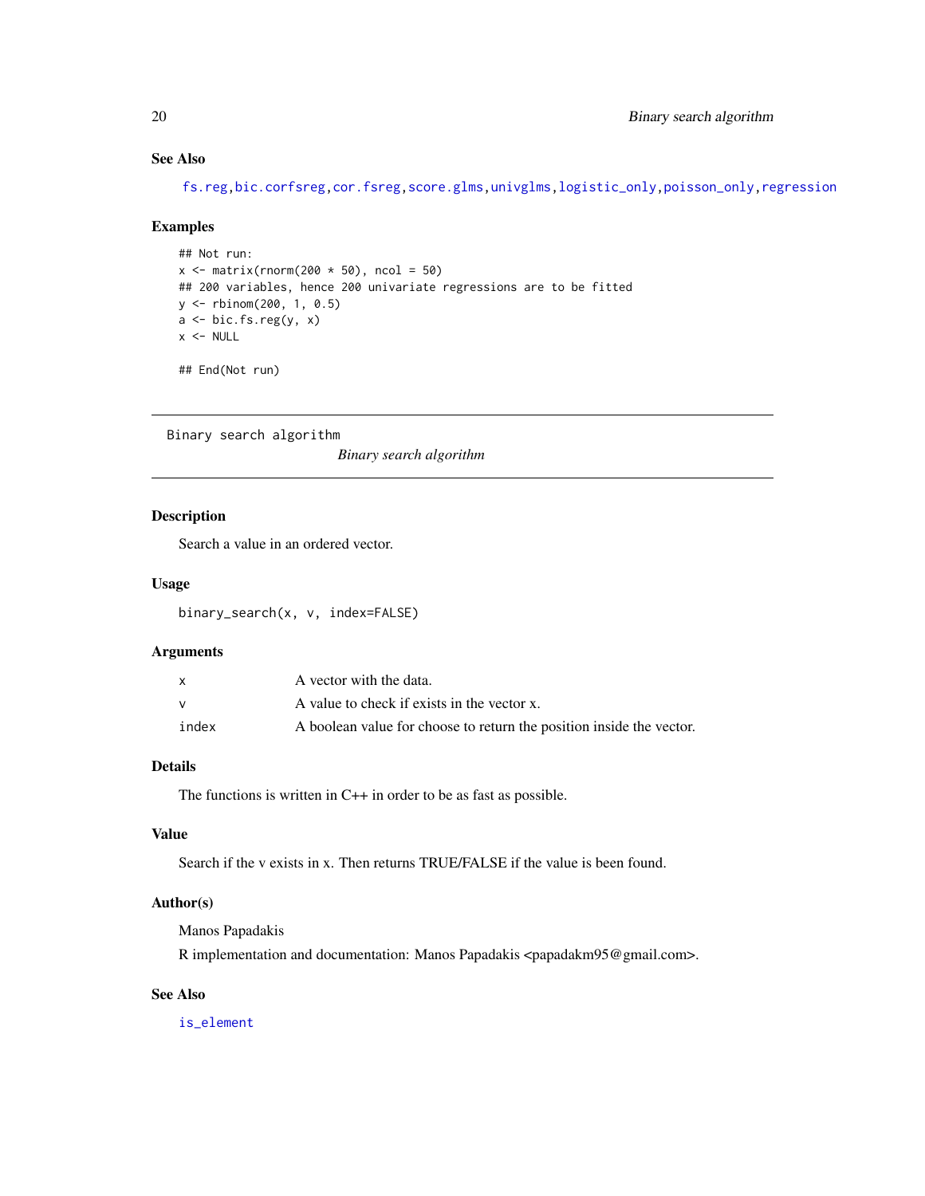### See Also

fs.reg, bic.corfsreg, cor.fsreg, score.glms, univglms, logistic_only, poisson_only, regression

### Examples

```
## Not run:
x <- matrix(rnorm(200 * 50), ncol = 50)
## 200 variables, hence 200 univariate regressions are to be fitted
y <- rbinom(200, 1, 0.5)
a <- bic.fs.reg(y, x)
x <- NULL

## End(Not run)
```

---

## Binary search algorithm

*Binary search algorithm*

---

### Description

Search a value in an ordered vector.

### Usage

```
binary_search(x, v, index=FALSE)
```

### Arguments

| | |
|---|---|
| x | A vector with the data. |
| v | A value to check if exists in the vector x. |
| index | A boolean value for choose to return the position inside the vector. |

### Details

The functions is written in C++ in order to be as fast as possible.

### Value

Search if the v exists in x. Then returns TRUE/FALSE if the value is been found.

### Author(s)

Manos Papadakis

R implementation and documentation: Manos Papadakis <papadakm95@gmail.com>.

### See Also

is_element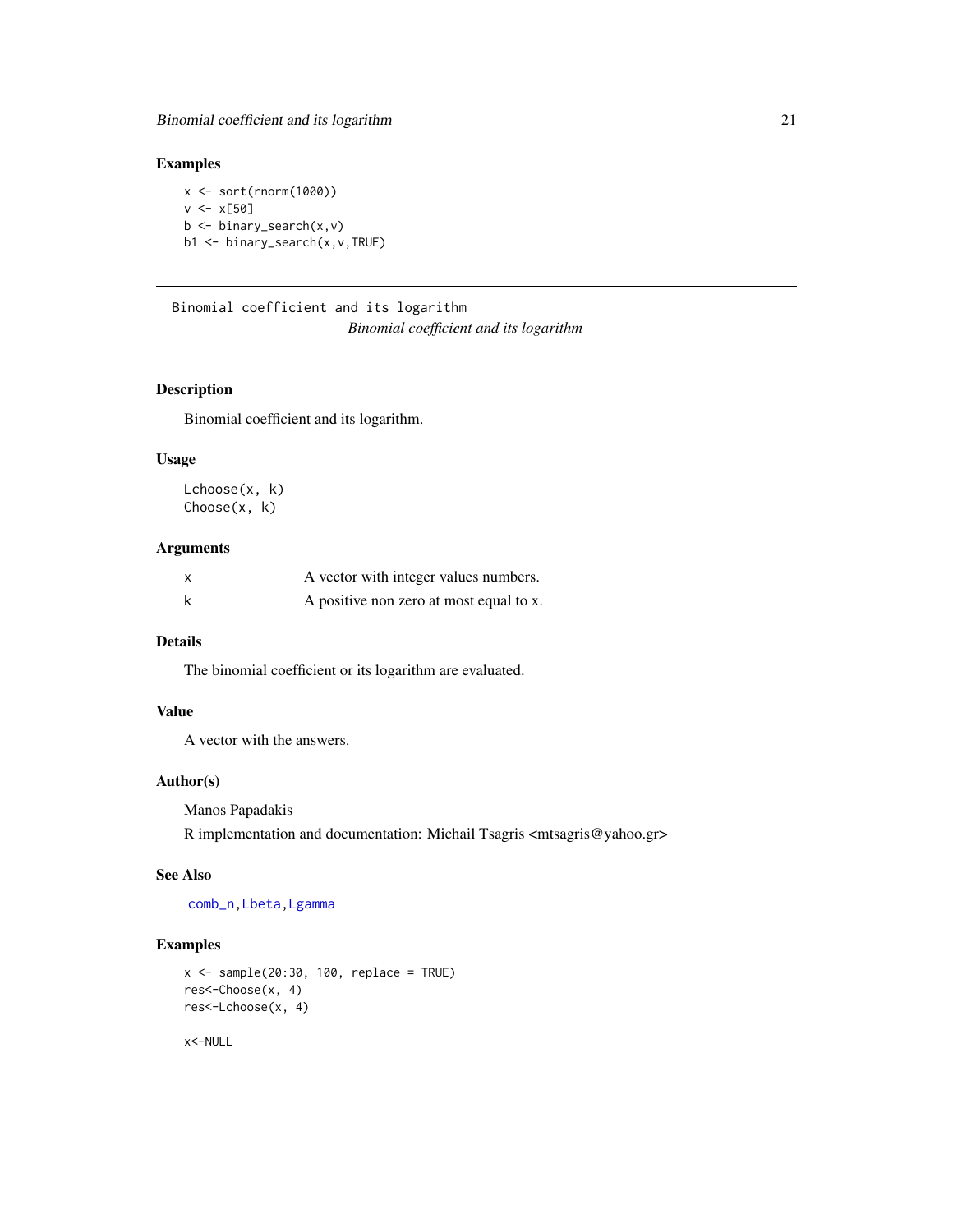### Examples

```
x <- sort(rnorm(1000))
v <- x[50]
b <- binary_search(x,v)
b1 <- binary_search(x,v,TRUE)
```

---

## Binomial coefficient and its logarithm

*Binomial coefficient and its logarithm*

---

### Description

Binomial coefficient and its logarithm.

### Usage

```
Lchoose(x, k)
Choose(x, k)
```

### Arguments

| | |
|---|---|
| x | A vector with integer values numbers. |
| k | A positive non zero at most equal to x. |

### Details

The binomial coefficient or its logarithm are evaluated.

### Value

A vector with the answers.

### Author(s)

Manos Papadakis

R implementation and documentation: Michail Tsagris <mtsagris@yahoo.gr>

### See Also

comb_n, Lbeta, Lgamma

### Examples

```
x <- sample(20:30, 100, replace = TRUE)
res<-Choose(x, 4)
res<-Lchoose(x, 4)

x<-NULL
```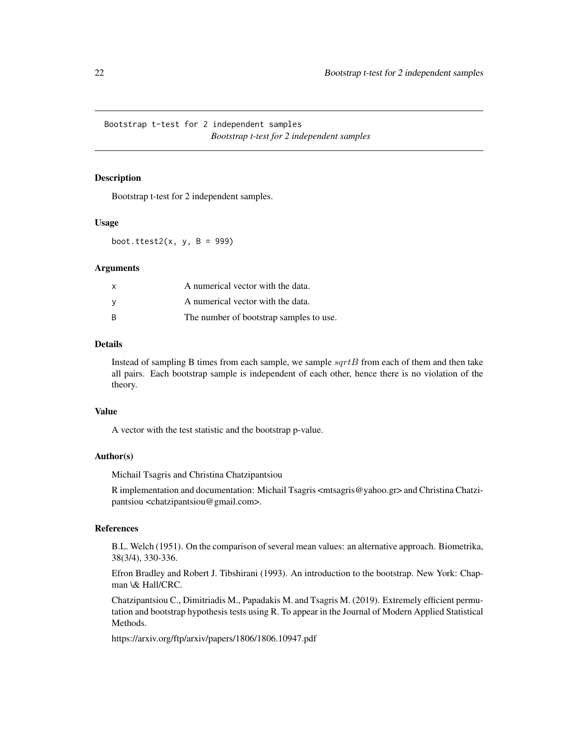Bootstrap t-test for 2 independent samples

## *Bootstrap t-test for 2 independent samples*

### Description

Bootstrap t-test for 2 independent samples.

### Usage

```
boot.ttest2(x, y, B = 999)
```

### Arguments

| | |
|---|---|
| x | A numerical vector with the data. |
| y | A numerical vector with the data. |
| B | The number of bootstrap samples to use. |

### Details

Instead of sampling B times from each sample, we sample $sqrtB$ from each of them and then take all pairs. Each bootstrap sample is independent of each other, hence there is no violation of the theory.

### Value

A vector with the test statistic and the bootstrap p-value.

### Author(s)

Michail Tsagris and Christina Chatzipantsiou

R implementation and documentation: Michail Tsagris <mtsagris@yahoo.gr> and Christina Chatzipantsiou <chatzipantsiou@gmail.com>.

### References

B.L. Welch (1951). On the comparison of several mean values: an alternative approach. Biometrika, 38(3/4), 330-336.

Efron Bradley and Robert J. Tibshirani (1993). An introduction to the bootstrap. New York: Chapman \& Hall/CRC.

Chatzipantsiou C., Dimitriadis M., Papadakis M. and Tsagris M. (2019). Extremely efficient permutation and bootstrap hypothesis tests using R. To appear in the Journal of Modern Applied Statistical Methods.

https://arxiv.org/ftp/arxiv/papers/1806/1806.10947.pdf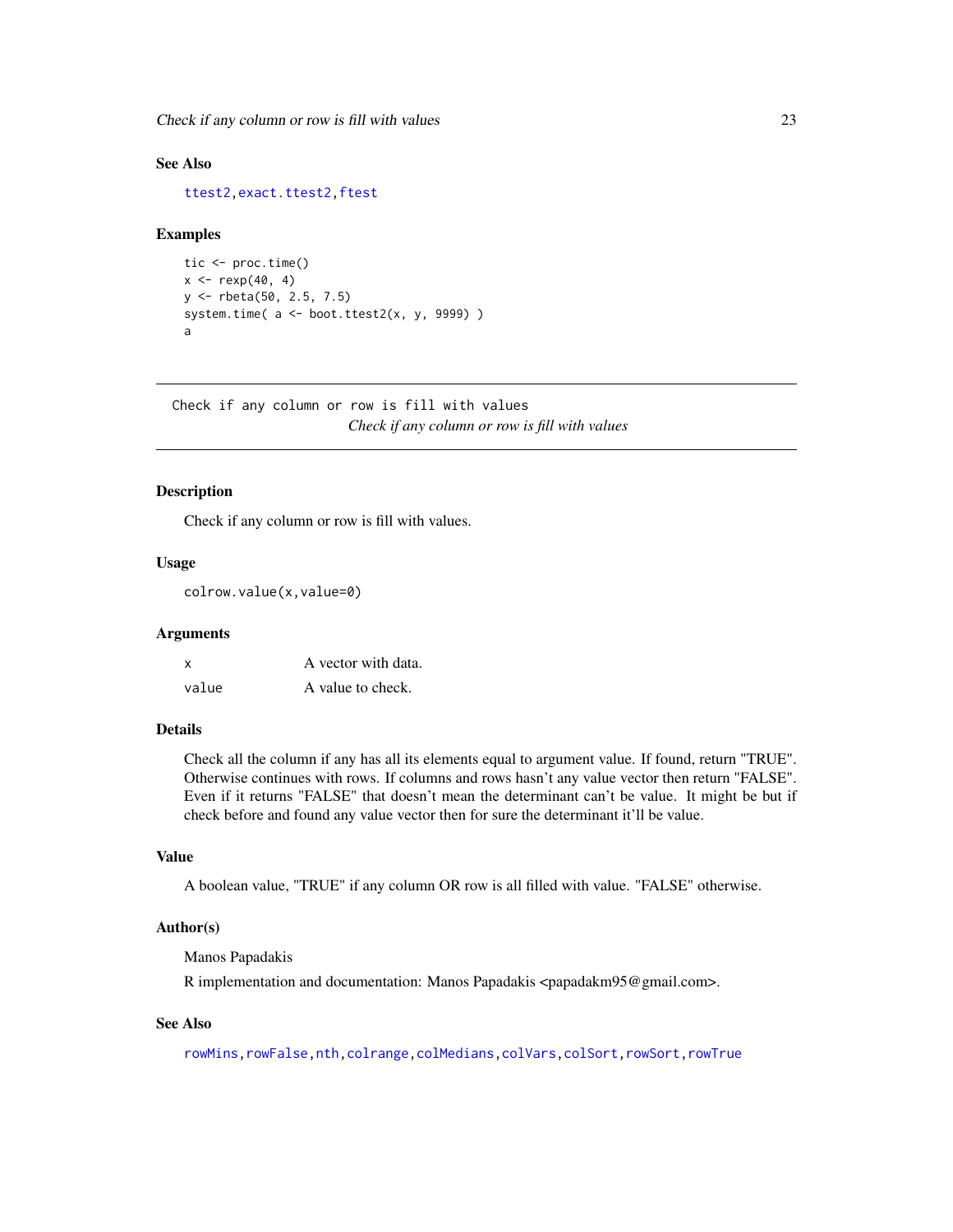## See Also

ttest2, exact.ttest2, ftest

## Examples

```
tic <- proc.time()
x <- rexp(40, 4)
y <- rbeta(50, 2.5, 7.5)
system.time( a <- boot.ttest2(x, y, 9999) )
a
```

---

`Check if any column or row is fill with values`
*Check if any column or row is fill with values*

---

## Description

Check if any column or row is fill with values.

## Usage

```
colrow.value(x,value=0)
```

## Arguments

| | |
|---|---|
| x | A vector with data. |
| value | A value to check. |

## Details

Check all the column if any has all its elements equal to argument value. If found, return "TRUE". Otherwise continues with rows. If columns and rows hasn't any value vector then return "FALSE". Even if it returns "FALSE" that doesn't mean the determinant can't be value. It might be but if check before and found any value vector then for sure the determinant it'll be value.

## Value

A boolean value, "TRUE" if any column OR row is all filled with value. "FALSE" otherwise.

## Author(s)

Manos Papadakis

R implementation and documentation: Manos Papadakis <papadakm95@gmail.com>.

## See Also

rowMins, rowFalse, nth, colrange, colMedians, colVars, colSort, rowSort, rowTrue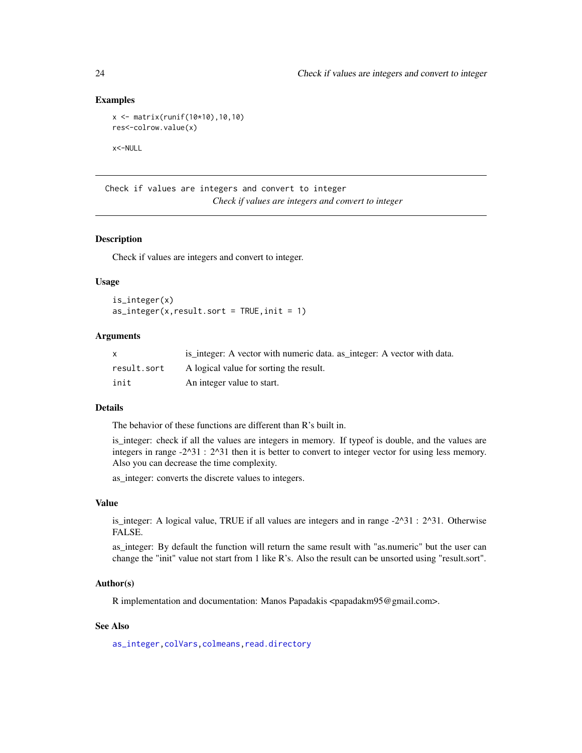## Examples

```
x <- matrix(runif(10*10),10,10)
res<-colrow.value(x)

x<-NULL
```

---

`Check if values are integers and convert to integer`
*Check if values are integers and convert to integer*

---

### Description

Check if values are integers and convert to integer.

### Usage

```
is_integer(x)
as_integer(x,result.sort = TRUE,init = 1)
```

### Arguments

| | |
|---|---|
| `x` | is_integer: A vector with numeric data. as_integer: A vector with data. |
| `result.sort` | A logical value for sorting the result. |
| `init` | An integer value to start. |

### Details

The behavior of these functions are different than R's built in.

is_integer: check if all the values are integers in memory. If typeof is double, and the values are integers in range -2^31 : 2^31 then it is better to convert to integer vector for using less memory. Also you can decrease the time complexity.

as_integer: converts the discrete values to integers.

### Value

is_integer: A logical value, TRUE if all values are integers and in range -2^31 : 2^31. Otherwise FALSE.

as_integer: By default the function will return the same result with "as.numeric" but the user can change the "init" value not start from 1 like R's. Also the result can be unsorted using "result.sort".

### Author(s)

R implementation and documentation: Manos Papadakis <papadakm95@gmail.com>.

### See Also

`as_integer`, `colVars`, `colmeans`, `read.directory`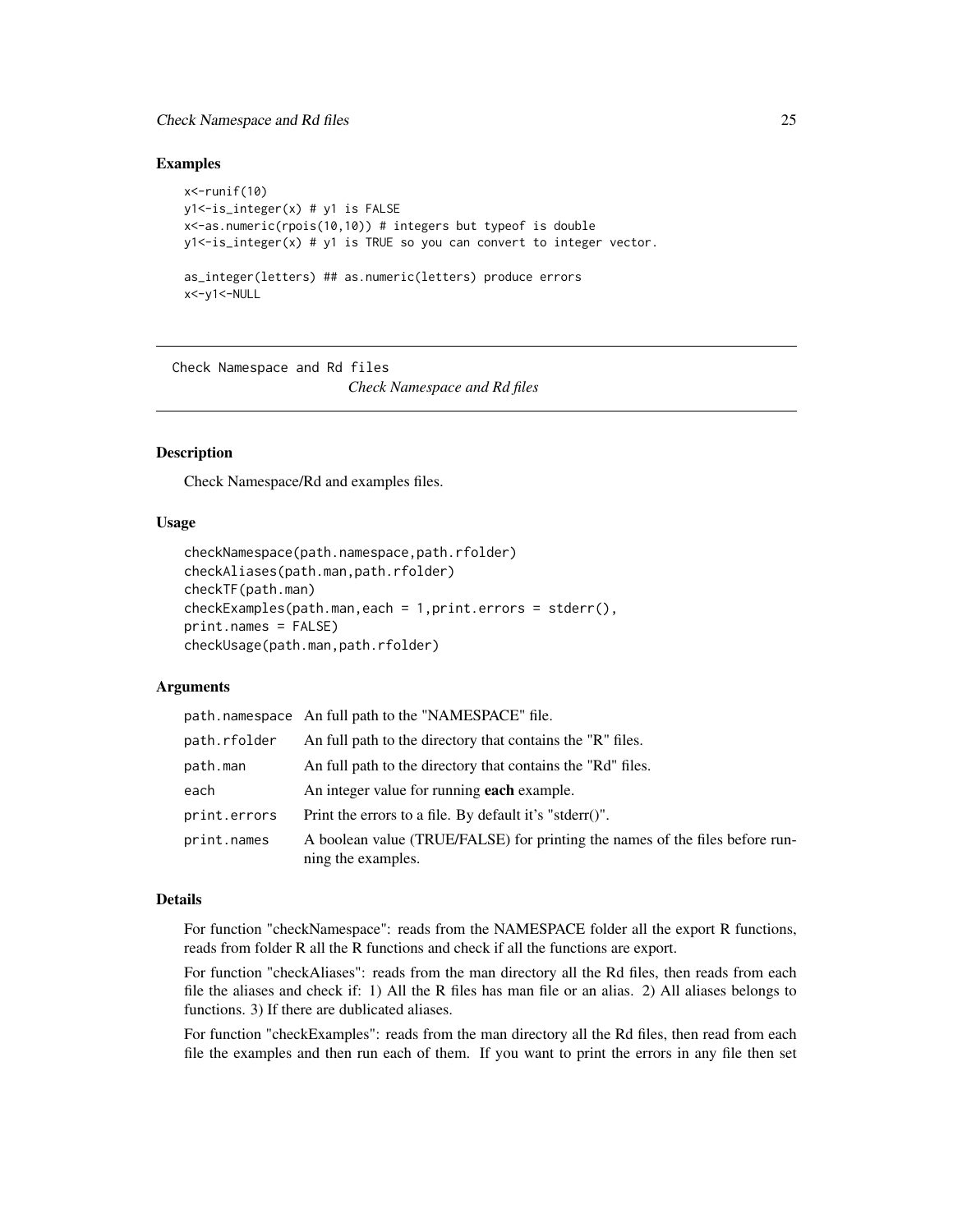## Examples

```
x<-runif(10)
y1<-is_integer(x) # y1 is FALSE
x<-as.numeric(rpois(10,10)) # integers but typeof is double
y1<-is_integer(x) # y1 is TRUE so you can convert to integer vector.

as_integer(letters) ## as.numeric(letters) produce errors
x<-y1<-NULL
```

---

Check Namespace and Rd files

*Check Namespace and Rd files*

---

## Description

Check Namespace/Rd and examples files.

## Usage

```
checkNamespace(path.namespace,path.rfolder)
checkAliases(path.man,path.rfolder)
checkTF(path.man)
checkExamples(path.man,each = 1,print.errors = stderr(),
print.names = FALSE)
checkUsage(path.man,path.rfolder)
```

## Arguments

| | |
|---|---|
| `path.namespace` | An full path to the "NAMESPACE" file. |
| `path.rfolder` | An full path to the directory that contains the "R" files. |
| `path.man` | An full path to the directory that contains the "Rd" files. |
| `each` | An integer value for running **each** example. |
| `print.errors` | Print the errors to a file. By default it's "stderr()". |
| `print.names` | A boolean value (TRUE/FALSE) for printing the names of the files before running the examples. |

## Details

For function "checkNamespace": reads from the NAMESPACE folder all the export R functions, reads from folder R all the R functions and check if all the functions are export.

For function "checkAliases": reads from the man directory all the Rd files, then reads from each file the aliases and check if: 1) All the R files has man file or an alias. 2) All aliases belongs to functions. 3) If there are dublicated aliases.

For function "checkExamples": reads from the man directory all the Rd files, then read from each file the examples and then run each of them. If you want to print the errors in any file then set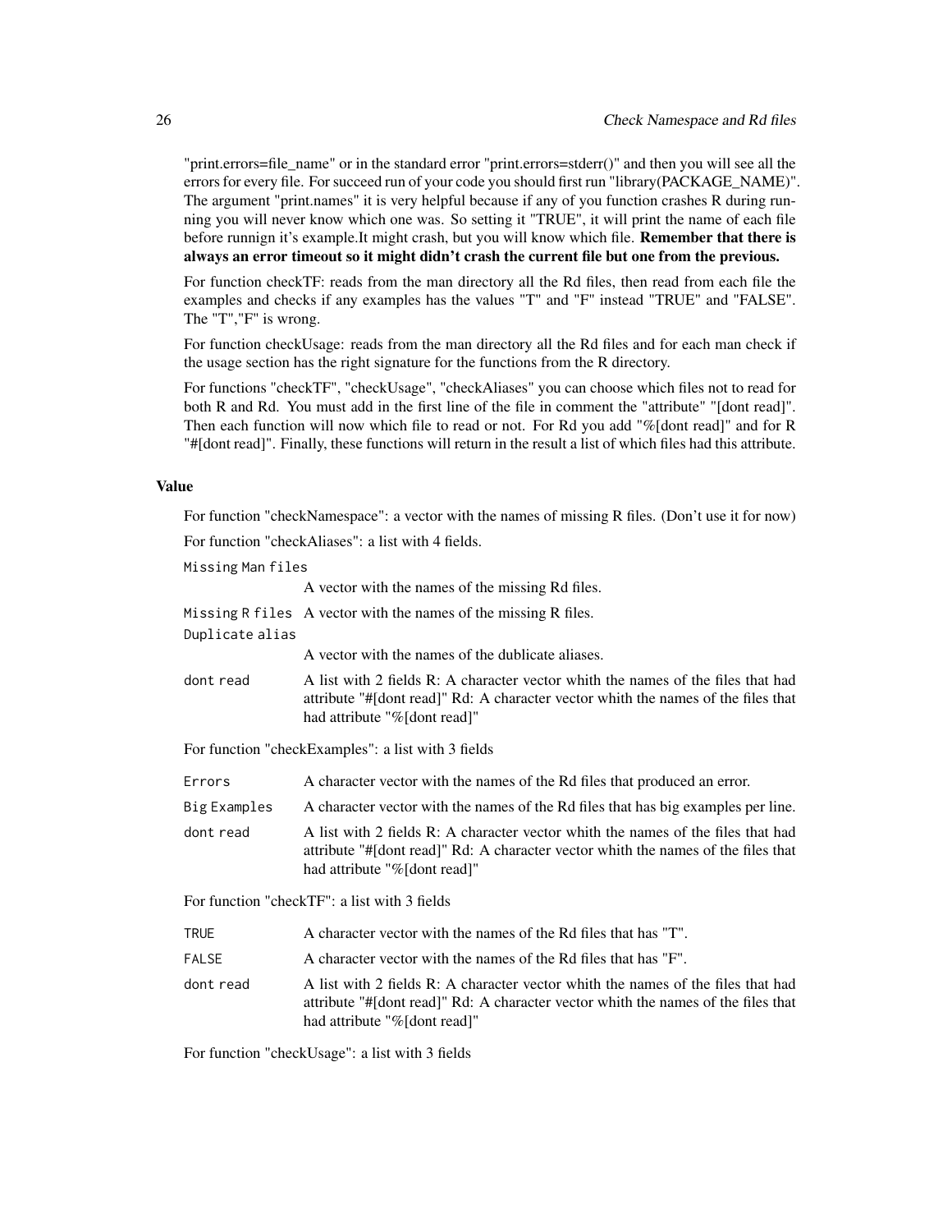"print.errors=file_name" or in the standard error "print.errors=stderr()" and then you will see all the errors for every file. For succeed run of your code you should first run "library(PACKAGE_NAME)". The argument "print.names" it is very helpful because if any of you function crashes R during running you will never know which one was. So setting it "TRUE", it will print the name of each file before runnign it's example.It might crash, but you will know which file. **Remember that there is always an error timeout so it might didn't crash the current file but one from the previous.**

For function checkTF: reads from the man directory all the Rd files, then read from each file the examples and checks if any examples has the values "T" and "F" instead "TRUE" and "FALSE". The "T","F" is wrong.

For function checkUsage: reads from the man directory all the Rd files and for each man check if the usage section has the right signature for the functions from the R directory.

For functions "checkTF", "checkUsage", "checkAliases" you can choose which files not to read for both R and Rd. You must add in the first line of the file in comment the "attribute" "[dont read]". Then each function will now which file to read or not. For Rd you add "%[dont read]" and for R "#[dont read]". Finally, these functions will return in the result a list of which files had this attribute.

### Value

For function "checkNamespace": a vector with the names of missing R files. (Don't use it for now)

For function "checkAliases": a list with 4 fields.

`Missing Man files`
: A vector with the names of the missing Rd files.

`Missing R files`
: A vector with the names of the missing R files.

`Duplicate alias`
: A vector with the names of the dublicate aliases.

`dont read`
: A list with 2 fields R: A character vector whith the names of the files that had attribute "#[dont read]" Rd: A character vector whith the names of the files that had attribute "%[dont read]"

For function "checkExamples": a list with 3 fields

`Errors`
: A character vector with the names of the Rd files that produced an error.

`Big Examples`
: A character vector with the names of the Rd files that has big examples per line.

`dont read`
: A list with 2 fields R: A character vector whith the names of the files that had attribute "#[dont read]" Rd: A character vector whith the names of the files that had attribute "%[dont read]"

For function "checkTF": a list with 3 fields

`TRUE`
: A character vector with the names of the Rd files that has "T".

`FALSE`
: A character vector with the names of the Rd files that has "F".

`dont read`
: A list with 2 fields R: A character vector whith the names of the files that had attribute "#[dont read]" Rd: A character vector whith the names of the files that had attribute "%[dont read]"

For function "checkUsage": a list with 3 fields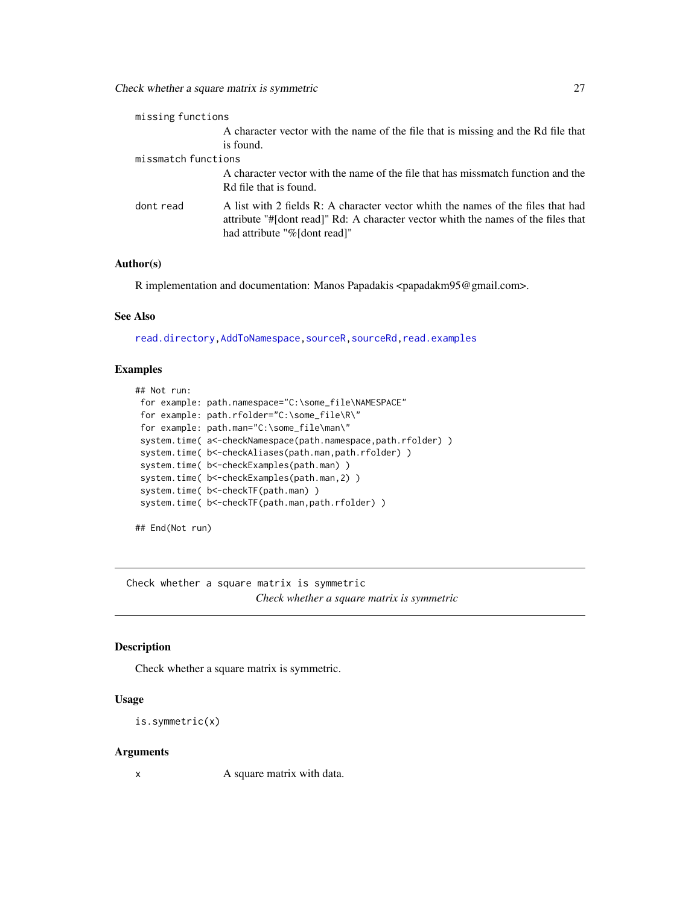missing functions
: A character vector with the name of the file that is missing and the Rd file that is found.

missmatch functions
: A character vector with the name of the file that has missmatch function and the Rd file that is found.

dont read
: A list with 2 fields R: A character vector whith the names of the files that had attribute "#[dont read]" Rd: A character vector whith the names of the files that had attribute "%[dont read]"

### Author(s)

R implementation and documentation: Manos Papadakis <papadakm95@gmail.com>.

### See Also

read.directory, AddToNamespace, sourceR, sourceRd, read.examples

### Examples

```
## Not run:
 for example: path.namespace="C:\some_file\NAMESPACE"
 for example: path.rfolder="C:\some_file\R\"
 for example: path.man="C:\some_file\man\"
 system.time( a<-checkNamespace(path.namespace,path.rfolder) )
 system.time( b<-checkAliases(path.man,path.rfolder) )
 system.time( b<-checkExamples(path.man) )
 system.time( b<-checkExamples(path.man,2) )
 system.time( b<-checkTF(path.man) )
 system.time( b<-checkTF(path.man,path.rfolder) )

## End(Not run)
```

---

## Check whether a square matrix is symmetric

*Check whether a square matrix is symmetric*

---

### Description

Check whether a square matrix is symmetric.

### Usage

```
is.symmetric(x)
```

### Arguments

x
: A square matrix with data.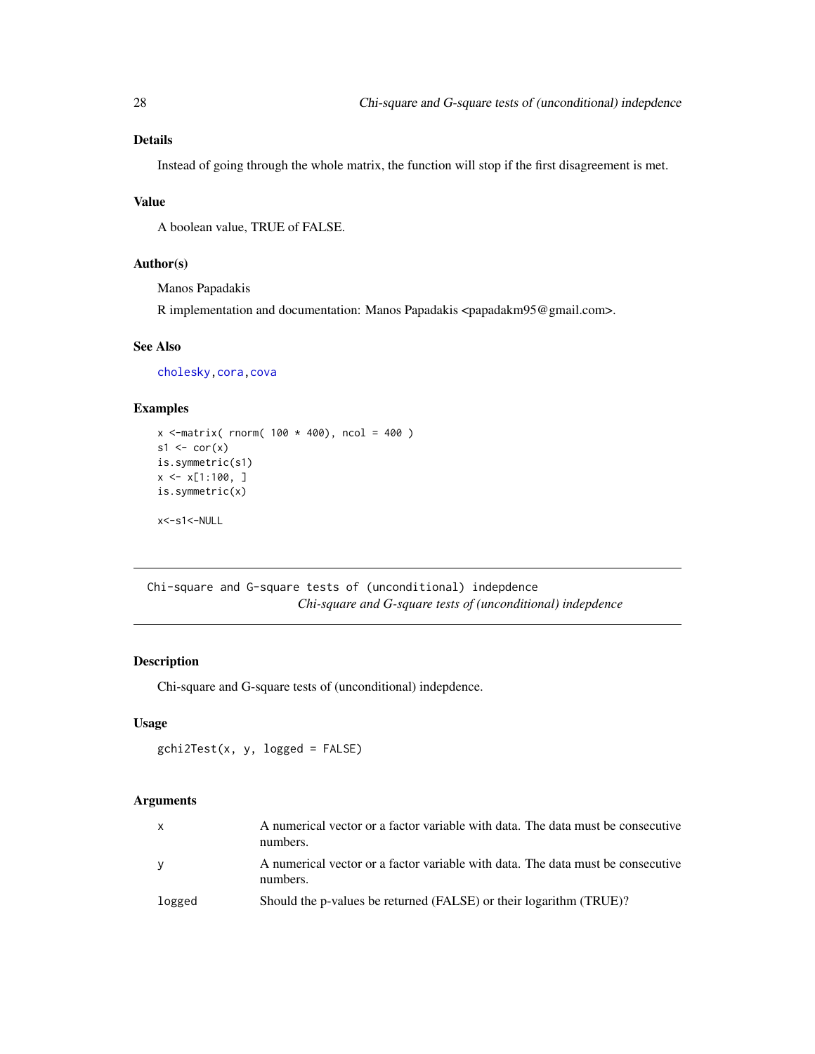## Details

Instead of going through the whole matrix, the function will stop if the first disagreement is met.

## Value

A boolean value, TRUE of FALSE.

## Author(s)

Manos Papadakis

R implementation and documentation: Manos Papadakis <papadakm95@gmail.com>.

## See Also

cholesky, cora, cova

## Examples

```
x <-matrix( rnorm( 100 * 400), ncol = 400 )
s1 <- cor(x)
is.symmetric(s1)
x <- x[1:100, ]
is.symmetric(x)

x<-s1<-NULL
```

---

# Chi-square and G-square tests of (unconditional) indepdence

*Chi-square and G-square tests of (unconditional) indepdence*

## Description

Chi-square and G-square tests of (unconditional) indepdence.

## Usage

```
gchi2Test(x, y, logged = FALSE)
```

## Arguments

| | |
|---|---|
| x | A numerical vector or a factor variable with data. The data must be consecutive numbers. |
| y | A numerical vector or a factor variable with data. The data must be consecutive numbers. |
| logged | Should the p-values be returned (FALSE) or their logarithm (TRUE)? |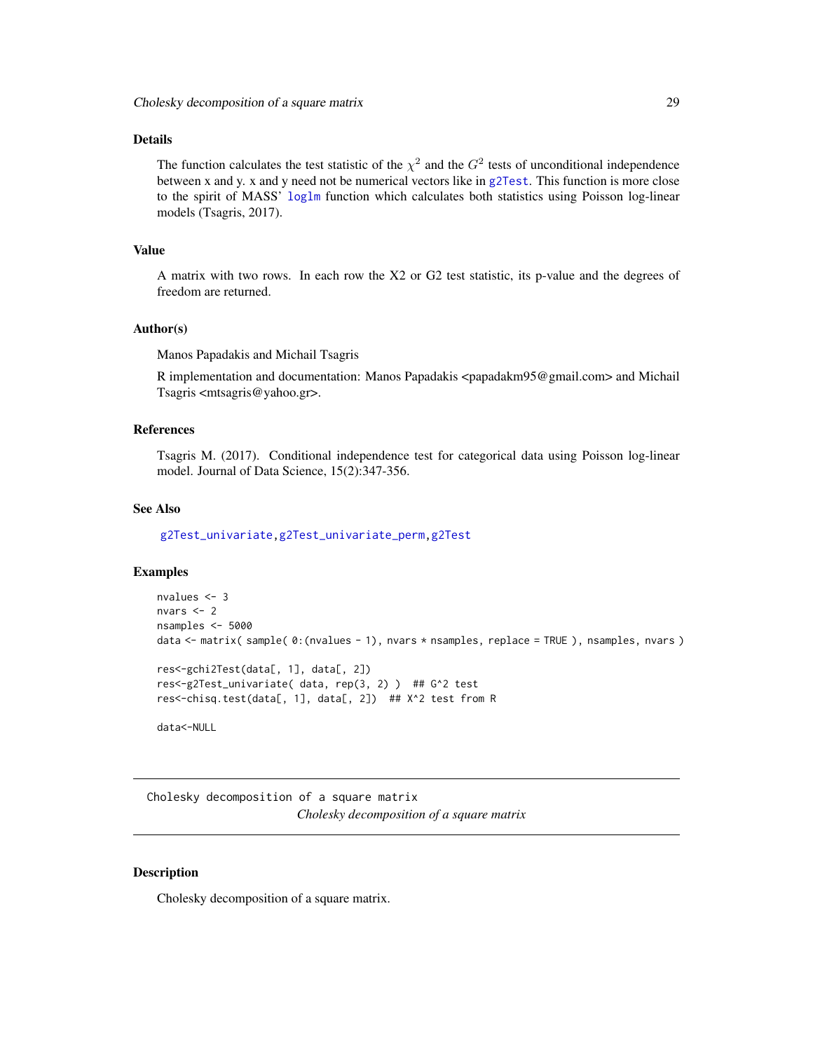### Details

The function calculates the test statistic of the $\chi^2$ and the $G^2$ tests of unconditional independence between x and y. x and y need not be numerical vectors like in g2Test. This function is more close to the spirit of MASS' loglm function which calculates both statistics using Poisson log-linear models (Tsagris, 2017).

### Value

A matrix with two rows. In each row the X2 or G2 test statistic, its p-value and the degrees of freedom are returned.

### Author(s)

Manos Papadakis and Michail Tsagris

R implementation and documentation: Manos Papadakis <papadakm95@gmail.com> and Michail Tsagris <mtsagris@yahoo.gr>.

### References

Tsagris M. (2017). Conditional independence test for categorical data using Poisson log-linear model. Journal of Data Science, 15(2):347-356.

### See Also

g2Test_univariate, g2Test_univariate_perm, g2Test

### Examples

```
nvalues <- 3
nvars <- 2
nsamples <- 5000
data <- matrix( sample( 0:(nvalues - 1), nvars * nsamples, replace = TRUE ), nsamples, nvars )

res<-gchi2Test(data[, 1], data[, 2])
res<-g2Test_univariate( data, rep(3, 2) )  ## G^2 test
res<-chisq.test(data[, 1], data[, 2])  ## X^2 test from R

data<-NULL
```

---

## Cholesky decomposition of a square matrix

*Cholesky decomposition of a square matrix*

### Description

Cholesky decomposition of a square matrix.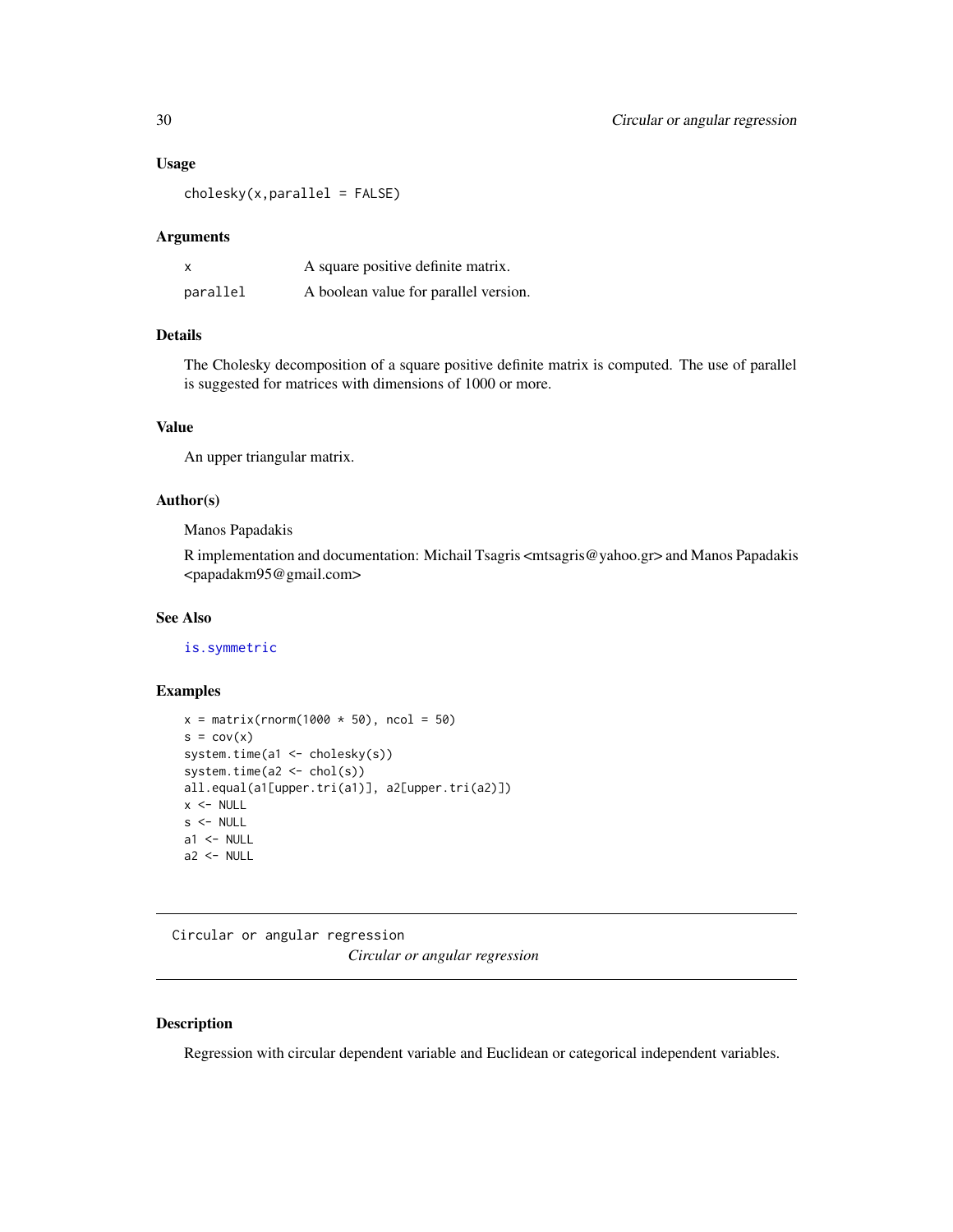### Usage

```
cholesky(x,parallel = FALSE)
```

### Arguments

| | |
|---|---|
| x | A square positive definite matrix. |
| parallel | A boolean value for parallel version. |

### Details

The Cholesky decomposition of a square positive definite matrix is computed. The use of parallel is suggested for matrices with dimensions of 1000 or more.

### Value

An upper triangular matrix.

### Author(s)

Manos Papadakis

R implementation and documentation: Michail Tsagris <mtsagris@yahoo.gr> and Manos Papadakis <papadakm95@gmail.com>

### See Also

is.symmetric

### Examples

```
x = matrix(rnorm(1000 * 50), ncol = 50)
s = cov(x)
system.time(a1 <- cholesky(s))
system.time(a2 <- chol(s))
all.equal(a1[upper.tri(a1)], a2[upper.tri(a2)])
x <- NULL
s <- NULL
a1 <- NULL
a2 <- NULL
```

---

## Circular or angular regression

*Circular or angular regression*

---

### Description

Regression with circular dependent variable and Euclidean or categorical independent variables.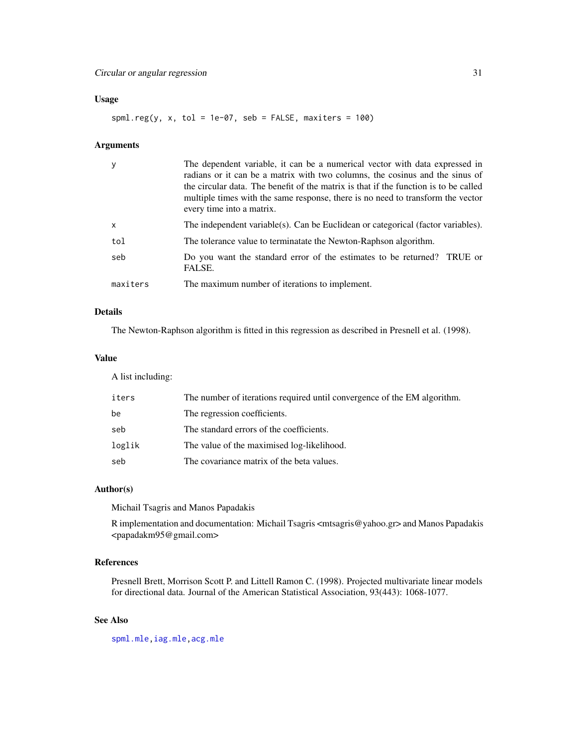## Usage

```
spml.reg(y, x, tol = 1e-07, seb = FALSE, maxiters = 100)
```

## Arguments

| | |
|---|---|
| y | The dependent variable, it can be a numerical vector with data expressed in radians or it can be a matrix with two columns, the cosinus and the sinus of the circular data. The benefit of the matrix is that if the function is to be called multiple times with the same response, there is no need to transform the vector every time into a matrix. |
| x | The independent variable(s). Can be Euclidean or categorical (factor variables). |
| tol | The tolerance value to terminatate the Newton-Raphson algorithm. |
| seb | Do you want the standard error of the estimates to be returned? TRUE or FALSE. |
| maxiters | The maximum number of iterations to implement. |

## Details

The Newton-Raphson algorithm is fitted in this regression as described in Presnell et al. (1998).

## Value

A list including:

| | |
|---|---|
| iters | The number of iterations required until convergence of the EM algorithm. |
| be | The regression coefficients. |
| seb | The standard errors of the coefficients. |
| loglik | The value of the maximised log-likelihood. |
| seb | The covariance matrix of the beta values. |

## Author(s)

Michail Tsagris and Manos Papadakis

R implementation and documentation: Michail Tsagris <mtsagris@yahoo.gr> and Manos Papadakis <papadakm95@gmail.com>

## References

Presnell Brett, Morrison Scott P. and Littell Ramon C. (1998). Projected multivariate linear models for directional data. Journal of the American Statistical Association, 93(443): 1068-1077.

## See Also

spml.mle, iag.mle, acg.mle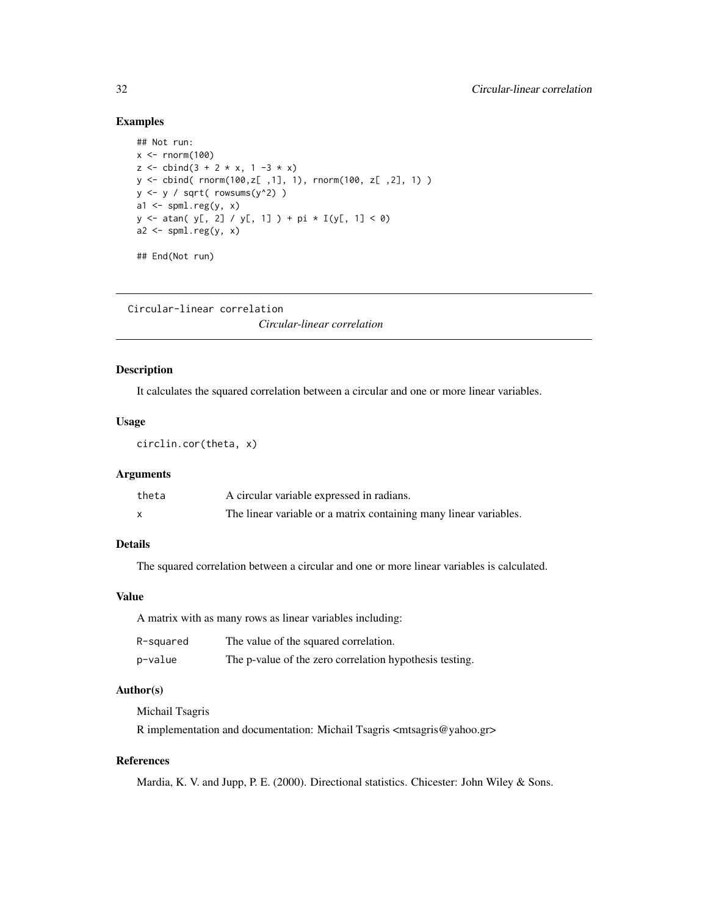## Examples

```
## Not run:
x <- rnorm(100)
z <- cbind(3 + 2 * x, 1 -3 * x)
y <- cbind( rnorm(100,z[ ,1], 1), rnorm(100, z[ ,2], 1) )
y <- y / sqrt( rowsums(y^2) )
a1 <- spml.reg(y, x)
y <- atan( y[, 2] / y[, 1] ) + pi * I(y[, 1] < 0)
a2 <- spml.reg(y, x)

## End(Not run)
```

---

# Circular-linear correlation

*Circular-linear correlation*

---

### Description

It calculates the squared correlation between a circular and one or more linear variables.

### Usage

```
circlin.cor(theta, x)
```

### Arguments

| | |
|---|---|
| `theta` | A circular variable expressed in radians. |
| `x` | The linear variable or a matrix containing many linear variables. |

### Details

The squared correlation between a circular and one or more linear variables is calculated.

### Value

A matrix with as many rows as linear variables including:

| | |
|---|---|
| `R-squared` | The value of the squared correlation. |
| `p-value` | The p-value of the zero correlation hypothesis testing. |

### Author(s)

Michail Tsagris

R implementation and documentation: Michail Tsagris <mtsagris@yahoo.gr>

### References

Mardia, K. V. and Jupp, P. E. (2000). Directional statistics. Chicester: John Wiley & Sons.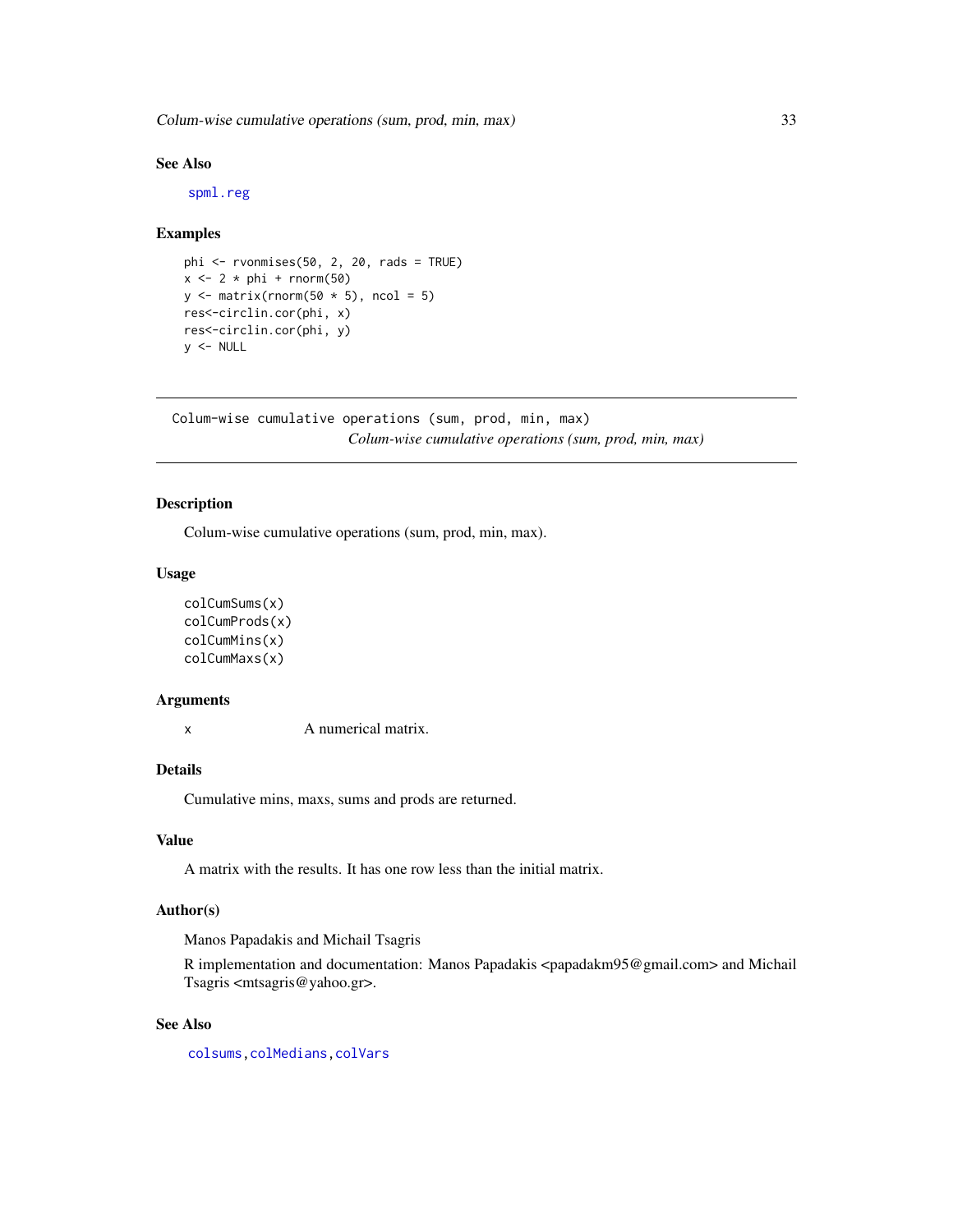### See Also

spml.reg

### Examples

```
phi <- rvonmises(50, 2, 20, rads = TRUE)
x <- 2 * phi + rnorm(50)
y <- matrix(rnorm(50 * 5), ncol = 5)
res<-circlin.cor(phi, x)
res<-circlin.cor(phi, y)
y <- NULL
```

---

## Colum-wise cumulative operations (sum, prod, min, max)

*Colum-wise cumulative operations (sum, prod, min, max)*

---

### Description

Colum-wise cumulative operations (sum, prod, min, max).

### Usage

```
colCumSums(x)
colCumProds(x)
colCumMins(x)
colCumMaxs(x)
```

### Arguments

| | |
|---|---|
| x | A numerical matrix. |

### Details

Cumulative mins, maxs, sums and prods are returned.

### Value

A matrix with the results. It has one row less than the initial matrix.

### Author(s)

Manos Papadakis and Michail Tsagris

R implementation and documentation: Manos Papadakis <papadakm95@gmail.com> and Michail Tsagris <mtsagris@yahoo.gr>.

### See Also

colsums, colMedians, colVars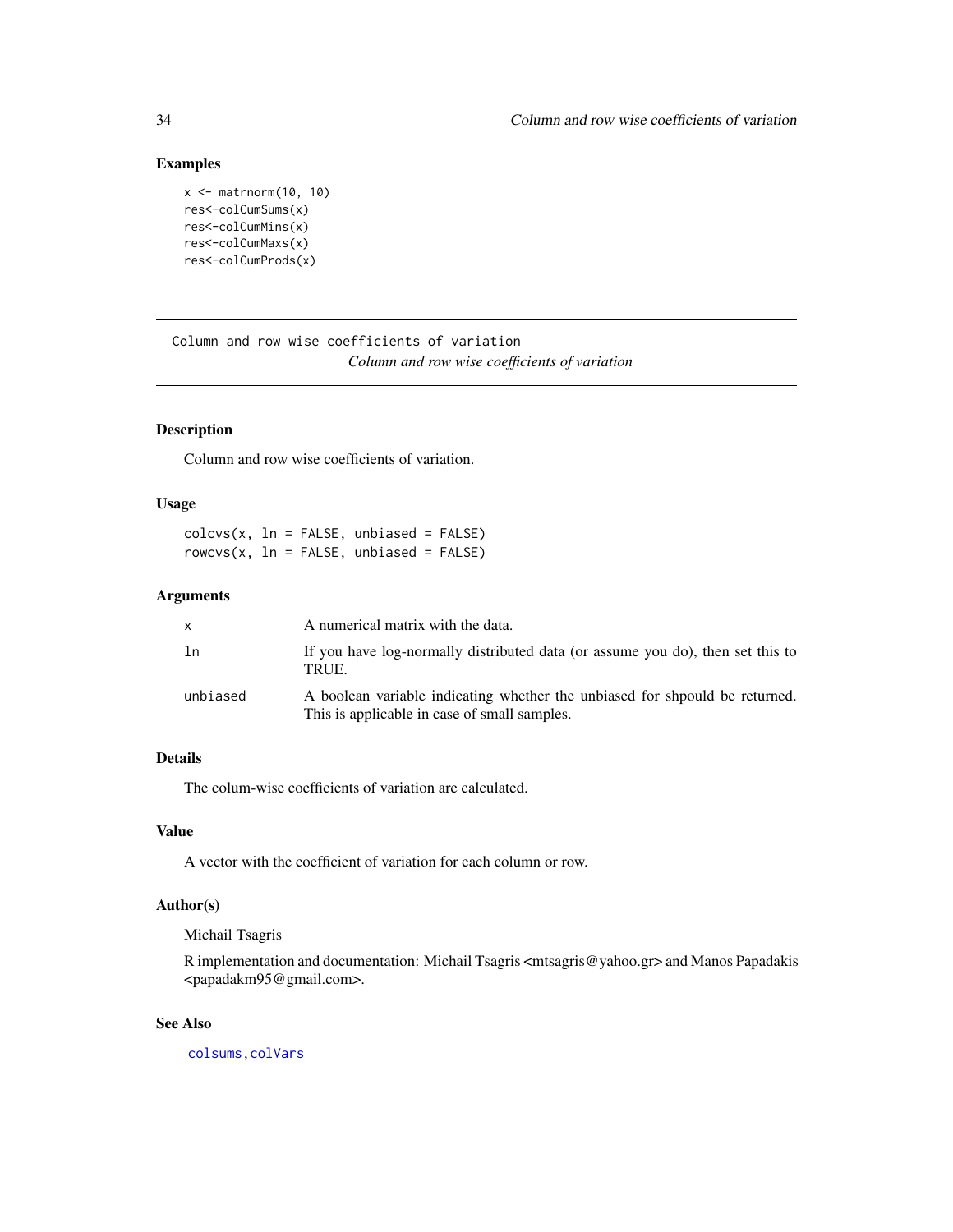## Examples

```
x <- matrnorm(10, 10)
res<-colCumSums(x)
res<-colCumMins(x)
res<-colCumMaxs(x)
res<-colCumProds(x)
```

---

# Column and row wise coefficients of variation

*Column and row wise coefficients of variation*

---

## Description

Column and row wise coefficients of variation.

## Usage

```
colcvs(x, ln = FALSE, unbiased = FALSE)
rowcvs(x, ln = FALSE, unbiased = FALSE)
```

## Arguments

| | |
|---|---|
| x | A numerical matrix with the data. |
| ln | If you have log-normally distributed data (or assume you do), then set this to TRUE. |
| unbiased | A boolean variable indicating whether the unbiased for shpould be returned. This is applicable in case of small samples. |

## Details

The colum-wise coefficients of variation are calculated.

## Value

A vector with the coefficient of variation for each column or row.

## Author(s)

Michail Tsagris

R implementation and documentation: Michail Tsagris <mtsagris@yahoo.gr> and Manos Papadakis <papadakm95@gmail.com>.

## See Also

colsums, colVars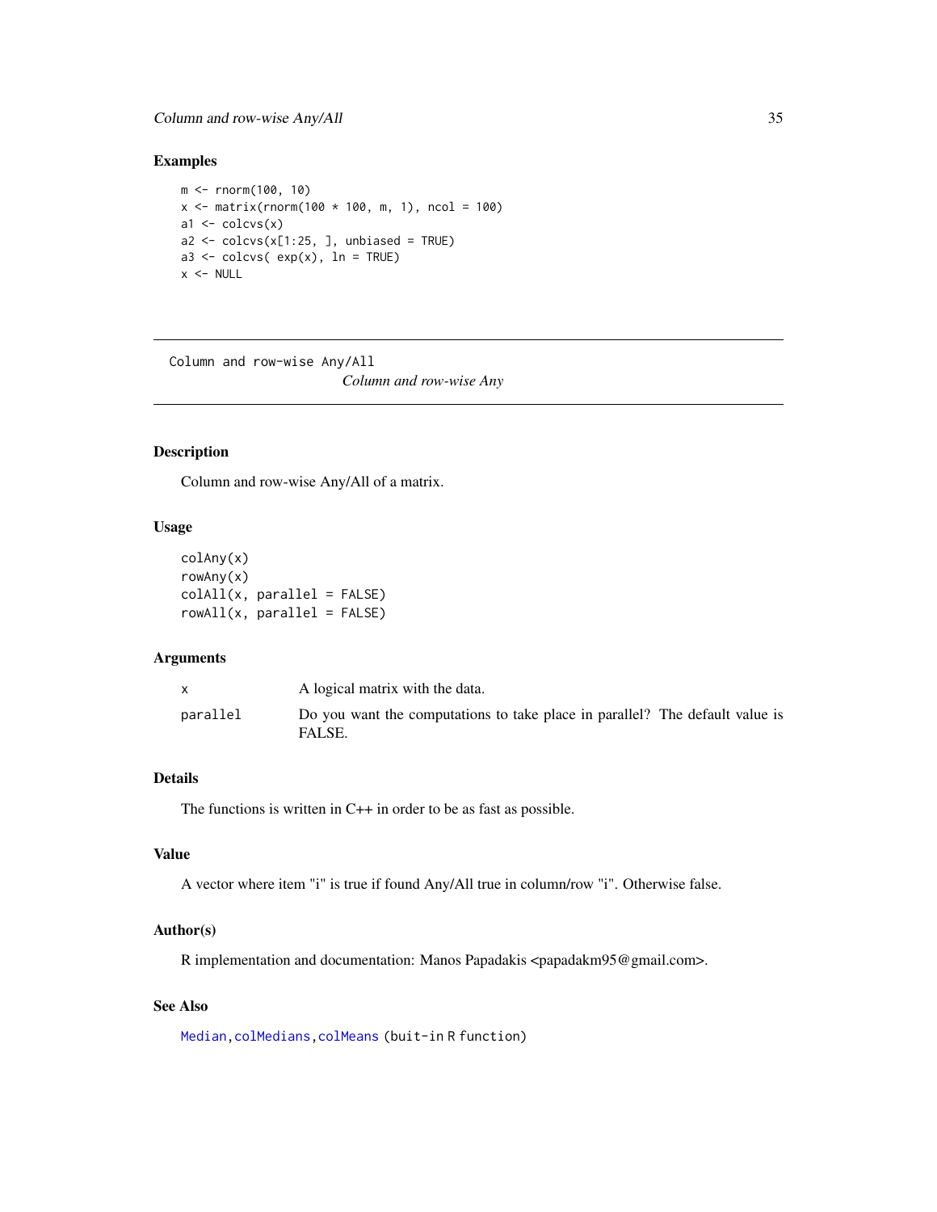## Examples

```
m <- rnorm(100, 10)
x <- matrix(rnorm(100 * 100, m, 1), ncol = 100)
a1 <- colcvs(x)
a2 <- colcvs(x[1:25, ], unbiased = TRUE)
a3 <- colcvs( exp(x), ln = TRUE)
x <- NULL
```

---

Column and row-wise Any/All        *Column and row-wise Any*

---

## Description

Column and row-wise Any/All of a matrix.

## Usage

```
colAny(x)
rowAny(x)
colAll(x, parallel = FALSE)
rowAll(x, parallel = FALSE)
```

## Arguments

| | |
|---|---|
| x | A logical matrix with the data. |
| parallel | Do you want the computations to take place in parallel? The default value is FALSE. |

## Details

The functions is written in C++ in order to be as fast as possible.

## Value

A vector where item "i" is true if found Any/All true in column/row "i". Otherwise false.

## Author(s)

R implementation and documentation: Manos Papadakis <papadakm95@gmail.com>.

## See Also

Median, colMedians, colMeans (buit-in R function)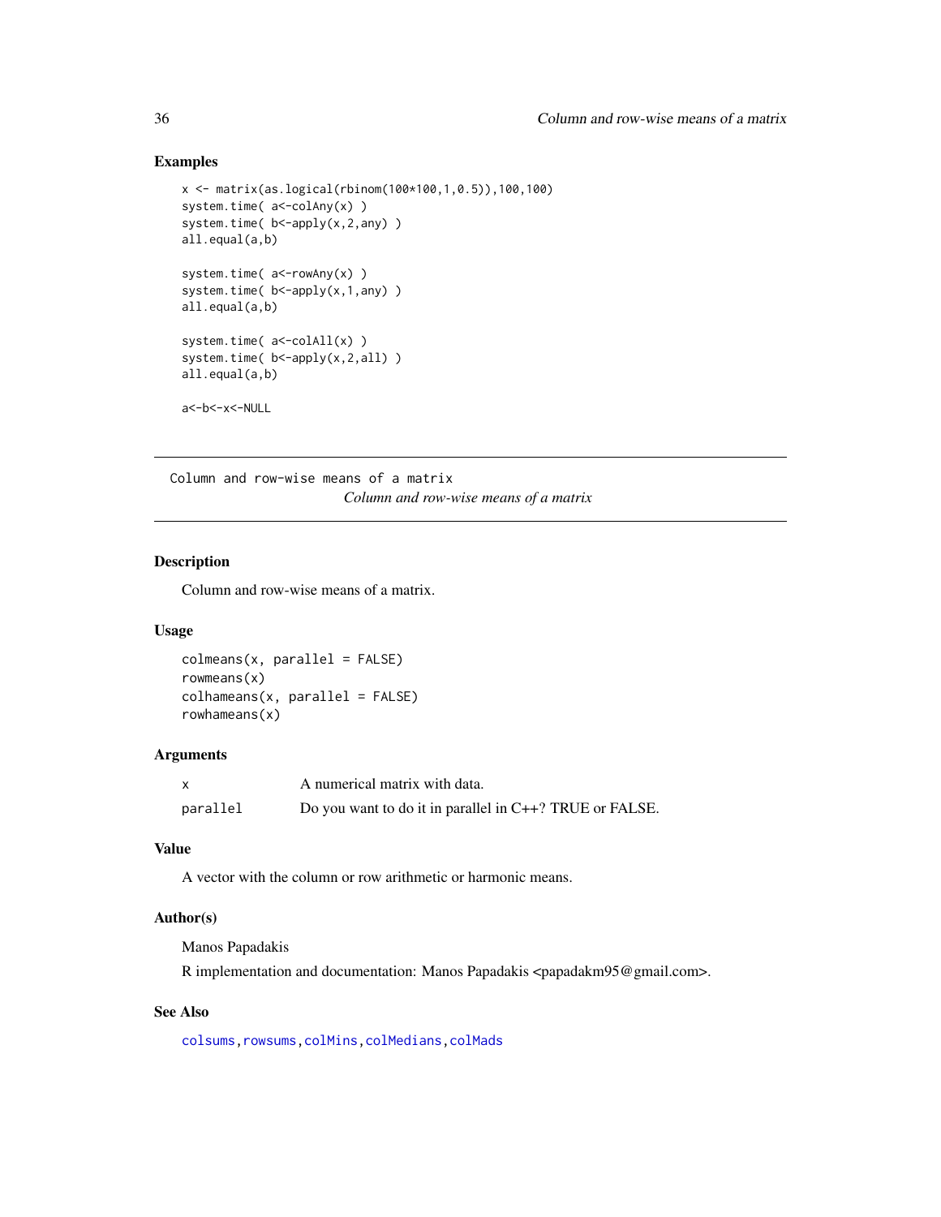## Examples

```
x <- matrix(as.logical(rbinom(100*100,1,0.5)),100,100)
system.time( a<-colAny(x) )
system.time( b<-apply(x,2,any) )
all.equal(a,b)

system.time( a<-rowAny(x) )
system.time( b<-apply(x,1,any) )
all.equal(a,b)

system.time( a<-colAll(x) )
system.time( b<-apply(x,2,all) )
all.equal(a,b)

a<-b<-x<-NULL
```

---

# Column and row-wise means of a matrix

*Column and row-wise means of a matrix*

---

## Description

Column and row-wise means of a matrix.

## Usage

```
colmeans(x, parallel = FALSE)
rowmeans(x)
colhameans(x, parallel = FALSE)
rowhameans(x)
```

## Arguments

| | |
|---|---|
| `x` | A numerical matrix with data. |
| `parallel` | Do you want to do it in parallel in C++? TRUE or FALSE. |

## Value

A vector with the column or row arithmetic or harmonic means.

## Author(s)

Manos Papadakis

R implementation and documentation: Manos Papadakis <papadakm95@gmail.com>.

## See Also

`colsums`, `rowsums`, `colMins`, `colMedians`, `colMads`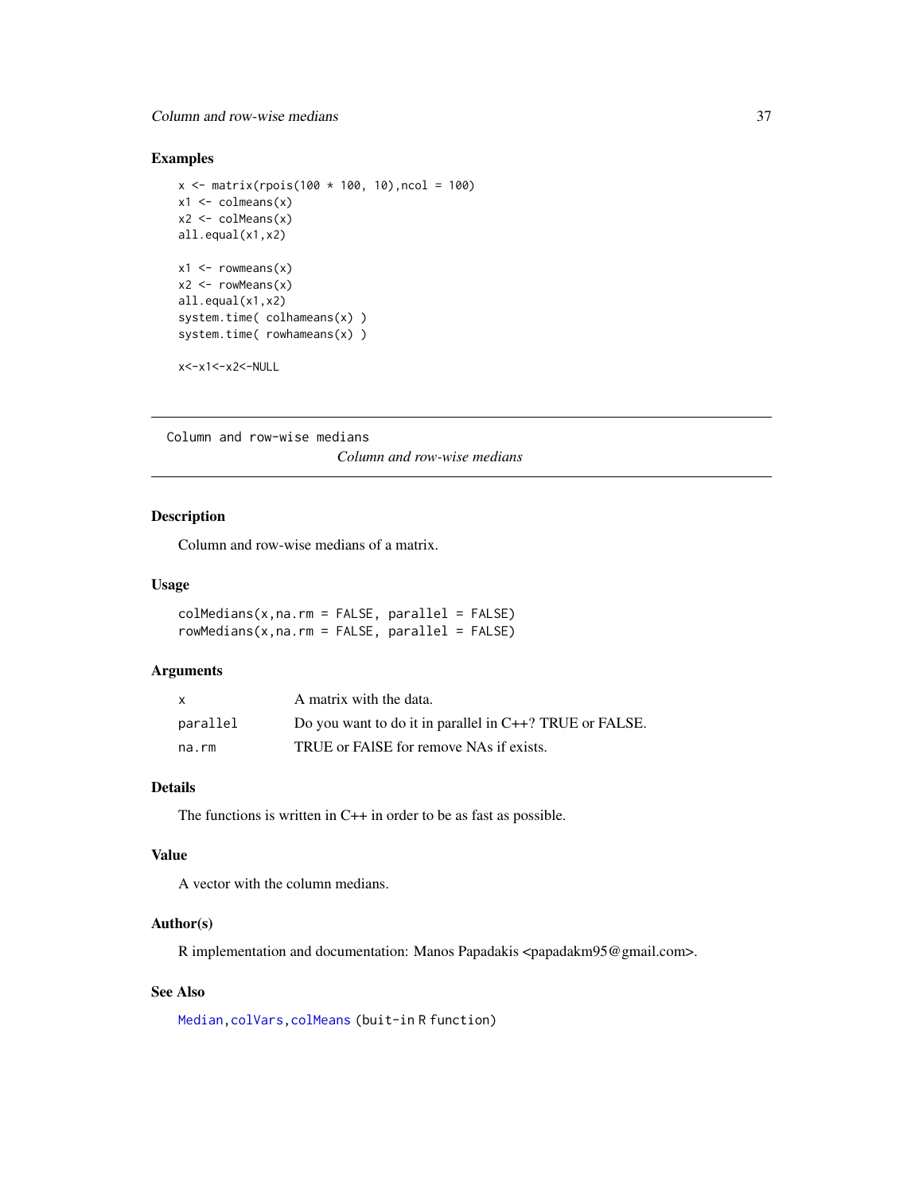## Examples

```
x <- matrix(rpois(100 * 100, 10),ncol = 100)
x1 <- colmeans(x)
x2 <- colMeans(x)
all.equal(x1,x2)

x1 <- rowmeans(x)
x2 <- rowMeans(x)
all.equal(x1,x2)
system.time( colhameans(x) )
system.time( rowhameans(x) )

x<-x1<-x2<-NULL
```

---

Column and row-wise medians

*Column and row-wise medians*

---

## Description

Column and row-wise medians of a matrix.

## Usage

```
colMedians(x,na.rm = FALSE, parallel = FALSE)
rowMedians(x,na.rm = FALSE, parallel = FALSE)
```

## Arguments

| | |
|---|---|
| `x` | A matrix with the data. |
| `parallel` | Do you want to do it in parallel in C++? TRUE or FALSE. |
| `na.rm` | TRUE or FAlSE for remove NAs if exists. |

## Details

The functions is written in C++ in order to be as fast as possible.

## Value

A vector with the column medians.

## Author(s)

R implementation and documentation: Manos Papadakis <papadakm95@gmail.com>.

## See Also

`Median`, `colVars`, `colMeans` (buit-in R function)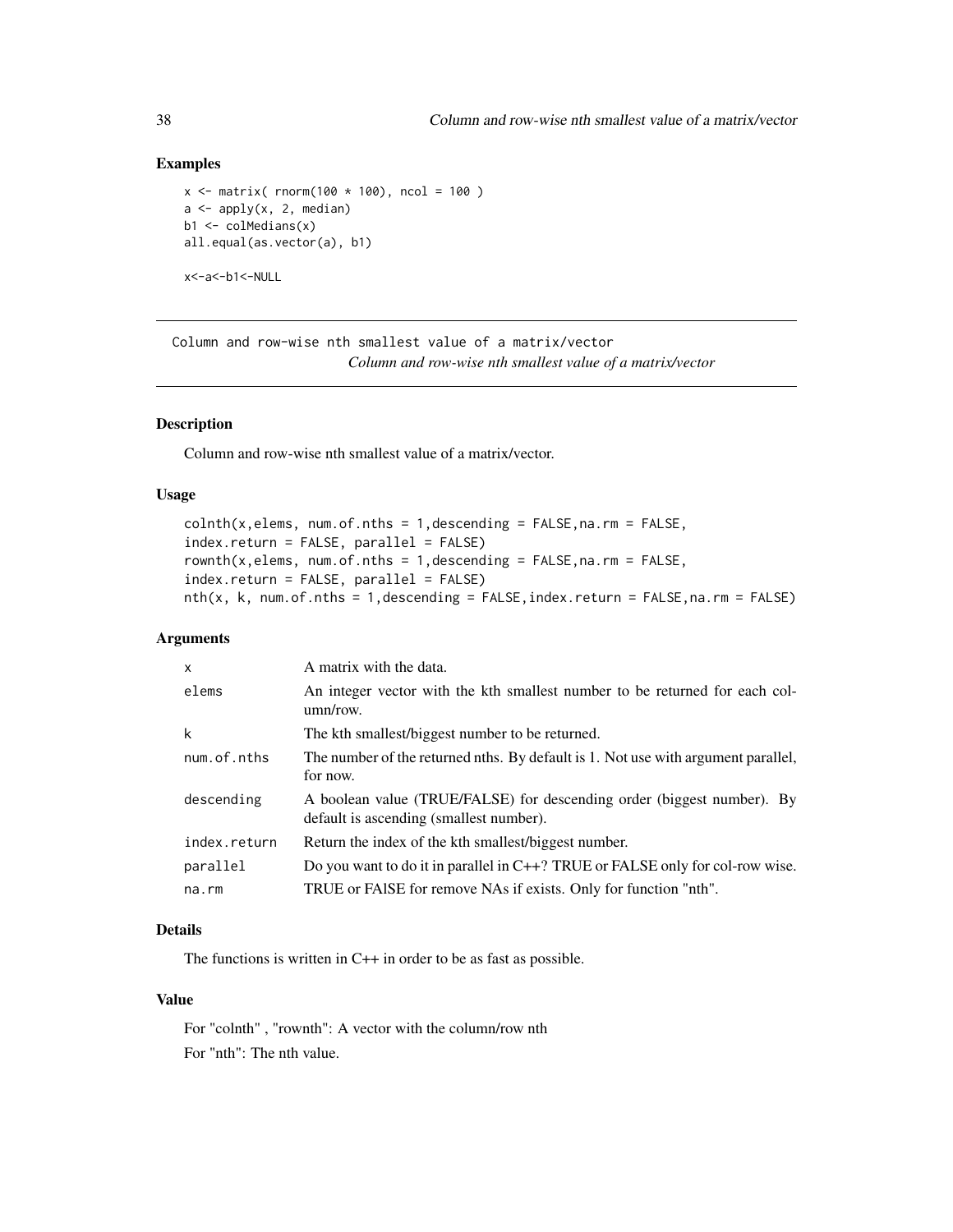### Examples

```
x <- matrix( rnorm(100 * 100), ncol = 100 )
a <- apply(x, 2, median)
b1 <- colMedians(x)
all.equal(as.vector(a), b1)

x<-a<-b1<-NULL
```

---

## Column and row-wise nth smallest value of a matrix/vector

*Column and row-wise nth smallest value of a matrix/vector*

---

### Description

Column and row-wise nth smallest value of a matrix/vector.

### Usage

```
colnth(x,elems, num.of.nths = 1,descending = FALSE,na.rm = FALSE,
index.return = FALSE, parallel = FALSE)
rownth(x,elems, num.of.nths = 1,descending = FALSE,na.rm = FALSE,
index.return = FALSE, parallel = FALSE)
nth(x, k, num.of.nths = 1,descending = FALSE,index.return = FALSE,na.rm = FALSE)
```

### Arguments

| | |
|---|---|
| x | A matrix with the data. |
| elems | An integer vector with the kth smallest number to be returned for each column/row. |
| k | The kth smallest/biggest number to be returned. |
| num.of.nths | The number of the returned nths. By default is 1. Not use with argument parallel, for now. |
| descending | A boolean value (TRUE/FALSE) for descending order (biggest number). By default is ascending (smallest number). |
| index.return | Return the index of the kth smallest/biggest number. |
| parallel | Do you want to do it in parallel in C++? TRUE or FALSE only for col-row wise. |
| na.rm | TRUE or FAlSE for remove NAs if exists. Only for function "nth". |

### Details

The functions is written in C++ in order to be as fast as possible.

### Value

For "colnth" , "rownth": A vector with the column/row nth

For "nth": The nth value.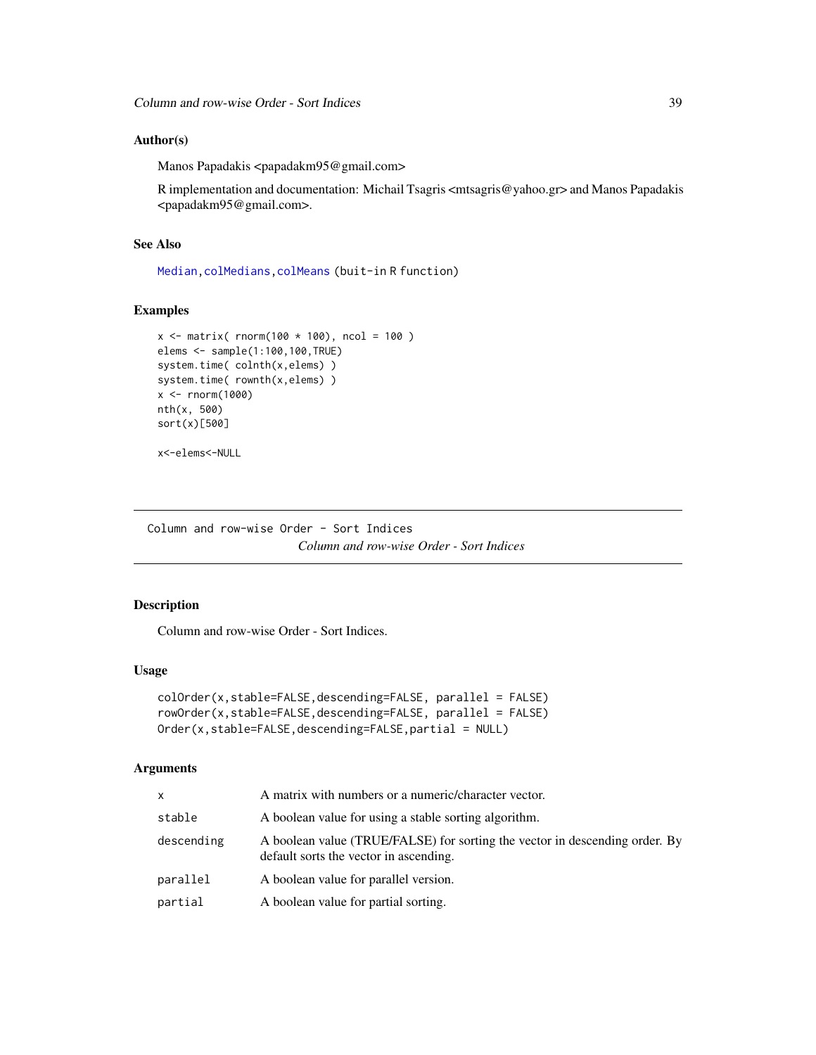## Author(s)

Manos Papadakis <papadakm95@gmail.com>

R implementation and documentation: Michail Tsagris <mtsagris@yahoo.gr> and Manos Papadakis <papadakm95@gmail.com>.

## See Also

`Median`, `colMedians`, `colMeans` (buit-in R function)

## Examples

```
x <- matrix( rnorm(100 * 100), ncol = 100 )
elems <- sample(1:100,100,TRUE)
system.time( colnth(x,elems) )
system.time( rownth(x,elems) )
x <- rnorm(1000)
nth(x, 500)
sort(x)[500]

x<-elems<-NULL
```

---

Column and row-wise Order - Sort Indices

*Column and row-wise Order - Sort Indices*

---

## Description

Column and row-wise Order - Sort Indices.

## Usage

```
colOrder(x,stable=FALSE,descending=FALSE, parallel = FALSE)
rowOrder(x,stable=FALSE,descending=FALSE, parallel = FALSE)
Order(x,stable=FALSE,descending=FALSE,partial = NULL)
```

## Arguments

| | |
|---|---|
| `x` | A matrix with numbers or a numeric/character vector. |
| `stable` | A boolean value for using a stable sorting algorithm. |
| `descending` | A boolean value (TRUE/FALSE) for sorting the vector in descending order. By default sorts the vector in ascending. |
| `parallel` | A boolean value for parallel version. |
| `partial` | A boolean value for partial sorting. |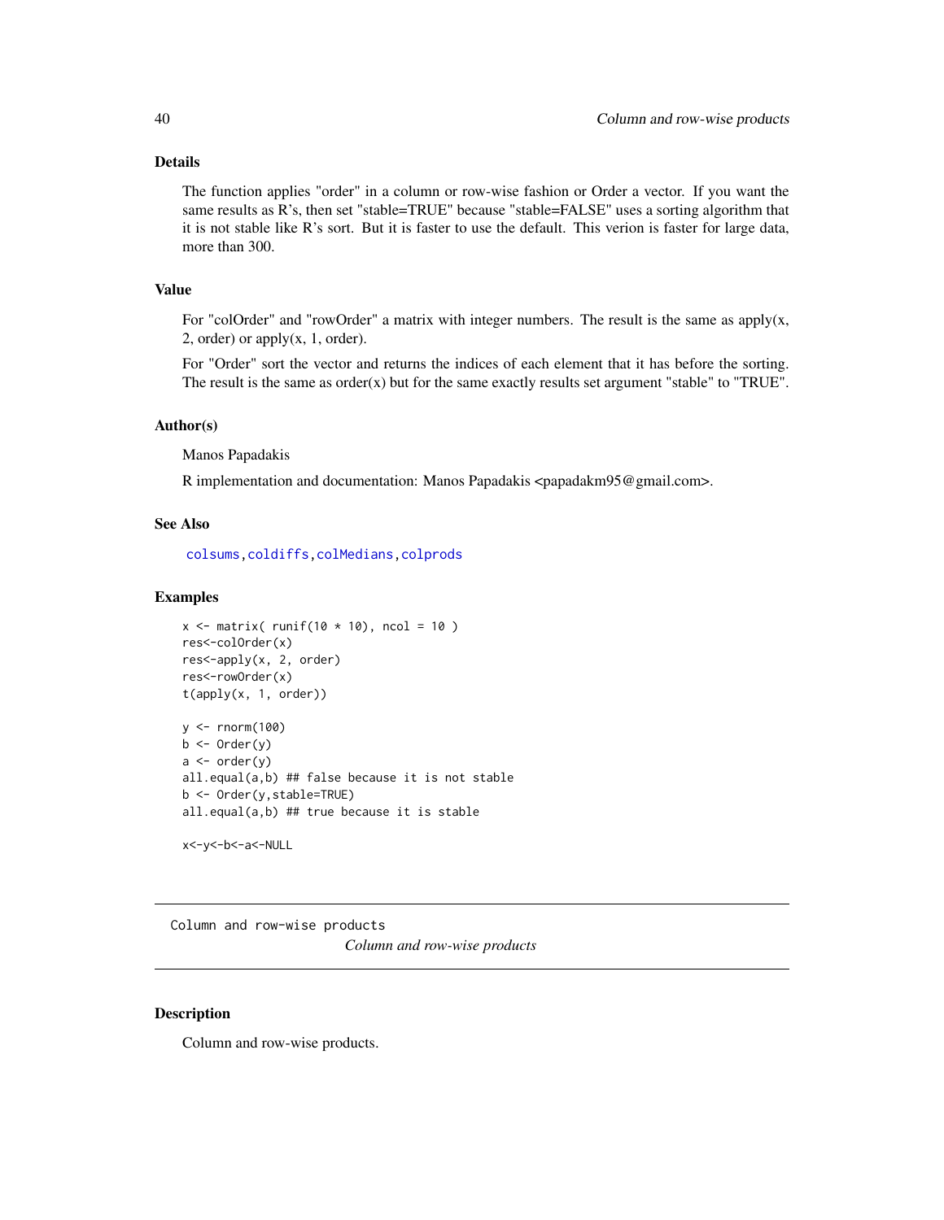### Details

The function applies "order" in a column or row-wise fashion or Order a vector. If you want the same results as R's, then set "stable=TRUE" because "stable=FALSE" uses a sorting algorithm that it is not stable like R's sort. But it is faster to use the default. This verion is faster for large data, more than 300.

### Value

For "colOrder" and "rowOrder" a matrix with integer numbers. The result is the same as apply(x, 2, order) or apply(x, 1, order).

For "Order" sort the vector and returns the indices of each element that it has before the sorting. The result is the same as order(x) but for the same exactly results set argument "stable" to "TRUE".

### Author(s)

Manos Papadakis

R implementation and documentation: Manos Papadakis <papadakm95@gmail.com>.

### See Also

colsums, coldiffs, colMedians, colprods

### Examples

```
x <- matrix( runif(10 * 10), ncol = 10 )
res<-colOrder(x)
res<-apply(x, 2, order)
res<-rowOrder(x)
t(apply(x, 1, order))

y <- rnorm(100)
b <- Order(y)
a <- order(y)
all.equal(a,b) ## false because it is not stable
b <- Order(y,stable=TRUE)
all.equal(a,b) ## true because it is stable

x<-y<-b<-a<-NULL
```

---

Column and row-wise products

## *Column and row-wise products*

---

### Description

Column and row-wise products.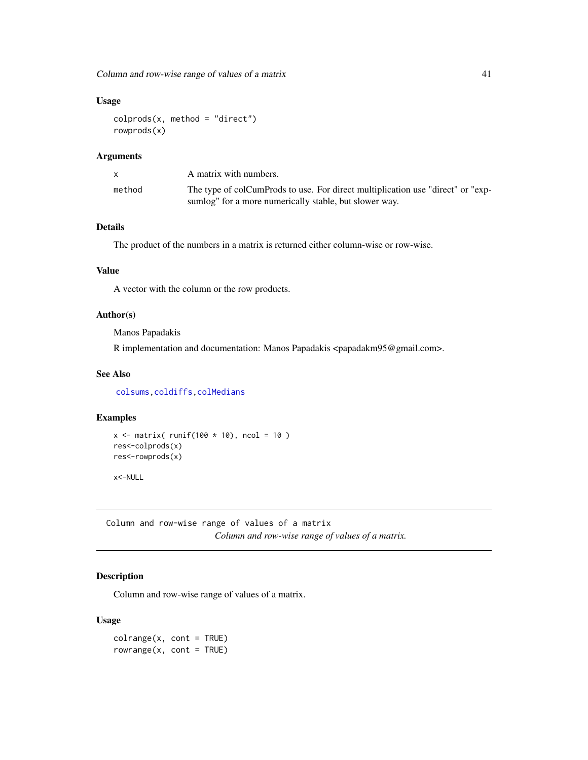## Usage

```
colprods(x, method = "direct")
rowprods(x)
```

## Arguments

| | |
|---|---|
| x | A matrix with numbers. |
| method | The type of colCumProds to use. For direct multiplication use "direct" or "expsumlog" for a more numerically stable, but slower way. |

## Details

The product of the numbers in a matrix is returned either column-wise or row-wise.

## Value

A vector with the column or the row products.

## Author(s)

Manos Papadakis

R implementation and documentation: Manos Papadakis <papadakm95@gmail.com>.

## See Also

colsums, coldiffs, colMedians

## Examples

```
x <- matrix( runif(100 * 10), ncol = 10 )
res<-colprods(x)
res<-rowprods(x)

x<-NULL
```

---

# Column and row-wise range of values of a matrix

*Column and row-wise range of values of a matrix.*

---

## Description

Column and row-wise range of values of a matrix.

## Usage

```
colrange(x, cont = TRUE)
rowrange(x, cont = TRUE)
```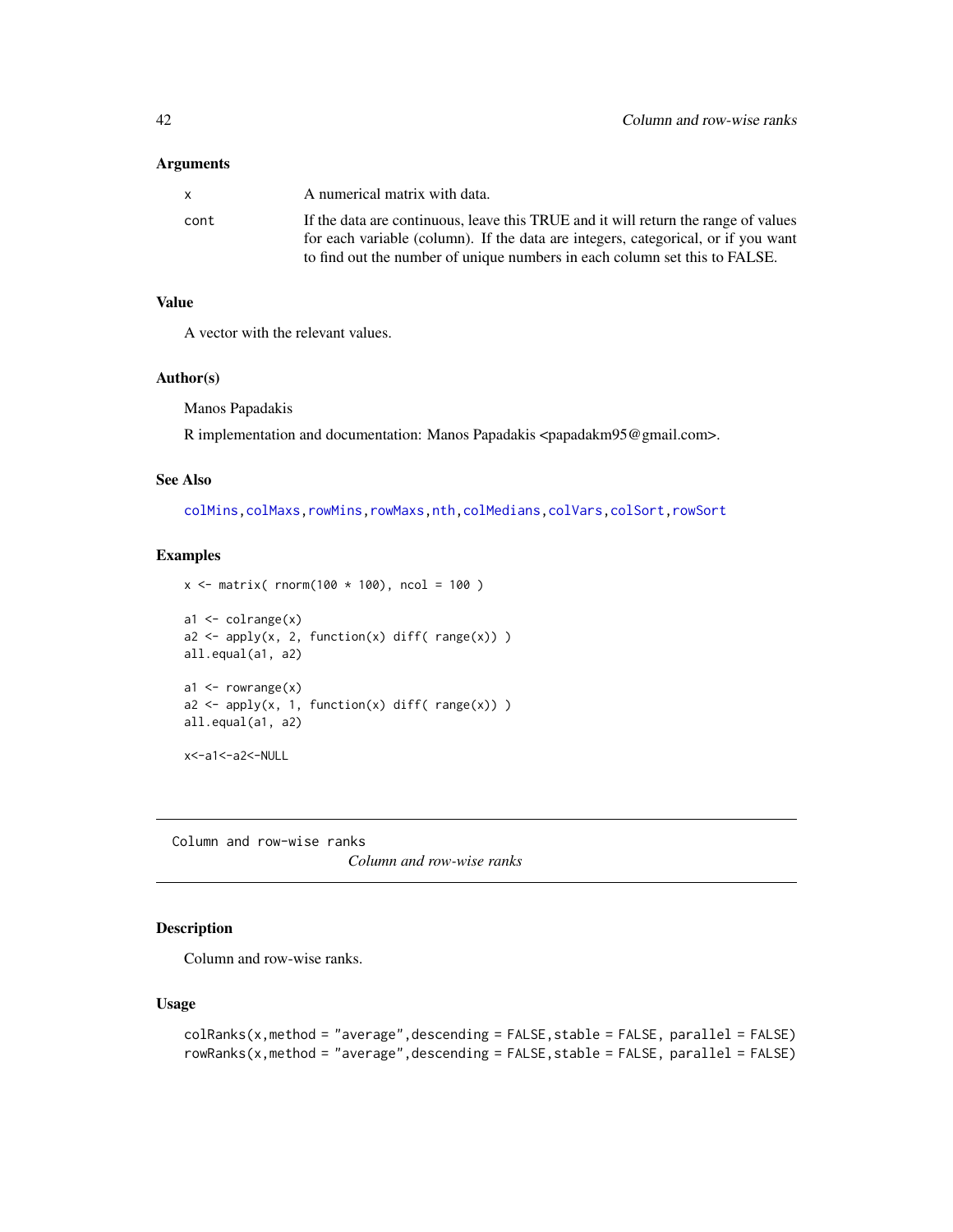### Arguments

| | |
|---|---|
| x | A numerical matrix with data. |
| cont | If the data are continuous, leave this TRUE and it will return the range of values for each variable (column). If the data are integers, categorical, or if you want to find out the number of unique numbers in each column set this to FALSE. |

### Value

A vector with the relevant values.

### Author(s)

Manos Papadakis

R implementation and documentation: Manos Papadakis <papadakm95@gmail.com>.

### See Also

colMins, colMaxs, rowMins, rowMaxs, nth, colMedians, colVars, colSort, rowSort

### Examples

```
x <- matrix( rnorm(100 * 100), ncol = 100 )

a1 <- colrange(x)
a2 <- apply(x, 2, function(x) diff( range(x)) )
all.equal(a1, a2)

a1 <- rowrange(x)
a2 <- apply(x, 1, function(x) diff( range(x)) )
all.equal(a1, a2)

x<-a1<-a2<-NULL
```

---

## Column and row-wise ranks

*Column and row-wise ranks*

---

### Description

Column and row-wise ranks.

### Usage

```
colRanks(x,method = "average",descending = FALSE,stable = FALSE, parallel = FALSE)
rowRanks(x,method = "average",descending = FALSE,stable = FALSE, parallel = FALSE)
```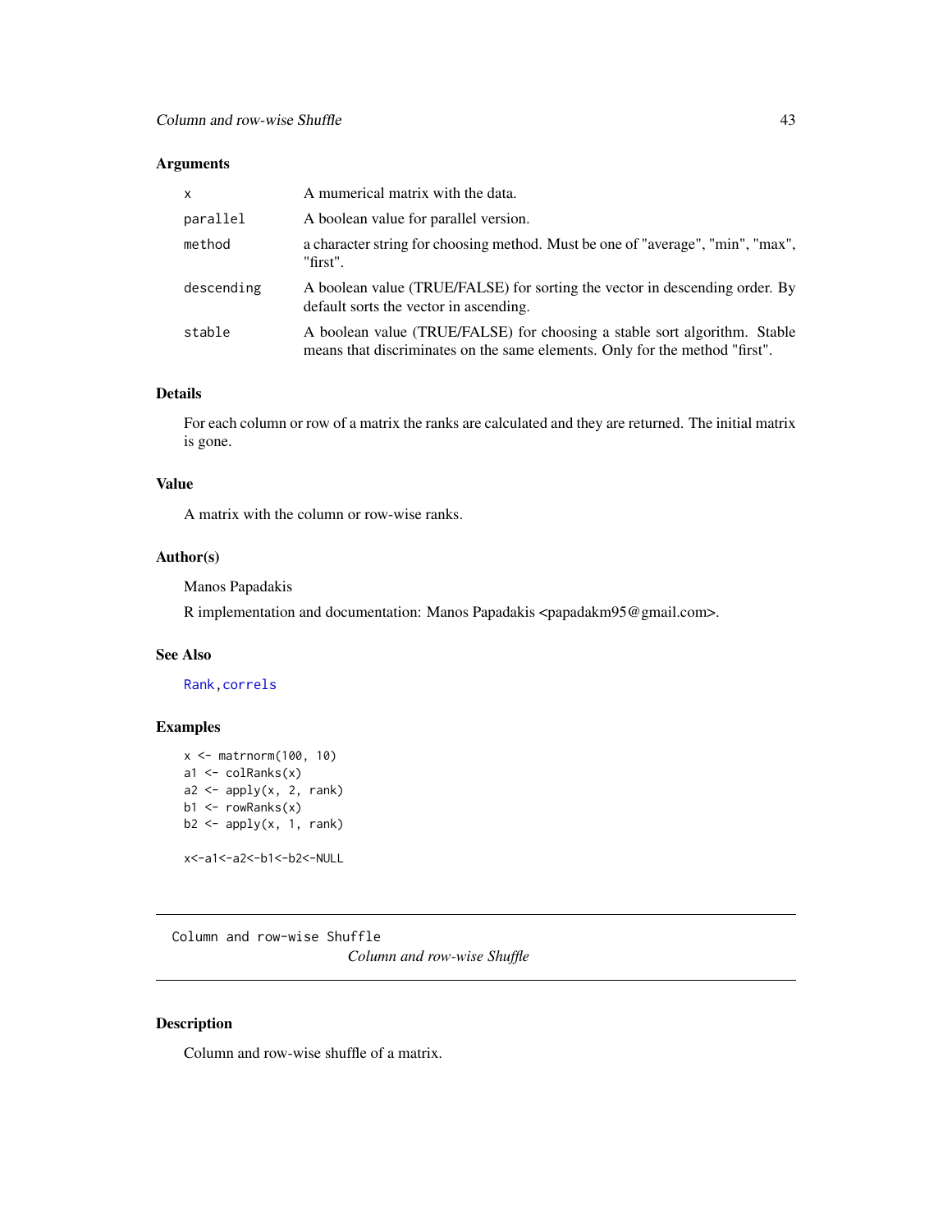### Arguments

| | |
|---|---|
| x | A mumerical matrix with the data. |
| parallel | A boolean value for parallel version. |
| method | a character string for choosing method. Must be one of "average", "min", "max", "first". |
| descending | A boolean value (TRUE/FALSE) for sorting the vector in descending order. By default sorts the vector in ascending. |
| stable | A boolean value (TRUE/FALSE) for choosing a stable sort algorithm. Stable means that discriminates on the same elements. Only for the method "first". |

### Details

For each column or row of a matrix the ranks are calculated and they are returned. The initial matrix is gone.

### Value

A matrix with the column or row-wise ranks.

### Author(s)

Manos Papadakis

R implementation and documentation: Manos Papadakis <papadakm95@gmail.com>.

### See Also

Rank, correls

### Examples

```
x <- matrnorm(100, 10)
a1 <- colRanks(x)
a2 <- apply(x, 2, rank)
b1 <- rowRanks(x)
b2 <- apply(x, 1, rank)

x<-a1<-a2<-b1<-b2<-NULL
```

---

## Column and row-wise Shuffle

*Column and row-wise Shuffle*

### Description

Column and row-wise shuffle of a matrix.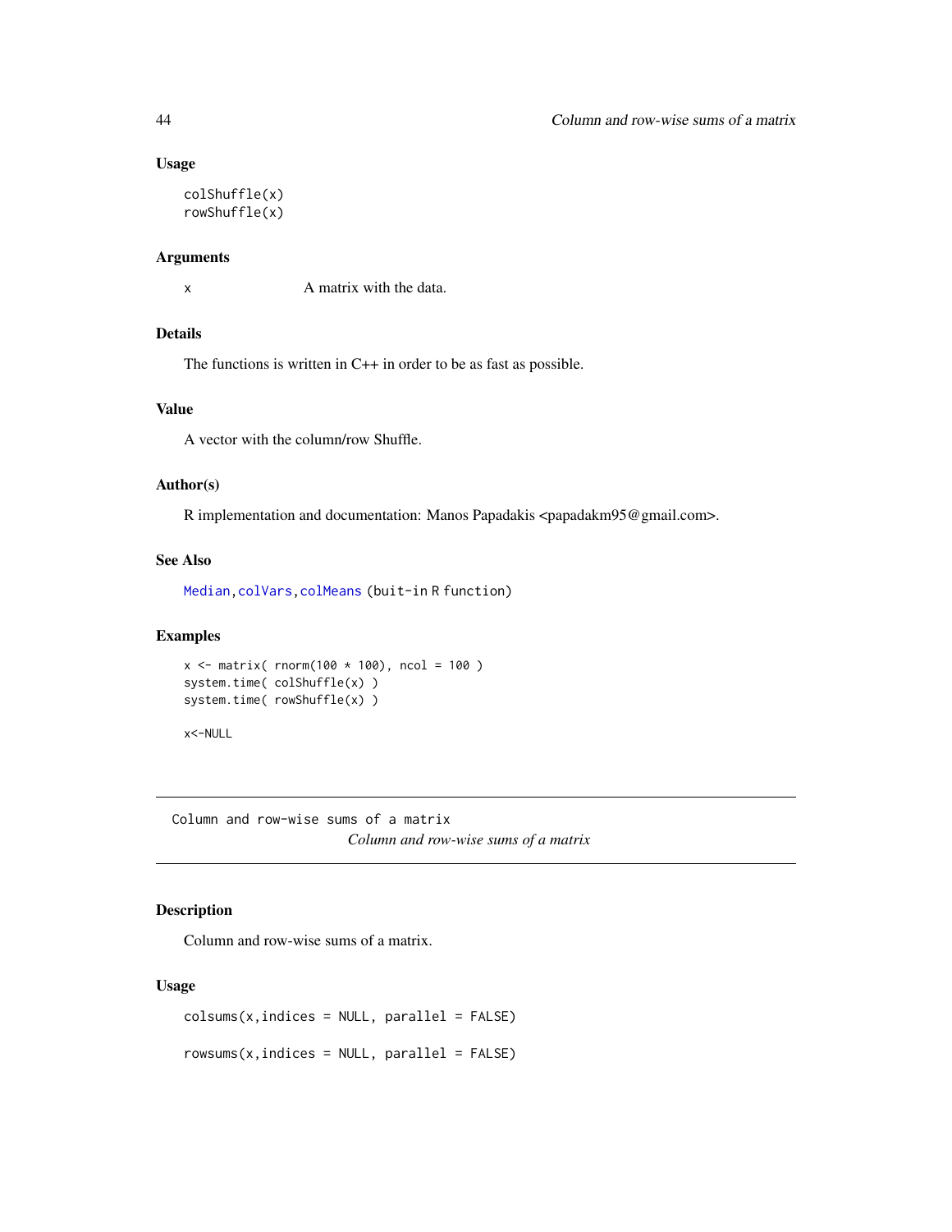### Usage

```
colShuffle(x)
rowShuffle(x)
```

### Arguments

| | |
|---|---|
| x | A matrix with the data. |

### Details

The functions is written in C++ in order to be as fast as possible.

### Value

A vector with the column/row Shuffle.

### Author(s)

R implementation and documentation: Manos Papadakis <papadakm95@gmail.com>.

### See Also

Median, colVars, colMeans (buit-in R function)

### Examples

```
x <- matrix( rnorm(100 * 100), ncol = 100 )
system.time( colShuffle(x) )
system.time( rowShuffle(x) )

x<-NULL
```

---

## Column and row-wise sums of a matrix

*Column and row-wise sums of a matrix*

---

### Description

Column and row-wise sums of a matrix.

### Usage

```
colsums(x,indices = NULL, parallel = FALSE)

rowsums(x,indices = NULL, parallel = FALSE)
```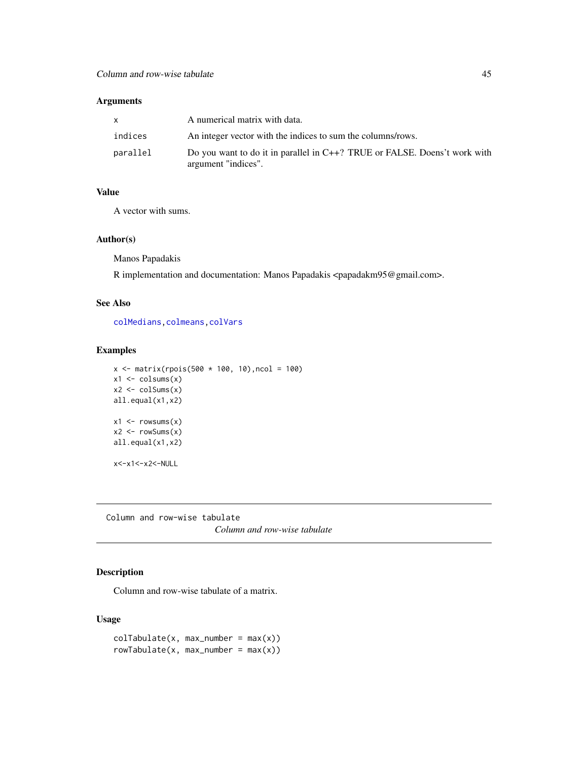### Arguments

| | |
|---|---|
| x | A numerical matrix with data. |
| indices | An integer vector with the indices to sum the columns/rows. |
| parallel | Do you want to do it in parallel in C++? TRUE or FALSE. Doens't work with argument "indices". |

### Value

A vector with sums.

### Author(s)

Manos Papadakis

R implementation and documentation: Manos Papadakis <papadakm95@gmail.com>.

### See Also

colMedians, colmeans, colVars

### Examples

```
x <- matrix(rpois(500 * 100, 10),ncol = 100)
x1 <- colsums(x)
x2 <- colSums(x)
all.equal(x1,x2)

x1 <- rowsums(x)
x2 <- rowSums(x)
all.equal(x1,x2)

x<-x1<-x2<-NULL
```

---

## Column and row-wise tabulate

*Column and row-wise tabulate*

### Description

Column and row-wise tabulate of a matrix.

### Usage

```
colTabulate(x, max_number = max(x))
rowTabulate(x, max_number = max(x))
```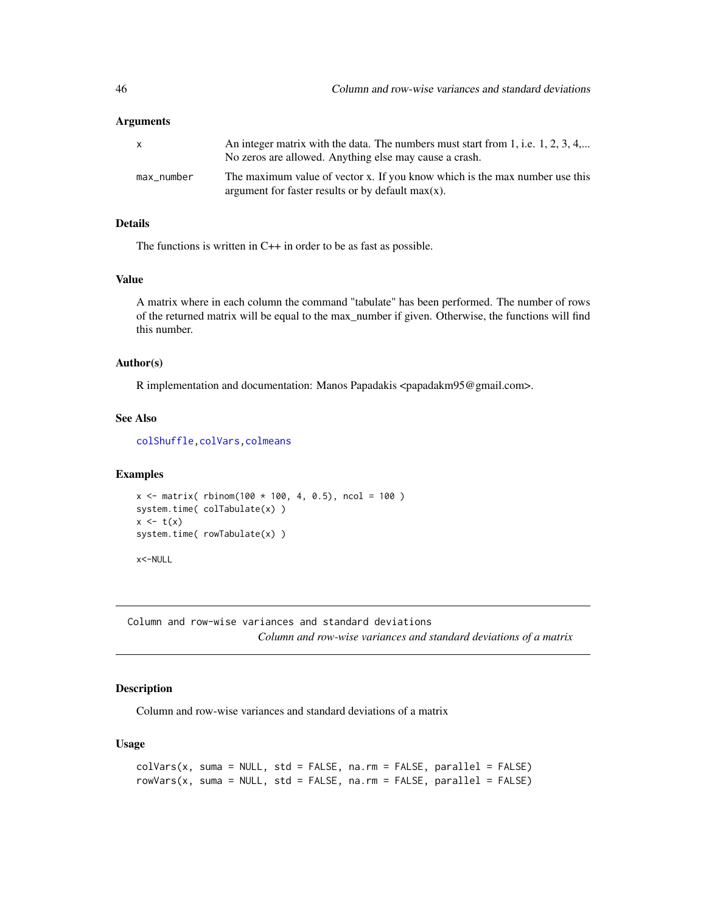### Arguments

| | |
|---|---|
| x | An integer matrix with the data. The numbers must start from 1, i.e. 1, 2, 3, 4,... No zeros are allowed. Anything else may cause a crash. |
| max_number | The maximum value of vector x. If you know which is the max number use this argument for faster results or by default max(x). |

### Details

The functions is written in C++ in order to be as fast as possible.

### Value

A matrix where in each column the command "tabulate" has been performed. The number of rows of the returned matrix will be equal to the max_number if given. Otherwise, the functions will find this number.

### Author(s)

R implementation and documentation: Manos Papadakis <papadakm95@gmail.com>.

### See Also

colShuffle, colVars, colmeans

### Examples

```
x <- matrix( rbinom(100 * 100, 4, 0.5), ncol = 100 )
system.time( colTabulate(x) )
x <- t(x)
system.time( rowTabulate(x) )

x<-NULL
```

---

## Column and row-wise variances and standard deviations

*Column and row-wise variances and standard deviations of a matrix*

### Description

Column and row-wise variances and standard deviations of a matrix

### Usage

```
colVars(x, suma = NULL, std = FALSE, na.rm = FALSE, parallel = FALSE)
rowVars(x, suma = NULL, std = FALSE, na.rm = FALSE, parallel = FALSE)
```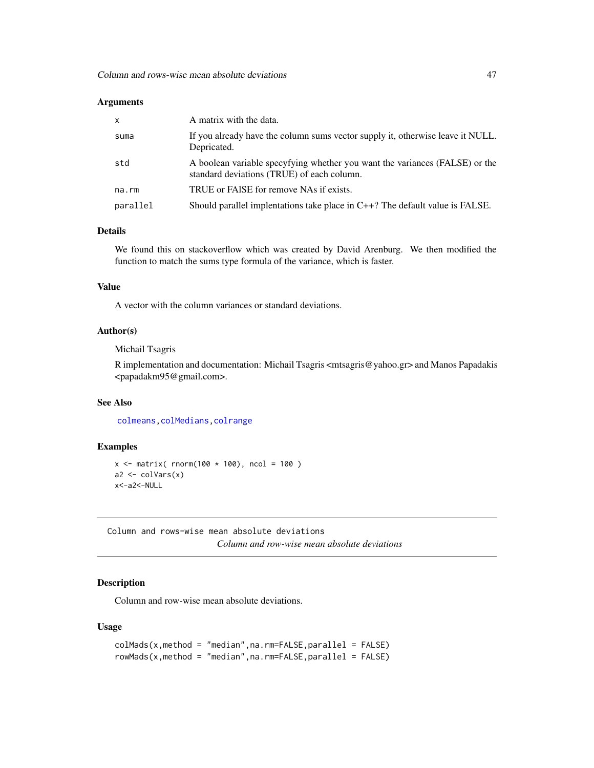### Arguments

| | |
|---|---|
| `x` | A matrix with the data. |
| `suma` | If you already have the column sums vector supply it, otherwise leave it NULL. Depricated. |
| `std` | A boolean variable specyfying whether you want the variances (FALSE) or the standard deviations (TRUE) of each column. |
| `na.rm` | TRUE or FAlSE for remove NAs if exists. |
| `parallel` | Should parallel implentations take place in C++? The default value is FALSE. |

### Details

We found this on stackoverflow which was created by David Arenburg. We then modified the function to match the sums type formula of the variance, which is faster.

### Value

A vector with the column variances or standard deviations.

### Author(s)

Michail Tsagris

R implementation and documentation: Michail Tsagris <mtsagris@yahoo.gr> and Manos Papadakis <papadakm95@gmail.com>.

### See Also

colmeans, colMedians, colrange

### Examples

```
x <- matrix( rnorm(100 * 100), ncol = 100 )
a2 <- colVars(x)
x<-a2<-NULL
```

---

## Column and rows-wise mean absolute deviations

*Column and row-wise mean absolute deviations*

### Description

Column and row-wise mean absolute deviations.

### Usage

```
colMads(x,method = "median",na.rm=FALSE,parallel = FALSE)
rowMads(x,method = "median",na.rm=FALSE,parallel = FALSE)
```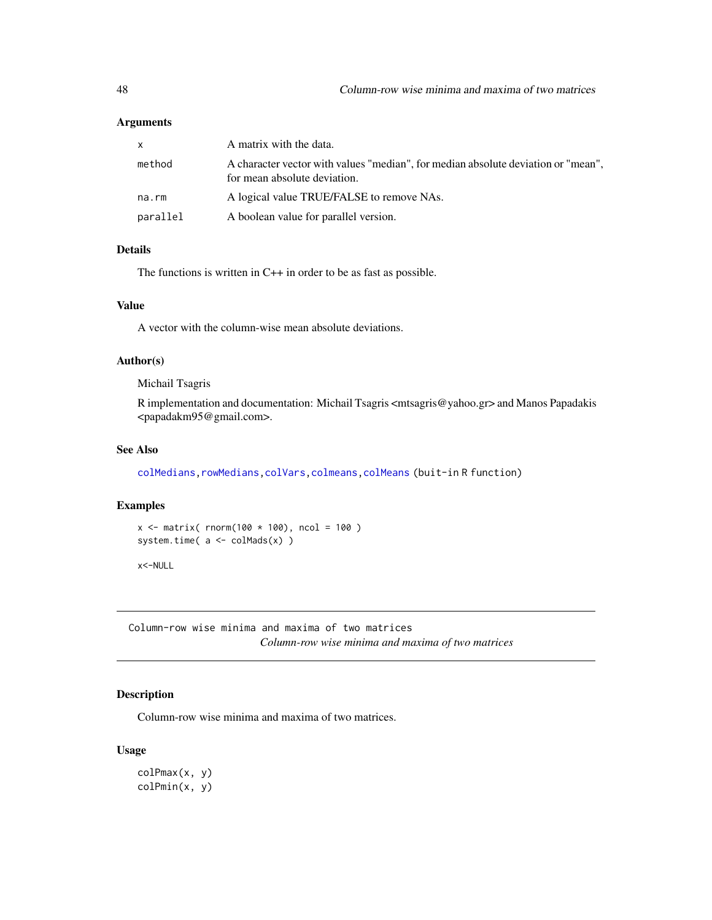## Arguments

| | |
|---|---|
| x | A matrix with the data. |
| method | A character vector with values "median", for median absolute deviation or "mean", for mean absolute deviation. |
| na.rm | A logical value TRUE/FALSE to remove NAs. |
| parallel | A boolean value for parallel version. |

## Details

The functions is written in C++ in order to be as fast as possible.

## Value

A vector with the column-wise mean absolute deviations.

## Author(s)

Michail Tsagris

R implementation and documentation: Michail Tsagris <mtsagris@yahoo.gr> and Manos Papadakis <papadakm95@gmail.com>.

## See Also

colMedians, rowMedians, colVars, colmeans, colMeans (buit-in R function)

## Examples

```
x <- matrix( rnorm(100 * 100), ncol = 100 )
system.time( a <- colMads(x) )

x<-NULL
```

---

# Column-row wise minima and maxima of two matrices

*Column-row wise minima and maxima of two matrices*

---

## Description

Column-row wise minima and maxima of two matrices.

## Usage

```
colPmax(x, y)
colPmin(x, y)
```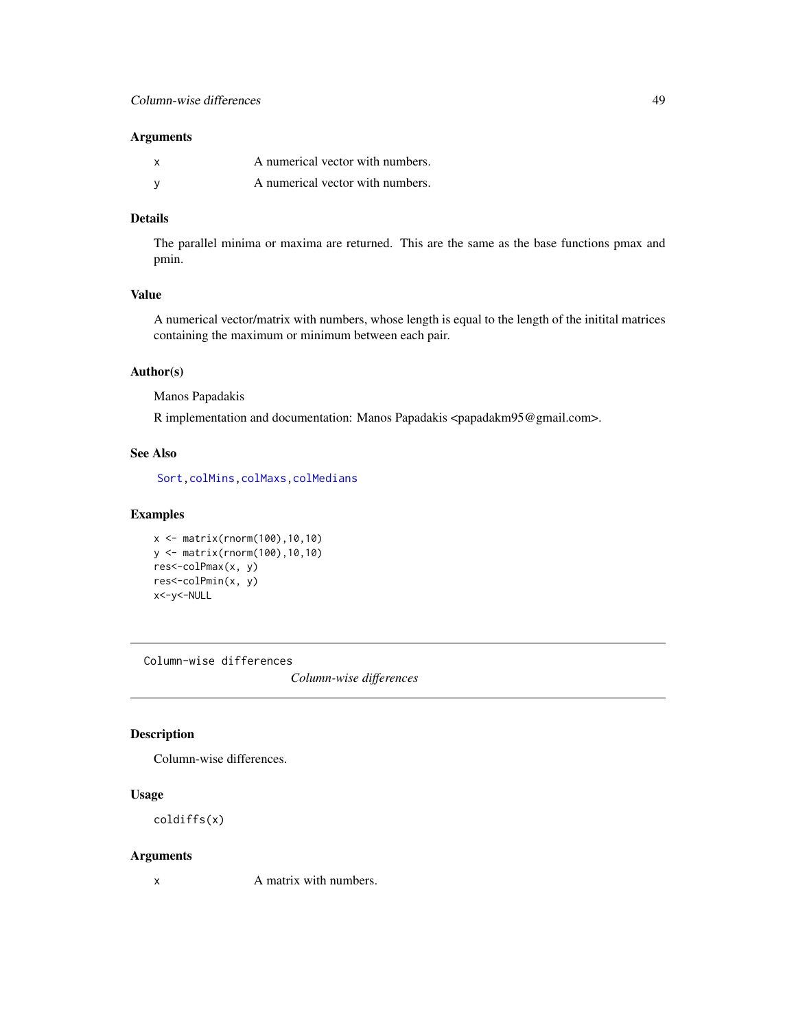### Arguments

| | |
|---|---|
| x | A numerical vector with numbers. |
| y | A numerical vector with numbers. |

### Details

The parallel minima or maxima are returned. This are the same as the base functions pmax and pmin.

### Value

A numerical vector/matrix with numbers, whose length is equal to the length of the initital matrices containing the maximum or minimum between each pair.

### Author(s)

Manos Papadakis

R implementation and documentation: Manos Papadakis <papadakm95@gmail.com>.

### See Also

Sort, colMins, colMaxs, colMedians

### Examples

```
x <- matrix(rnorm(100),10,10)
y <- matrix(rnorm(100),10,10)
res<-colPmax(x, y)
res<-colPmin(x, y)
x<-y<-NULL
```

---

## Column-wise differences

*Column-wise differences*

### Description

Column-wise differences.

### Usage

```
coldiffs(x)
```

### Arguments

| | |
|---|---|
| x | A matrix with numbers. |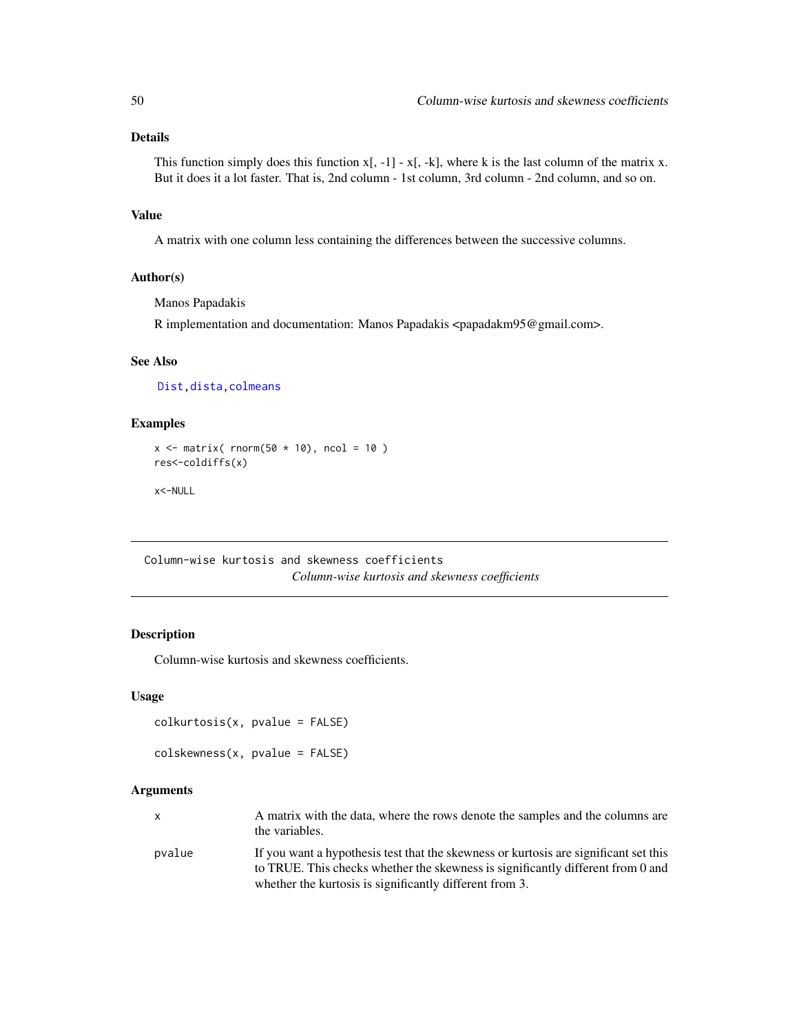### Details

This function simply does this function x[, -1] - x[, -k], where k is the last column of the matrix x. But it does it a lot faster. That is, 2nd column - 1st column, 3rd column - 2nd column, and so on.

### Value

A matrix with one column less containing the differences between the successive columns.

### Author(s)

Manos Papadakis

R implementation and documentation: Manos Papadakis <papadakm95@gmail.com>.

### See Also

Dist, dista, colmeans

### Examples

```
x <- matrix( rnorm(50 * 10), ncol = 10 )
res<-coldiffs(x)

x<-NULL
```

---

## Column-wise kurtosis and skewness coefficients

*Column-wise kurtosis and skewness coefficients*

---

### Description

Column-wise kurtosis and skewness coefficients.

### Usage

```
colkurtosis(x, pvalue = FALSE)

colskewness(x, pvalue = FALSE)
```

### Arguments

| | |
|---|---|
| x | A matrix with the data, where the rows denote the samples and the columns are the variables. |
| pvalue | If you want a hypothesis test that the skewness or kurtosis are significant set this to TRUE. This checks whether the skewness is significantly different from 0 and whether the kurtosis is significantly different from 3. |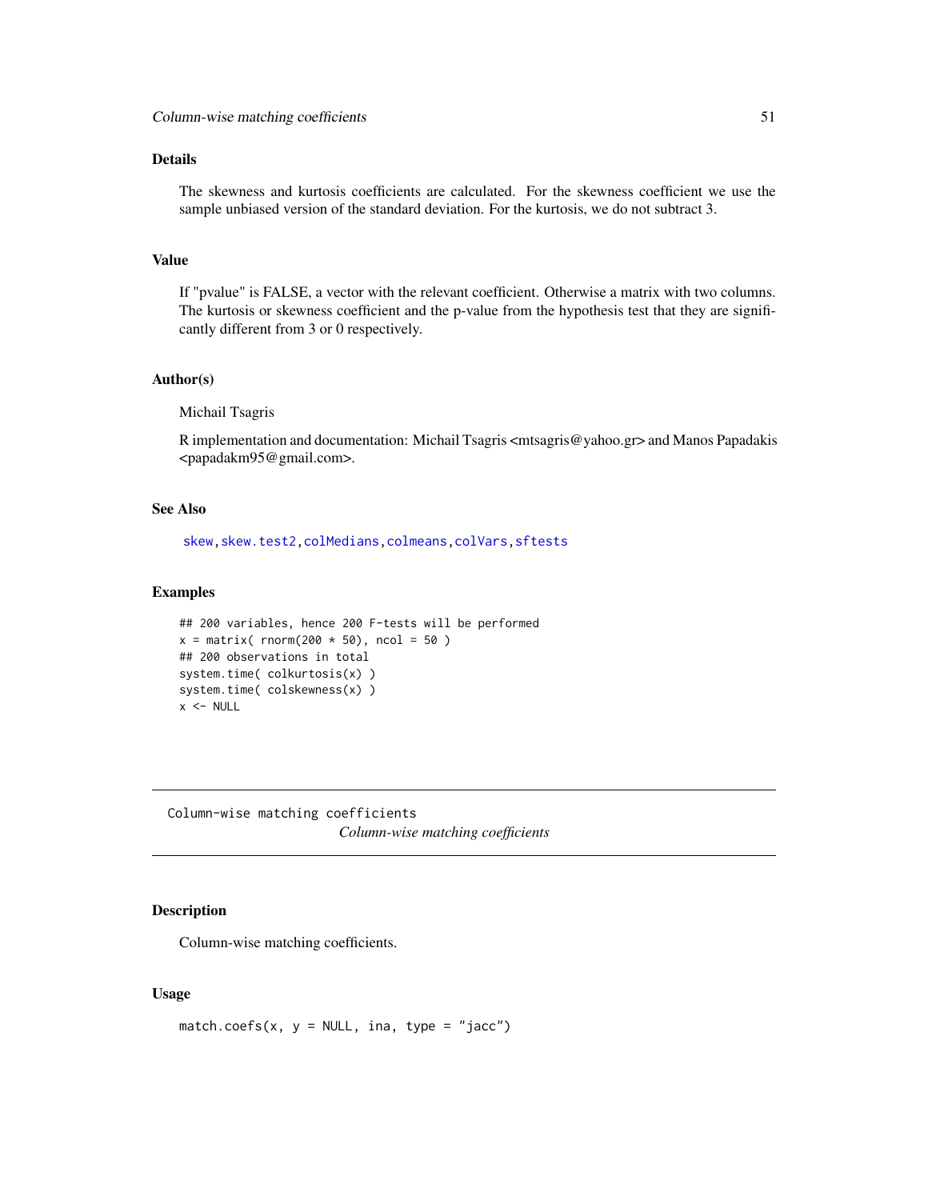## Details

The skewness and kurtosis coefficients are calculated. For the skewness coefficient we use the sample unbiased version of the standard deviation. For the kurtosis, we do not subtract 3.

## Value

If "pvalue" is FALSE, a vector with the relevant coefficient. Otherwise a matrix with two columns. The kurtosis or skewness coefficient and the p-value from the hypothesis test that they are significantly different from 3 or 0 respectively.

## Author(s)

Michail Tsagris

R implementation and documentation: Michail Tsagris <mtsagris@yahoo.gr> and Manos Papadakis <papadakm95@gmail.com>.

## See Also

skew, skew.test2, colMedians, colmeans, colVars, sftests

## Examples

```
## 200 variables, hence 200 F-tests will be performed
x = matrix( rnorm(200 * 50), ncol = 50 )
## 200 observations in total
system.time( colkurtosis(x) )
system.time( colskewness(x) )
x <- NULL
```

---

Column-wise matching coefficients

# *Column-wise matching coefficients*

## Description

Column-wise matching coefficients.

## Usage

```
match.coefs(x, y = NULL, ina, type = "jacc")
```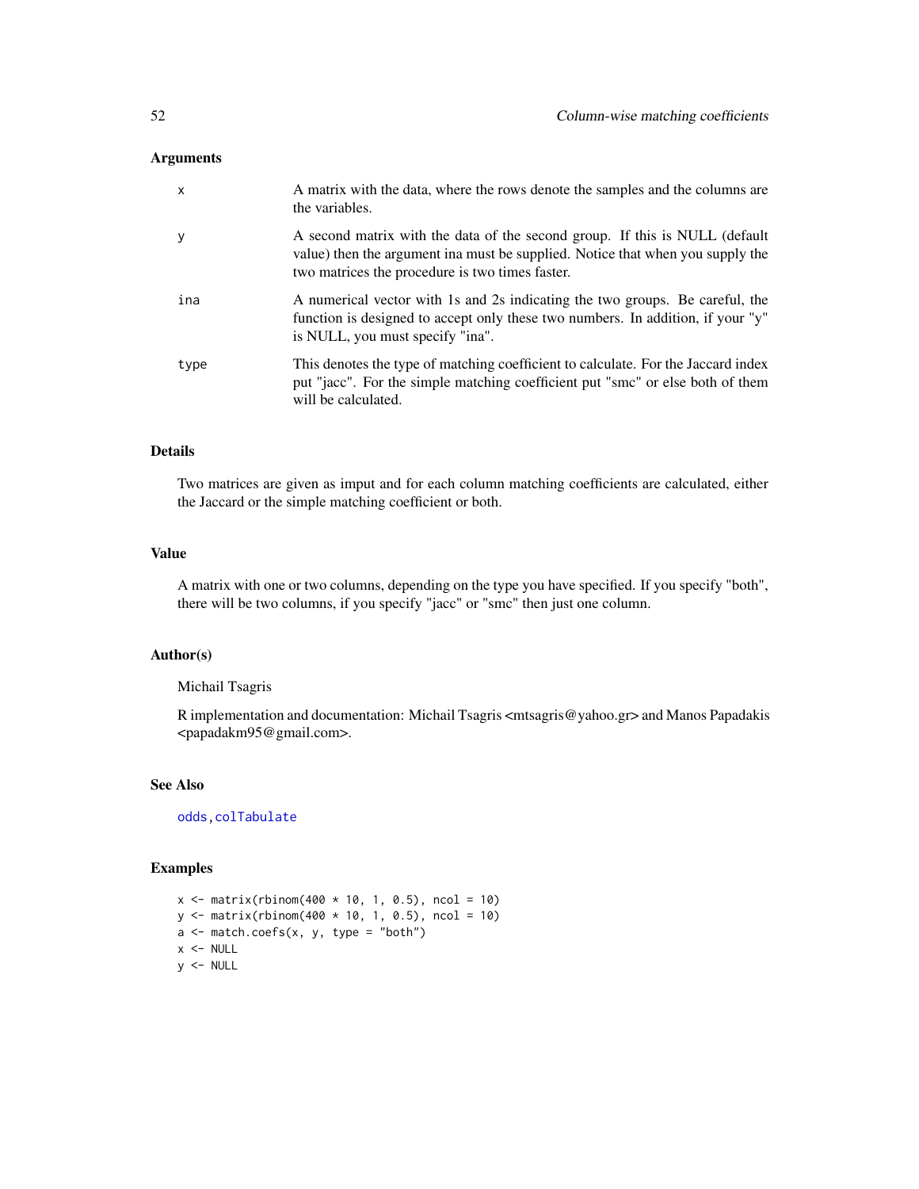### Arguments

- **x** — A matrix with the data, where the rows denote the samples and the columns are the variables.
- **y** — A second matrix with the data of the second group. If this is NULL (default value) then the argument ina must be supplied. Notice that when you supply the two matrices the procedure is two times faster.
- **ina** — A numerical vector with 1s and 2s indicating the two groups. Be careful, the function is designed to accept only these two numbers. In addition, if your "y" is NULL, you must specify "ina".
- **type** — This denotes the type of matching coefficient to calculate. For the Jaccard index put "jacc". For the simple matching coefficient put "smc" or else both of them will be calculated.

### Details

Two matrices are given as imput and for each column matching coefficients are calculated, either the Jaccard or the simple matching coefficient or both.

### Value

A matrix with one or two columns, depending on the type you have specified. If you specify "both", there will be two columns, if you specify "jacc" or "smc" then just one column.

### Author(s)

Michail Tsagris

R implementation and documentation: Michail Tsagris <mtsagris@yahoo.gr> and Manos Papadakis <papadakm95@gmail.com>.

### See Also

odds, colTabulate

### Examples

```
x <- matrix(rbinom(400 * 10, 1, 0.5), ncol = 10)
y <- matrix(rbinom(400 * 10, 1, 0.5), ncol = 10)
a <- match.coefs(x, y, type = "both")
x <- NULL
y <- NULL
```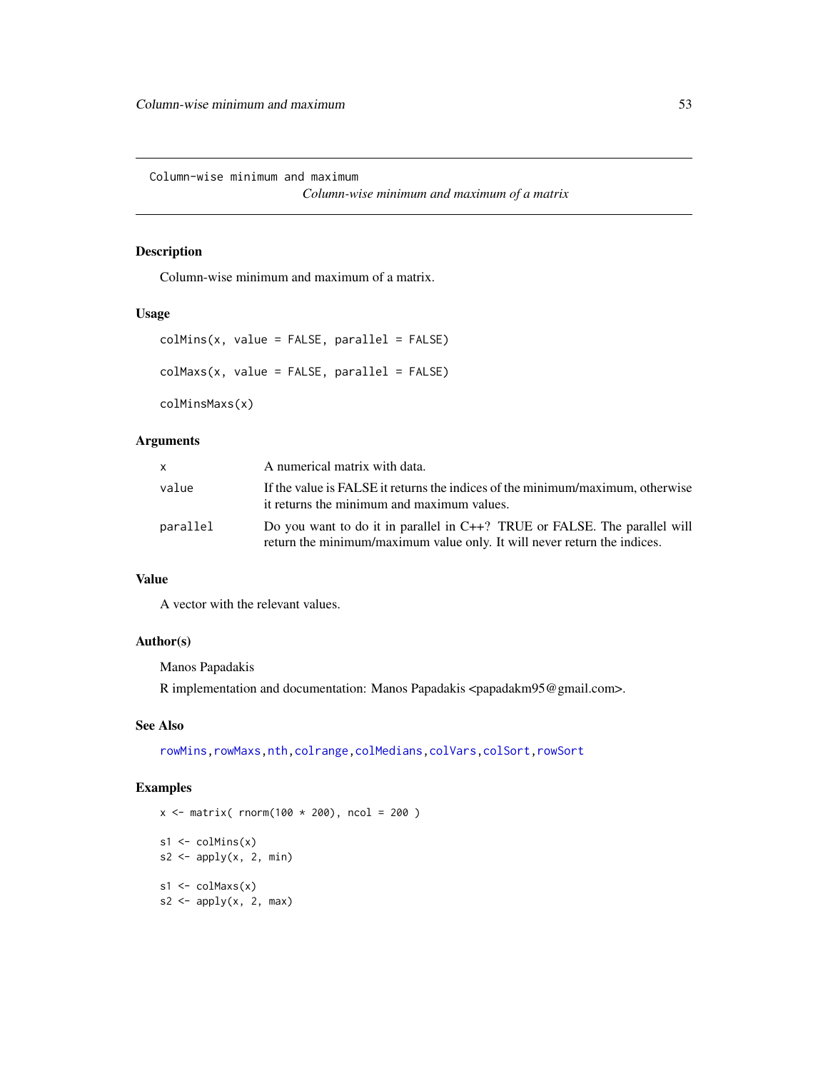Column-wise minimum and maximum

*Column-wise minimum and maximum of a matrix*

### Description

Column-wise minimum and maximum of a matrix.

### Usage

```
colMins(x, value = FALSE, parallel = FALSE)

colMaxs(x, value = FALSE, parallel = FALSE)

colMinsMaxs(x)
```

### Arguments

| | |
|---|---|
| x | A numerical matrix with data. |
| value | If the value is FALSE it returns the indices of the minimum/maximum, otherwise it returns the minimum and maximum values. |
| parallel | Do you want to do it in parallel in C++? TRUE or FALSE. The parallel will return the minimum/maximum value only. It will never return the indices. |

### Value

A vector with the relevant values.

### Author(s)

Manos Papadakis

R implementation and documentation: Manos Papadakis <papadakm95@gmail.com>.

### See Also

rowMins, rowMaxs, nth, colrange, colMedians, colVars, colSort, rowSort

### Examples

```
x <- matrix( rnorm(100 * 200), ncol = 200 )

s1 <- colMins(x)
s2 <- apply(x, 2, min)

s1 <- colMaxs(x)
s2 <- apply(x, 2, max)
```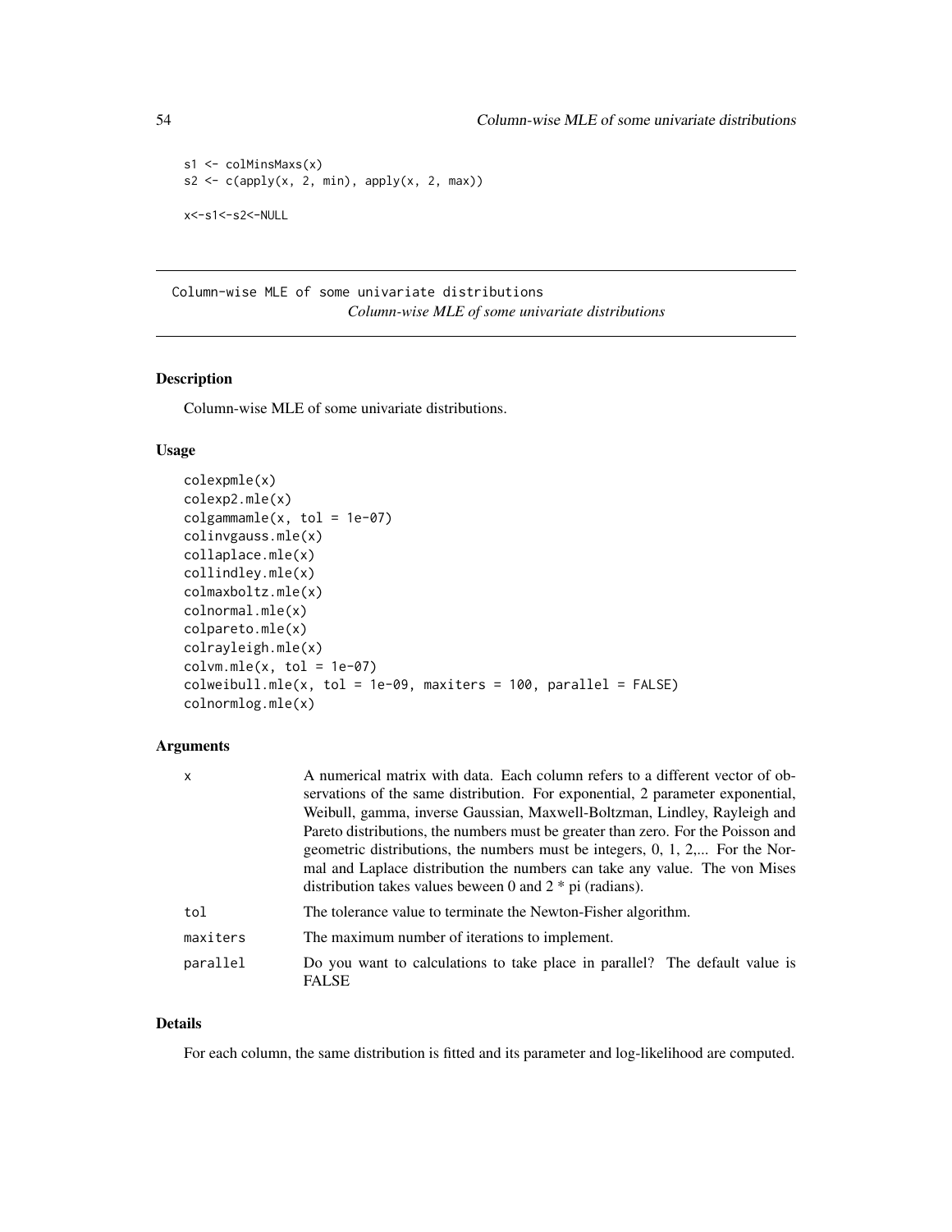```
s1 <- colMinsMaxs(x)
s2 <- c(apply(x, 2, min), apply(x, 2, max))

x<-s1<-s2<-NULL
```

---

Column-wise MLE of some univariate distributions

*Column-wise MLE of some univariate distributions*

---

## Description

Column-wise MLE of some univariate distributions.

## Usage

```
colexpmle(x)
colexp2.mle(x)
colgammamle(x, tol = 1e-07)
colinvgauss.mle(x)
collaplace.mle(x)
collindley.mle(x)
colmaxboltz.mle(x)
colnormal.mle(x)
colpareto.mle(x)
colrayleigh.mle(x)
colvm.mle(x, tol = 1e-07)
colweibull.mle(x, tol = 1e-09, maxiters = 100, parallel = FALSE)
colnormlog.mle(x)
```

## Arguments

| | |
|---|---|
| x | A numerical matrix with data. Each column refers to a different vector of observations of the same distribution. For exponential, 2 parameter exponential, Weibull, gamma, inverse Gaussian, Maxwell-Boltzman, Lindley, Rayleigh and Pareto distributions, the numbers must be greater than zero. For the Poisson and geometric distributions, the numbers must be integers, 0, 1, 2,... For the Normal and Laplace distribution the numbers can take any value. The von Mises distribution takes values beween 0 and 2 * pi (radians). |
| tol | The tolerance value to terminate the Newton-Fisher algorithm. |
| maxiters | The maximum number of iterations to implement. |
| parallel | Do you want to calculations to take place in parallel? The default value is FALSE |

## Details

For each column, the same distribution is fitted and its parameter and log-likelihood are computed.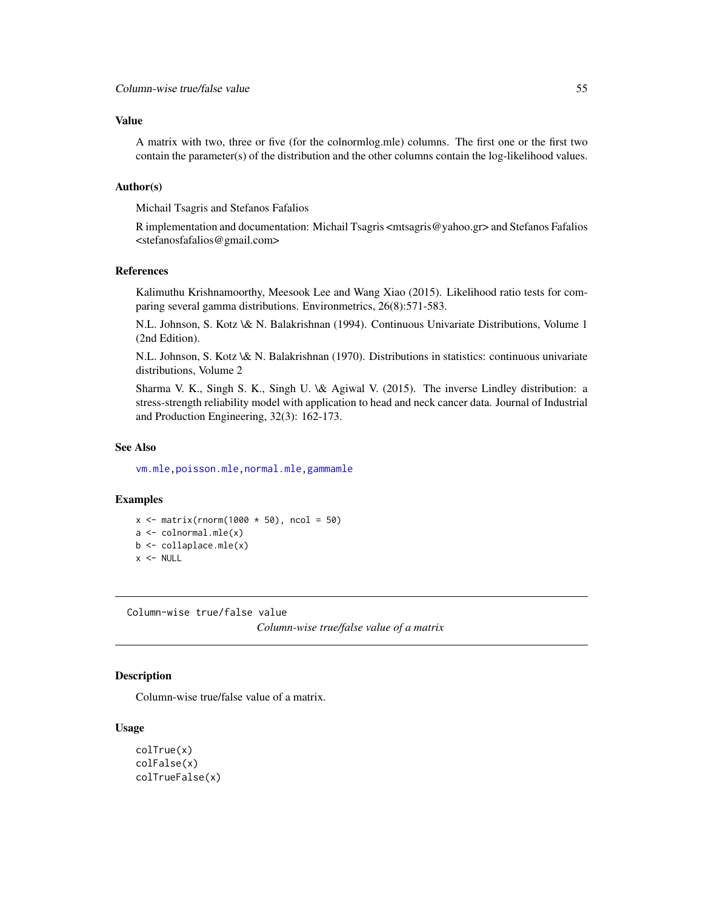### Value

A matrix with two, three or five (for the colnormlog.mle) columns. The first one or the first two contain the parameter(s) of the distribution and the other columns contain the log-likelihood values.

### Author(s)

Michail Tsagris and Stefanos Fafalios

R implementation and documentation: Michail Tsagris <mtsagris@yahoo.gr> and Stefanos Fafalios <stefanosfafalios@gmail.com>

### References

Kalimuthu Krishnamoorthy, Meesook Lee and Wang Xiao (2015). Likelihood ratio tests for comparing several gamma distributions. Environmetrics, 26(8):571-583.

N.L. Johnson, S. Kotz \& N. Balakrishnan (1994). Continuous Univariate Distributions, Volume 1 (2nd Edition).

N.L. Johnson, S. Kotz \& N. Balakrishnan (1970). Distributions in statistics: continuous univariate distributions, Volume 2

Sharma V. K., Singh S. K., Singh U. \& Agiwal V. (2015). The inverse Lindley distribution: a stress-strength reliability model with application to head and neck cancer data. Journal of Industrial and Production Engineering, 32(3): 162-173.

### See Also

vm.mle, poisson.mle, normal.mle, gammamle

### Examples

```
x <- matrix(rnorm(1000 * 50), ncol = 50)
a <- colnormal.mle(x)
b <- collaplace.mle(x)
x <- NULL
```

---

## Column-wise true/false value

*Column-wise true/false value of a matrix*

---

### Description

Column-wise true/false value of a matrix.

### Usage

```
colTrue(x)
colFalse(x)
colTrueFalse(x)
```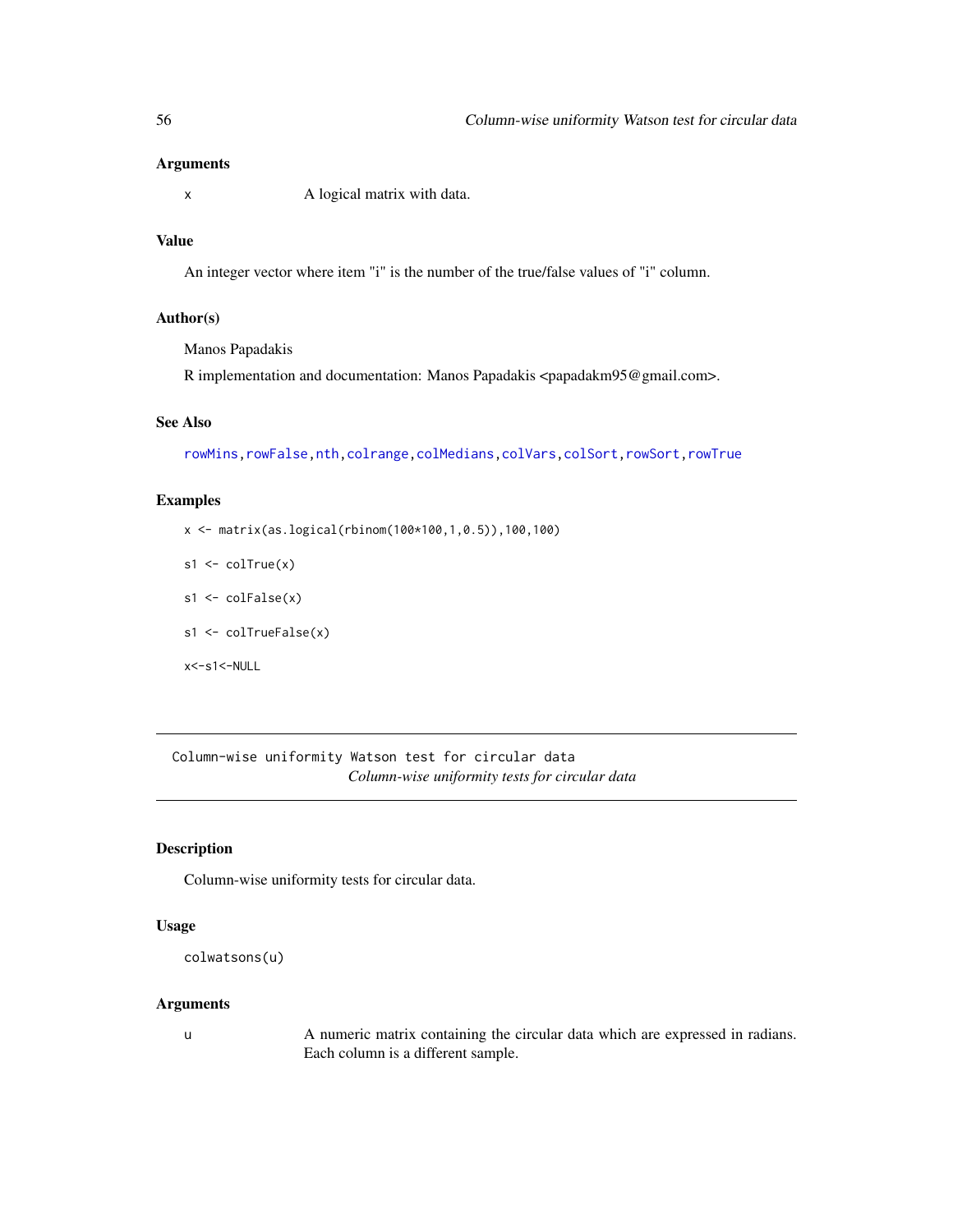## Arguments

x A logical matrix with data.

## Value

An integer vector where item "i" is the number of the true/false values of "i" column.

## Author(s)

Manos Papadakis

R implementation and documentation: Manos Papadakis <papadakm95@gmail.com>.

## See Also

rowMins, rowFalse, nth, colrange, colMedians, colVars, colSort, rowSort, rowTrue

## Examples

```
x <- matrix(as.logical(rbinom(100*100,1,0.5)),100,100)

s1 <- colTrue(x)

s1 <- colFalse(x)

s1 <- colTrueFalse(x)

x<-s1<-NULL
```

---

# Column-wise uniformity Watson test for circular data

*Column-wise uniformity tests for circular data*

## Description

Column-wise uniformity tests for circular data.

## Usage

```
colwatsons(u)
```

## Arguments

u A numeric matrix containing the circular data which are expressed in radians. Each column is a different sample.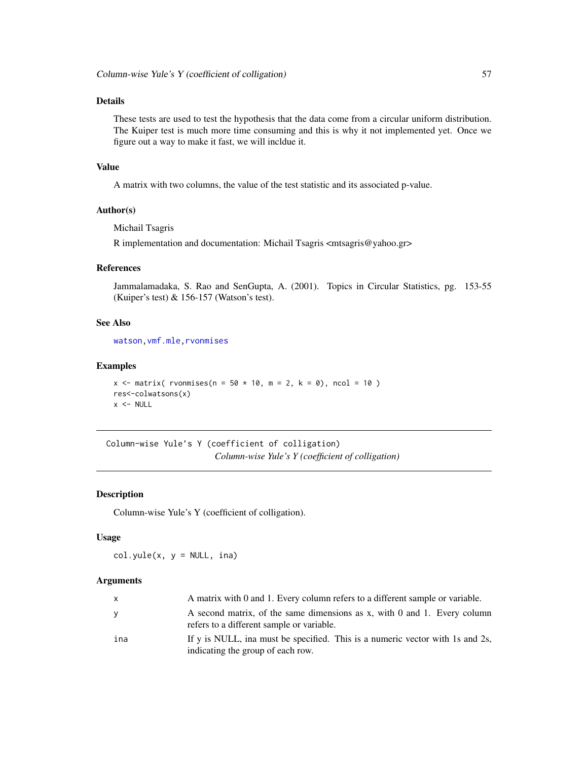### Details

These tests are used to test the hypothesis that the data come from a circular uniform distribution. The Kuiper test is much more time consuming and this is why it not implemented yet. Once we figure out a way to make it fast, we will incldue it.

### Value

A matrix with two columns, the value of the test statistic and its associated p-value.

### Author(s)

Michail Tsagris

R implementation and documentation: Michail Tsagris <mtsagris@yahoo.gr>

### References

Jammalamadaka, S. Rao and SenGupta, A. (2001). Topics in Circular Statistics, pg. 153-55 (Kuiper's test) & 156-157 (Watson's test).

### See Also

watson, vmf.mle, rvonmises

### Examples

```
x <- matrix( rvonmises(n = 50 * 10, m = 2, k = 0), ncol = 10 )
res<-colwatsons(x)
x <- NULL
```

---

## Column-wise Yule's Y (coefficient of colligation)

*Column-wise Yule's Y (coefficient of colligation)*

---

### Description

Column-wise Yule's Y (coefficient of colligation).

### Usage

```
col.yule(x, y = NULL, ina)
```

### Arguments

| | |
|---|---|
| x | A matrix with 0 and 1. Every column refers to a different sample or variable. |
| y | A second matrix, of the same dimensions as x, with 0 and 1. Every column refers to a different sample or variable. |
| ina | If y is NULL, ina must be specified. This is a numeric vector with 1s and 2s, indicating the group of each row. |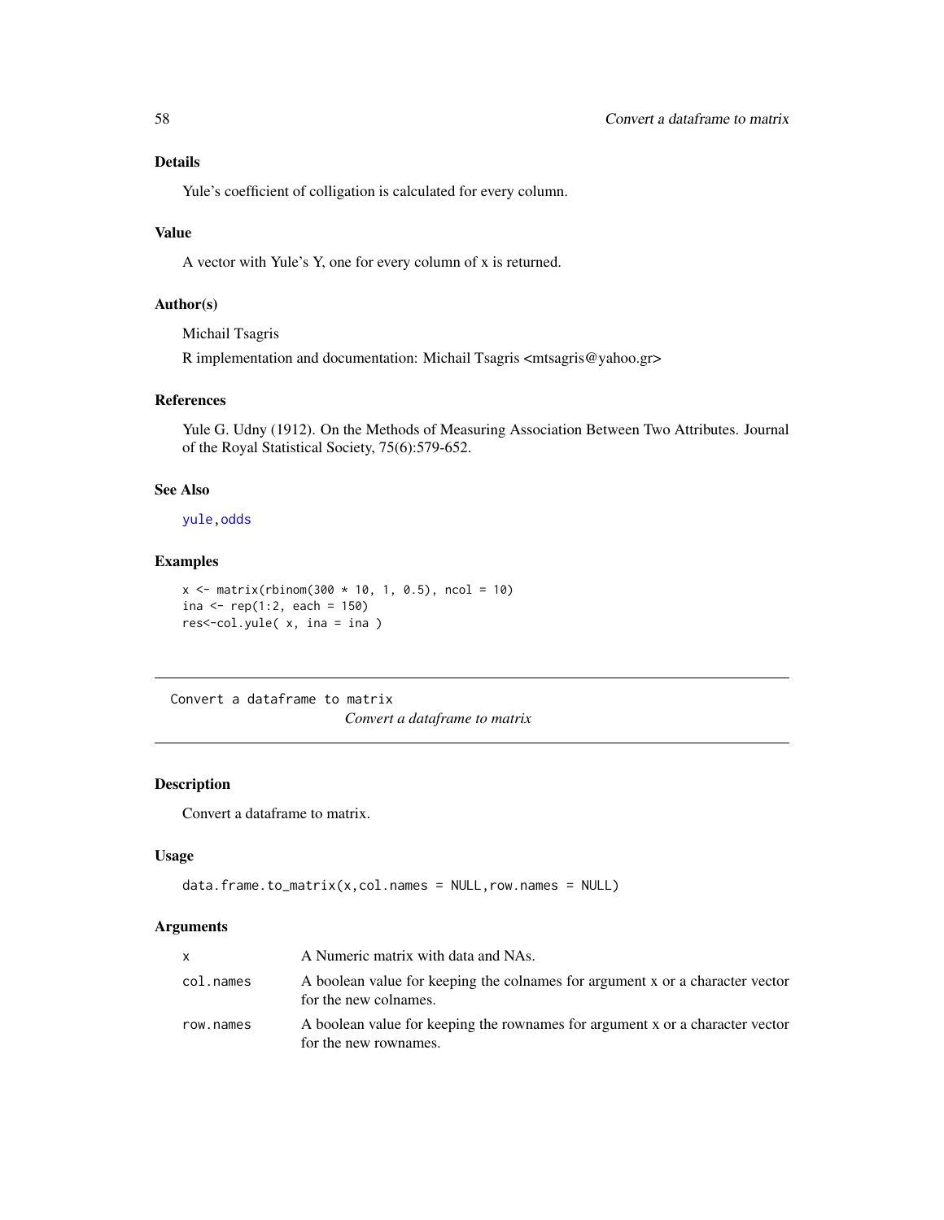### Details

Yule's coefficient of colligation is calculated for every column.

### Value

A vector with Yule's Y, one for every column of x is returned.

### Author(s)

Michail Tsagris

R implementation and documentation: Michail Tsagris <mtsagris@yahoo.gr>

### References

Yule G. Udny (1912). On the Methods of Measuring Association Between Two Attributes. Journal of the Royal Statistical Society, 75(6):579-652.

### See Also

yule,odds

### Examples

```
x <- matrix(rbinom(300 * 10, 1, 0.5), ncol = 10)
ina <- rep(1:2, each = 150)
res<-col.yule( x, ina = ina )
```

---

## Convert a dataframe to matrix

*Convert a dataframe to matrix*

---

### Description

Convert a dataframe to matrix.

### Usage

```
data.frame.to_matrix(x,col.names = NULL,row.names = NULL)
```

### Arguments

| | |
|---|---|
| x | A Numeric matrix with data and NAs. |
| col.names | A boolean value for keeping the colnames for argument x or a character vector for the new colnames. |
| row.names | A boolean value for keeping the rownames for argument x or a character vector for the new rownames. |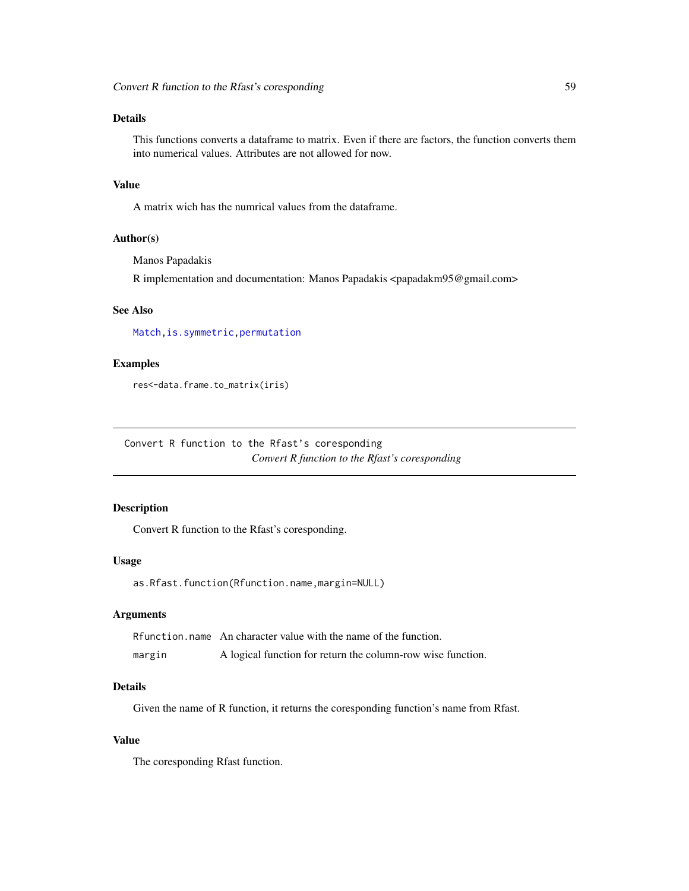## Details

This functions converts a dataframe to matrix. Even if there are factors, the function converts them into numerical values. Attributes are not allowed for now.

## Value

A matrix wich has the numrical values from the dataframe.

## Author(s)

Manos Papadakis

R implementation and documentation: Manos Papadakis <papadakm95@gmail.com>

## See Also

Match, is.symmetric, permutation

## Examples

```
res<-data.frame.to_matrix(iris)
```

---

# Convert R function to the Rfast's coresponding

*Convert R function to the Rfast's coresponding*

## Description

Convert R function to the Rfast's coresponding.

## Usage

```
as.Rfast.function(Rfunction.name,margin=NULL)
```

## Arguments

| | |
|---|---|
| Rfunction.name | An character value with the name of the function. |
| margin | A logical function for return the column-row wise function. |

## Details

Given the name of R function, it returns the coresponding function's name from Rfast.

## Value

The coresponding Rfast function.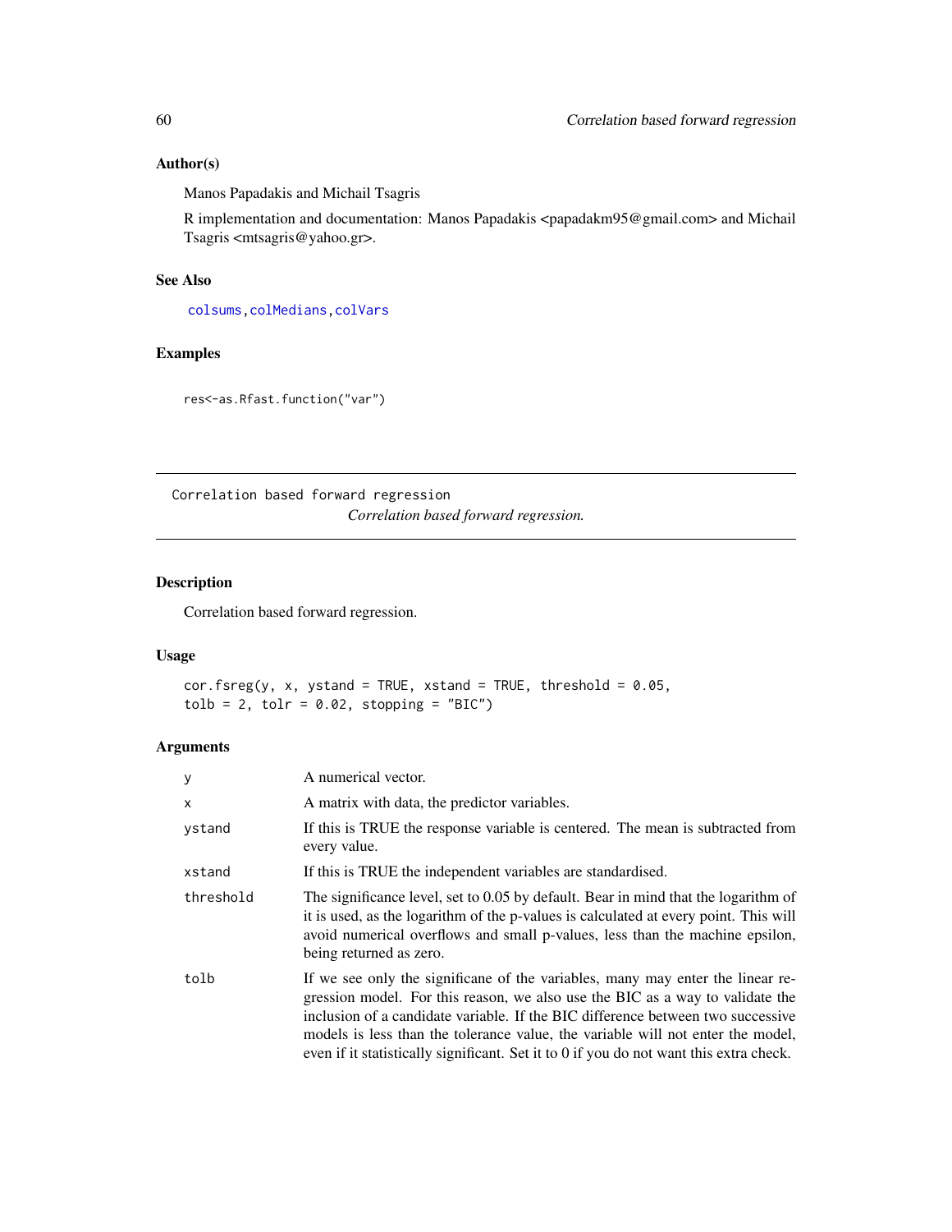## Author(s)

Manos Papadakis and Michail Tsagris

R implementation and documentation: Manos Papadakis <papadakm95@gmail.com> and Michail Tsagris <mtsagris@yahoo.gr>.

## See Also

colsums, colMedians, colVars

## Examples

```
res<-as.Rfast.function("var")
```

---

# Correlation based forward regression

*Correlation based forward regression.*

## Description

Correlation based forward regression.

## Usage

```
cor.fsreg(y, x, ystand = TRUE, xstand = TRUE, threshold = 0.05,
tolb = 2, tolr = 0.02, stopping = "BIC")
```

## Arguments

| | |
|---|---|
| y | A numerical vector. |
| x | A matrix with data, the predictor variables. |
| ystand | If this is TRUE the response variable is centered. The mean is subtracted from every value. |
| xstand | If this is TRUE the independent variables are standardised. |
| threshold | The significance level, set to 0.05 by default. Bear in mind that the logarithm of it is used, as the logarithm of the p-values is calculated at every point. This will avoid numerical overflows and small p-values, less than the machine epsilon, being returned as zero. |
| tolb | If we see only the significane of the variables, many may enter the linear regression model. For this reason, we also use the BIC as a way to validate the inclusion of a candidate variable. If the BIC difference between two successive models is less than the tolerance value, the variable will not enter the model, even if it statistically significant. Set it to 0 if you do not want this extra check. |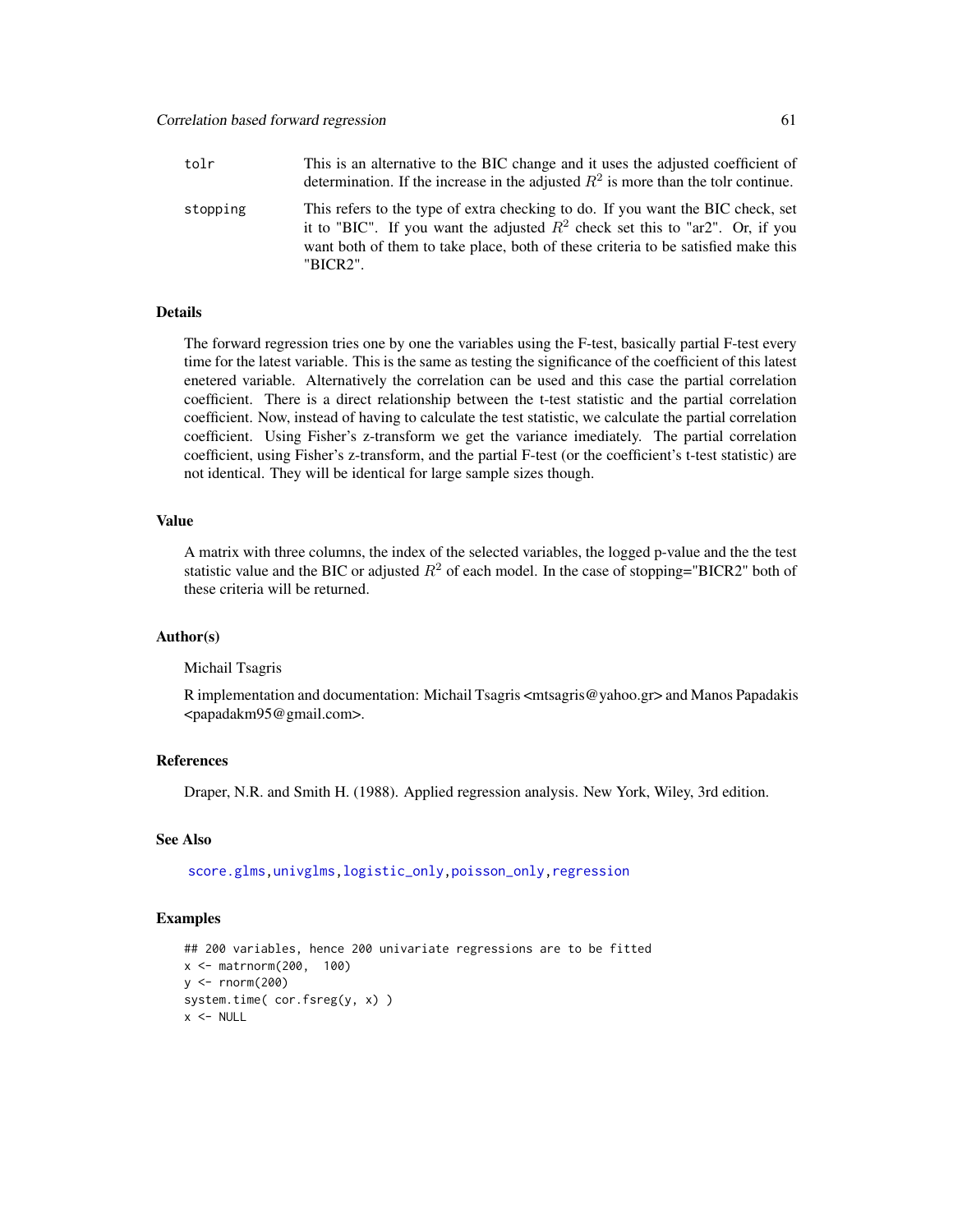| | |
|---|---|
| tolr | This is an alternative to the BIC change and it uses the adjusted coefficient of determination. If the increase in the adjusted $R^2$ is more than the tolr continue. |
| stopping | This refers to the type of extra checking to do. If you want the BIC check, set it to "BIC". If you want the adjusted $R^2$ check set this to "ar2". Or, if you want both of them to take place, both of these criteria to be satisfied make this "BICR2". |

## Details

The forward regression tries one by one the variables using the F-test, basically partial F-test every time for the latest variable. This is the same as testing the significance of the coefficient of this latest enetered variable. Alternatively the correlation can be used and this case the partial correlation coefficient. There is a direct relationship between the t-test statistic and the partial correlation coefficient. Now, instead of having to calculate the test statistic, we calculate the partial correlation coefficient. Using Fisher's z-transform we get the variance imediately. The partial correlation coefficient, using Fisher's z-transform, and the partial F-test (or the coefficient's t-test statistic) are not identical. They will be identical for large sample sizes though.

## Value

A matrix with three columns, the index of the selected variables, the logged p-value and the the test statistic value and the BIC or adjusted $R^2$ of each model. In the case of stopping="BICR2" both of these criteria will be returned.

## Author(s)

Michail Tsagris

R implementation and documentation: Michail Tsagris <mtsagris@yahoo.gr> and Manos Papadakis <papadakm95@gmail.com>.

## References

Draper, N.R. and Smith H. (1988). Applied regression analysis. New York, Wiley, 3rd edition.

## See Also

score.glms, univglms, logistic_only, poisson_only, regression

## Examples

```
## 200 variables, hence 200 univariate regressions are to be fitted
x <- matrnorm(200,  100)
y <- rnorm(200)
system.time( cor.fsreg(y, x) )
x <- NULL
```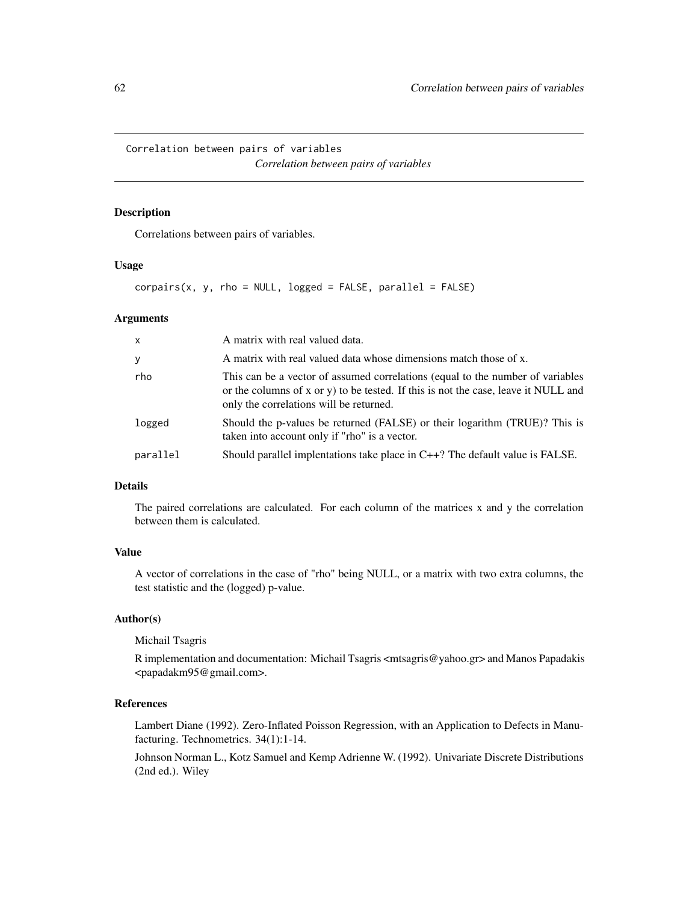Correction between pairs of variables

*Correlation between pairs of variables*

### Description

Correlations between pairs of variables.

### Usage

```
corpairs(x, y, rho = NULL, logged = FALSE, parallel = FALSE)
```

### Arguments

| | |
|---|---|
| x | A matrix with real valued data. |
| y | A matrix with real valued data whose dimensions match those of x. |
| rho | This can be a vector of assumed correlations (equal to the number of variables or the columns of x or y) to be tested. If this is not the case, leave it NULL and only the correlations will be returned. |
| logged | Should the p-values be returned (FALSE) or their logarithm (TRUE)? This is taken into account only if "rho" is a vector. |
| parallel | Should parallel implentations take place in C++? The default value is FALSE. |

### Details

The paired correlations are calculated. For each column of the matrices x and y the correlation between them is calculated.

### Value

A vector of correlations in the case of "rho" being NULL, or a matrix with two extra columns, the test statistic and the (logged) p-value.

### Author(s)

Michail Tsagris

R implementation and documentation: Michail Tsagris <mtsagris@yahoo.gr> and Manos Papadakis <papadakm95@gmail.com>.

### References

Lambert Diane (1992). Zero-Inflated Poisson Regression, with an Application to Defects in Manufacturing. Technometrics. 34(1):1-14.

Johnson Norman L., Kotz Samuel and Kemp Adrienne W. (1992). Univariate Discrete Distributions (2nd ed.). Wiley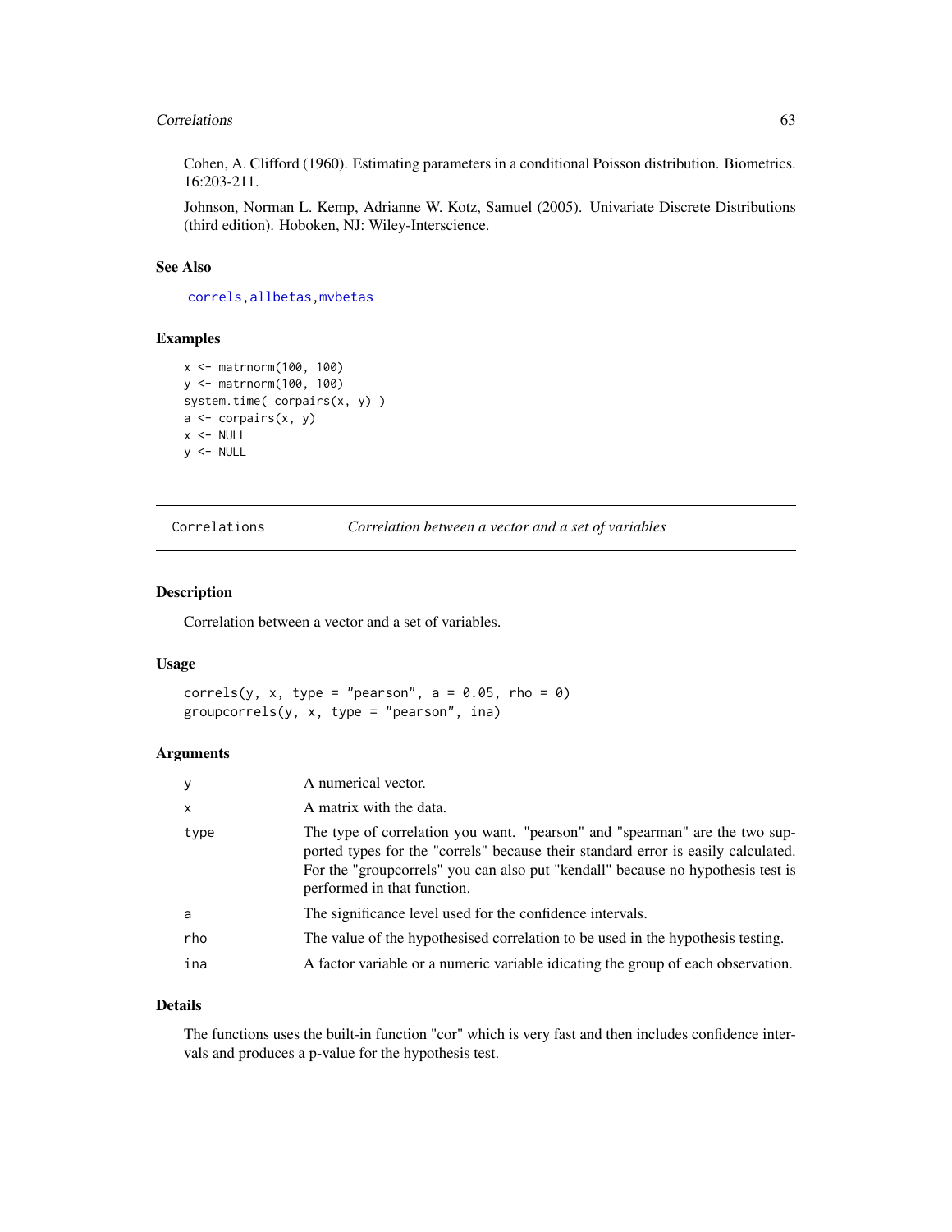Cohen, A. Clifford (1960). Estimating parameters in a conditional Poisson distribution. Biometrics. 16:203-211.

Johnson, Norman L. Kemp, Adrianne W. Kotz, Samuel (2005). Univariate Discrete Distributions (third edition). Hoboken, NJ: Wiley-Interscience.

### See Also

correls, allbetas, mvbetas

### Examples

```
x <- matrnorm(100, 100)
y <- matrnorm(100, 100)
system.time( corpairs(x, y) )
a <- corpairs(x, y)
x <- NULL
y <- NULL
```

---

## Correlations — *Correlation between a vector and a set of variables*

---

### Description

Correlation between a vector and a set of variables.

### Usage

```
correls(y, x, type = "pearson", a = 0.05, rho = 0)
groupcorrels(y, x, type = "pearson", ina)
```

### Arguments

| | |
|---|---|
| y | A numerical vector. |
| x | A matrix with the data. |
| type | The type of correlation you want. "pearson" and "spearman" are the two supported types for the "correls" because their standard error is easily calculated. For the "groupcorrels" you can also put "kendall" because no hypothesis test is performed in that function. |
| a | The significance level used for the confidence intervals. |
| rho | The value of the hypothesised correlation to be used in the hypothesis testing. |
| ina | A factor variable or a numeric variable idicating the group of each observation. |

### Details

The functions uses the built-in function "cor" which is very fast and then includes confidence intervals and produces a p-value for the hypothesis test.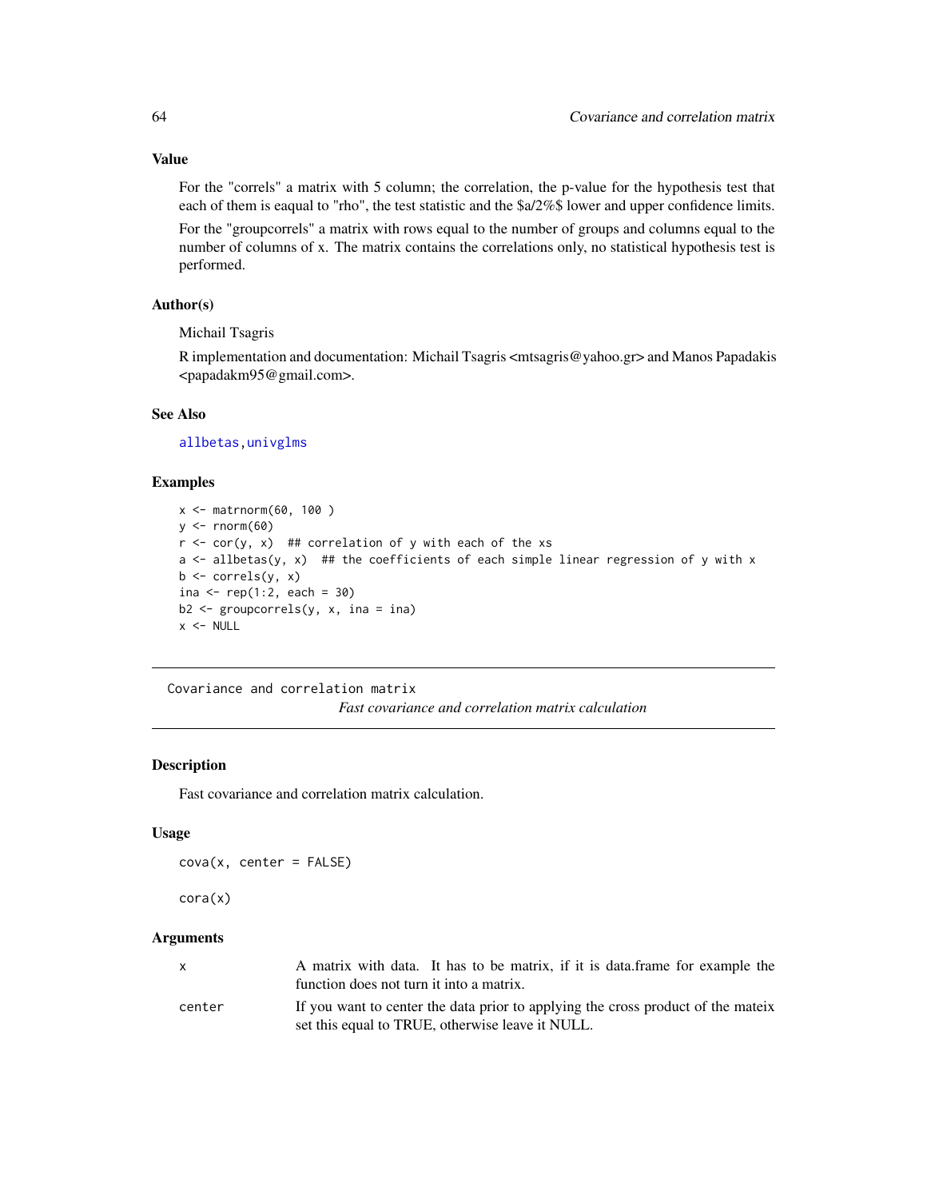## Value

For the "correls" a matrix with 5 column; the correlation, the p-value for the hypothesis test that each of them is eaqual to "rho", the test statistic and the $a/2%$ lower and upper confidence limits.

For the "groupcorrels" a matrix with rows equal to the number of groups and columns equal to the number of columns of x. The matrix contains the correlations only, no statistical hypothesis test is performed.

## Author(s)

Michail Tsagris

R implementation and documentation: Michail Tsagris <mtsagris@yahoo.gr> and Manos Papadakis <papadakm95@gmail.com>.

## See Also

allbetas, univglms

## Examples

```
x <- matrnorm(60, 100 )
y <- rnorm(60)
r <- cor(y, x)  ## correlation of y with each of the xs
a <- allbetas(y, x)  ## the coefficients of each simple linear regression of y with x
b <- correls(y, x)
ina <- rep(1:2, each = 30)
b2 <- groupcorrels(y, x, ina = ina)
x <- NULL
```

---

Covariance and correlation matrix

*Fast covariance and correlation matrix calculation*

---

## Description

Fast covariance and correlation matrix calculation.

## Usage

```
cova(x, center = FALSE)

cora(x)
```

## Arguments

| | |
|---|---|
| x | A matrix with data. It has to be matrix, if it is data.frame for example the function does not turn it into a matrix. |
| center | If you want to center the data prior to applying the cross product of the mateix set this equal to TRUE, otherwise leave it NULL. |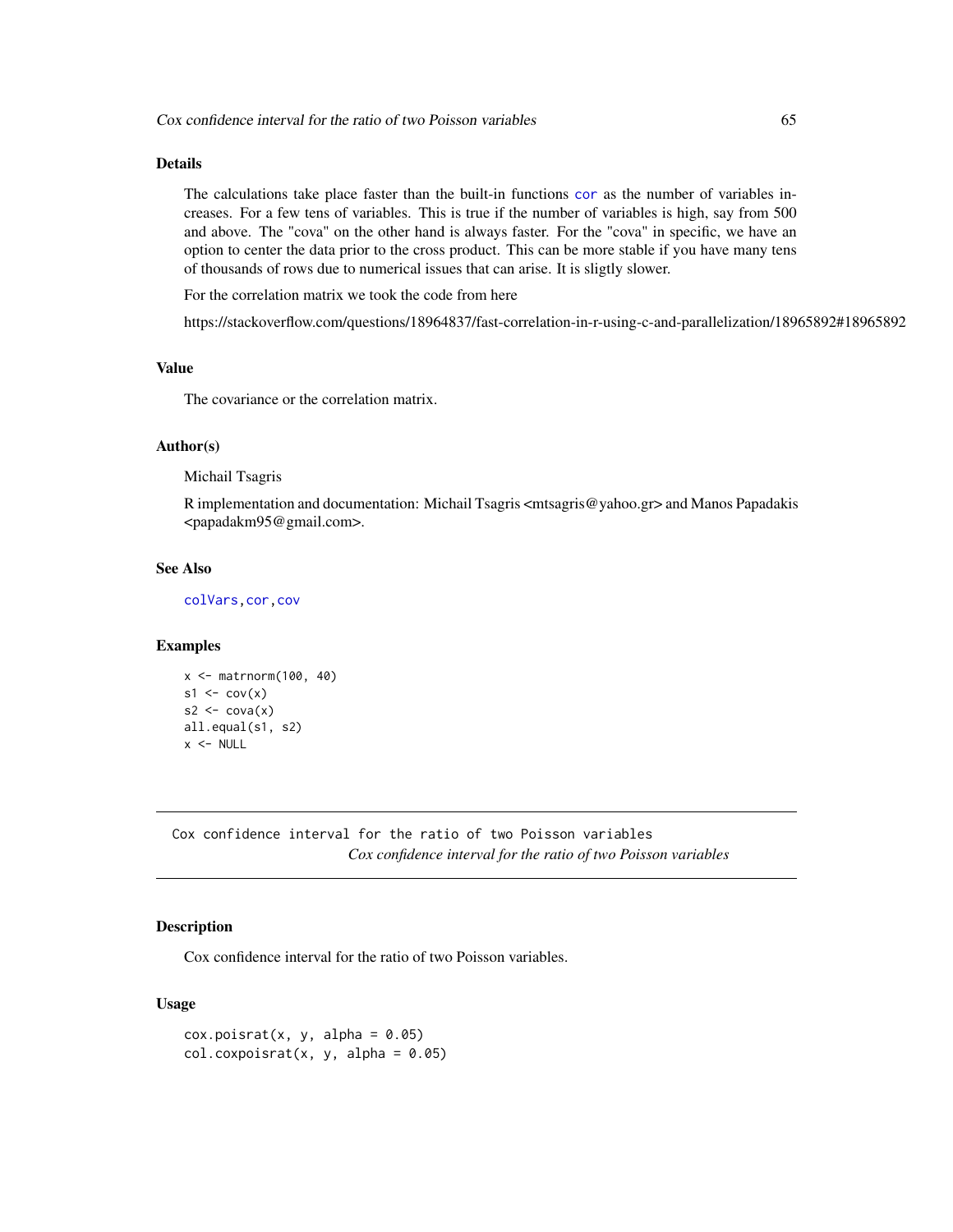## Details

The calculations take place faster than the built-in functions `cor` as the number of variables increases. For a few tens of variables. This is true if the number of variables is high, say from 500 and above. The "cova" on the other hand is always faster. For the "cova" in specific, we have an option to center the data prior to the cross product. This can be more stable if you have many tens of thousands of rows due to numerical issues that can arise. It is sligtly slower.

For the correlation matrix we took the code from here

https://stackoverflow.com/questions/18964837/fast-correlation-in-r-using-c-and-parallelization/18965892#18965892

## Value

The covariance or the correlation matrix.

## Author(s)

Michail Tsagris

R implementation and documentation: Michail Tsagris <mtsagris@yahoo.gr> and Manos Papadakis <papadakm95@gmail.com>.

## See Also

`colVars`, `cor`, `cov`

## Examples

```
x <- matrnorm(100, 40)
s1 <- cov(x)
s2 <- cova(x)
all.equal(s1, s2)
x <- NULL
```

---

# Cox confidence interval for the ratio of two Poisson variables

*Cox confidence interval for the ratio of two Poisson variables*

## Description

Cox confidence interval for the ratio of two Poisson variables.

## Usage

```
cox.poisrat(x, y, alpha = 0.05)
col.coxpoisrat(x, y, alpha = 0.05)
```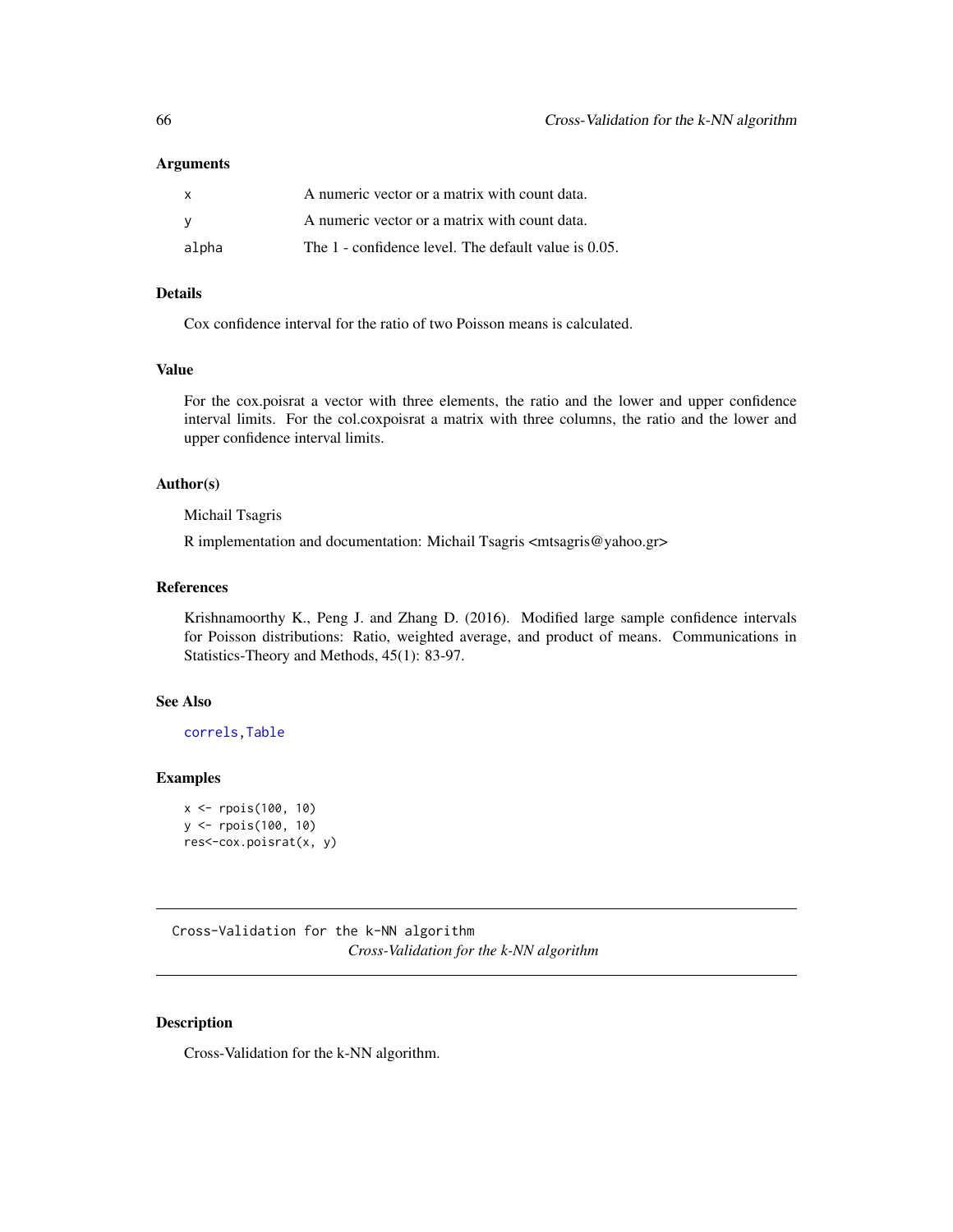### Arguments

| | |
|---|---|
| x | A numeric vector or a matrix with count data. |
| y | A numeric vector or a matrix with count data. |
| alpha | The 1 - confidence level. The default value is 0.05. |

### Details

Cox confidence interval for the ratio of two Poisson means is calculated.

### Value

For the cox.poisrat a vector with three elements, the ratio and the lower and upper confidence interval limits. For the col.coxpoisrat a matrix with three columns, the ratio and the lower and upper confidence interval limits.

### Author(s)

Michail Tsagris

R implementation and documentation: Michail Tsagris <mtsagris@yahoo.gr>

### References

Krishnamoorthy K., Peng J. and Zhang D. (2016). Modified large sample confidence intervals for Poisson distributions: Ratio, weighted average, and product of means. Communications in Statistics-Theory and Methods, 45(1): 83-97.

### See Also

correls, Table

### Examples

```
x <- rpois(100, 10)
y <- rpois(100, 10)
res<-cox.poisrat(x, y)
```

---

## Cross-Validation for the k-NN algorithm

*Cross-Validation for the k-NN algorithm*

---

### Description

Cross-Validation for the k-NN algorithm.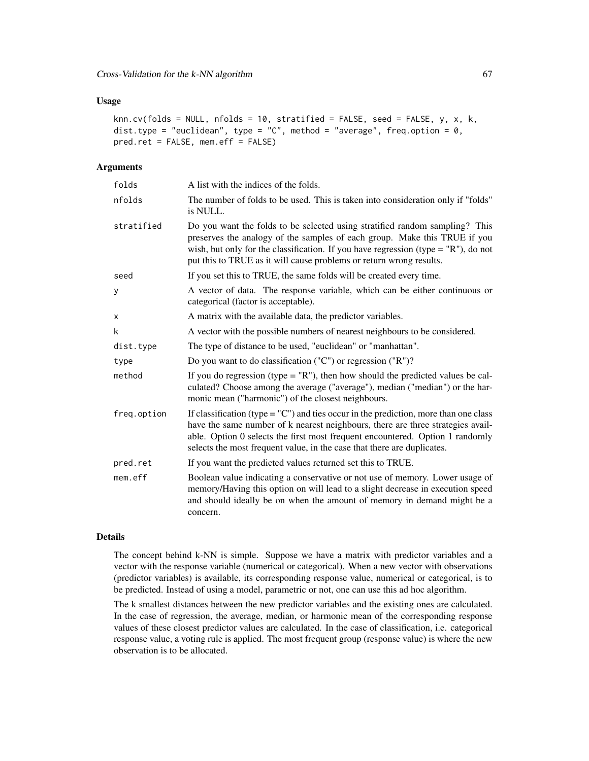### Usage

```
knn.cv(folds = NULL, nfolds = 10, stratified = FALSE, seed = FALSE, y, x, k,
dist.type = "euclidean", type = "C", method = "average", freq.option = 0,
pred.ret = FALSE, mem.eff = FALSE)
```

### Arguments

| | |
|---|---|
| folds | A list with the indices of the folds. |
| nfolds | The number of folds to be used. This is taken into consideration only if "folds" is NULL. |
| stratified | Do you want the folds to be selected using stratified random sampling? This preserves the analogy of the samples of each group. Make this TRUE if you wish, but only for the classification. If you have regression (type = "R"), do not put this to TRUE as it will cause problems or return wrong results. |
| seed | If you set this to TRUE, the same folds will be created every time. |
| y | A vector of data. The response variable, which can be either continuous or categorical (factor is acceptable). |
| x | A matrix with the available data, the predictor variables. |
| k | A vector with the possible numbers of nearest neighbours to be considered. |
| dist.type | The type of distance to be used, "euclidean" or "manhattan". |
| type | Do you want to do classification ("C") or regression ("R")? |
| method | If you do regression (type = "R"), then how should the predicted values be calculated? Choose among the average ("average"), median ("median") or the harmonic mean ("harmonic") of the closest neighbours. |
| freq.option | If classification (type = "C") and ties occur in the prediction, more than one class have the same number of k nearest neighbours, there are three strategies available. Option 0 selects the first most frequent encountered. Option 1 randomly selects the most frequent value, in the case that there are duplicates. |
| pred.ret | If you want the predicted values returned set this to TRUE. |
| mem.eff | Boolean value indicating a conservative or not use of memory. Lower usage of memory/Having this option on will lead to a slight decrease in execution speed and should ideally be on when the amount of memory in demand might be a concern. |

### Details

The concept behind k-NN is simple. Suppose we have a matrix with predictor variables and a vector with the response variable (numerical or categorical). When a new vector with observations (predictor variables) is available, its corresponding response value, numerical or categorical, is to be predicted. Instead of using a model, parametric or not, one can use this ad hoc algorithm.

The k smallest distances between the new predictor variables and the existing ones are calculated. In the case of regression, the average, median, or harmonic mean of the corresponding response values of these closest predictor values are calculated. In the case of classification, i.e. categorical response value, a voting rule is applied. The most frequent group (response value) is where the new observation is to be allocated.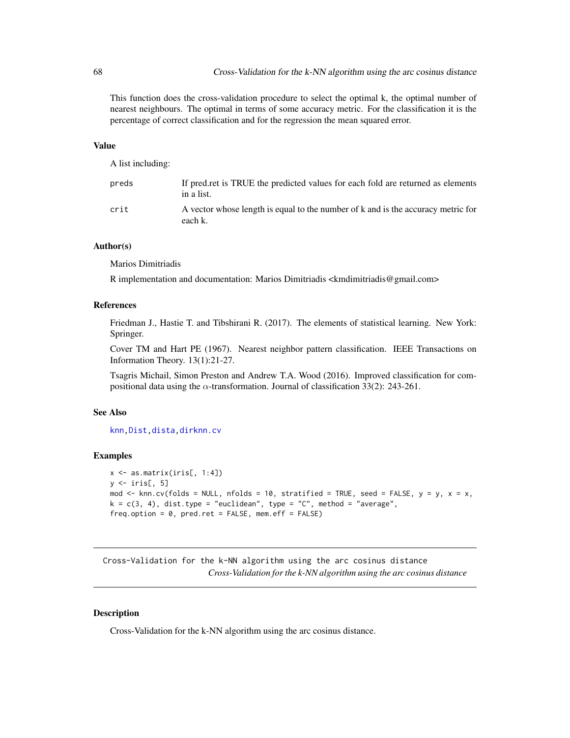This function does the cross-validation procedure to select the optimal k, the optimal number of nearest neighbours. The optimal in terms of some accuracy metric. For the classification it is the percentage of correct classification and for the regression the mean squared error.

### Value

A list including:

- **preds**: If pred.ret is TRUE the predicted values for each fold are returned as elements in a list.
- **crit**: A vector whose length is equal to the number of k and is the accuracy metric for each k.

### Author(s)

Marios Dimitriadis

R implementation and documentation: Marios Dimitriadis <kmdimitriadis@gmail.com>

### References

Friedman J., Hastie T. and Tibshirani R. (2017). The elements of statistical learning. New York: Springer.

Cover TM and Hart PE (1967). Nearest neighbor pattern classification. IEEE Transactions on Information Theory. 13(1):21-27.

Tsagris Michail, Simon Preston and Andrew T.A. Wood (2016). Improved classification for compositional data using the $\alpha$-transformation. Journal of classification 33(2): 243-261.

### See Also

knn, Dist, dista, dirknn.cv

### Examples

```
x <- as.matrix(iris[, 1:4])
y <- iris[, 5]
mod <- knn.cv(folds = NULL, nfolds = 10, stratified = TRUE, seed = FALSE, y = y, x = x,
k = c(3, 4), dist.type = "euclidean", type = "C", method = "average",
freq.option = 0, pred.ret = FALSE, mem.eff = FALSE)
```

---

## Cross-Validation for the k-NN algorithm using the arc cosinus distance

*Cross-Validation for the k-NN algorithm using the arc cosinus distance*

### Description

Cross-Validation for the k-NN algorithm using the arc cosinus distance.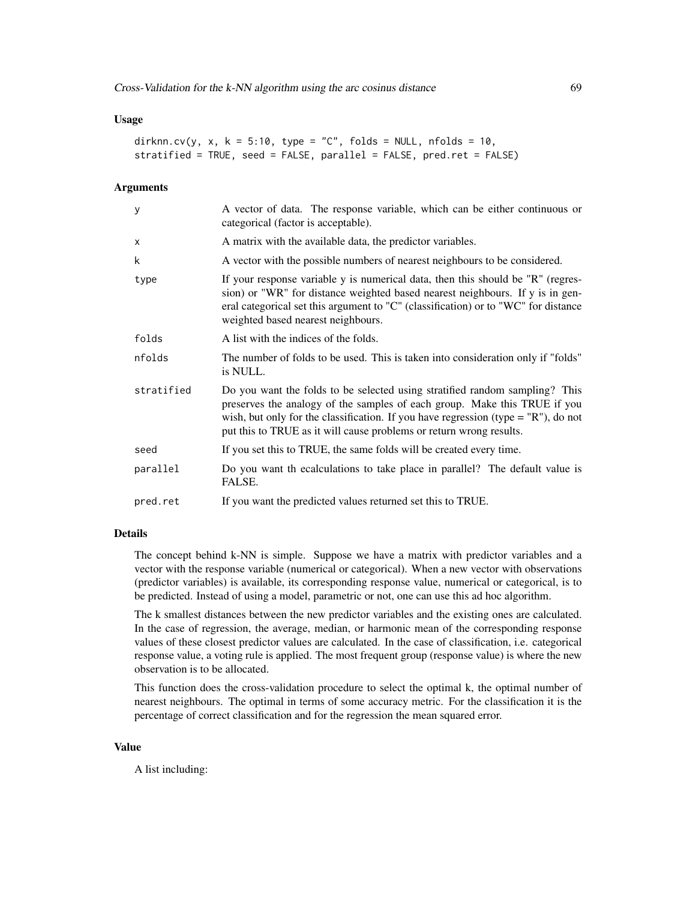### Usage

```
dirknn.cv(y, x, k = 5:10, type = "C", folds = NULL, nfolds = 10,
stratified = TRUE, seed = FALSE, parallel = FALSE, pred.ret = FALSE)
```

### Arguments

| | |
|---|---|
| y | A vector of data. The response variable, which can be either continuous or categorical (factor is acceptable). |
| x | A matrix with the available data, the predictor variables. |
| k | A vector with the possible numbers of nearest neighbours to be considered. |
| type | If your response variable y is numerical data, then this should be "R" (regression) or "WR" for distance weighted based nearest neighbours. If y is in general categorical set this argument to "C" (classification) or to "WC" for distance weighted based nearest neighbours. |
| folds | A list with the indices of the folds. |
| nfolds | The number of folds to be used. This is taken into consideration only if "folds" is NULL. |
| stratified | Do you want the folds to be selected using stratified random sampling? This preserves the analogy of the samples of each group. Make this TRUE if you wish, but only for the classification. If you have regression (type = "R"), do not put this to TRUE as it will cause problems or return wrong results. |
| seed | If you set this to TRUE, the same folds will be created every time. |
| parallel | Do you want th ecalculations to take place in parallel? The default value is FALSE. |
| pred.ret | If you want the predicted values returned set this to TRUE. |

### Details

The concept behind k-NN is simple. Suppose we have a matrix with predictor variables and a vector with the response variable (numerical or categorical). When a new vector with observations (predictor variables) is available, its corresponding response value, numerical or categorical, is to be predicted. Instead of using a model, parametric or not, one can use this ad hoc algorithm.

The k smallest distances between the new predictor variables and the existing ones are calculated. In the case of regression, the average, median, or harmonic mean of the corresponding response values of these closest predictor values are calculated. In the case of classification, i.e. categorical response value, a voting rule is applied. The most frequent group (response value) is where the new observation is to be allocated.

This function does the cross-validation procedure to select the optimal k, the optimal number of nearest neighbours. The optimal in terms of some accuracy metric. For the classification it is the percentage of correct classification and for the regression the mean squared error.

### Value

A list including: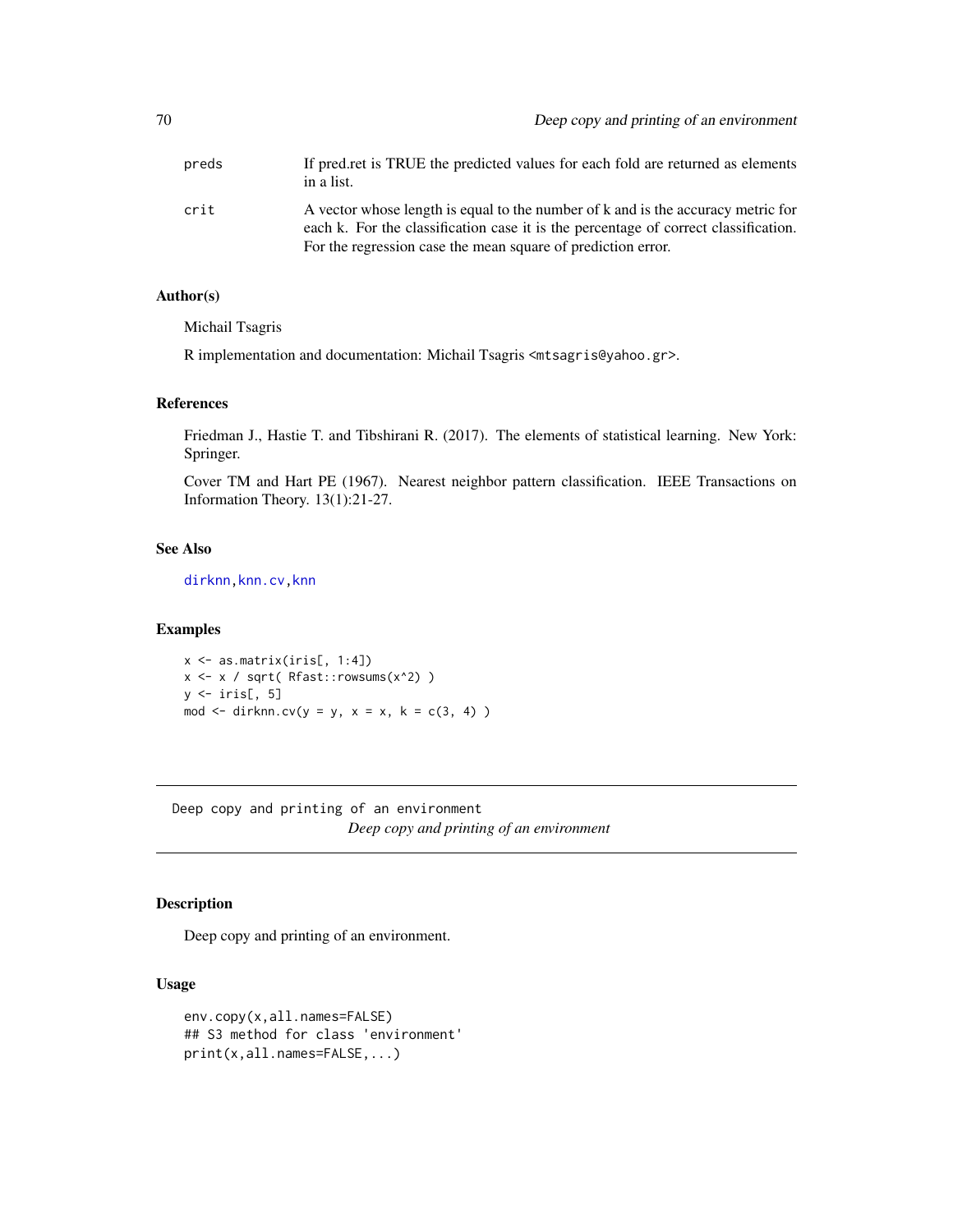| | |
|---|---|
| preds | If pred.ret is TRUE the predicted values for each fold are returned as elements in a list. |
| crit | A vector whose length is equal to the number of k and is the accuracy metric for each k. For the classification case it is the percentage of correct classification. For the regression case the mean square of prediction error. |

### Author(s)

Michail Tsagris

R implementation and documentation: Michail Tsagris <mtsagris@yahoo.gr>.

### References

Friedman J., Hastie T. and Tibshirani R. (2017). The elements of statistical learning. New York: Springer.

Cover TM and Hart PE (1967). Nearest neighbor pattern classification. IEEE Transactions on Information Theory. 13(1):21-27.

### See Also

dirknn, knn.cv, knn

### Examples

```
x <- as.matrix(iris[, 1:4])
x <- x / sqrt( Rfast::rowsums(x^2) )
y <- iris[, 5]
mod <- dirknn.cv(y = y, x = x, k = c(3, 4) )
```

---

## Deep copy and printing of an environment

*Deep copy and printing of an environment*

---

### Description

Deep copy and printing of an environment.

### Usage

```
env.copy(x,all.names=FALSE)
## S3 method for class 'environment'
print(x,all.names=FALSE,...)
```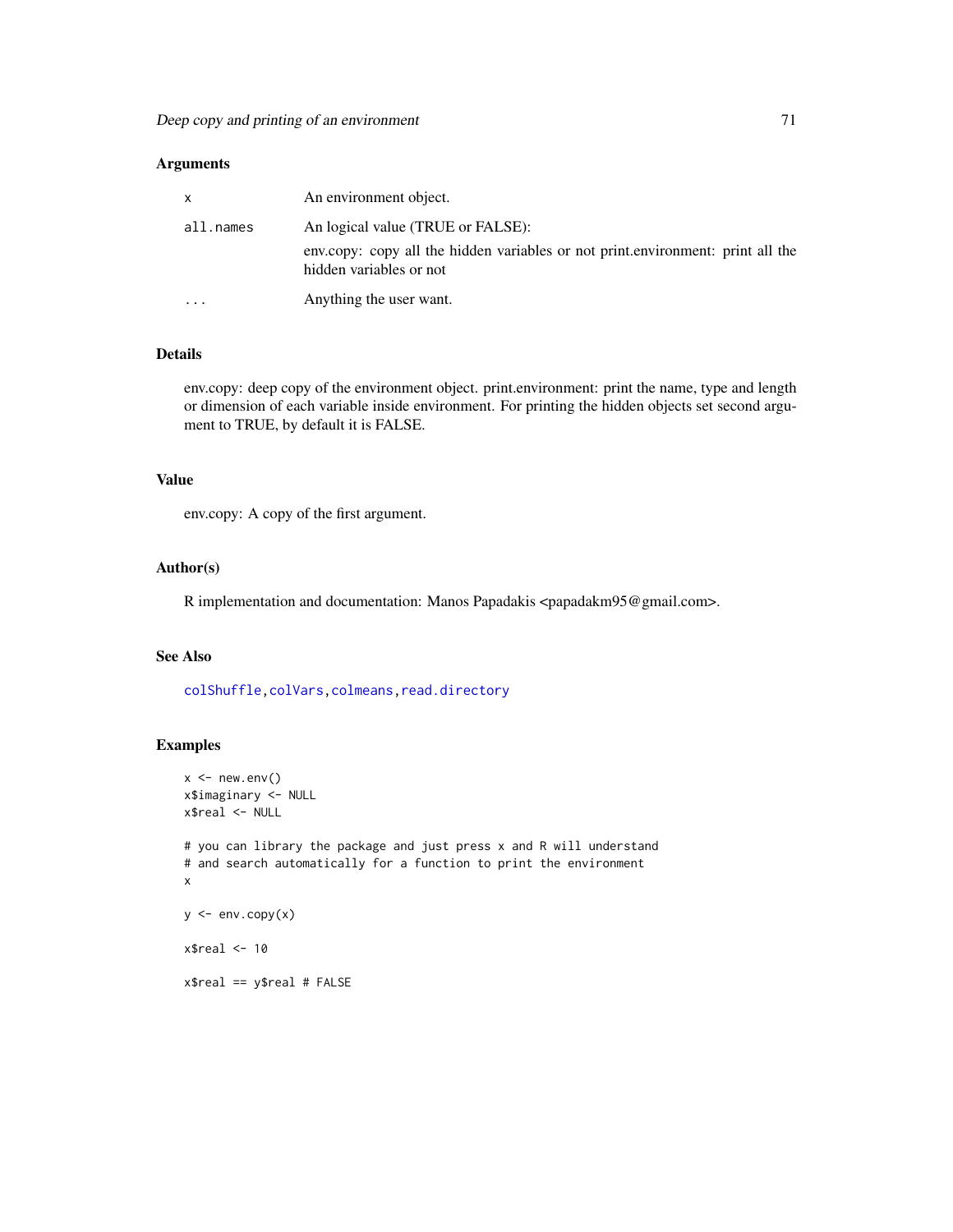## Arguments

| | |
|---|---|
| x | An environment object. |
| all.names | An logical value (TRUE or FALSE): env.copy: copy all the hidden variables or not print.environment: print all the hidden variables or not |
| ... | Anything the user want. |

## Details

env.copy: deep copy of the environment object. print.environment: print the name, type and length or dimension of each variable inside environment. For printing the hidden objects set second argument to TRUE, by default it is FALSE.

## Value

env.copy: A copy of the first argument.

## Author(s)

R implementation and documentation: Manos Papadakis <papadakm95@gmail.com>.

## See Also

colShuffle, colVars, colmeans, read.directory

## Examples

```
x <- new.env()
x$imaginary <- NULL
x$real <- NULL

# you can library the package and just press x and R will understand
# and search automatically for a function to print the environment
x

y <- env.copy(x)

x$real <- 10

x$real == y$real # FALSE
```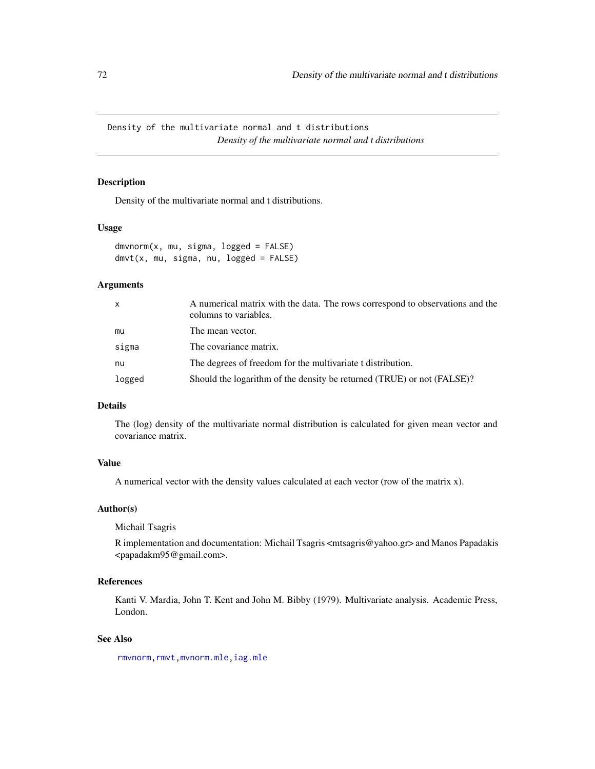Density of the multivariate normal and t distributions
*Density of the multivariate normal and t distributions*

## Description

Density of the multivariate normal and t distributions.

## Usage

```
dmvnorm(x, mu, sigma, logged = FALSE)
dmvt(x, mu, sigma, nu, logged = FALSE)
```

## Arguments

| | |
|---|---|
| x | A numerical matrix with the data. The rows correspond to observations and the columns to variables. |
| mu | The mean vector. |
| sigma | The covariance matrix. |
| nu | The degrees of freedom for the multivariate t distribution. |
| logged | Should the logarithm of the density be returned (TRUE) or not (FALSE)? |

## Details

The (log) density of the multivariate normal distribution is calculated for given mean vector and covariance matrix.

## Value

A numerical vector with the density values calculated at each vector (row of the matrix x).

## Author(s)

Michail Tsagris

R implementation and documentation: Michail Tsagris <mtsagris@yahoo.gr> and Manos Papadakis <papadakm95@gmail.com>.

## References

Kanti V. Mardia, John T. Kent and John M. Bibby (1979). Multivariate analysis. Academic Press, London.

## See Also

rmvnorm, rmvt, mvnorm.mle, iag.mle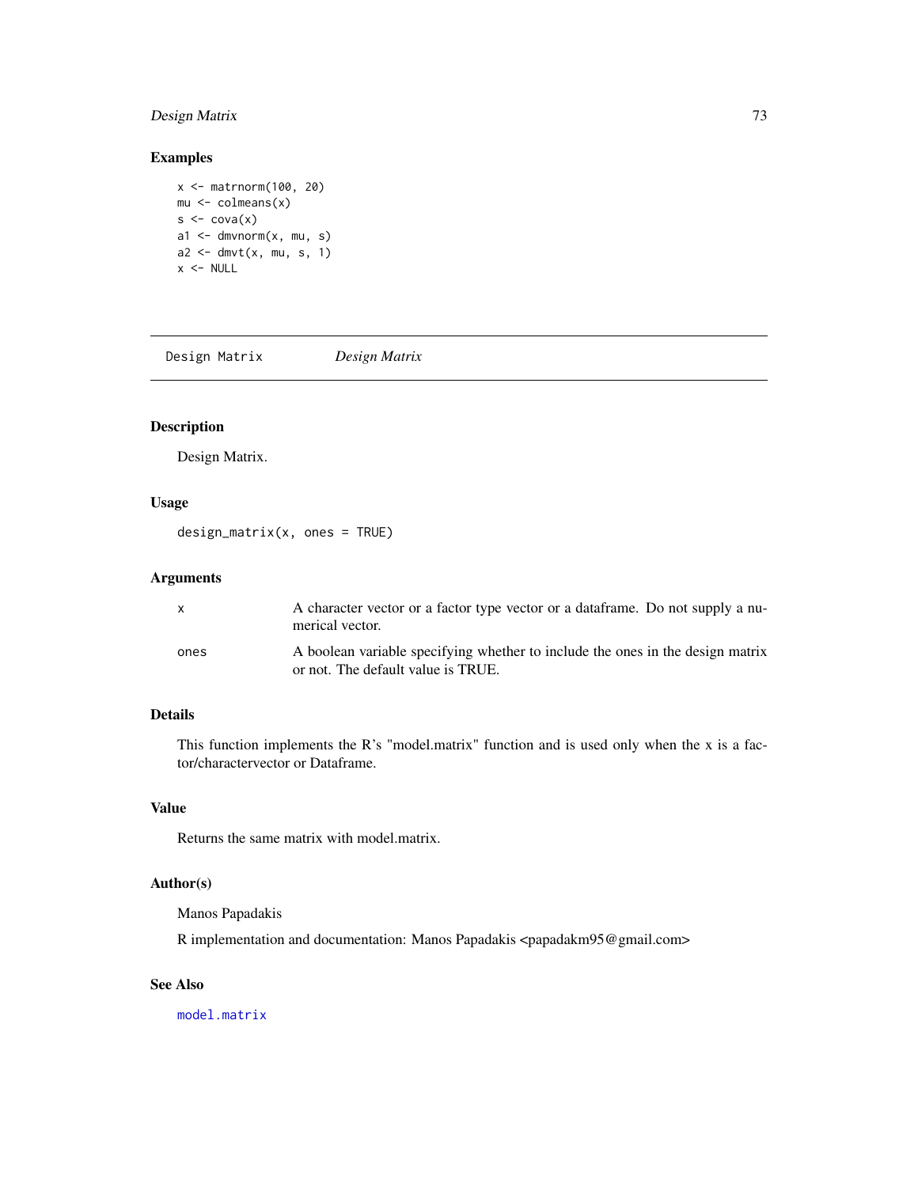## Examples

```
x <- matrnorm(100, 20)
mu <- colmeans(x)
s <- cova(x)
a1 <- dmvnorm(x, mu, s)
a2 <- dmvt(x, mu, s, 1)
x <- NULL
```

---

# Design Matrix *Design Matrix*

---

## Description

Design Matrix.

## Usage

```
design_matrix(x, ones = TRUE)
```

## Arguments

| | |
|---|---|
| x | A character vector or a factor type vector or a dataframe. Do not supply a numerical vector. |
| ones | A boolean variable specifying whether to include the ones in the design matrix or not. The default value is TRUE. |

## Details

This function implements the R's "model.matrix" function and is used only when the x is a factor/charactervector or Dataframe.

## Value

Returns the same matrix with model.matrix.

## Author(s)

Manos Papadakis

R implementation and documentation: Manos Papadakis <papadakm95@gmail.com>

## See Also

`model.matrix`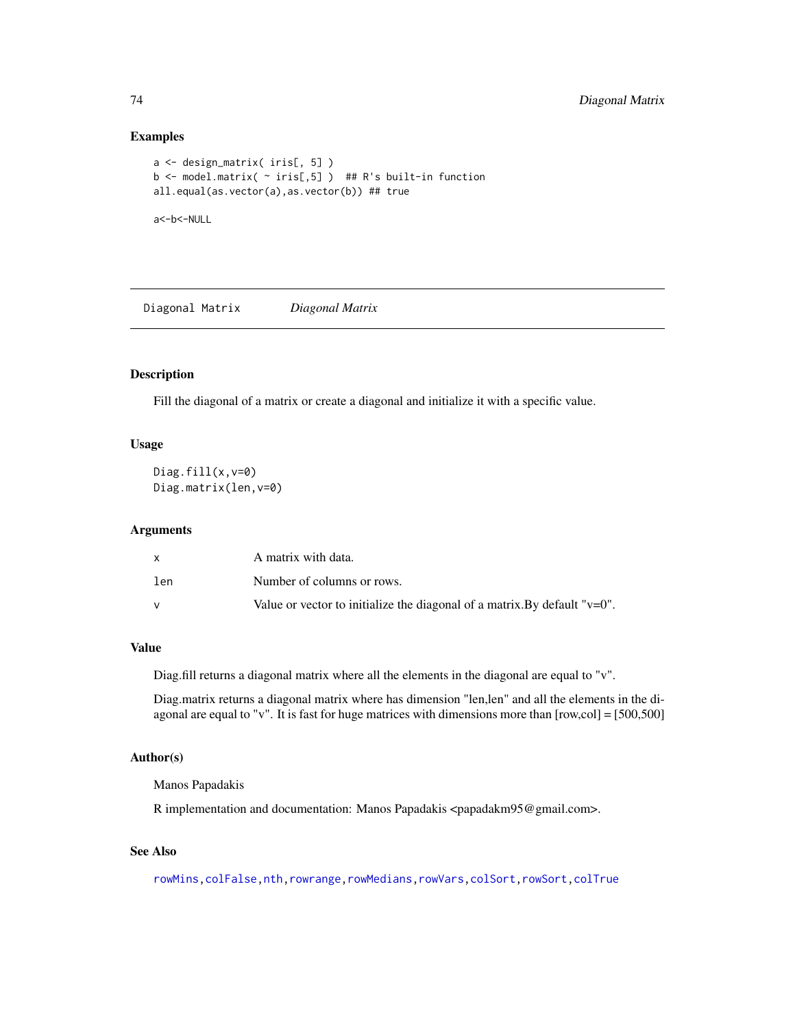### Examples

```
a <- design_matrix( iris[, 5] )
b <- model.matrix( ~ iris[,5] )  ## R's built-in function
all.equal(as.vector(a),as.vector(b)) ## true

a<-b<-NULL
```

---

## Diagonal Matrix &nbsp;&nbsp;&nbsp; *Diagonal Matrix*

---

### Description

Fill the diagonal of a matrix or create a diagonal and initialize it with a specific value.

### Usage

```
Diag.fill(x,v=0)
Diag.matrix(len,v=0)
```

### Arguments

| | |
|---|---|
| x | A matrix with data. |
| len | Number of columns or rows. |
| v | Value or vector to initialize the diagonal of a matrix.By default "v=0". |

### Value

Diag.fill returns a diagonal matrix where all the elements in the diagonal are equal to "v".

Diag.matrix returns a diagonal matrix where has dimension "len,len" and all the elements in the diagonal are equal to "v". It is fast for huge matrices with dimensions more than [row,col] = [500,500]

### Author(s)

Manos Papadakis

R implementation and documentation: Manos Papadakis <papadakm95@gmail.com>.

### See Also

rowMins, colFalse, nth, rowrange, rowMedians, rowVars, colSort, rowSort, colTrue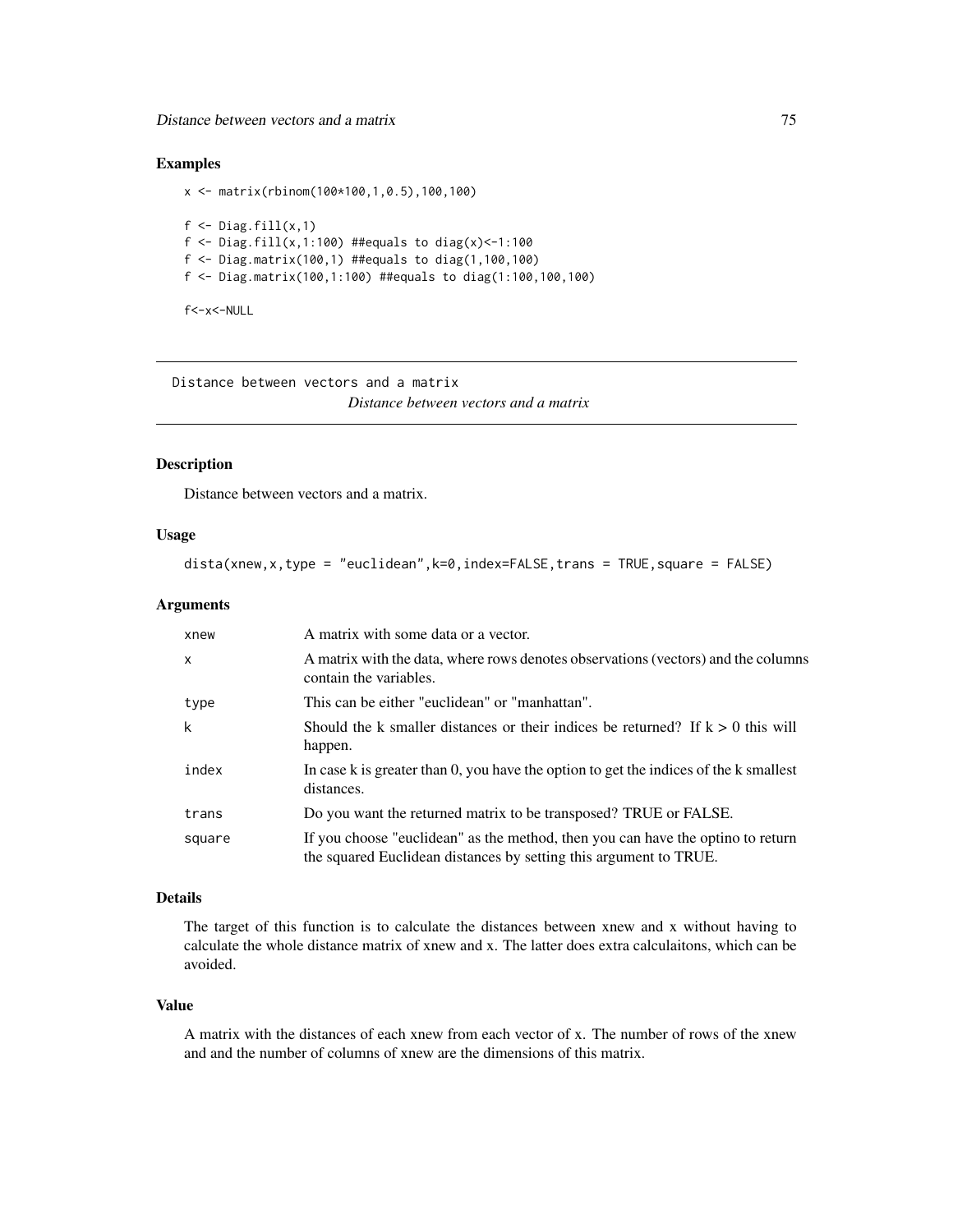## Examples

```
x <- matrix(rbinom(100*100,1,0.5),100,100)

f <- Diag.fill(x,1)
f <- Diag.fill(x,1:100) ##equals to diag(x)<-1:100
f <- Diag.matrix(100,1) ##equals to diag(1,100,100)
f <- Diag.matrix(100,1:100) ##equals to diag(1:100,100,100)

f<-x<-NULL
```

---

Distance between vectors and a matrix

*Distance between vectors and a matrix*

---

## Description

Distance between vectors and a matrix.

## Usage

```
dista(xnew,x,type = "euclidean",k=0,index=FALSE,trans = TRUE,square = FALSE)
```

## Arguments

| | |
|---|---|
| xnew | A matrix with some data or a vector. |
| x | A matrix with the data, where rows denotes observations (vectors) and the columns contain the variables. |
| type | This can be either "euclidean" or "manhattan". |
| k | Should the k smaller distances or their indices be returned? If k > 0 this will happen. |
| index | In case k is greater than 0, you have the option to get the indices of the k smallest distances. |
| trans | Do you want the returned matrix to be transposed? TRUE or FALSE. |
| square | If you choose "euclidean" as the method, then you can have the optino to return the squared Euclidean distances by setting this argument to TRUE. |

## Details

The target of this function is to calculate the distances between xnew and x without having to calculate the whole distance matrix of xnew and x. The latter does extra calculaitons, which can be avoided.

## Value

A matrix with the distances of each xnew from each vector of x. The number of rows of the xnew and and the number of columns of xnew are the dimensions of this matrix.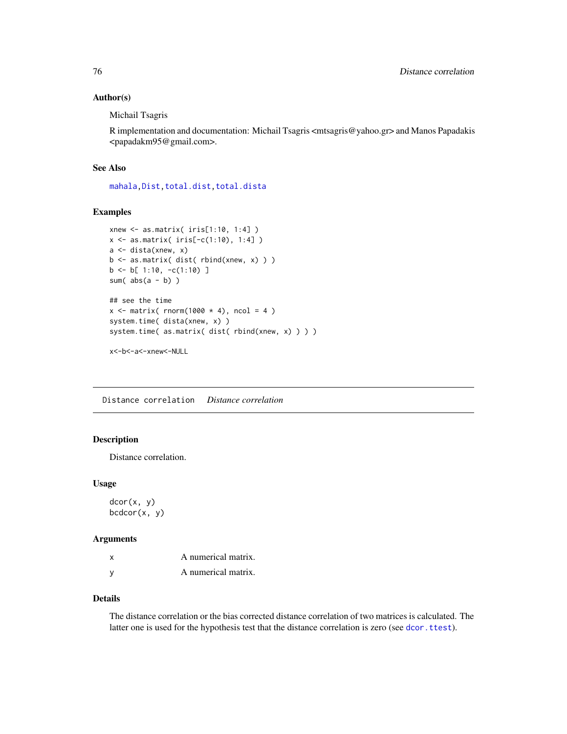### Author(s)

Michail Tsagris

R implementation and documentation: Michail Tsagris <mtsagris@yahoo.gr> and Manos Papadakis <papadakm95@gmail.com>.

### See Also

mahala, Dist, total.dist, total.dista

### Examples

```
xnew <- as.matrix( iris[1:10, 1:4] )
x <- as.matrix( iris[-c(1:10), 1:4] )
a <- dista(xnew, x)
b <- as.matrix( dist( rbind(xnew, x) ) )
b <- b[ 1:10, -c(1:10) ]
sum( abs(a - b) )

## see the time
x <- matrix( rnorm(1000 * 4), ncol = 4 )
system.time( dista(xnew, x) )
system.time( as.matrix( dist( rbind(xnew, x) ) ) )

x<-b<-a<-xnew<-NULL
```

---

## Distance correlation    *Distance correlation*

---

### Description

Distance correlation.

### Usage

```
dcor(x, y)
bcdcor(x, y)
```

### Arguments

| | |
|---|---|
| x | A numerical matrix. |
| y | A numerical matrix. |

### Details

The distance correlation or the bias corrected distance correlation of two matrices is calculated. The latter one is used for the hypothesis test that the distance correlation is zero (see dcor.ttest).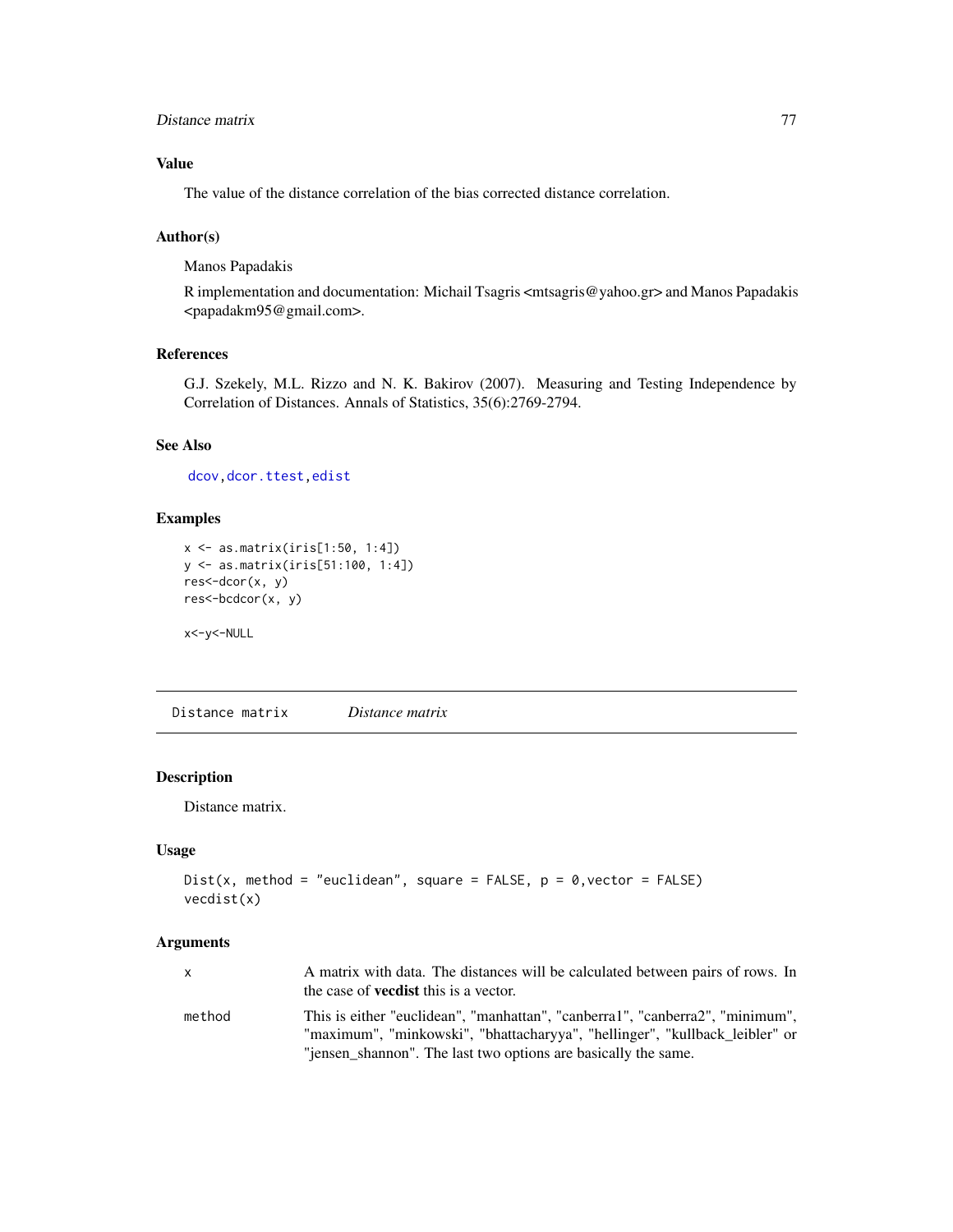### Value

The value of the distance correlation of the bias corrected distance correlation.

### Author(s)

Manos Papadakis

R implementation and documentation: Michail Tsagris <mtsagris@yahoo.gr> and Manos Papadakis <papadakm95@gmail.com>.

### References

G.J. Szekely, M.L. Rizzo and N. K. Bakirov (2007). Measuring and Testing Independence by Correlation of Distances. Annals of Statistics, 35(6):2769-2794.

### See Also

dcov, dcor.ttest, edist

### Examples

```
x <- as.matrix(iris[1:50, 1:4])
y <- as.matrix(iris[51:100, 1:4])
res<-dcor(x, y)
res<-bcdcor(x, y)

x<-y<-NULL
```

---

## Distance matrix &nbsp;&nbsp;&nbsp; *Distance matrix*

### Description

Distance matrix.

### Usage

```
Dist(x, method = "euclidean", square = FALSE, p = 0,vector = FALSE)
vecdist(x)
```

### Arguments

| | |
|---|---|
| x | A matrix with data. The distances will be calculated between pairs of rows. In the case of **vecdist** this is a vector. |
| method | This is either "euclidean", "manhattan", "canberra1", "canberra2", "minimum", "maximum", "minkowski", "bhattacharyya", "hellinger", "kullback_leibler" or "jensen_shannon". The last two options are basically the same. |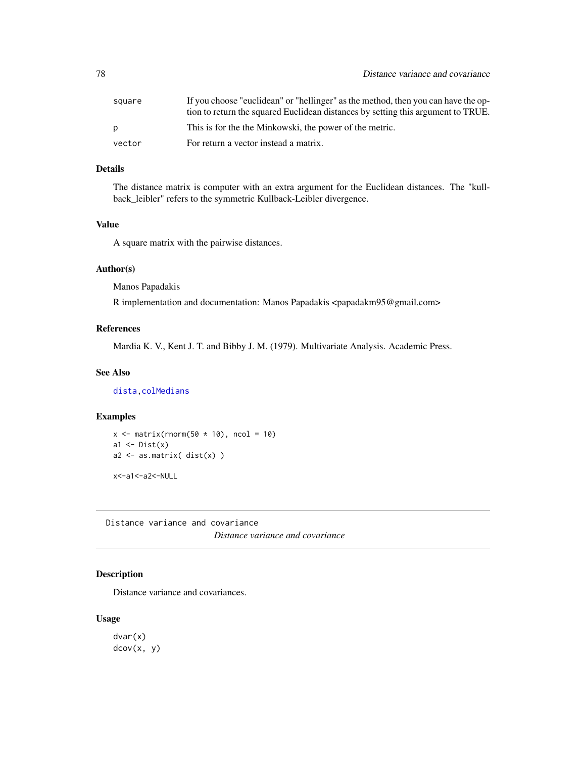| | |
|---|---|
| square | If you choose "euclidean" or "hellinger" as the method, then you can have the option to return the squared Euclidean distances by setting this argument to TRUE. |
| p | This is for the the Minkowski, the power of the metric. |
| vector | For return a vector instead a matrix. |

### Details

The distance matrix is computer with an extra argument for the Euclidean distances. The "kullback_leibler" refers to the symmetric Kullback-Leibler divergence.

### Value

A square matrix with the pairwise distances.

### Author(s)

Manos Papadakis

R implementation and documentation: Manos Papadakis <papadakm95@gmail.com>

### References

Mardia K. V., Kent J. T. and Bibby J. M. (1979). Multivariate Analysis. Academic Press.

### See Also

dista, colMedians

### Examples

```
x <- matrix(rnorm(50 * 10), ncol = 10)
a1 <- Dist(x)
a2 <- as.matrix( dist(x) )

x<-a1<-a2<-NULL
```

---

## Distance variance and covariance

*Distance variance and covariance*

### Description

Distance variance and covariances.

### Usage

```
dvar(x)
dcov(x, y)
```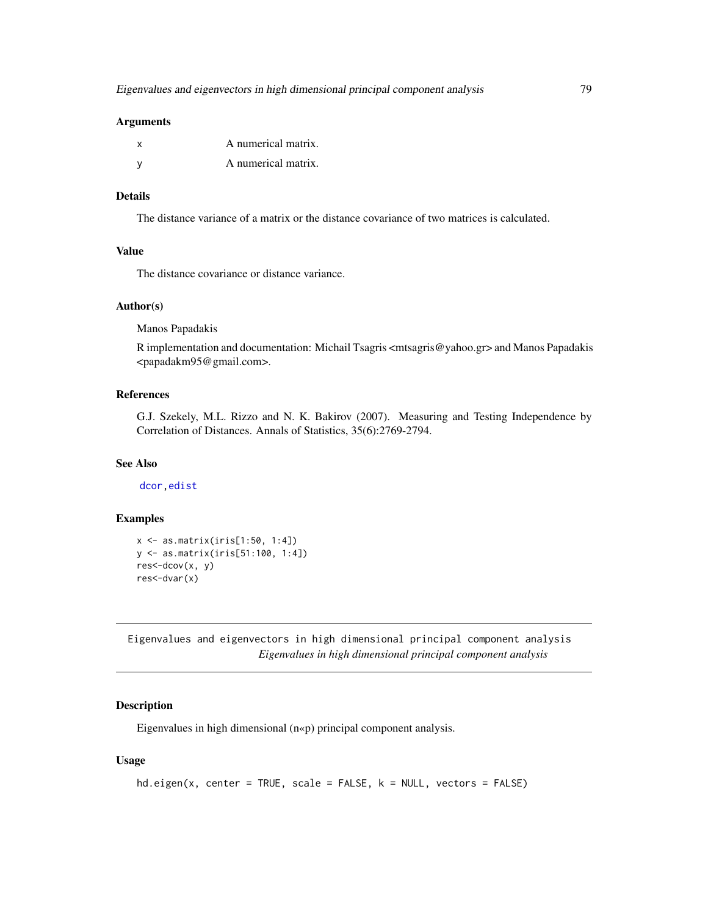## Arguments

| | |
|---|---|
| x | A numerical matrix. |
| y | A numerical matrix. |

## Details

The distance variance of a matrix or the distance covariance of two matrices is calculated.

## Value

The distance covariance or distance variance.

## Author(s)

Manos Papadakis

R implementation and documentation: Michail Tsagris <mtsagris@yahoo.gr> and Manos Papadakis <papadakm95@gmail.com>.

## References

G.J. Szekely, M.L. Rizzo and N. K. Bakirov (2007). Measuring and Testing Independence by Correlation of Distances. Annals of Statistics, 35(6):2769-2794.

## See Also

dcor, edist

## Examples

```
x <- as.matrix(iris[1:50, 1:4])
y <- as.matrix(iris[51:100, 1:4])
res<-dcov(x, y)
res<-dvar(x)
```

---

# Eigenvalues and eigenvectors in high dimensional principal component analysis
*Eigenvalues in high dimensional principal component analysis*

---

## Description

Eigenvalues in high dimensional (n«p) principal component analysis.

## Usage

```
hd.eigen(x, center = TRUE, scale = FALSE, k = NULL, vectors = FALSE)
```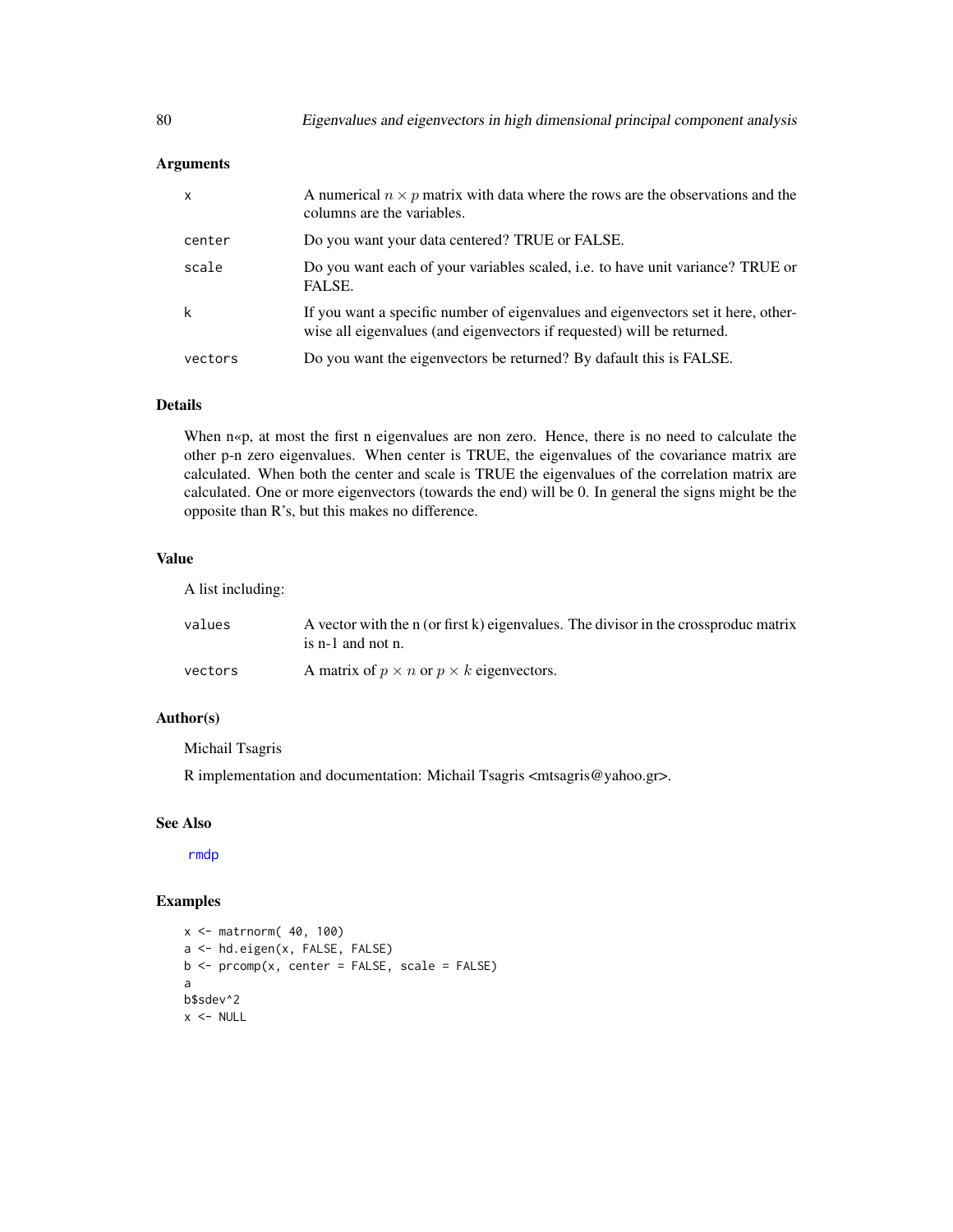### Arguments

| | |
|---|---|
| x | A numerical $n \times p$ matrix with data where the rows are the observations and the columns are the variables. |
| center | Do you want your data centered? TRUE or FALSE. |
| scale | Do you want each of your variables scaled, i.e. to have unit variance? TRUE or FALSE. |
| k | If you want a specific number of eigenvalues and eigenvectors set it here, otherwise all eigenvalues (and eigenvectors if requested) will be returned. |
| vectors | Do you want the eigenvectors be returned? By dafault this is FALSE. |

### Details

When n«p, at most the first n eigenvalues are non zero. Hence, there is no need to calculate the other p-n zero eigenvalues. When center is TRUE, the eigenvalues of the covariance matrix are calculated. When both the center and scale is TRUE the eigenvalues of the correlation matrix are calculated. One or more eigenvectors (towards the end) will be 0. In general the signs might be the opposite than R's, but this makes no difference.

### Value

A list including:

| | |
|---|---|
| values | A vector with the n (or first k) eigenvalues. The divisor in the crossproduc matrix is n-1 and not n. |
| vectors | A matrix of $p \times n$ or $p \times k$ eigenvectors. |

### Author(s)

Michail Tsagris

R implementation and documentation: Michail Tsagris <mtsagris@yahoo.gr>.

### See Also

rmdp

### Examples

```
x <- matrnorm( 40, 100)
a <- hd.eigen(x, FALSE, FALSE)
b <- prcomp(x, center = FALSE, scale = FALSE)
a
b$sdev^2
x <- NULL
```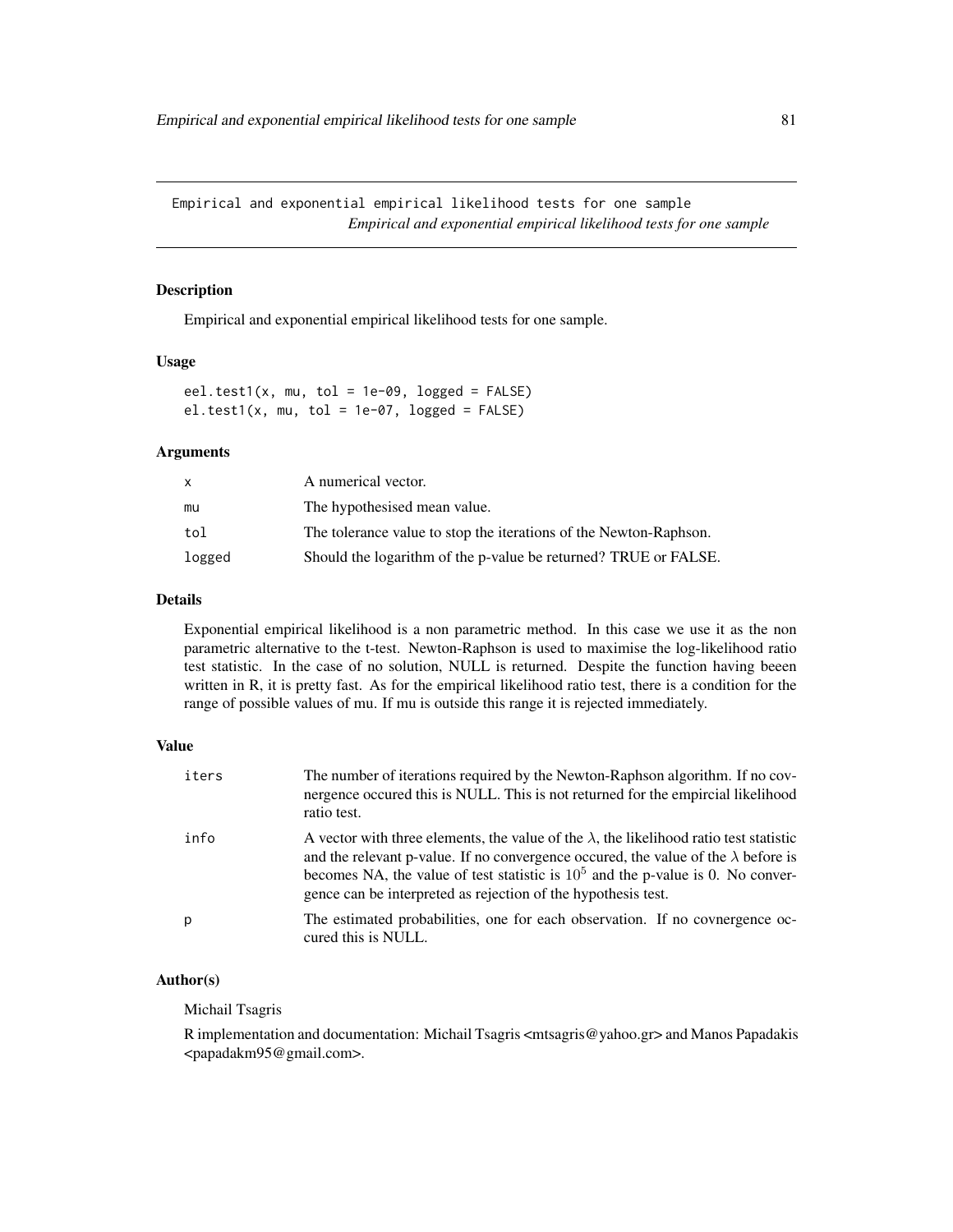# Empirical and exponential empirical likelihood tests for one sample

*Empirical and exponential empirical likelihood tests for one sample*

## Description

Empirical and exponential empirical likelihood tests for one sample.

## Usage

```
eel.test1(x, mu, tol = 1e-09, logged = FALSE)
el.test1(x, mu, tol = 1e-07, logged = FALSE)
```

## Arguments

| | |
|---|---|
| x | A numerical vector. |
| mu | The hypothesised mean value. |
| tol | The tolerance value to stop the iterations of the Newton-Raphson. |
| logged | Should the logarithm of the p-value be returned? TRUE or FALSE. |

## Details

Exponential empirical likelihood is a non parametric method. In this case we use it as the non parametric alternative to the t-test. Newton-Raphson is used to maximise the log-likelihood ratio test statistic. In the case of no solution, NULL is returned. Despite the function having beeen written in R, it is pretty fast. As for the empirical likelihood ratio test, there is a condition for the range of possible values of mu. If mu is outside this range it is rejected immediately.

## Value

| | |
|---|---|
| iters | The number of iterations required by the Newton-Raphson algorithm. If no covnergence occured this is NULL. This is not returned for the empircial likelihood ratio test. |
| info | A vector with three elements, the value of the $\lambda$, the likelihood ratio test statistic and the relevant p-value. If no convergence occured, the value of the $\lambda$ before is becomes NA, the value of test statistic is $10^5$ and the p-value is 0. No convergence can be interpreted as rejection of the hypothesis test. |
| p | The estimated probabilities, one for each observation. If no covnergence occured this is NULL. |

## Author(s)

Michail Tsagris

R implementation and documentation: Michail Tsagris <mtsagris@yahoo.gr> and Manos Papadakis <papadakm95@gmail.com>.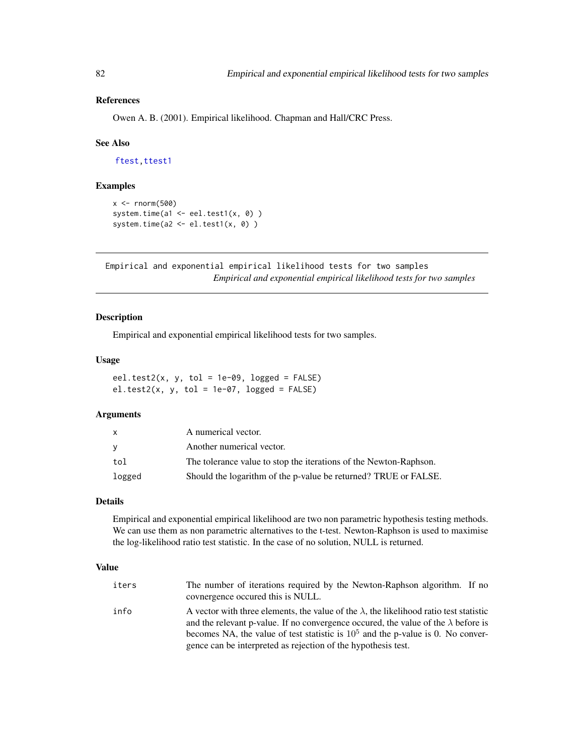## References

Owen A. B. (2001). Empirical likelihood. Chapman and Hall/CRC Press.

## See Also

ftest, ttest1

## Examples

```
x <- rnorm(500)
system.time(a1 <- eel.test1(x, 0) )
system.time(a2 <- el.test1(x, 0) )
```

---

# Empirical and exponential empirical likelihood tests for two samples

*Empirical and exponential empirical likelihood tests for two samples*

---

## Description

Empirical and exponential empirical likelihood tests for two samples.

## Usage

```
eel.test2(x, y, tol = 1e-09, logged = FALSE)
el.test2(x, y, tol = 1e-07, logged = FALSE)
```

## Arguments

| | |
|---|---|
| x | A numerical vector. |
| y | Another numerical vector. |
| tol | The tolerance value to stop the iterations of the Newton-Raphson. |
| logged | Should the logarithm of the p-value be returned? TRUE or FALSE. |

## Details

Empirical and exponential empirical likelihood are two non parametric hypothesis testing methods. We can use them as non parametric alternatives to the t-test. Newton-Raphson is used to maximise the log-likelihood ratio test statistic. In the case of no solution, NULL is returned.

## Value

| | |
|---|---|
| iters | The number of iterations required by the Newton-Raphson algorithm. If no covnergence occured this is NULL. |
| info | A vector with three elements, the value of the $\lambda$, the likelihood ratio test statistic and the relevant p-value. If no convergence occured, the value of the $\lambda$ before is becomes NA, the value of test statistic is $10^5$ and the p-value is 0. No convergence can be interpreted as rejection of the hypothesis test. |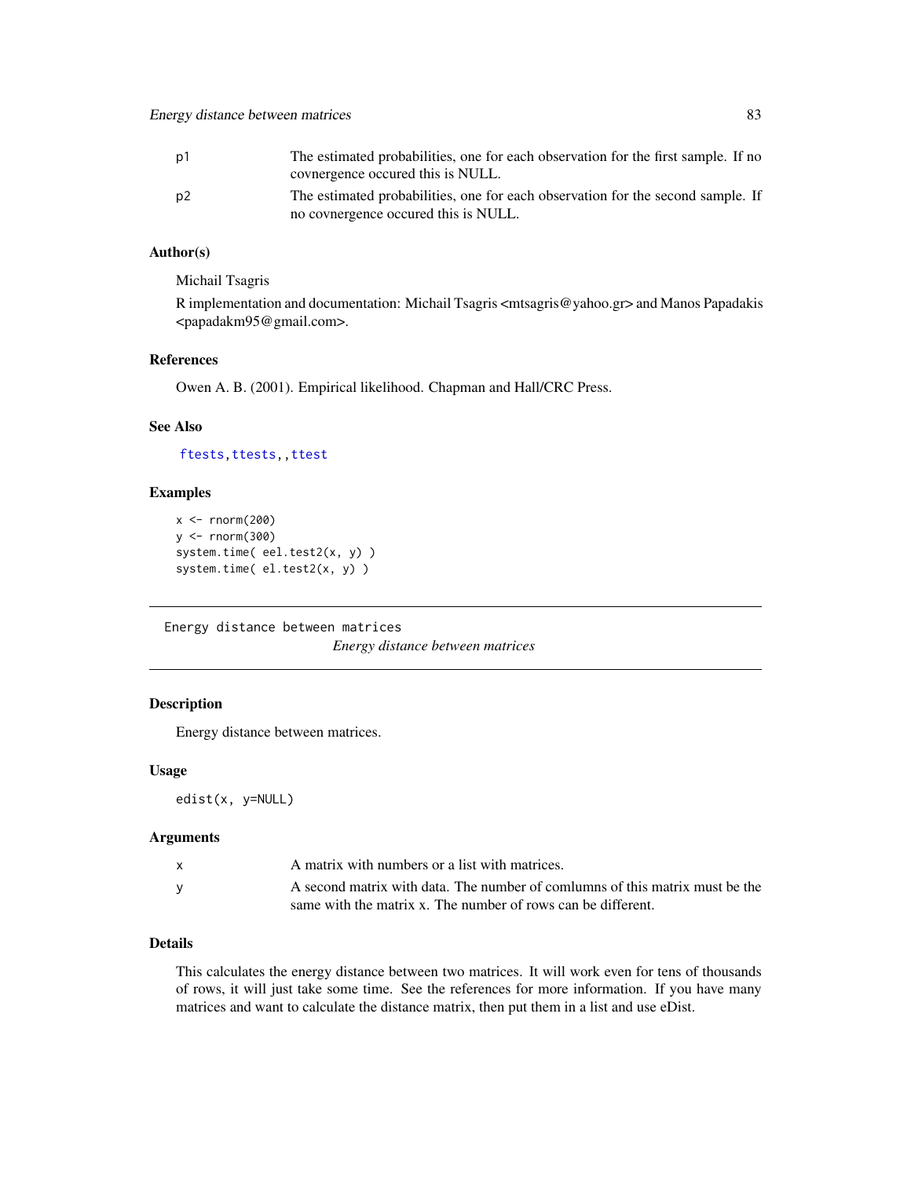| | |
|---|---|
| p1 | The estimated probabilities, one for each observation for the first sample. If no covnergence occured this is NULL. |
| p2 | The estimated probabilities, one for each observation for the second sample. If no covnergence occured this is NULL. |

### Author(s)

Michail Tsagris

R implementation and documentation: Michail Tsagris <mtsagris@yahoo.gr> and Manos Papadakis <papadakm95@gmail.com>.

### References

Owen A. B. (2001). Empirical likelihood. Chapman and Hall/CRC Press.

### See Also

ftests, ttests, , ttest

### Examples

```
x <- rnorm(200)
y <- rnorm(300)
system.time( eel.test2(x, y) )
system.time( el.test2(x, y) )
```

---

## Energy distance between matrices

*Energy distance between matrices*

---

### Description

Energy distance between matrices.

### Usage

```
edist(x, y=NULL)
```

### Arguments

| | |
|---|---|
| x | A matrix with numbers or a list with matrices. |
| y | A second matrix with data. The number of comlumns of this matrix must be the same with the matrix x. The number of rows can be different. |

### Details

This calculates the energy distance between two matrices. It will work even for tens of thousands of rows, it will just take some time. See the references for more information. If you have many matrices and want to calculate the distance matrix, then put them in a list and use eDist.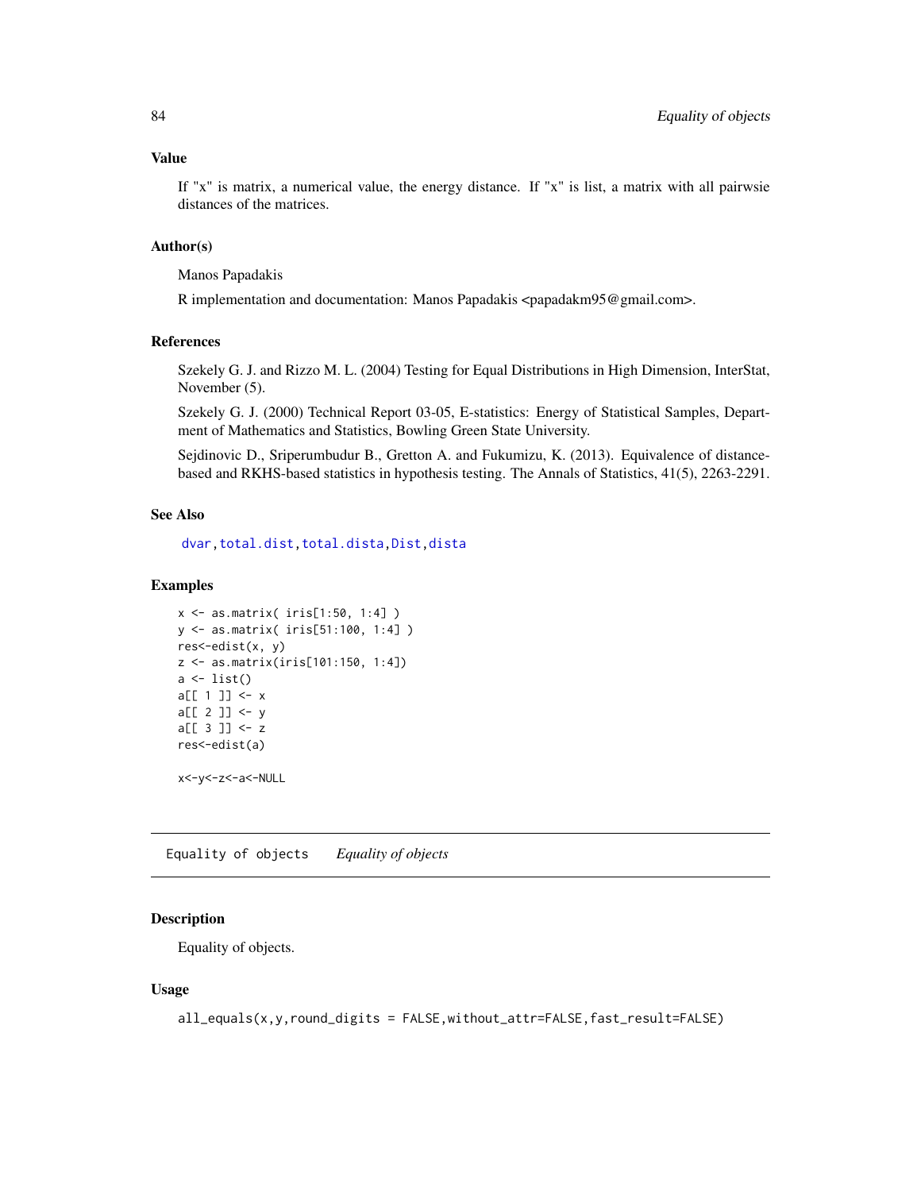### Value

If "x" is matrix, a numerical value, the energy distance. If "x" is list, a matrix with all pairwsie distances of the matrices.

### Author(s)

Manos Papadakis

R implementation and documentation: Manos Papadakis <papadakm95@gmail.com>.

### References

Szekely G. J. and Rizzo M. L. (2004) Testing for Equal Distributions in High Dimension, InterStat, November (5).

Szekely G. J. (2000) Technical Report 03-05, E-statistics: Energy of Statistical Samples, Department of Mathematics and Statistics, Bowling Green State University.

Sejdinovic D., Sriperumbudur B., Gretton A. and Fukumizu, K. (2013). Equivalence of distance-based and RKHS-based statistics in hypothesis testing. The Annals of Statistics, 41(5), 2263-2291.

### See Also

dvar, total.dist, total.dista, Dist, dista

### Examples

```
x <- as.matrix( iris[1:50, 1:4] )
y <- as.matrix( iris[51:100, 1:4] )
res<-edist(x, y)
z <- as.matrix(iris[101:150, 1:4])
a <- list()
a[[ 1 ]] <- x
a[[ 2 ]] <- y
a[[ 3 ]] <- z
res<-edist(a)

x<-y<-z<-a<-NULL
```

---

## Equality of objects *Equality of objects*

### Description

Equality of objects.

### Usage

```
all_equals(x,y,round_digits = FALSE,without_attr=FALSE,fast_result=FALSE)
```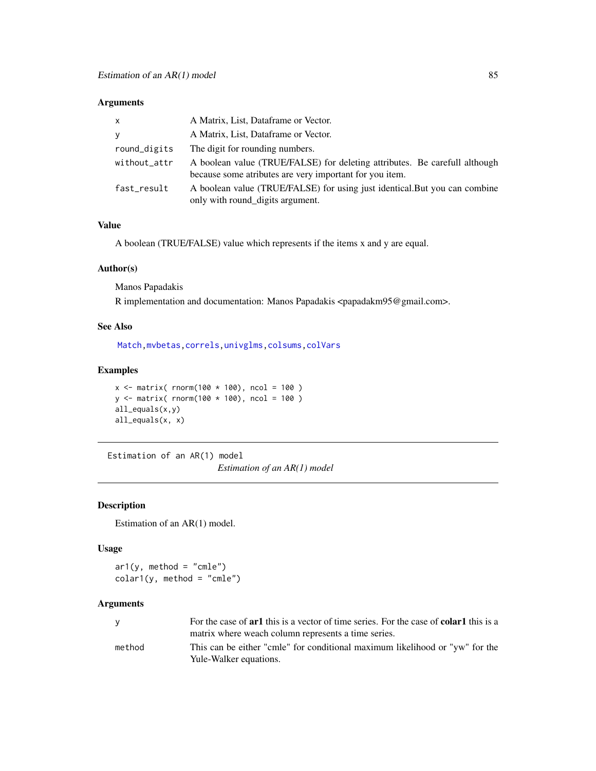### Arguments

| | |
|---|---|
| x | A Matrix, List, Dataframe or Vector. |
| y | A Matrix, List, Dataframe or Vector. |
| round_digits | The digit for rounding numbers. |
| without_attr | A boolean value (TRUE/FALSE) for deleting attributes. Be carefull although because some atributes are very important for you item. |
| fast_result | A boolean value (TRUE/FALSE) for using just identical.But you can combine only with round_digits argument. |

### Value

A boolean (TRUE/FALSE) value which represents if the items x and y are equal.

### Author(s)

Manos Papadakis

R implementation and documentation: Manos Papadakis <papadakm95@gmail.com>.

### See Also

Match, mvbetas, correls, univglms, colsums, colVars

### Examples

```
x <- matrix( rnorm(100 * 100), ncol = 100 )
y <- matrix( rnorm(100 * 100), ncol = 100 )
all_equals(x,y)
all_equals(x, x)
```

---

## Estimation of an AR(1) model

*Estimation of an AR(1) model*

---

### Description

Estimation of an AR(1) model.

### Usage

```
ar1(y, method = "cmle")
colar1(y, method = "cmle")
```

### Arguments

| | |
|---|---|
| y | For the case of **ar1** this is a vector of time series. For the case of **colar1** this is a matrix where weach column represents a time series. |
| method | This can be either "cmle" for conditional maximum likelihood or "yw" for the Yule-Walker equations. |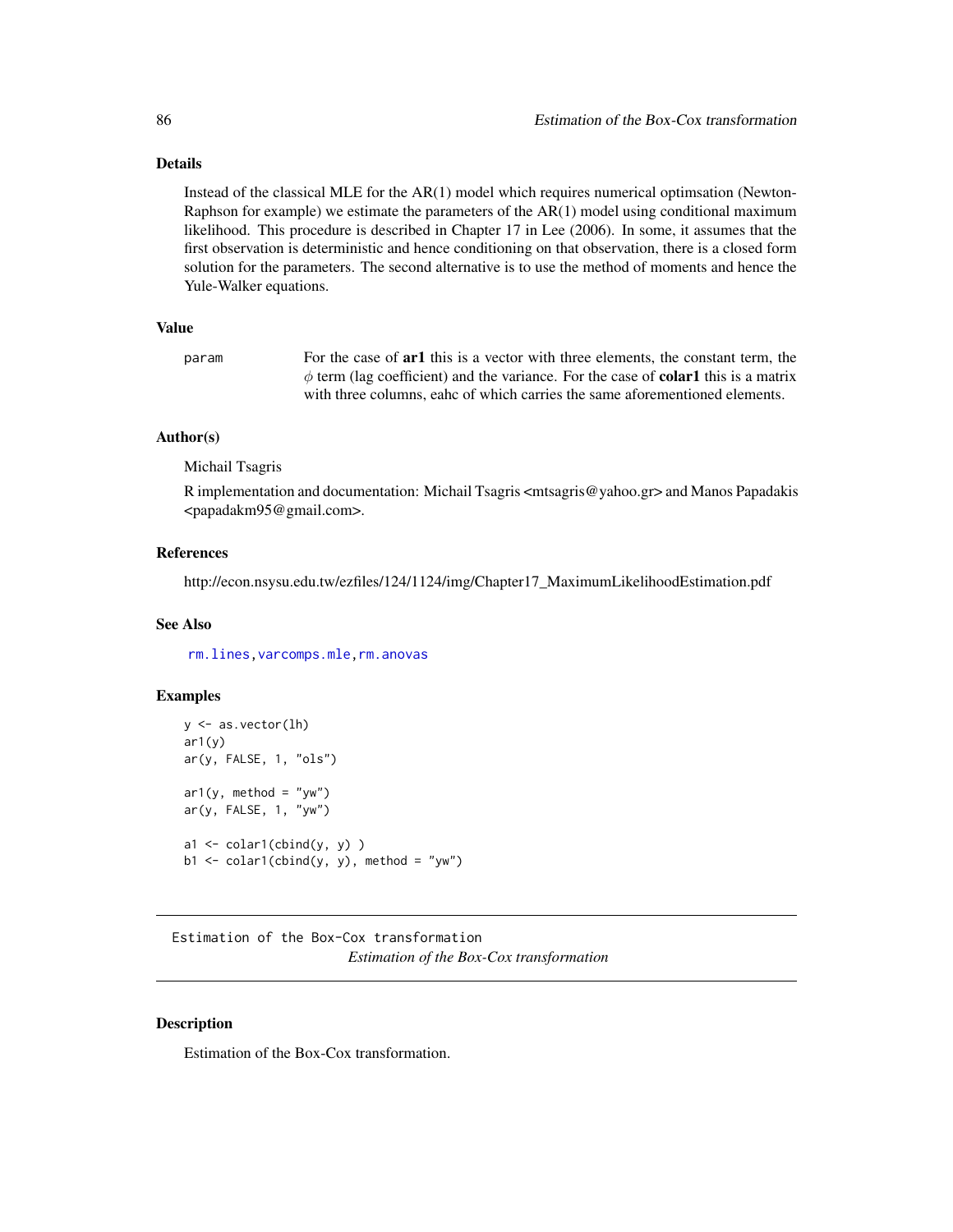### Details

Instead of the classical MLE for the AR(1) model which requires numerical optimsation (Newton-Raphson for example) we estimate the parameters of the AR(1) model using conditional maximum likelihood. This procedure is described in Chapter 17 in Lee (2006). In some, it assumes that the first observation is deterministic and hence conditioning on that observation, there is a closed form solution for the parameters. The second alternative is to use the method of moments and hence the Yule-Walker equations.

### Value

param — For the case of **ar1** this is a vector with three elements, the constant term, the $\phi$ term (lag coefficient) and the variance. For the case of **colar1** this is a matrix with three columns, eahc of which carries the same aforementioned elements.

### Author(s)

Michail Tsagris

R implementation and documentation: Michail Tsagris <mtsagris@yahoo.gr> and Manos Papadakis <papadakm95@gmail.com>.

### References

http://econ.nsysu.edu.tw/ezfiles/124/1124/img/Chapter17_MaximumLikelihoodEstimation.pdf

### See Also

`rm.lines`, `varcomps.mle`, `rm.anovas`

### Examples

```
y <- as.vector(lh)
ar1(y)
ar(y, FALSE, 1, "ols")

ar1(y, method = "yw")
ar(y, FALSE, 1, "yw")

a1 <- colar1(cbind(y, y) )
b1 <- colar1(cbind(y, y), method = "yw")
```

---

`Estimation of the Box-Cox transformation`

## *Estimation of the Box-Cox transformation*

### Description

Estimation of the Box-Cox transformation.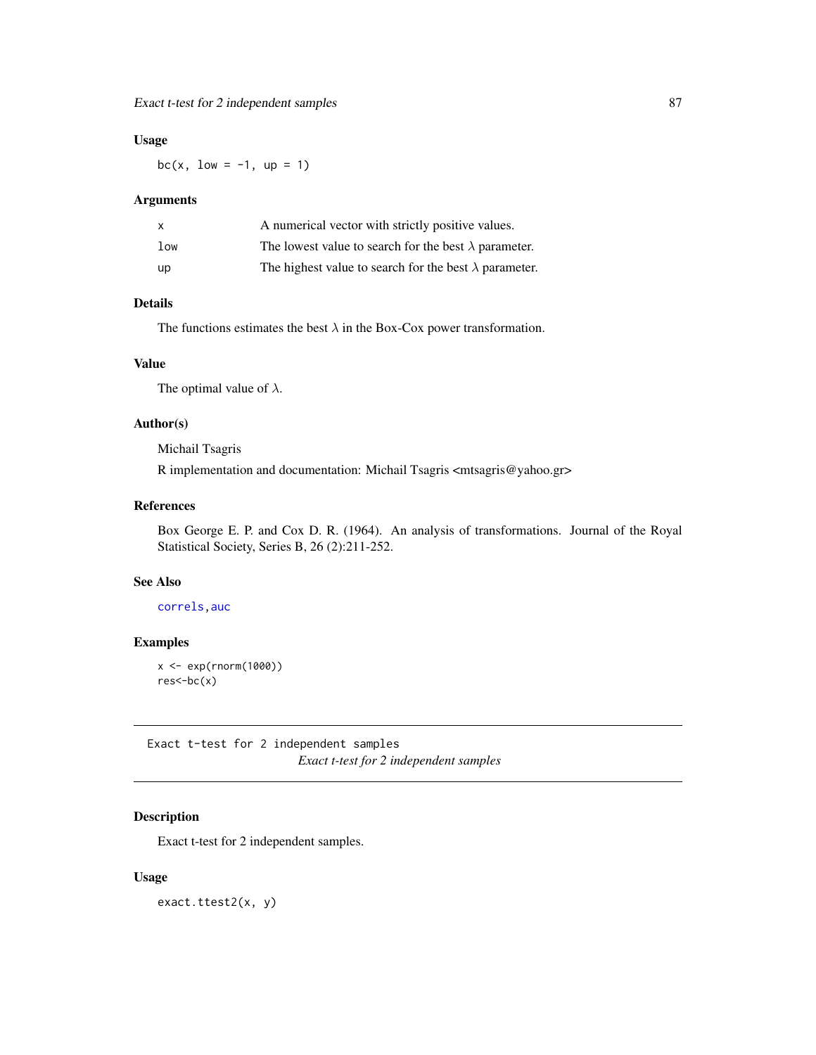### Usage

```
bc(x, low = -1, up = 1)
```

### Arguments

| | |
|---|---|
| x | A numerical vector with strictly positive values. |
| low | The lowest value to search for the best $\lambda$ parameter. |
| up | The highest value to search for the best $\lambda$ parameter. |

### Details

The functions estimates the best $\lambda$ in the Box-Cox power transformation.

### Value

The optimal value of $\lambda$.

### Author(s)

Michail Tsagris

R implementation and documentation: Michail Tsagris <mtsagris@yahoo.gr>

### References

Box George E. P. and Cox D. R. (1964). An analysis of transformations. Journal of the Royal Statistical Society, Series B, 26 (2):211-252.

### See Also

correls, auc

### Examples

```
x <- exp(rnorm(1000))
res<-bc(x)
```

---

## Exact t-test for 2 independent samples

*Exact t-test for 2 independent samples*

---

### Description

Exact t-test for 2 independent samples.

### Usage

```
exact.ttest2(x, y)
```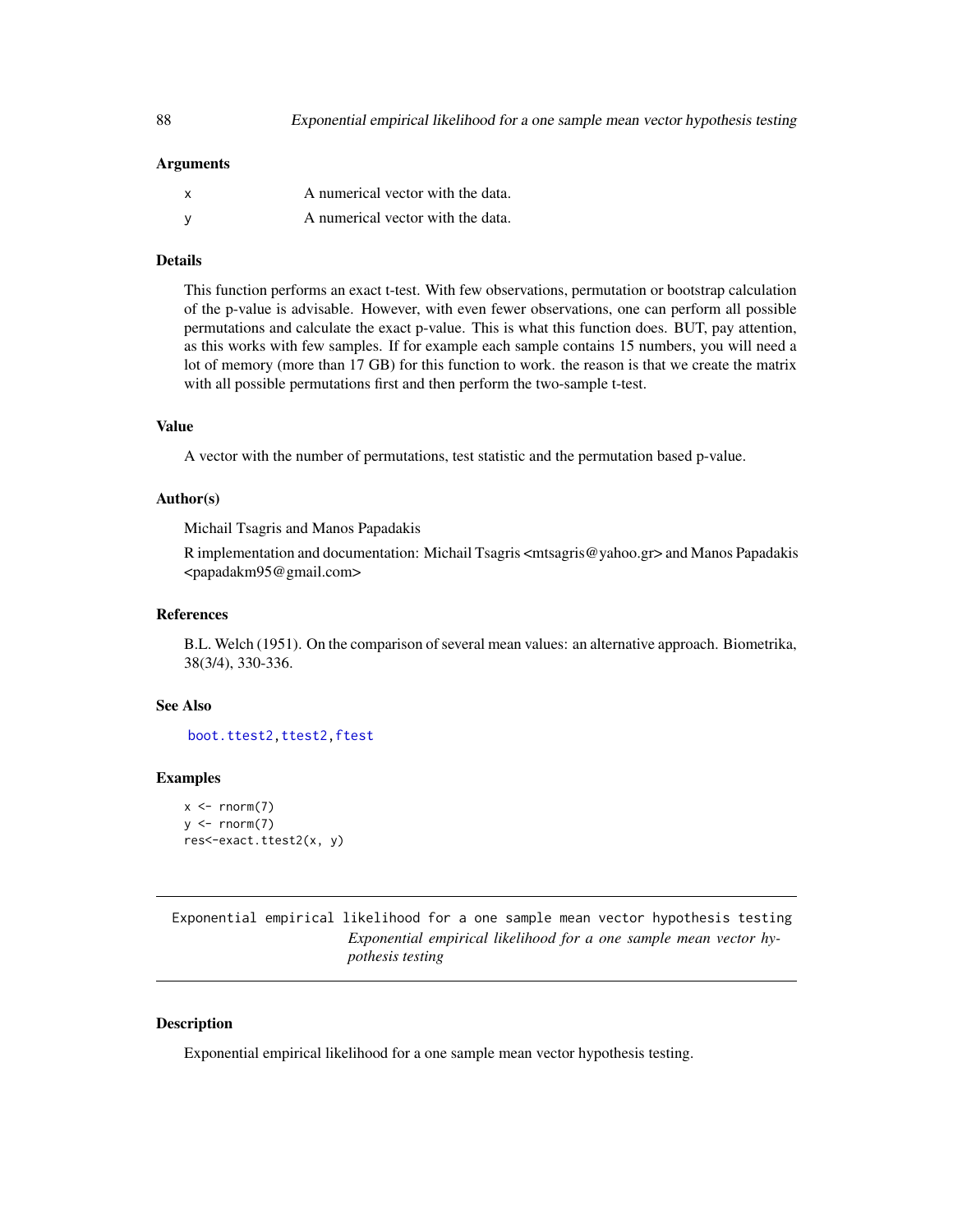### Arguments

| | |
|---|---|
| x | A numerical vector with the data. |
| y | A numerical vector with the data. |

### Details

This function performs an exact t-test. With few observations, permutation or bootstrap calculation of the p-value is advisable. However, with even fewer observations, one can perform all possible permutations and calculate the exact p-value. This is what this function does. BUT, pay attention, as this works with few samples. If for example each sample contains 15 numbers, you will need a lot of memory (more than 17 GB) for this function to work. the reason is that we create the matrix with all possible permutations first and then perform the two-sample t-test.

### Value

A vector with the number of permutations, test statistic and the permutation based p-value.

### Author(s)

Michail Tsagris and Manos Papadakis

R implementation and documentation: Michail Tsagris <mtsagris@yahoo.gr> and Manos Papadakis <papadakm95@gmail.com>

### References

B.L. Welch (1951). On the comparison of several mean values: an alternative approach. Biometrika, 38(3/4), 330-336.

### See Also

boot.ttest2, ttest2, ftest

### Examples

```
x <- rnorm(7)
y <- rnorm(7)
res<-exact.ttest2(x, y)
```

---

## Exponential empirical likelihood for a one sample mean vector hypothesis testing

*Exponential empirical likelihood for a one sample mean vector hypothesis testing*

---

### Description

Exponential empirical likelihood for a one sample mean vector hypothesis testing.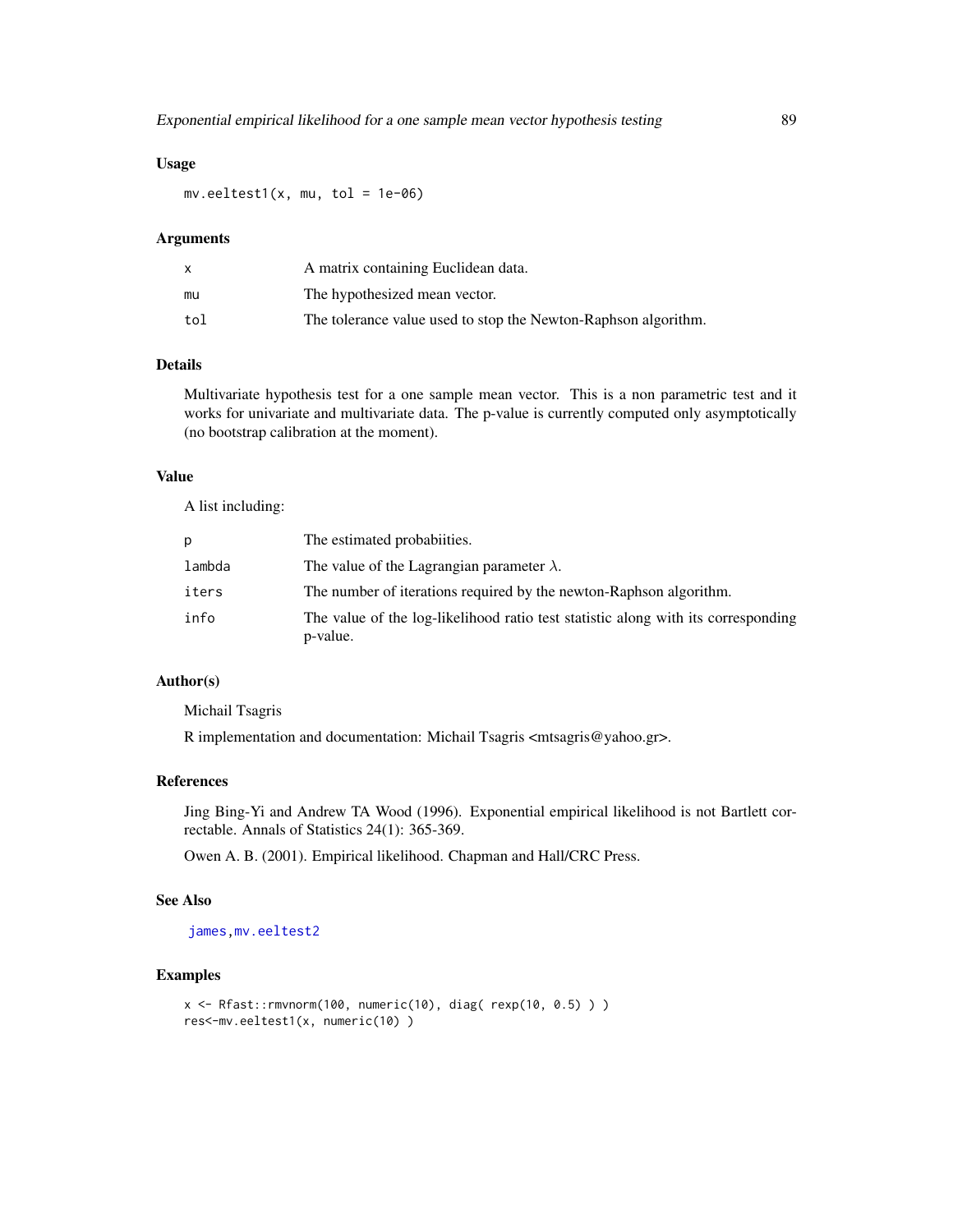### Usage

```
mv.eeltest1(x, mu, tol = 1e-06)
```

### Arguments

| | |
|---|---|
| x | A matrix containing Euclidean data. |
| mu | The hypothesized mean vector. |
| tol | The tolerance value used to stop the Newton-Raphson algorithm. |

### Details

Multivariate hypothesis test for a one sample mean vector. This is a non parametric test and it works for univariate and multivariate data. The p-value is currently computed only asymptotically (no bootstrap calibration at the moment).

### Value

A list including:

| | |
|---|---|
| p | The estimated probabiities. |
| lambda | The value of the Lagrangian parameter $\lambda$. |
| iters | The number of iterations required by the newton-Raphson algorithm. |
| info | The value of the log-likelihood ratio test statistic along with its corresponding p-value. |

### Author(s)

Michail Tsagris

R implementation and documentation: Michail Tsagris <mtsagris@yahoo.gr>.

### References

Jing Bing-Yi and Andrew TA Wood (1996). Exponential empirical likelihood is not Bartlett correctable. Annals of Statistics 24(1): 365-369.

Owen A. B. (2001). Empirical likelihood. Chapman and Hall/CRC Press.

### See Also

james, mv.eeltest2

### Examples

```
x <- Rfast::rmvnorm(100, numeric(10), diag( rexp(10, 0.5) ) )
res<-mv.eeltest1(x, numeric(10) )
```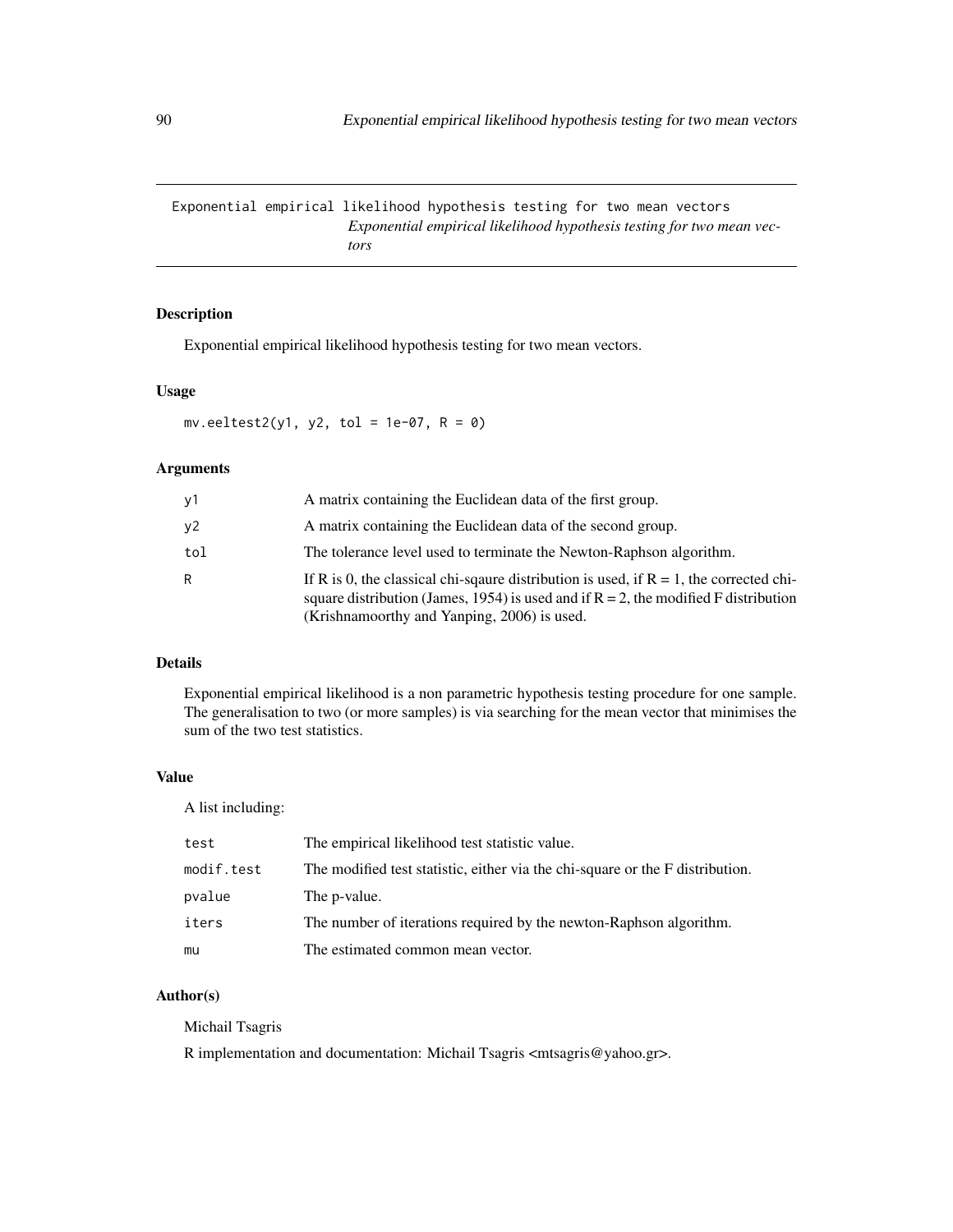## Exponential empirical likelihood hypothesis testing for two mean vectors

*Exponential empirical likelihood hypothesis testing for two mean vectors*

### Description

Exponential empirical likelihood hypothesis testing for two mean vectors.

### Usage

```
mv.eeltest2(y1, y2, tol = 1e-07, R = 0)
```

### Arguments

| | |
|---|---|
| y1 | A matrix containing the Euclidean data of the first group. |
| y2 | A matrix containing the Euclidean data of the second group. |
| tol | The tolerance level used to terminate the Newton-Raphson algorithm. |
| R | If R is 0, the classical chi-sqaure distribution is used, if R = 1, the corrected chi-square distribution (James, 1954) is used and if R = 2, the modified F distribution (Krishnamoorthy and Yanping, 2006) is used. |

### Details

Exponential empirical likelihood is a non parametric hypothesis testing procedure for one sample. The generalisation to two (or more samples) is via searching for the mean vector that minimises the sum of the two test statistics.

### Value

A list including:

| | |
|---|---|
| test | The empirical likelihood test statistic value. |
| modif.test | The modified test statistic, either via the chi-square or the F distribution. |
| pvalue | The p-value. |
| iters | The number of iterations required by the newton-Raphson algorithm. |
| mu | The estimated common mean vector. |

### Author(s)

Michail Tsagris

R implementation and documentation: Michail Tsagris <mtsagris@yahoo.gr>.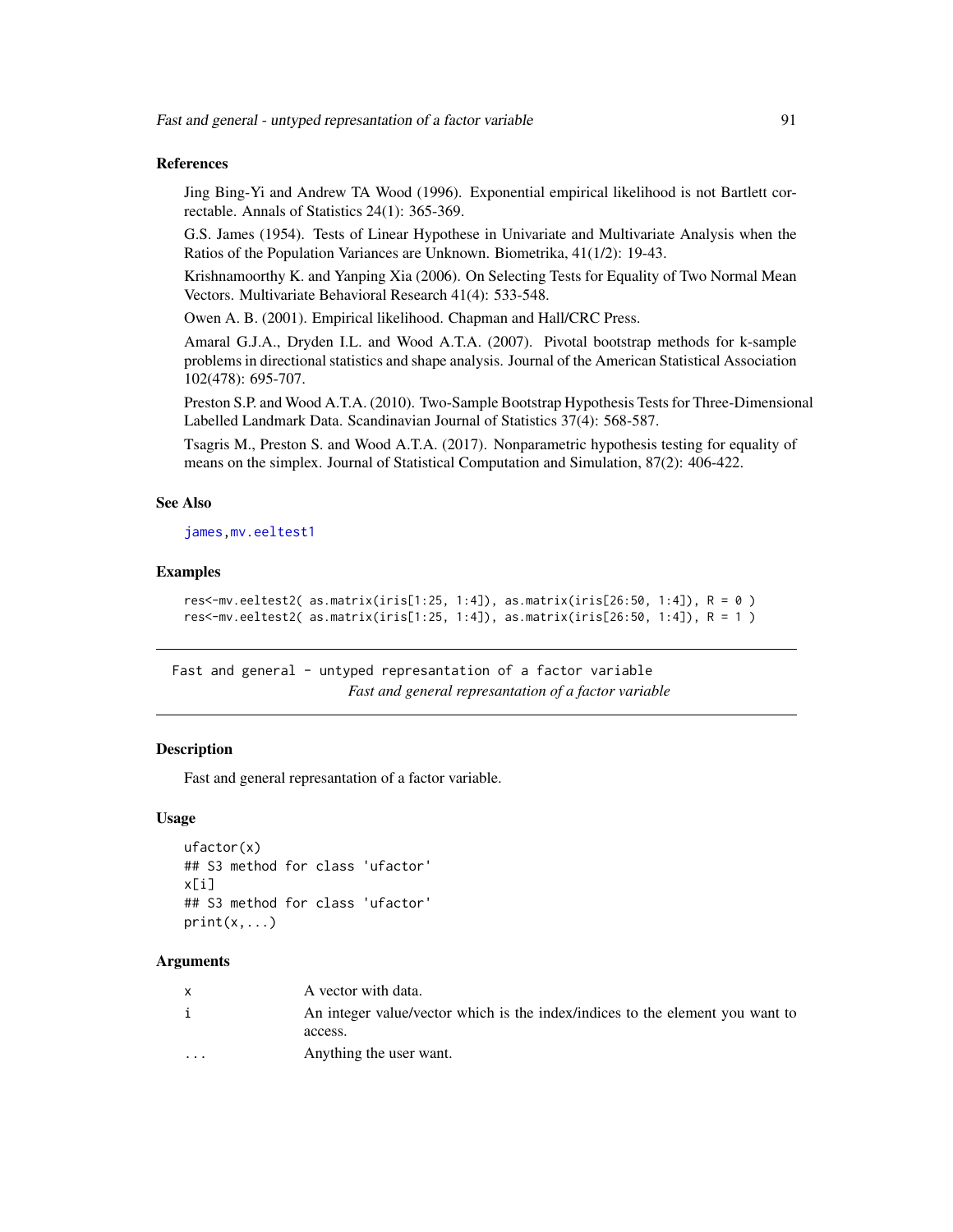### References

Jing Bing-Yi and Andrew TA Wood (1996). Exponential empirical likelihood is not Bartlett correctable. Annals of Statistics 24(1): 365-369.

G.S. James (1954). Tests of Linear Hypothese in Univariate and Multivariate Analysis when the Ratios of the Population Variances are Unknown. Biometrika, 41(1/2): 19-43.

Krishnamoorthy K. and Yanping Xia (2006). On Selecting Tests for Equality of Two Normal Mean Vectors. Multivariate Behavioral Research 41(4): 533-548.

Owen A. B. (2001). Empirical likelihood. Chapman and Hall/CRC Press.

Amaral G.J.A., Dryden I.L. and Wood A.T.A. (2007). Pivotal bootstrap methods for k-sample problems in directional statistics and shape analysis. Journal of the American Statistical Association 102(478): 695-707.

Preston S.P. and Wood A.T.A. (2010). Two-Sample Bootstrap Hypothesis Tests for Three-Dimensional Labelled Landmark Data. Scandinavian Journal of Statistics 37(4): 568-587.

Tsagris M., Preston S. and Wood A.T.A. (2017). Nonparametric hypothesis testing for equality of means on the simplex. Journal of Statistical Computation and Simulation, 87(2): 406-422.

### See Also

james,mv.eeltest1

### Examples

```
res<-mv.eeltest2( as.matrix(iris[1:25, 1:4]), as.matrix(iris[26:50, 1:4]), R = 0 )
res<-mv.eeltest2( as.matrix(iris[1:25, 1:4]), as.matrix(iris[26:50, 1:4]), R = 1 )
```

---

## Fast and general - untyped represantation of a factor variable

*Fast and general represantation of a factor variable*

### Description

Fast and general represantation of a factor variable.

### Usage

```
ufactor(x)
## S3 method for class 'ufactor'
x[i]
## S3 method for class 'ufactor'
print(x,...)
```

### Arguments

| | |
|---|---|
| x | A vector with data. |
| i | An integer value/vector which is the index/indices to the element you want to access. |
| ... | Anything the user want. |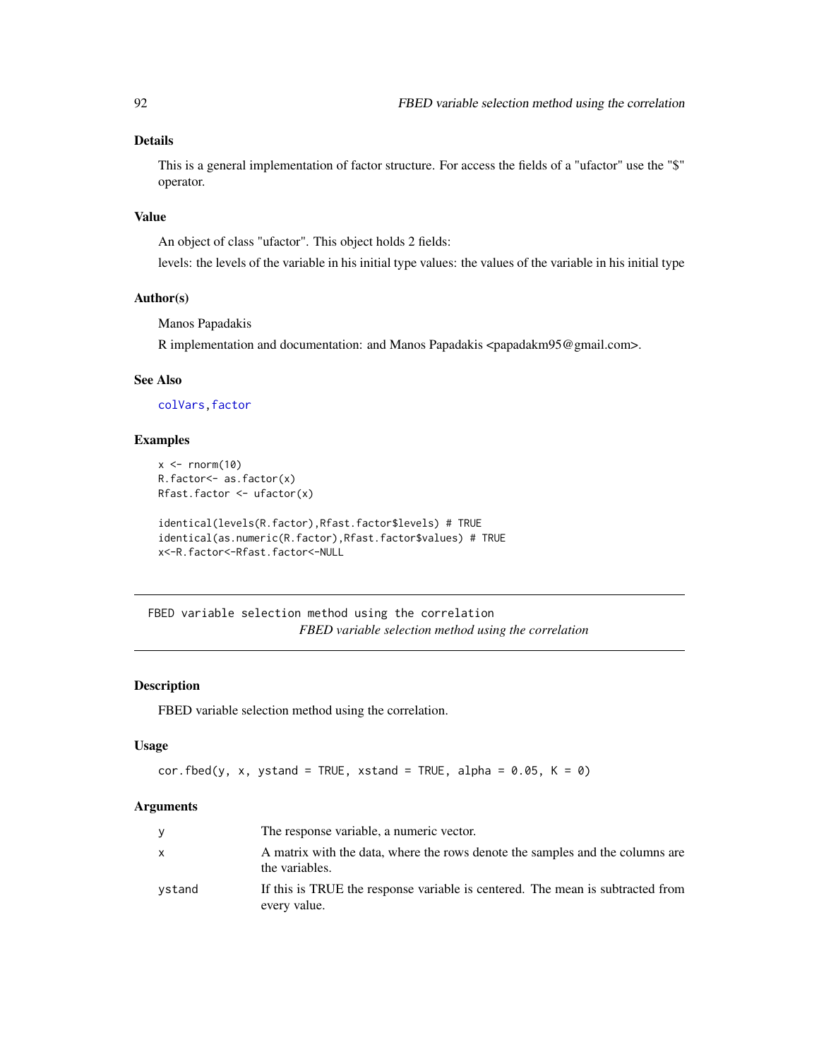## Details

This is a general implementation of factor structure. For access the fields of a "ufactor" use the "$" operator.

## Value

An object of class "ufactor". This object holds 2 fields:

levels: the levels of the variable in his initial type values: the values of the variable in his initial type

## Author(s)

Manos Papadakis

R implementation and documentation: and Manos Papadakis <papadakm95@gmail.com>.

## See Also

colVars, factor

## Examples

```
x <- rnorm(10)
R.factor<- as.factor(x)
Rfast.factor <- ufactor(x)

identical(levels(R.factor),Rfast.factor$levels) # TRUE
identical(as.numeric(R.factor),Rfast.factor$values) # TRUE
x<-R.factor<-Rfast.factor<-NULL
```

---

FBED variable selection method using the correlation

# *FBED variable selection method using the correlation*

---

## Description

FBED variable selection method using the correlation.

## Usage

```
cor.fbed(y, x, ystand = TRUE, xstand = TRUE, alpha = 0.05, K = 0)
```

## Arguments

| | |
|---|---|
| y | The response variable, a numeric vector. |
| x | A matrix with the data, where the rows denote the samples and the columns are the variables. |
| ystand | If this is TRUE the response variable is centered. The mean is subtracted from every value. |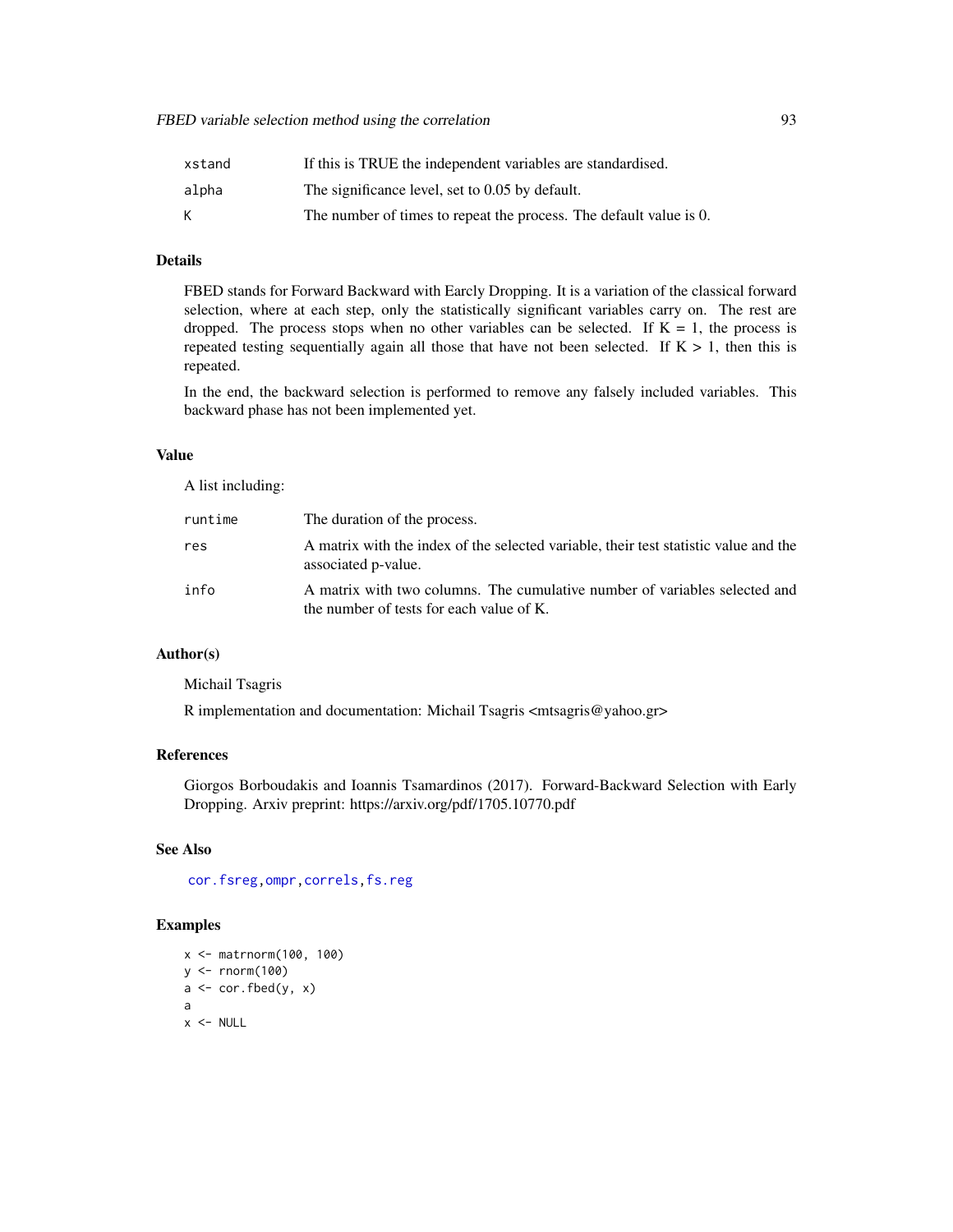| | |
|---|---|
| xstand | If this is TRUE the independent variables are standardised. |
| alpha | The significance level, set to 0.05 by default. |
| K | The number of times to repeat the process. The default value is 0. |

## Details

FBED stands for Forward Backward with Earcly Dropping. It is a variation of the classical forward selection, where at each step, only the statistically significant variables carry on. The rest are dropped. The process stops when no other variables can be selected. If K = 1, the process is repeated testing sequentially again all those that have not been selected. If K > 1, then this is repeated.

In the end, the backward selection is performed to remove any falsely included variables. This backward phase has not been implemented yet.

## Value

A list including:

| | |
|---|---|
| runtime | The duration of the process. |
| res | A matrix with the index of the selected variable, their test statistic value and the associated p-value. |
| info | A matrix with two columns. The cumulative number of variables selected and the number of tests for each value of K. |

## Author(s)

Michail Tsagris

R implementation and documentation: Michail Tsagris <mtsagris@yahoo.gr>

## References

Giorgos Borboudakis and Ioannis Tsamardinos (2017). Forward-Backward Selection with Early Dropping. Arxiv preprint: https://arxiv.org/pdf/1705.10770.pdf

## See Also

cor.fsreg, ompr, correls, fs.reg

## Examples

```
x <- matrnorm(100, 100)
y <- rnorm(100)
a <- cor.fbed(y, x)
a
x <- NULL
```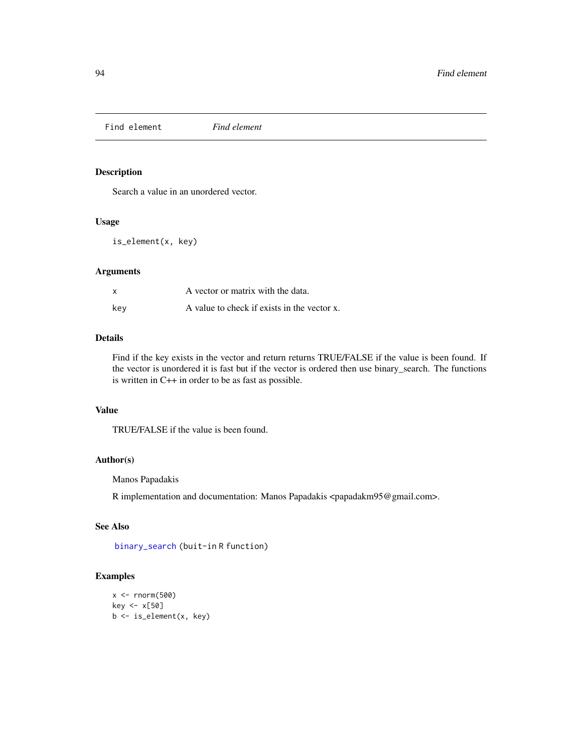# Find element — *Find element*

## Description

Search a value in an unordered vector.

## Usage

```
is_element(x, key)
```

## Arguments

| | |
|---|---|
| x | A vector or matrix with the data. |
| key | A value to check if exists in the vector x. |

## Details

Find if the key exists in the vector and return returns TRUE/FALSE if the value is been found. If the vector is unordered it is fast but if the vector is ordered then use binary_search. The functions is written in C++ in order to be as fast as possible.

## Value

TRUE/FALSE if the value is been found.

## Author(s)

Manos Papadakis

R implementation and documentation: Manos Papadakis <papadakm95@gmail.com>.

## See Also

`binary_search` (buit-in R function)

## Examples

```
x <- rnorm(500)
key <- x[50]
b <- is_element(x, key)
```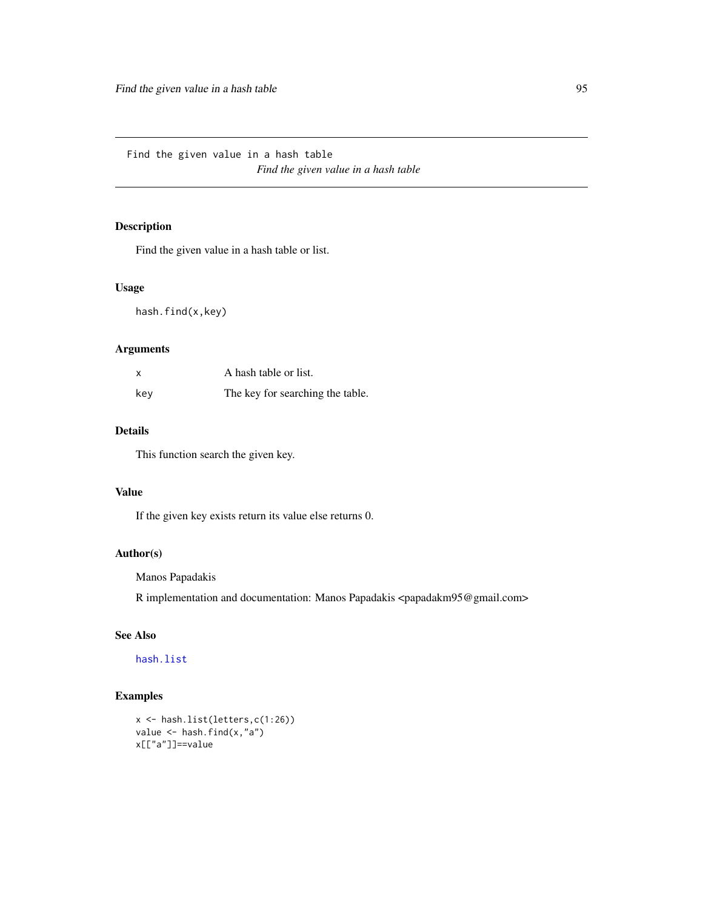Find the given value in a hash table

*Find the given value in a hash table*

## Description

Find the given value in a hash table or list.

## Usage

```
hash.find(x,key)
```

## Arguments

| | |
|---|---|
| x | A hash table or list. |
| key | The key for searching the table. |

## Details

This function search the given key.

## Value

If the given key exists return its value else returns 0.

## Author(s)

Manos Papadakis

R implementation and documentation: Manos Papadakis <papadakm95@gmail.com>

## See Also

hash.list

## Examples

```
x <- hash.list(letters,c(1:26))
value <- hash.find(x,"a")
x[["a"]]==value
```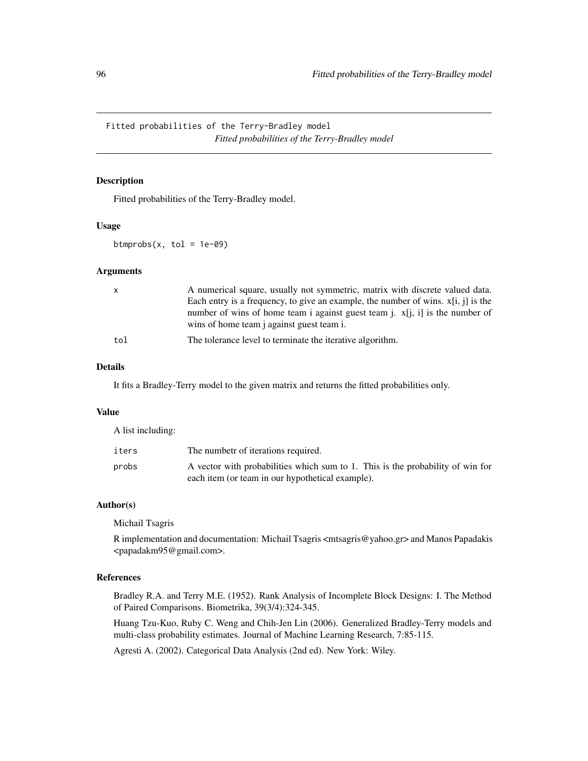## Fitted probabilities of the Terry-Bradley model

*Fitted probabilities of the Terry-Bradley model*

### Description

Fitted probabilities of the Terry-Bradley model.

### Usage

```
btmprobs(x, tol = 1e-09)
```

### Arguments

| | |
|---|---|
| x | A numerical square, usually not symmetric, matrix with discrete valued data. Each entry is a frequency, to give an example, the number of wins. x[i, j] is the number of wins of home team i against guest team j. x[j, i] is the number of wins of home team j against guest team i. |
| tol | The tolerance level to terminate the iterative algorithm. |

### Details

It fits a Bradley-Terry model to the given matrix and returns the fitted probabilities only.

### Value

A list including:

| | |
|---|---|
| iters | The numbetr of iterations required. |
| probs | A vector with probabilities which sum to 1. This is the probability of win for each item (or team in our hypothetical example). |

### Author(s)

Michail Tsagris

R implementation and documentation: Michail Tsagris <mtsagris@yahoo.gr> and Manos Papadakis <papadakm95@gmail.com>.

### References

Bradley R.A. and Terry M.E. (1952). Rank Analysis of Incomplete Block Designs: I. The Method of Paired Comparisons. Biometrika, 39(3/4):324-345.

Huang Tzu-Kuo, Ruby C. Weng and Chih-Jen Lin (2006). Generalized Bradley-Terry models and multi-class probability estimates. Journal of Machine Learning Research, 7:85-115.

Agresti A. (2002). Categorical Data Analysis (2nd ed). New York: Wiley.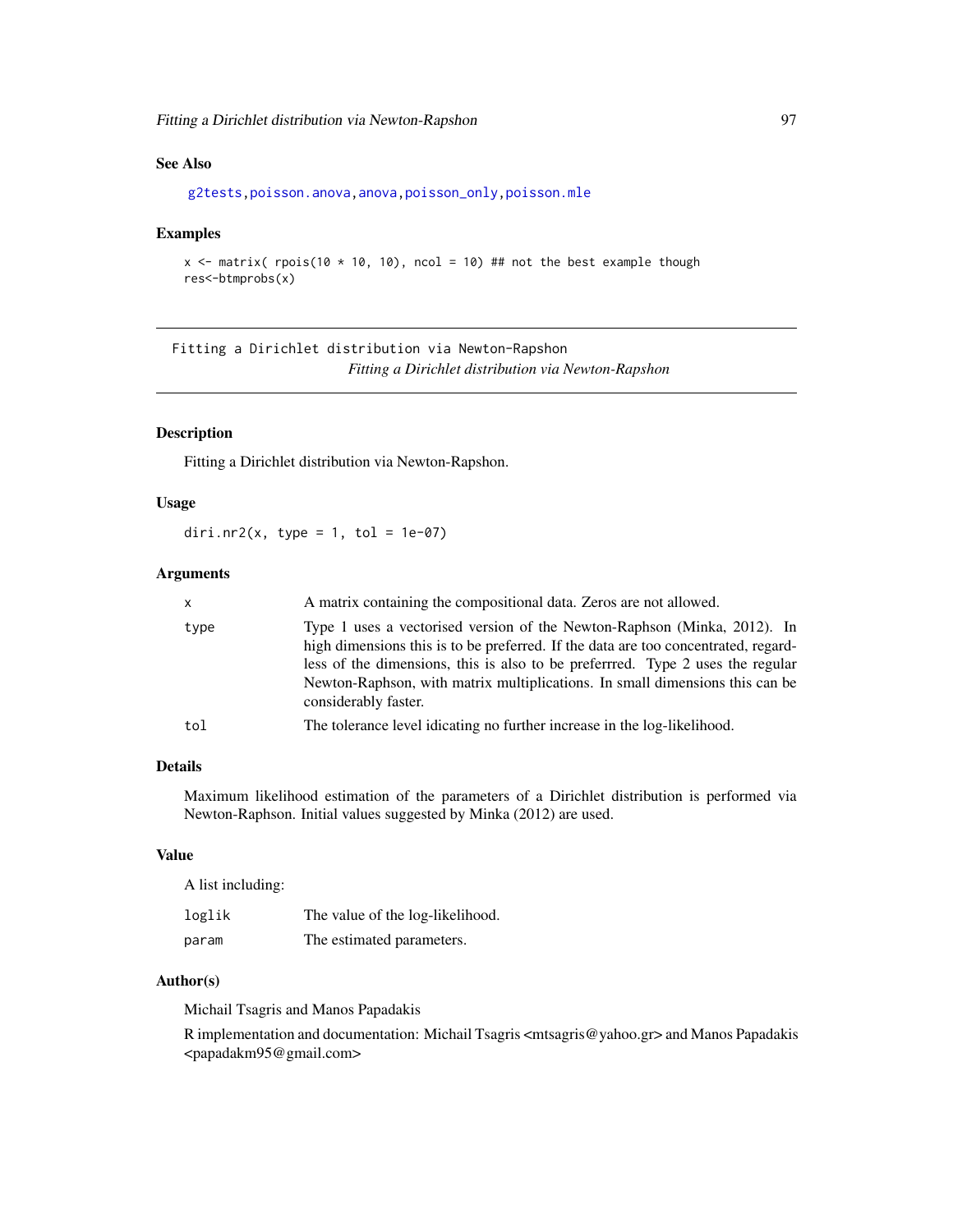### See Also

g2tests, poisson.anova, anova, poisson_only, poisson.mle

### Examples

```
x <- matrix( rpois(10 * 10, 10), ncol = 10) ## not the best example though
res<-btmprobs(x)
```

---

## Fitting a Dirichlet distribution via Newton-Rapshon

*Fitting a Dirichlet distribution via Newton-Rapshon*

---

### Description

Fitting a Dirichlet distribution via Newton-Rapshon.

### Usage

```
diri.nr2(x, type = 1, tol = 1e-07)
```

### Arguments

| | |
|---|---|
| x | A matrix containing the compositional data. Zeros are not allowed. |
| type | Type 1 uses a vectorised version of the Newton-Raphson (Minka, 2012). In high dimensions this is to be preferred. If the data are too concentrated, regardless of the dimensions, this is also to be preferrred. Type 2 uses the regular Newton-Raphson, with matrix multiplications. In small dimensions this can be considerably faster. |
| tol | The tolerance level idicating no further increase in the log-likelihood. |

### Details

Maximum likelihood estimation of the parameters of a Dirichlet distribution is performed via Newton-Raphson. Initial values suggested by Minka (2012) are used.

### Value

A list including:

| | |
|---|---|
| loglik | The value of the log-likelihood. |
| param | The estimated parameters. |

### Author(s)

Michail Tsagris and Manos Papadakis

R implementation and documentation: Michail Tsagris <mtsagris@yahoo.gr> and Manos Papadakis <papadakm95@gmail.com>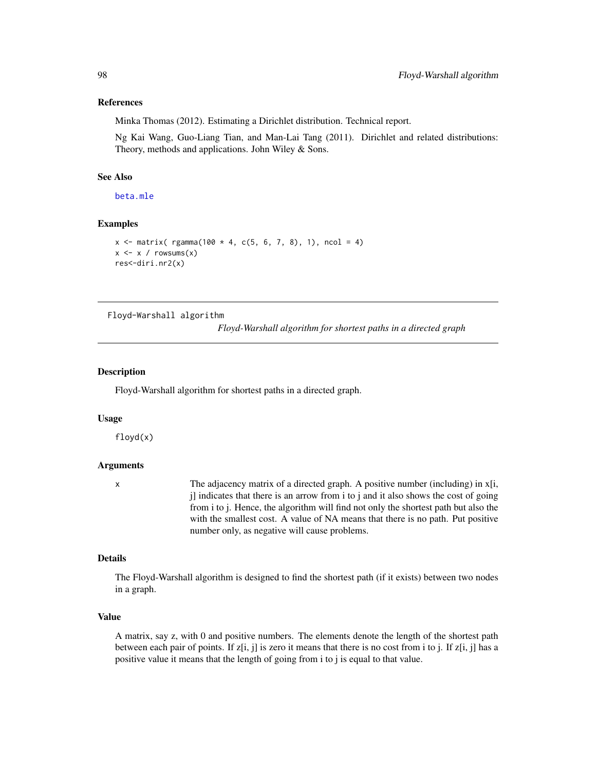### References

Minka Thomas (2012). Estimating a Dirichlet distribution. Technical report.

Ng Kai Wang, Guo-Liang Tian, and Man-Lai Tang (2011). Dirichlet and related distributions: Theory, methods and applications. John Wiley & Sons.

### See Also

beta.mle

### Examples

```
x <- matrix( rgamma(100 * 4, c(5, 6, 7, 8), 1), ncol = 4)
x <- x / rowsums(x)
res<-diri.nr2(x)
```

---

## Floyd-Warshall algorithm &nbsp;&nbsp;&nbsp; *Floyd-Warshall algorithm for shortest paths in a directed graph*

---

### Description

Floyd-Warshall algorithm for shortest paths in a directed graph.

### Usage

```
floyd(x)
```

### Arguments

| | |
|---|---|
| x | The adjacency matrix of a directed graph. A positive number (including) in x[i, j] indicates that there is an arrow from i to j and it also shows the cost of going from i to j. Hence, the algorithm will find not only the shortest path but also the with the smallest cost. A value of NA means that there is no path. Put positive number only, as negative will cause problems. |

### Details

The Floyd-Warshall algorithm is designed to find the shortest path (if it exists) between two nodes in a graph.

### Value

A matrix, say z, with 0 and positive numbers. The elements denote the length of the shortest path between each pair of points. If z[i, j] is zero it means that there is no cost from i to j. If z[i, j] has a positive value it means that the length of going from i to j is equal to that value.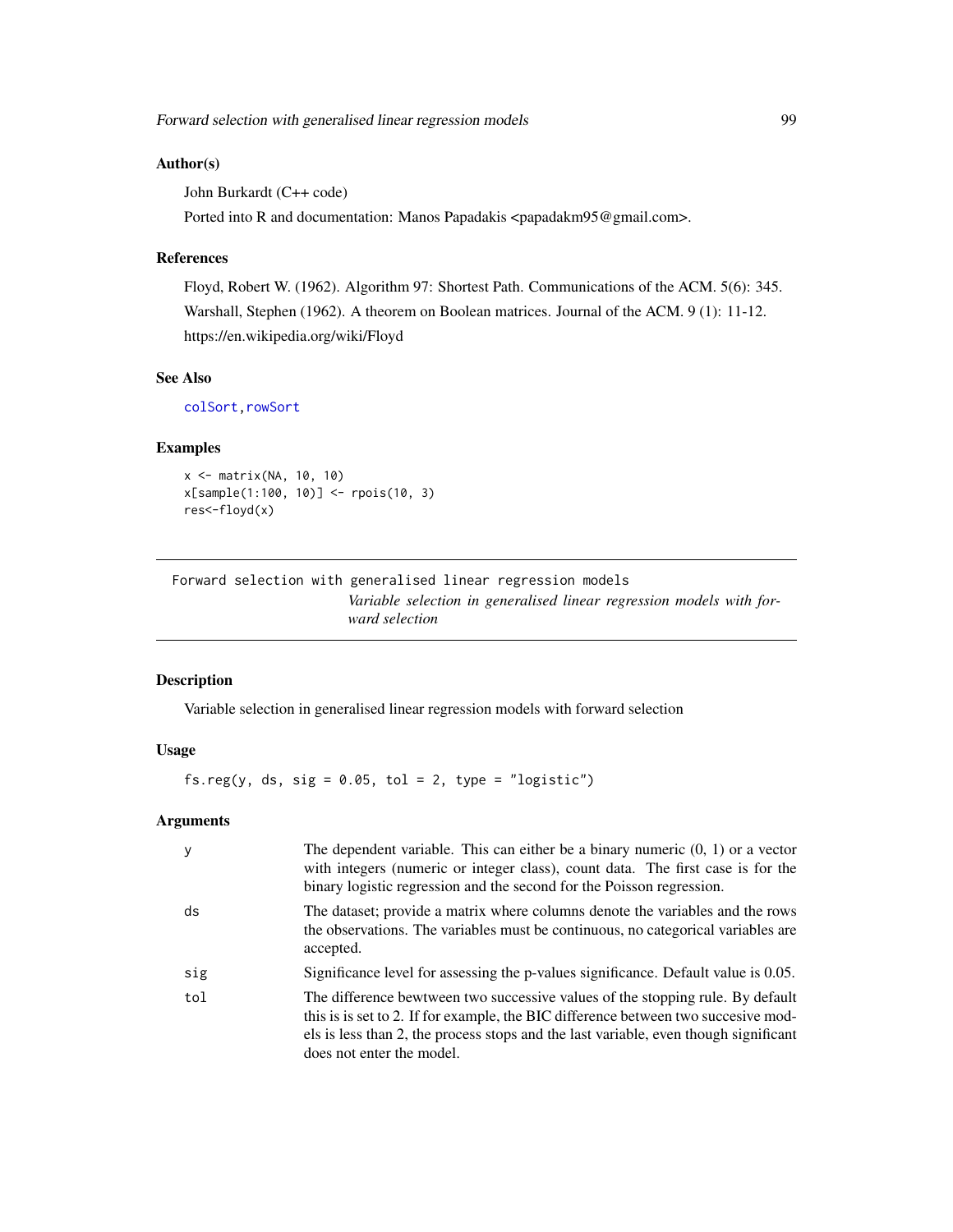### Author(s)

John Burkardt (C++ code)

Ported into R and documentation: Manos Papadakis <papadakm95@gmail.com>.

### References

Floyd, Robert W. (1962). Algorithm 97: Shortest Path. Communications of the ACM. 5(6): 345.

Warshall, Stephen (1962). A theorem on Boolean matrices. Journal of the ACM. 9 (1): 11-12.

https://en.wikipedia.org/wiki/Floyd

### See Also

colSort, rowSort

### Examples

```
x <- matrix(NA, 10, 10)
x[sample(1:100, 10)] <- rpois(10, 3)
res<-floyd(x)
```

---

## Forward selection with generalised linear regression models

*Variable selection in generalised linear regression models with forward selection*

---

### Description

Variable selection in generalised linear regression models with forward selection

### Usage

```
fs.reg(y, ds, sig = 0.05, tol = 2, type = "logistic")
```

### Arguments

| | |
|---|---|
| y | The dependent variable. This can either be a binary numeric (0, 1) or a vector with integers (numeric or integer class), count data. The first case is for the binary logistic regression and the second for the Poisson regression. |
| ds | The dataset; provide a matrix where columns denote the variables and the rows the observations. The variables must be continuous, no categorical variables are accepted. |
| sig | Significance level for assessing the p-values significance. Default value is 0.05. |
| tol | The difference bewtween two successive values of the stopping rule. By default this is is set to 2. If for example, the BIC difference between two succesive models is less than 2, the process stops and the last variable, even though significant does not enter the model. |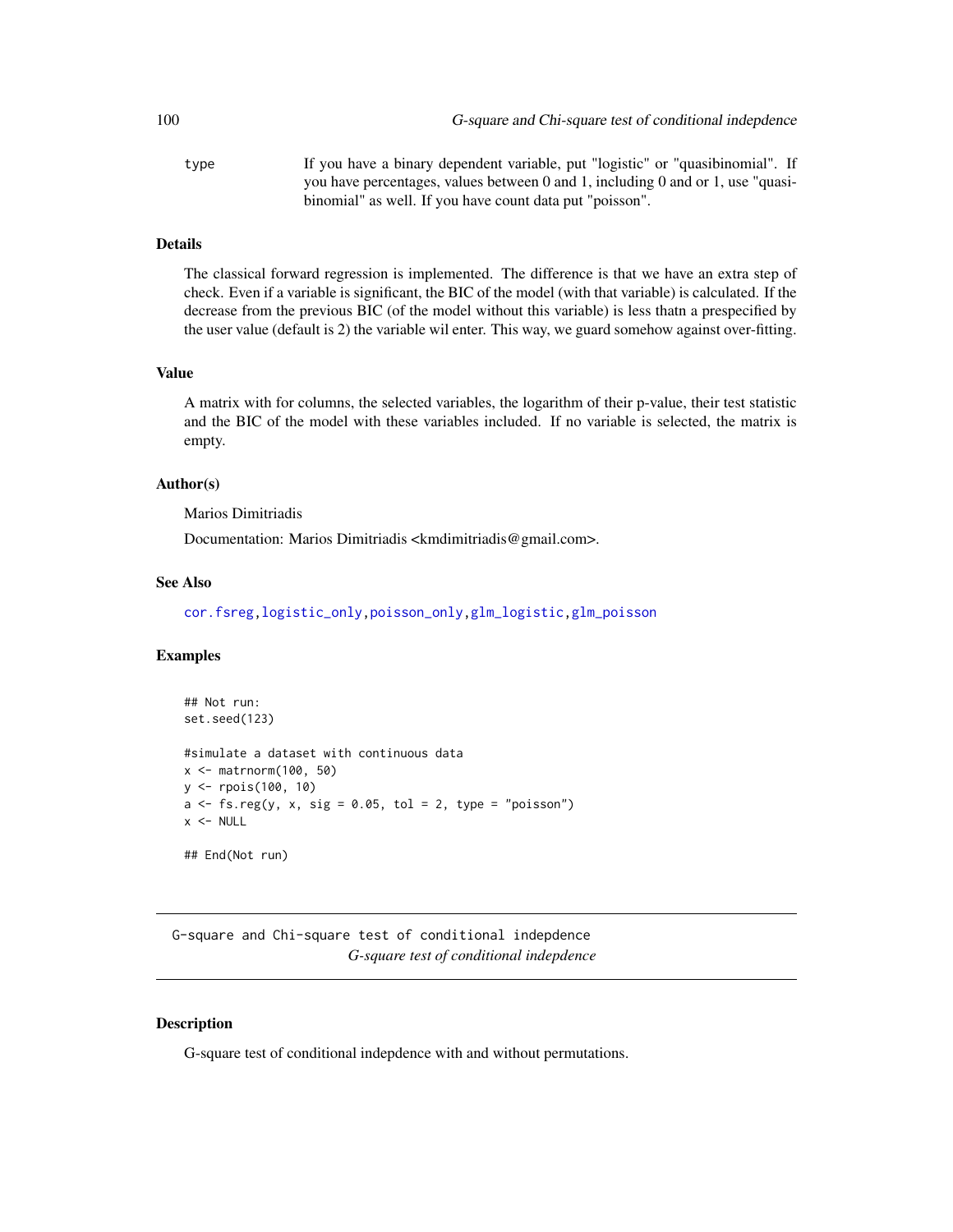type If you have a binary dependent variable, put "logistic" or "quasibinomial". If you have percentages, values between 0 and 1, including 0 and or 1, use "quasibinomial" as well. If you have count data put "poisson".

### Details

The classical forward regression is implemented. The difference is that we have an extra step of check. Even if a variable is significant, the BIC of the model (with that variable) is calculated. If the decrease from the previous BIC (of the model without this variable) is less thatn a prespecified by the user value (default is 2) the variable wil enter. This way, we guard somehow against over-fitting.

### Value

A matrix with for columns, the selected variables, the logarithm of their p-value, their test statistic and the BIC of the model with these variables included. If no variable is selected, the matrix is empty.

### Author(s)

Marios Dimitriadis

Documentation: Marios Dimitriadis <kmdimitriadis@gmail.com>.

### See Also

cor.fsreg, logistic_only, poisson_only, glm_logistic, glm_poisson

### Examples

```
## Not run:
set.seed(123)

#simulate a dataset with continuous data
x <- matrnorm(100, 50)
y <- rpois(100, 10)
a <- fs.reg(y, x, sig = 0.05, tol = 2, type = "poisson")
x <- NULL

## End(Not run)
```

---

## G-square and Chi-square test of conditional indepdence

*G-square test of conditional indepdence*

### Description

G-square test of conditional indepdence with and without permutations.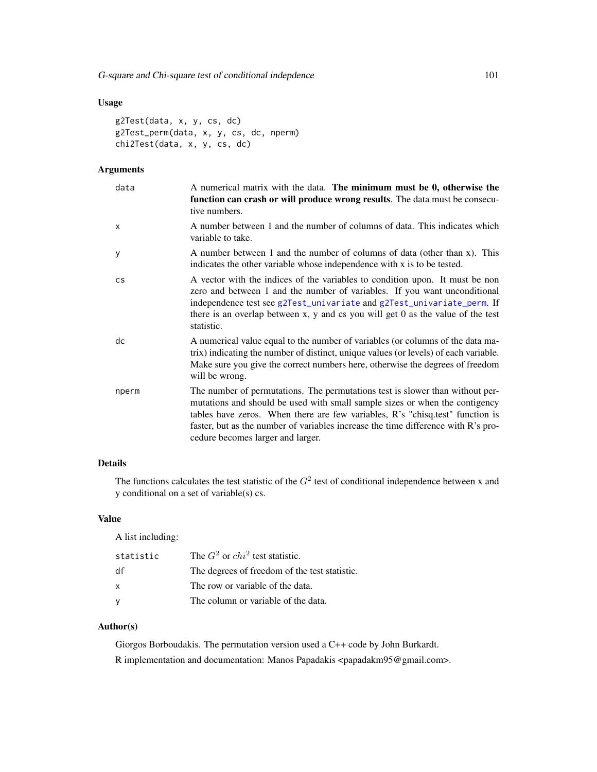## Usage

```
g2Test(data, x, y, cs, dc)
g2Test_perm(data, x, y, cs, dc, nperm)
chi2Test(data, x, y, cs, dc)
```

## Arguments

| | |
|---|---|
| data | A numerical matrix with the data. **The minimum must be 0, otherwise the function can crash or will produce wrong results**. The data must be consecutive numbers. |
| x | A number between 1 and the number of columns of data. This indicates which variable to take. |
| y | A number between 1 and the number of columns of data (other than x). This indicates the other variable whose independence with x is to be tested. |
| cs | A vector with the indices of the variables to condition upon. It must be non zero and between 1 and the number of variables. If you want unconditional independence test see g2Test_univariate and g2Test_univariate_perm. If there is an overlap between x, y and cs you will get 0 as the value of the test statistic. |
| dc | A numerical value equal to the number of variables (or columns of the data matrix) indicating the number of distinct, unique values (or levels) of each variable. Make sure you give the correct numbers here, otherwise the degrees of freedom will be wrong. |
| nperm | The number of permutations. The permutations test is slower than without permutations and should be used with small sample sizes or when the contigency tables have zeros. When there are few variables, R's "chisq.test" function is faster, but as the number of variables increase the time difference with R's procedure becomes larger and larger. |

## Details

The functions calculates the test statistic of the $G^2$ test of conditional independence between x and y conditional on a set of variable(s) cs.

## Value

A list including:

| | |
|---|---|
| statistic | The $G^2$ or $chi^2$ test statistic. |
| df | The degrees of freedom of the test statistic. |
| x | The row or variable of the data. |
| y | The column or variable of the data. |

## Author(s)

Giorgos Borboudakis. The permutation version used a C++ code by John Burkardt.

R implementation and documentation: Manos Papadakis <papadakm95@gmail.com>.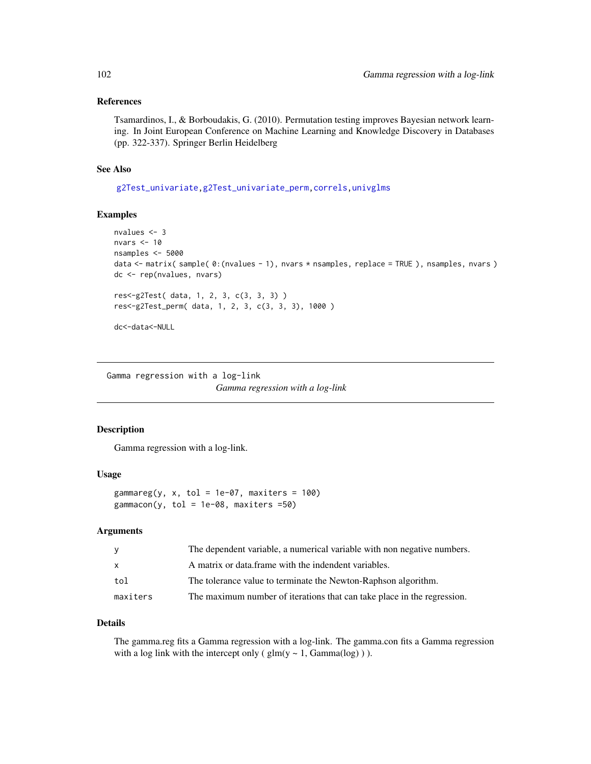### References

Tsamardinos, I., & Borboudakis, G. (2010). Permutation testing improves Bayesian network learning. In Joint European Conference on Machine Learning and Knowledge Discovery in Databases (pp. 322-337). Springer Berlin Heidelberg

### See Also

g2Test_univariate, g2Test_univariate_perm, correls, univglms

### Examples

```
nvalues <- 3
nvars <- 10
nsamples <- 5000
data <- matrix( sample( 0:(nvalues - 1), nvars * nsamples, replace = TRUE ), nsamples, nvars )
dc <- rep(nvalues, nvars)

res<-g2Test( data, 1, 2, 3, c(3, 3, 3) )
res<-g2Test_perm( data, 1, 2, 3, c(3, 3, 3), 1000 )

dc<-data<-NULL
```

---

## Gamma regression with a log-link

*Gamma regression with a log-link*

### Description

Gamma regression with a log-link.

### Usage

```
gammareg(y, x, tol = 1e-07, maxiters = 100)
gammacon(y, tol = 1e-08, maxiters =50)
```

### Arguments

| | |
|---|---|
| y | The dependent variable, a numerical variable with non negative numbers. |
| x | A matrix or data.frame with the indendent variables. |
| tol | The tolerance value to terminate the Newton-Raphson algorithm. |
| maxiters | The maximum number of iterations that can take place in the regression. |

### Details

The gamma.reg fits a Gamma regression with a log-link. The gamma.con fits a Gamma regression with a log link with the intercept only ( glm(y ~ 1, Gamma(log) ) ).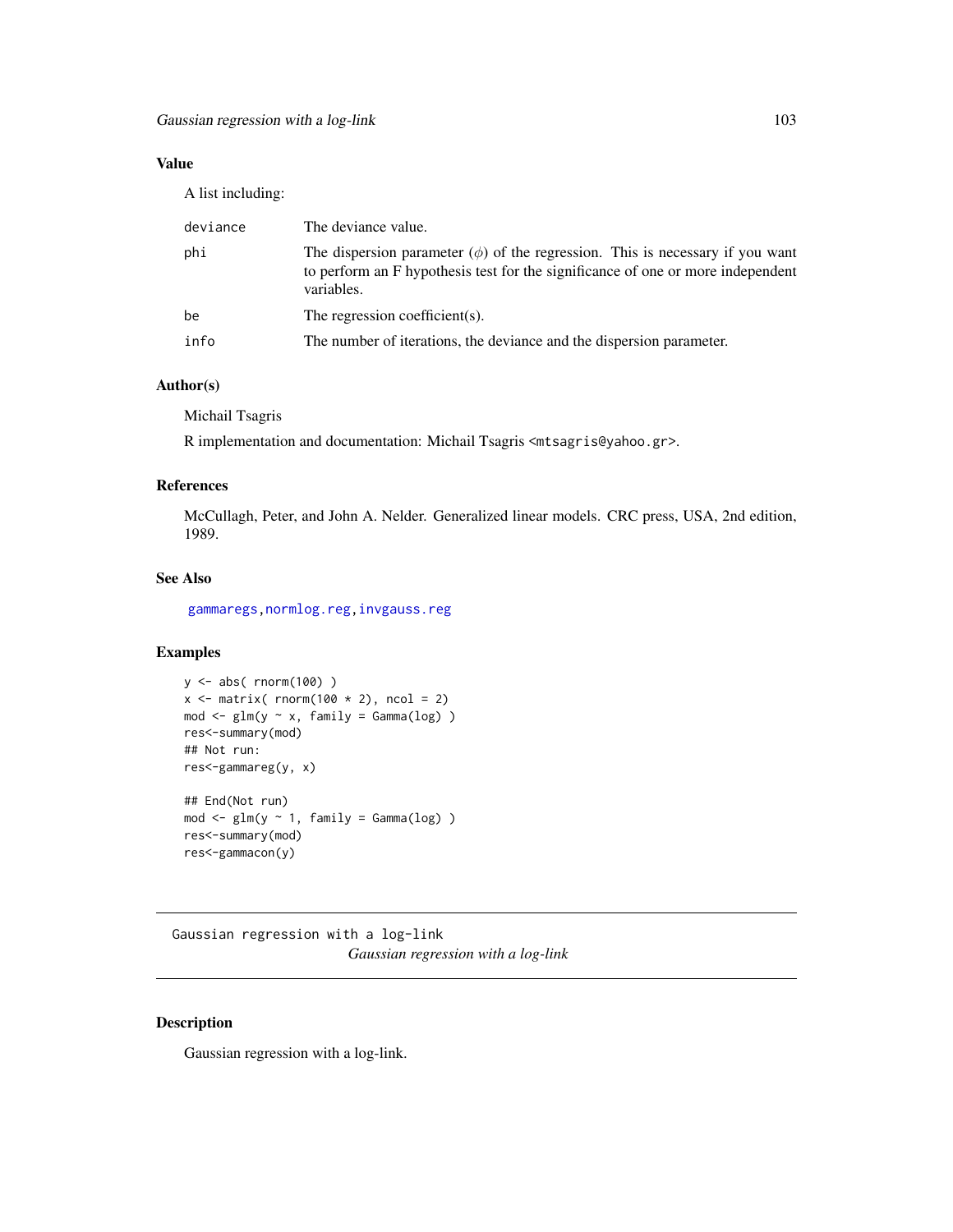## Value

A list including:

| | |
|---|---|
| deviance | The deviance value. |
| phi | The dispersion parameter ($\phi$) of the regression. This is necessary if you want to perform an F hypothesis test for the significance of one or more independent variables. |
| be | The regression coefficient(s). |
| info | The number of iterations, the deviance and the dispersion parameter. |

## Author(s)

Michail Tsagris

R implementation and documentation: Michail Tsagris <mtsagris@yahoo.gr>.

## References

McCullagh, Peter, and John A. Nelder. Generalized linear models. CRC press, USA, 2nd edition, 1989.

## See Also

gammaregs,normlog.reg,invgauss.reg

## Examples

```
y <- abs( rnorm(100) )
x <- matrix( rnorm(100 * 2), ncol = 2)
mod <- glm(y ~ x, family = Gamma(log) )
res<-summary(mod)
## Not run:
res<-gammareg(y, x)

## End(Not run)
mod <- glm(y ~ 1, family = Gamma(log) )
res<-summary(mod)
res<-gammacon(y)
```

---

Gaussian regression with a log-link
*Gaussian regression with a log-link*

---

## Description

Gaussian regression with a log-link.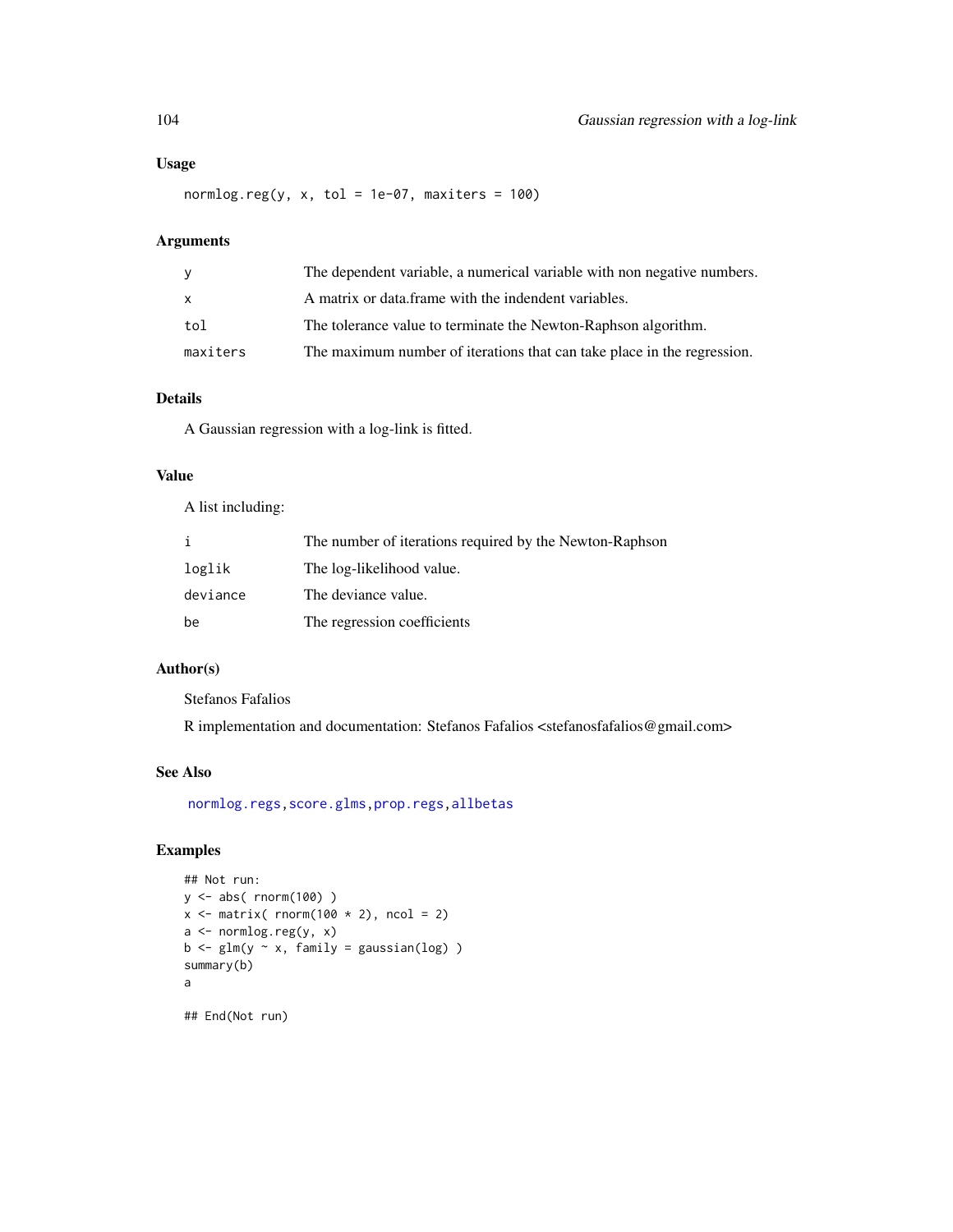## Usage

```
normlog.reg(y, x, tol = 1e-07, maxiters = 100)
```

## Arguments

| | |
|---|---|
| y | The dependent variable, a numerical variable with non negative numbers. |
| x | A matrix or data.frame with the indendent variables. |
| tol | The tolerance value to terminate the Newton-Raphson algorithm. |
| maxiters | The maximum number of iterations that can take place in the regression. |

## Details

A Gaussian regression with a log-link is fitted.

## Value

A list including:

| | |
|---|---|
| i | The number of iterations required by the Newton-Raphson |
| loglik | The log-likelihood value. |
| deviance | The deviance value. |
| be | The regression coefficients |

## Author(s)

Stefanos Fafalios

R implementation and documentation: Stefanos Fafalios <stefanosfafalios@gmail.com>

## See Also

normlog.regs, score.glms, prop.regs, allbetas

## Examples

```
## Not run:
y <- abs( rnorm(100) )
x <- matrix( rnorm(100 * 2), ncol = 2)
a <- normlog.reg(y, x)
b <- glm(y ~ x, family = gaussian(log) )
summary(b)
a

## End(Not run)
```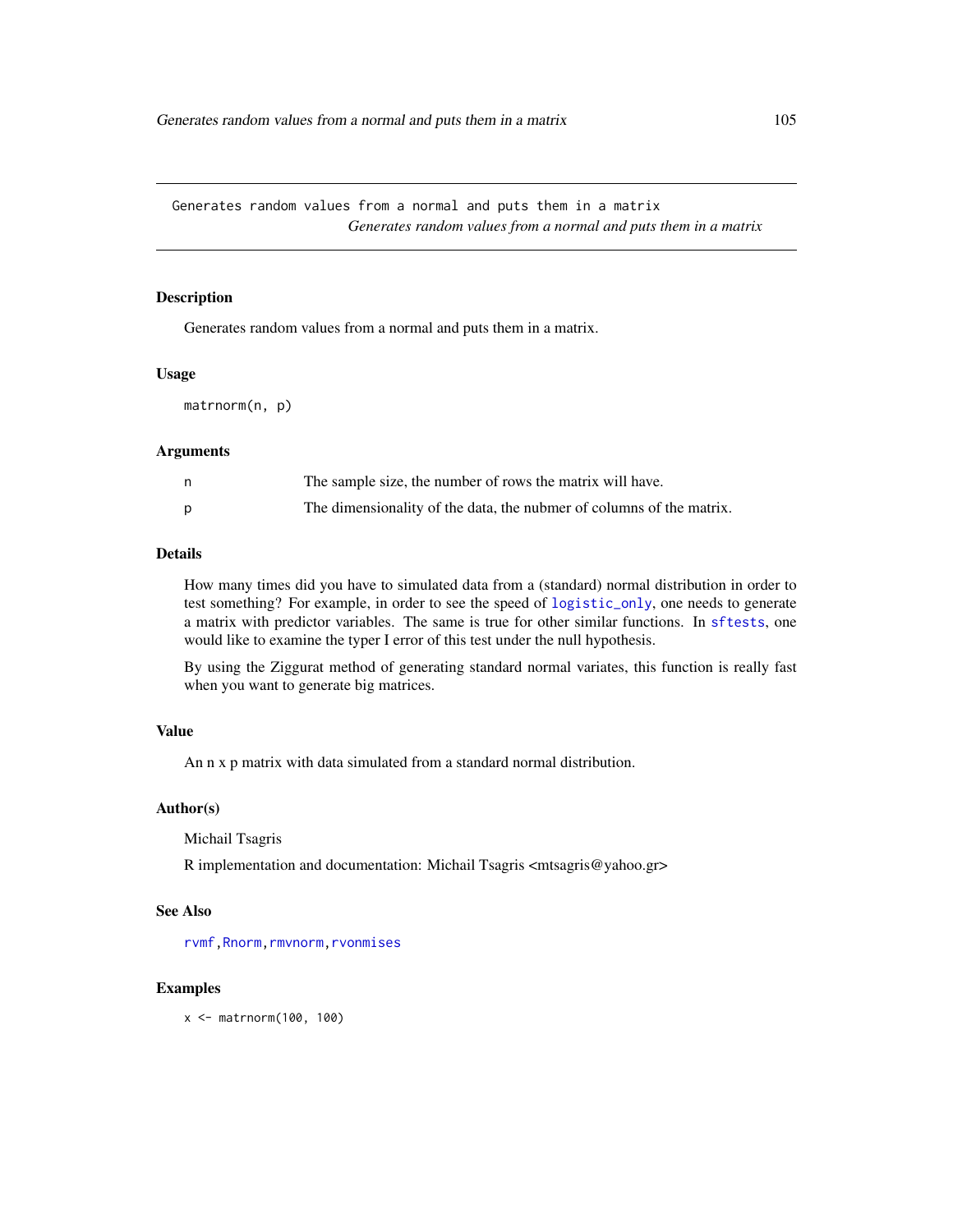## Generates random values from a normal and puts them in a matrix

*Generates random values from a normal and puts them in a matrix*

### Description

Generates random values from a normal and puts them in a matrix.

### Usage

```
matrnorm(n, p)
```

### Arguments

| | |
|---|---|
| n | The sample size, the number of rows the matrix will have. |
| p | The dimensionality of the data, the nubmer of columns of the matrix. |

### Details

How many times did you have to simulated data from a (standard) normal distribution in order to test something? For example, in order to see the speed of `logistic_only`, one needs to generate a matrix with predictor variables. The same is true for other similar functions. In `sftests`, one would like to examine the typer I error of this test under the null hypothesis.

By using the Ziggurat method of generating standard normal variates, this function is really fast when you want to generate big matrices.

### Value

An n x p matrix with data simulated from a standard normal distribution.

### Author(s)

Michail Tsagris

R implementation and documentation: Michail Tsagris <mtsagris@yahoo.gr>

### See Also

`rvmf`, `Rnorm`, `rmvnorm`, `rvonmises`

### Examples

```
x <- matrnorm(100, 100)
```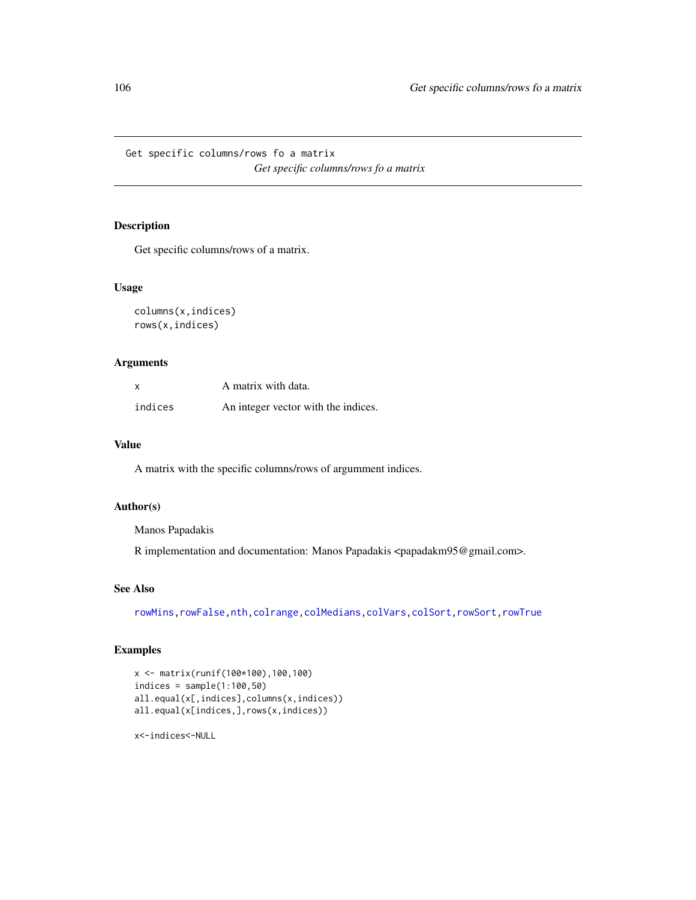Get specific columns/rows fo a matrix

*Get specific columns/rows fo a matrix*

## Description

Get specific columns/rows of a matrix.

## Usage

```
columns(x,indices)
rows(x,indices)
```

## Arguments

| | |
|---|---|
| x | A matrix with data. |
| indices | An integer vector with the indices. |

## Value

A matrix with the specific columns/rows of argumment indices.

## Author(s)

Manos Papadakis

R implementation and documentation: Manos Papadakis <papadakm95@gmail.com>.

## See Also

rowMins, rowFalse, nth, colrange, colMedians, colVars, colSort, rowSort, rowTrue

## Examples

```
x <- matrix(runif(100*100),100,100)
indices = sample(1:100,50)
all.equal(x[,indices],columns(x,indices))
all.equal(x[indices,],rows(x,indices))

x<-indices<-NULL
```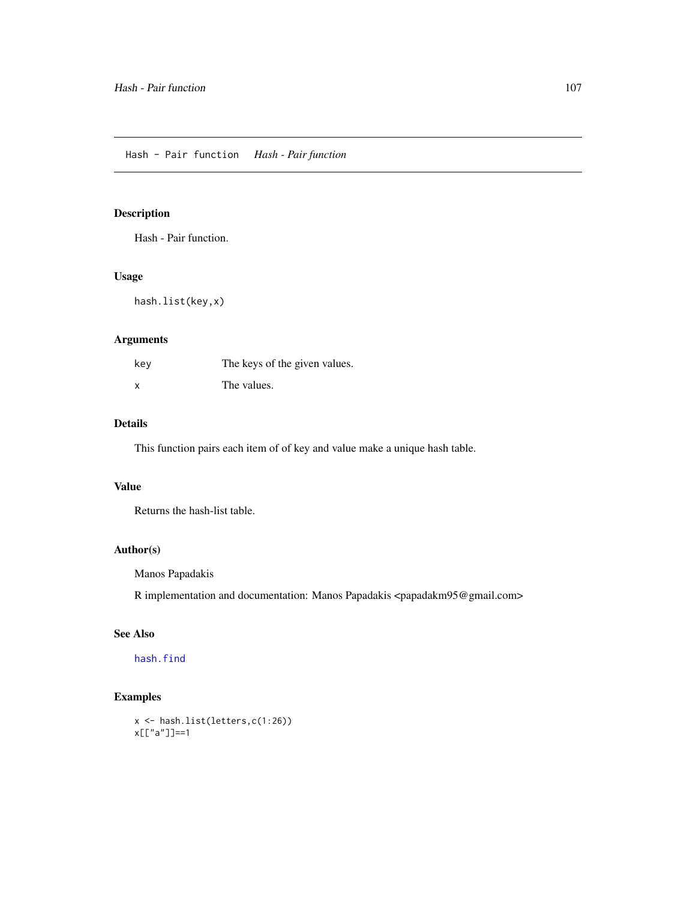Hash - Pair function    *Hash - Pair function*

## Description

Hash - Pair function.

## Usage

```
hash.list(key,x)
```

## Arguments

| | |
|---|---|
| key | The keys of the given values. |
| x | The values. |

## Details

This function pairs each item of of key and value make a unique hash table.

## Value

Returns the hash-list table.

## Author(s)

Manos Papadakis

R implementation and documentation: Manos Papadakis <papadakm95@gmail.com>

## See Also

hash.find

## Examples

```
x <- hash.list(letters,c(1:26))
x[["a"]]==1
```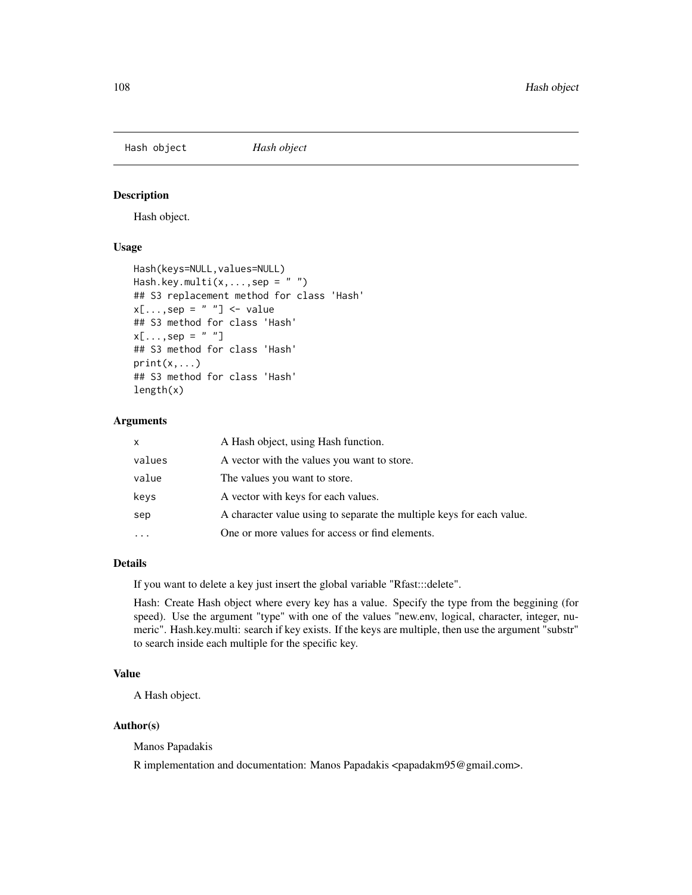# Hash object — *Hash object*

## Description

Hash object.

## Usage

```
Hash(keys=NULL,values=NULL)
Hash.key.multi(x,...,sep = " ")
## S3 replacement method for class 'Hash'
x[...,sep = " "] <- value
## S3 method for class 'Hash'
x[...,sep = " "]
## S3 method for class 'Hash'
print(x,...)
## S3 method for class 'Hash'
length(x)
```

## Arguments

| | |
|---|---|
| x | A Hash object, using Hash function. |
| values | A vector with the values you want to store. |
| value | The values you want to store. |
| keys | A vector with keys for each values. |
| sep | A character value using to separate the multiple keys for each value. |
| ... | One or more values for access or find elements. |

## Details

If you want to delete a key just insert the global variable "Rfast:::delete".

Hash: Create Hash object where every key has a value. Specify the type from the beggining (for speed). Use the argument "type" with one of the values "new.env, logical, character, integer, numeric". Hash.key.multi: search if key exists. If the keys are multiple, then use the argument "substr" to search inside each multiple for the specific key.

## Value

A Hash object.

## Author(s)

Manos Papadakis

R implementation and documentation: Manos Papadakis <papadakm95@gmail.com>.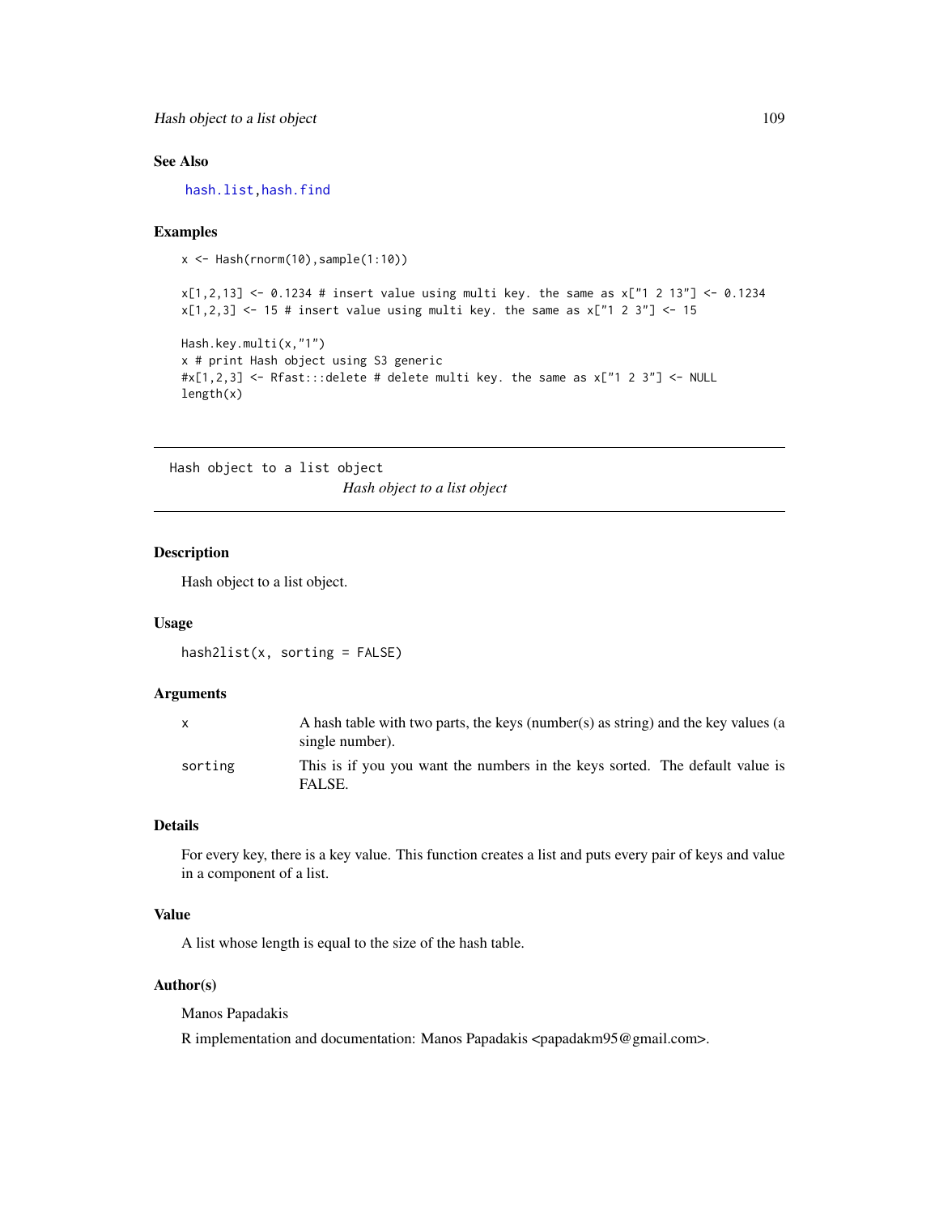### See Also

hash.list, hash.find

### Examples

```
x <- Hash(rnorm(10),sample(1:10))

x[1,2,13] <- 0.1234 # insert value using multi key. the same as x["1 2 13"] <- 0.1234
x[1,2,3] <- 15 # insert value using multi key. the same as x["1 2 3"] <- 15

Hash.key.multi(x,"1")
x # print Hash object using S3 generic
#x[1,2,3] <- Rfast:::delete # delete multi key. the same as x["1 2 3"] <- NULL
length(x)
```

---

## Hash object to a list object

*Hash object to a list object*

---

### Description

Hash object to a list object.

### Usage

```
hash2list(x, sorting = FALSE)
```

### Arguments

| | |
|---|---|
| x | A hash table with two parts, the keys (number(s) as string) and the key values (a single number). |
| sorting | This is if you you want the numbers in the keys sorted. The default value is FALSE. |

### Details

For every key, there is a key value. This function creates a list and puts every pair of keys and value in a component of a list.

### Value

A list whose length is equal to the size of the hash table.

### Author(s)

Manos Papadakis

R implementation and documentation: Manos Papadakis <papadakm95@gmail.com>.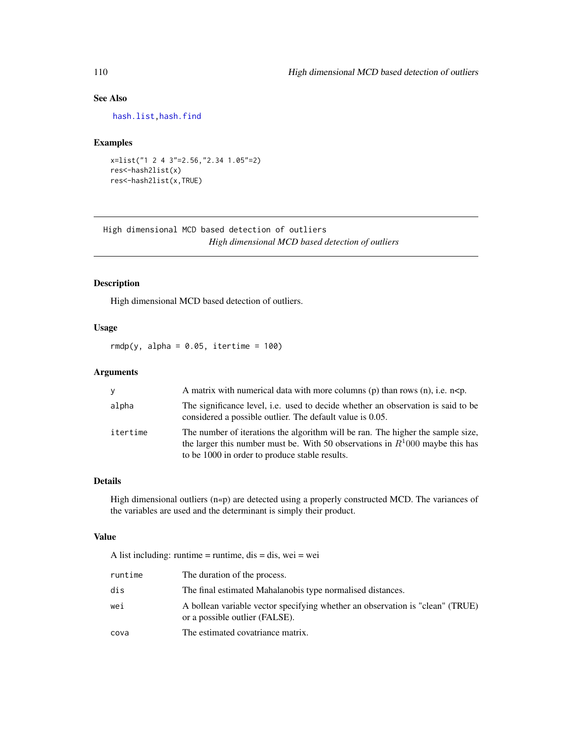## See Also

hash.list,hash.find

## Examples

```
x=list("1 2 4 3"=2.56,"2.34 1.05"=2)
res<-hash2list(x)
res<-hash2list(x,TRUE)
```

---

# High dimensional MCD based detection of outliers

*High dimensional MCD based detection of outliers*

## Description

High dimensional MCD based detection of outliers.

## Usage

```
rmdp(y, alpha = 0.05, itertime = 100)
```

## Arguments

| | |
|---|---|
| y | A matrix with numerical data with more columns (p) than rows (n), i.e. n<p. |
| alpha | The significance level, i.e. used to decide whether an observation is said to be considered a possible outlier. The default value is 0.05. |
| itertime | The number of iterations the algorithm will be ran. The higher the sample size, the larger this number must be. With 50 observations in $R^1000$ maybe this has to be 1000 in order to produce stable results. |

## Details

High dimensional outliers (n«p) are detected using a properly constructed MCD. The variances of the variables are used and the determinant is simply their product.

## Value

A list including: runtime = runtime, dis = dis, wei = wei

| | |
|---|---|
| runtime | The duration of the process. |
| dis | The final estimated Mahalanobis type normalised distances. |
| wei | A bollean variable vector specifying whether an observation is "clean" (TRUE) or a possible outlier (FALSE). |
| cova | The estimated covatriance matrix. |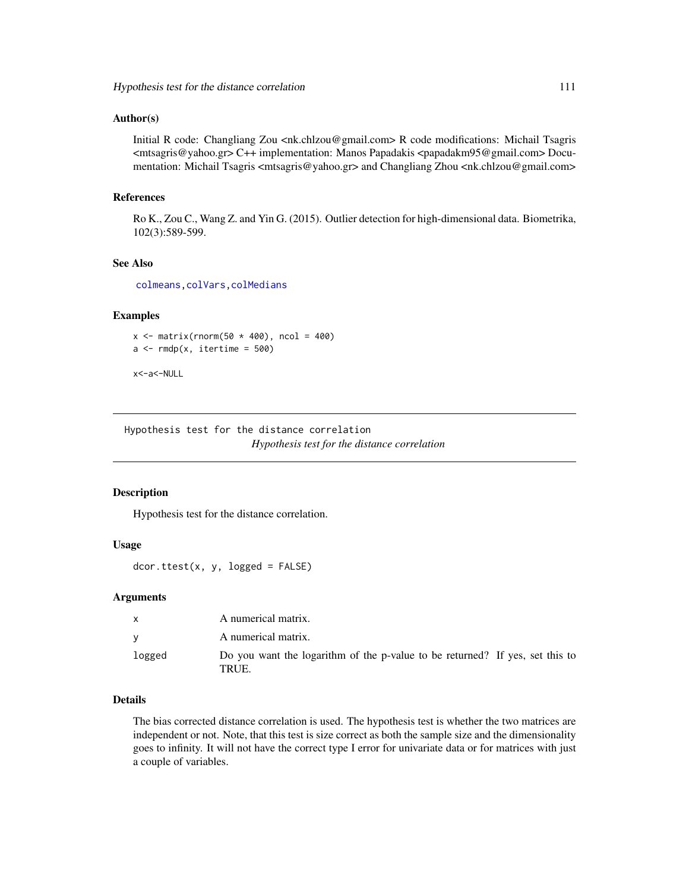### Author(s)

Initial R code: Changliang Zou <nk.chlzou@gmail.com> R code modifications: Michail Tsagris <mtsagris@yahoo.gr> C++ implementation: Manos Papadakis <papadakm95@gmail.com> Documentation: Michail Tsagris <mtsagris@yahoo.gr> and Changliang Zhou <nk.chlzou@gmail.com>

### References

Ro K., Zou C., Wang Z. and Yin G. (2015). Outlier detection for high-dimensional data. Biometrika, 102(3):589-599.

### See Also

colmeans, colVars, colMedians

### Examples

```
x <- matrix(rnorm(50 * 400), ncol = 400)
a <- rmdp(x, itertime = 500)

x<-a<-NULL
```

---

## Hypothesis test for the distance correlation

*Hypothesis test for the distance correlation*

---

### Description

Hypothesis test for the distance correlation.

### Usage

```
dcor.ttest(x, y, logged = FALSE)
```

### Arguments

| | |
|---|---|
| x | A numerical matrix. |
| y | A numerical matrix. |
| logged | Do you want the logarithm of the p-value to be returned? If yes, set this to TRUE. |

### Details

The bias corrected distance correlation is used. The hypothesis test is whether the two matrices are independent or not. Note, that this test is size correct as both the sample size and the dimensionality goes to infinity. It will not have the correct type I error for univariate data or for matrices with just a couple of variables.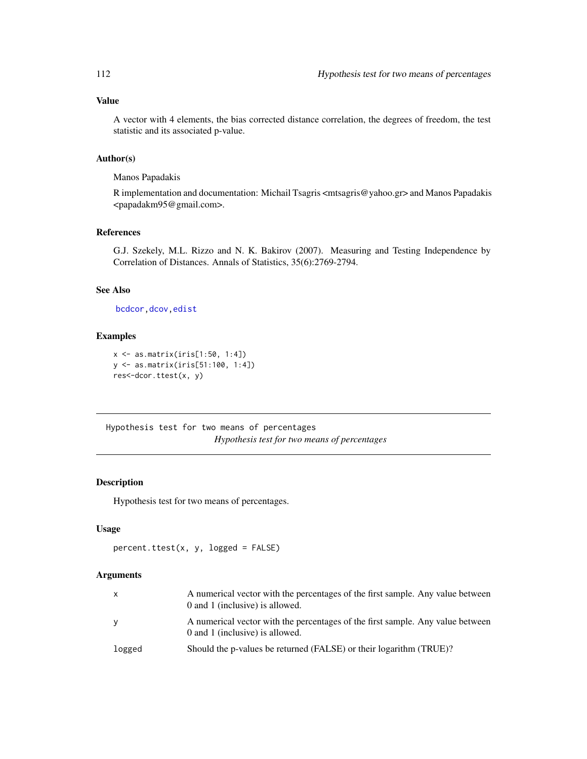### Value

A vector with 4 elements, the bias corrected distance correlation, the degrees of freedom, the test statistic and its associated p-value.

### Author(s)

Manos Papadakis

R implementation and documentation: Michail Tsagris <mtsagris@yahoo.gr> and Manos Papadakis <papadakm95@gmail.com>.

### References

G.J. Szekely, M.L. Rizzo and N. K. Bakirov (2007). Measuring and Testing Independence by Correlation of Distances. Annals of Statistics, 35(6):2769-2794.

### See Also

bcdcor, dcov, edist

### Examples

```
x <- as.matrix(iris[1:50, 1:4])
y <- as.matrix(iris[51:100, 1:4])
res<-dcor.ttest(x, y)
```

---

## Hypothesis test for two means of percentages

*Hypothesis test for two means of percentages*

---

### Description

Hypothesis test for two means of percentages.

### Usage

```
percent.ttest(x, y, logged = FALSE)
```

### Arguments

| | |
|---|---|
| x | A numerical vector with the percentages of the first sample. Any value between 0 and 1 (inclusive) is allowed. |
| y | A numerical vector with the percentages of the first sample. Any value between 0 and 1 (inclusive) is allowed. |
| logged | Should the p-values be returned (FALSE) or their logarithm (TRUE)? |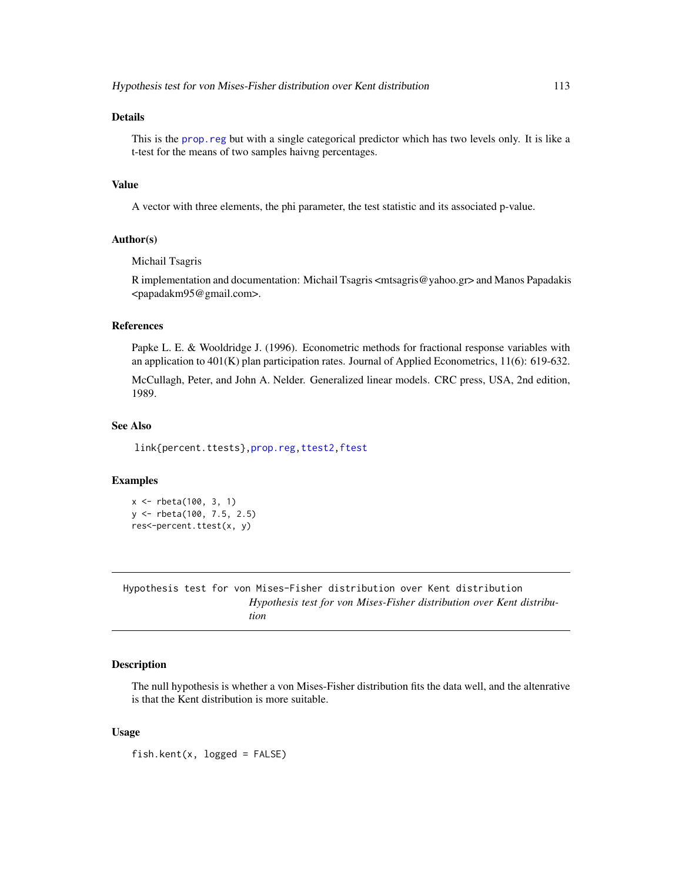## Details

This is the prop.reg but with a single categorical predictor which has two levels only. It is like a t-test for the means of two samples haivng percentages.

## Value

A vector with three elements, the phi parameter, the test statistic and its associated p-value.

## Author(s)

Michail Tsagris

R implementation and documentation: Michail Tsagris <mtsagris@yahoo.gr> and Manos Papadakis <papadakm95@gmail.com>.

## References

Papke L. E. & Wooldridge J. (1996). Econometric methods for fractional response variables with an application to 401(K) plan participation rates. Journal of Applied Econometrics, 11(6): 619-632.

McCullagh, Peter, and John A. Nelder. Generalized linear models. CRC press, USA, 2nd edition, 1989.

## See Also

link{percent.ttests},prop.reg,ttest2,ftest

## Examples

```
x <- rbeta(100, 3, 1)
y <- rbeta(100, 7.5, 2.5)
res<-percent.ttest(x, y)
```

---

# Hypothesis test for von Mises-Fisher distribution over Kent distribution

*Hypothesis test for von Mises-Fisher distribution over Kent distribution*

## Description

The null hypothesis is whether a von Mises-Fisher distribution fits the data well, and the altenrative is that the Kent distribution is more suitable.

## Usage

```
fish.kent(x, logged = FALSE)
```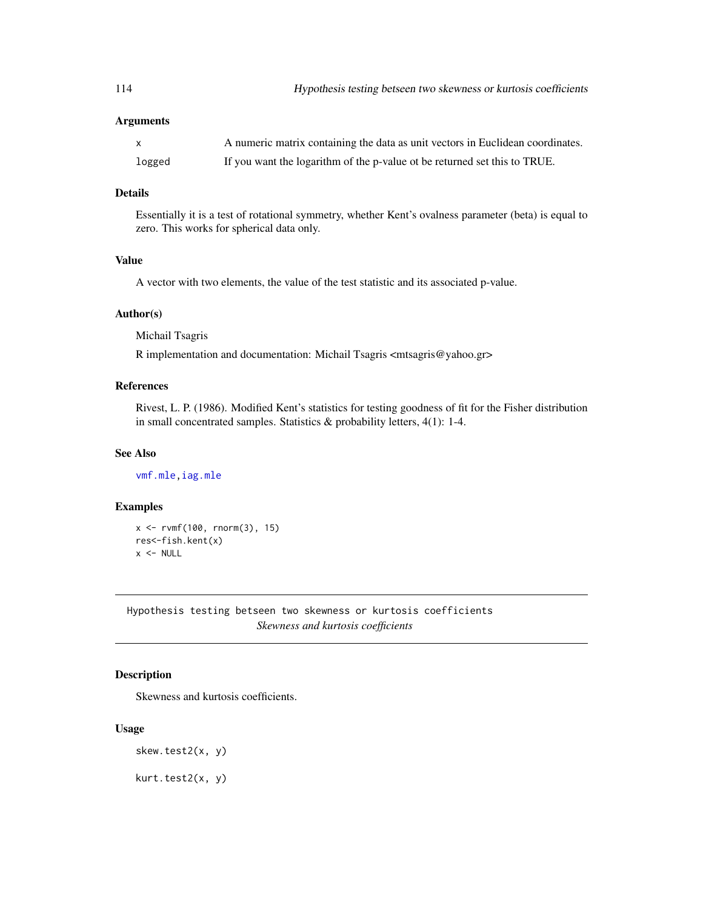### Arguments

| | |
|---|---|
| x | A numeric matrix containing the data as unit vectors in Euclidean coordinates. |
| logged | If you want the logarithm of the p-value ot be returned set this to TRUE. |

### Details

Essentially it is a test of rotational symmetry, whether Kent's ovalness parameter (beta) is equal to zero. This works for spherical data only.

### Value

A vector with two elements, the value of the test statistic and its associated p-value.

### Author(s)

Michail Tsagris

R implementation and documentation: Michail Tsagris <mtsagris@yahoo.gr>

### References

Rivest, L. P. (1986). Modified Kent's statistics for testing goodness of fit for the Fisher distribution in small concentrated samples. Statistics & probability letters, 4(1): 1-4.

### See Also

vmf.mle, iag.mle

### Examples

```
x <- rvmf(100, rnorm(3), 15)
res<-fish.kent(x)
x <- NULL
```

---

## Hypothesis testing betseen two skewness or kurtosis coefficients

*Skewness and kurtosis coefficients*

---

### Description

Skewness and kurtosis coefficients.

### Usage

```
skew.test2(x, y)

kurt.test2(x, y)
```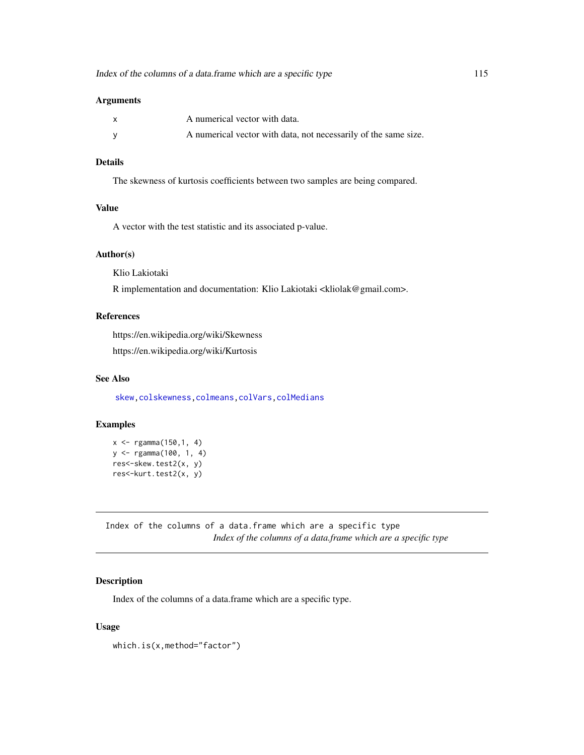### Arguments

| | |
|---|---|
| x | A numerical vector with data. |
| y | A numerical vector with data, not necessarily of the same size. |

### Details

The skewness of kurtosis coefficients between two samples are being compared.

### Value

A vector with the test statistic and its associated p-value.

### Author(s)

Klio Lakiotaki

R implementation and documentation: Klio Lakiotaki <kliolak@gmail.com>.

### References

https://en.wikipedia.org/wiki/Skewness

https://en.wikipedia.org/wiki/Kurtosis

### See Also

skew, colskewness, colmeans, colVars, colMedians

### Examples

```
x <- rgamma(150,1, 4)
y <- rgamma(100, 1, 4)
res<-skew.test2(x, y)
res<-kurt.test2(x, y)
```

---

## Index of the columns of a data.frame which are a specific type

*Index of the columns of a data.frame which are a specific type*

---

### Description

Index of the columns of a data.frame which are a specific type.

### Usage

```
which.is(x,method="factor")
```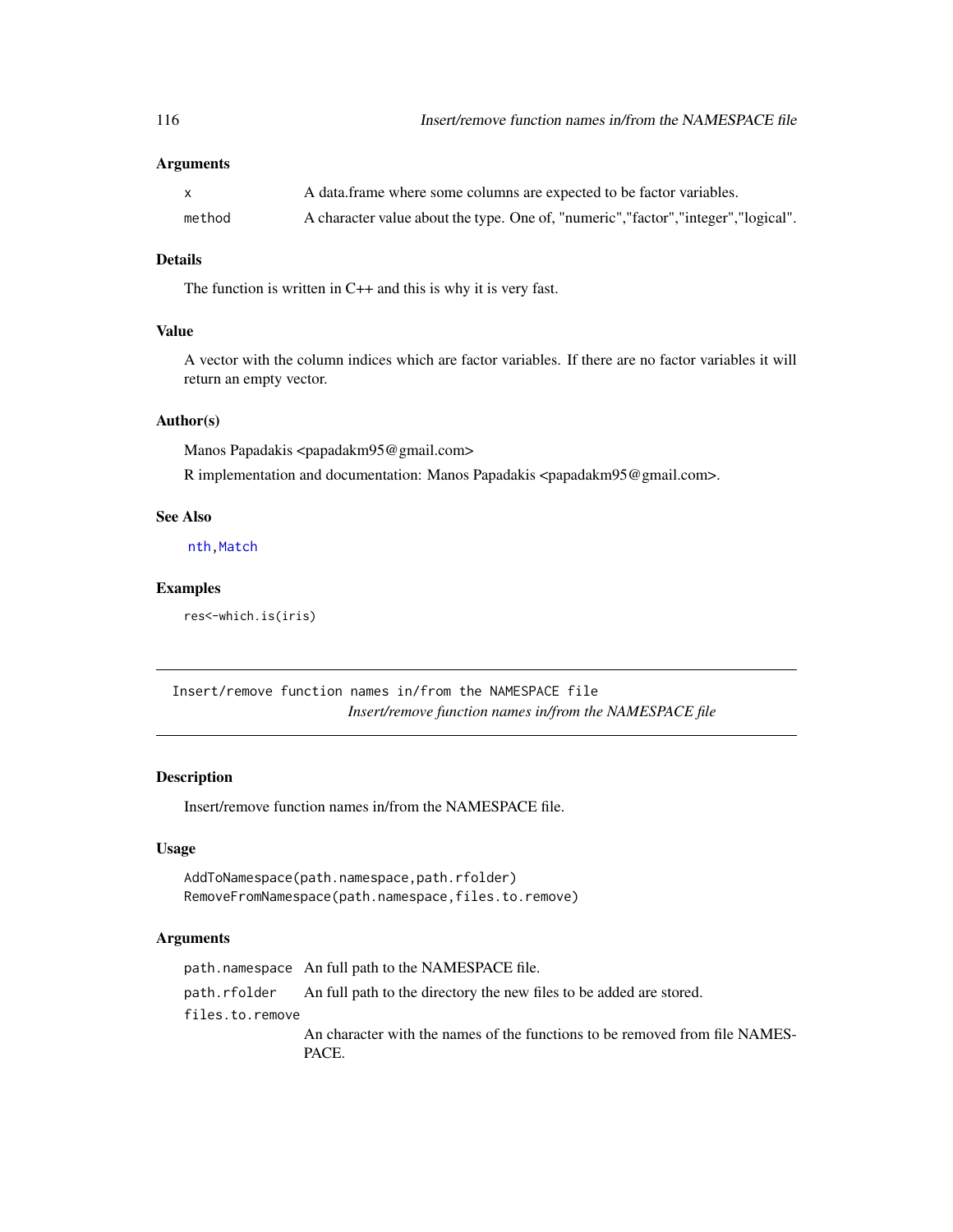### Arguments

| | |
|---|---|
| x | A data.frame where some columns are expected to be factor variables. |
| method | A character value about the type. One of, "numeric","factor","integer","logical". |

### Details

The function is written in C++ and this is why it is very fast.

### Value

A vector with the column indices which are factor variables. If there are no factor variables it will return an empty vector.

### Author(s)

Manos Papadakis <papadakm95@gmail.com>

R implementation and documentation: Manos Papadakis <papadakm95@gmail.com>.

### See Also

nth, Match

### Examples

```
res<-which.is(iris)
```

---

## Insert/remove function names in/from the NAMESPACE file
*Insert/remove function names in/from the NAMESPACE file*

---

### Description

Insert/remove function names in/from the NAMESPACE file.

### Usage

```
AddToNamespace(path.namespace,path.rfolder)
RemoveFromNamespace(path.namespace,files.to.remove)
```

### Arguments

| | |
|---|---|
| path.namespace | An full path to the NAMESPACE file. |
| path.rfolder | An full path to the directory the new files to be added are stored. |
| files.to.remove | An character with the names of the functions to be removed from file NAMESPACE. |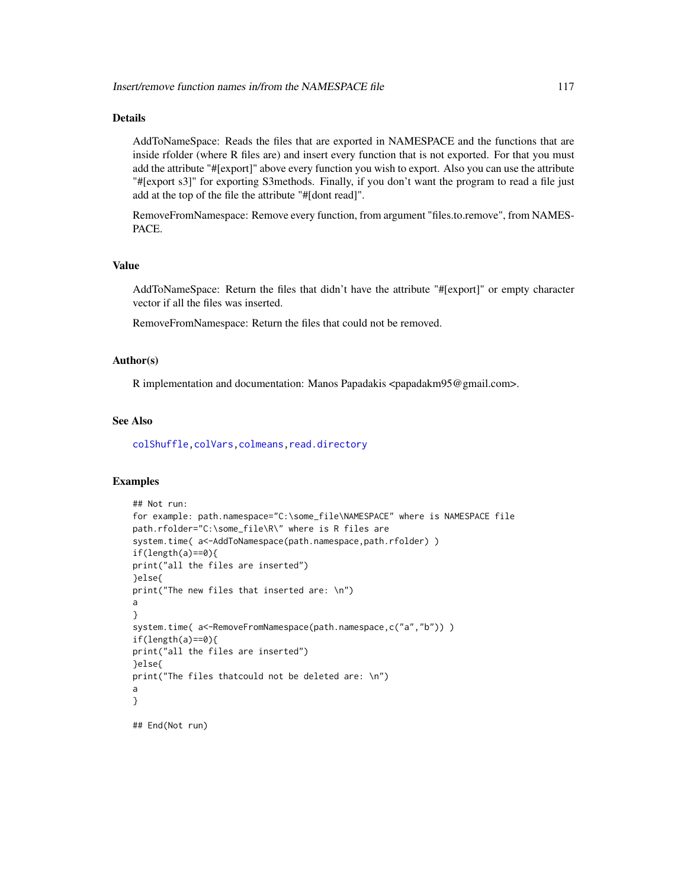### Details

AddToNameSpace: Reads the files that are exported in NAMESPACE and the functions that are inside rfolder (where R files are) and insert every function that is not exported. For that you must add the attribute "#[export]" above every function you wish to export. Also you can use the attribute "#[export s3]" for exporting S3methods. Finally, if you don't want the program to read a file just add at the top of the file the attribute "#[dont read]".

RemoveFromNamespace: Remove every function, from argument "files.to.remove", from NAMESPACE.

### Value

AddToNameSpace: Return the files that didn't have the attribute "#[export]" or empty character vector if all the files was inserted.

RemoveFromNamespace: Return the files that could not be removed.

### Author(s)

R implementation and documentation: Manos Papadakis <papadakm95@gmail.com>.

### See Also

colShuffle, colVars, colmeans, read.directory

### Examples

```
## Not run:
for example: path.namespace="C:\some_file\NAMESPACE" where is NAMESPACE file
path.rfolder="C:\some_file\R\" where is R files are
system.time( a<-AddToNamespace(path.namespace,path.rfolder) )
if(length(a)==0){
print("all the files are inserted")
}else{
print("The new files that inserted are: \n")
a
}
system.time( a<-RemoveFromNamespace(path.namespace,c("a","b")) )
if(length(a)==0){
print("all the files are inserted")
}else{
print("The files thatcould not be deleted are: \n")
a
}

## End(Not run)
```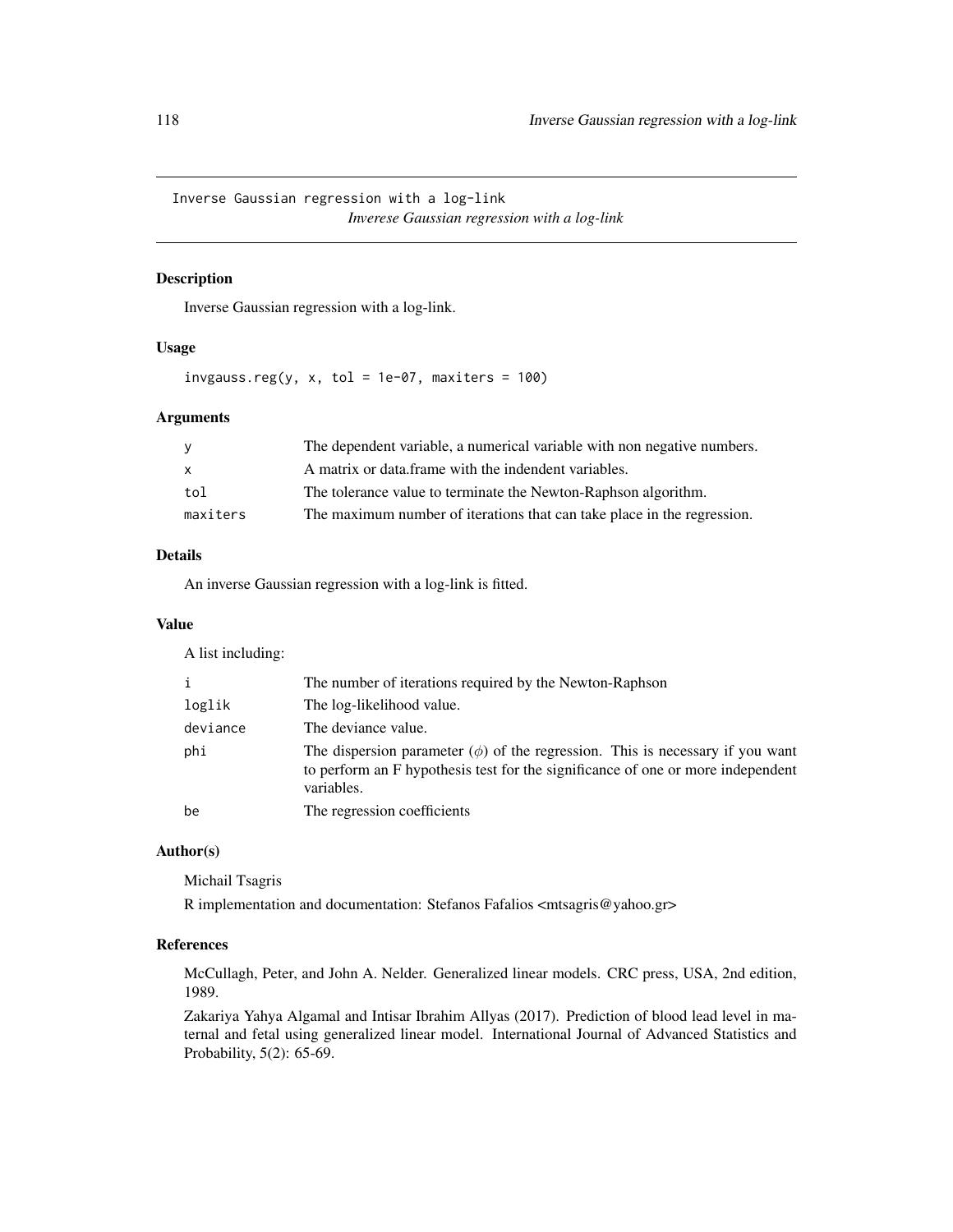Inverse Gaussian regression with a log-link

*Inverese Gaussian regression with a log-link*

## Description

Inverse Gaussian regression with a log-link.

## Usage

```
invgauss.reg(y, x, tol = 1e-07, maxiters = 100)
```

## Arguments

| | |
|---|---|
| y | The dependent variable, a numerical variable with non negative numbers. |
| x | A matrix or data.frame with the indendent variables. |
| tol | The tolerance value to terminate the Newton-Raphson algorithm. |
| maxiters | The maximum number of iterations that can take place in the regression. |

## Details

An inverse Gaussian regression with a log-link is fitted.

## Value

A list including:

| | |
|---|---|
| i | The number of iterations required by the Newton-Raphson |
| loglik | The log-likelihood value. |
| deviance | The deviance value. |
| phi | The dispersion parameter ($\phi$) of the regression. This is necessary if you want to perform an F hypothesis test for the significance of one or more independent variables. |
| be | The regression coefficients |

## Author(s)

Michail Tsagris

R implementation and documentation: Stefanos Fafalios <mtsagris@yahoo.gr>

## References

McCullagh, Peter, and John A. Nelder. Generalized linear models. CRC press, USA, 2nd edition, 1989.

Zakariya Yahya Algamal and Intisar Ibrahim Allyas (2017). Prediction of blood lead level in maternal and fetal using generalized linear model. International Journal of Advanced Statistics and Probability, 5(2): 65-69.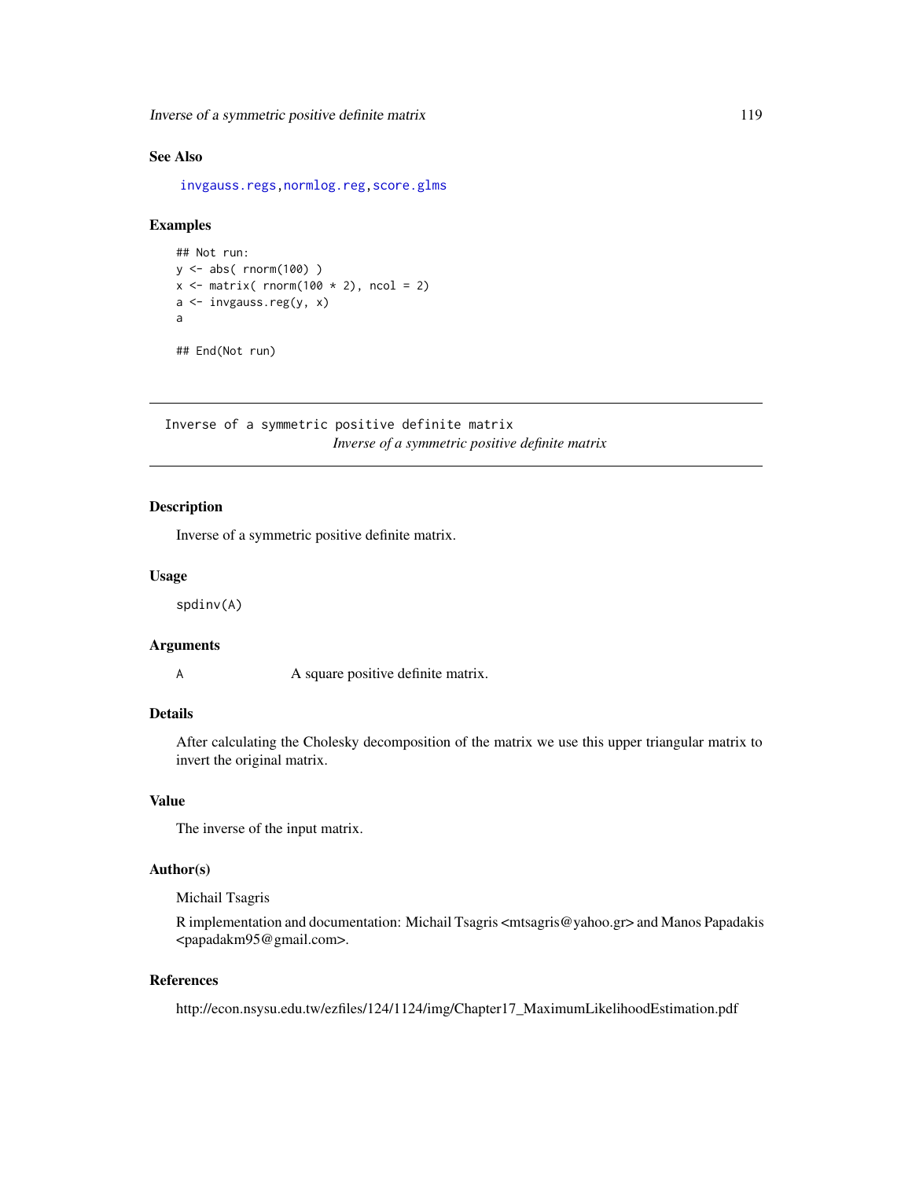## See Also

invgauss.regs, normlog.reg, score.glms

## Examples

```
## Not run:
y <- abs( rnorm(100) )
x <- matrix( rnorm(100 * 2), ncol = 2)
a <- invgauss.reg(y, x)
a

## End(Not run)
```

---

Inverse of a symmetric positive definite matrix

*Inverse of a symmetric positive definite matrix*

---

### Description

Inverse of a symmetric positive definite matrix.

### Usage

```
spdinv(A)
```

### Arguments

| | |
|---|---|
| A | A square positive definite matrix. |

### Details

After calculating the Cholesky decomposition of the matrix we use this upper triangular matrix to invert the original matrix.

### Value

The inverse of the input matrix.

### Author(s)

Michail Tsagris

R implementation and documentation: Michail Tsagris <mtsagris@yahoo.gr> and Manos Papadakis <papadakm95@gmail.com>.

### References

http://econ.nsysu.edu.tw/ezfiles/124/1124/img/Chapter17_MaximumLikelihoodEstimation.pdf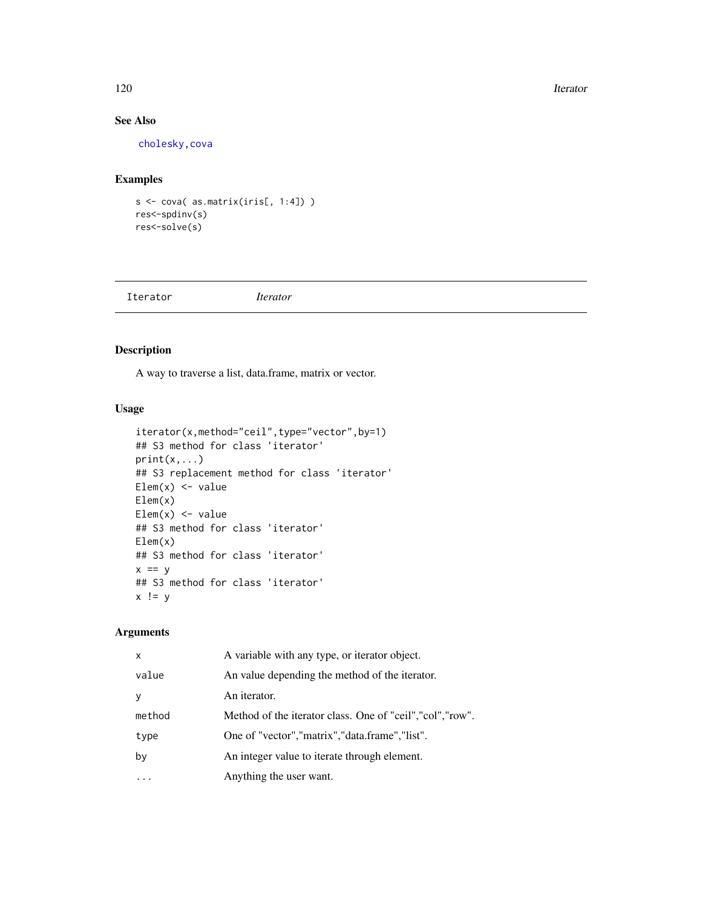## See Also

cholesky, cova

## Examples

```
s <- cova( as.matrix(iris[, 1:4]) )
res<-spdinv(s)
res<-solve(s)
```

---

# Iterator — *Iterator*

## Description

A way to traverse a list, data.frame, matrix or vector.

## Usage

```
iterator(x,method="ceil",type="vector",by=1)
## S3 method for class 'iterator'
print(x,...)
## S3 replacement method for class 'iterator'
Elem(x) <- value
Elem(x)
Elem(x) <- value
## S3 method for class 'iterator'
Elem(x)
## S3 method for class 'iterator'
x == y
## S3 method for class 'iterator'
x != y
```

## Arguments

| | |
|---|---|
| x | A variable with any type, or iterator object. |
| value | An value depending the method of the iterator. |
| y | An iterator. |
| method | Method of the iterator class. One of "ceil","col","row". |
| type | One of "vector","matrix","data.frame","list". |
| by | An integer value to iterate through element. |
| ... | Anything the user want. |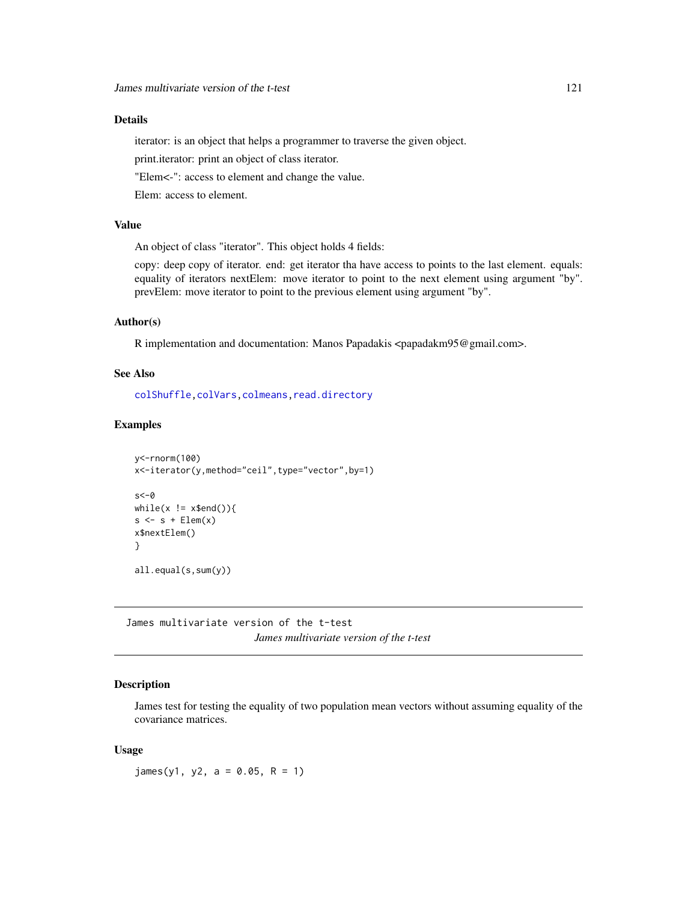## Details

iterator: is an object that helps a programmer to traverse the given object.

print.iterator: print an object of class iterator.

"Elem<-": access to element and change the value.

Elem: access to element.

## Value

An object of class "iterator". This object holds 4 fields:

copy: deep copy of iterator. end: get iterator tha have access to points to the last element. equals: equality of iterators nextElem: move iterator to point to the next element using argument "by". prevElem: move iterator to point to the previous element using argument "by".

## Author(s)

R implementation and documentation: Manos Papadakis <papadakm95@gmail.com>.

## See Also

colShuffle, colVars, colmeans, read.directory

## Examples

```
y<-rnorm(100)
x<-iterator(y,method="ceil",type="vector",by=1)

s<-0
while(x != x$end()){
s <- s + Elem(x)
x$nextElem()
}

all.equal(s,sum(y))
```

---

James multivariate version of the t-test

*James multivariate version of the t-test*

---

## Description

James test for testing the equality of two population mean vectors without assuming equality of the covariance matrices.

## Usage

```
james(y1, y2, a = 0.05, R = 1)
```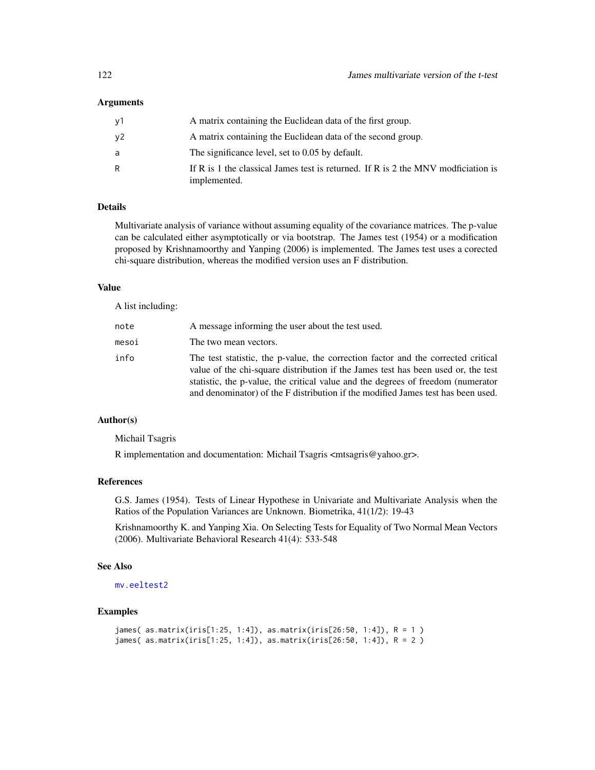### Arguments

| | |
|---|---|
| y1 | A matrix containing the Euclidean data of the first group. |
| y2 | A matrix containing the Euclidean data of the second group. |
| a | The significance level, set to 0.05 by default. |
| R | If R is 1 the classical James test is returned. If R is 2 the MNV modficiation is implemented. |

### Details

Multivariate analysis of variance without assuming equality of the covariance matrices. The p-value can be calculated either asymptotically or via bootstrap. The James test (1954) or a modification proposed by Krishnamoorthy and Yanping (2006) is implemented. The James test uses a corected chi-square distribution, whereas the modified version uses an F distribution.

### Value

A list including:

| | |
|---|---|
| note | A message informing the user about the test used. |
| mesoi | The two mean vectors. |
| info | The test statistic, the p-value, the correction factor and the corrected critical value of the chi-square distribution if the James test has been used or, the test statistic, the p-value, the critical value and the degrees of freedom (numerator and denominator) of the F distribution if the modified James test has been used. |

### Author(s)

Michail Tsagris

R implementation and documentation: Michail Tsagris <mtsagris@yahoo.gr>.

### References

G.S. James (1954). Tests of Linear Hypothese in Univariate and Multivariate Analysis when the Ratios of the Population Variances are Unknown. Biometrika, 41(1/2): 19-43

Krishnamoorthy K. and Yanping Xia. On Selecting Tests for Equality of Two Normal Mean Vectors (2006). Multivariate Behavioral Research 41(4): 533-548

### See Also

mv.eeltest2

### Examples

```
james( as.matrix(iris[1:25, 1:4]), as.matrix(iris[26:50, 1:4]), R = 1 )
james( as.matrix(iris[1:25, 1:4]), as.matrix(iris[26:50, 1:4]), R = 2 )
```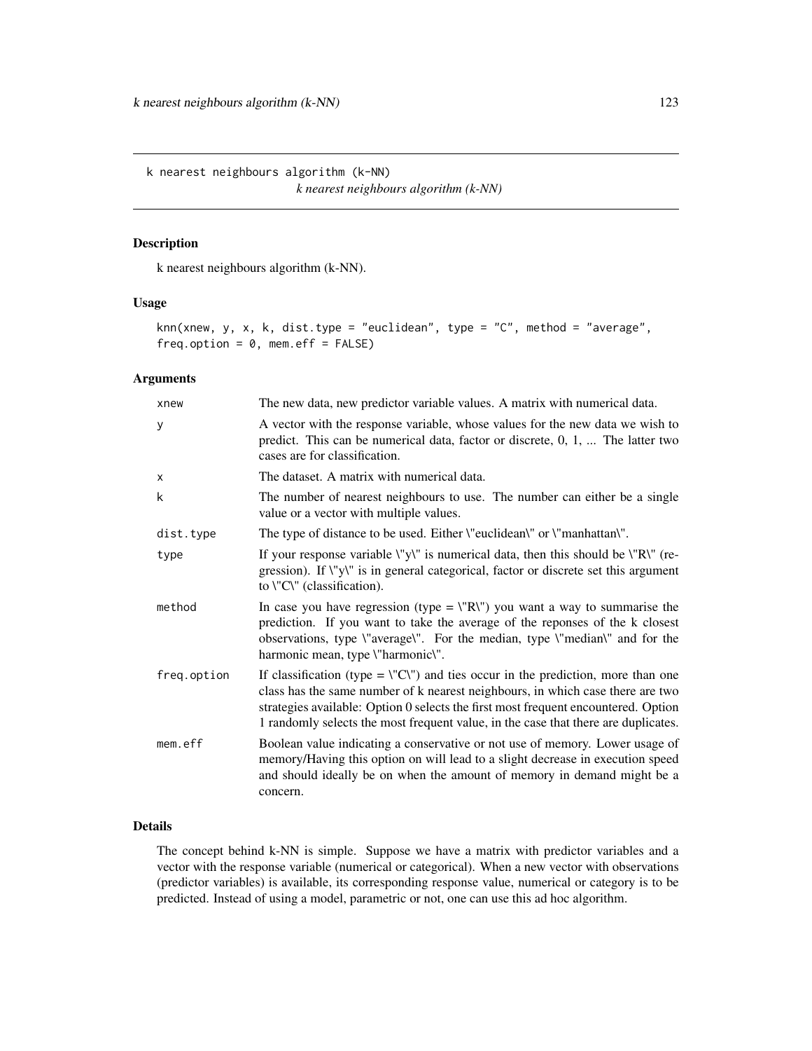k nearest neighbours algorithm (k-NN) *k nearest neighbours algorithm (k-NN)*

## Description

k nearest neighbours algorithm (k-NN).

## Usage

```
knn(xnew, y, x, k, dist.type = "euclidean", type = "C", method = "average",
freq.option = 0, mem.eff = FALSE)
```

## Arguments

| | |
|---|---|
| xnew | The new data, new predictor variable values. A matrix with numerical data. |
| y | A vector with the response variable, whose values for the new data we wish to predict. This can be numerical data, factor or discrete, 0, 1, ... The latter two cases are for classification. |
| x | The dataset. A matrix with numerical data. |
| k | The number of nearest neighbours to use. The number can either be a single value or a vector with multiple values. |
| dist.type | The type of distance to be used. Either \"euclidean\" or \"manhattan\". |
| type | If your response variable \"y\" is numerical data, then this should be \"R\" (regression). If \"y\" is in general categorical, factor or discrete set this argument to \"C\" (classification). |
| method | In case you have regression (type = \"R\") you want a way to summarise the prediction. If you want to take the average of the reponses of the k closest observations, type \"average\". For the median, type \"median\" and for the harmonic mean, type \"harmonic\". |
| freq.option | If classification (type = \"C\") and ties occur in the prediction, more than one class has the same number of k nearest neighbours, in which case there are two strategies available: Option 0 selects the first most frequent encountered. Option 1 randomly selects the most frequent value, in the case that there are duplicates. |
| mem.eff | Boolean value indicating a conservative or not use of memory. Lower usage of memory/Having this option on will lead to a slight decrease in execution speed and should ideally be on when the amount of memory in demand might be a concern. |

## Details

The concept behind k-NN is simple. Suppose we have a matrix with predictor variables and a vector with the response variable (numerical or categorical). When a new vector with observations (predictor variables) is available, its corresponding response value, numerical or category is to be predicted. Instead of using a model, parametric or not, one can use this ad hoc algorithm.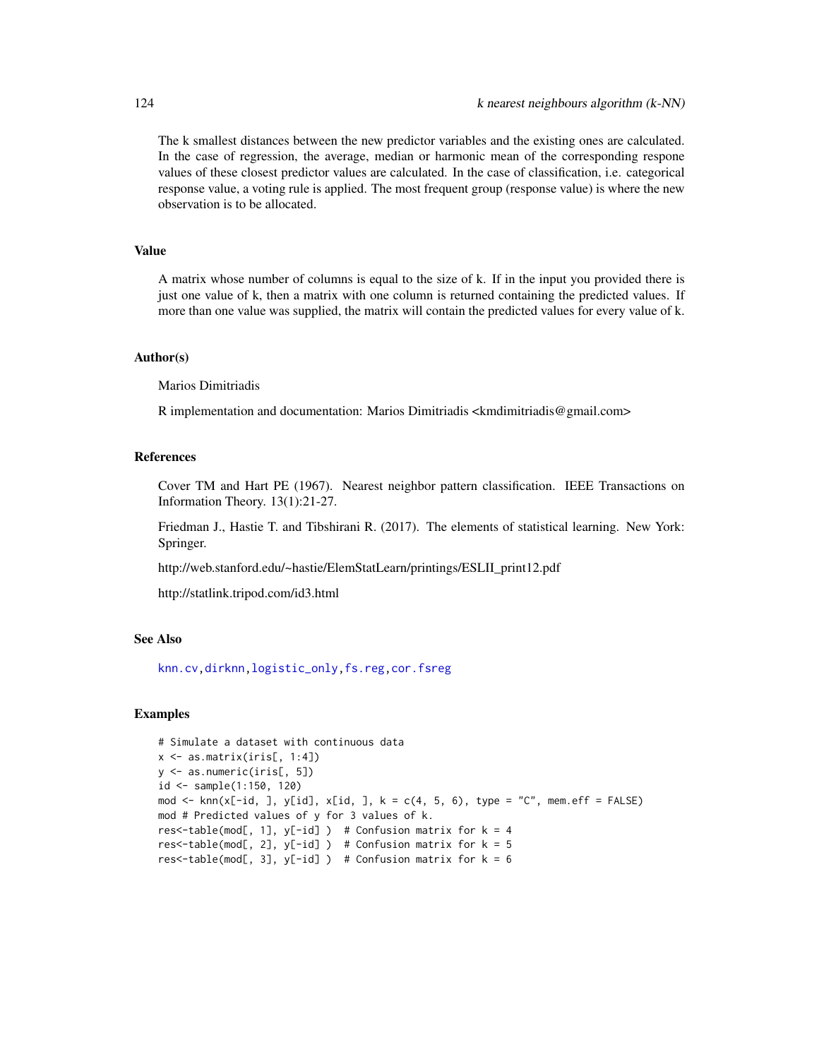The k smallest distances between the new predictor variables and the existing ones are calculated. In the case of regression, the average, median or harmonic mean of the corresponding respone values of these closest predictor values are calculated. In the case of classification, i.e. categorical response value, a voting rule is applied. The most frequent group (response value) is where the new observation is to be allocated.

## Value

A matrix whose number of columns is equal to the size of k. If in the input you provided there is just one value of k, then a matrix with one column is returned containing the predicted values. If more than one value was supplied, the matrix will contain the predicted values for every value of k.

## Author(s)

Marios Dimitriadis

R implementation and documentation: Marios Dimitriadis <kmdimitriadis@gmail.com>

## References

Cover TM and Hart PE (1967). Nearest neighbor pattern classification. IEEE Transactions on Information Theory. 13(1):21-27.

Friedman J., Hastie T. and Tibshirani R. (2017). The elements of statistical learning. New York: Springer.

http://web.stanford.edu/~hastie/ElemStatLearn/printings/ESLII_print12.pdf

http://statlink.tripod.com/id3.html

## See Also

knn.cv, dirknn, logistic_only, fs.reg, cor.fsreg

## Examples

```
# Simulate a dataset with continuous data
x <- as.matrix(iris[, 1:4])
y <- as.numeric(iris[, 5])
id <- sample(1:150, 120)
mod <- knn(x[-id, ], y[id], x[id, ], k = c(4, 5, 6), type = "C", mem.eff = FALSE)
mod # Predicted values of y for 3 values of k.
res<-table(mod[, 1], y[-id] )  # Confusion matrix for k = 4
res<-table(mod[, 2], y[-id] )  # Confusion matrix for k = 5
res<-table(mod[, 3], y[-id] )  # Confusion matrix for k = 6
```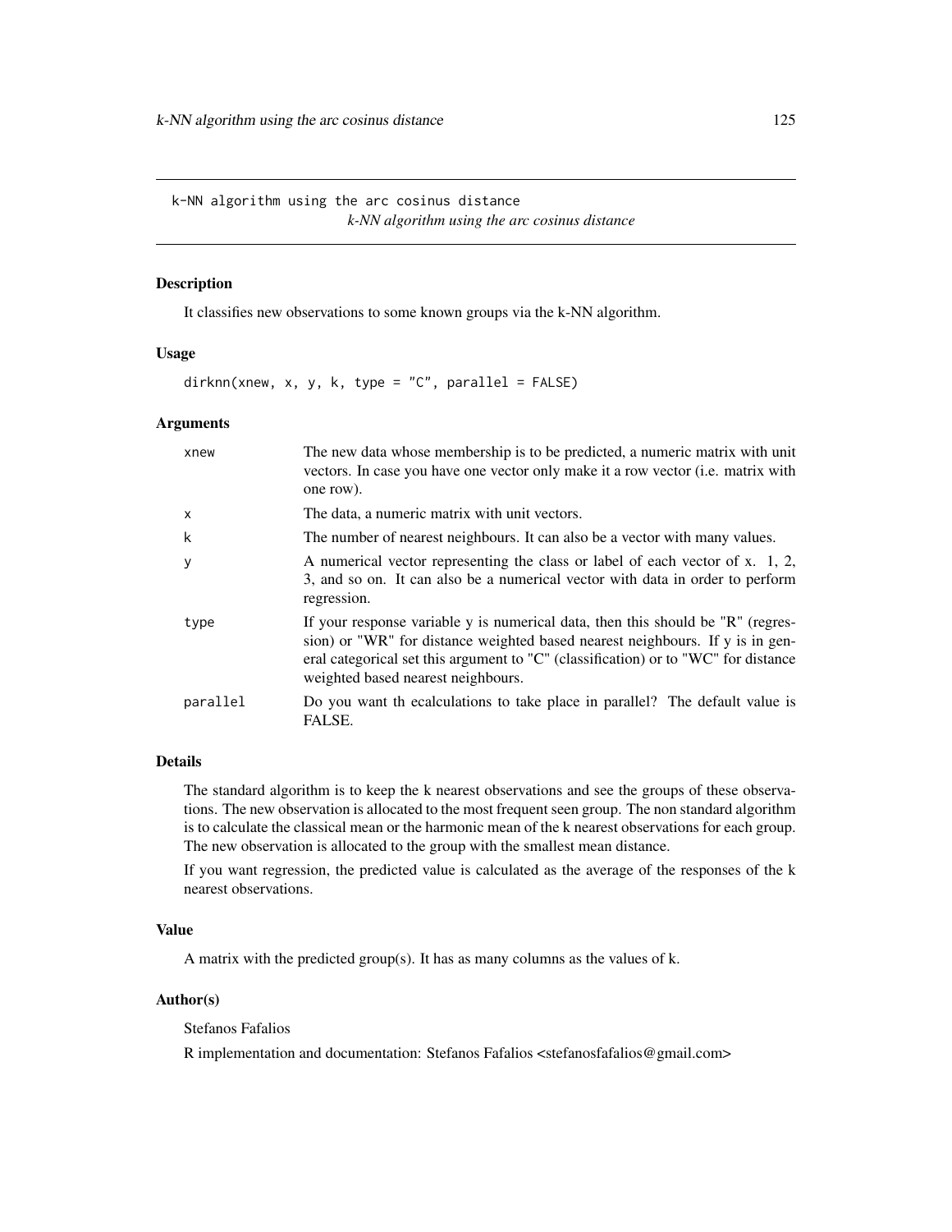`k-NN algorithm using the arc cosinus distance` *k-NN algorithm using the arc cosinus distance*

## Description

It classifies new observations to some known groups via the k-NN algorithm.

## Usage

```
dirknn(xnew, x, y, k, type = "C", parallel = FALSE)
```

## Arguments

| | |
|---|---|
| xnew | The new data whose membership is to be predicted, a numeric matrix with unit vectors. In case you have one vector only make it a row vector (i.e. matrix with one row). |
| x | The data, a numeric matrix with unit vectors. |
| k | The number of nearest neighbours. It can also be a vector with many values. |
| y | A numerical vector representing the class or label of each vector of x. 1, 2, 3, and so on. It can also be a numerical vector with data in order to perform regression. |
| type | If your response variable y is numerical data, then this should be "R" (regression) or "WR" for distance weighted based nearest neighbours. If y is in general categorical set this argument to "C" (classification) or to "WC" for distance weighted based nearest neighbours. |
| parallel | Do you want th ecalculations to take place in parallel? The default value is FALSE. |

## Details

The standard algorithm is to keep the k nearest observations and see the groups of these observations. The new observation is allocated to the most frequent seen group. The non standard algorithm is to calculate the classical mean or the harmonic mean of the k nearest observations for each group. The new observation is allocated to the group with the smallest mean distance.

If you want regression, the predicted value is calculated as the average of the responses of the k nearest observations.

## Value

A matrix with the predicted group(s). It has as many columns as the values of k.

## Author(s)

Stefanos Fafalios

R implementation and documentation: Stefanos Fafalios <stefanosfafalios@gmail.com>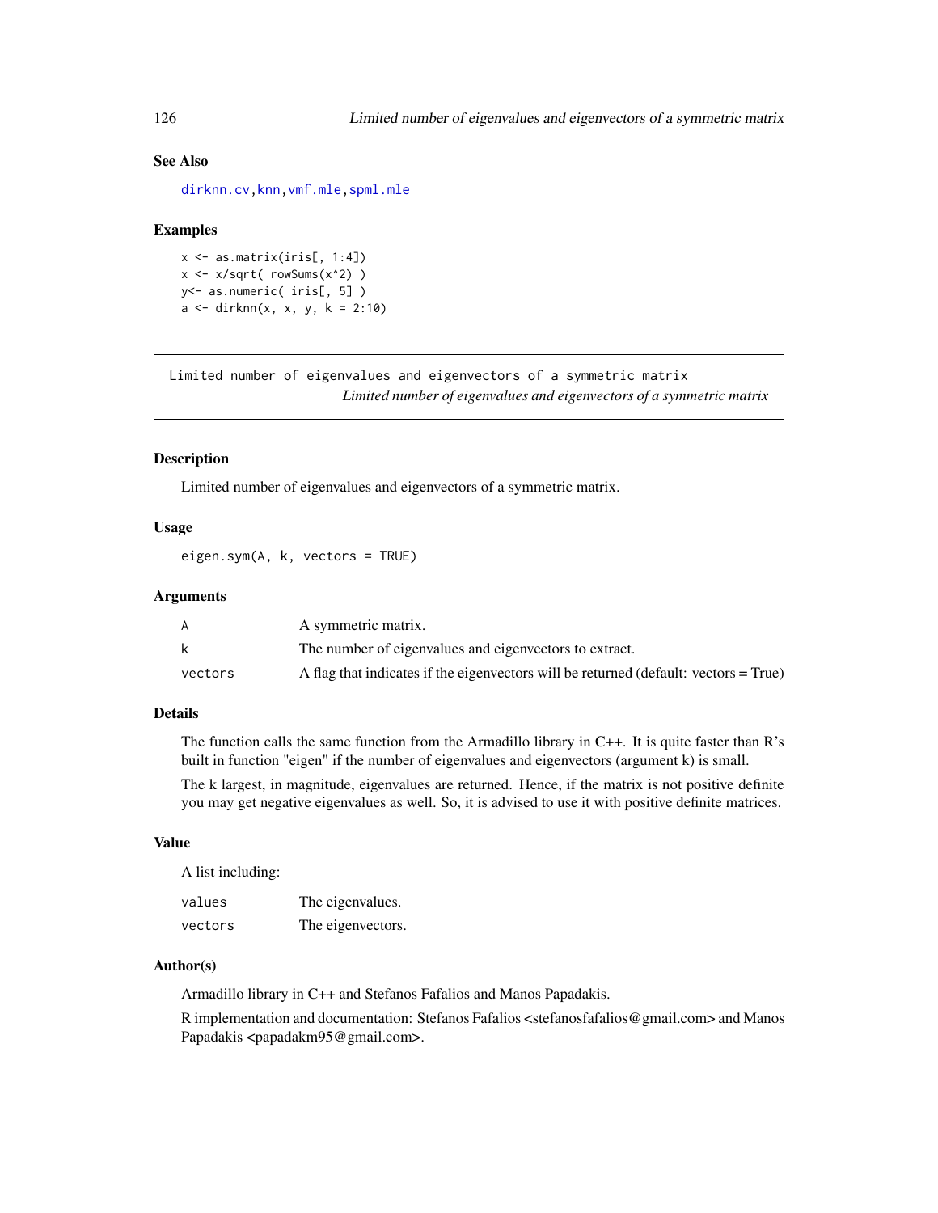## See Also

dirknn.cv, knn, vmf.mle, spml.mle

## Examples

```
x <- as.matrix(iris[, 1:4])
x <- x/sqrt( rowSums(x^2) )
y<- as.numeric( iris[, 5] )
a <- dirknn(x, x, y, k = 2:10)
```

---

# Limited number of eigenvalues and eigenvectors of a symmetric matrix

*Limited number of eigenvalues and eigenvectors of a symmetric matrix*

---

## Description

Limited number of eigenvalues and eigenvectors of a symmetric matrix.

## Usage

```
eigen.sym(A, k, vectors = TRUE)
```

## Arguments

| | |
|---|---|
| A | A symmetric matrix. |
| k | The number of eigenvalues and eigenvectors to extract. |
| vectors | A flag that indicates if the eigenvectors will be returned (default: vectors = True) |

## Details

The function calls the same function from the Armadillo library in C++. It is quite faster than R's built in function "eigen" if the number of eigenvalues and eigenvectors (argument k) is small.

The k largest, in magnitude, eigenvalues are returned. Hence, if the matrix is not positive definite you may get negative eigenvalues as well. So, it is advised to use it with positive definite matrices.

## Value

A list including:

| | |
|---|---|
| values | The eigenvalues. |
| vectors | The eigenvectors. |

## Author(s)

Armadillo library in C++ and Stefanos Fafalios and Manos Papadakis.

R implementation and documentation: Stefanos Fafalios <stefanosfafalios@gmail.com> and Manos Papadakis <papadakm95@gmail.com>.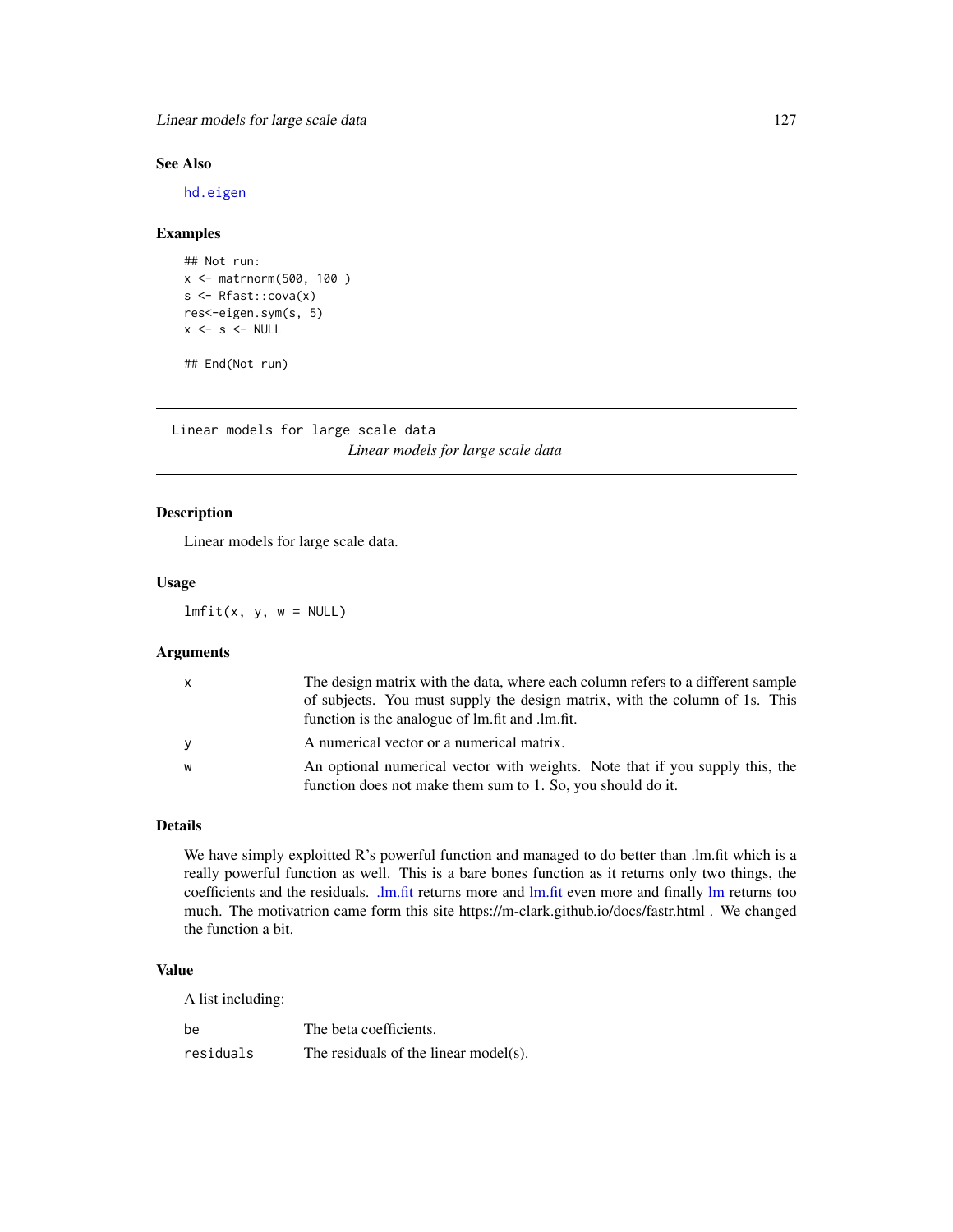## See Also

hd.eigen

## Examples

```
## Not run:
x <- matrnorm(500, 100 )
s <- Rfast::cova(x)
res<-eigen.sym(s, 5)
x <- s <- NULL

## End(Not run)
```

---

# Linear models for large scale data

*Linear models for large scale data*

## Description

Linear models for large scale data.

## Usage

```
lmfit(x, y, w = NULL)
```

## Arguments

| | |
|---|---|
| x | The design matrix with the data, where each column refers to a different sample of subjects. You must supply the design matrix, with the column of 1s. This function is the analogue of lm.fit and .lm.fit. |
| y | A numerical vector or a numerical matrix. |
| w | An optional numerical vector with weights. Note that if you supply this, the function does not make them sum to 1. So, you should do it. |

## Details

We have simply exploitted R's powerful function and managed to do better than .lm.fit which is a really powerful function as well. This is a bare bones function as it returns only two things, the coefficients and the residuals. .lm.fit returns more and lm.fit even more and finally lm returns too much. The motivatrion came form this site https://m-clark.github.io/docs/fastr.html . We changed the function a bit.

## Value

A list including:

| | |
|---|---|
| be | The beta coefficients. |
| residuals | The residuals of the linear model(s). |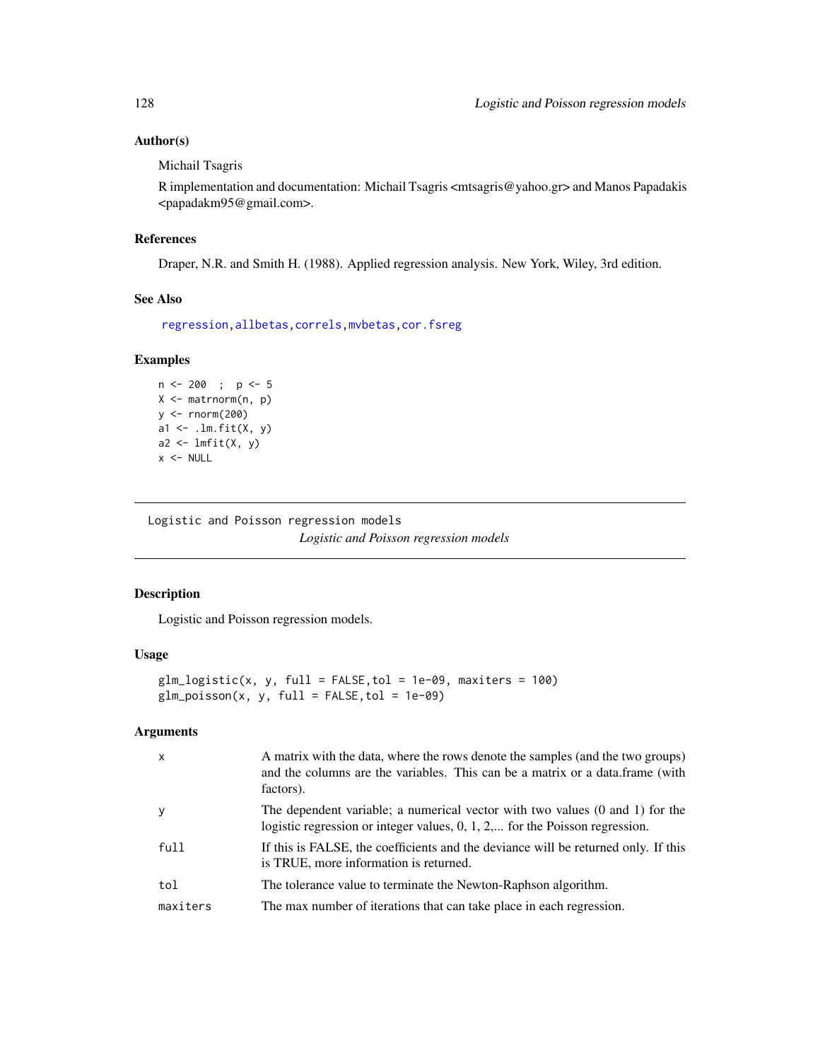### Author(s)

Michail Tsagris

R implementation and documentation: Michail Tsagris <mtsagris@yahoo.gr> and Manos Papadakis <papadakm95@gmail.com>.

### References

Draper, N.R. and Smith H. (1988). Applied regression analysis. New York, Wiley, 3rd edition.

### See Also

regression, allbetas, correls, mvbetas, cor.fsreg

### Examples

```
n <- 200  ;  p <- 5
X <- matrnorm(n, p)
y <- rnorm(200)
a1 <- .lm.fit(X, y)
a2 <- lmfit(X, y)
x <- NULL
```

---

## Logistic and Poisson regression models

*Logistic and Poisson regression models*

---

### Description

Logistic and Poisson regression models.

### Usage

```
glm_logistic(x, y, full = FALSE,tol = 1e-09, maxiters = 100)
glm_poisson(x, y, full = FALSE,tol = 1e-09)
```

### Arguments

| | |
|---|---|
| x | A matrix with the data, where the rows denote the samples (and the two groups) and the columns are the variables. This can be a matrix or a data.frame (with factors). |
| y | The dependent variable; a numerical vector with two values (0 and 1) for the logistic regression or integer values, 0, 1, 2,... for the Poisson regression. |
| full | If this is FALSE, the coefficients and the deviance will be returned only. If this is TRUE, more information is returned. |
| tol | The tolerance value to terminate the Newton-Raphson algorithm. |
| maxiters | The max number of iterations that can take place in each regression. |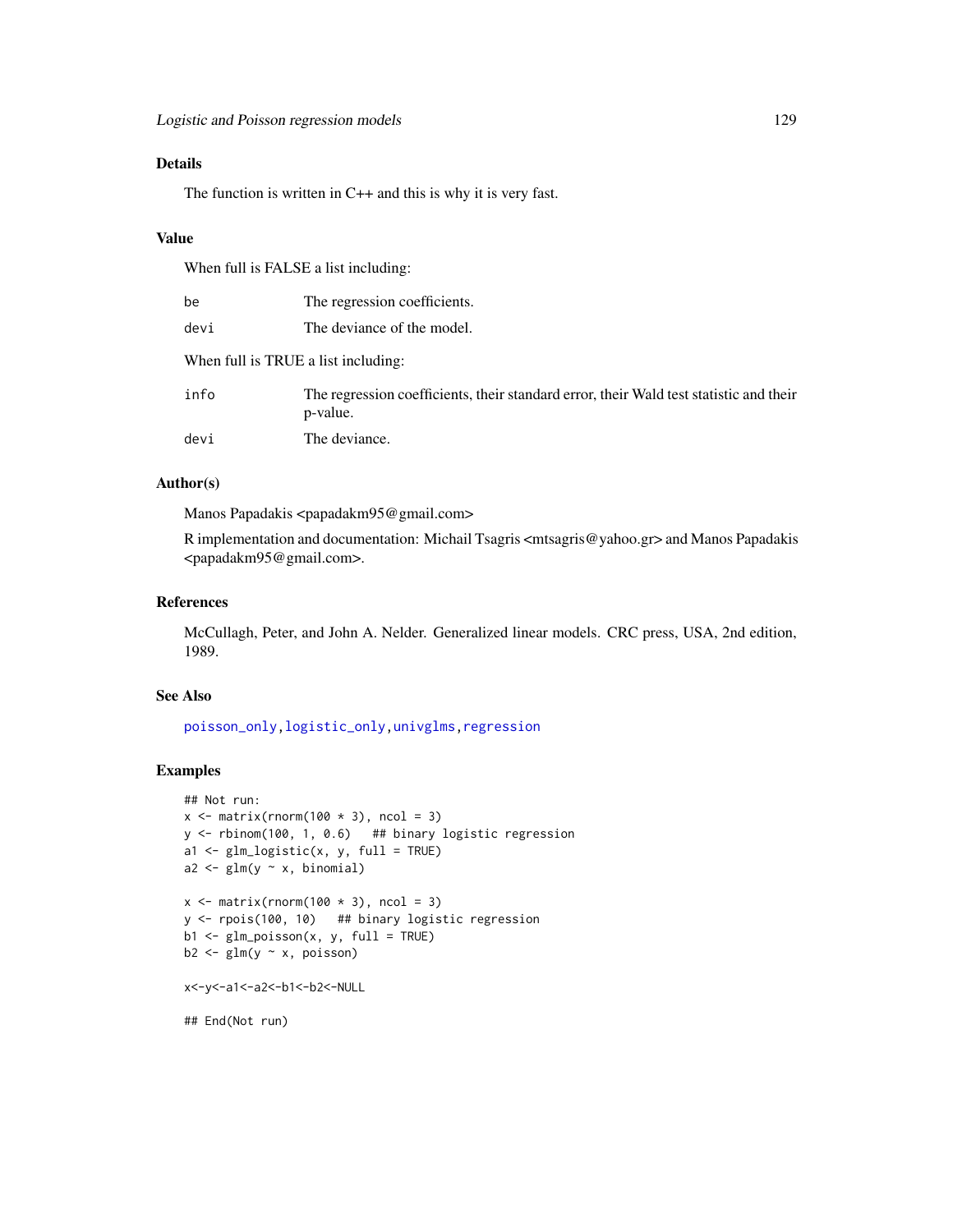## Details

The function is written in C++ and this is why it is very fast.

## Value

When full is FALSE a list including:

| | |
|---|---|
| be | The regression coefficients. |
| devi | The deviance of the model. |

When full is TRUE a list including:

| | |
|---|---|
| info | The regression coefficients, their standard error, their Wald test statistic and their p-value. |
| devi | The deviance. |

## Author(s)

Manos Papadakis <papadakm95@gmail.com>

R implementation and documentation: Michail Tsagris <mtsagris@yahoo.gr> and Manos Papadakis <papadakm95@gmail.com>.

## References

McCullagh, Peter, and John A. Nelder. Generalized linear models. CRC press, USA, 2nd edition, 1989.

## See Also

poisson_only, logistic_only, univglms, regression

## Examples

```
## Not run:
x <- matrix(rnorm(100 * 3), ncol = 3)
y <- rbinom(100, 1, 0.6)   ## binary logistic regression
a1 <- glm_logistic(x, y, full = TRUE)
a2 <- glm(y ~ x, binomial)

x <- matrix(rnorm(100 * 3), ncol = 3)
y <- rpois(100, 10)   ## binary logistic regression
b1 <- glm_poisson(x, y, full = TRUE)
b2 <- glm(y ~ x, poisson)

x<-y<-a1<-a2<-b1<-b2<-NULL

## End(Not run)
```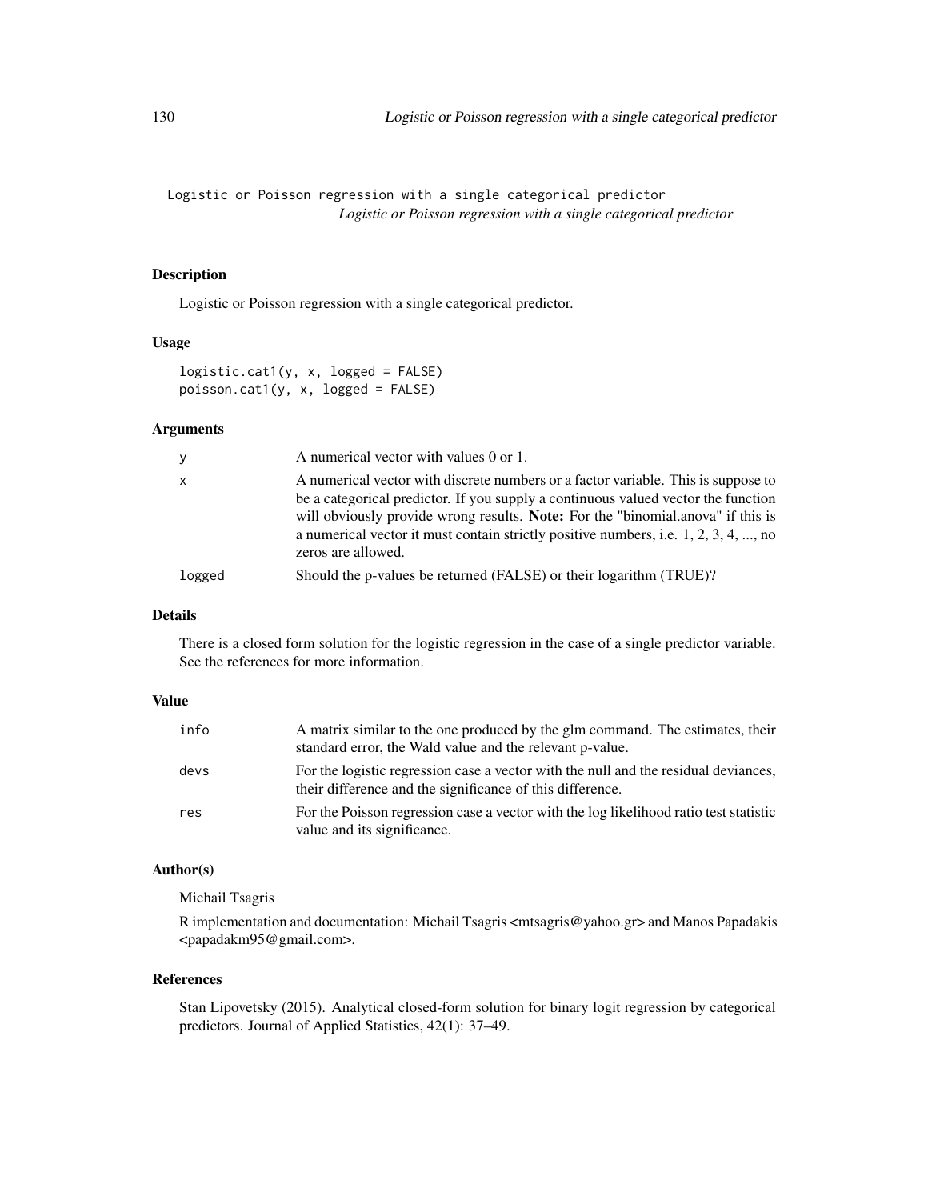# Logistic or Poisson regression with a single categorical predictor

*Logistic or Poisson regression with a single categorical predictor*

## Description

Logistic or Poisson regression with a single categorical predictor.

## Usage

```
logistic.cat1(y, x, logged = FALSE)
poisson.cat1(y, x, logged = FALSE)
```

## Arguments

| | |
|---|---|
| y | A numerical vector with values 0 or 1. |
| x | A numerical vector with discrete numbers or a factor variable. This is suppose to be a categorical predictor. If you supply a continuous valued vector the function will obviously provide wrong results. **Note:** For the "binomial.anova" if this is a numerical vector it must contain strictly positive numbers, i.e. 1, 2, 3, 4, ..., no zeros are allowed. |
| logged | Should the p-values be returned (FALSE) or their logarithm (TRUE)? |

## Details

There is a closed form solution for the logistic regression in the case of a single predictor variable. See the references for more information.

## Value

| | |
|---|---|
| info | A matrix similar to the one produced by the glm command. The estimates, their standard error, the Wald value and the relevant p-value. |
| devs | For the logistic regression case a vector with the null and the residual deviances, their difference and the significance of this difference. |
| res | For the Poisson regression case a vector with the log likelihood ratio test statistic value and its significance. |

## Author(s)

Michail Tsagris

R implementation and documentation: Michail Tsagris <mtsagris@yahoo.gr> and Manos Papadakis <papadakm95@gmail.com>.

## References

Stan Lipovetsky (2015). Analytical closed-form solution for binary logit regression by categorical predictors. Journal of Applied Statistics, 42(1): 37–49.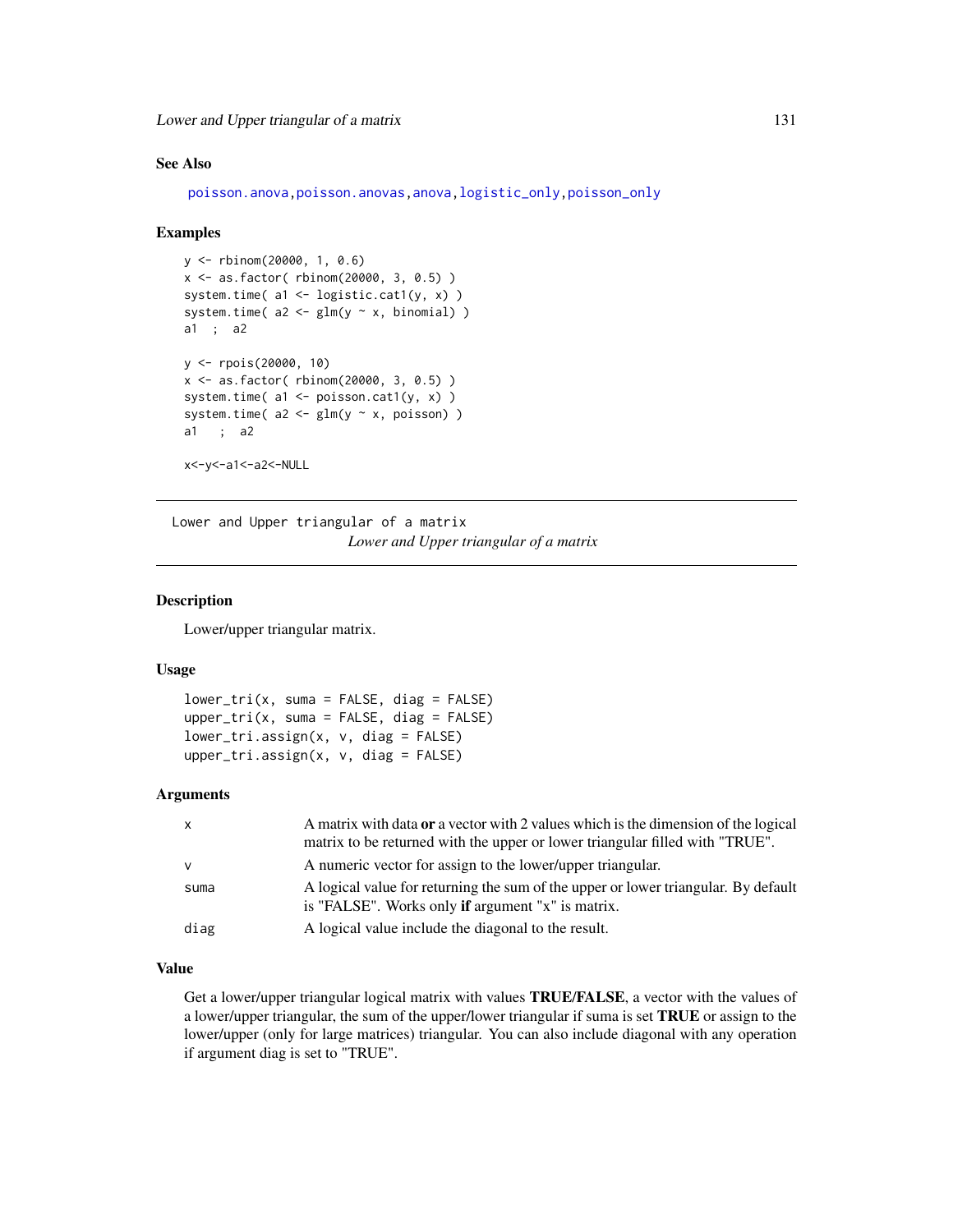### See Also

poisson.anova, poisson.anovas, anova, logistic_only, poisson_only

### Examples

```
y <- rbinom(20000, 1, 0.6)
x <- as.factor( rbinom(20000, 3, 0.5) )
system.time( a1 <- logistic.cat1(y, x) )
system.time( a2 <- glm(y ~ x, binomial) )
a1  ;  a2

y <- rpois(20000, 10)
x <- as.factor( rbinom(20000, 3, 0.5) )
system.time( a1 <- poisson.cat1(y, x) )
system.time( a2 <- glm(y ~ x, poisson) )
a1   ;  a2

x<-y<-a1<-a2<-NULL
```

---

## Lower and Upper triangular of a matrix

*Lower and Upper triangular of a matrix*

### Description

Lower/upper triangular matrix.

### Usage

```
lower_tri(x, suma = FALSE, diag = FALSE)
upper_tri(x, suma = FALSE, diag = FALSE)
lower_tri.assign(x, v, diag = FALSE)
upper_tri.assign(x, v, diag = FALSE)
```

### Arguments

| | |
|---|---|
| x | A matrix with data **or** a vector with 2 values which is the dimension of the logical matrix to be returned with the upper or lower triangular filled with "TRUE". |
| v | A numeric vector for assign to the lower/upper triangular. |
| suma | A logical value for returning the sum of the upper or lower triangular. By default is "FALSE". Works only **if** argument "x" is matrix. |
| diag | A logical value include the diagonal to the result. |

### Value

Get a lower/upper triangular logical matrix with values **TRUE/FALSE**, a vector with the values of a lower/upper triangular, the sum of the upper/lower triangular if suma is set **TRUE** or assign to the lower/upper (only for large matrices) triangular. You can also include diagonal with any operation if argument diag is set to "TRUE".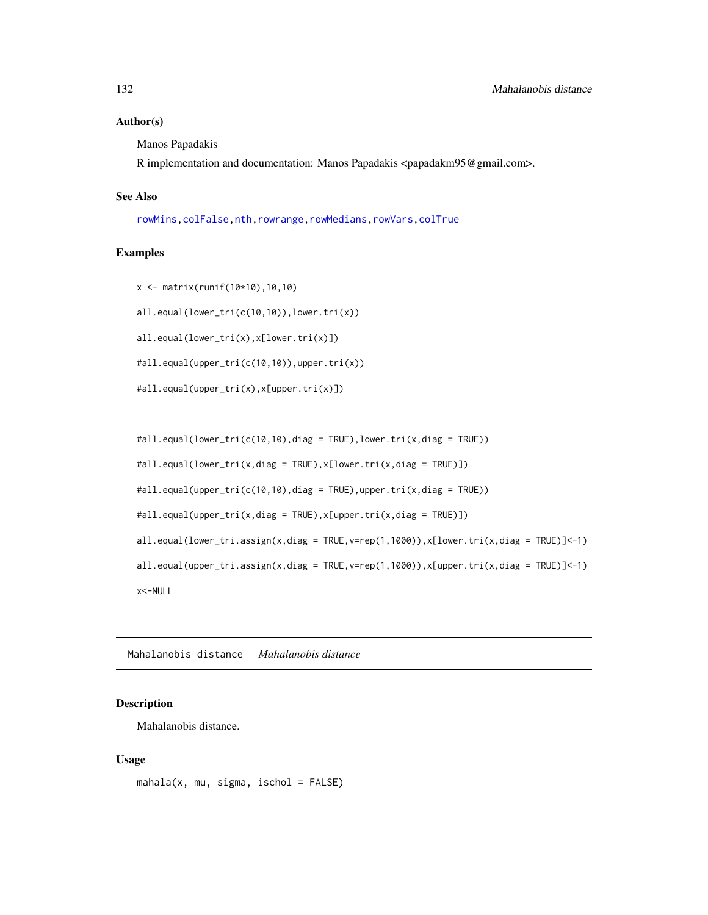### Author(s)

Manos Papadakis

R implementation and documentation: Manos Papadakis <papadakm95@gmail.com>.

### See Also

rowMins, colFalse, nth, rowrange, rowMedians, rowVars, colTrue

### Examples

```
x <- matrix(runif(10*10),10,10)

all.equal(lower_tri(c(10,10)),lower.tri(x))

all.equal(lower_tri(x),x[lower.tri(x)])

#all.equal(upper_tri(c(10,10)),upper.tri(x))

#all.equal(upper_tri(x),x[upper.tri(x)])


#all.equal(lower_tri(c(10,10),diag = TRUE),lower.tri(x,diag = TRUE))

#all.equal(lower_tri(x,diag = TRUE),x[lower.tri(x,diag = TRUE)])

#all.equal(upper_tri(c(10,10),diag = TRUE),upper.tri(x,diag = TRUE))

#all.equal(upper_tri(x,diag = TRUE),x[upper.tri(x,diag = TRUE)])

all.equal(lower_tri.assign(x,diag = TRUE,v=rep(1,1000)),x[lower.tri(x,diag = TRUE)]<-1)

all.equal(upper_tri.assign(x,diag = TRUE,v=rep(1,1000)),x[upper.tri(x,diag = TRUE)]<-1)

x<-NULL
```

---

## Mahalanobis distance *Mahalanobis distance*

### Description

Mahalanobis distance.

### Usage

```
mahala(x, mu, sigma, ischol = FALSE)
```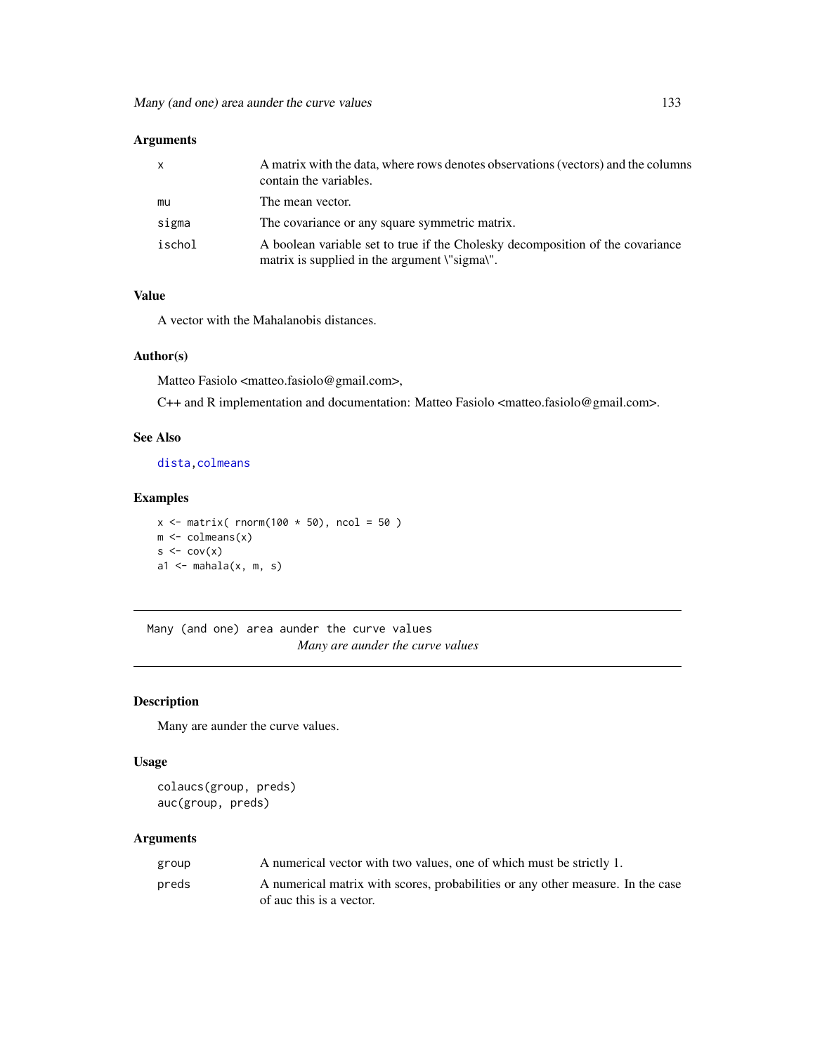### Arguments

| | |
|---|---|
| x | A matrix with the data, where rows denotes observations (vectors) and the columns contain the variables. |
| mu | The mean vector. |
| sigma | The covariance or any square symmetric matrix. |
| ischol | A boolean variable set to true if the Cholesky decomposition of the covariance matrix is supplied in the argument \"sigma\". |

### Value

A vector with the Mahalanobis distances.

### Author(s)

Matteo Fasiolo <matteo.fasiolo@gmail.com>,

C++ and R implementation and documentation: Matteo Fasiolo <matteo.fasiolo@gmail.com>.

### See Also

dista, colmeans

### Examples

```
x <- matrix( rnorm(100 * 50), ncol = 50 )
m <- colmeans(x)
s <- cov(x)
a1 <- mahala(x, m, s)
```

---

## Many (and one) area aunder the curve values

*Many are aunder the curve values*

---

### Description

Many are aunder the curve values.

### Usage

```
colaucs(group, preds)
auc(group, preds)
```

### Arguments

| | |
|---|---|
| group | A numerical vector with two values, one of which must be strictly 1. |
| preds | A numerical matrix with scores, probabilities or any other measure. In the case of auc this is a vector. |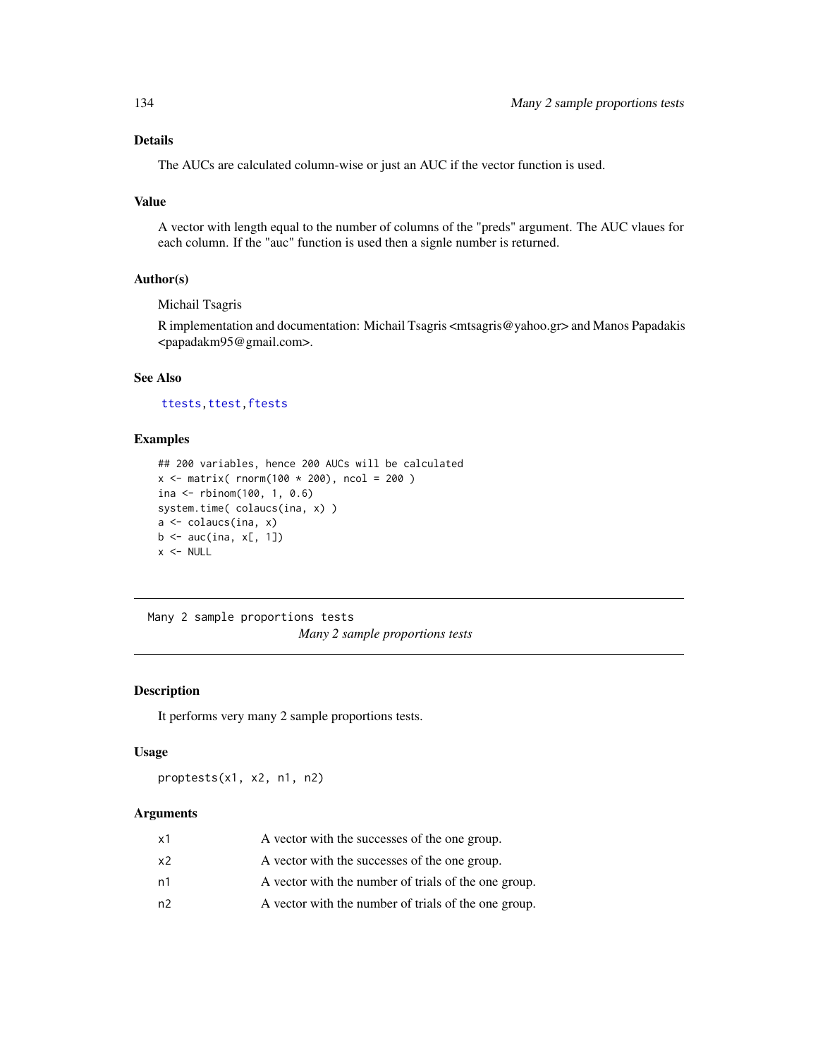### Details

The AUCs are calculated column-wise or just an AUC if the vector function is used.

### Value

A vector with length equal to the number of columns of the "preds" argument. The AUC vlaues for each column. If the "auc" function is used then a signle number is returned.

### Author(s)

Michail Tsagris

R implementation and documentation: Michail Tsagris <mtsagris@yahoo.gr> and Manos Papadakis <papadakm95@gmail.com>.

### See Also

ttests, ttest, ftests

### Examples

```
## 200 variables, hence 200 AUCs will be calculated
x <- matrix( rnorm(100 * 200), ncol = 200 )
ina <- rbinom(100, 1, 0.6)
system.time( colaucs(ina, x) )
a <- colaucs(ina, x)
b <- auc(ina, x[, 1])
x <- NULL
```

---

## Many 2 sample proportions tests

*Many 2 sample proportions tests*

### Description

It performs very many 2 sample proportions tests.

### Usage

```
proptests(x1, x2, n1, n2)
```

### Arguments

| | |
|---|---|
| x1 | A vector with the successes of the one group. |
| x2 | A vector with the successes of the one group. |
| n1 | A vector with the number of trials of the one group. |
| n2 | A vector with the number of trials of the one group. |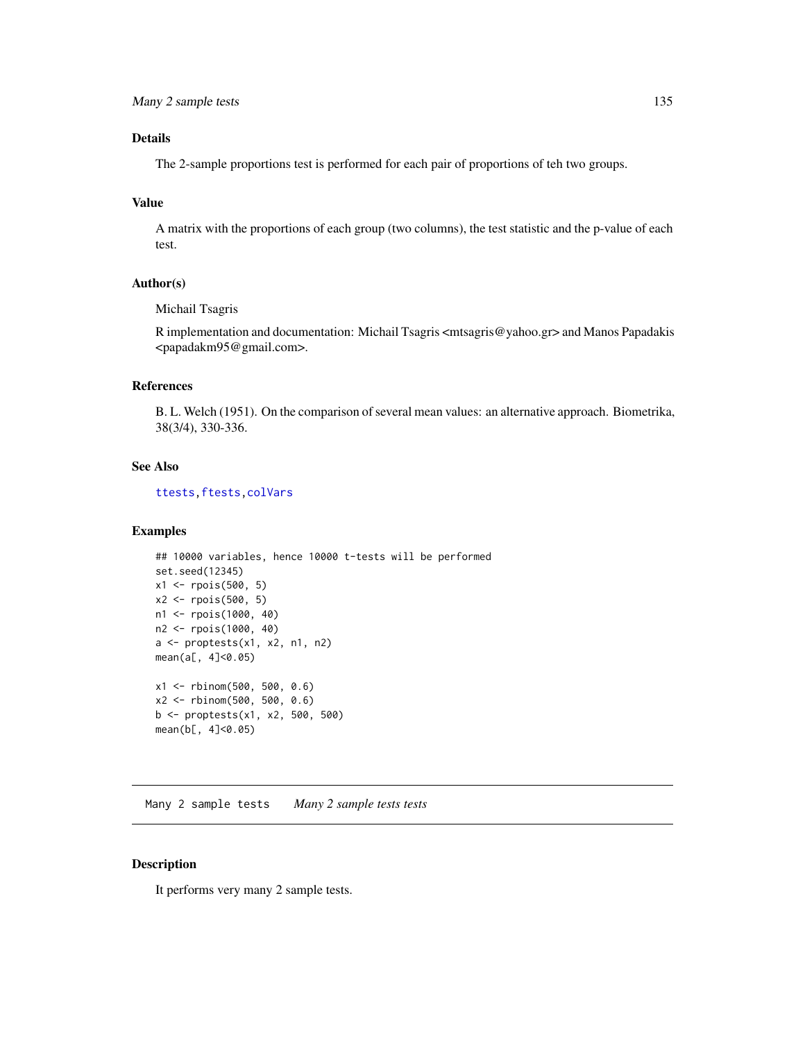### Details

The 2-sample proportions test is performed for each pair of proportions of teh two groups.

### Value

A matrix with the proportions of each group (two columns), the test statistic and the p-value of each test.

### Author(s)

Michail Tsagris

R implementation and documentation: Michail Tsagris <mtsagris@yahoo.gr> and Manos Papadakis <papadakm95@gmail.com>.

### References

B. L. Welch (1951). On the comparison of several mean values: an alternative approach. Biometrika, 38(3/4), 330-336.

### See Also

ttests, ftests, colVars

### Examples

```
## 10000 variables, hence 10000 t-tests will be performed
set.seed(12345)
x1 <- rpois(500, 5)
x2 <- rpois(500, 5)
n1 <- rpois(1000, 40)
n2 <- rpois(1000, 40)
a <- proptests(x1, x2, n1, n2)
mean(a[, 4]<0.05)

x1 <- rbinom(500, 500, 0.6)
x2 <- rbinom(500, 500, 0.6)
b <- proptests(x1, x2, 500, 500)
mean(b[, 4]<0.05)
```

---

## Many 2 sample tests *Many 2 sample tests tests*

### Description

It performs very many 2 sample tests.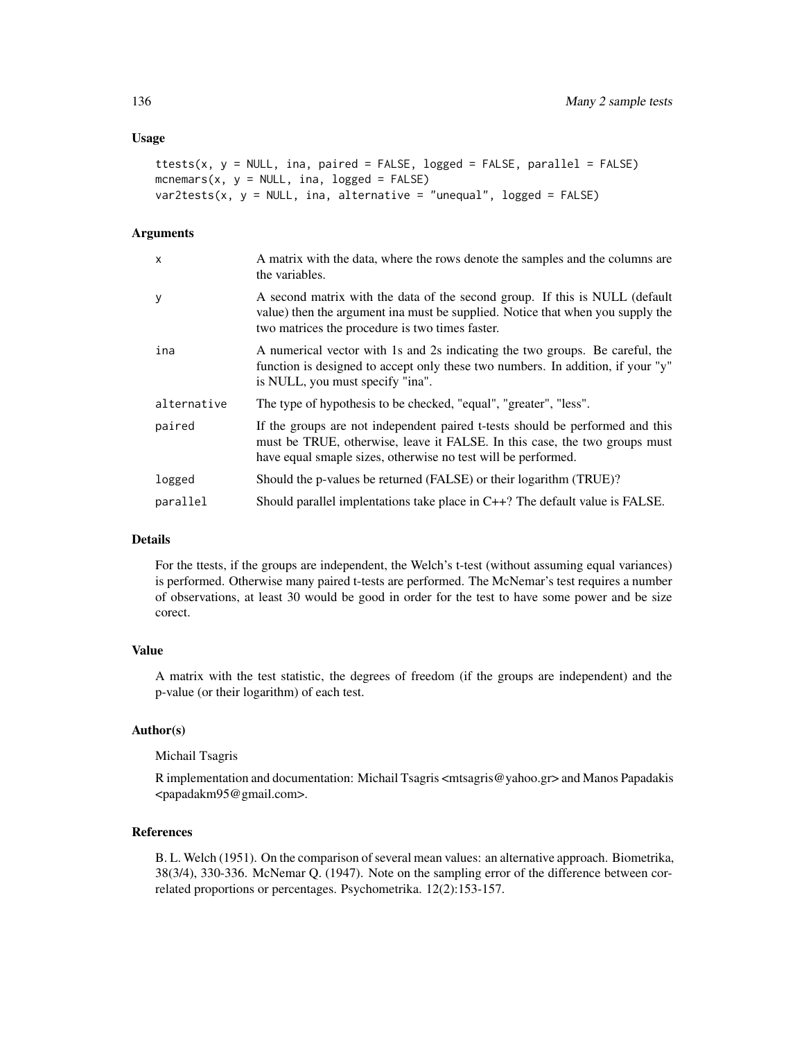### Usage

```
ttests(x, y = NULL, ina, paired = FALSE, logged = FALSE, parallel = FALSE)
mcnemars(x, y = NULL, ina, logged = FALSE)
var2tests(x, y = NULL, ina, alternative = "unequal", logged = FALSE)
```

### Arguments

| | |
|---|---|
| x | A matrix with the data, where the rows denote the samples and the columns are the variables. |
| y | A second matrix with the data of the second group. If this is NULL (default value) then the argument ina must be supplied. Notice that when you supply the two matrices the procedure is two times faster. |
| ina | A numerical vector with 1s and 2s indicating the two groups. Be careful, the function is designed to accept only these two numbers. In addition, if your "y" is NULL, you must specify "ina". |
| alternative | The type of hypothesis to be checked, "equal", "greater", "less". |
| paired | If the groups are not independent paired t-tests should be performed and this must be TRUE, otherwise, leave it FALSE. In this case, the two groups must have equal smaple sizes, otherwise no test will be performed. |
| logged | Should the p-values be returned (FALSE) or their logarithm (TRUE)? |
| parallel | Should parallel implentations take place in C++? The default value is FALSE. |

### Details

For the ttests, if the groups are independent, the Welch's t-test (without assuming equal variances) is performed. Otherwise many paired t-tests are performed. The McNemar's test requires a number of observations, at least 30 would be good in order for the test to have some power and be size corect.

### Value

A matrix with the test statistic, the degrees of freedom (if the groups are independent) and the p-value (or their logarithm) of each test.

### Author(s)

Michail Tsagris

R implementation and documentation: Michail Tsagris <mtsagris@yahoo.gr> and Manos Papadakis <papadakm95@gmail.com>.

### References

B. L. Welch (1951). On the comparison of several mean values: an alternative approach. Biometrika, 38(3/4), 330-336. McNemar Q. (1947). Note on the sampling error of the difference between correlated proportions or percentages. Psychometrika. 12(2):153-157.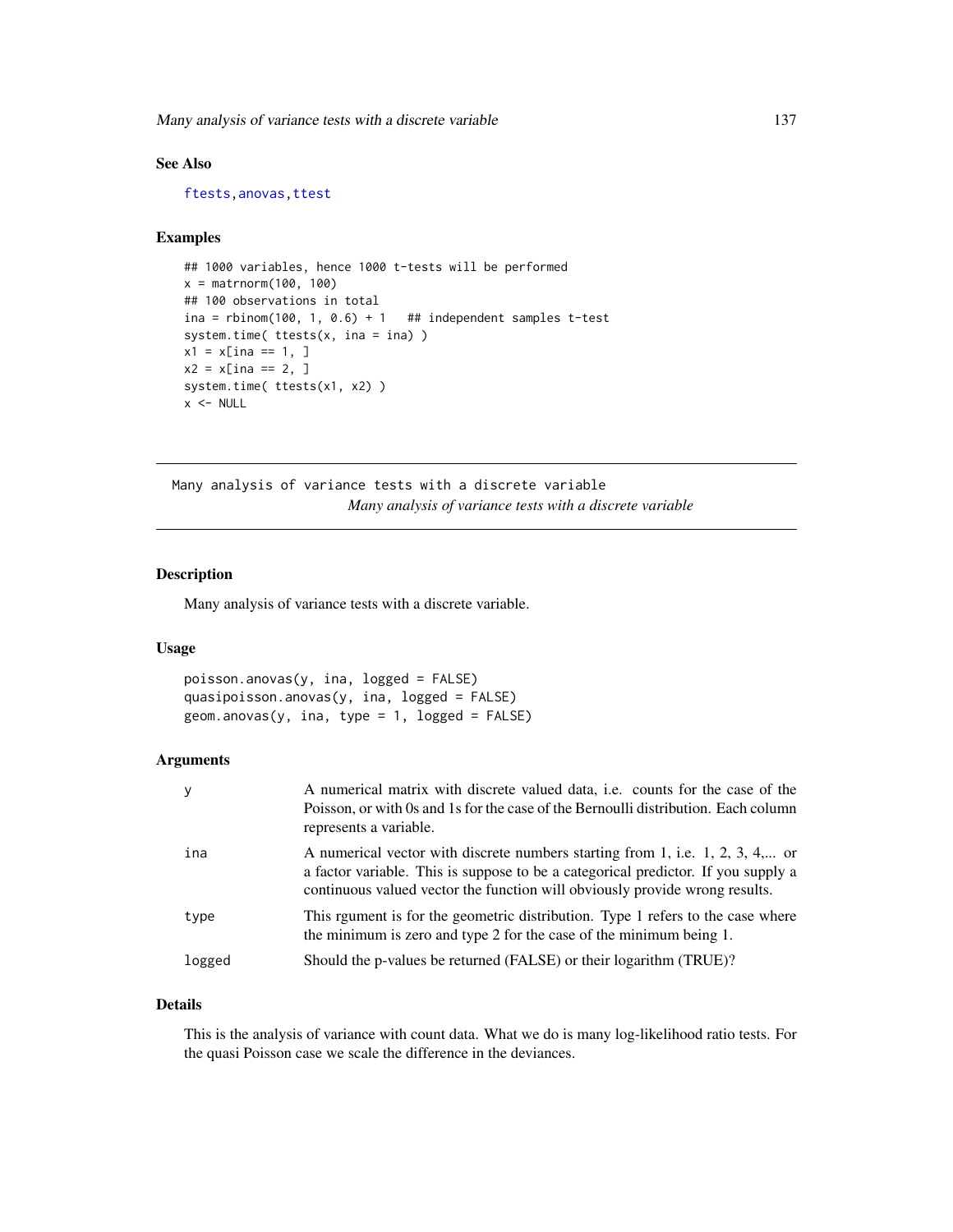### See Also

ftests, anovas, ttest

### Examples

```
## 1000 variables, hence 1000 t-tests will be performed
x = matrnorm(100, 100)
## 100 observations in total
ina = rbinom(100, 1, 0.6) + 1   ## independent samples t-test
system.time( ttests(x, ina = ina) )
x1 = x[ina == 1, ]
x2 = x[ina == 2, ]
system.time( ttests(x1, x2) )
x <- NULL
```

---

## Many analysis of variance tests with a discrete variable

*Many analysis of variance tests with a discrete variable*

---

### Description

Many analysis of variance tests with a discrete variable.

### Usage

```
poisson.anovas(y, ina, logged = FALSE)
quasipoisson.anovas(y, ina, logged = FALSE)
geom.anovas(y, ina, type = 1, logged = FALSE)
```

### Arguments

| | |
|---|---|
| y | A numerical matrix with discrete valued data, i.e. counts for the case of the Poisson, or with 0s and 1s for the case of the Bernoulli distribution. Each column represents a variable. |
| ina | A numerical vector with discrete numbers starting from 1, i.e. 1, 2, 3, 4,... or a factor variable. This is suppose to be a categorical predictor. If you supply a continuous valued vector the function will obviously provide wrong results. |
| type | This rgument is for the geometric distribution. Type 1 refers to the case where the minimum is zero and type 2 for the case of the minimum being 1. |
| logged | Should the p-values be returned (FALSE) or their logarithm (TRUE)? |

### Details

This is the analysis of variance with count data. What we do is many log-likelihood ratio tests. For the quasi Poisson case we scale the difference in the deviances.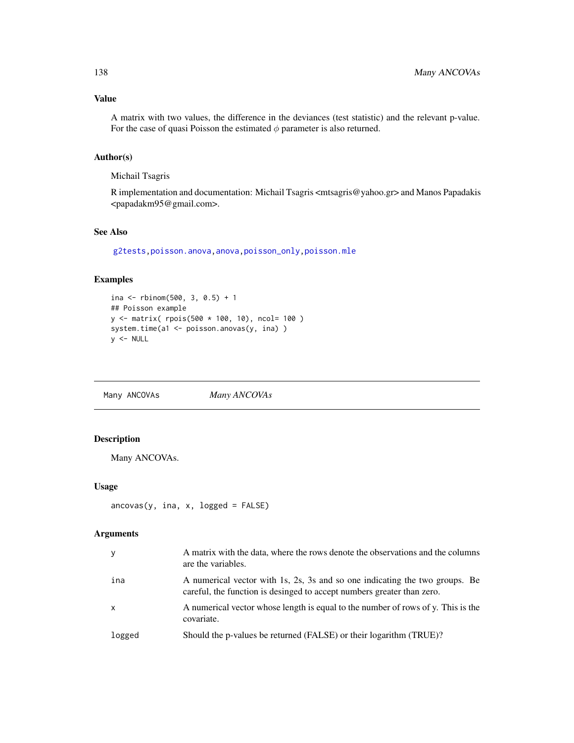### Value

A matrix with two values, the difference in the deviances (test statistic) and the relevant p-value. For the case of quasi Poisson the estimated $\phi$ parameter is also returned.

### Author(s)

Michail Tsagris

R implementation and documentation: Michail Tsagris <mtsagris@yahoo.gr> and Manos Papadakis <papadakm95@gmail.com>.

### See Also

g2tests, poisson.anova, anova, poisson_only, poisson.mle

### Examples

```
ina <- rbinom(500, 3, 0.5) + 1
## Poisson example
y <- matrix( rpois(500 * 100, 10), ncol= 100 )
system.time(a1 <- poisson.anovas(y, ina) )
y <- NULL
```

---

## Many ANCOVAs — *Many ANCOVAs*

### Description

Many ANCOVAs.

### Usage

```
ancovas(y, ina, x, logged = FALSE)
```

### Arguments

| | |
|---|---|
| y | A matrix with the data, where the rows denote the observations and the columns are the variables. |
| ina | A numerical vector with 1s, 2s, 3s and so one indicating the two groups. Be careful, the function is desinged to accept numbers greater than zero. |
| x | A numerical vector whose length is equal to the number of rows of y. This is the covariate. |
| logged | Should the p-values be returned (FALSE) or their logarithm (TRUE)? |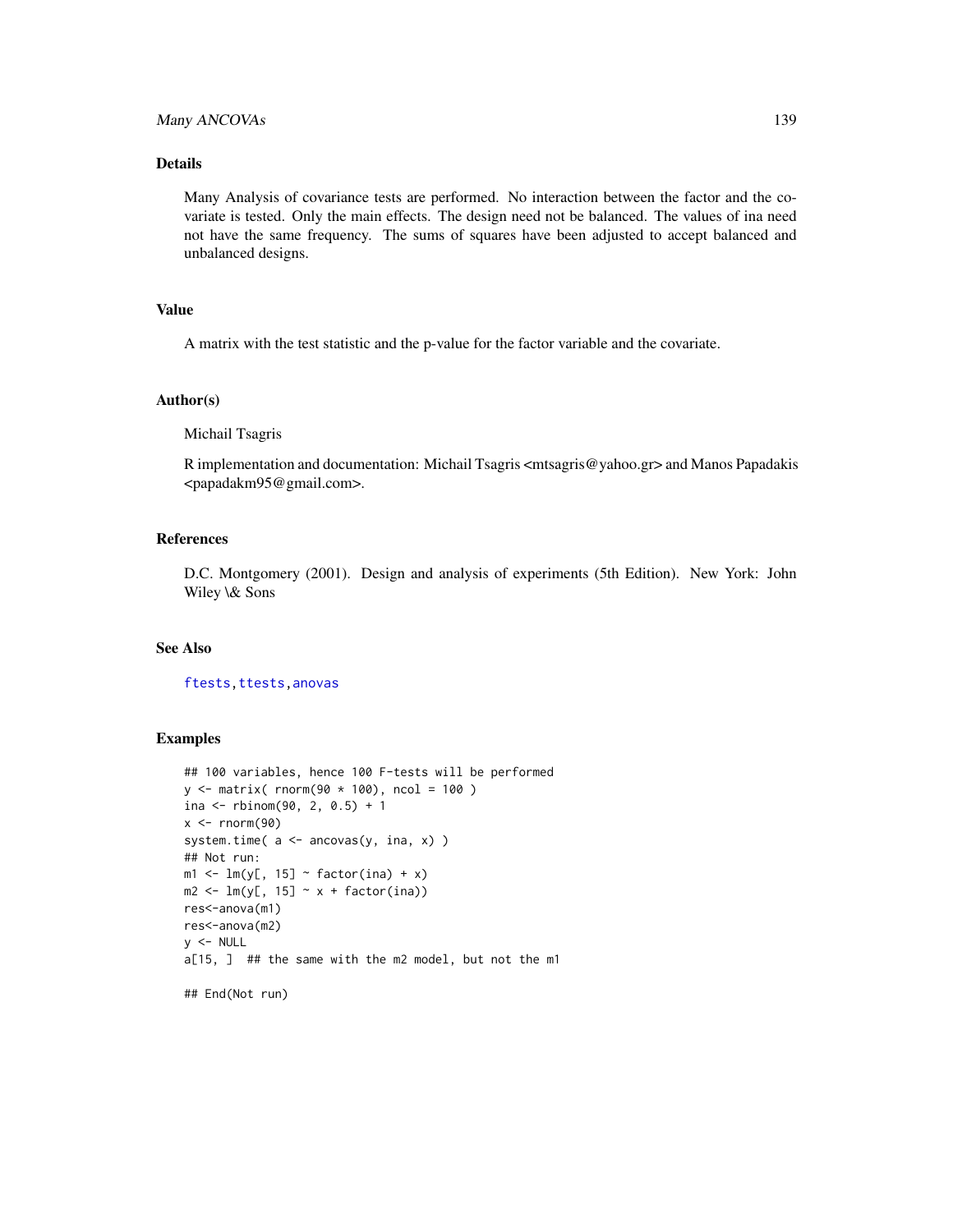## Details

Many Analysis of covariance tests are performed. No interaction between the factor and the covariate is tested. Only the main effects. The design need not be balanced. The values of ina need not have the same frequency. The sums of squares have been adjusted to accept balanced and unbalanced designs.

## Value

A matrix with the test statistic and the p-value for the factor variable and the covariate.

## Author(s)

Michail Tsagris

R implementation and documentation: Michail Tsagris <mtsagris@yahoo.gr> and Manos Papadakis <papadakm95@gmail.com>.

## References

D.C. Montgomery (2001). Design and analysis of experiments (5th Edition). New York: John Wiley \& Sons

## See Also

ftests, ttests, anovas

## Examples

```
## 100 variables, hence 100 F-tests will be performed
y <- matrix( rnorm(90 * 100), ncol = 100 )
ina <- rbinom(90, 2, 0.5) + 1
x <- rnorm(90)
system.time( a <- ancovas(y, ina, x) )
## Not run:
m1 <- lm(y[, 15] ~ factor(ina) + x)
m2 <- lm(y[, 15] ~ x + factor(ina))
res<-anova(m1)
res<-anova(m2)
y <- NULL
a[15, ]  ## the same with the m2 model, but not the m1

## End(Not run)
```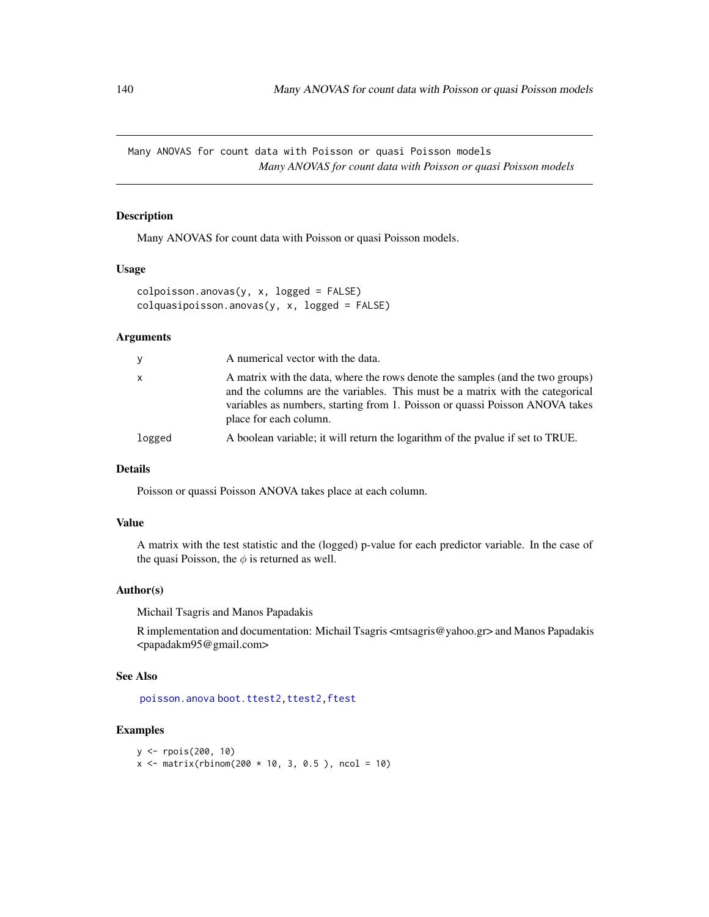# Many ANOVAS for count data with Poisson or quasi Poisson models

*Many ANOVAS for count data with Poisson or quasi Poisson models*

## Description

Many ANOVAS for count data with Poisson or quasi Poisson models.

## Usage

```
colpoisson.anovas(y, x, logged = FALSE)
colquasipoisson.anovas(y, x, logged = FALSE)
```

## Arguments

| | |
|---|---|
| y | A numerical vector with the data. |
| x | A matrix with the data, where the rows denote the samples (and the two groups) and the columns are the variables. This must be a matrix with the categorical variables as numbers, starting from 1. Poisson or quassi Poisson ANOVA takes place for each column. |
| logged | A boolean variable; it will return the logarithm of the pvalue if set to TRUE. |

## Details

Poisson or quassi Poisson ANOVA takes place at each column.

## Value

A matrix with the test statistic and the (logged) p-value for each predictor variable. In the case of the quasi Poisson, the $\phi$ is returned as well.

## Author(s)

Michail Tsagris and Manos Papadakis

R implementation and documentation: Michail Tsagris <mtsagris@yahoo.gr> and Manos Papadakis <papadakm95@gmail.com>

## See Also

poisson.anova boot.ttest2, ttest2, ftest

## Examples

```
y <- rpois(200, 10)
x <- matrix(rbinom(200 * 10, 3, 0.5 ), ncol = 10)
```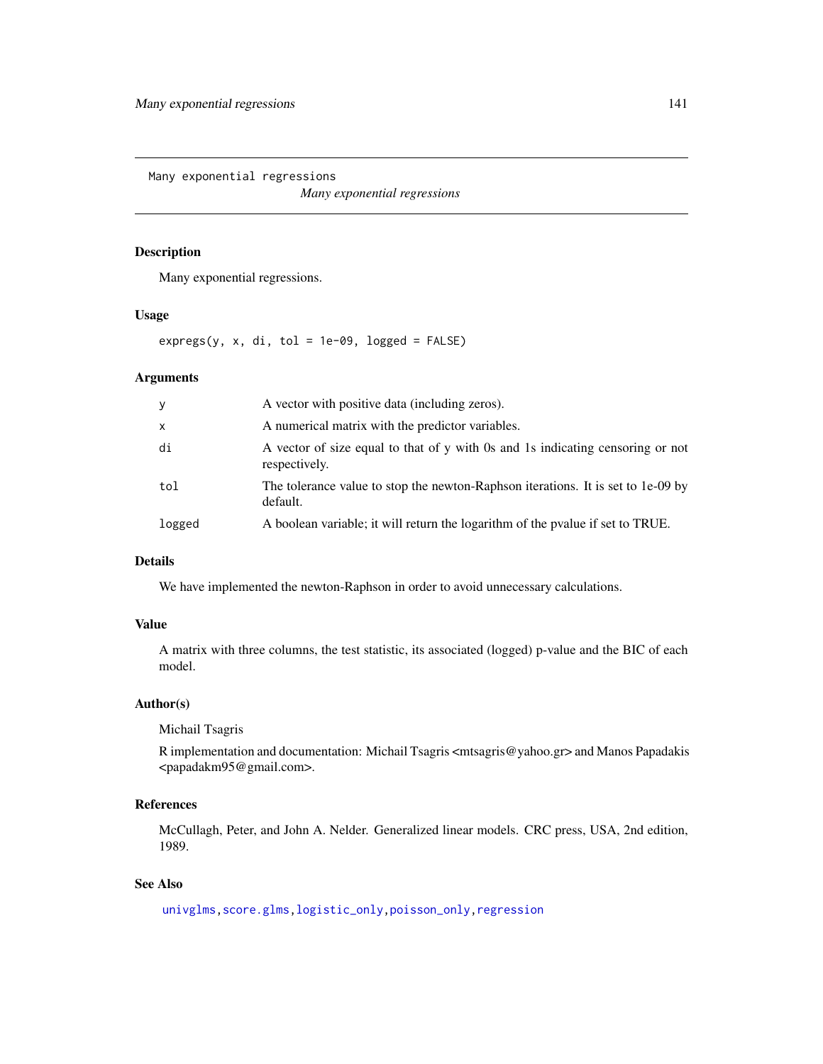# Many exponential regressions

*Many exponential regressions*

## Description

Many exponential regressions.

## Usage

```
expregs(y, x, di, tol = 1e-09, logged = FALSE)
```

## Arguments

| | |
|---|---|
| y | A vector with positive data (including zeros). |
| x | A numerical matrix with the predictor variables. |
| di | A vector of size equal to that of y with 0s and 1s indicating censoring or not respectively. |
| tol | The tolerance value to stop the newton-Raphson iterations. It is set to 1e-09 by default. |
| logged | A boolean variable; it will return the logarithm of the pvalue if set to TRUE. |

## Details

We have implemented the newton-Raphson in order to avoid unnecessary calculations.

## Value

A matrix with three columns, the test statistic, its associated (logged) p-value and the BIC of each model.

## Author(s)

Michail Tsagris

R implementation and documentation: Michail Tsagris <mtsagris@yahoo.gr> and Manos Papadakis <papadakm95@gmail.com>.

## References

McCullagh, Peter, and John A. Nelder. Generalized linear models. CRC press, USA, 2nd edition, 1989.

## See Also

univglms, score.glms, logistic_only, poisson_only, regression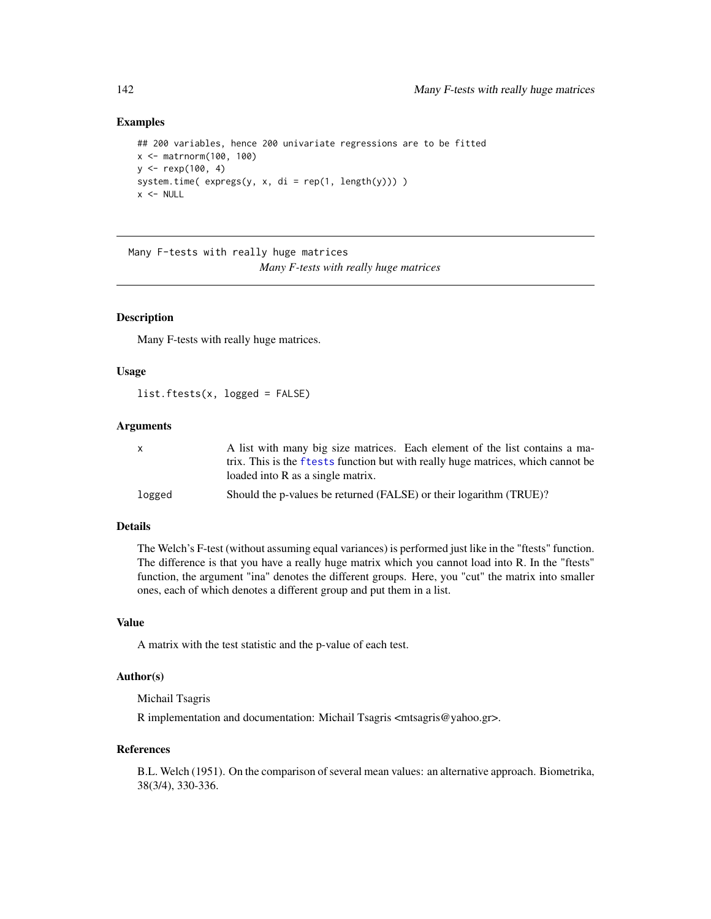### Examples

```
## 200 variables, hence 200 univariate regressions are to be fitted
x <- matrnorm(100, 100)
y <- rexp(100, 4)
system.time( expregs(y, x, di = rep(1, length(y))) )
x <- NULL
```

---

Many F-tests with really huge matrices

*Many F-tests with really huge matrices*

---

### Description

Many F-tests with really huge matrices.

### Usage

```
list.ftests(x, logged = FALSE)
```

### Arguments

| | |
|---|---|
| x | A list with many big size matrices. Each element of the list contains a matrix. This is the `ftests` function but with really huge matrices, which cannot be loaded into R as a single matrix. |
| logged | Should the p-values be returned (FALSE) or their logarithm (TRUE)? |

### Details

The Welch's F-test (without assuming equal variances) is performed just like in the "ftests" function. The difference is that you have a really huge matrix which you cannot load into R. In the "ftests" function, the argument "ina" denotes the different groups. Here, you "cut" the matrix into smaller ones, each of which denotes a different group and put them in a list.

### Value

A matrix with the test statistic and the p-value of each test.

### Author(s)

Michail Tsagris

R implementation and documentation: Michail Tsagris <mtsagris@yahoo.gr>.

### References

B.L. Welch (1951). On the comparison of several mean values: an alternative approach. Biometrika, 38(3/4), 330-336.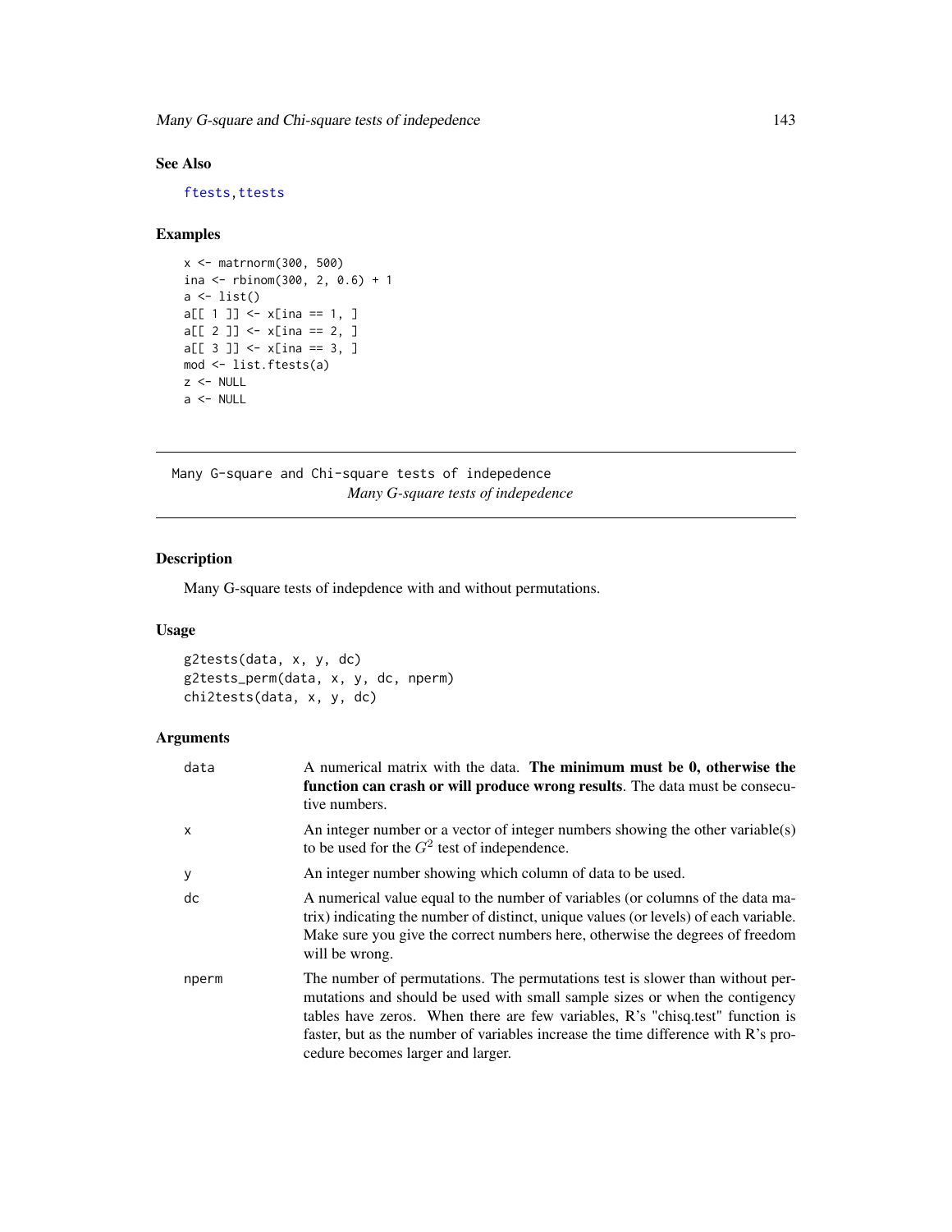### See Also

ftests, ttests

### Examples

```
x <- matrnorm(300, 500)
ina <- rbinom(300, 2, 0.6) + 1
a <- list()
a[[ 1 ]] <- x[ina == 1, ]
a[[ 2 ]] <- x[ina == 2, ]
a[[ 3 ]] <- x[ina == 3, ]
mod <- list.ftests(a)
z <- NULL
a <- NULL
```

---

## Many G-square and Chi-square tests of indepedence

*Many G-square tests of indepedence*

---

### Description

Many G-square tests of indepdence with and without permutations.

### Usage

```
g2tests(data, x, y, dc)
g2tests_perm(data, x, y, dc, nperm)
chi2tests(data, x, y, dc)
```

### Arguments

| | |
|---|---|
| data | A numerical matrix with the data. **The minimum must be 0, otherwise the function can crash or will produce wrong results**. The data must be consecutive numbers. |
| x | An integer number or a vector of integer numbers showing the other variable(s) to be used for the $G^2$ test of independence. |
| y | An integer number showing which column of data to be used. |
| dc | A numerical value equal to the number of variables (or columns of the data matrix) indicating the number of distinct, unique values (or levels) of each variable. Make sure you give the correct numbers here, otherwise the degrees of freedom will be wrong. |
| nperm | The number of permutations. The permutations test is slower than without permutations and should be used with small sample sizes or when the contigency tables have zeros. When there are few variables, R's "chisq.test" function is faster, but as the number of variables increase the time difference with R's procedure becomes larger and larger. |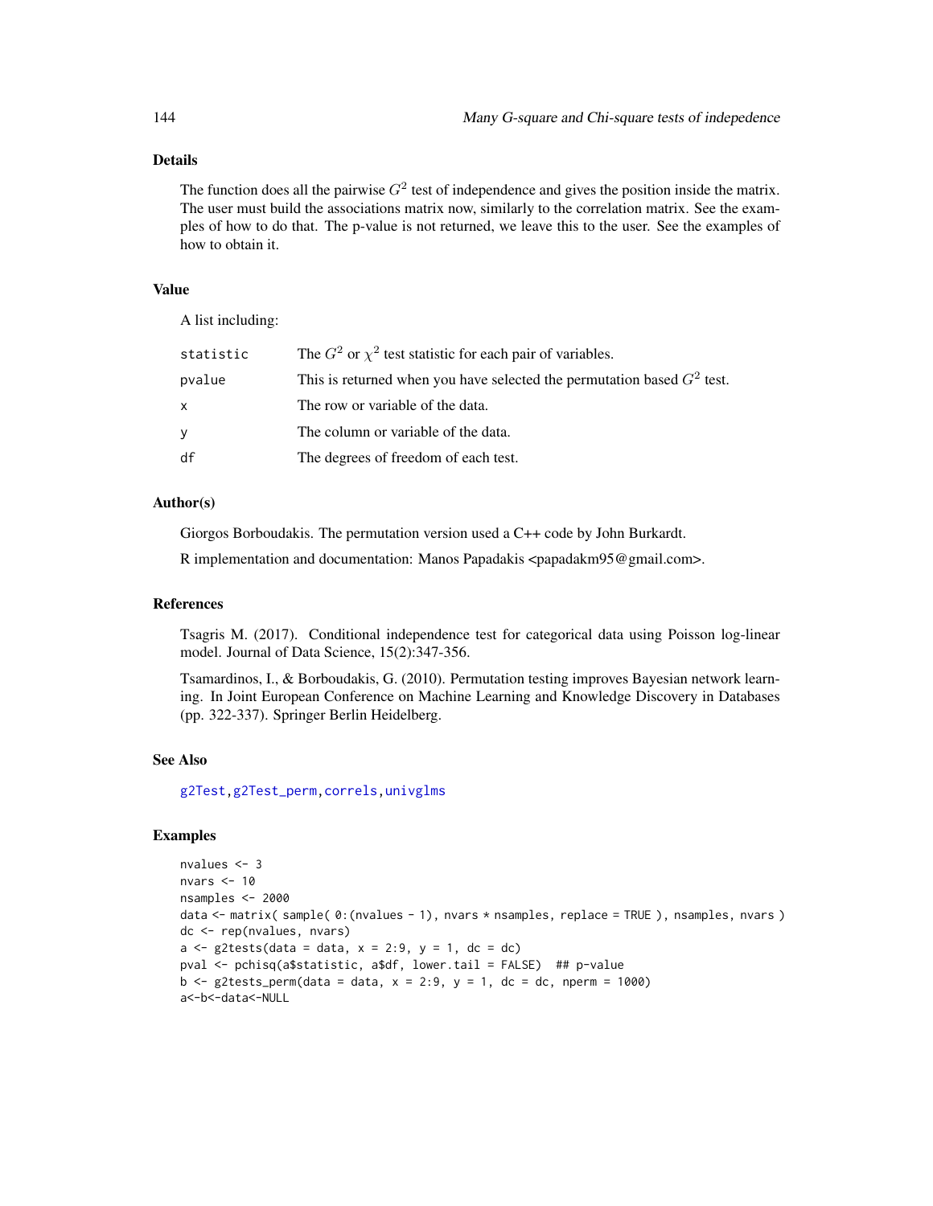### Details

The function does all the pairwise $G^2$ test of independence and gives the position inside the matrix. The user must build the associations matrix now, similarly to the correlation matrix. See the examples of how to do that. The p-value is not returned, we leave this to the user. See the examples of how to obtain it.

### Value

A list including:

| | |
|---|---|
| statistic | The $G^2$ or $\chi^2$ test statistic for each pair of variables. |
| pvalue | This is returned when you have selected the permutation based $G^2$ test. |
| x | The row or variable of the data. |
| y | The column or variable of the data. |
| df | The degrees of freedom of each test. |

### Author(s)

Giorgos Borboudakis. The permutation version used a C++ code by John Burkardt.

R implementation and documentation: Manos Papadakis <papadakm95@gmail.com>.

### References

Tsagris M. (2017). Conditional independence test for categorical data using Poisson log-linear model. Journal of Data Science, 15(2):347-356.

Tsamardinos, I., & Borboudakis, G. (2010). Permutation testing improves Bayesian network learning. In Joint European Conference on Machine Learning and Knowledge Discovery in Databases (pp. 322-337). Springer Berlin Heidelberg.

### See Also

g2Test, g2Test_perm, correls, univglms

### Examples

```
nvalues <- 3
nvars <- 10
nsamples <- 2000
data <- matrix( sample( 0:(nvalues - 1), nvars * nsamples, replace = TRUE ), nsamples, nvars )
dc <- rep(nvalues, nvars)
a <- g2tests(data = data, x = 2:9, y = 1, dc = dc)
pval <- pchisq(a$statistic, a$df, lower.tail = FALSE)  ## p-value
b <- g2tests_perm(data = data, x = 2:9, y = 1, dc = dc, nperm = 1000)
a<-b<-data<-NULL
```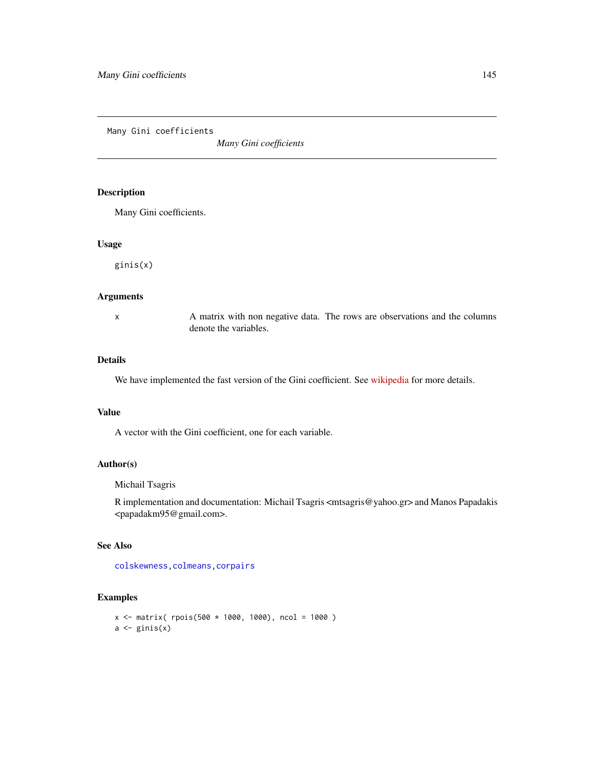Many Gini coefficients *Many Gini coefficients*

---

## Description

Many Gini coefficients.

## Usage

```
ginis(x)
```

## Arguments

x A matrix with non negative data. The rows are observations and the columns denote the variables.

## Details

We have implemented the fast version of the Gini coefficient. See wikipedia for more details.

## Value

A vector with the Gini coefficient, one for each variable.

## Author(s)

Michail Tsagris

R implementation and documentation: Michail Tsagris <mtsagris@yahoo.gr> and Manos Papadakis <papadakm95@gmail.com>.

## See Also

colskewness, colmeans, corpairs

## Examples

```
x <- matrix( rpois(500 * 1000, 1000), ncol = 1000 )
a <- ginis(x)
```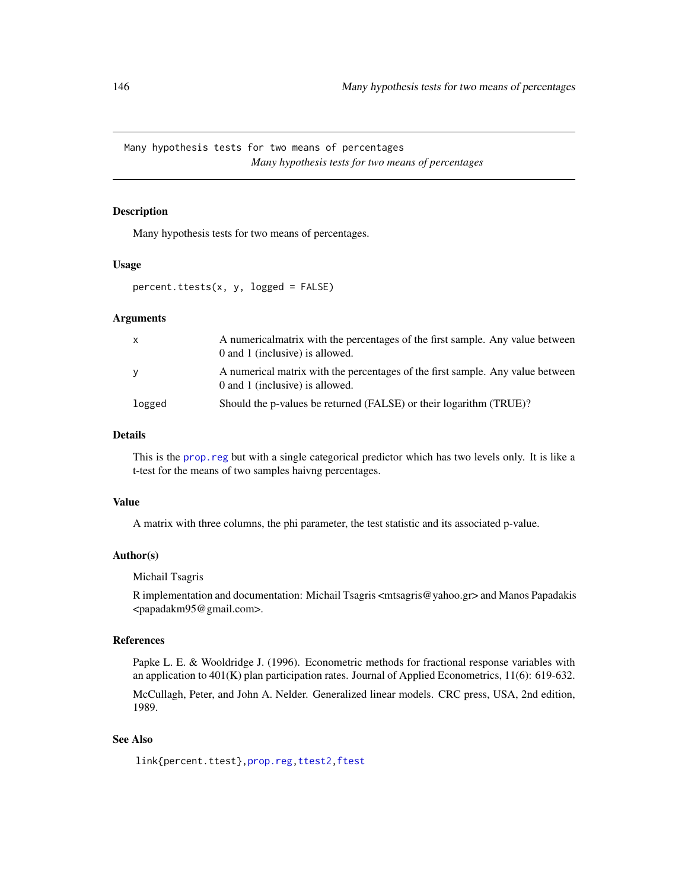Many hypothesis tests for two means of percentages    *Many hypothesis tests for two means of percentages*

### Description

Many hypothesis tests for two means of percentages.

### Usage

```
percent.ttests(x, y, logged = FALSE)
```

### Arguments

| | |
|---|---|
| x | A numericalmatrix with the percentages of the first sample. Any value between 0 and 1 (inclusive) is allowed. |
| y | A numerical matrix with the percentages of the first sample. Any value between 0 and 1 (inclusive) is allowed. |
| logged | Should the p-values be returned (FALSE) or their logarithm (TRUE)? |

### Details

This is the prop.reg but with a single categorical predictor which has two levels only. It is like a t-test for the means of two samples haivng percentages.

### Value

A matrix with three columns, the phi parameter, the test statistic and its associated p-value.

### Author(s)

Michail Tsagris

R implementation and documentation: Michail Tsagris <mtsagris@yahoo.gr> and Manos Papadakis <papadakm95@gmail.com>.

### References

Papke L. E. & Wooldridge J. (1996). Econometric methods for fractional response variables with an application to 401(K) plan participation rates. Journal of Applied Econometrics, 11(6): 619-632.

McCullagh, Peter, and John A. Nelder. Generalized linear models. CRC press, USA, 2nd edition, 1989.

### See Also

link{percent.ttest}, prop.reg, ttest2, ftest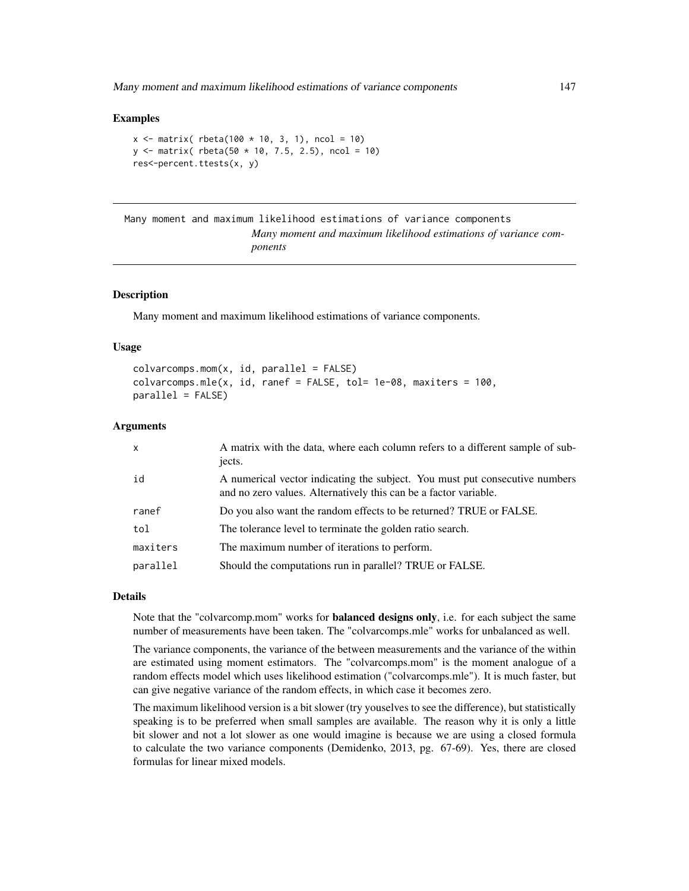## Examples

```
x <- matrix( rbeta(100 * 10, 3, 1), ncol = 10)
y <- matrix( rbeta(50 * 10, 7.5, 2.5), ncol = 10)
res<-percent.ttests(x, y)
```

---

Many moment and maximum likelihood estimations of variance components

*Many moment and maximum likelihood estimations of variance components*

---

## Description

Many moment and maximum likelihood estimations of variance components.

## Usage

```
colvarcomps.mom(x, id, parallel = FALSE)
colvarcomps.mle(x, id, ranef = FALSE, tol= 1e-08, maxiters = 100,
parallel = FALSE)
```

## Arguments

| | |
|---|---|
| x | A matrix with the data, where each column refers to a different sample of subjects. |
| id | A numerical vector indicating the subject. You must put consecutive numbers and no zero values. Alternatively this can be a factor variable. |
| ranef | Do you also want the random effects to be returned? TRUE or FALSE. |
| tol | The tolerance level to terminate the golden ratio search. |
| maxiters | The maximum number of iterations to perform. |
| parallel | Should the computations run in parallel? TRUE or FALSE. |

## Details

Note that the "colvarcomp.mom" works for **balanced designs only**, i.e. for each subject the same number of measurements have been taken. The "colvarcomps.mle" works for unbalanced as well.

The variance components, the variance of the between measurements and the variance of the within are estimated using moment estimators. The "colvarcomps.mom" is the moment analogue of a random effects model which uses likelihood estimation ("colvarcomps.mle"). It is much faster, but can give negative variance of the random effects, in which case it becomes zero.

The maximum likelihood version is a bit slower (try youselves to see the difference), but statistically speaking is to be preferred when small samples are available. The reason why it is only a little bit slower and not a lot slower as one would imagine is because we are using a closed formula to calculate the two variance components (Demidenko, 2013, pg. 67-69). Yes, there are closed formulas for linear mixed models.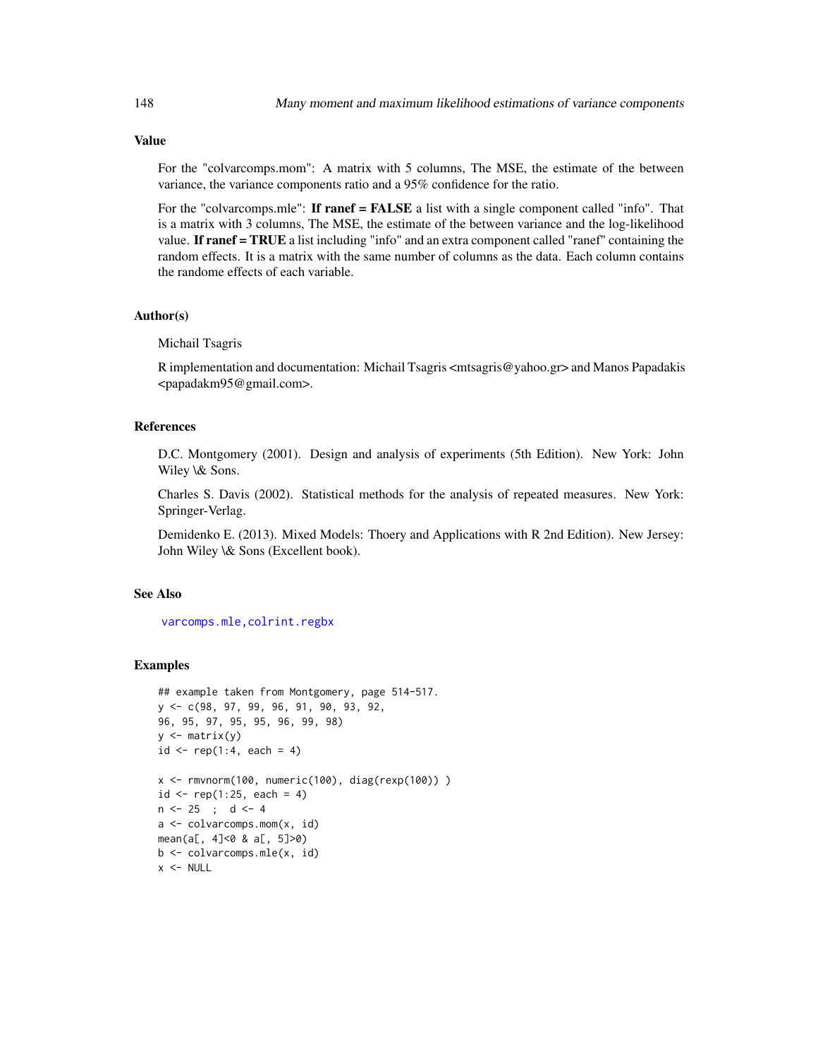### Value

For the "colvarcomps.mom": A matrix with 5 columns, The MSE, the estimate of the between variance, the variance components ratio and a 95% confidence for the ratio.

For the "colvarcomps.mle": **If ranef = FALSE** a list with a single component called "info". That is a matrix with 3 columns, The MSE, the estimate of the between variance and the log-likelihood value. **If ranef = TRUE** a list including "info" and an extra component called "ranef" containing the random effects. It is a matrix with the same number of columns as the data. Each column contains the randome effects of each variable.

### Author(s)

Michail Tsagris

R implementation and documentation: Michail Tsagris <mtsagris@yahoo.gr> and Manos Papadakis <papadakm95@gmail.com>.

### References

D.C. Montgomery (2001). Design and analysis of experiments (5th Edition). New York: John Wiley \& Sons.

Charles S. Davis (2002). Statistical methods for the analysis of repeated measures. New York: Springer-Verlag.

Demidenko E. (2013). Mixed Models: Thoery and Applications with R 2nd Edition). New Jersey: John Wiley \& Sons (Excellent book).

### See Also

varcomps.mle, colrint.regbx

### Examples

```
## example taken from Montgomery, page 514-517.
y <- c(98, 97, 99, 96, 91, 90, 93, 92,
96, 95, 97, 95, 95, 96, 99, 98)
y <- matrix(y)
id <- rep(1:4, each = 4)

x <- rmvnorm(100, numeric(100), diag(rexp(100)) )
id <- rep(1:25, each = 4)
n <- 25  ;  d <- 4
a <- colvarcomps.mom(x, id)
mean(a[, 4]<0 & a[, 5]>0)
b <- colvarcomps.mle(x, id)
x <- NULL
```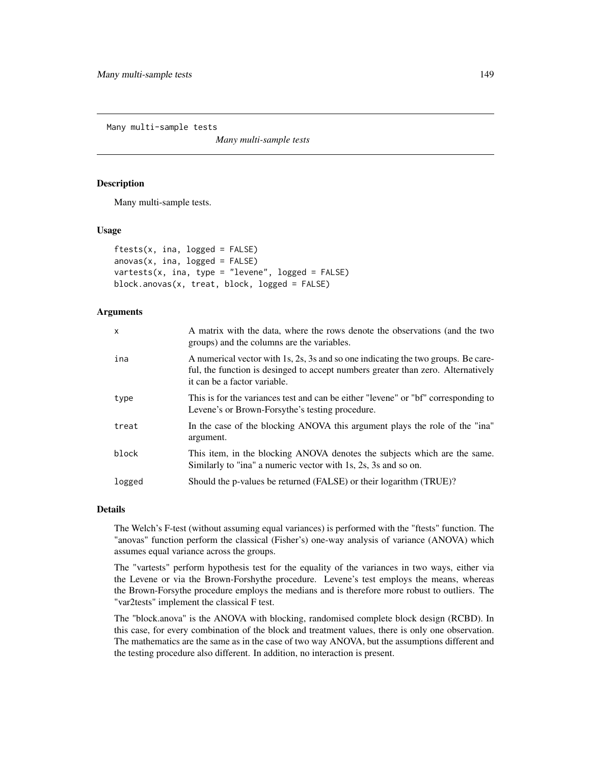Many multi-sample tests

*Many multi-sample tests*

## Description

Many multi-sample tests.

## Usage

```
ftests(x, ina, logged = FALSE)
anovas(x, ina, logged = FALSE)
vartests(x, ina, type = "levene", logged = FALSE)
block.anovas(x, treat, block, logged = FALSE)
```

## Arguments

| | |
|---|---|
| x | A matrix with the data, where the rows denote the observations (and the two groups) and the columns are the variables. |
| ina | A numerical vector with 1s, 2s, 3s and so one indicating the two groups. Be careful, the function is desinged to accept numbers greater than zero. Alternatively it can be a factor variable. |
| type | This is for the variances test and can be either "levene" or "bf" corresponding to Levene's or Brown-Forsythe's testing procedure. |
| treat | In the case of the blocking ANOVA this argument plays the role of the "ina" argument. |
| block | This item, in the blocking ANOVA denotes the subjects which are the same. Similarly to "ina" a numeric vector with 1s, 2s, 3s and so on. |
| logged | Should the p-values be returned (FALSE) or their logarithm (TRUE)? |

## Details

The Welch's F-test (without assuming equal variances) is performed with the "ftests" function. The "anovas" function perform the classical (Fisher's) one-way analysis of variance (ANOVA) which assumes equal variance across the groups.

The "vartests" perform hypothesis test for the equality of the variances in two ways, either via the Levene or via the Brown-Forshythe procedure. Levene's test employs the means, whereas the Brown-Forsythe procedure employs the medians and is therefore more robust to outliers. The "var2tests" implement the classical F test.

The "block.anova" is the ANOVA with blocking, randomised complete block design (RCBD). In this case, for every combination of the block and treatment values, there is only one observation. The mathematics are the same as in the case of two way ANOVA, but the assumptions different and the testing procedure also different. In addition, no interaction is present.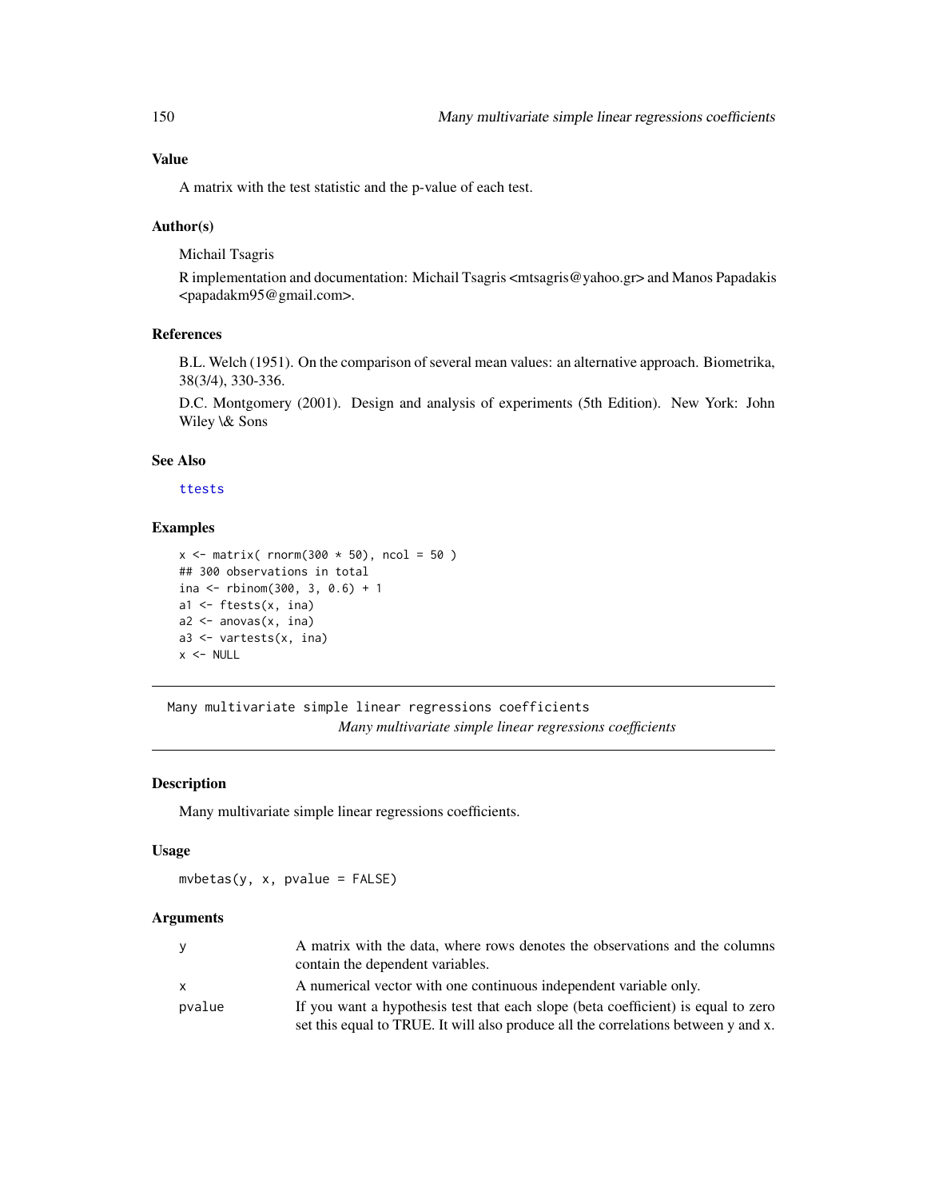### Value

A matrix with the test statistic and the p-value of each test.

### Author(s)

Michail Tsagris

R implementation and documentation: Michail Tsagris <mtsagris@yahoo.gr> and Manos Papadakis <papadakm95@gmail.com>.

### References

B.L. Welch (1951). On the comparison of several mean values: an alternative approach. Biometrika, 38(3/4), 330-336.

D.C. Montgomery (2001). Design and analysis of experiments (5th Edition). New York: John Wiley \& Sons

### See Also

ttests

### Examples

```
x <- matrix( rnorm(300 * 50), ncol = 50 )
## 300 observations in total
ina <- rbinom(300, 3, 0.6) + 1
a1 <- ftests(x, ina)
a2 <- anovas(x, ina)
a3 <- vartests(x, ina)
x <- NULL
```

---

## Many multivariate simple linear regressions coefficients

*Many multivariate simple linear regressions coefficients*

---

### Description

Many multivariate simple linear regressions coefficients.

### Usage

```
mvbetas(y, x, pvalue = FALSE)
```

### Arguments

| | |
|---|---|
| y | A matrix with the data, where rows denotes the observations and the columns contain the dependent variables. |
| x | A numerical vector with one continuous independent variable only. |
| pvalue | If you want a hypothesis test that each slope (beta coefficient) is equal to zero set this equal to TRUE. It will also produce all the correlations between y and x. |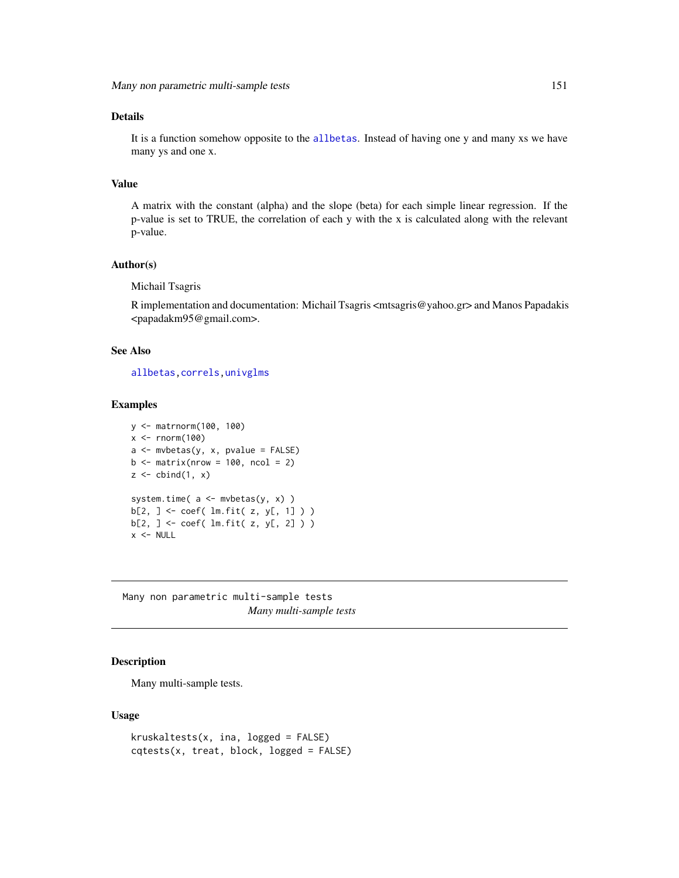### Details

It is a function somehow opposite to the allbetas. Instead of having one y and many xs we have many ys and one x.

### Value

A matrix with the constant (alpha) and the slope (beta) for each simple linear regression. If the p-value is set to TRUE, the correlation of each y with the x is calculated along with the relevant p-value.

### Author(s)

Michail Tsagris

R implementation and documentation: Michail Tsagris <mtsagris@yahoo.gr> and Manos Papadakis <papadakm95@gmail.com>.

### See Also

allbetas, correls, univglms

### Examples

```
y <- matrnorm(100, 100)
x <- rnorm(100)
a <- mvbetas(y, x, pvalue = FALSE)
b <- matrix(nrow = 100, ncol = 2)
z <- cbind(1, x)

system.time( a <- mvbetas(y, x) )
b[2, ] <- coef( lm.fit( z, y[, 1] ) )
b[2, ] <- coef( lm.fit( z, y[, 2] ) )
x <- NULL
```

---

## Many non parametric multi-sample tests

*Many multi-sample tests*

### Description

Many multi-sample tests.

### Usage

```
kruskaltests(x, ina, logged = FALSE)
cqtests(x, treat, block, logged = FALSE)
```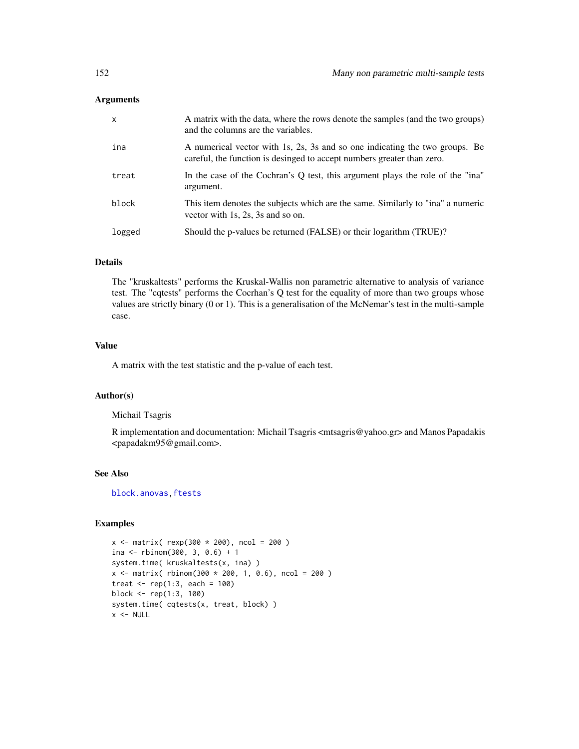### Arguments

| | |
|---|---|
| x | A matrix with the data, where the rows denote the samples (and the two groups) and the columns are the variables. |
| ina | A numerical vector with 1s, 2s, 3s and so one indicating the two groups. Be careful, the function is desinged to accept numbers greater than zero. |
| treat | In the case of the Cochran's Q test, this argument plays the role of the "ina" argument. |
| block | This item denotes the subjects which are the same. Similarly to "ina" a numeric vector with 1s, 2s, 3s and so on. |
| logged | Should the p-values be returned (FALSE) or their logarithm (TRUE)? |

### Details

The "kruskaltests" performs the Kruskal-Wallis non parametric alternative to analysis of variance test. The "cqtests" performs the Cocrhan's Q test for the equality of more than two groups whose values are strictly binary (0 or 1). This is a generalisation of the McNemar's test in the multi-sample case.

### Value

A matrix with the test statistic and the p-value of each test.

### Author(s)

Michail Tsagris

R implementation and documentation: Michail Tsagris <mtsagris@yahoo.gr> and Manos Papadakis <papadakm95@gmail.com>.

### See Also

block.anovas, ftests

### Examples

```
x <- matrix( rexp(300 * 200), ncol = 200 )
ina <- rbinom(300, 3, 0.6) + 1
system.time( kruskaltests(x, ina) )
x <- matrix( rbinom(300 * 200, 1, 0.6), ncol = 200 )
treat <- rep(1:3, each = 100)
block <- rep(1:3, 100)
system.time( cqtests(x, treat, block) )
x <- NULL
```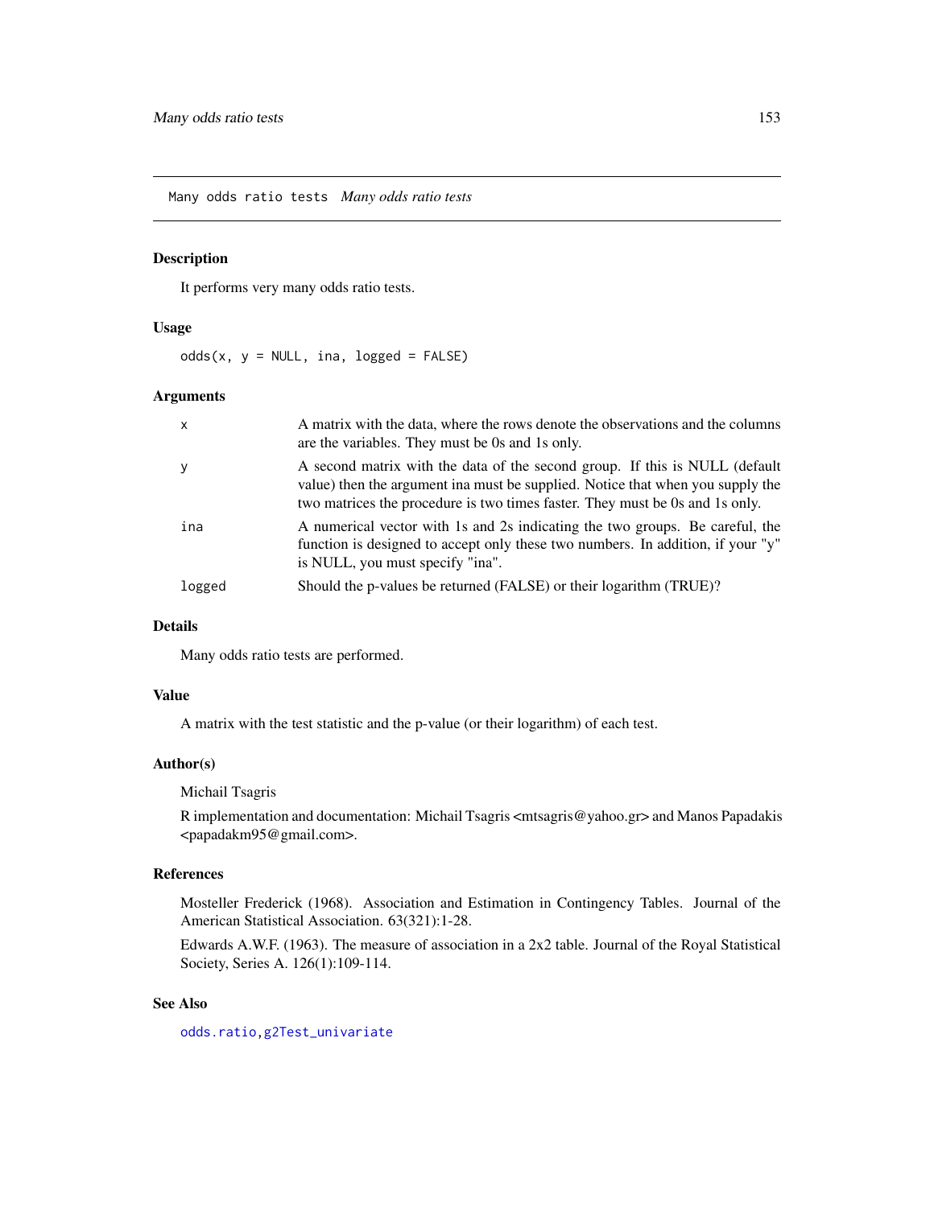## Many odds ratio tests    *Many odds ratio tests*

### Description

It performs very many odds ratio tests.

### Usage

```
odds(x, y = NULL, ina, logged = FALSE)
```

### Arguments

| | |
|---|---|
| x | A matrix with the data, where the rows denote the observations and the columns are the variables. They must be 0s and 1s only. |
| y | A second matrix with the data of the second group. If this is NULL (default value) then the argument ina must be supplied. Notice that when you supply the two matrices the procedure is two times faster. They must be 0s and 1s only. |
| ina | A numerical vector with 1s and 2s indicating the two groups. Be careful, the function is designed to accept only these two numbers. In addition, if your "y" is NULL, you must specify "ina". |
| logged | Should the p-values be returned (FALSE) or their logarithm (TRUE)? |

### Details

Many odds ratio tests are performed.

### Value

A matrix with the test statistic and the p-value (or their logarithm) of each test.

### Author(s)

Michail Tsagris

R implementation and documentation: Michail Tsagris <mtsagris@yahoo.gr> and Manos Papadakis <papadakm95@gmail.com>.

### References

Mosteller Frederick (1968). Association and Estimation in Contingency Tables. Journal of the American Statistical Association. 63(321):1-28.

Edwards A.W.F. (1963). The measure of association in a 2x2 table. Journal of the Royal Statistical Society, Series A. 126(1):109-114.

### See Also

odds.ratio, g2Test_univariate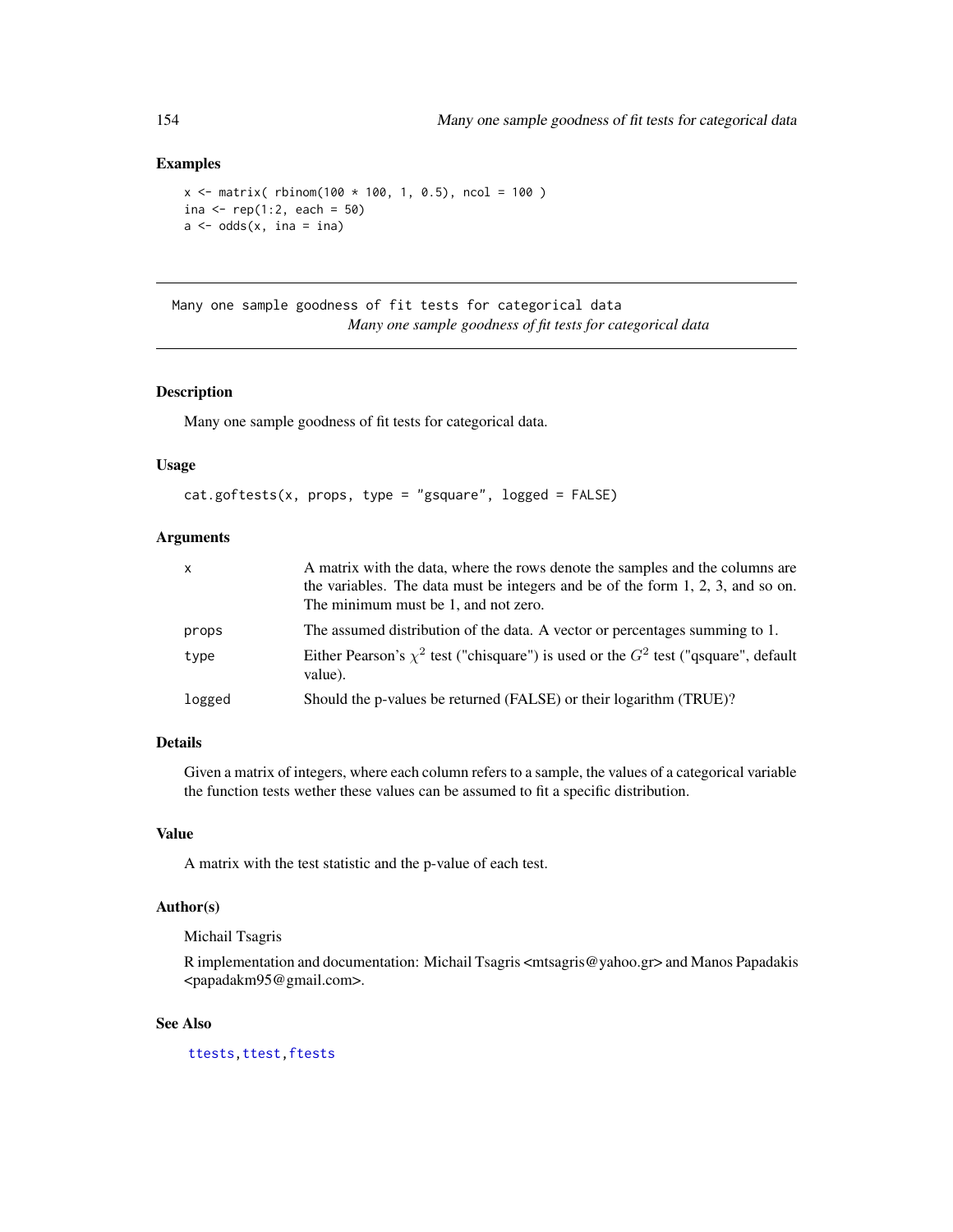## Examples

```
x <- matrix( rbinom(100 * 100, 1, 0.5), ncol = 100 )
ina <- rep(1:2, each = 50)
a <- odds(x, ina = ina)
```

---

Many one sample goodness of fit tests for categorical data

*Many one sample goodness of fit tests for categorical data*

---

## Description

Many one sample goodness of fit tests for categorical data.

## Usage

```
cat.goftests(x, props, type = "gsquare", logged = FALSE)
```

## Arguments

| | |
|---|---|
| x | A matrix with the data, where the rows denote the samples and the columns are the variables. The data must be integers and be of the form 1, 2, 3, and so on. The minimum must be 1, and not zero. |
| props | The assumed distribution of the data. A vector or percentages summing to 1. |
| type | Either Pearson's $\chi^2$ test ("chisquare") is used or the $G^2$ test ("qsquare", default value). |
| logged | Should the p-values be returned (FALSE) or their logarithm (TRUE)? |

## Details

Given a matrix of integers, where each column refers to a sample, the values of a categorical variable the function tests wether these values can be assumed to fit a specific distribution.

## Value

A matrix with the test statistic and the p-value of each test.

## Author(s)

Michail Tsagris

R implementation and documentation: Michail Tsagris <mtsagris@yahoo.gr> and Manos Papadakis <papadakm95@gmail.com>.

## See Also

ttests, ttest, ftests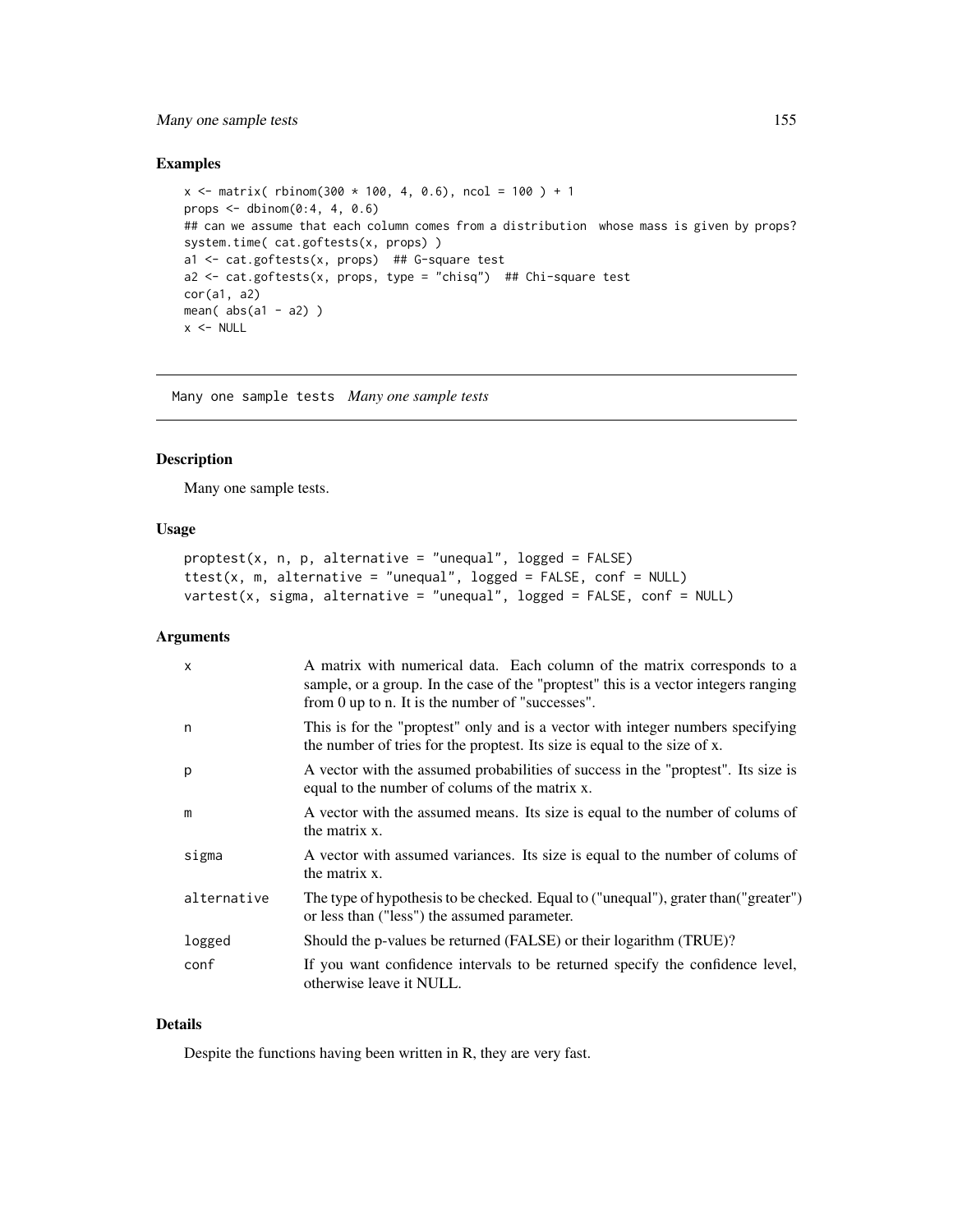### Examples

```
x <- matrix( rbinom(300 * 100, 4, 0.6), ncol = 100 ) + 1
props <- dbinom(0:4, 4, 0.6)
## can we assume that each column comes from a distribution  whose mass is given by props?
system.time( cat.goftests(x, props) )
a1 <- cat.goftests(x, props)  ## G-square test
a2 <- cat.goftests(x, props, type = "chisq")  ## Chi-square test
cor(a1, a2)
mean( abs(a1 - a2) )
x <- NULL
```

---

## Many one sample tests *Many one sample tests*

### Description

Many one sample tests.

### Usage

```
proptest(x, n, p, alternative = "unequal", logged = FALSE)
ttest(x, m, alternative = "unequal", logged = FALSE, conf = NULL)
vartest(x, sigma, alternative = "unequal", logged = FALSE, conf = NULL)
```

### Arguments

| | |
|---|---|
| x | A matrix with numerical data. Each column of the matrix corresponds to a sample, or a group. In the case of the "proptest" this is a vector integers ranging from 0 up to n. It is the number of "successes". |
| n | This is for the "proptest" only and is a vector with integer numbers specifying the number of tries for the proptest. Its size is equal to the size of x. |
| p | A vector with the assumed probabilities of success in the "proptest". Its size is equal to the number of colums of the matrix x. |
| m | A vector with the assumed means. Its size is equal to the number of colums of the matrix x. |
| sigma | A vector with assumed variances. Its size is equal to the number of colums of the matrix x. |
| alternative | The type of hypothesis to be checked. Equal to ("unequal"), grater than("greater") or less than ("less") the assumed parameter. |
| logged | Should the p-values be returned (FALSE) or their logarithm (TRUE)? |
| conf | If you want confidence intervals to be returned specify the confidence level, otherwise leave it NULL. |

### Details

Despite the functions having been written in R, they are very fast.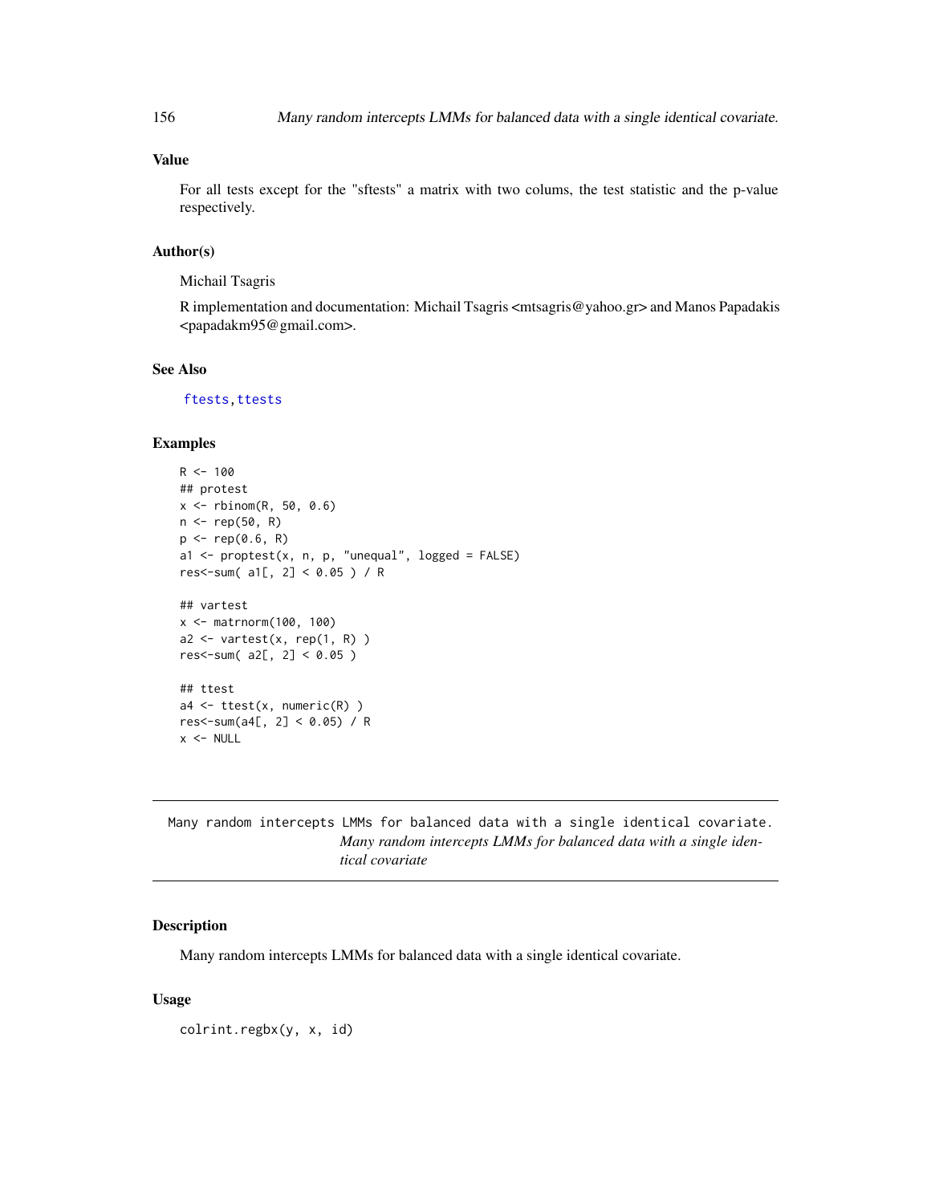### Value

For all tests except for the "sftests" a matrix with two colums, the test statistic and the p-value respectively.

### Author(s)

Michail Tsagris

R implementation and documentation: Michail Tsagris <mtsagris@yahoo.gr> and Manos Papadakis <papadakm95@gmail.com>.

### See Also

ftests, ttests

### Examples

```
R <- 100
## protest
x <- rbinom(R, 50, 0.6)
n <- rep(50, R)
p <- rep(0.6, R)
a1 <- proptest(x, n, p, "unequal", logged = FALSE)
res<-sum( a1[, 2] < 0.05 ) / R

## vartest
x <- matrnorm(100, 100)
a2 <- vartest(x, rep(1, R) )
res<-sum( a2[, 2] < 0.05 )

## ttest
a4 <- ttest(x, numeric(R) )
res<-sum(a4[, 2] < 0.05) / R
x <- NULL
```

---

`Many random intercepts LMMs for balanced data with a single identical covariate.`
*Many random intercepts LMMs for balanced data with a single identical covariate*

---

### Description

Many random intercepts LMMs for balanced data with a single identical covariate.

### Usage

```
colrint.regbx(y, x, id)
```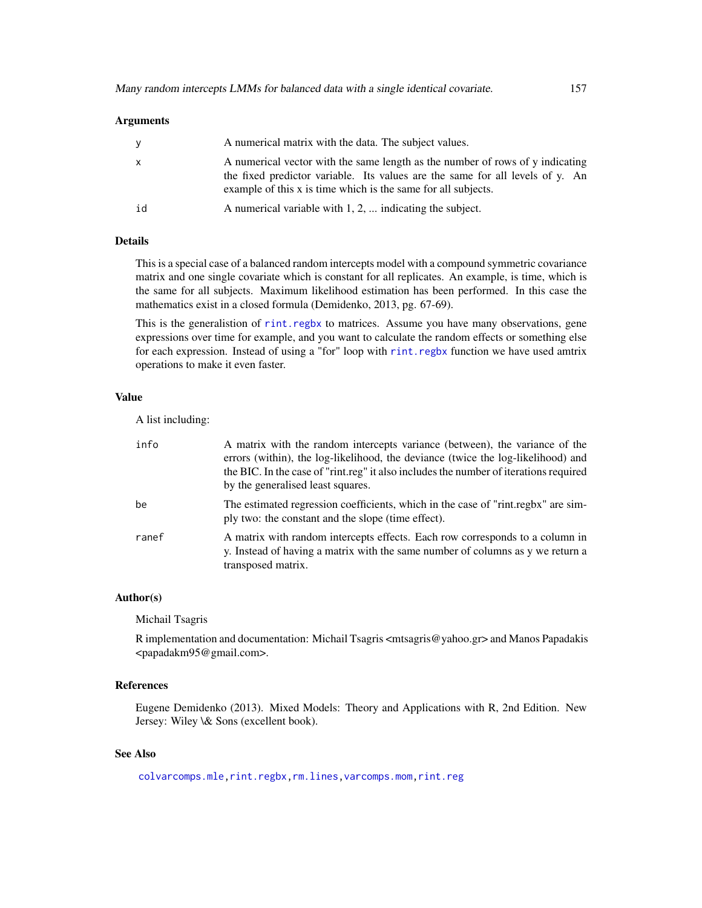## Arguments

| | |
|---|---|
| y | A numerical matrix with the data. The subject values. |
| x | A numerical vector with the same length as the number of rows of y indicating the fixed predictor variable. Its values are the same for all levels of y. An example of this x is time which is the same for all subjects. |
| id | A numerical variable with 1, 2, ... indicating the subject. |

## Details

This is a special case of a balanced random intercepts model with a compound symmetric covariance matrix and one single covariate which is constant for all replicates. An example, is time, which is the same for all subjects. Maximum likelihood estimation has been performed. In this case the mathematics exist in a closed formula (Demidenko, 2013, pg. 67-69).

This is the generalistion of `rint.regbx` to matrices. Assume you have many observations, gene expressions over time for example, and you want to calculate the random effects or something else for each expression. Instead of using a "for" loop with `rint.regbx` function we have used amtrix operations to make it even faster.

## Value

A list including:

| | |
|---|---|
| info | A matrix with the random intercepts variance (between), the variance of the errors (within), the log-likelihood, the deviance (twice the log-likelihood) and the BIC. In the case of "rint.reg" it also includes the number of iterations required by the generalised least squares. |
| be | The estimated regression coefficients, which in the case of "rint.regbx" are simply two: the constant and the slope (time effect). |
| ranef | A matrix with random intercepts effects. Each row corresponds to a column in y. Instead of having a matrix with the same number of columns as y we return a transposed matrix. |

## Author(s)

Michail Tsagris

R implementation and documentation: Michail Tsagris <mtsagris@yahoo.gr> and Manos Papadakis <papadakm95@gmail.com>.

## References

Eugene Demidenko (2013). Mixed Models: Theory and Applications with R, 2nd Edition. New Jersey: Wiley \& Sons (excellent book).

## See Also

`colvarcomps.mle`, `rint.regbx`, `rm.lines`, `varcomps.mom`, `rint.reg`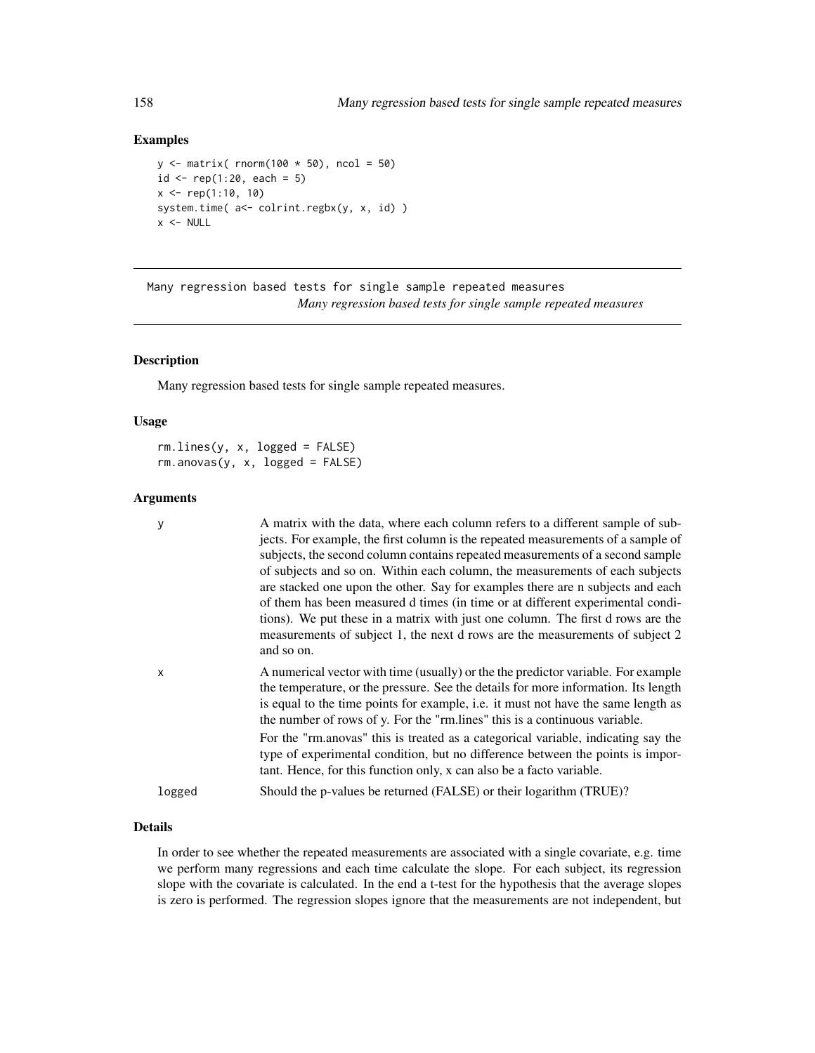### Examples

```
y <- matrix( rnorm(100 * 50), ncol = 50)
id <- rep(1:20, each = 5)
x <- rep(1:10, 10)
system.time( a<- colrint.regbx(y, x, id) )
x <- NULL
```

---

## Many regression based tests for single sample repeated measures

*Many regression based tests for single sample repeated measures*

---

### Description

Many regression based tests for single sample repeated measures.

### Usage

```
rm.lines(y, x, logged = FALSE)
rm.anovas(y, x, logged = FALSE)
```

### Arguments

| | |
|---|---|
| y | A matrix with the data, where each column refers to a different sample of subjects. For example, the first column is the repeated measurements of a sample of subjects, the second column contains repeated measurements of a second sample of subjects and so on. Within each column, the measurements of each subjects are stacked one upon the other. Say for examples there are n subjects and each of them has been measured d times (in time or at different experimental conditions). We put these in a matrix with just one column. The first d rows are the measurements of subject 1, the next d rows are the measurements of subject 2 and so on. |
| x | A numerical vector with time (usually) or the the predictor variable. For example the temperature, or the pressure. See the details for more information. Its length is equal to the time points for example, i.e. it must not have the same length as the number of rows of y. For the "rm.lines" this is a continuous variable. For the "rm.anovas" this is treated as a categorical variable, indicating say the type of experimental condition, but no difference between the points is important. Hence, for this function only, x can also be a facto variable. |
| logged | Should the p-values be returned (FALSE) or their logarithm (TRUE)? |

### Details

In order to see whether the repeated measurements are associated with a single covariate, e.g. time we perform many regressions and each time calculate the slope. For each subject, its regression slope with the covariate is calculated. In the end a t-test for the hypothesis that the average slopes is zero is performed. The regression slopes ignore that the measurements are not independent, but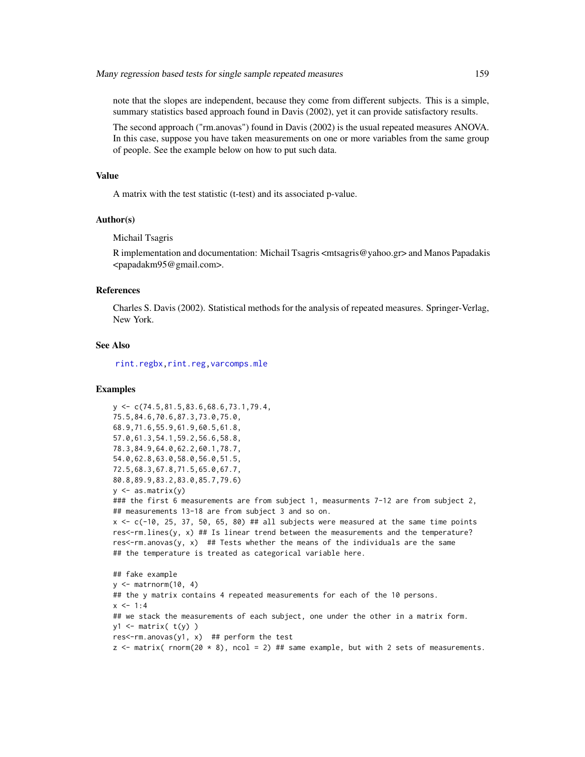note that the slopes are independent, because they come from different subjects. This is a simple, summary statistics based approach found in Davis (2002), yet it can provide satisfactory results.

The second approach ("rm.anovas") found in Davis (2002) is the usual repeated measures ANOVA. In this case, suppose you have taken measurements on one or more variables from the same group of people. See the example below on how to put such data.

### Value

A matrix with the test statistic (t-test) and its associated p-value.

### Author(s)

Michail Tsagris

R implementation and documentation: Michail Tsagris <mtsagris@yahoo.gr> and Manos Papadakis <papadakm95@gmail.com>.

### References

Charles S. Davis (2002). Statistical methods for the analysis of repeated measures. Springer-Verlag, New York.

### See Also

rint.regbx, rint.reg, varcomps.mle

### Examples

```
y <- c(74.5,81.5,83.6,68.6,73.1,79.4,
75.5,84.6,70.6,87.3,73.0,75.0,
68.9,71.6,55.9,61.9,60.5,61.8,
57.0,61.3,54.1,59.2,56.6,58.8,
78.3,84.9,64.0,62.2,60.1,78.7,
54.0,62.8,63.0,58.0,56.0,51.5,
72.5,68.3,67.8,71.5,65.0,67.7,
80.8,89.9,83.2,83.0,85.7,79.6)
y <- as.matrix(y)
### the first 6 measurements are from subject 1, measurments 7-12 are from subject 2,
## measurements 13-18 are from subject 3 and so on.
x <- c(-10, 25, 37, 50, 65, 80) ## all subjects were measured at the same time points
res<-rm.lines(y, x) ## Is linear trend between the measurements and the temperature?
res<-rm.anovas(y, x)  ## Tests whether the means of the individuals are the same
## the temperature is treated as categorical variable here.

## fake example
y <- matrnorm(10, 4)
## the y matrix contains 4 repeated measurements for each of the 10 persons.
x <- 1:4
## we stack the measurements of each subject, one under the other in a matrix form.
y1 <- matrix( t(y) )
res<-rm.anovas(y1, x)  ## perform the test
z <- matrix( rnorm(20 * 8), ncol = 2) ## same example, but with 2 sets of measurements.
```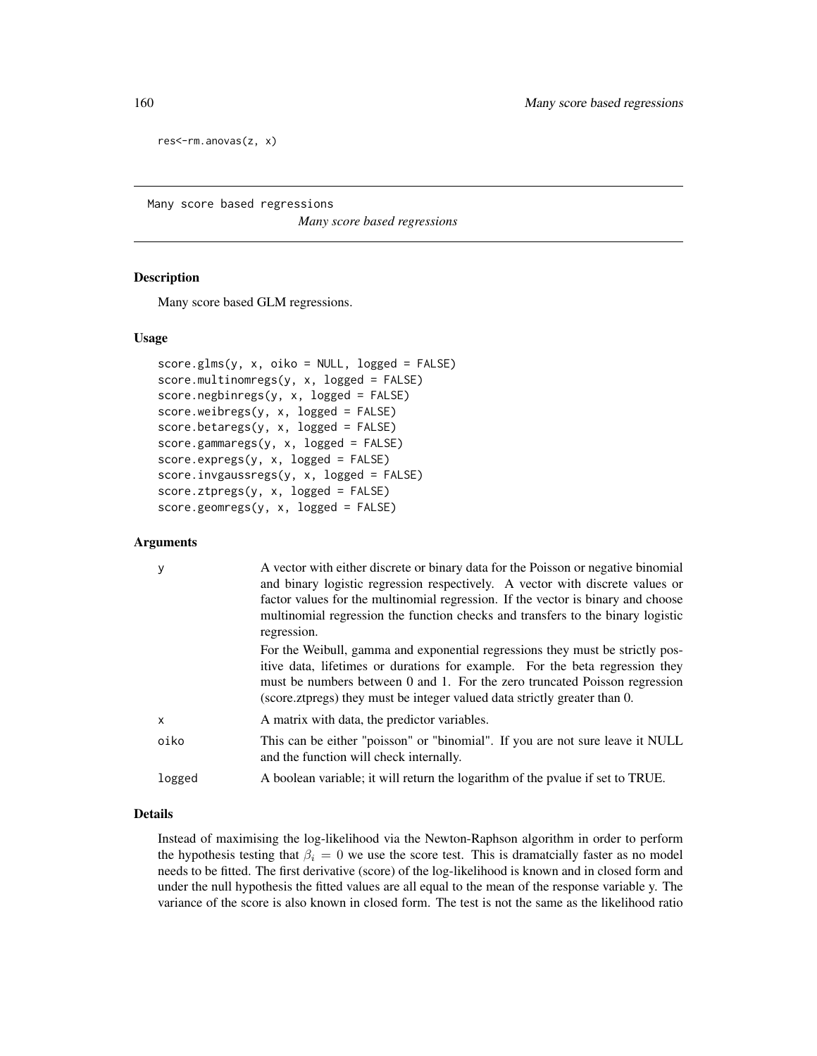```
res<-rm.anovas(z, x)
```

---

Many score based regressions &nbsp;&nbsp;&nbsp;&nbsp; *Many score based regressions*

---

## Description

Many score based GLM regressions.

## Usage

```
score.glms(y, x, oiko = NULL, logged = FALSE)
score.multinomregs(y, x, logged = FALSE)
score.negbinregs(y, x, logged = FALSE)
score.weibregs(y, x, logged = FALSE)
score.betaregs(y, x, logged = FALSE)
score.gammaregs(y, x, logged = FALSE)
score.expregs(y, x, logged = FALSE)
score.invgaussregs(y, x, logged = FALSE)
score.ztpregs(y, x, logged = FALSE)
score.geomregs(y, x, logged = FALSE)
```

## Arguments

| | |
|---|---|
| y | A vector with either discrete or binary data for the Poisson or negative binomial and binary logistic regression respectively. A vector with discrete values or factor values for the multinomial regression. If the vector is binary and choose multinomial regression the function checks and transfers to the binary logistic regression. <br><br> For the Weibull, gamma and exponential regressions they must be strictly positive data, lifetimes or durations for example. For the beta regression they must be numbers between 0 and 1. For the zero truncated Poisson regression (score.ztpregs) they must be integer valued data strictly greater than 0. |
| x | A matrix with data, the predictor variables. |
| oiko | This can be either "poisson" or "binomial". If you are not sure leave it NULL and the function will check internally. |
| logged | A boolean variable; it will return the logarithm of the pvalue if set to TRUE. |

## Details

Instead of maximising the log-likelihood via the Newton-Raphson algorithm in order to perform the hypothesis testing that $\beta_i = 0$ we use the score test. This is dramatcially faster as no model needs to be fitted. The first derivative (score) of the log-likelihood is known and in closed form and under the null hypothesis the fitted values are all equal to the mean of the response variable y. The variance of the score is also known in closed form. The test is not the same as the likelihood ratio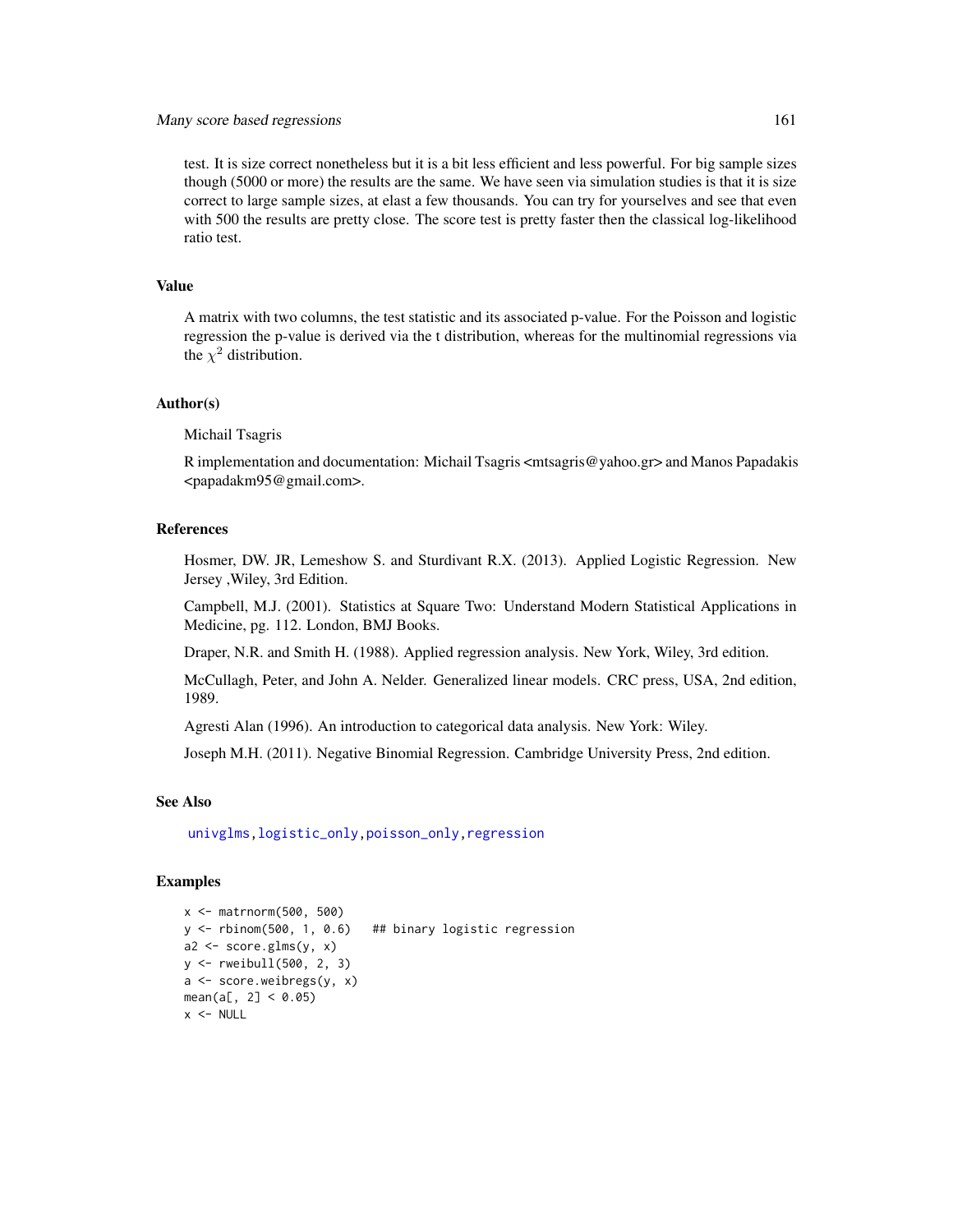test. It is size correct nonetheless but it is a bit less efficient and less powerful. For big sample sizes though (5000 or more) the results are the same. We have seen via simulation studies is that it is size correct to large sample sizes, at elast a few thousands. You can try for yourselves and see that even with 500 the results are pretty close. The score test is pretty faster then the classical log-likelihood ratio test.

## Value

A matrix with two columns, the test statistic and its associated p-value. For the Poisson and logistic regression the p-value is derived via the t distribution, whereas for the multinomial regressions via the $\chi^2$ distribution.

## Author(s)

Michail Tsagris

R implementation and documentation: Michail Tsagris <mtsagris@yahoo.gr> and Manos Papadakis <papadakm95@gmail.com>.

## References

Hosmer, DW. JR, Lemeshow S. and Sturdivant R.X. (2013). Applied Logistic Regression. New Jersey ,Wiley, 3rd Edition.

Campbell, M.J. (2001). Statistics at Square Two: Understand Modern Statistical Applications in Medicine, pg. 112. London, BMJ Books.

Draper, N.R. and Smith H. (1988). Applied regression analysis. New York, Wiley, 3rd edition.

McCullagh, Peter, and John A. Nelder. Generalized linear models. CRC press, USA, 2nd edition, 1989.

Agresti Alan (1996). An introduction to categorical data analysis. New York: Wiley.

Joseph M.H. (2011). Negative Binomial Regression. Cambridge University Press, 2nd edition.

## See Also

univglms, logistic_only, poisson_only, regression

## Examples

```
x <- matrnorm(500, 500)
y <- rbinom(500, 1, 0.6)   ## binary logistic regression
a2 <- score.glms(y, x)
y <- rweibull(500, 2, 3)
a <- score.weibregs(y, x)
mean(a[, 2] < 0.05)
x <- NULL
```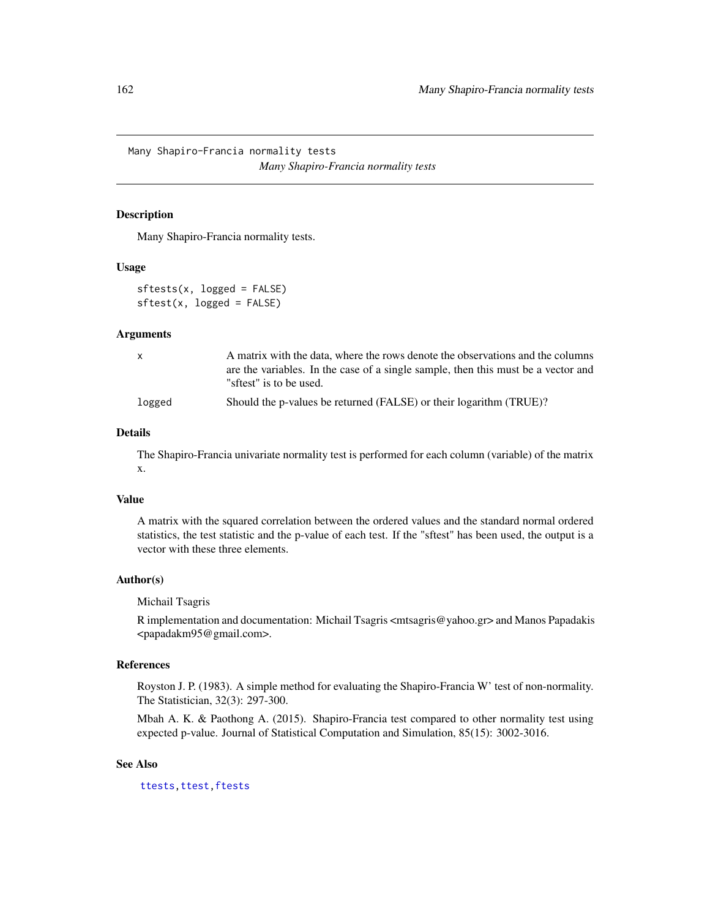Many Shapiro-Francia normality tests

*Many Shapiro-Francia normality tests*

## Description

Many Shapiro-Francia normality tests.

## Usage

```
sftests(x, logged = FALSE)
sftest(x, logged = FALSE)
```

## Arguments

| | |
|---|---|
| x | A matrix with the data, where the rows denote the observations and the columns are the variables. In the case of a single sample, then this must be a vector and "sftest" is to be used. |
| logged | Should the p-values be returned (FALSE) or their logarithm (TRUE)? |

## Details

The Shapiro-Francia univariate normality test is performed for each column (variable) of the matrix x.

## Value

A matrix with the squared correlation between the ordered values and the standard normal ordered statistics, the test statistic and the p-value of each test. If the "sftest" has been used, the output is a vector with these three elements.

## Author(s)

Michail Tsagris

R implementation and documentation: Michail Tsagris <mtsagris@yahoo.gr> and Manos Papadakis <papadakm95@gmail.com>.

## References

Royston J. P. (1983). A simple method for evaluating the Shapiro-Francia W' test of non-normality. The Statistician, 32(3): 297-300.

Mbah A. K. & Paothong A. (2015). Shapiro-Francia test compared to other normality test using expected p-value. Journal of Statistical Computation and Simulation, 85(15): 3002-3016.

## See Also

ttests, ttest, ftests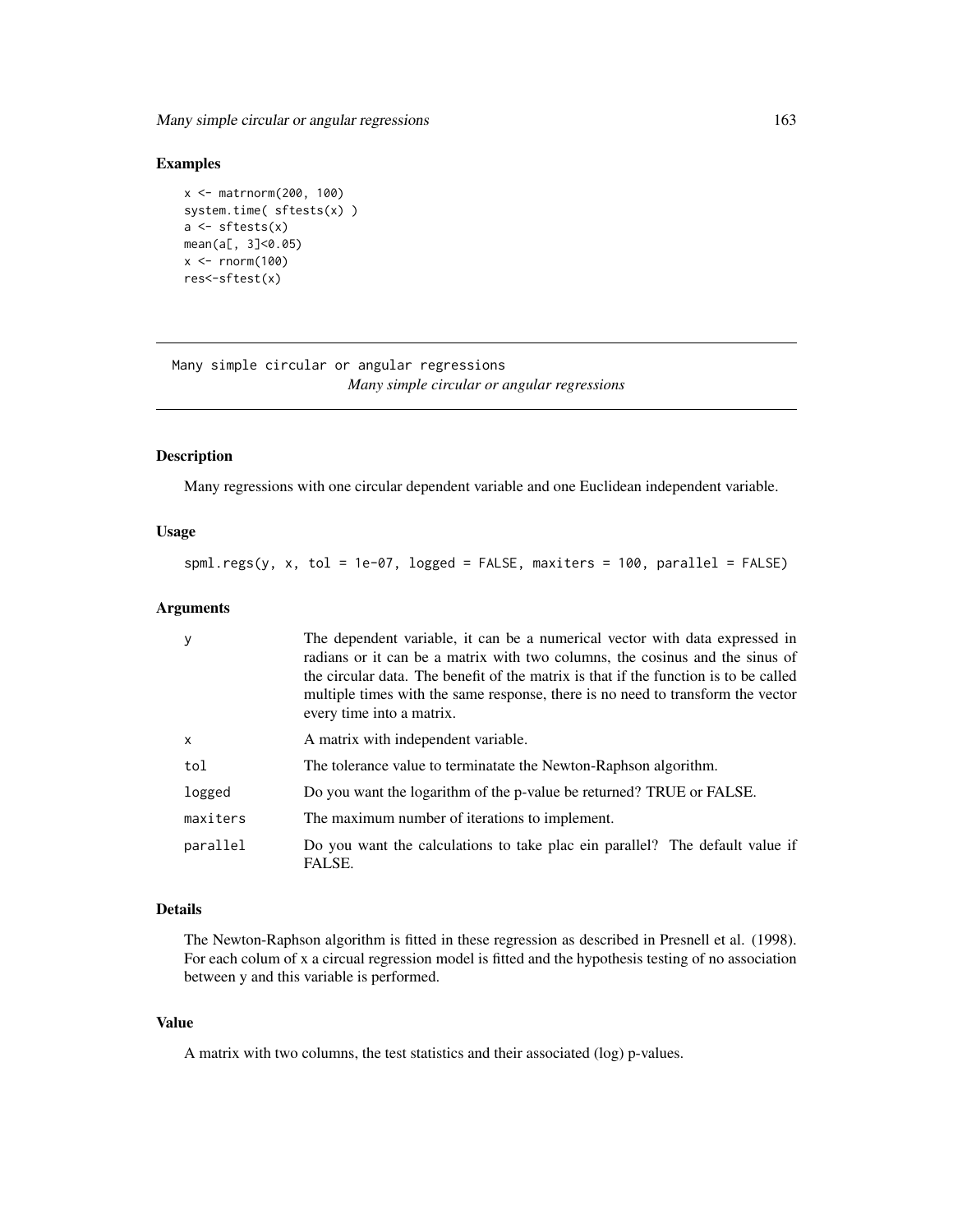### Examples

```
x <- matrnorm(200, 100)
system.time( sftests(x) )
a <- sftests(x)
mean(a[, 3]<0.05)
x <- rnorm(100)
res<-sftest(x)
```

---

## Many simple circular or angular regressions

*Many simple circular or angular regressions*

---

### Description

Many regressions with one circular dependent variable and one Euclidean independent variable.

### Usage

```
spml.regs(y, x, tol = 1e-07, logged = FALSE, maxiters = 100, parallel = FALSE)
```

### Arguments

| | |
|---|---|
| y | The dependent variable, it can be a numerical vector with data expressed in radians or it can be a matrix with two columns, the cosinus and the sinus of the circular data. The benefit of the matrix is that if the function is to be called multiple times with the same response, there is no need to transform the vector every time into a matrix. |
| x | A matrix with independent variable. |
| tol | The tolerance value to terminatate the Newton-Raphson algorithm. |
| logged | Do you want the logarithm of the p-value be returned? TRUE or FALSE. |
| maxiters | The maximum number of iterations to implement. |
| parallel | Do you want the calculations to take plac ein parallel? The default value if FALSE. |

### Details

The Newton-Raphson algorithm is fitted in these regression as described in Presnell et al. (1998). For each colum of x a circual regression model is fitted and the hypothesis testing of no association between y and this variable is performed.

### Value

A matrix with two columns, the test statistics and their associated (log) p-values.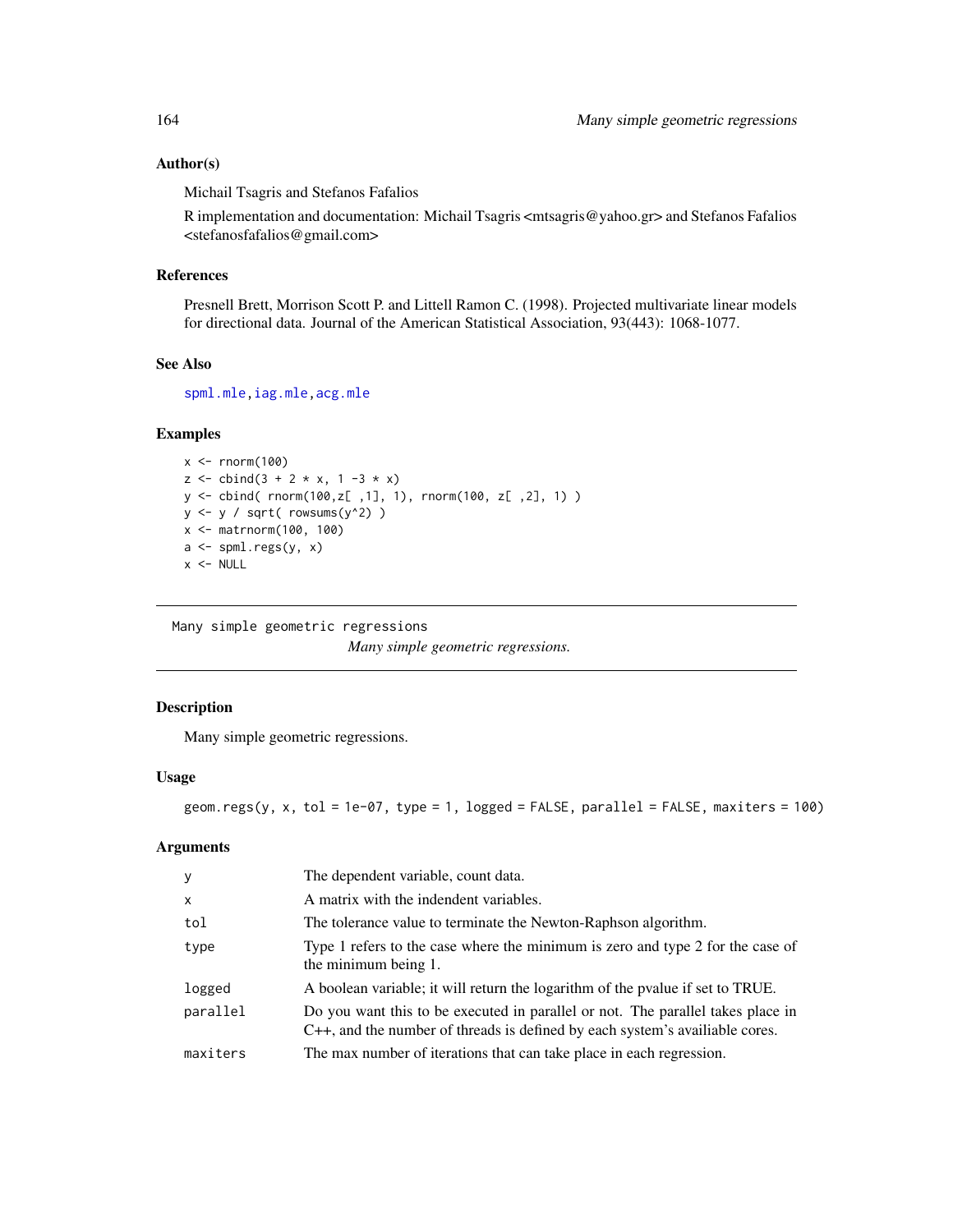### Author(s)

Michail Tsagris and Stefanos Fafalios

R implementation and documentation: Michail Tsagris <mtsagris@yahoo.gr> and Stefanos Fafalios <stefanosfafalios@gmail.com>

### References

Presnell Brett, Morrison Scott P. and Littell Ramon C. (1998). Projected multivariate linear models for directional data. Journal of the American Statistical Association, 93(443): 1068-1077.

### See Also

spml.mle, iag.mle, acg.mle

### Examples

```
x <- rnorm(100)
z <- cbind(3 + 2 * x, 1 -3 * x)
y <- cbind( rnorm(100,z[ ,1], 1), rnorm(100, z[ ,2], 1) )
y <- y / sqrt( rowsums(y^2) )
x <- matrnorm(100, 100)
a <- spml.regs(y, x)
x <- NULL
```

---

## Many simple geometric regressions

*Many simple geometric regressions.*

### Description

Many simple geometric regressions.

### Usage

```
geom.regs(y, x, tol = 1e-07, type = 1, logged = FALSE, parallel = FALSE, maxiters = 100)
```

### Arguments

| | |
|---|---|
| y | The dependent variable, count data. |
| x | A matrix with the indendent variables. |
| tol | The tolerance value to terminate the Newton-Raphson algorithm. |
| type | Type 1 refers to the case where the minimum is zero and type 2 for the case of the minimum being 1. |
| logged | A boolean variable; it will return the logarithm of the pvalue if set to TRUE. |
| parallel | Do you want this to be executed in parallel or not. The parallel takes place in C++, and the number of threads is defined by each system's availiable cores. |
| maxiters | The max number of iterations that can take place in each regression. |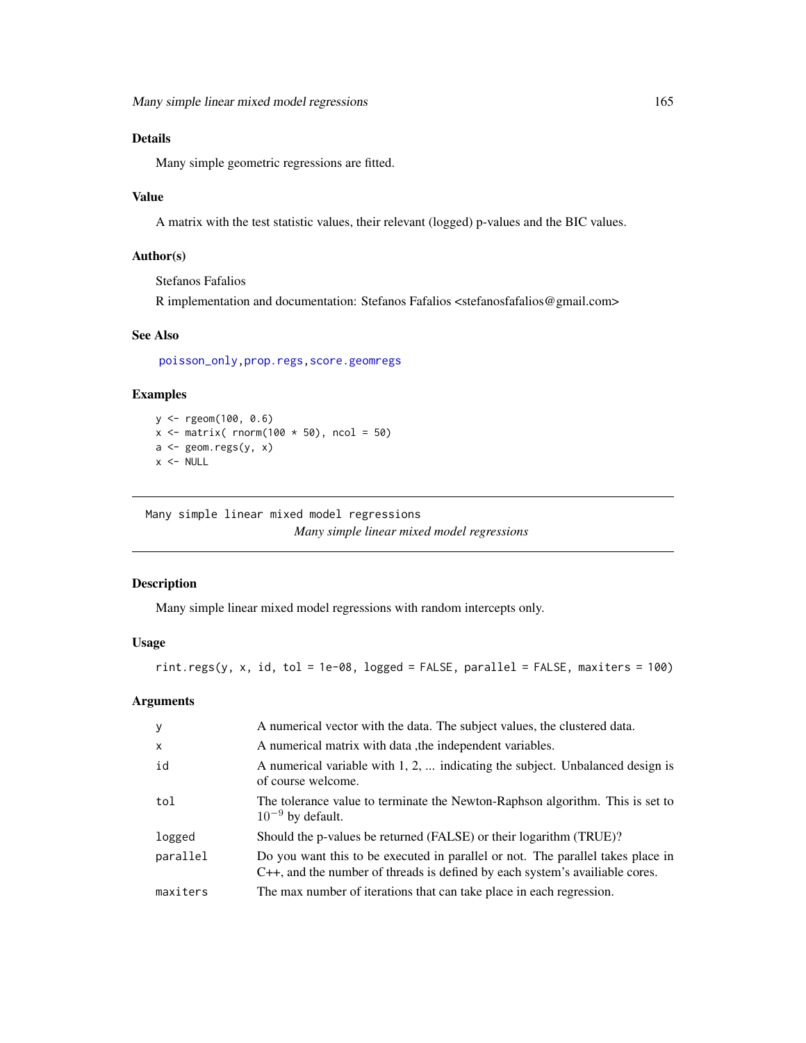## Details

Many simple geometric regressions are fitted.

## Value

A matrix with the test statistic values, their relevant (logged) p-values and the BIC values.

## Author(s)

Stefanos Fafalios

R implementation and documentation: Stefanos Fafalios <stefanosfafalios@gmail.com>

## See Also

poisson_only, prop.regs, score.geomregs

## Examples

```
y <- rgeom(100, 0.6)
x <- matrix( rnorm(100 * 50), ncol = 50)
a <- geom.regs(y, x)
x <- NULL
```

---

# Many simple linear mixed model regressions

*Many simple linear mixed model regressions*

## Description

Many simple linear mixed model regressions with random intercepts only.

## Usage

```
rint.regs(y, x, id, tol = 1e-08, logged = FALSE, parallel = FALSE, maxiters = 100)
```

## Arguments

| | |
|---|---|
| y | A numerical vector with the data. The subject values, the clustered data. |
| x | A numerical matrix with data ,the independent variables. |
| id | A numerical variable with 1, 2, ... indicating the subject. Unbalanced design is of course welcome. |
| tol | The tolerance value to terminate the Newton-Raphson algorithm. This is set to $10^{-9}$ by default. |
| logged | Should the p-values be returned (FALSE) or their logarithm (TRUE)? |
| parallel | Do you want this to be executed in parallel or not. The parallel takes place in C++, and the number of threads is defined by each system's availiable cores. |
| maxiters | The max number of iterations that can take place in each regression. |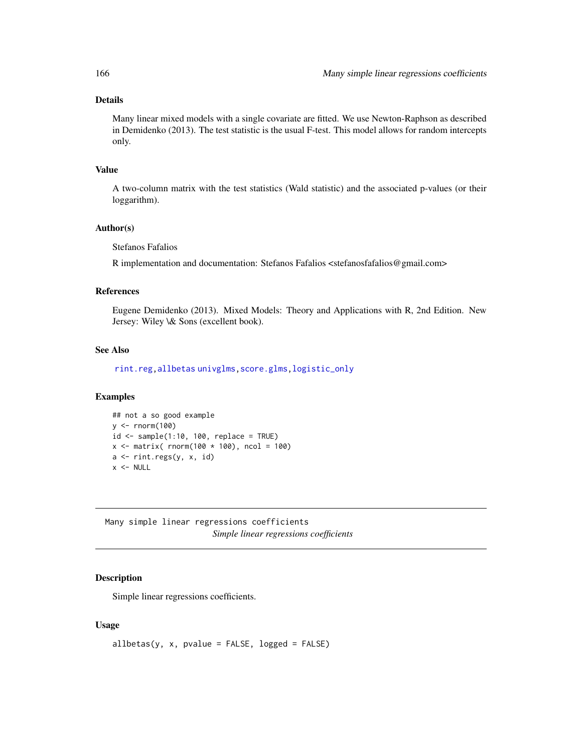## Details

Many linear mixed models with a single covariate are fitted. We use Newton-Raphson as described in Demidenko (2013). The test statistic is the usual F-test. This model allows for random intercepts only.

## Value

A two-column matrix with the test statistics (Wald statistic) and the associated p-values (or their loggarithm).

## Author(s)

Stefanos Fafalios

R implementation and documentation: Stefanos Fafalios <stefanosfafalios@gmail.com>

## References

Eugene Demidenko (2013). Mixed Models: Theory and Applications with R, 2nd Edition. New Jersey: Wiley \& Sons (excellent book).

## See Also

rint.reg, allbetas univglms, score.glms, logistic_only

## Examples

```
## not a so good example
y <- rnorm(100)
id <- sample(1:10, 100, replace = TRUE)
x <- matrix( rnorm(100 * 100), ncol = 100)
a <- rint.regs(y, x, id)
x <- NULL
```

---

# Many simple linear regressions coefficients

*Simple linear regressions coefficients*

## Description

Simple linear regressions coefficients.

## Usage

```
allbetas(y, x, pvalue = FALSE, logged = FALSE)
```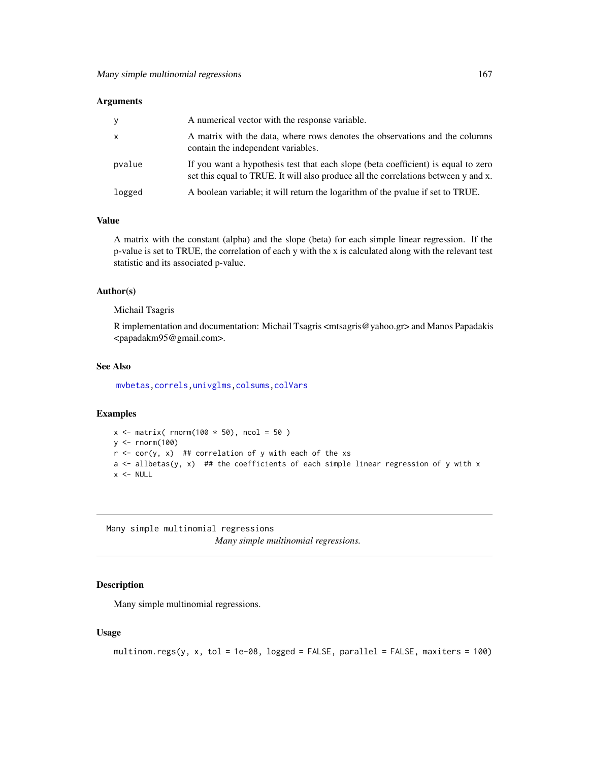### Arguments

| | |
|---|---|
| y | A numerical vector with the response variable. |
| x | A matrix with the data, where rows denotes the observations and the columns contain the independent variables. |
| pvalue | If you want a hypothesis test that each slope (beta coefficient) is equal to zero set this equal to TRUE. It will also produce all the correlations between y and x. |
| logged | A boolean variable; it will return the logarithm of the pvalue if set to TRUE. |

### Value

A matrix with the constant (alpha) and the slope (beta) for each simple linear regression. If the p-value is set to TRUE, the correlation of each y with the x is calculated along with the relevant test statistic and its associated p-value.

### Author(s)

Michail Tsagris

R implementation and documentation: Michail Tsagris <mtsagris@yahoo.gr> and Manos Papadakis <papadakm95@gmail.com>.

### See Also

mvbetas, correls, univglms, colsums, colVars

### Examples

```
x <- matrix( rnorm(100 * 50), ncol = 50 )
y <- rnorm(100)
r <- cor(y, x)  ## correlation of y with each of the xs
a <- allbetas(y, x)  ## the coefficients of each simple linear regression of y with x
x <- NULL
```

---

## Many simple multinomial regressions

*Many simple multinomial regressions.*

---

### Description

Many simple multinomial regressions.

### Usage

```
multinom.regs(y, x, tol = 1e-08, logged = FALSE, parallel = FALSE, maxiters = 100)
```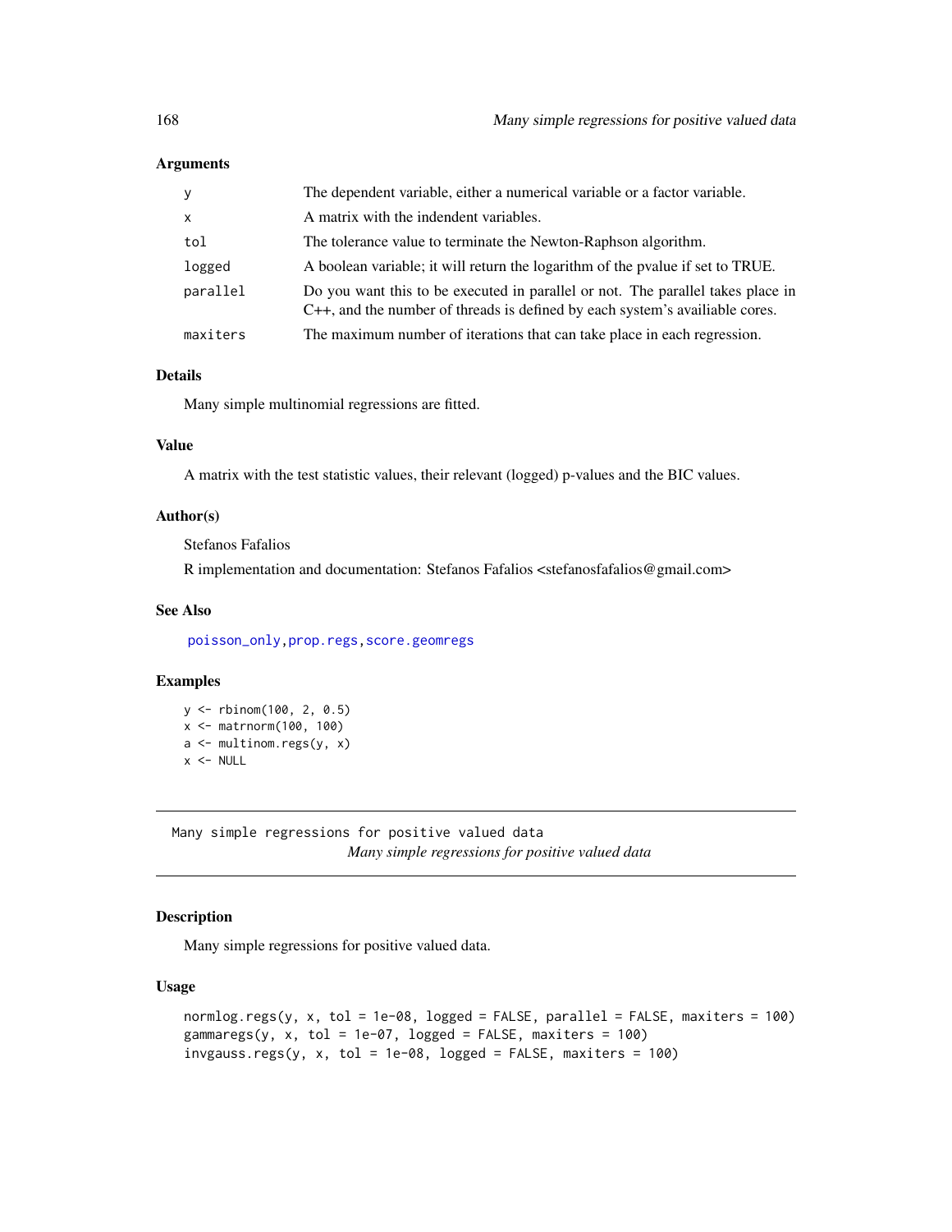### Arguments

| | |
|---|---|
| y | The dependent variable, either a numerical variable or a factor variable. |
| x | A matrix with the indendent variables. |
| tol | The tolerance value to terminate the Newton-Raphson algorithm. |
| logged | A boolean variable; it will return the logarithm of the pvalue if set to TRUE. |
| parallel | Do you want this to be executed in parallel or not. The parallel takes place in C++, and the number of threads is defined by each system's availiable cores. |
| maxiters | The maximum number of iterations that can take place in each regression. |

### Details

Many simple multinomial regressions are fitted.

### Value

A matrix with the test statistic values, their relevant (logged) p-values and the BIC values.

### Author(s)

Stefanos Fafalios

R implementation and documentation: Stefanos Fafalios <stefanosfafalios@gmail.com>

### See Also

poisson_only, prop.regs, score.geomregs

### Examples

```
y <- rbinom(100, 2, 0.5)
x <- matrnorm(100, 100)
a <- multinom.regs(y, x)
x <- NULL
```

---

## Many simple regressions for positive valued data

*Many simple regressions for positive valued data*

---

### Description

Many simple regressions for positive valued data.

### Usage

```
normlog.regs(y, x, tol = 1e-08, logged = FALSE, parallel = FALSE, maxiters = 100)
gammaregs(y, x, tol = 1e-07, logged = FALSE, maxiters = 100)
invgauss.regs(y, x, tol = 1e-08, logged = FALSE, maxiters = 100)
```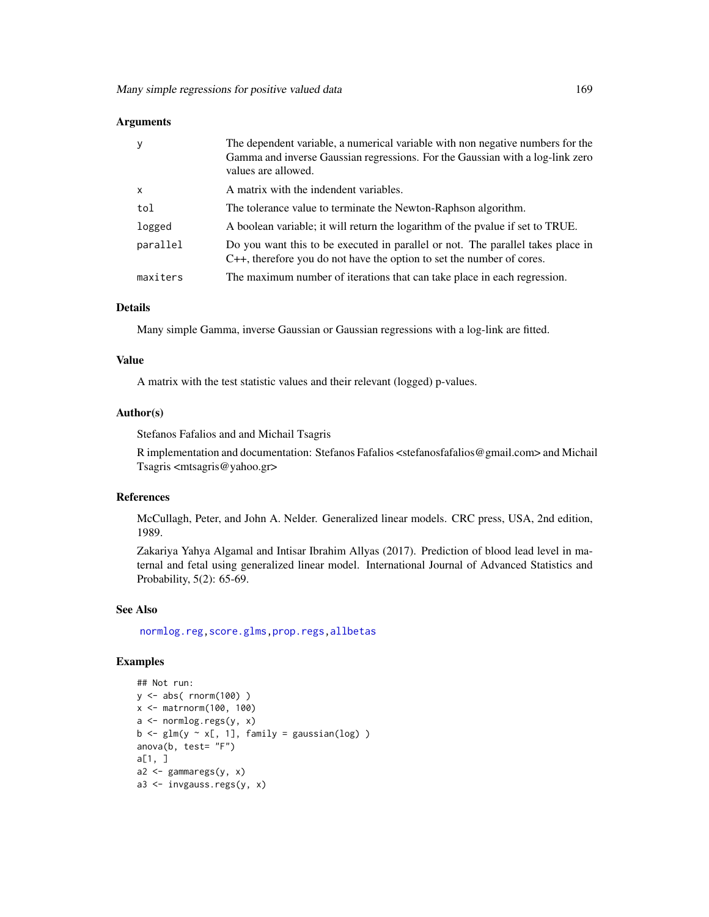### Arguments

| | |
|---|---|
| y | The dependent variable, a numerical variable with non negative numbers for the Gamma and inverse Gaussian regressions. For the Gaussian with a log-link zero values are allowed. |
| x | A matrix with the indendent variables. |
| tol | The tolerance value to terminate the Newton-Raphson algorithm. |
| logged | A boolean variable; it will return the logarithm of the pvalue if set to TRUE. |
| parallel | Do you want this to be executed in parallel or not. The parallel takes place in C++, therefore you do not have the option to set the number of cores. |
| maxiters | The maximum number of iterations that can take place in each regression. |

### Details

Many simple Gamma, inverse Gaussian or Gaussian regressions with a log-link are fitted.

### Value

A matrix with the test statistic values and their relevant (logged) p-values.

### Author(s)

Stefanos Fafalios and and Michail Tsagris

R implementation and documentation: Stefanos Fafalios <stefanosfafalios@gmail.com> and Michail Tsagris <mtsagris@yahoo.gr>

### References

McCullagh, Peter, and John A. Nelder. Generalized linear models. CRC press, USA, 2nd edition, 1989.

Zakariya Yahya Algamal and Intisar Ibrahim Allyas (2017). Prediction of blood lead level in maternal and fetal using generalized linear model. International Journal of Advanced Statistics and Probability, 5(2): 65-69.

### See Also

normlog.reg, score.glms, prop.regs, allbetas

### Examples

```
## Not run:
y <- abs( rnorm(100) )
x <- matrnorm(100, 100)
a <- normlog.regs(y, x)
b <- glm(y ~ x[, 1], family = gaussian(log) )
anova(b, test= "F")
a[1, ]
a2 <- gammaregs(y, x)
a3 <- invgauss.regs(y, x)
```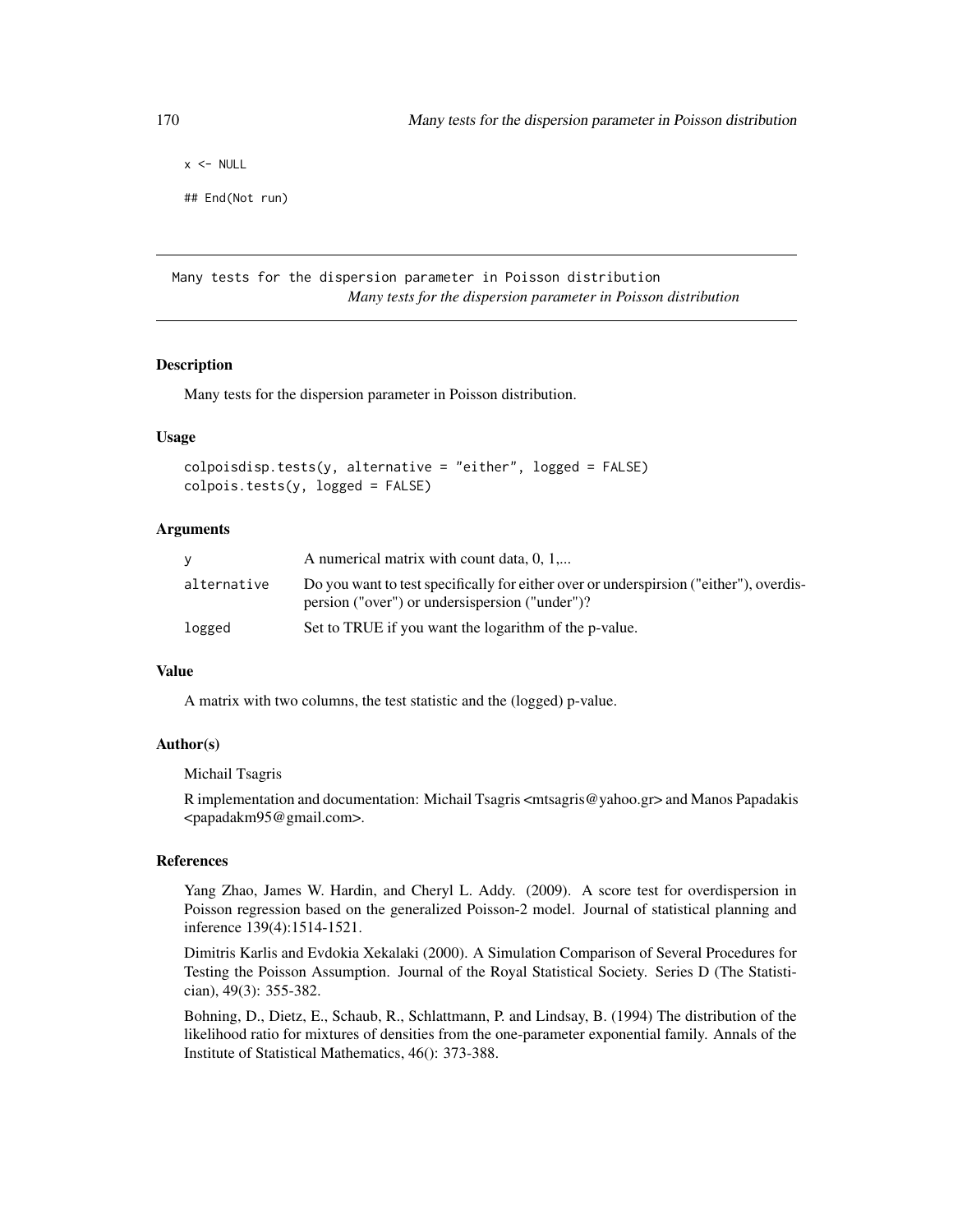```
x <- NULL

## End(Not run)
```

---

Many tests for the dispersion parameter in Poisson distribution

*Many tests for the dispersion parameter in Poisson distribution*

---

### Description

Many tests for the dispersion parameter in Poisson distribution.

### Usage

```
colpoisdisp.tests(y, alternative = "either", logged = FALSE)
colpois.tests(y, logged = FALSE)
```

### Arguments

| | |
|---|---|
| y | A numerical matrix with count data, 0, 1,... |
| alternative | Do you want to test specifically for either over or underspirsion ("either"), overdispersion ("over") or undersispersion ("under")? |
| logged | Set to TRUE if you want the logarithm of the p-value. |

### Value

A matrix with two columns, the test statistic and the (logged) p-value.

### Author(s)

Michail Tsagris

R implementation and documentation: Michail Tsagris <mtsagris@yahoo.gr> and Manos Papadakis <papadakm95@gmail.com>.

### References

Yang Zhao, James W. Hardin, and Cheryl L. Addy. (2009). A score test for overdispersion in Poisson regression based on the generalized Poisson-2 model. Journal of statistical planning and inference 139(4):1514-1521.

Dimitris Karlis and Evdokia Xekalaki (2000). A Simulation Comparison of Several Procedures for Testing the Poisson Assumption. Journal of the Royal Statistical Society. Series D (The Statistician), 49(3): 355-382.

Bohning, D., Dietz, E., Schaub, R., Schlattmann, P. and Lindsay, B. (1994) The distribution of the likelihood ratio for mixtures of densities from the one-parameter exponential family. Annals of the Institute of Statistical Mathematics, 46(): 373-388.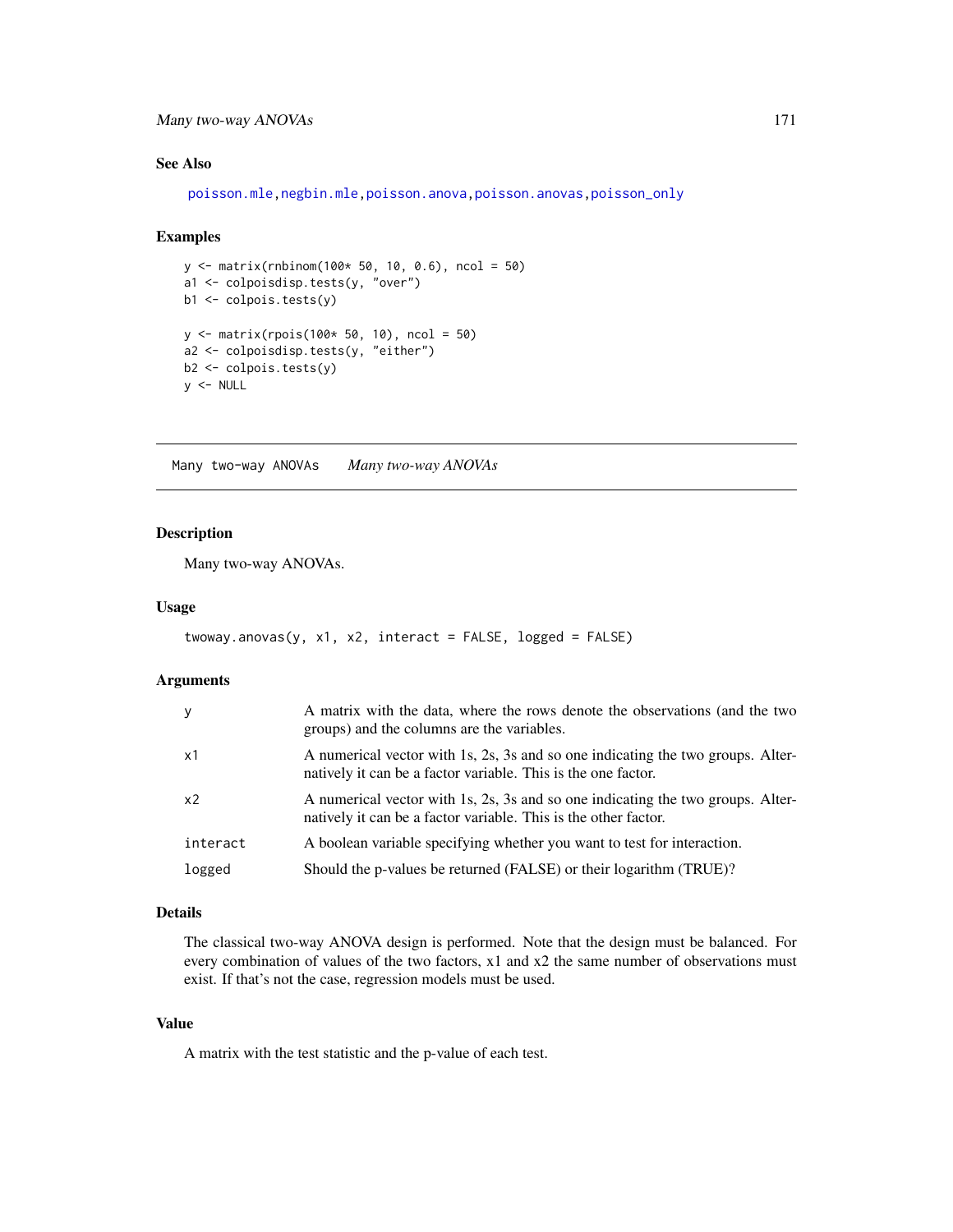## See Also

poisson.mle, negbin.mle, poisson.anova, poisson.anovas, poisson_only

## Examples

```
y <- matrix(rnbinom(100* 50, 10, 0.6), ncol = 50)
a1 <- colpoisdisp.tests(y, "over")
b1 <- colpois.tests(y)

y <- matrix(rpois(100* 50, 10), ncol = 50)
a2 <- colpoisdisp.tests(y, "either")
b2 <- colpois.tests(y)
y <- NULL
```

---

# Many two-way ANOVAs        *Many two-way ANOVAs*

---

## Description

Many two-way ANOVAs.

## Usage

```
twoway.anovas(y, x1, x2, interact = FALSE, logged = FALSE)
```

## Arguments

| | |
|---|---|
| y | A matrix with the data, where the rows denote the observations (and the two groups) and the columns are the variables. |
| x1 | A numerical vector with 1s, 2s, 3s and so one indicating the two groups. Alternatively it can be a factor variable. This is the one factor. |
| x2 | A numerical vector with 1s, 2s, 3s and so one indicating the two groups. Alternatively it can be a factor variable. This is the other factor. |
| interact | A boolean variable specifying whether you want to test for interaction. |
| logged | Should the p-values be returned (FALSE) or their logarithm (TRUE)? |

## Details

The classical two-way ANOVA design is performed. Note that the design must be balanced. For every combination of values of the two factors, x1 and x2 the same number of observations must exist. If that's not the case, regression models must be used.

## Value

A matrix with the test statistic and the p-value of each test.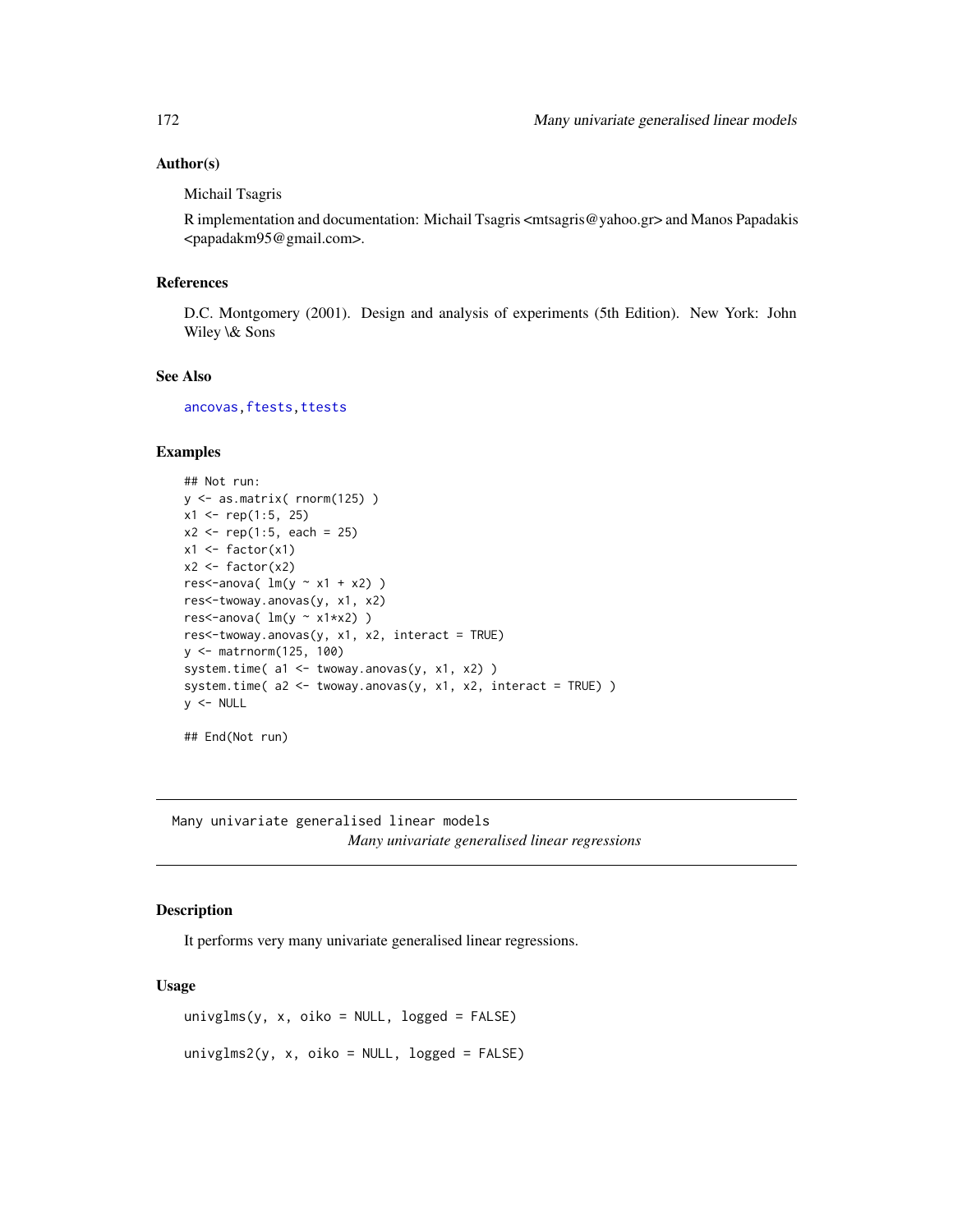### Author(s)

Michail Tsagris

R implementation and documentation: Michail Tsagris <mtsagris@yahoo.gr> and Manos Papadakis <papadakm95@gmail.com>.

### References

D.C. Montgomery (2001). Design and analysis of experiments (5th Edition). New York: John Wiley \& Sons

### See Also

ancovas, ftests, ttests

### Examples

```
## Not run:
y <- as.matrix( rnorm(125) )
x1 <- rep(1:5, 25)
x2 <- rep(1:5, each = 25)
x1 <- factor(x1)
x2 <- factor(x2)
res<-anova( lm(y ~ x1 + x2) )
res<-twoway.anovas(y, x1, x2)
res<-anova( lm(y ~ x1*x2) )
res<-twoway.anovas(y, x1, x2, interact = TRUE)
y <- matrnorm(125, 100)
system.time( a1 <- twoway.anovas(y, x1, x2) )
system.time( a2 <- twoway.anovas(y, x1, x2, interact = TRUE) )
y <- NULL

## End(Not run)
```

---

## Many univariate generalised linear models

*Many univariate generalised linear regressions*

### Description

It performs very many univariate generalised linear regressions.

### Usage

```
univglms(y, x, oiko = NULL, logged = FALSE)

univglms2(y, x, oiko = NULL, logged = FALSE)
```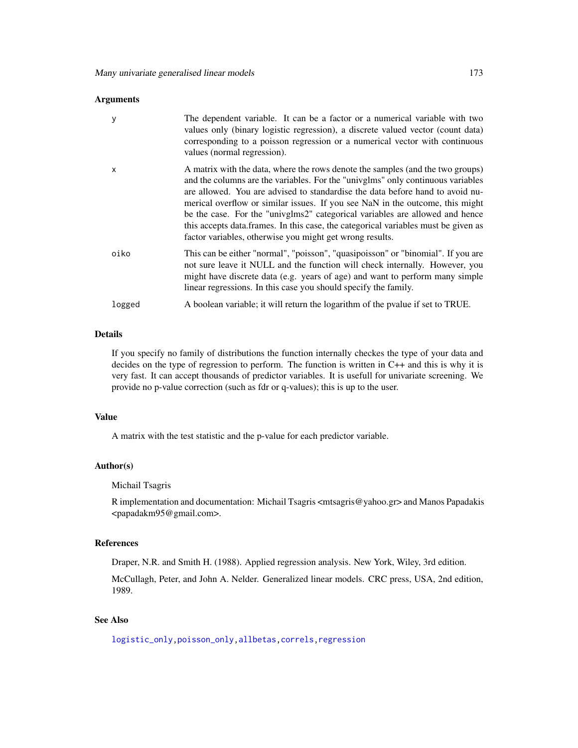## Arguments

| | |
|---|---|
| y | The dependent variable. It can be a factor or a numerical variable with two values only (binary logistic regression), a discrete valued vector (count data) corresponding to a poisson regression or a numerical vector with continuous values (normal regression). |
| x | A matrix with the data, where the rows denote the samples (and the two groups) and the columns are the variables. For the "univglms" only continuous variables are allowed. You are advised to standardise the data before hand to avoid numerical overflow or similar issues. If you see NaN in the outcome, this might be the case. For the "univglms2" categorical variables are allowed and hence this accepts data.frames. In this case, the categorical variables must be given as factor variables, otherwise you might get wrong results. |
| oiko | This can be either "normal", "poisson", "quasipoisson" or "binomial". If you are not sure leave it NULL and the function will check internally. However, you might have discrete data (e.g. years of age) and want to perform many simple linear regressions. In this case you should specify the family. |
| logged | A boolean variable; it will return the logarithm of the pvalue if set to TRUE. |

## Details

If you specify no family of distributions the function internally checkes the type of your data and decides on the type of regression to perform. The function is written in C++ and this is why it is very fast. It can accept thousands of predictor variables. It is usefull for univariate screening. We provide no p-value correction (such as fdr or q-values); this is up to the user.

## Value

A matrix with the test statistic and the p-value for each predictor variable.

## Author(s)

Michail Tsagris

R implementation and documentation: Michail Tsagris <mtsagris@yahoo.gr> and Manos Papadakis <papadakm95@gmail.com>.

## References

Draper, N.R. and Smith H. (1988). Applied regression analysis. New York, Wiley, 3rd edition.

McCullagh, Peter, and John A. Nelder. Generalized linear models. CRC press, USA, 2nd edition, 1989.

## See Also

logistic_only, poisson_only, allbetas, correls, regression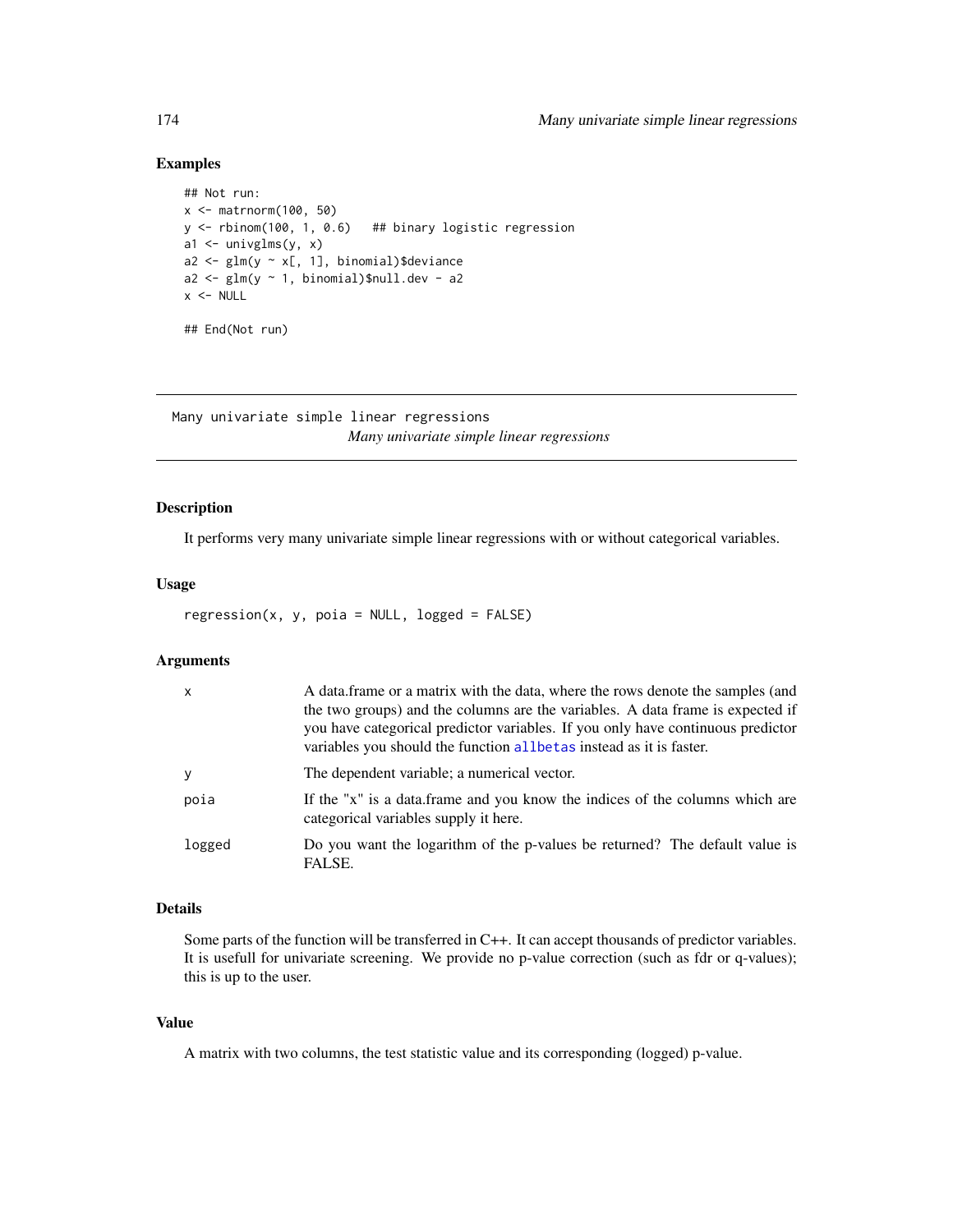### Examples

```
## Not run:
x <- matrnorm(100, 50)
y <- rbinom(100, 1, 0.6)   ## binary logistic regression
a1 <- univglms(y, x)
a2 <- glm(y ~ x[, 1], binomial)$deviance
a2 <- glm(y ~ 1, binomial)$null.dev - a2
x <- NULL

## End(Not run)
```

---

## Many univariate simple linear regressions

*Many univariate simple linear regressions*

---

### Description

It performs very many univariate simple linear regressions with or without categorical variables.

### Usage

```
regression(x, y, poia = NULL, logged = FALSE)
```

### Arguments

| | |
|---|---|
| x | A data.frame or a matrix with the data, where the rows denote the samples (and the two groups) and the columns are the variables. A data frame is expected if you have categorical predictor variables. If you only have continuous predictor variables you should the function allbetas instead as it is faster. |
| y | The dependent variable; a numerical vector. |
| poia | If the "x" is a data.frame and you know the indices of the columns which are categorical variables supply it here. |
| logged | Do you want the logarithm of the p-values be returned? The default value is FALSE. |

### Details

Some parts of the function will be transferred in C++. It can accept thousands of predictor variables. It is usefull for univariate screening. We provide no p-value correction (such as fdr or q-values); this is up to the user.

### Value

A matrix with two columns, the test statistic value and its corresponding (logged) p-value.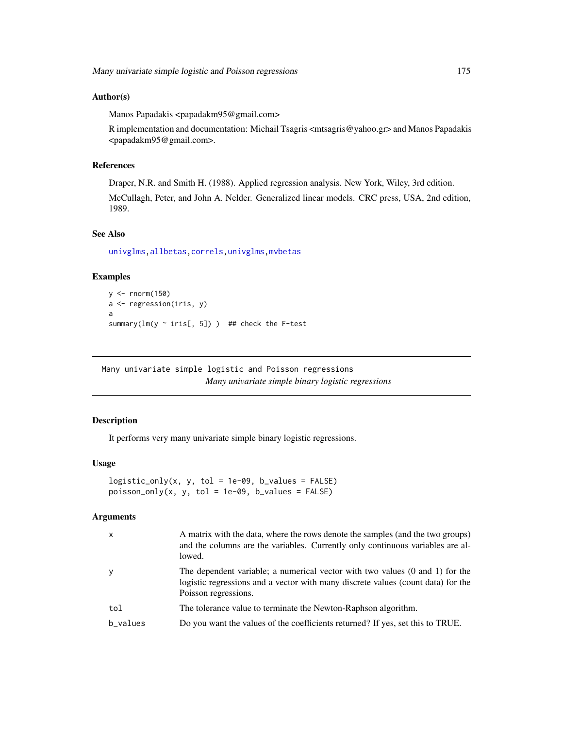## Author(s)

Manos Papadakis <papadakm95@gmail.com>

R implementation and documentation: Michail Tsagris <mtsagris@yahoo.gr> and Manos Papadakis <papadakm95@gmail.com>.

## References

Draper, N.R. and Smith H. (1988). Applied regression analysis. New York, Wiley, 3rd edition.

McCullagh, Peter, and John A. Nelder. Generalized linear models. CRC press, USA, 2nd edition, 1989.

## See Also

univglms, allbetas, correls, univglms, mvbetas

## Examples

```
y <- rnorm(150)
a <- regression(iris, y)
a
summary(lm(y ~ iris[, 5]) )  ## check the F-test
```

---

Many univariate simple logistic and Poisson regressions
*Many univariate simple binary logistic regressions*

---

## Description

It performs very many univariate simple binary logistic regressions.

## Usage

```
logistic_only(x, y, tol = 1e-09, b_values = FALSE)
poisson_only(x, y, tol = 1e-09, b_values = FALSE)
```

## Arguments

| | |
|---|---|
| x | A matrix with the data, where the rows denote the samples (and the two groups) and the columns are the variables. Currently only continuous variables are allowed. |
| y | The dependent variable; a numerical vector with two values (0 and 1) for the logistic regressions and a vector with many discrete values (count data) for the Poisson regressions. |
| tol | The tolerance value to terminate the Newton-Raphson algorithm. |
| b_values | Do you want the values of the coefficients returned? If yes, set this to TRUE. |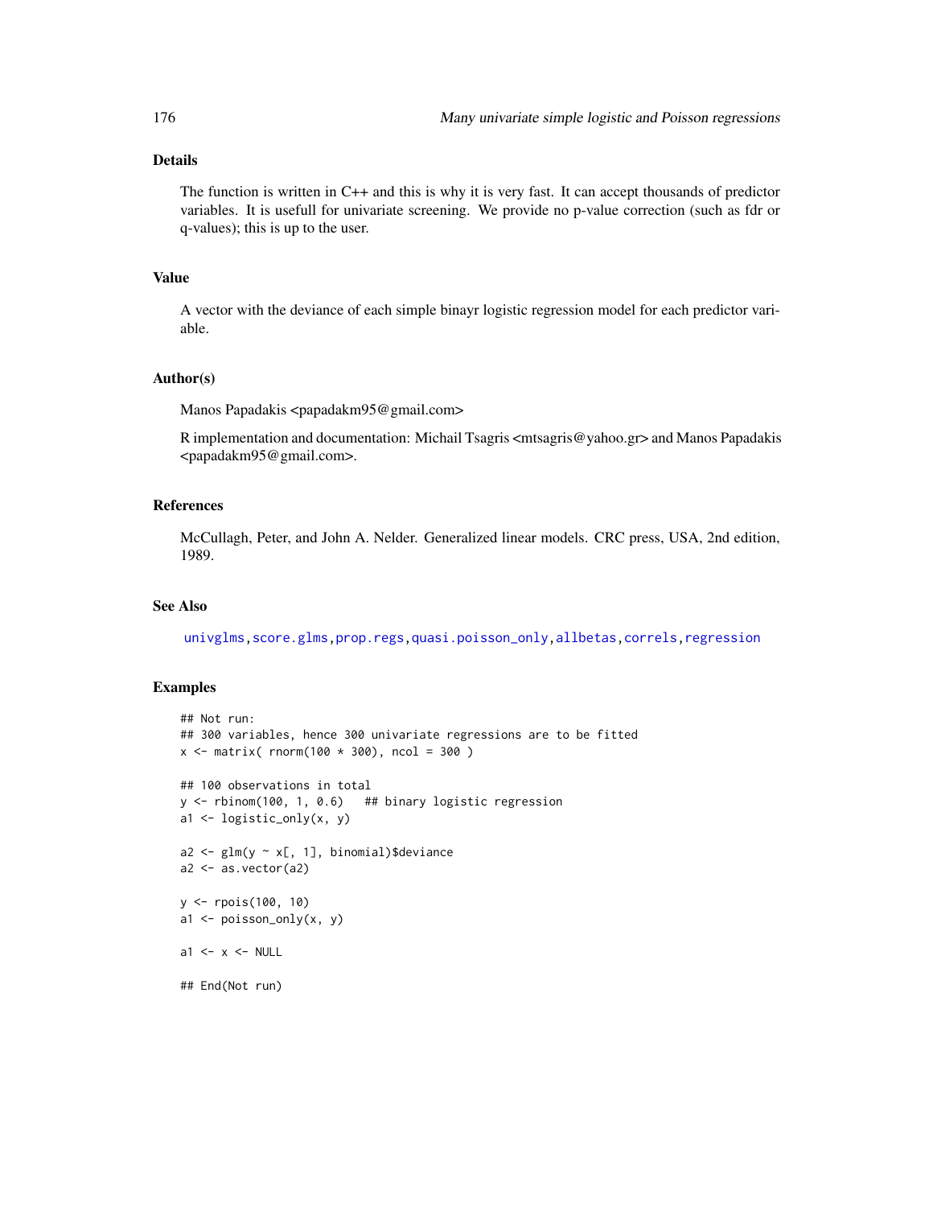## Details

The function is written in C++ and this is why it is very fast. It can accept thousands of predictor variables. It is usefull for univariate screening. We provide no p-value correction (such as fdr or q-values); this is up to the user.

## Value

A vector with the deviance of each simple binayr logistic regression model for each predictor variable.

## Author(s)

Manos Papadakis <papadakm95@gmail.com>

R implementation and documentation: Michail Tsagris <mtsagris@yahoo.gr> and Manos Papadakis <papadakm95@gmail.com>.

## References

McCullagh, Peter, and John A. Nelder. Generalized linear models. CRC press, USA, 2nd edition, 1989.

## See Also

univglms, score.glms, prop.regs, quasi.poisson_only, allbetas, correls, regression

## Examples

```
## Not run:
## 300 variables, hence 300 univariate regressions are to be fitted
x <- matrix( rnorm(100 * 300), ncol = 300 )

## 100 observations in total
y <- rbinom(100, 1, 0.6)   ## binary logistic regression
a1 <- logistic_only(x, y)

a2 <- glm(y ~ x[, 1], binomial)$deviance
a2 <- as.vector(a2)

y <- rpois(100, 10)
a1 <- poisson_only(x, y)

a1 <- x <- NULL

## End(Not run)
```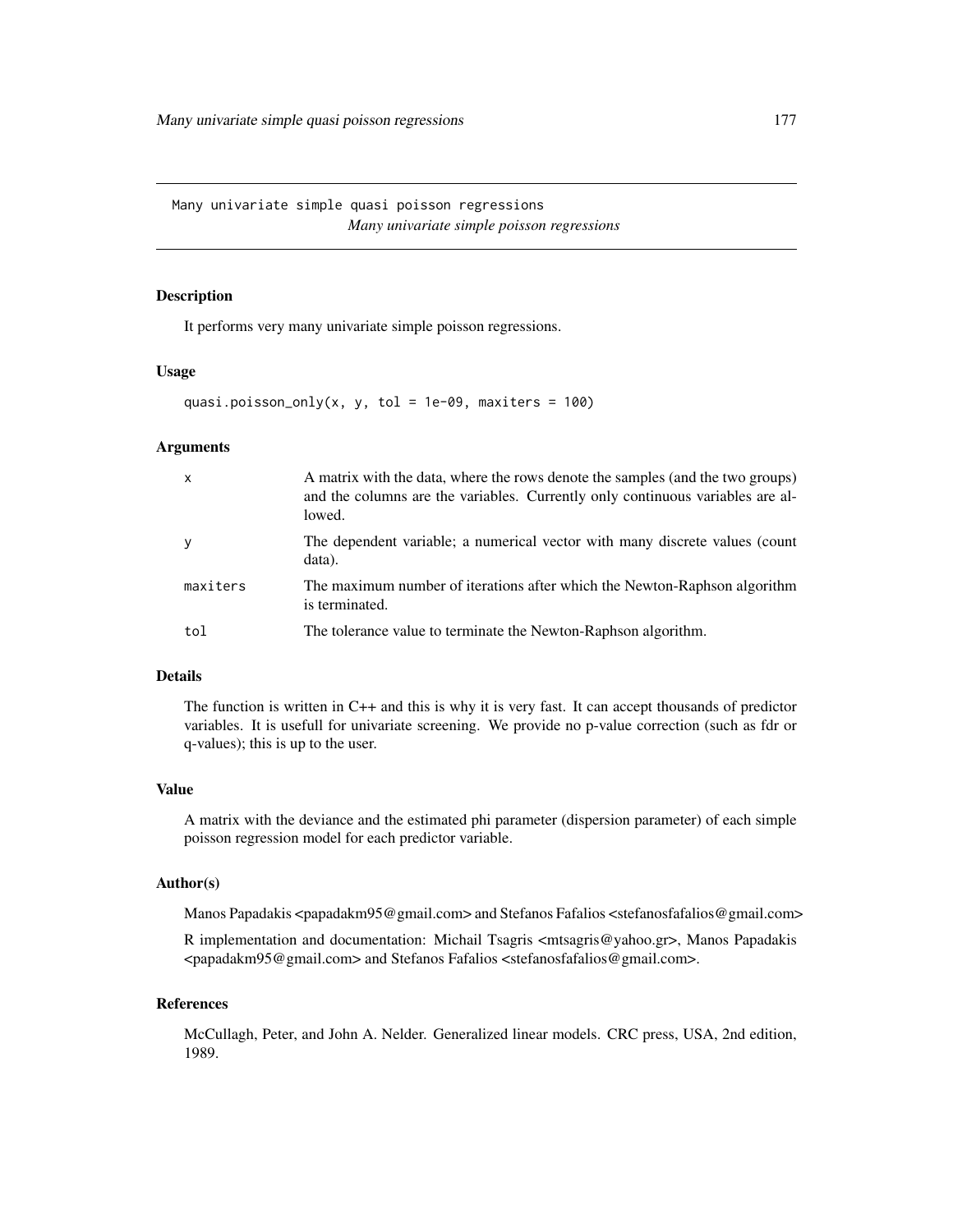Many univariate simple quasi poisson regressions

*Many univariate simple poisson regressions*

## Description

It performs very many univariate simple poisson regressions.

## Usage

```
quasi.poisson_only(x, y, tol = 1e-09, maxiters = 100)
```

## Arguments

| | |
|---|---|
| x | A matrix with the data, where the rows denote the samples (and the two groups) and the columns are the variables. Currently only continuous variables are allowed. |
| y | The dependent variable; a numerical vector with many discrete values (count data). |
| maxiters | The maximum number of iterations after which the Newton-Raphson algorithm is terminated. |
| tol | The tolerance value to terminate the Newton-Raphson algorithm. |

## Details

The function is written in C++ and this is why it is very fast. It can accept thousands of predictor variables. It is usefull for univariate screening. We provide no p-value correction (such as fdr or q-values); this is up to the user.

## Value

A matrix with the deviance and the estimated phi parameter (dispersion parameter) of each simple poisson regression model for each predictor variable.

## Author(s)

Manos Papadakis <papadakm95@gmail.com> and Stefanos Fafalios <stefanosfafalios@gmail.com>

R implementation and documentation: Michail Tsagris <mtsagris@yahoo.gr>, Manos Papadakis <papadakm95@gmail.com> and Stefanos Fafalios <stefanosfafalios@gmail.com>.

## References

McCullagh, Peter, and John A. Nelder. Generalized linear models. CRC press, USA, 2nd edition, 1989.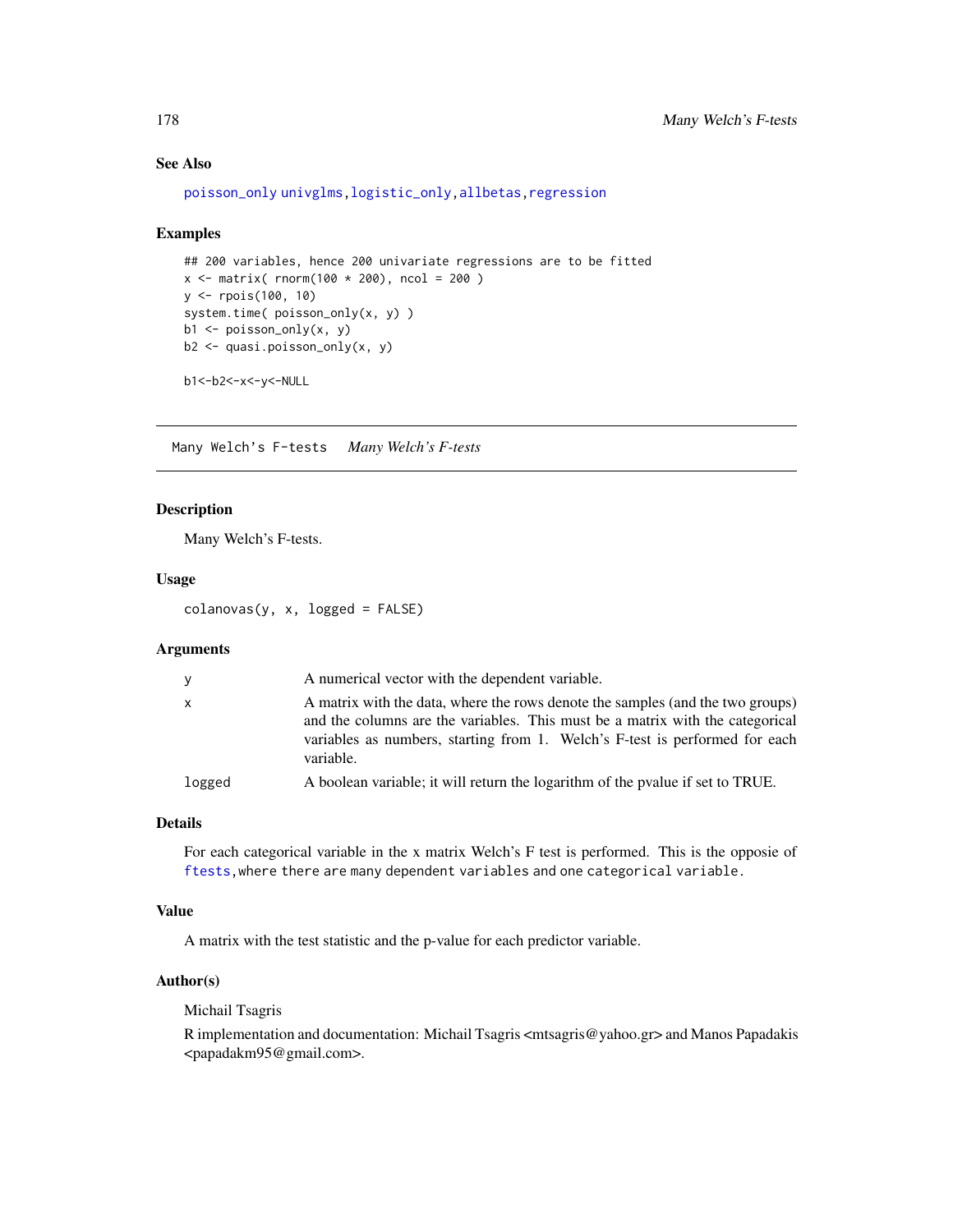### See Also

poisson_only univglms, logistic_only, allbetas, regression

### Examples

```
## 200 variables, hence 200 univariate regressions are to be fitted
x <- matrix( rnorm(100 * 200), ncol = 200 )
y <- rpois(100, 10)
system.time( poisson_only(x, y) )
b1 <- poisson_only(x, y)
b2 <- quasi.poisson_only(x, y)

b1<-b2<-x<-y<-NULL
```

---

## Many Welch's F-tests *Many Welch's F-tests*

---

### Description

Many Welch's F-tests.

### Usage

```
colanovas(y, x, logged = FALSE)
```

### Arguments

| | |
|---|---|
| y | A numerical vector with the dependent variable. |
| x | A matrix with the data, where the rows denote the samples (and the two groups) and the columns are the variables. This must be a matrix with the categorical variables as numbers, starting from 1. Welch's F-test is performed for each variable. |
| logged | A boolean variable; it will return the logarithm of the pvalue if set to TRUE. |

### Details

For each categorical variable in the x matrix Welch's F test is performed. This is the opposie of ftests, where there are many dependent variables and one categorical variable.

### Value

A matrix with the test statistic and the p-value for each predictor variable.

### Author(s)

Michail Tsagris

R implementation and documentation: Michail Tsagris <mtsagris@yahoo.gr> and Manos Papadakis <papadakm95@gmail.com>.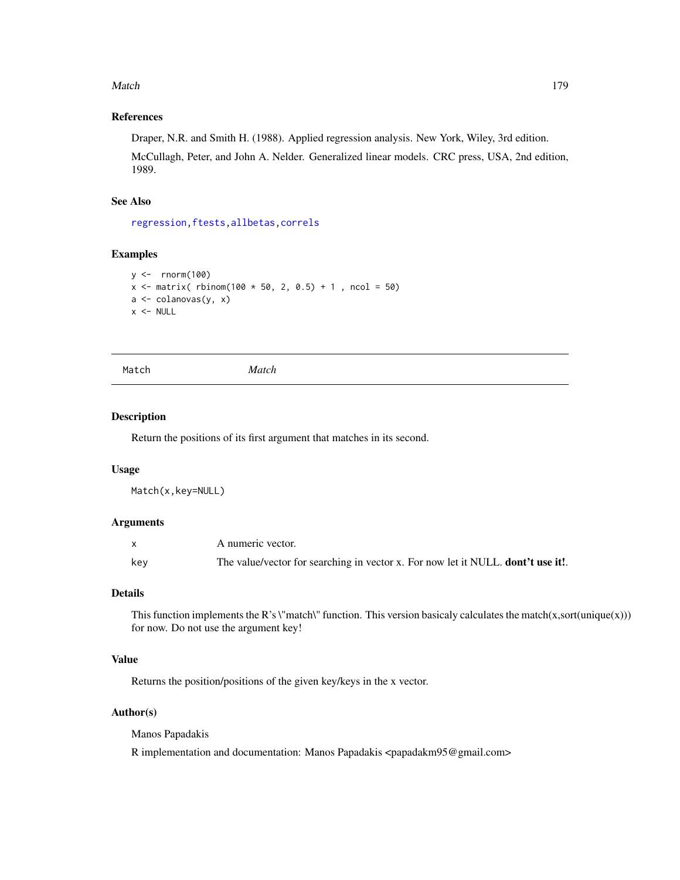### References

Draper, N.R. and Smith H. (1988). Applied regression analysis. New York, Wiley, 3rd edition.

McCullagh, Peter, and John A. Nelder. Generalized linear models. CRC press, USA, 2nd edition, 1989.

### See Also

regression, ftests, allbetas, correls

### Examples

```
y <-  rnorm(100)
x <- matrix( rbinom(100 * 50, 2, 0.5) + 1 , ncol = 50)
a <- colanovas(y, x)
x <- NULL
```

---

## Match — *Match*

### Description

Return the positions of its first argument that matches in its second.

### Usage

```
Match(x,key=NULL)
```

### Arguments

| | |
|---|---|
| x | A numeric vector. |
| key | The value/vector for searching in vector x. For now let it NULL. **don't use it!**. |

### Details

This function implements the R's \"match\" function. This version basicaly calculates the match(x,sort(unique(x))) for now. Do not use the argument key!

### Value

Returns the position/positions of the given key/keys in the x vector.

### Author(s)

Manos Papadakis

R implementation and documentation: Manos Papadakis <papadakm95@gmail.com>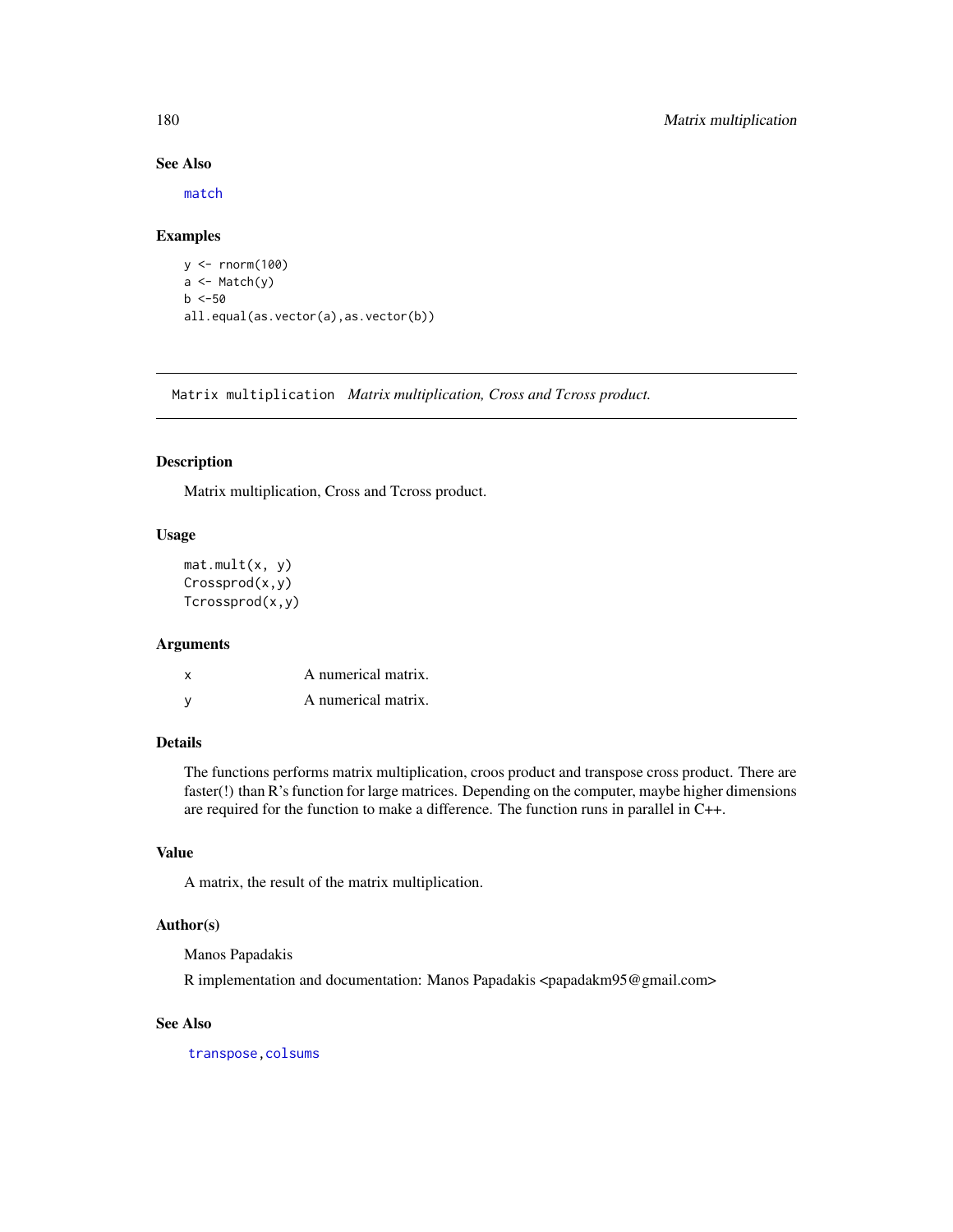### See Also

match

### Examples

```
y <- rnorm(100)
a <- Match(y)
b <-50
all.equal(as.vector(a),as.vector(b))
```

---

## Matrix multiplication    *Matrix multiplication, Cross and Tcross product.*

---

### Description

Matrix multiplication, Cross and Tcross product.

### Usage

```
mat.mult(x, y)
Crossprod(x,y)
Tcrossprod(x,y)
```

### Arguments

| | |
|---|---|
| x | A numerical matrix. |
| y | A numerical matrix. |

### Details

The functions performs matrix multiplication, croos product and transpose cross product. There are faster(!) than R's function for large matrices. Depending on the computer, maybe higher dimensions are required for the function to make a difference. The function runs in parallel in C++.

### Value

A matrix, the result of the matrix multiplication.

### Author(s)

Manos Papadakis

R implementation and documentation: Manos Papadakis <papadakm95@gmail.com>

### See Also

transpose, colsums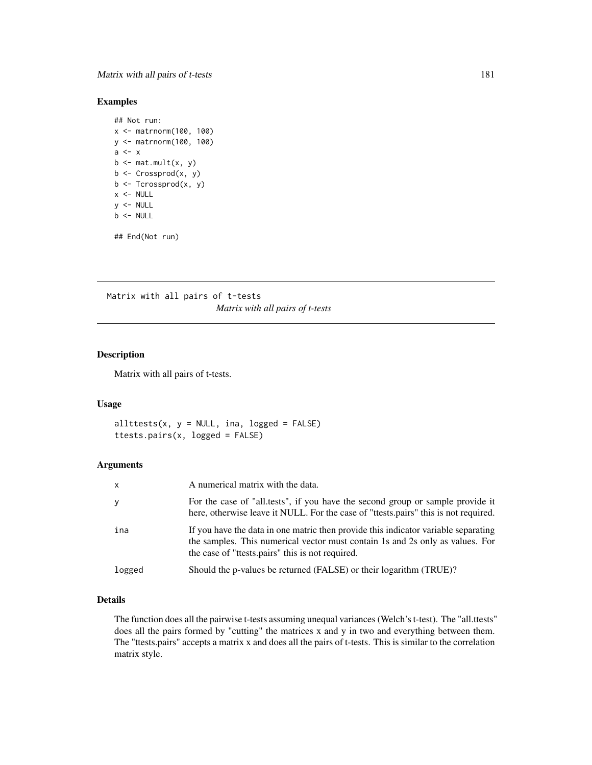## Examples

```
## Not run:
x <- matrnorm(100, 100)
y <- matrnorm(100, 100)
a <- x
b <- mat.mult(x, y)
b <- Crossprod(x, y)
b <- Tcrossprod(x, y)
x <- NULL
y <- NULL
b <- NULL

## End(Not run)
```

---

# Matrix with all pairs of t-tests

*Matrix with all pairs of t-tests*

---

## Description

Matrix with all pairs of t-tests.

## Usage

```
allttests(x, y = NULL, ina, logged = FALSE)
ttests.pairs(x, logged = FALSE)
```

## Arguments

| | |
|---|---|
| x | A numerical matrix with the data. |
| y | For the case of "all.tests", if you have the second group or sample provide it here, otherwise leave it NULL. For the case of "ttests.pairs" this is not required. |
| ina | If you have the data in one matric then provide this indicator variable separating the samples. This numerical vector must contain 1s and 2s only as values. For the case of "ttests.pairs" this is not required. |
| logged | Should the p-values be returned (FALSE) or their logarithm (TRUE)? |

## Details

The function does all the pairwise t-tests assuming unequal variances (Welch's t-test). The "all.ttests" does all the pairs formed by "cutting" the matrices x and y in two and everything between them. The "ttests.pairs" accepts a matrix x and does all the pairs of t-tests. This is similar to the correlation matrix style.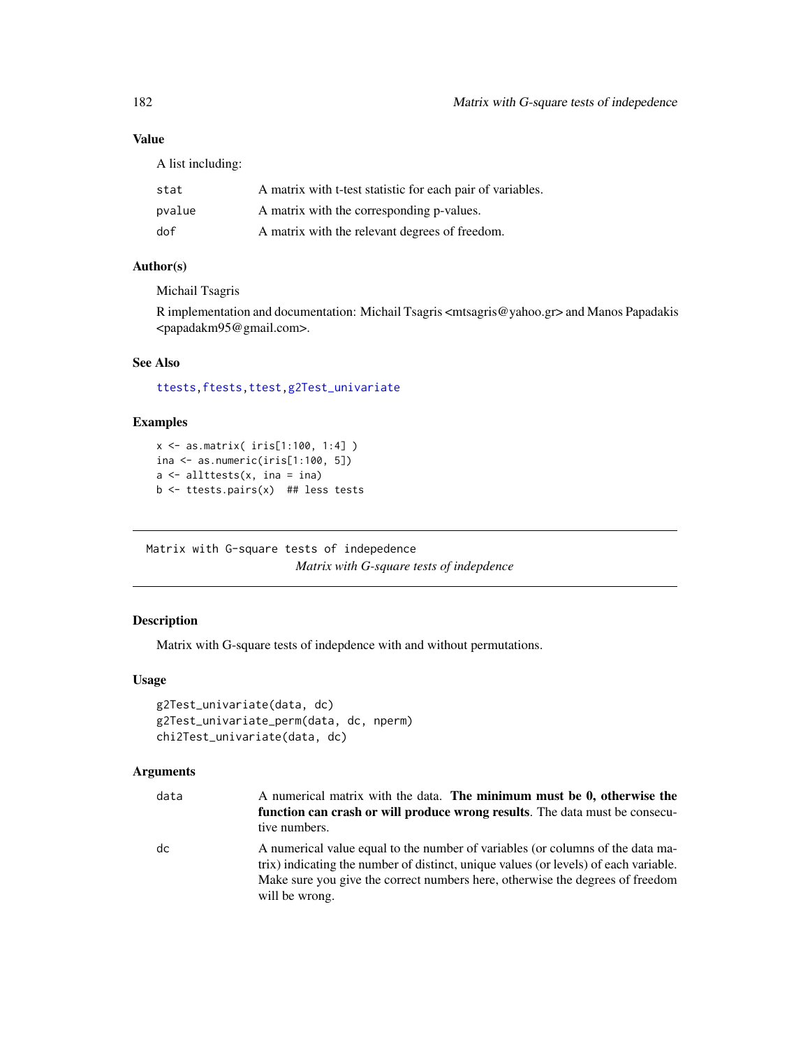### Value

A list including:

| | |
|---|---|
| stat | A matrix with t-test statistic for each pair of variables. |
| pvalue | A matrix with the corresponding p-values. |
| dof | A matrix with the relevant degrees of freedom. |

### Author(s)

Michail Tsagris

R implementation and documentation: Michail Tsagris <mtsagris@yahoo.gr> and Manos Papadakis <papadakm95@gmail.com>.

### See Also

ttests, ftests, ttest, g2Test_univariate

### Examples

```
x <- as.matrix( iris[1:100, 1:4] )
ina <- as.numeric(iris[1:100, 5])
a <- allttests(x, ina = ina)
b <- ttests.pairs(x)  ## less tests
```

---

## Matrix with G-square tests of indepedence

*Matrix with G-square tests of indepdence*

---

### Description

Matrix with G-square tests of indepdence with and without permutations.

### Usage

```
g2Test_univariate(data, dc)
g2Test_univariate_perm(data, dc, nperm)
chi2Test_univariate(data, dc)
```

### Arguments

| | |
|---|---|
| data | A numerical matrix with the data. **The minimum must be 0, otherwise the function can crash or will produce wrong results**. The data must be consecutive numbers. |
| dc | A numerical value equal to the number of variables (or columns of the data matrix) indicating the number of distinct, unique values (or levels) of each variable. Make sure you give the correct numbers here, otherwise the degrees of freedom will be wrong. |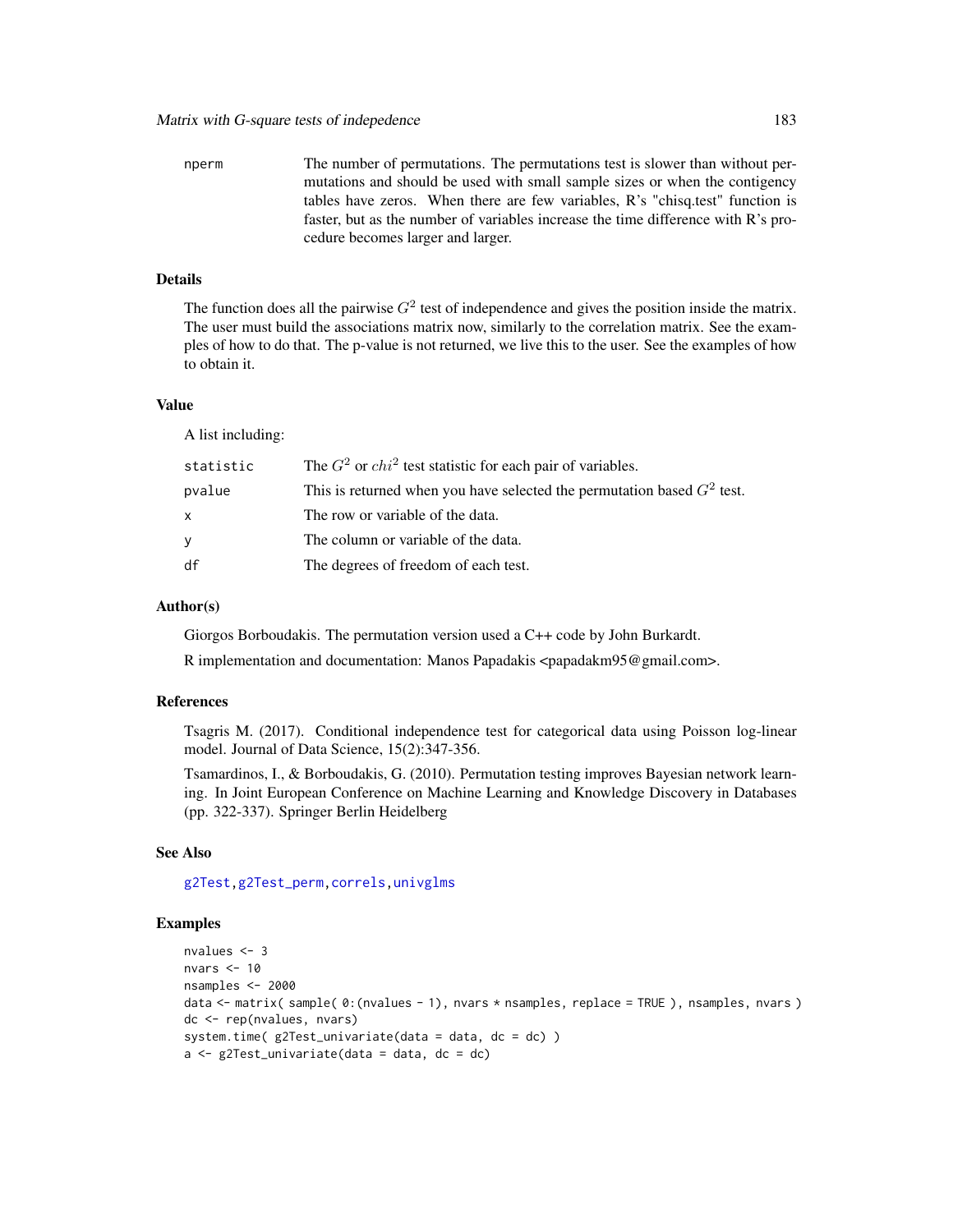nperm The number of permutations. The permutations test is slower than without permutations and should be used with small sample sizes or when the contigency tables have zeros. When there are few variables, R's "chisq.test" function is faster, but as the number of variables increase the time difference with R's procedure becomes larger and larger.

### Details

The function does all the pairwise $G^2$ test of independence and gives the position inside the matrix. The user must build the associations matrix now, similarly to the correlation matrix. See the examples of how to do that. The p-value is not returned, we live this to the user. See the examples of how to obtain it.

### Value

A list including:

| | |
|---|---|
| statistic | The $G^2$ or $chi^2$ test statistic for each pair of variables. |
| pvalue | This is returned when you have selected the permutation based $G^2$ test. |
| x | The row or variable of the data. |
| y | The column or variable of the data. |
| df | The degrees of freedom of each test. |

### Author(s)

Giorgos Borboudakis. The permutation version used a C++ code by John Burkardt.

R implementation and documentation: Manos Papadakis <papadakm95@gmail.com>.

### References

Tsagris M. (2017). Conditional independence test for categorical data using Poisson log-linear model. Journal of Data Science, 15(2):347-356.

Tsamardinos, I., & Borboudakis, G. (2010). Permutation testing improves Bayesian network learning. In Joint European Conference on Machine Learning and Knowledge Discovery in Databases (pp. 322-337). Springer Berlin Heidelberg

### See Also

g2Test, g2Test_perm, correls, univglms

### Examples

```
nvalues <- 3
nvars <- 10
nsamples <- 2000
data <- matrix( sample( 0:(nvalues - 1), nvars * nsamples, replace = TRUE ), nsamples, nvars )
dc <- rep(nvalues, nvars)
system.time( g2Test_univariate(data = data, dc = dc) )
a <- g2Test_univariate(data = data, dc = dc)
```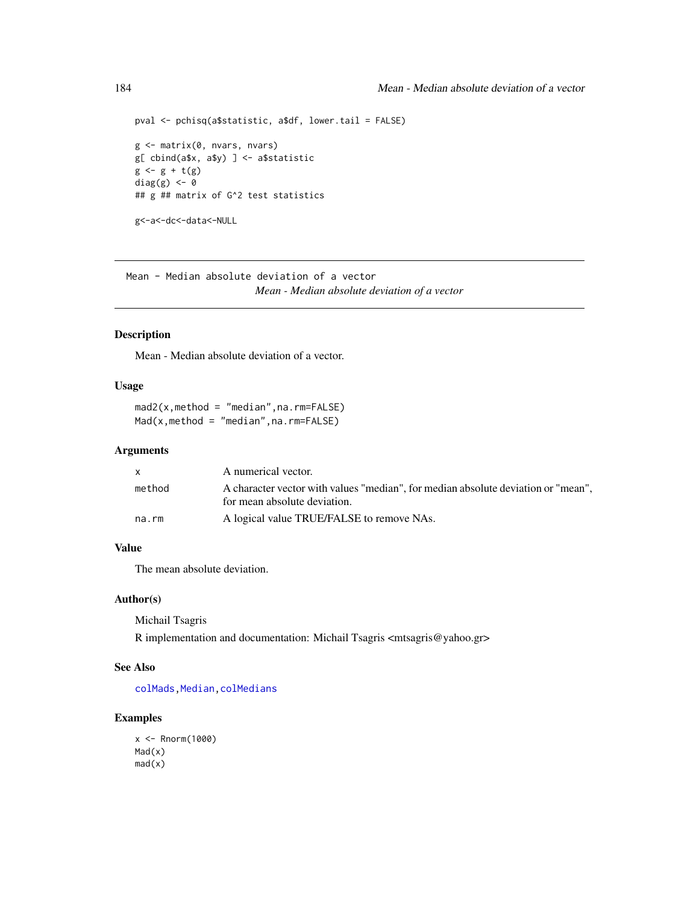```
pval <- pchisq(a$statistic, a$df, lower.tail = FALSE)

g <- matrix(0, nvars, nvars)
g[ cbind(a$x, a$y) ] <- a$statistic
g <- g + t(g)
diag(g) <- 0
## g ## matrix of G^2 test statistics

g<-a<-dc<-data<-NULL
```

---

## Mean - Median absolute deviation of a vector

*Mean - Median absolute deviation of a vector*

---

### Description

Mean - Median absolute deviation of a vector.

### Usage

```
mad2(x,method = "median",na.rm=FALSE)
Mad(x,method = "median",na.rm=FALSE)
```

### Arguments

| | |
|---|---|
| x | A numerical vector. |
| method | A character vector with values "median", for median absolute deviation or "mean", for mean absolute deviation. |
| na.rm | A logical value TRUE/FALSE to remove NAs. |

### Value

The mean absolute deviation.

### Author(s)

Michail Tsagris

R implementation and documentation: Michail Tsagris <mtsagris@yahoo.gr>

### See Also

colMads, Median, colMedians

### Examples

```
x <- Rnorm(1000)
Mad(x)
mad(x)
```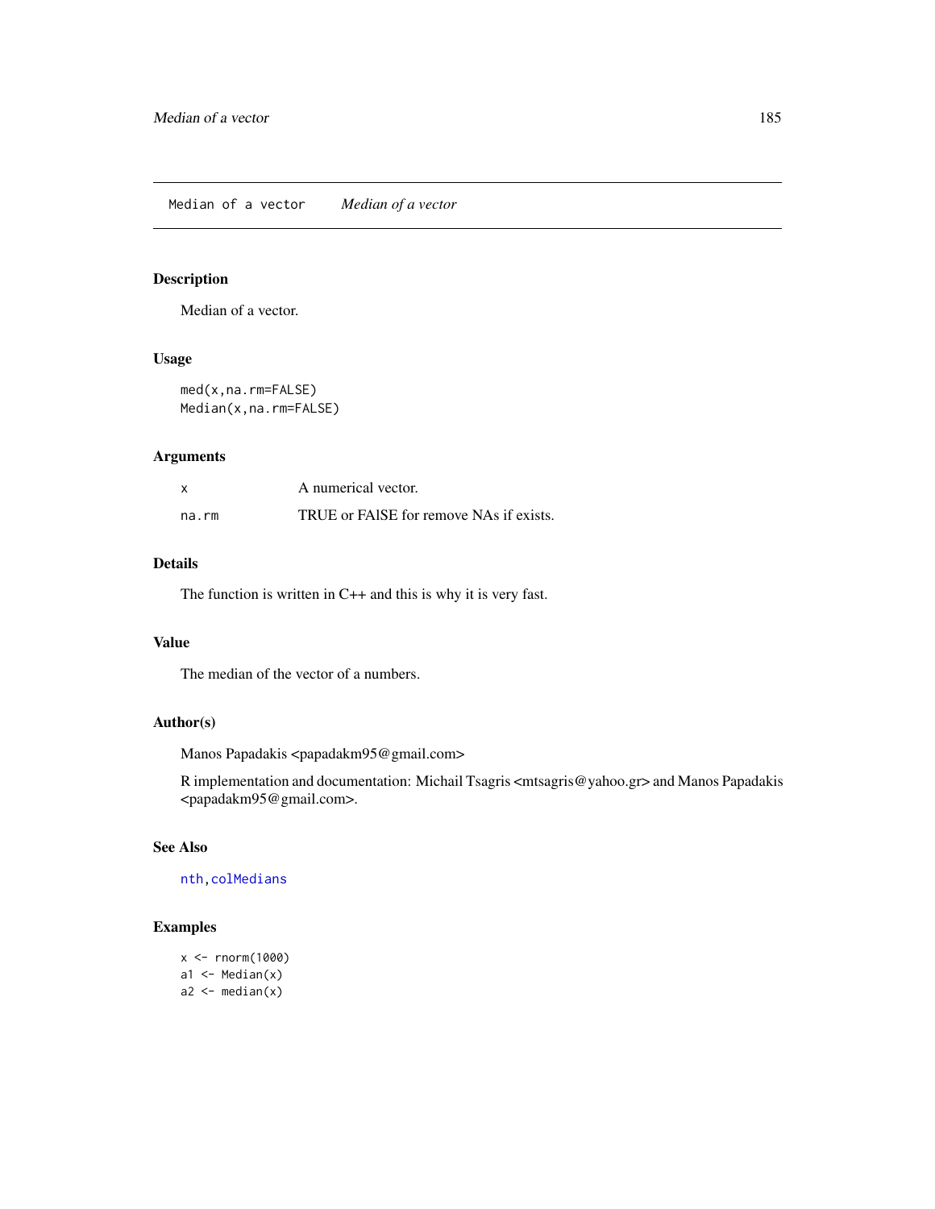Median of a vector *Median of a vector*

## Description

Median of a vector.

## Usage

```
med(x,na.rm=FALSE)
Median(x,na.rm=FALSE)
```

## Arguments

| | |
|---|---|
| x | A numerical vector. |
| na.rm | TRUE or FAlSE for remove NAs if exists. |

## Details

The function is written in C++ and this is why it is very fast.

## Value

The median of the vector of a numbers.

## Author(s)

Manos Papadakis <papadakm95@gmail.com>

R implementation and documentation: Michail Tsagris <mtsagris@yahoo.gr> and Manos Papadakis <papadakm95@gmail.com>.

## See Also

nth, colMedians

## Examples

```
x <- rnorm(1000)
a1 <- Median(x)
a2 <- median(x)
```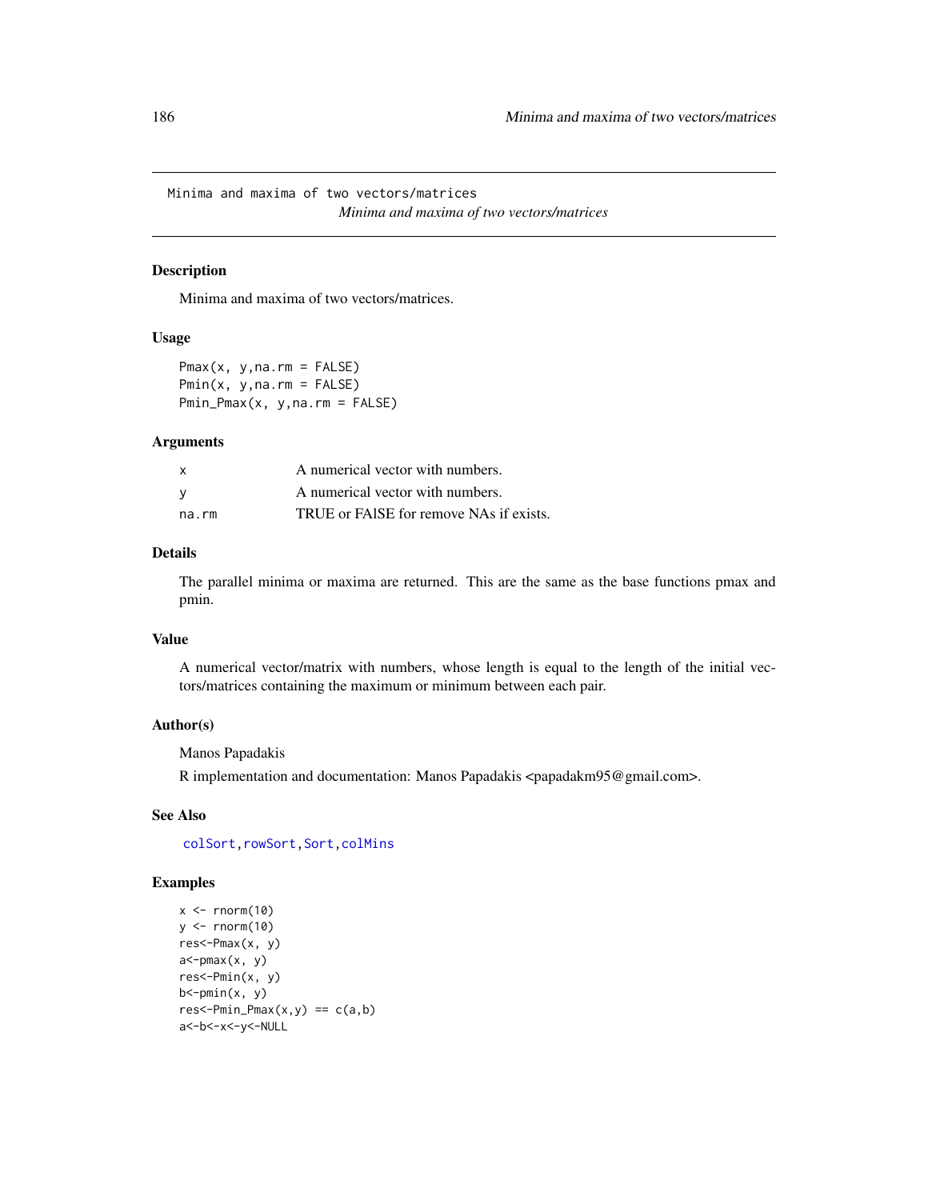# Minima and maxima of two vectors/matrices

*Minima and maxima of two vectors/matrices*

## Description

Minima and maxima of two vectors/matrices.

## Usage

```
Pmax(x, y,na.rm = FALSE)
Pmin(x, y,na.rm = FALSE)
Pmin_Pmax(x, y,na.rm = FALSE)
```

## Arguments

| | |
|---|---|
| x | A numerical vector with numbers. |
| y | A numerical vector with numbers. |
| na.rm | TRUE or FAlSE for remove NAs if exists. |

## Details

The parallel minima or maxima are returned. This are the same as the base functions pmax and pmin.

## Value

A numerical vector/matrix with numbers, whose length is equal to the length of the initial vectors/matrices containing the maximum or minimum between each pair.

## Author(s)

Manos Papadakis

R implementation and documentation: Manos Papadakis <papadakm95@gmail.com>.

## See Also

colSort, rowSort, Sort, colMins

## Examples

```
x <- rnorm(10)
y <- rnorm(10)
res<-Pmax(x, y)
a<-pmax(x, y)
res<-Pmin(x, y)
b<-pmin(x, y)
res<-Pmin_Pmax(x,y) == c(a,b)
a<-b<-x<-y<-NULL
```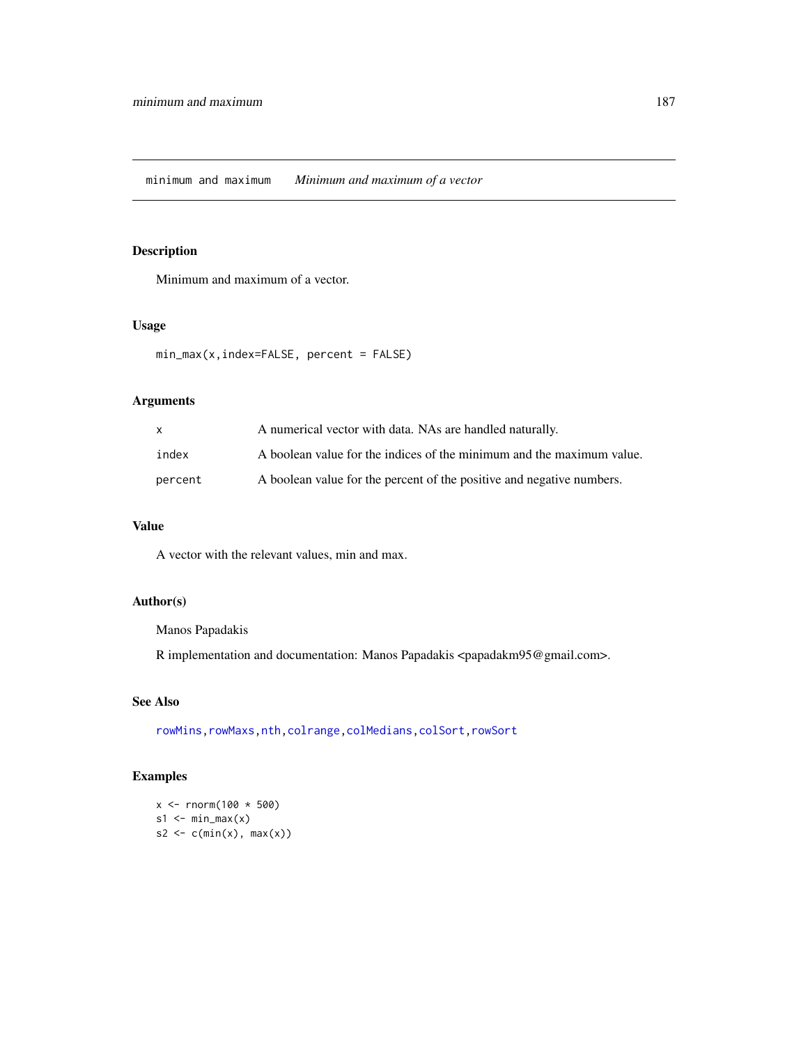minimum and maximum *Minimum and maximum of a vector*

## Description

Minimum and maximum of a vector.

## Usage

```
min_max(x,index=FALSE, percent = FALSE)
```

## Arguments

| | |
|---|---|
| x | A numerical vector with data. NAs are handled naturally. |
| index | A boolean value for the indices of the minimum and the maximum value. |
| percent | A boolean value for the percent of the positive and negative numbers. |

## Value

A vector with the relevant values, min and max.

## Author(s)

Manos Papadakis

R implementation and documentation: Manos Papadakis <papadakm95@gmail.com>.

## See Also

rowMins, rowMaxs, nth, colrange, colMedians, colSort, rowSort

## Examples

```
x <- rnorm(100 * 500)
s1 <- min_max(x)
s2 <- c(min(x), max(x))
```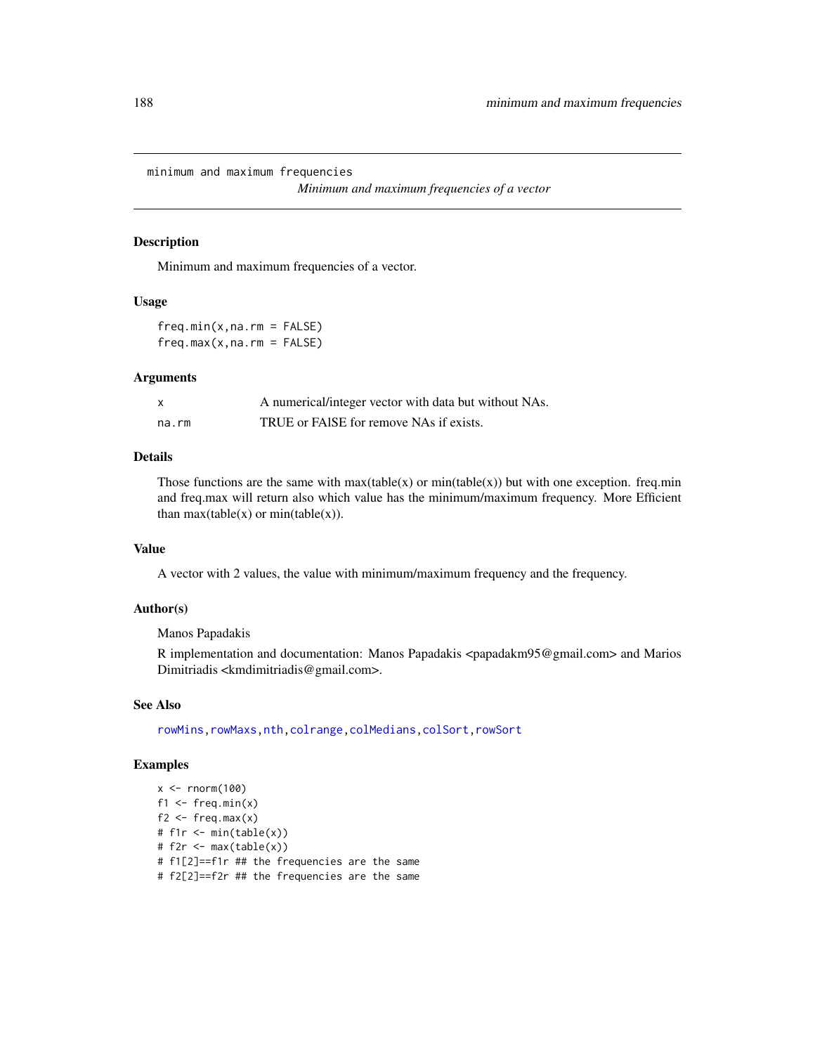minimum and maximum frequencies

*Minimum and maximum frequencies of a vector*

### Description

Minimum and maximum frequencies of a vector.

### Usage

```
freq.min(x,na.rm = FALSE)
freq.max(x,na.rm = FALSE)
```

### Arguments

| | |
|---|---|
| x | A numerical/integer vector with data but without NAs. |
| na.rm | TRUE or FAlSE for remove NAs if exists. |

### Details

Those functions are the same with max(table(x) or min(table(x)) but with one exception. freq.min and freq.max will return also which value has the minimum/maximum frequency. More Efficient than max(table(x) or min(table(x)).

### Value

A vector with 2 values, the value with minimum/maximum frequency and the frequency.

### Author(s)

Manos Papadakis

R implementation and documentation: Manos Papadakis <papadakm95@gmail.com> and Marios Dimitriadis <kmdimitriadis@gmail.com>.

### See Also

rowMins, rowMaxs, nth, colrange, colMedians, colSort, rowSort

### Examples

```
x <- rnorm(100)
f1 <- freq.min(x)
f2 <- freq.max(x)
# f1r <- min(table(x))
# f2r <- max(table(x))
# f1[2]==f1r ## the frequencies are the same
# f2[2]==f2r ## the frequencies are the same
```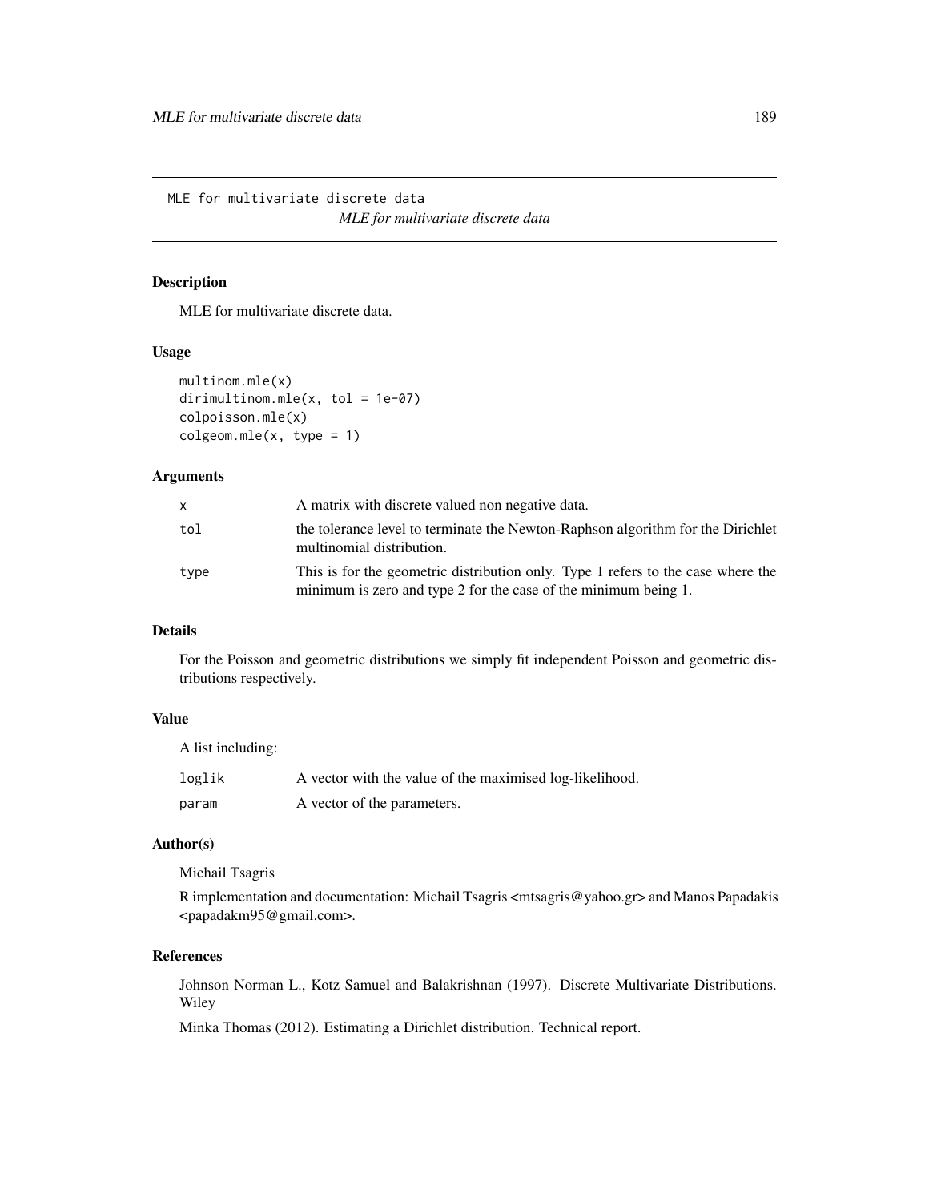MLE for multivariate discrete data *MLE for multivariate discrete data*

## Description

MLE for multivariate discrete data.

## Usage

```
multinom.mle(x)
dirimultinom.mle(x, tol = 1e-07)
colpoisson.mle(x)
colgeom.mle(x, type = 1)
```

## Arguments

| | |
|---|---|
| x | A matrix with discrete valued non negative data. |
| tol | the tolerance level to terminate the Newton-Raphson algorithm for the Dirichlet multinomial distribution. |
| type | This is for the geometric distribution only. Type 1 refers to the case where the minimum is zero and type 2 for the case of the minimum being 1. |

## Details

For the Poisson and geometric distributions we simply fit independent Poisson and geometric distributions respectively.

## Value

A list including:

| | |
|---|---|
| loglik | A vector with the value of the maximised log-likelihood. |
| param | A vector of the parameters. |

## Author(s)

Michail Tsagris

R implementation and documentation: Michail Tsagris <mtsagris@yahoo.gr> and Manos Papadakis <papadakm95@gmail.com>.

## References

Johnson Norman L., Kotz Samuel and Balakrishnan (1997). Discrete Multivariate Distributions. Wiley

Minka Thomas (2012). Estimating a Dirichlet distribution. Technical report.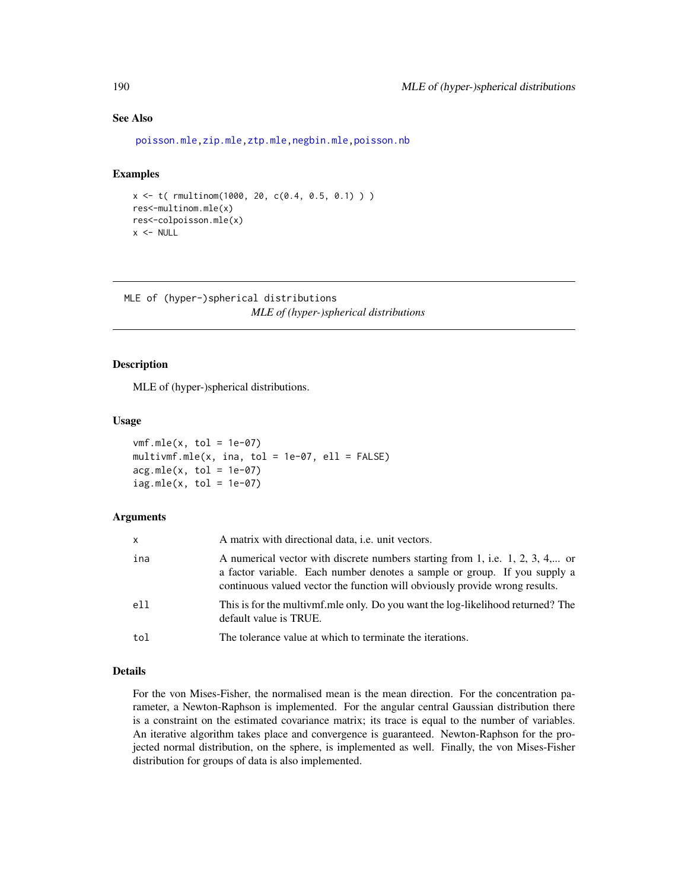## See Also

poisson.mle, zip.mle, ztp.mle, negbin.mle, poisson.nb

## Examples

```
x <- t( rmultinom(1000, 20, c(0.4, 0.5, 0.1) ) )
res<-multinom.mle(x)
res<-colpoisson.mle(x)
x <- NULL
```

---

# MLE of (hyper-)spherical distributions

*MLE of (hyper-)spherical distributions*

---

## Description

MLE of (hyper-)spherical distributions.

## Usage

```
vmf.mle(x, tol = 1e-07)
multivmf.mle(x, ina, tol = 1e-07, ell = FALSE)
acg.mle(x, tol = 1e-07)
iag.mle(x, tol = 1e-07)
```

## Arguments

| | |
|---|---|
| x | A matrix with directional data, i.e. unit vectors. |
| ina | A numerical vector with discrete numbers starting from 1, i.e. 1, 2, 3, 4,... or a factor variable. Each number denotes a sample or group. If you supply a continuous valued vector the function will obviously provide wrong results. |
| ell | This is for the multivmf.mle only. Do you want the log-likelihood returned? The default value is TRUE. |
| tol | The tolerance value at which to terminate the iterations. |

## Details

For the von Mises-Fisher, the normalised mean is the mean direction. For the concentration parameter, a Newton-Raphson is implemented. For the angular central Gaussian distribution there is a constraint on the estimated covariance matrix; its trace is equal to the number of variables. An iterative algorithm takes place and convergence is guaranteed. Newton-Raphson for the projected normal distribution, on the sphere, is implemented as well. Finally, the von Mises-Fisher distribution for groups of data is also implemented.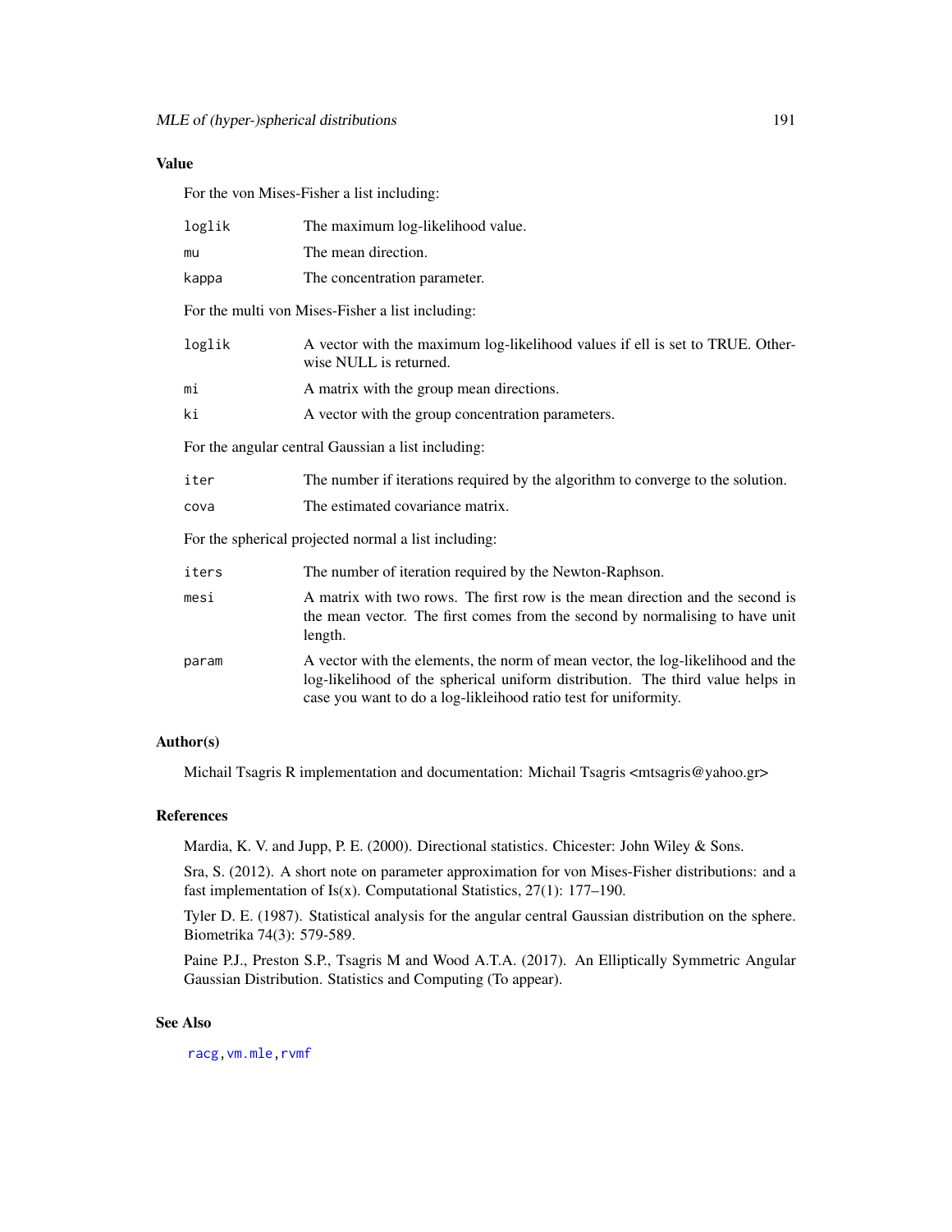### Value

For the von Mises-Fisher a list including:

- `loglik` The maximum log-likelihood value.
- `mu` The mean direction.
- `kappa` The concentration parameter.

For the multi von Mises-Fisher a list including:

- `loglik` A vector with the maximum log-likelihood values if ell is set to TRUE. Otherwise NULL is returned.
- `mi` A matrix with the group mean directions.
- `ki` A vector with the group concentration parameters.

For the angular central Gaussian a list including:

- `iter` The number if iterations required by the algorithm to converge to the solution.
- `cova` The estimated covariance matrix.

For the spherical projected normal a list including:

- `iters` The number of iteration required by the Newton-Raphson.
- `mesi` A matrix with two rows. The first row is the mean direction and the second is the mean vector. The first comes from the second by normalising to have unit length.
- `param` A vector with the elements, the norm of mean vector, the log-likelihood and the log-likelihood of the spherical uniform distribution. The third value helps in case you want to do a log-likleihood ratio test for uniformity.

### Author(s)

Michail Tsagris R implementation and documentation: Michail Tsagris <mtsagris@yahoo.gr>

### References

Mardia, K. V. and Jupp, P. E. (2000). Directional statistics. Chicester: John Wiley & Sons.

Sra, S. (2012). A short note on parameter approximation for von Mises-Fisher distributions: and a fast implementation of Is(x). Computational Statistics, 27(1): 177–190.

Tyler D. E. (1987). Statistical analysis for the angular central Gaussian distribution on the sphere. Biometrika 74(3): 579-589.

Paine P.J., Preston S.P., Tsagris M and Wood A.T.A. (2017). An Elliptically Symmetric Angular Gaussian Distribution. Statistics and Computing (To appear).

### See Also

racg, vm.mle, rvmf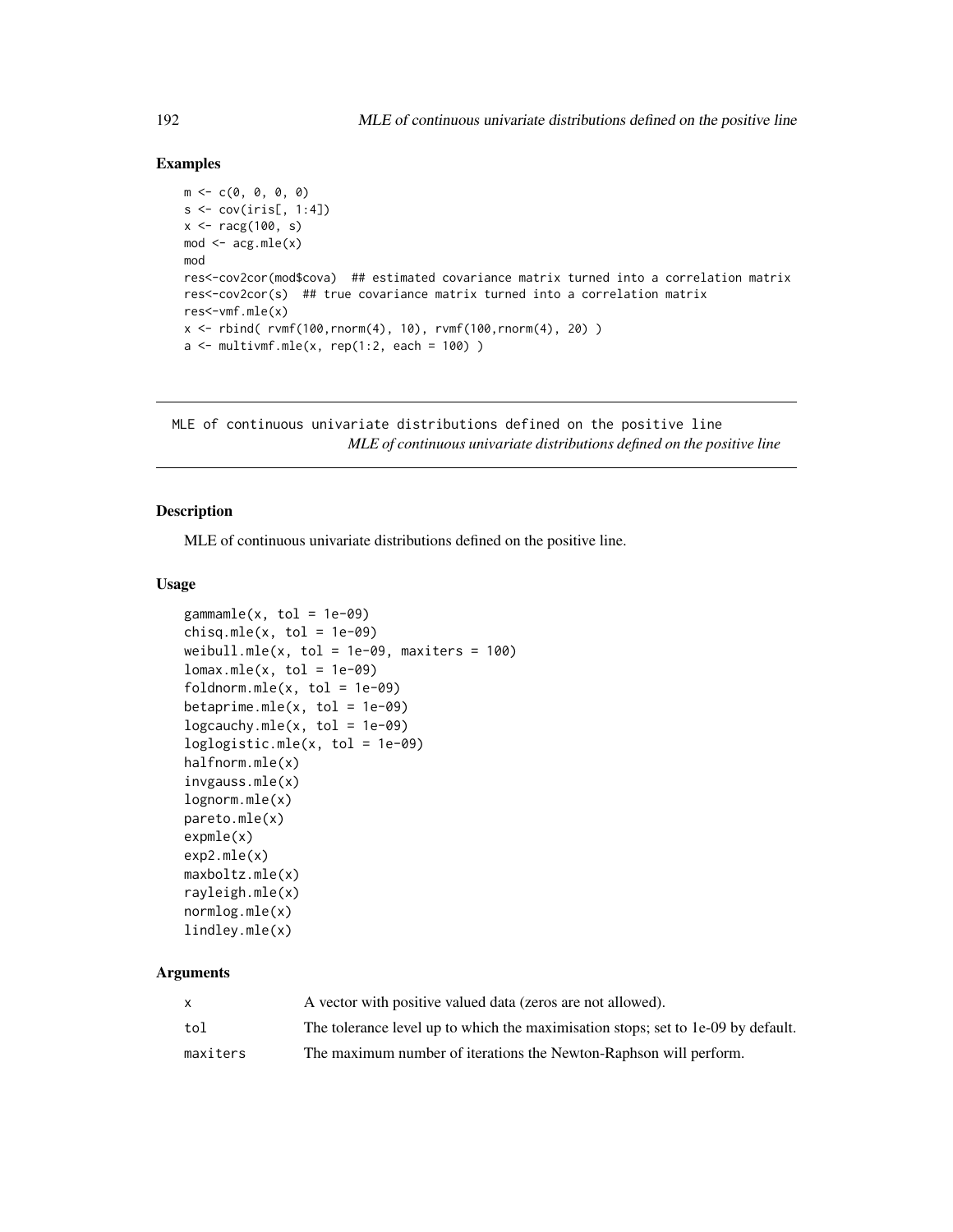### Examples

```
m <- c(0, 0, 0, 0)
s <- cov(iris[, 1:4])
x <- racg(100, s)
mod <- acg.mle(x)
mod
res<-cov2cor(mod$cova)  ## estimated covariance matrix turned into a correlation matrix
res<-cov2cor(s)  ## true covariance matrix turned into a correlation matrix
res<-vmf.mle(x)
x <- rbind( rvmf(100,rnorm(4), 10), rvmf(100,rnorm(4), 20) )
a <- multivmf.mle(x, rep(1:2, each = 100) )
```

---

## MLE of continuous univariate distributions defined on the positive line

*MLE of continuous univariate distributions defined on the positive line*

### Description

MLE of continuous univariate distributions defined on the positive line.

### Usage

```
gammamle(x, tol = 1e-09)
chisq.mle(x, tol = 1e-09)
weibull.mle(x, tol = 1e-09, maxiters = 100)
lomax.mle(x, tol = 1e-09)
foldnorm.mle(x, tol = 1e-09)
betaprime.mle(x, tol = 1e-09)
logcauchy.mle(x, tol = 1e-09)
loglogistic.mle(x, tol = 1e-09)
halfnorm.mle(x)
invgauss.mle(x)
lognorm.mle(x)
pareto.mle(x)
expmle(x)
exp2.mle(x)
maxboltz.mle(x)
rayleigh.mle(x)
normlog.mle(x)
lindley.mle(x)
```

### Arguments

| | |
|---|---|
| x | A vector with positive valued data (zeros are not allowed). |
| tol | The tolerance level up to which the maximisation stops; set to 1e-09 by default. |
| maxiters | The maximum number of iterations the Newton-Raphson will perform. |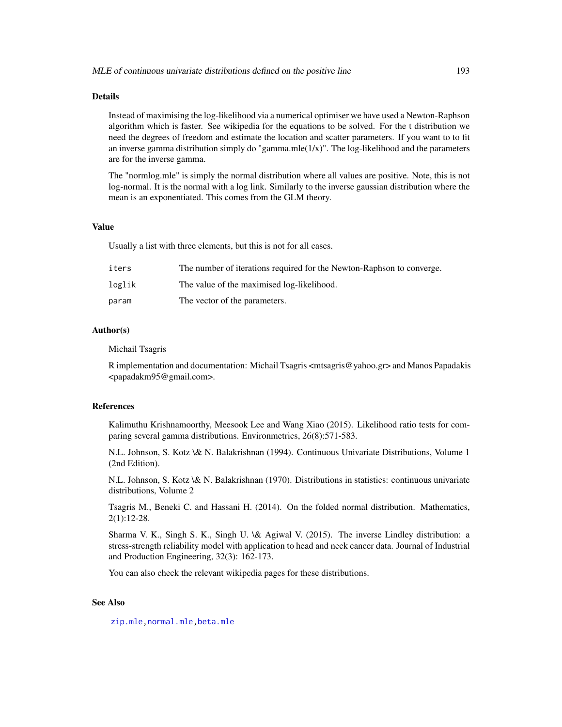## Details

Instead of maximising the log-likelihood via a numerical optimiser we have used a Newton-Raphson algorithm which is faster. See wikipedia for the equations to be solved. For the t distribution we need the degrees of freedom and estimate the location and scatter parameters. If you want to to fit an inverse gamma distribution simply do "gamma.mle(1/x)". The log-likelihood and the parameters are for the inverse gamma.

The "normlog.mle" is simply the normal distribution where all values are positive. Note, this is not log-normal. It is the normal with a log link. Similarly to the inverse gaussian distribution where the mean is an exponentiated. This comes from the GLM theory.

## Value

Usually a list with three elements, but this is not for all cases.

| | |
|---|---|
| `iters` | The number of iterations required for the Newton-Raphson to converge. |
| `loglik` | The value of the maximised log-likelihood. |
| `param` | The vector of the parameters. |

## Author(s)

Michail Tsagris

R implementation and documentation: Michail Tsagris <mtsagris@yahoo.gr> and Manos Papadakis <papadakm95@gmail.com>.

## References

Kalimuthu Krishnamoorthy, Meesook Lee and Wang Xiao (2015). Likelihood ratio tests for comparing several gamma distributions. Environmetrics, 26(8):571-583.

N.L. Johnson, S. Kotz \& N. Balakrishnan (1994). Continuous Univariate Distributions, Volume 1 (2nd Edition).

N.L. Johnson, S. Kotz \& N. Balakrishnan (1970). Distributions in statistics: continuous univariate distributions, Volume 2

Tsagris M., Beneki C. and Hassani H. (2014). On the folded normal distribution. Mathematics, 2(1):12-28.

Sharma V. K., Singh S. K., Singh U. \& Agiwal V. (2015). The inverse Lindley distribution: a stress-strength reliability model with application to head and neck cancer data. Journal of Industrial and Production Engineering, 32(3): 162-173.

You can also check the relevant wikipedia pages for these distributions.

## See Also

`zip.mle`, `normal.mle`, `beta.mle`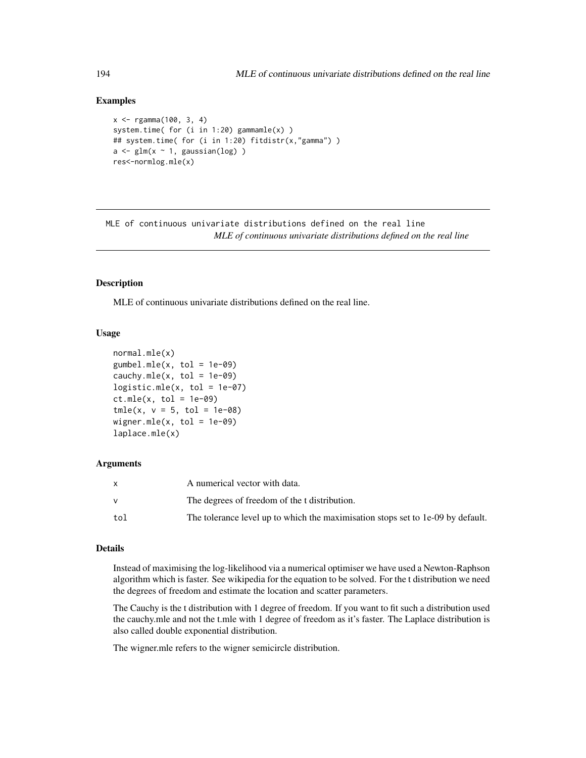## Examples

```
x <- rgamma(100, 3, 4)
system.time( for (i in 1:20) gammamle(x) )
## system.time( for (i in 1:20) fitdistr(x,"gamma") )
a <- glm(x ~ 1, gaussian(log) )
res<-normlog.mle(x)
```

---

MLE of continuous univariate distributions defined on the real line
*MLE of continuous univariate distributions defined on the real line*

---

### Description

MLE of continuous univariate distributions defined on the real line.

### Usage

```
normal.mle(x)
gumbel.mle(x, tol = 1e-09)
cauchy.mle(x, tol = 1e-09)
logistic.mle(x, tol = 1e-07)
ct.mle(x, tol = 1e-09)
tmle(x, v = 5, tol = 1e-08)
wigner.mle(x, tol = 1e-09)
laplace.mle(x)
```

### Arguments

| | |
|---|---|
| x | A numerical vector with data. |
| v | The degrees of freedom of the t distribution. |
| tol | The tolerance level up to which the maximisation stops set to 1e-09 by default. |

### Details

Instead of maximising the log-likelihood via a numerical optimiser we have used a Newton-Raphson algorithm which is faster. See wikipedia for the equation to be solved. For the t distribution we need the degrees of freedom and estimate the location and scatter parameters.

The Cauchy is the t distribution with 1 degree of freedom. If you want to fit such a distribution used the cauchy.mle and not the t.mle with 1 degree of freedom as it's faster. The Laplace distribution is also called double exponential distribution.

The wigner.mle refers to the wigner semicircle distribution.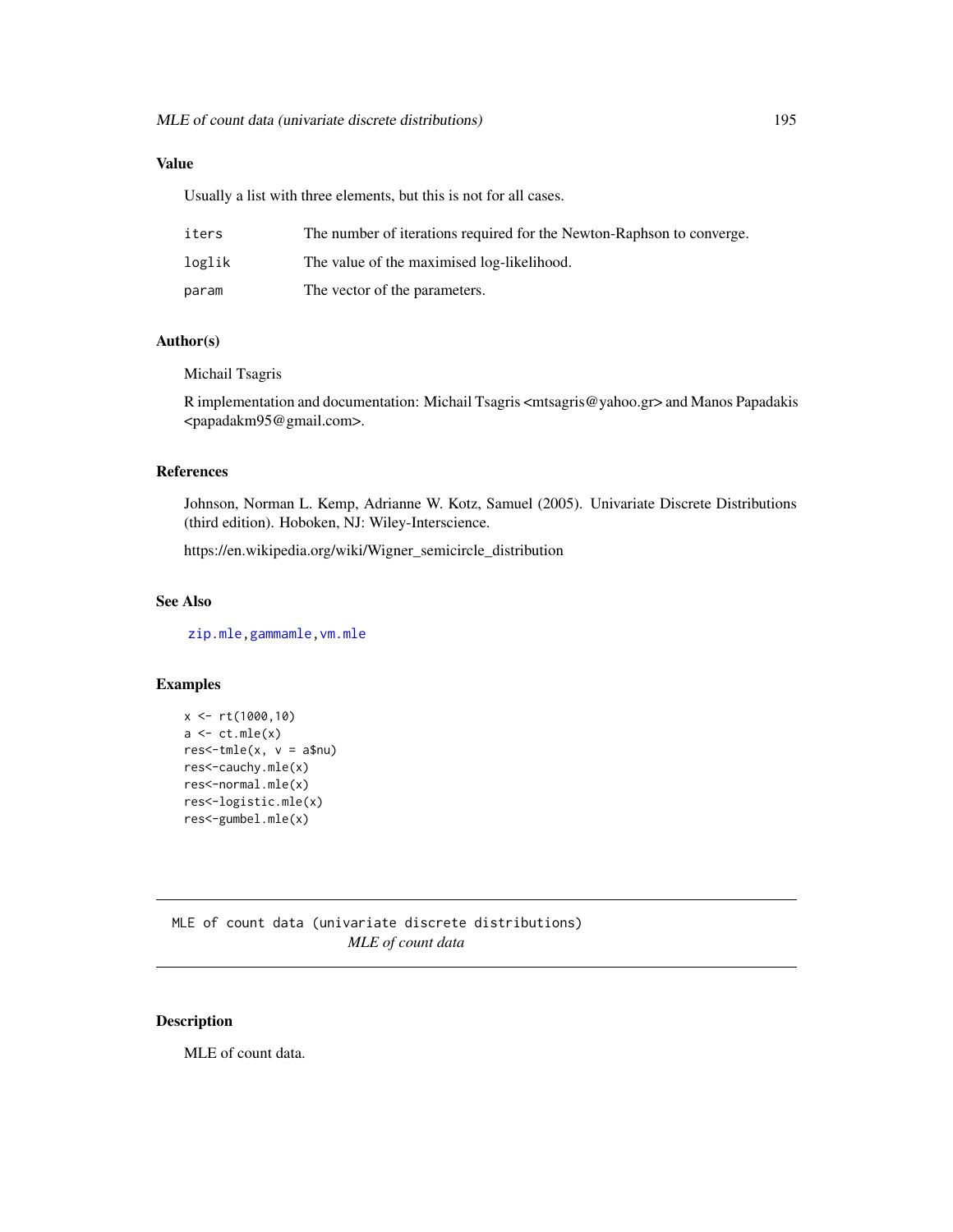## Value

Usually a list with three elements, but this is not for all cases.

| | |
|---|---|
| iters | The number of iterations required for the Newton-Raphson to converge. |
| loglik | The value of the maximised log-likelihood. |
| param | The vector of the parameters. |

## Author(s)

Michail Tsagris

R implementation and documentation: Michail Tsagris <mtsagris@yahoo.gr> and Manos Papadakis <papadakm95@gmail.com>.

## References

Johnson, Norman L. Kemp, Adrianne W. Kotz, Samuel (2005). Univariate Discrete Distributions (third edition). Hoboken, NJ: Wiley-Interscience.

https://en.wikipedia.org/wiki/Wigner_semicircle_distribution

## See Also

zip.mle, gammamle, vm.mle

## Examples

```
x <- rt(1000,10)
a <- ct.mle(x)
res<-tmle(x, v = a$nu)
res<-cauchy.mle(x)
res<-normal.mle(x)
res<-logistic.mle(x)
res<-gumbel.mle(x)
```

---

# MLE of count data (univariate discrete distributions)

*MLE of count data*

## Description

MLE of count data.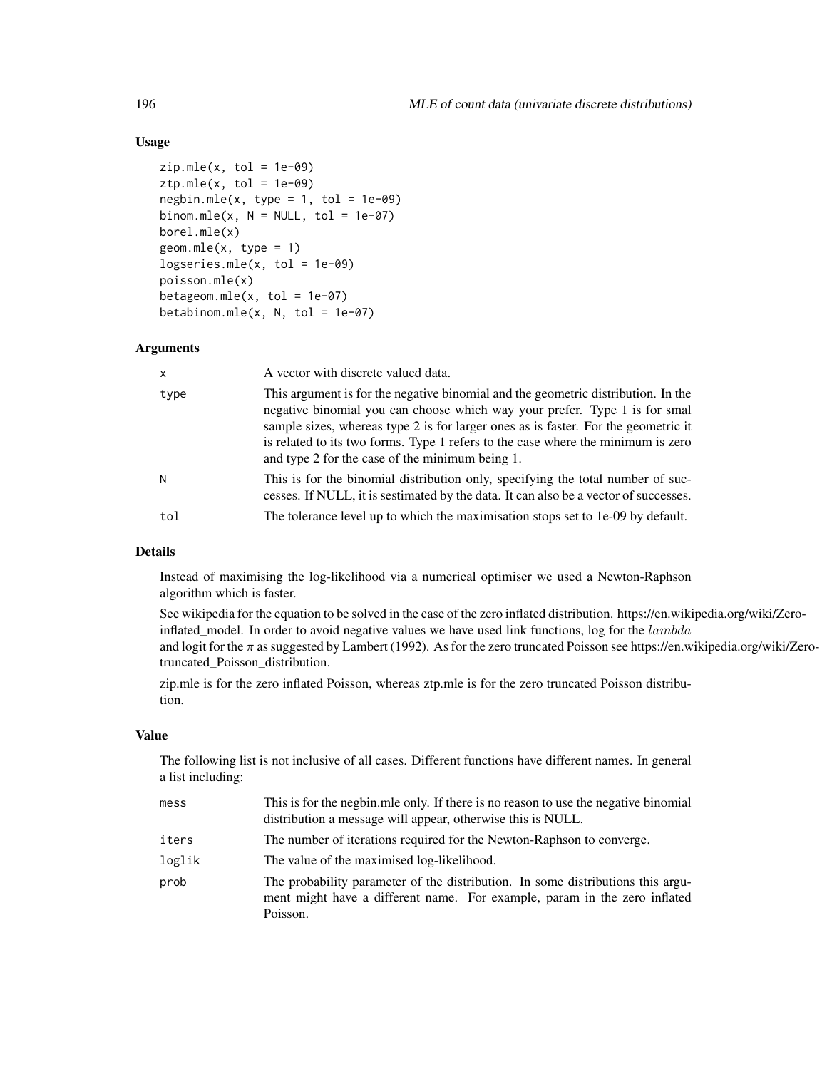### Usage

```
zip.mle(x, tol = 1e-09)
ztp.mle(x, tol = 1e-09)
negbin.mle(x, type = 1, tol = 1e-09)
binom.mle(x, N = NULL, tol = 1e-07)
borel.mle(x)
geom.mle(x, type = 1)
logseries.mle(x, tol = 1e-09)
poisson.mle(x)
betageom.mle(x, tol = 1e-07)
betabinom.mle(x, N, tol = 1e-07)
```

### Arguments

| | |
|---|---|
| x | A vector with discrete valued data. |
| type | This argument is for the negative binomial and the geometric distribution. In the negative binomial you can choose which way your prefer. Type 1 is for smal sample sizes, whereas type 2 is for larger ones as is faster. For the geometric it is related to its two forms. Type 1 refers to the case where the minimum is zero and type 2 for the case of the minimum being 1. |
| N | This is for the binomial distribution only, specifying the total number of successes. If NULL, it is sestimated by the data. It can also be a vector of successes. |
| tol | The tolerance level up to which the maximisation stops set to 1e-09 by default. |

### Details

Instead of maximising the log-likelihood via a numerical optimiser we used a Newton-Raphson algorithm which is faster.

See wikipedia for the equation to be solved in the case of the zero inflated distribution. https://en.wikipedia.org/wiki/Zero-inflated_model. In order to avoid negative values we have used link functions, log for the $lambda$ and logit for the $\pi$ as suggested by Lambert (1992). As for the zero truncated Poisson see https://en.wikipedia.org/wiki/Zero-truncated_Poisson_distribution.

zip.mle is for the zero inflated Poisson, whereas ztp.mle is for the zero truncated Poisson distribution.

### Value

The following list is not inclusive of all cases. Different functions have different names. In general a list including:

| | |
|---|---|
| mess | This is for the negbin.mle only. If there is no reason to use the negative binomial distribution a message will appear, otherwise this is NULL. |
| iters | The number of iterations required for the Newton-Raphson to converge. |
| loglik | The value of the maximised log-likelihood. |
| prob | The probability parameter of the distribution. In some distributions this argument might have a different name. For example, param in the zero inflated Poisson. |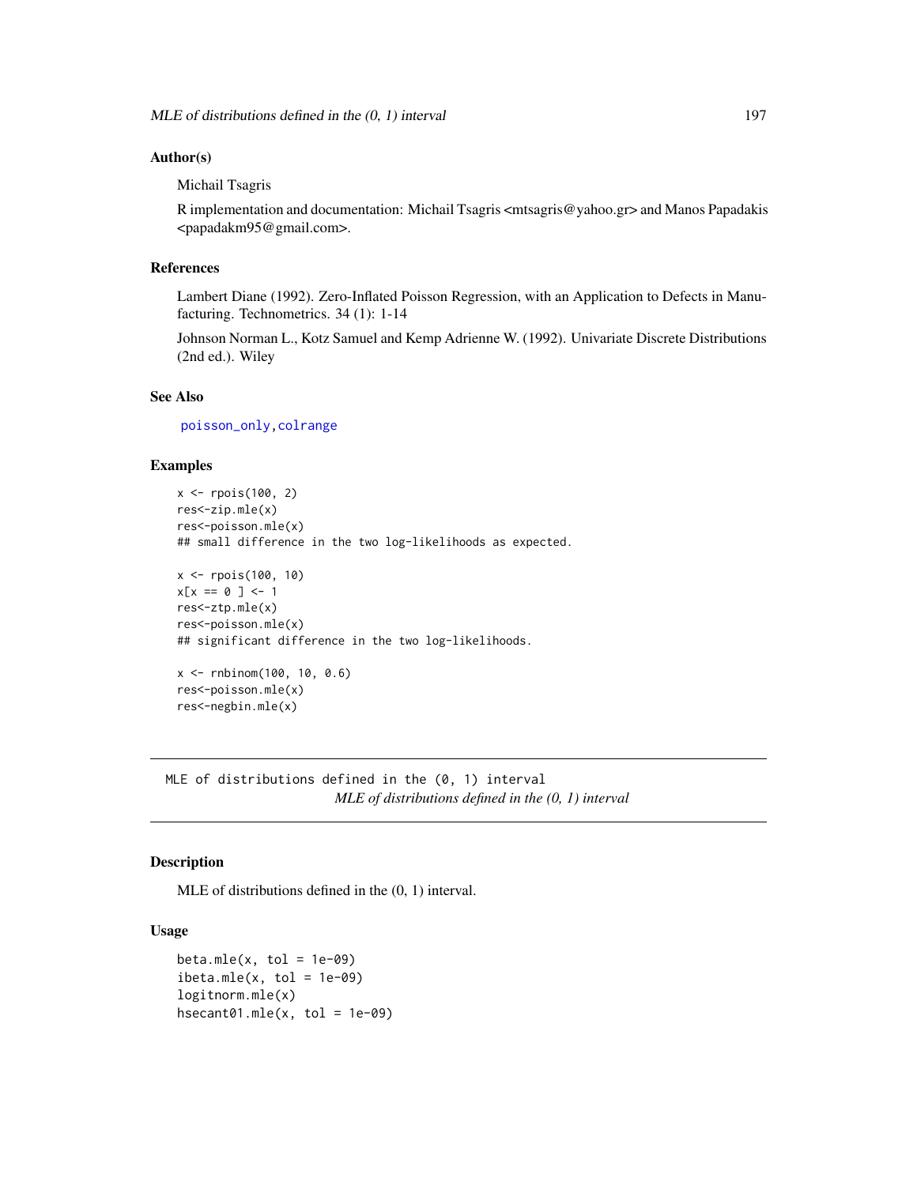### Author(s)

Michail Tsagris

R implementation and documentation: Michail Tsagris <mtsagris@yahoo.gr> and Manos Papadakis <papadakm95@gmail.com>.

### References

Lambert Diane (1992). Zero-Inflated Poisson Regression, with an Application to Defects in Manufacturing. Technometrics. 34 (1): 1-14

Johnson Norman L., Kotz Samuel and Kemp Adrienne W. (1992). Univariate Discrete Distributions (2nd ed.). Wiley

### See Also

poisson_only, colrange

### Examples

```
x <- rpois(100, 2)
res<-zip.mle(x)
res<-poisson.mle(x)
## small difference in the two log-likelihoods as expected.

x <- rpois(100, 10)
x[x == 0 ] <- 1
res<-ztp.mle(x)
res<-poisson.mle(x)
## significant difference in the two log-likelihoods.

x <- rnbinom(100, 10, 0.6)
res<-poisson.mle(x)
res<-negbin.mle(x)
```

---

## MLE of distributions defined in the (0, 1) interval

*MLE of distributions defined in the (0, 1) interval*

---

### Description

MLE of distributions defined in the (0, 1) interval.

### Usage

```
beta.mle(x, tol = 1e-09)
ibeta.mle(x, tol = 1e-09)
logitnorm.mle(x)
hsecant01.mle(x, tol = 1e-09)
```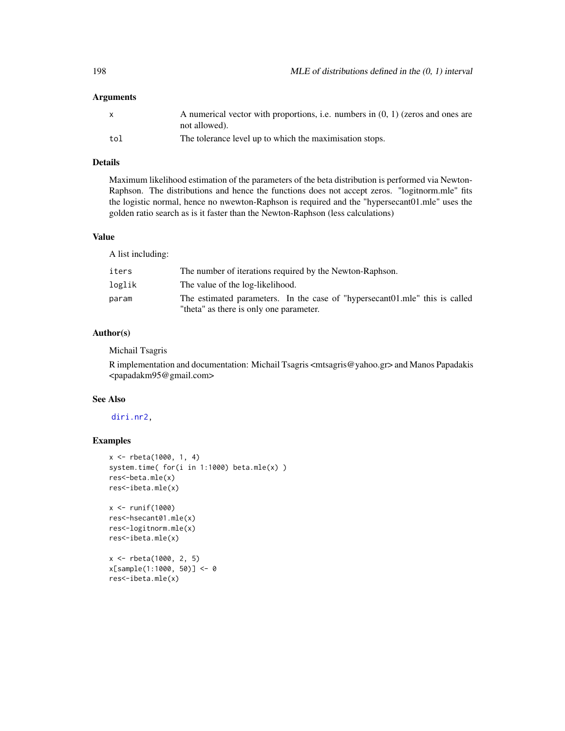## Arguments

| | |
|---|---|
| x | A numerical vector with proportions, i.e. numbers in (0, 1) (zeros and ones are not allowed). |
| tol | The tolerance level up to which the maximisation stops. |

## Details

Maximum likelihood estimation of the parameters of the beta distribution is performed via Newton-Raphson. The distributions and hence the functions does not accept zeros. "logitnorm.mle" fits the logistic normal, hence no nwewton-Raphson is required and the "hypersecant01.mle" uses the golden ratio search as is it faster than the Newton-Raphson (less calculations)

## Value

A list including:

| | |
|---|---|
| iters | The number of iterations required by the Newton-Raphson. |
| loglik | The value of the log-likelihood. |
| param | The estimated parameters. In the case of "hypersecant01.mle" this is called "theta" as there is only one parameter. |

## Author(s)

Michail Tsagris

R implementation and documentation: Michail Tsagris <mtsagris@yahoo.gr> and Manos Papadakis <papadakm95@gmail.com>

## See Also

diri.nr2,

## Examples

```
x <- rbeta(1000, 1, 4)
system.time( for(i in 1:1000) beta.mle(x) )
res<-beta.mle(x)
res<-ibeta.mle(x)

x <- runif(1000)
res<-hsecant01.mle(x)
res<-logitnorm.mle(x)
res<-ibeta.mle(x)

x <- rbeta(1000, 2, 5)
x[sample(1:1000, 50)] <- 0
res<-ibeta.mle(x)
```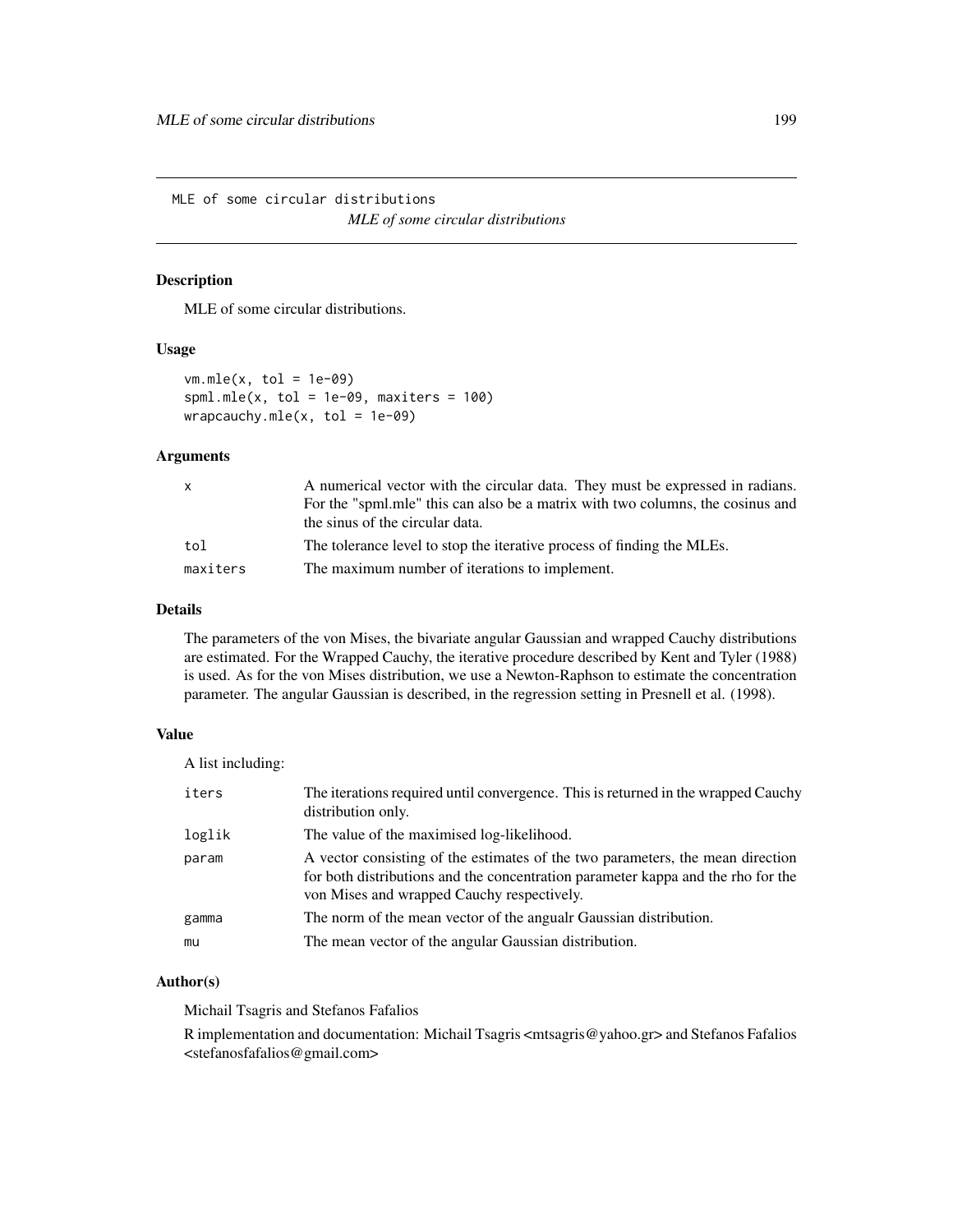MLE of some circular distributions

*MLE of some circular distributions*

## Description

MLE of some circular distributions.

## Usage

```
vm.mle(x, tol = 1e-09)
spml.mle(x, tol = 1e-09, maxiters = 100)
wrapcauchy.mle(x, tol = 1e-09)
```

## Arguments

| | |
|---|---|
| x | A numerical vector with the circular data. They must be expressed in radians. For the "spml.mle" this can also be a matrix with two columns, the cosinus and the sinus of the circular data. |
| tol | The tolerance level to stop the iterative process of finding the MLEs. |
| maxiters | The maximum number of iterations to implement. |

## Details

The parameters of the von Mises, the bivariate angular Gaussian and wrapped Cauchy distributions are estimated. For the Wrapped Cauchy, the iterative procedure described by Kent and Tyler (1988) is used. As for the von Mises distribution, we use a Newton-Raphson to estimate the concentration parameter. The angular Gaussian is described, in the regression setting in Presnell et al. (1998).

## Value

A list including:

| | |
|---|---|
| iters | The iterations required until convergence. This is returned in the wrapped Cauchy distribution only. |
| loglik | The value of the maximised log-likelihood. |
| param | A vector consisting of the estimates of the two parameters, the mean direction for both distributions and the concentration parameter kappa and the rho for the von Mises and wrapped Cauchy respectively. |
| gamma | The norm of the mean vector of the angualr Gaussian distribution. |
| mu | The mean vector of the angular Gaussian distribution. |

## Author(s)

Michail Tsagris and Stefanos Fafalios

R implementation and documentation: Michail Tsagris <mtsagris@yahoo.gr> and Stefanos Fafalios <stefanosfafalios@gmail.com>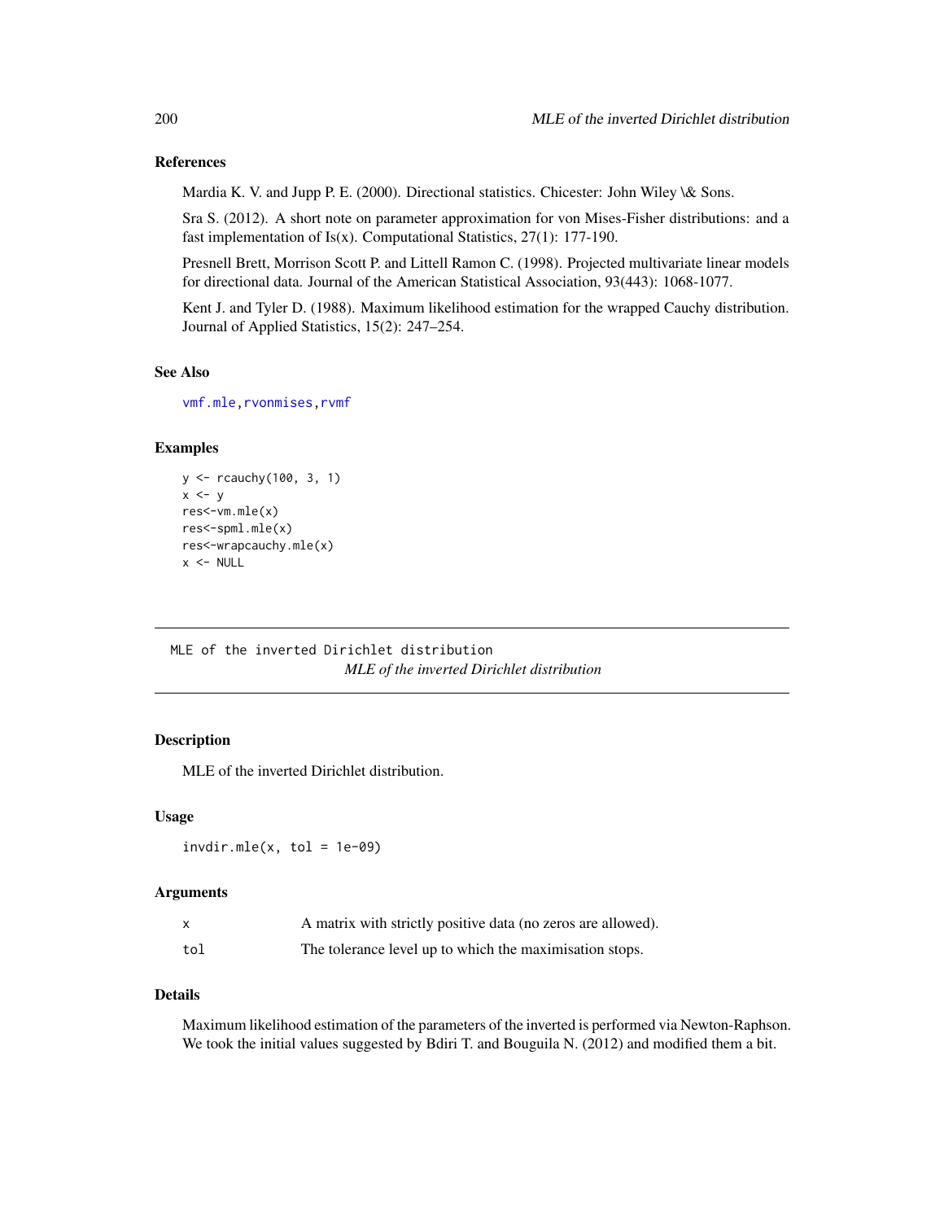### References

Mardia K. V. and Jupp P. E. (2000). Directional statistics. Chicester: John Wiley \& Sons.

Sra S. (2012). A short note on parameter approximation for von Mises-Fisher distributions: and a fast implementation of Is(x). Computational Statistics, 27(1): 177-190.

Presnell Brett, Morrison Scott P. and Littell Ramon C. (1998). Projected multivariate linear models for directional data. Journal of the American Statistical Association, 93(443): 1068-1077.

Kent J. and Tyler D. (1988). Maximum likelihood estimation for the wrapped Cauchy distribution. Journal of Applied Statistics, 15(2): 247–254.

### See Also

vmf.mle,rvonmises,rvmf

### Examples

```
y <- rcauchy(100, 3, 1)
x <- y
res<-vm.mle(x)
res<-spml.mle(x)
res<-wrapcauchy.mle(x)
x <- NULL
```

---

## MLE of the inverted Dirichlet distribution

*MLE of the inverted Dirichlet distribution*

---

### Description

MLE of the inverted Dirichlet distribution.

### Usage

```
invdir.mle(x, tol = 1e-09)
```

### Arguments

| | |
|---|---|
| x | A matrix with strictly positive data (no zeros are allowed). |
| tol | The tolerance level up to which the maximisation stops. |

### Details

Maximum likelihood estimation of the parameters of the inverted is performed via Newton-Raphson. We took the initial values suggested by Bdiri T. and Bouguila N. (2012) and modified them a bit.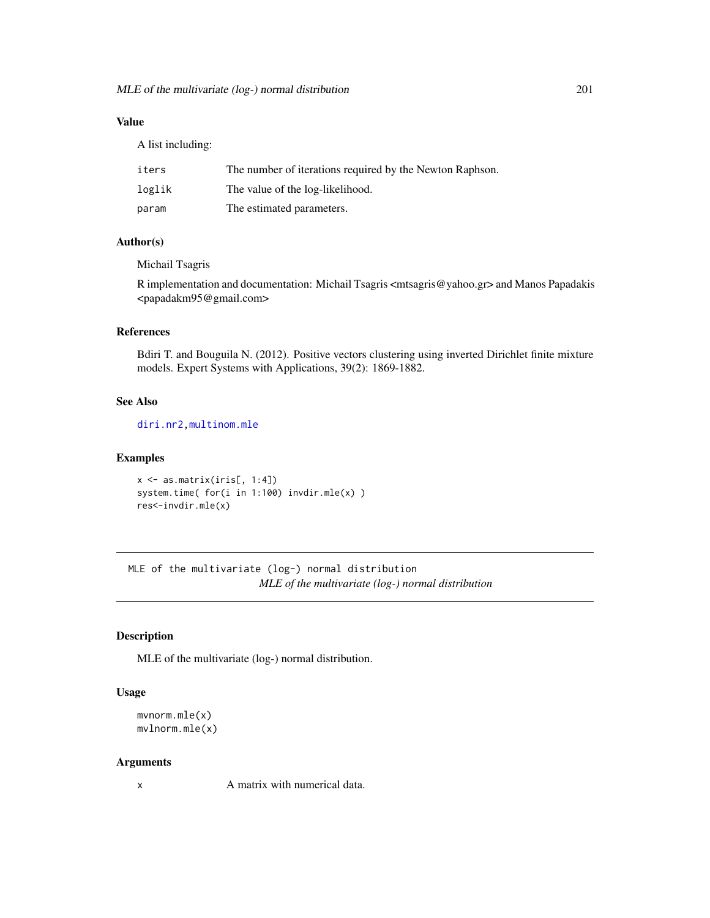### Value

A list including:

| | |
|---|---|
| iters | The number of iterations required by the Newton Raphson. |
| loglik | The value of the log-likelihood. |
| param | The estimated parameters. |

### Author(s)

Michail Tsagris

R implementation and documentation: Michail Tsagris <mtsagris@yahoo.gr> and Manos Papadakis <papadakm95@gmail.com>

### References

Bdiri T. and Bouguila N. (2012). Positive vectors clustering using inverted Dirichlet finite mixture models. Expert Systems with Applications, 39(2): 1869-1882.

### See Also

diri.nr2, multinom.mle

### Examples

```
x <- as.matrix(iris[, 1:4])
system.time( for(i in 1:100) invdir.mle(x) )
res<-invdir.mle(x)
```

---

## MLE of the multivariate (log-) normal distribution

*MLE of the multivariate (log-) normal distribution*

### Description

MLE of the multivariate (log-) normal distribution.

### Usage

```
mvnorm.mle(x)
mvlnorm.mle(x)
```

### Arguments

| | |
|---|---|
| x | A matrix with numerical data. |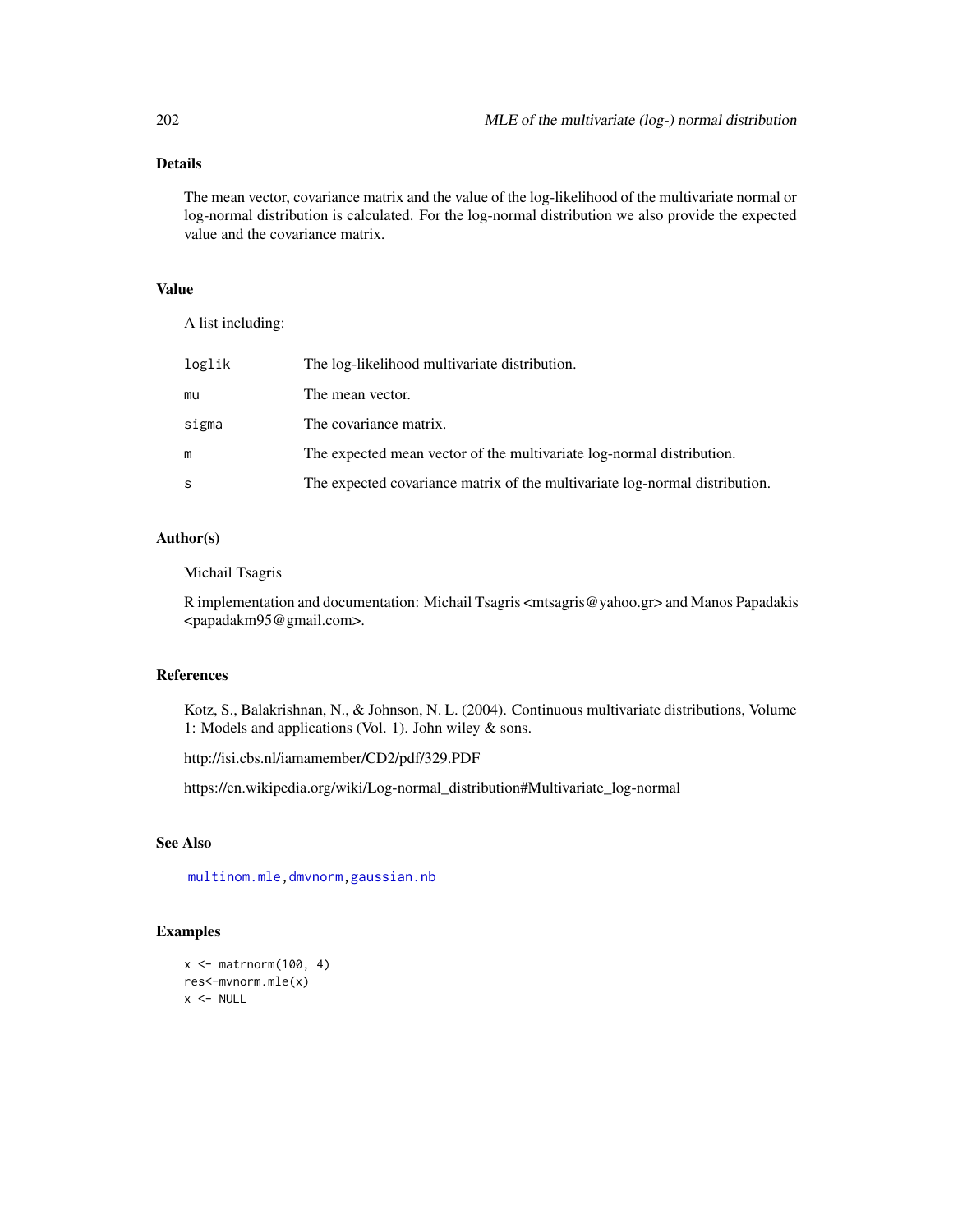## Details

The mean vector, covariance matrix and the value of the log-likelihood of the multivariate normal or log-normal distribution is calculated. For the log-normal distribution we also provide the expected value and the covariance matrix.

## Value

A list including:

| | |
|---|---|
| `loglik` | The log-likelihood multivariate distribution. |
| `mu` | The mean vector. |
| `sigma` | The covariance matrix. |
| `m` | The expected mean vector of the multivariate log-normal distribution. |
| `s` | The expected covariance matrix of the multivariate log-normal distribution. |

## Author(s)

Michail Tsagris

R implementation and documentation: Michail Tsagris <mtsagris@yahoo.gr> and Manos Papadakis <papadakm95@gmail.com>.

## References

Kotz, S., Balakrishnan, N., & Johnson, N. L. (2004). Continuous multivariate distributions, Volume 1: Models and applications (Vol. 1). John wiley & sons.

http://isi.cbs.nl/iamamember/CD2/pdf/329.PDF

https://en.wikipedia.org/wiki/Log-normal_distribution#Multivariate_log-normal

## See Also

`multinom.mle`, `dmvnorm`, `gaussian.nb`

## Examples

```
x <- matrnorm(100, 4)
res<-mvnorm.mle(x)
x <- NULL
```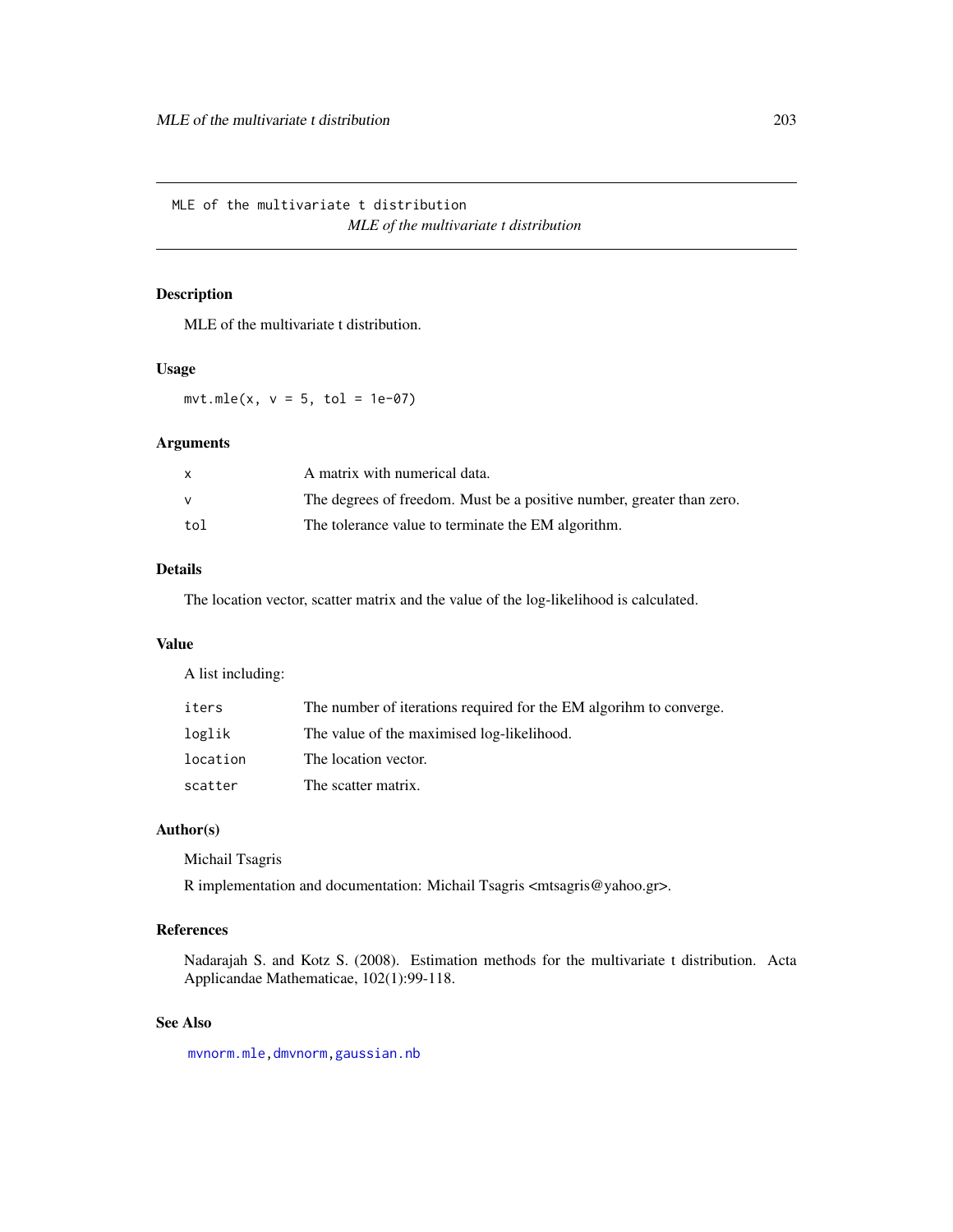MLE of the multivariate t distribution

*MLE of the multivariate t distribution*

## Description

MLE of the multivariate t distribution.

## Usage

```
mvt.mle(x, v = 5, tol = 1e-07)
```

## Arguments

| | |
|---|---|
| x | A matrix with numerical data. |
| v | The degrees of freedom. Must be a positive number, greater than zero. |
| tol | The tolerance value to terminate the EM algorithm. |

## Details

The location vector, scatter matrix and the value of the log-likelihood is calculated.

## Value

A list including:

| | |
|---|---|
| iters | The number of iterations required for the EM algorihm to converge. |
| loglik | The value of the maximised log-likelihood. |
| location | The location vector. |
| scatter | The scatter matrix. |

## Author(s)

Michail Tsagris

R implementation and documentation: Michail Tsagris <mtsagris@yahoo.gr>.

## References

Nadarajah S. and Kotz S. (2008). Estimation methods for the multivariate t distribution. Acta Applicandae Mathematicae, 102(1):99-118.

## See Also

mvnorm.mle, dmvnorm, gaussian.nb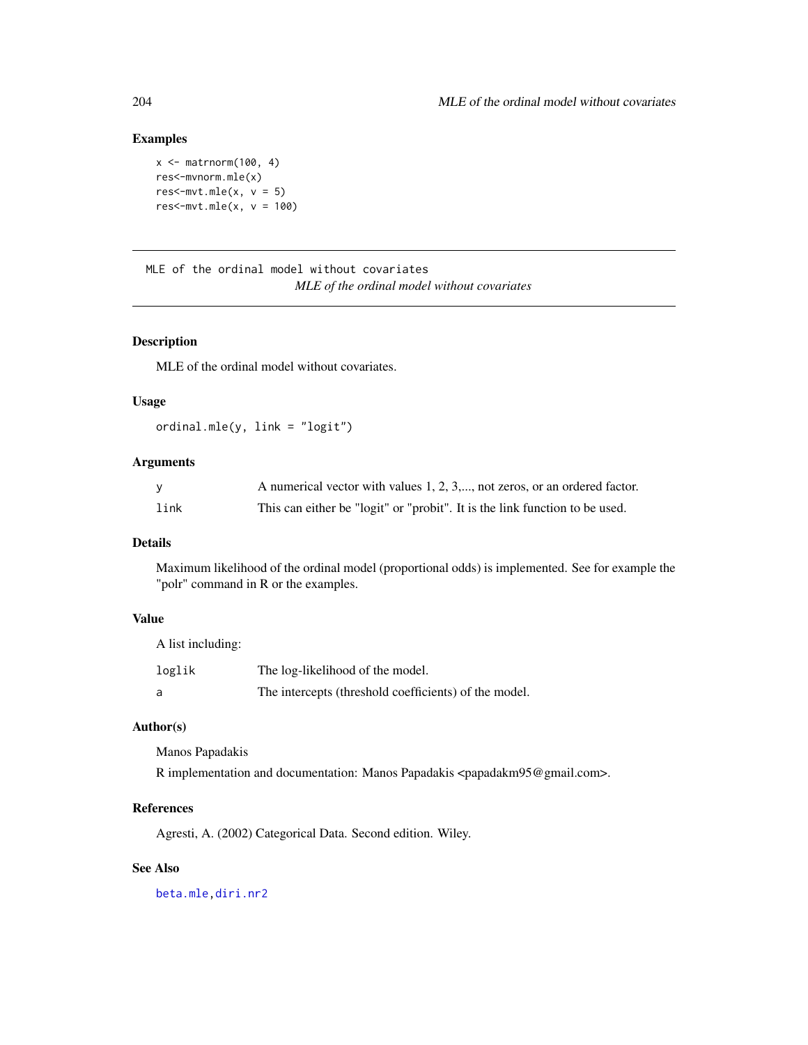## Examples

```
x <- matrnorm(100, 4)
res<-mvnorm.mle(x)
res<-mvt.mle(x, v = 5)
res<-mvt.mle(x, v = 100)
```

---

# MLE of the ordinal model without covariates

*MLE of the ordinal model without covariates*

---

### Description

MLE of the ordinal model without covariates.

### Usage

```
ordinal.mle(y, link = "logit")
```

### Arguments

| | |
|---|---|
| y | A numerical vector with values 1, 2, 3,..., not zeros, or an ordered factor. |
| link | This can either be "logit" or "probit". It is the link function to be used. |

### Details

Maximum likelihood of the ordinal model (proportional odds) is implemented. See for example the "polr" command in R or the examples.

### Value

A list including:

| | |
|---|---|
| loglik | The log-likelihood of the model. |
| a | The intercepts (threshold coefficients) of the model. |

### Author(s)

Manos Papadakis

R implementation and documentation: Manos Papadakis <papadakm95@gmail.com>.

### References

Agresti, A. (2002) Categorical Data. Second edition. Wiley.

### See Also

beta.mle, diri.nr2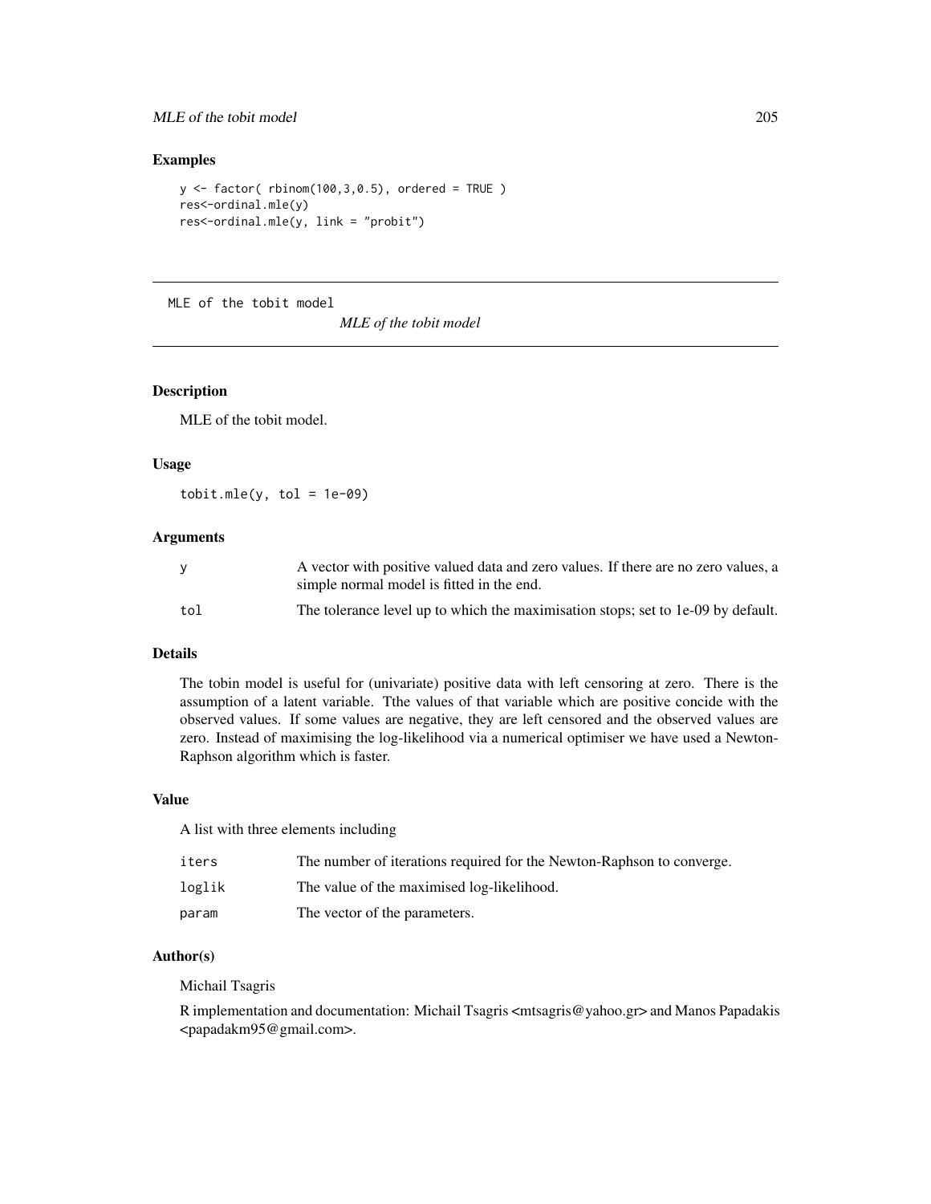## Examples

```
y <- factor( rbinom(100,3,0.5), ordered = TRUE )
res<-ordinal.mle(y)
res<-ordinal.mle(y, link = "probit")
```

---

MLE of the tobit model                *MLE of the tobit model*

---

### Description

MLE of the tobit model.

### Usage

```
tobit.mle(y, tol = 1e-09)
```

### Arguments

| | |
|---|---|
| y | A vector with positive valued data and zero values. If there are no zero values, a simple normal model is fitted in the end. |
| tol | The tolerance level up to which the maximisation stops; set to 1e-09 by default. |

### Details

The tobin model is useful for (univariate) positive data with left censoring at zero. There is the assumption of a latent variable. Tthe values of that variable which are positive concide with the observed values. If some values are negative, they are left censored and the observed values are zero. Instead of maximising the log-likelihood via a numerical optimiser we have used a Newton-Raphson algorithm which is faster.

### Value

A list with three elements including

| | |
|---|---|
| iters | The number of iterations required for the Newton-Raphson to converge. |
| loglik | The value of the maximised log-likelihood. |
| param | The vector of the parameters. |

### Author(s)

Michail Tsagris

R implementation and documentation: Michail Tsagris <mtsagris@yahoo.gr> and Manos Papadakis <papadakm95@gmail.com>.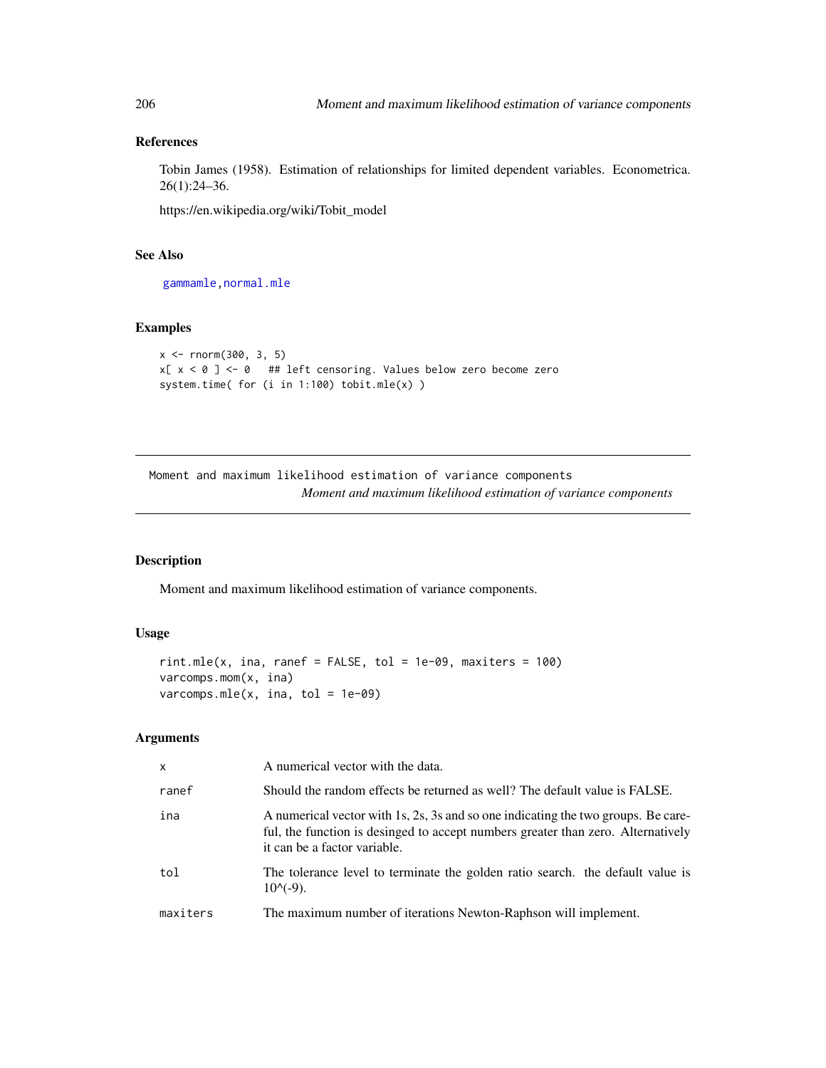### References

Tobin James (1958). Estimation of relationships for limited dependent variables. Econometrica. 26(1):24–36.

https://en.wikipedia.org/wiki/Tobit_model

### See Also

gammamle,normal.mle

### Examples

```
x <- rnorm(300, 3, 5)
x[ x < 0 ] <- 0   ## left censoring. Values below zero become zero
system.time( for (i in 1:100) tobit.mle(x) )
```

---

## Moment and maximum likelihood estimation of variance components

*Moment and maximum likelihood estimation of variance components*

---

### Description

Moment and maximum likelihood estimation of variance components.

### Usage

```
rint.mle(x, ina, ranef = FALSE, tol = 1e-09, maxiters = 100)
varcomps.mom(x, ina)
varcomps.mle(x, ina, tol = 1e-09)
```

### Arguments

| | |
|---|---|
| x | A numerical vector with the data. |
| ranef | Should the random effects be returned as well? The default value is FALSE. |
| ina | A numerical vector with 1s, 2s, 3s and so one indicating the two groups. Be careful, the function is desinged to accept numbers greater than zero. Alternatively it can be a factor variable. |
| tol | The tolerance level to terminate the golden ratio search. the default value is 10^(-9). |
| maxiters | The maximum number of iterations Newton-Raphson will implement. |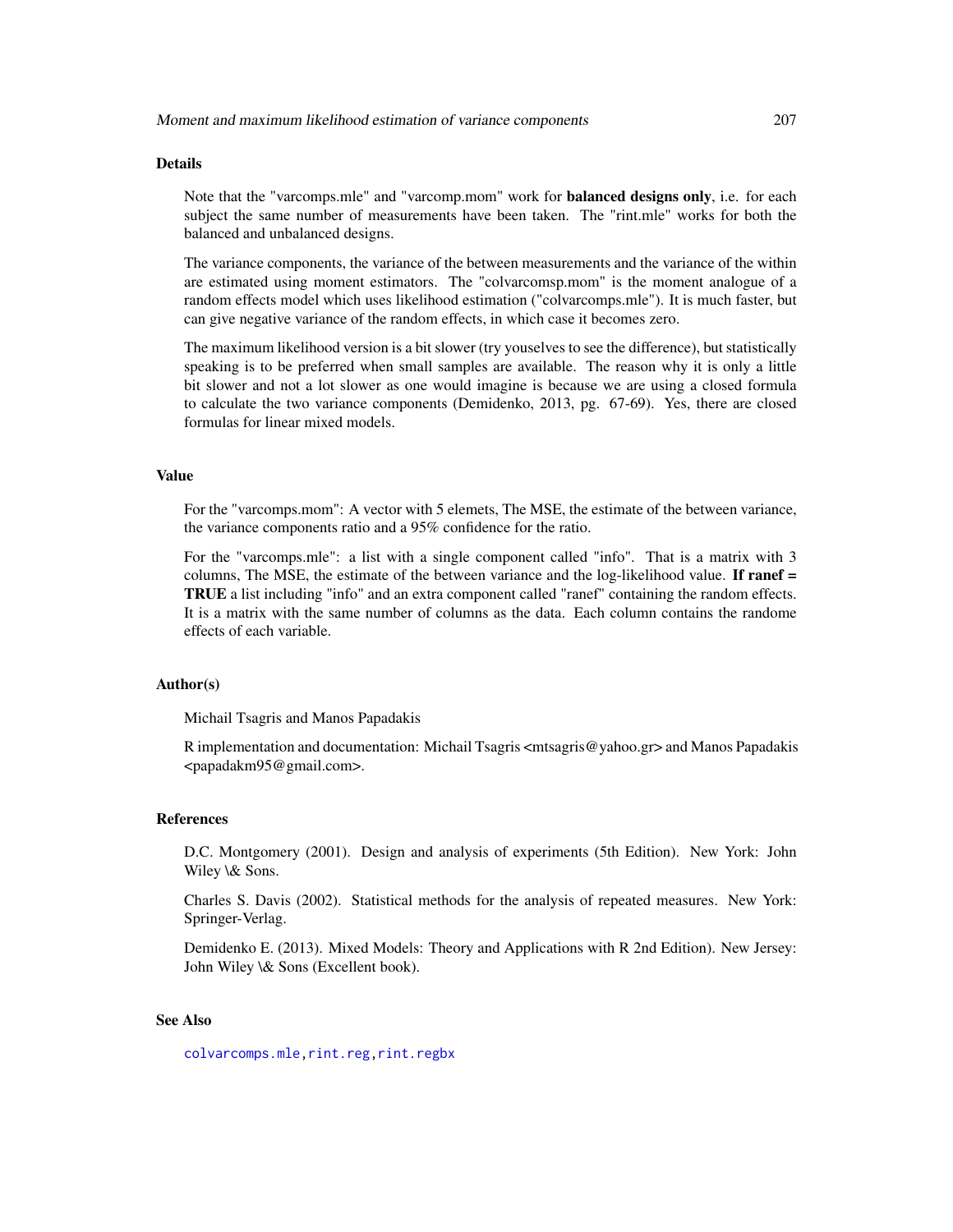## Details

Note that the "varcomps.mle" and "varcomp.mom" work for **balanced designs only**, i.e. for each subject the same number of measurements have been taken. The "rint.mle" works for both the balanced and unbalanced designs.

The variance components, the variance of the between measurements and the variance of the within are estimated using moment estimators. The "colvarcomsp.mom" is the moment analogue of a random effects model which uses likelihood estimation ("colvarcomps.mle"). It is much faster, but can give negative variance of the random effects, in which case it becomes zero.

The maximum likelihood version is a bit slower (try youselves to see the difference), but statistically speaking is to be preferred when small samples are available. The reason why it is only a little bit slower and not a lot slower as one would imagine is because we are using a closed formula to calculate the two variance components (Demidenko, 2013, pg. 67-69). Yes, there are closed formulas for linear mixed models.

## Value

For the "varcomps.mom": A vector with 5 elemets, The MSE, the estimate of the between variance, the variance components ratio and a 95% confidence for the ratio.

For the "varcomps.mle": a list with a single component called "info". That is a matrix with 3 columns, The MSE, the estimate of the between variance and the log-likelihood value. **If ranef = TRUE** a list including "info" and an extra component called "ranef" containing the random effects. It is a matrix with the same number of columns as the data. Each column contains the randome effects of each variable.

## Author(s)

Michail Tsagris and Manos Papadakis

R implementation and documentation: Michail Tsagris <mtsagris@yahoo.gr> and Manos Papadakis <papadakm95@gmail.com>.

## References

D.C. Montgomery (2001). Design and analysis of experiments (5th Edition). New York: John Wiley \& Sons.

Charles S. Davis (2002). Statistical methods for the analysis of repeated measures. New York: Springer-Verlag.

Demidenko E. (2013). Mixed Models: Theory and Applications with R 2nd Edition). New Jersey: John Wiley \& Sons (Excellent book).

## See Also

colvarcomps.mle, rint.reg, rint.regbx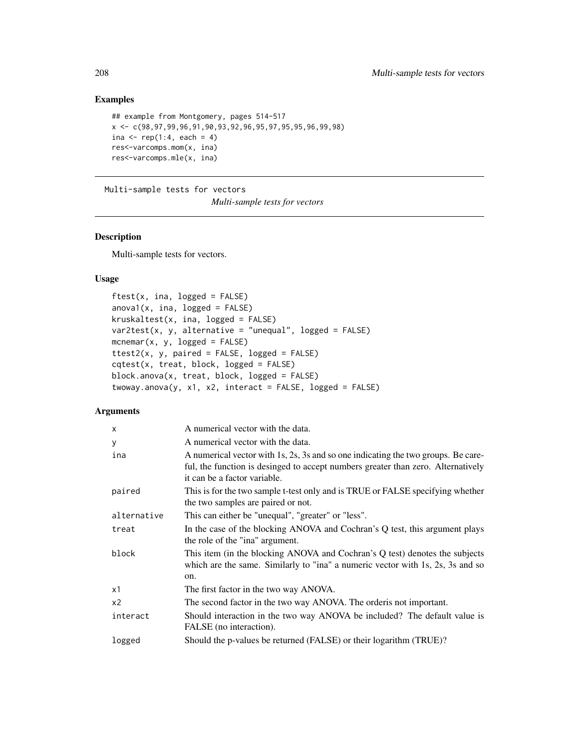### Examples

```
## example from Montgomery, pages 514-517
x <- c(98,97,99,96,91,90,93,92,96,95,97,95,95,96,99,98)
ina <- rep(1:4, each = 4)
res<-varcomps.mom(x, ina)
res<-varcomps.mle(x, ina)
```

---

## Multi-sample tests for vectors

*Multi-sample tests for vectors*

---

### Description

Multi-sample tests for vectors.

### Usage

```
ftest(x, ina, logged = FALSE)
anova1(x, ina, logged = FALSE)
kruskaltest(x, ina, logged = FALSE)
var2test(x, y, alternative = "unequal", logged = FALSE)
mcnemar(x, y, logged = FALSE)
ttest2(x, y, paired = FALSE, logged = FALSE)
cqtest(x, treat, block, logged = FALSE)
block.anova(x, treat, block, logged = FALSE)
twoway.anova(y, x1, x2, interact = FALSE, logged = FALSE)
```

### Arguments

| | |
|---|---|
| x | A numerical vector with the data. |
| y | A numerical vector with the data. |
| ina | A numerical vector with 1s, 2s, 3s and so one indicating the two groups. Be careful, the function is desinged to accept numbers greater than zero. Alternatively it can be a factor variable. |
| paired | This is for the two sample t-test only and is TRUE or FALSE specifying whether the two samples are paired or not. |
| alternative | This can either be "unequal", "greater" or "less". |
| treat | In the case of the blocking ANOVA and Cochran's Q test, this argument plays the role of the "ina" argument. |
| block | This item (in the blocking ANOVA and Cochran's Q test) denotes the subjects which are the same. Similarly to "ina" a numeric vector with 1s, 2s, 3s and so on. |
| x1 | The first factor in the two way ANOVA. |
| x2 | The second factor in the two way ANOVA. The orderis not important. |
| interact | Should interaction in the two way ANOVA be included? The default value is FALSE (no interaction). |
| logged | Should the p-values be returned (FALSE) or their logarithm (TRUE)? |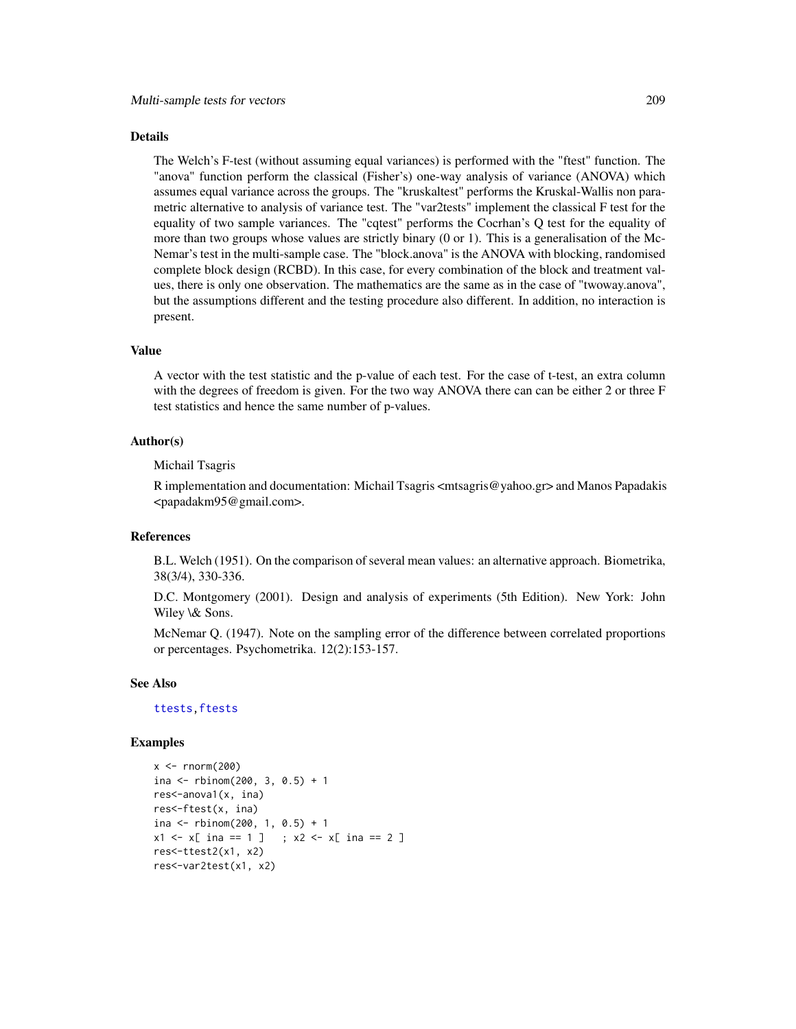## Details

The Welch's F-test (without assuming equal variances) is performed with the "ftest" function. The "anova" function perform the classical (Fisher's) one-way analysis of variance (ANOVA) which assumes equal variance across the groups. The "kruskaltest" performs the Kruskal-Wallis non parametric alternative to analysis of variance test. The "var2tests" implement the classical F test for the equality of two sample variances. The "cqtest" performs the Cocrhan's Q test for the equality of more than two groups whose values are strictly binary (0 or 1). This is a generalisation of the McNemar's test in the multi-sample case. The "block.anova" is the ANOVA with blocking, randomised complete block design (RCBD). In this case, for every combination of the block and treatment values, there is only one observation. The mathematics are the same as in the case of "twoway.anova", but the assumptions different and the testing procedure also different. In addition, no interaction is present.

## Value

A vector with the test statistic and the p-value of each test. For the case of t-test, an extra column with the degrees of freedom is given. For the two way ANOVA there can can be either 2 or three F test statistics and hence the same number of p-values.

## Author(s)

Michail Tsagris

R implementation and documentation: Michail Tsagris <mtsagris@yahoo.gr> and Manos Papadakis <papadakm95@gmail.com>.

## References

B.L. Welch (1951). On the comparison of several mean values: an alternative approach. Biometrika, 38(3/4), 330-336.

D.C. Montgomery (2001). Design and analysis of experiments (5th Edition). New York: John Wiley \& Sons.

McNemar Q. (1947). Note on the sampling error of the difference between correlated proportions or percentages. Psychometrika. 12(2):153-157.

## See Also

ttests, ftests

## Examples

```
x <- rnorm(200)
ina <- rbinom(200, 3, 0.5) + 1
res<-anova1(x, ina)
res<-ftest(x, ina)
ina <- rbinom(200, 1, 0.5) + 1
x1 <- x[ ina == 1 ]   ; x2 <- x[ ina == 2 ]
res<-ttest2(x1, x2)
res<-var2test(x1, x2)
```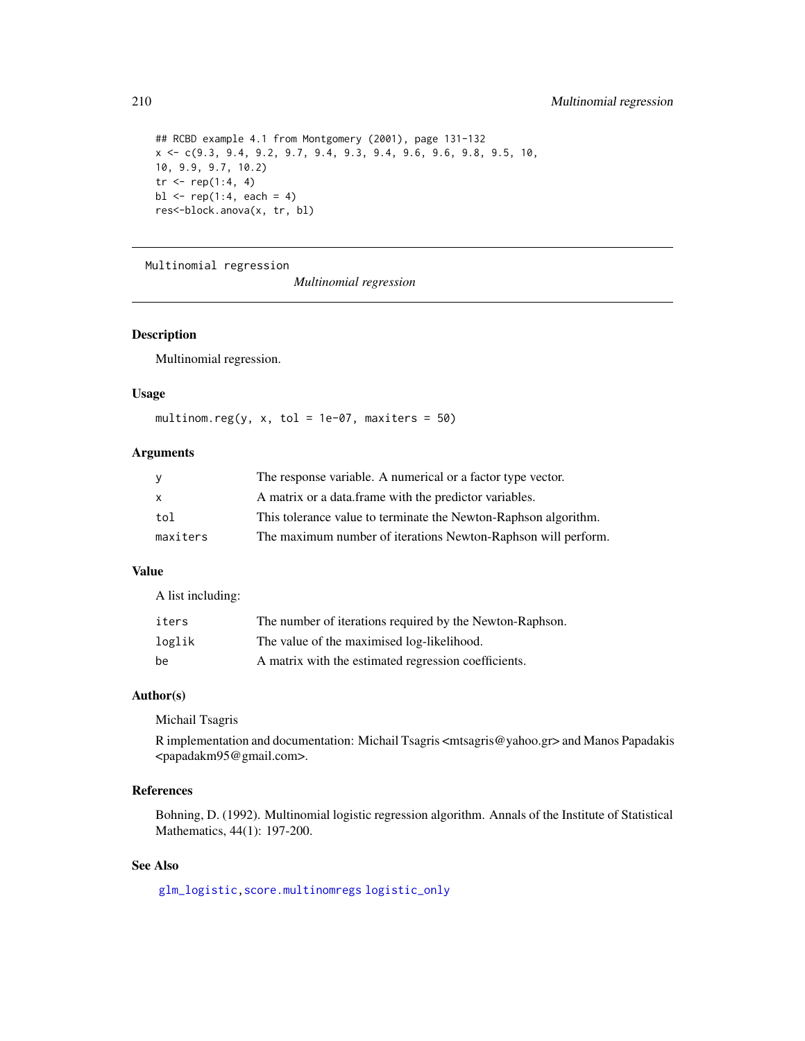```
## RCBD example 4.1 from Montgomery (2001), page 131-132
x <- c(9.3, 9.4, 9.2, 9.7, 9.4, 9.3, 9.4, 9.6, 9.6, 9.8, 9.5, 10,
10, 9.9, 9.7, 10.2)
tr <- rep(1:4, 4)
bl <- rep(1:4, each = 4)
res<-block.anova(x, tr, bl)
```

---

Multinomial regression

*Multinomial regression*

---

## Description

Multinomial regression.

## Usage

```
multinom.reg(y, x, tol = 1e-07, maxiters = 50)
```

## Arguments

| | |
|---|---|
| `y` | The response variable. A numerical or a factor type vector. |
| `x` | A matrix or a data.frame with the predictor variables. |
| `tol` | This tolerance value to terminate the Newton-Raphson algorithm. |
| `maxiters` | The maximum number of iterations Newton-Raphson will perform. |

## Value

A list including:

| | |
|---|---|
| `iters` | The number of iterations required by the Newton-Raphson. |
| `loglik` | The value of the maximised log-likelihood. |
| `be` | A matrix with the estimated regression coefficients. |

## Author(s)

Michail Tsagris

R implementation and documentation: Michail Tsagris <mtsagris@yahoo.gr> and Manos Papadakis <papadakm95@gmail.com>.

## References

Bohning, D. (1992). Multinomial logistic regression algorithm. Annals of the Institute of Statistical Mathematics, 44(1): 197-200.

## See Also

`glm_logistic, score.multinomregs logistic_only`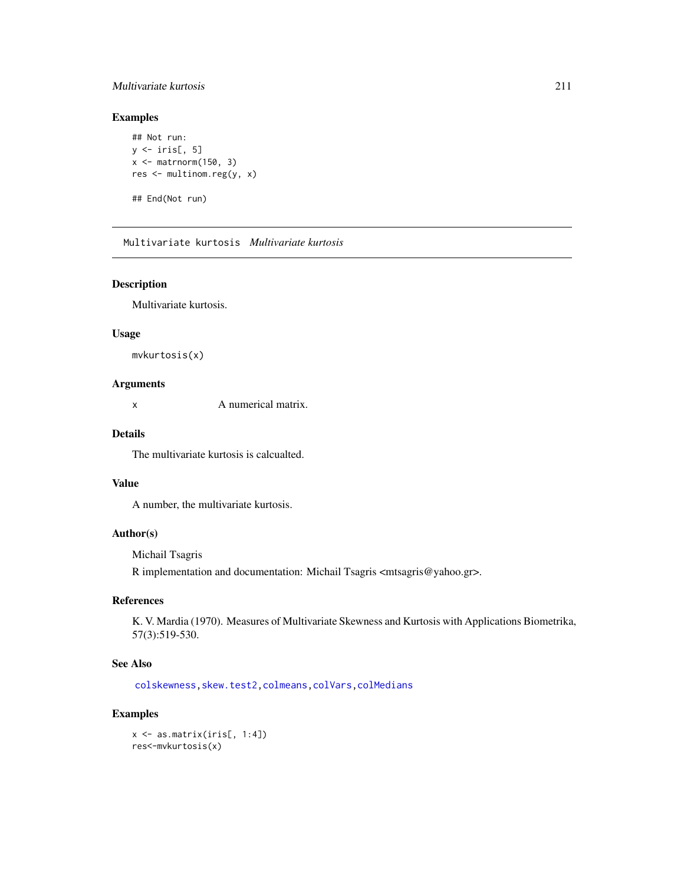### Examples

```
## Not run:
y <- iris[, 5]
x <- matrnorm(150, 3)
res <- multinom.reg(y, x)

## End(Not run)
```

---

## Multivariate kurtosis *Multivariate kurtosis*

---

### Description

Multivariate kurtosis.

### Usage

```
mvkurtosis(x)
```

### Arguments

| | |
|---|---|
| x | A numerical matrix. |

### Details

The multivariate kurtosis is calcualted.

### Value

A number, the multivariate kurtosis.

### Author(s)

Michail Tsagris

R implementation and documentation: Michail Tsagris <mtsagris@yahoo.gr>.

### References

K. V. Mardia (1970). Measures of Multivariate Skewness and Kurtosis with Applications Biometrika, 57(3):519-530.

### See Also

colskewness, skew.test2, colmeans, colVars, colMedians

### Examples

```
x <- as.matrix(iris[, 1:4])
res<-mvkurtosis(x)
```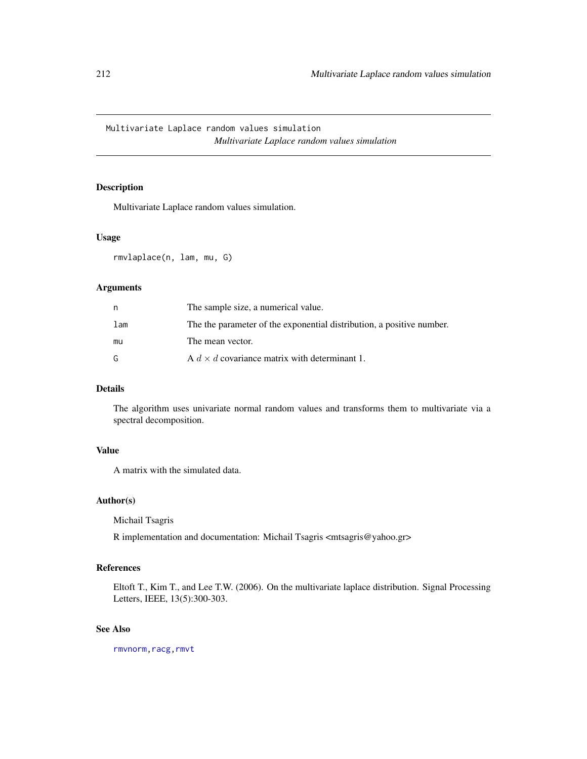Multivariate Laplace random values simulation

*Multivariate Laplace random values simulation*

## Description

Multivariate Laplace random values simulation.

## Usage

```
rmvlaplace(n, lam, mu, G)
```

## Arguments

| | |
|---|---|
| n | The sample size, a numerical value. |
| lam | The the parameter of the exponential distribution, a positive number. |
| mu | The mean vector. |
| G | A $d \times d$ covariance matrix with determinant 1. |

## Details

The algorithm uses univariate normal random values and transforms them to multivariate via a spectral decomposition.

## Value

A matrix with the simulated data.

## Author(s)

Michail Tsagris

R implementation and documentation: Michail Tsagris <mtsagris@yahoo.gr>

## References

Eltoft T., Kim T., and Lee T.W. (2006). On the multivariate laplace distribution. Signal Processing Letters, IEEE, 13(5):300-303.

## See Also

rmvnorm, racg, rmvt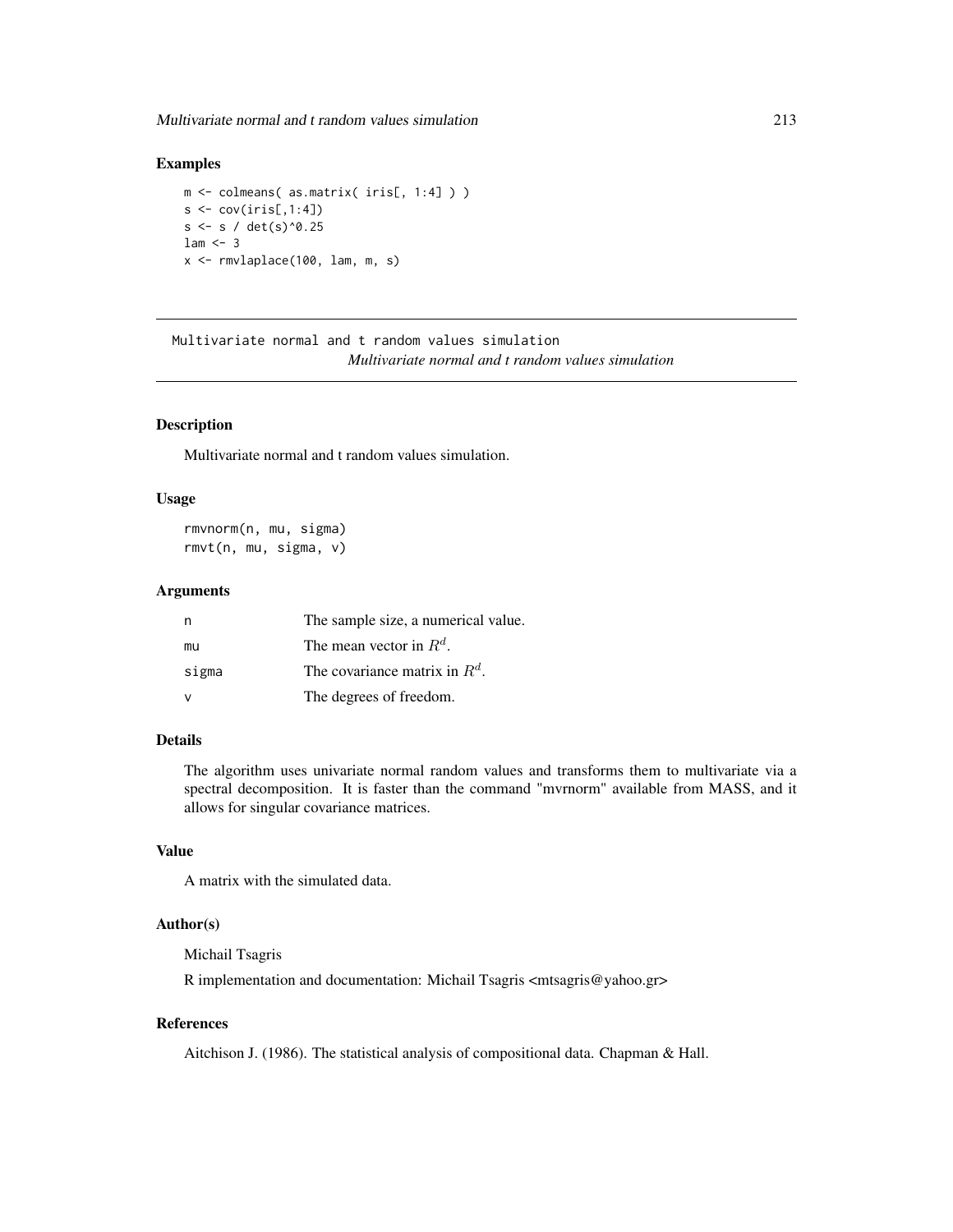### Examples

```
m <- colmeans( as.matrix( iris[, 1:4] ) )
s <- cov(iris[,1:4])
s <- s / det(s)^0.25
lam <- 3
x <- rmvlaplace(100, lam, m, s)
```

---

## Multivariate normal and t random values simulation

*Multivariate normal and t random values simulation*

---

### Description

Multivariate normal and t random values simulation.

### Usage

```
rmvnorm(n, mu, sigma)
rmvt(n, mu, sigma, v)
```

### Arguments

| | |
|---|---|
| n | The sample size, a numerical value. |
| mu | The mean vector in $R^d$. |
| sigma | The covariance matrix in $R^d$. |
| v | The degrees of freedom. |

### Details

The algorithm uses univariate normal random values and transforms them to multivariate via a spectral decomposition. It is faster than the command "mvrnorm" available from MASS, and it allows for singular covariance matrices.

### Value

A matrix with the simulated data.

### Author(s)

Michail Tsagris

R implementation and documentation: Michail Tsagris <mtsagris@yahoo.gr>

### References

Aitchison J. (1986). The statistical analysis of compositional data. Chapman & Hall.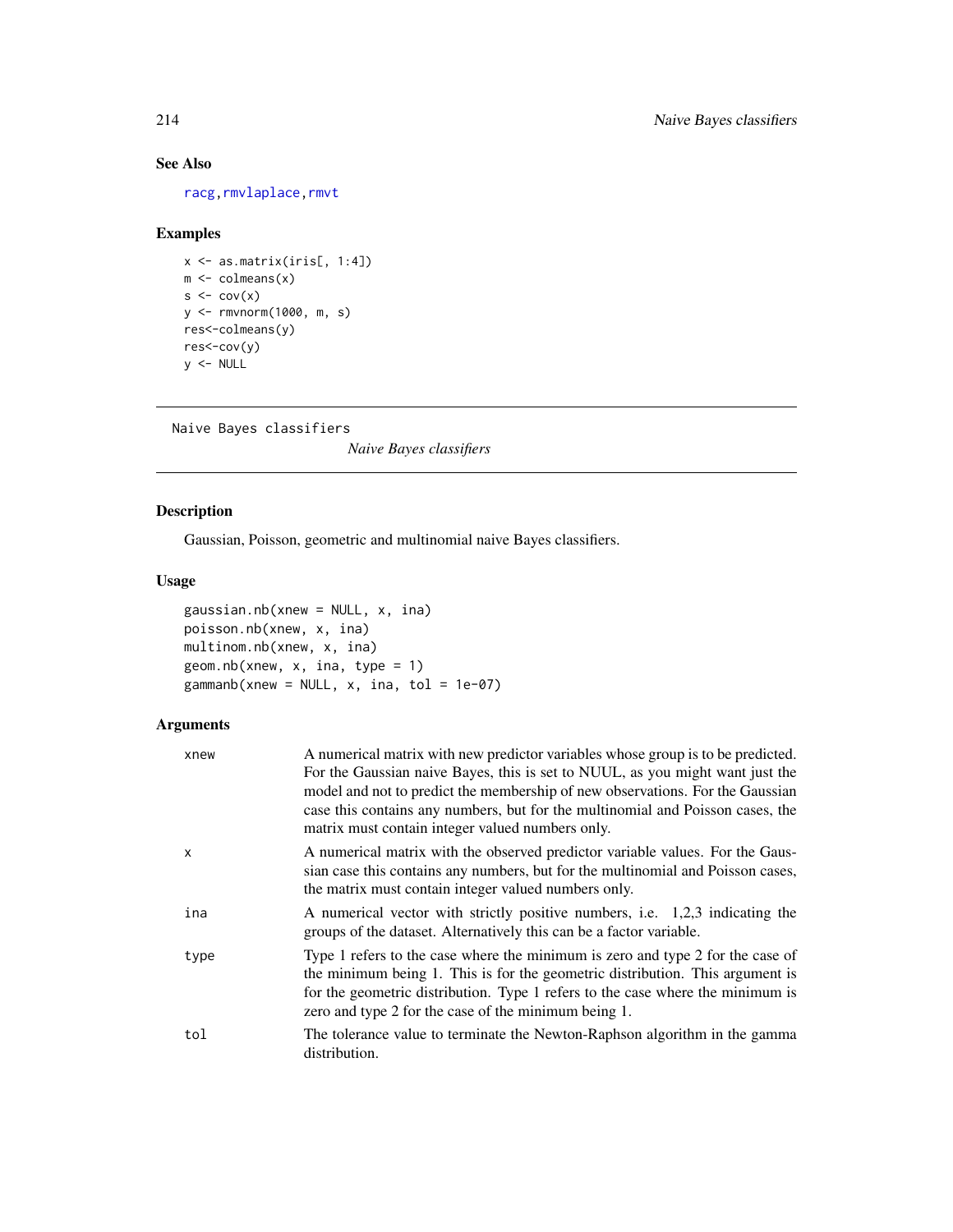### See Also

racg, rmvlaplace, rmvt

### Examples

```
x <- as.matrix(iris[, 1:4])
m <- colmeans(x)
s <- cov(x)
y <- rmvnorm(1000, m, s)
res<-colmeans(y)
res<-cov(y)
y <- NULL
```

---

Naive Bayes classifiers

## *Naive Bayes classifiers*

---

### Description

Gaussian, Poisson, geometric and multinomial naive Bayes classifiers.

### Usage

```
gaussian.nb(xnew = NULL, x, ina)
poisson.nb(xnew, x, ina)
multinom.nb(xnew, x, ina)
geom.nb(xnew, x, ina, type = 1)
gammanb(xnew = NULL, x, ina, tol = 1e-07)
```

### Arguments

| | |
|---|---|
| xnew | A numerical matrix with new predictor variables whose group is to be predicted. For the Gaussian naive Bayes, this is set to NUUL, as you might want just the model and not to predict the membership of new observations. For the Gaussian case this contains any numbers, but for the multinomial and Poisson cases, the matrix must contain integer valued numbers only. |
| x | A numerical matrix with the observed predictor variable values. For the Gaussian case this contains any numbers, but for the multinomial and Poisson cases, the matrix must contain integer valued numbers only. |
| ina | A numerical vector with strictly positive numbers, i.e. 1,2,3 indicating the groups of the dataset. Alternatively this can be a factor variable. |
| type | Type 1 refers to the case where the minimum is zero and type 2 for the case of the minimum being 1. This is for the geometric distribution. This argument is for the geometric distribution. Type 1 refers to the case where the minimum is zero and type 2 for the case of the minimum being 1. |
| tol | The tolerance value to terminate the Newton-Raphson algorithm in the gamma distribution. |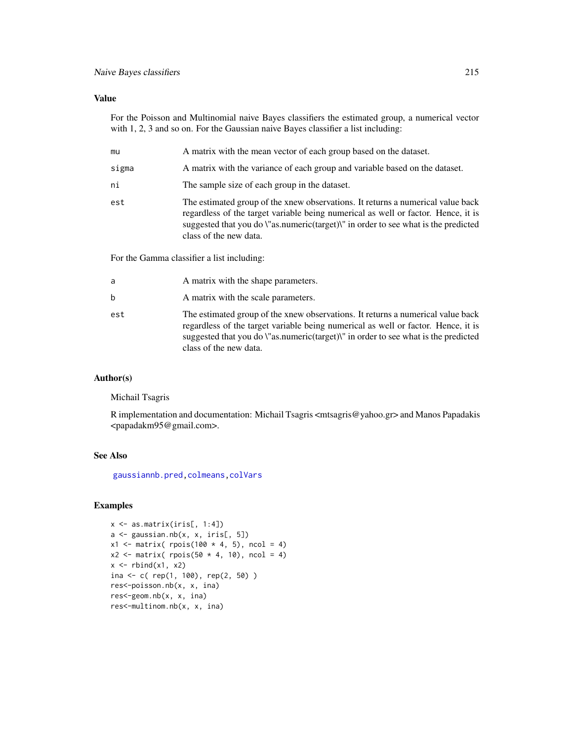## Value

For the Poisson and Multinomial naive Bayes classifiers the estimated group, a numerical vector with 1, 2, 3 and so on. For the Gaussian naive Bayes classifier a list including:

| | |
|---|---|
| `mu` | A matrix with the mean vector of each group based on the dataset. |
| `sigma` | A matrix with the variance of each group and variable based on the dataset. |
| `ni` | The sample size of each group in the dataset. |
| `est` | The estimated group of the xnew observations. It returns a numerical value back regardless of the target variable being numerical as well or factor. Hence, it is suggested that you do \"as.numeric(target)\" in order to see what is the predicted class of the new data. |

For the Gamma classifier a list including:

| | |
|---|---|
| `a` | A matrix with the shape parameters. |
| `b` | A matrix with the scale parameters. |
| `est` | The estimated group of the xnew observations. It returns a numerical value back regardless of the target variable being numerical as well or factor. Hence, it is suggested that you do \"as.numeric(target)\" in order to see what is the predicted class of the new data. |

## Author(s)

Michail Tsagris

R implementation and documentation: Michail Tsagris <mtsagris@yahoo.gr> and Manos Papadakis <papadakm95@gmail.com>.

## See Also

gaussiannb.pred, colmeans, colVars

## Examples

```
x <- as.matrix(iris[, 1:4])
a <- gaussian.nb(x, x, iris[, 5])
x1 <- matrix( rpois(100 * 4, 5), ncol = 4)
x2 <- matrix( rpois(50 * 4, 10), ncol = 4)
x <- rbind(x1, x2)
ina <- c( rep(1, 100), rep(2, 50) )
res<-poisson.nb(x, x, ina)
res<-geom.nb(x, x, ina)
res<-multinom.nb(x, x, ina)
```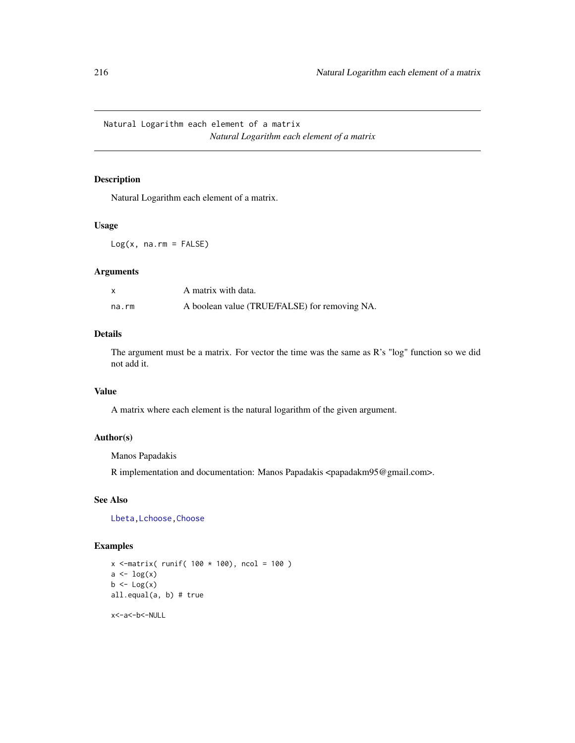# Natural Logarithm each element of a matrix

*Natural Logarithm each element of a matrix*

## Description

Natural Logarithm each element of a matrix.

## Usage

```
Log(x, na.rm = FALSE)
```

## Arguments

| | |
|---|---|
| x | A matrix with data. |
| na.rm | A boolean value (TRUE/FALSE) for removing NA. |

## Details

The argument must be a matrix. For vector the time was the same as R's "log" function so we did not add it.

## Value

A matrix where each element is the natural logarithm of the given argument.

## Author(s)

Manos Papadakis

R implementation and documentation: Manos Papadakis <papadakm95@gmail.com>.

## See Also

Lbeta, Lchoose, Choose

## Examples

```
x <-matrix( runif( 100 * 100), ncol = 100 )
a <- log(x)
b <- Log(x)
all.equal(a, b) # true

x<-a<-b<-NULL
```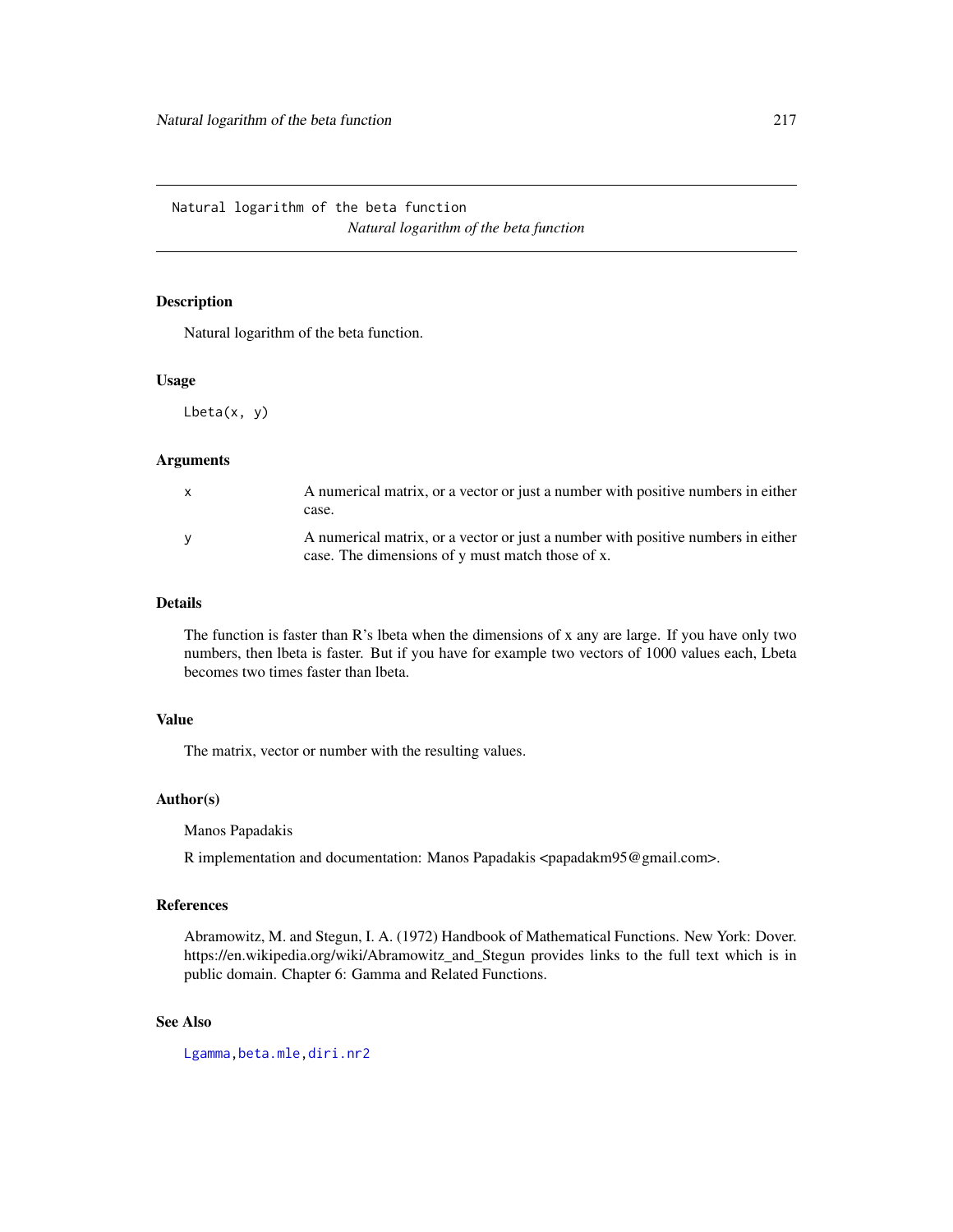Natural logarithm of the beta function

*Natural logarithm of the beta function*

### Description

Natural logarithm of the beta function.

### Usage

```
Lbeta(x, y)
```

### Arguments

| | |
|---|---|
| x | A numerical matrix, or a vector or just a number with positive numbers in either case. |
| y | A numerical matrix, or a vector or just a number with positive numbers in either case. The dimensions of y must match those of x. |

### Details

The function is faster than R's lbeta when the dimensions of x any are large. If you have only two numbers, then lbeta is faster. But if you have for example two vectors of 1000 values each, Lbeta becomes two times faster than lbeta.

### Value

The matrix, vector or number with the resulting values.

### Author(s)

Manos Papadakis

R implementation and documentation: Manos Papadakis <papadakm95@gmail.com>.

### References

Abramowitz, M. and Stegun, I. A. (1972) Handbook of Mathematical Functions. New York: Dover. https://en.wikipedia.org/wiki/Abramowitz_and_Stegun provides links to the full text which is in public domain. Chapter 6: Gamma and Related Functions.

### See Also

`Lgamma`, `beta.mle`, `diri.nr2`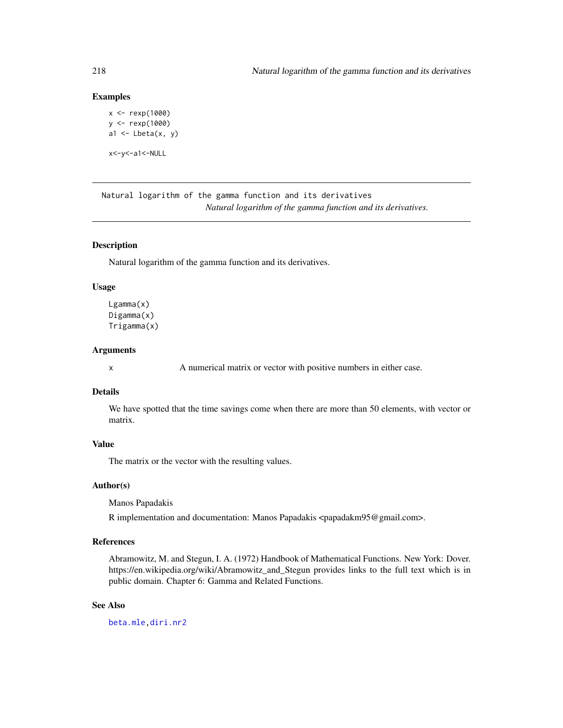## Examples

```
x <- rexp(1000)
y <- rexp(1000)
a1 <- Lbeta(x, y)

x<-y<-a1<-NULL
```

---

`Natural logarithm of the gamma function and its derivatives`
*Natural logarithm of the gamma function and its derivatives.*

---

### Description

Natural logarithm of the gamma function and its derivatives.

### Usage

```
Lgamma(x)
Digamma(x)
Trigamma(x)
```

### Arguments

| | |
|---|---|
| x | A numerical matrix or vector with positive numbers in either case. |

### Details

We have spotted that the time savings come when there are more than 50 elements, with vector or matrix.

### Value

The matrix or the vector with the resulting values.

### Author(s)

Manos Papadakis

R implementation and documentation: Manos Papadakis <papadakm95@gmail.com>.

### References

Abramowitz, M. and Stegun, I. A. (1972) Handbook of Mathematical Functions. New York: Dover. https://en.wikipedia.org/wiki/Abramowitz_and_Stegun provides links to the full text which is in public domain. Chapter 6: Gamma and Related Functions.

### See Also

`beta.mle`, `diri.nr2`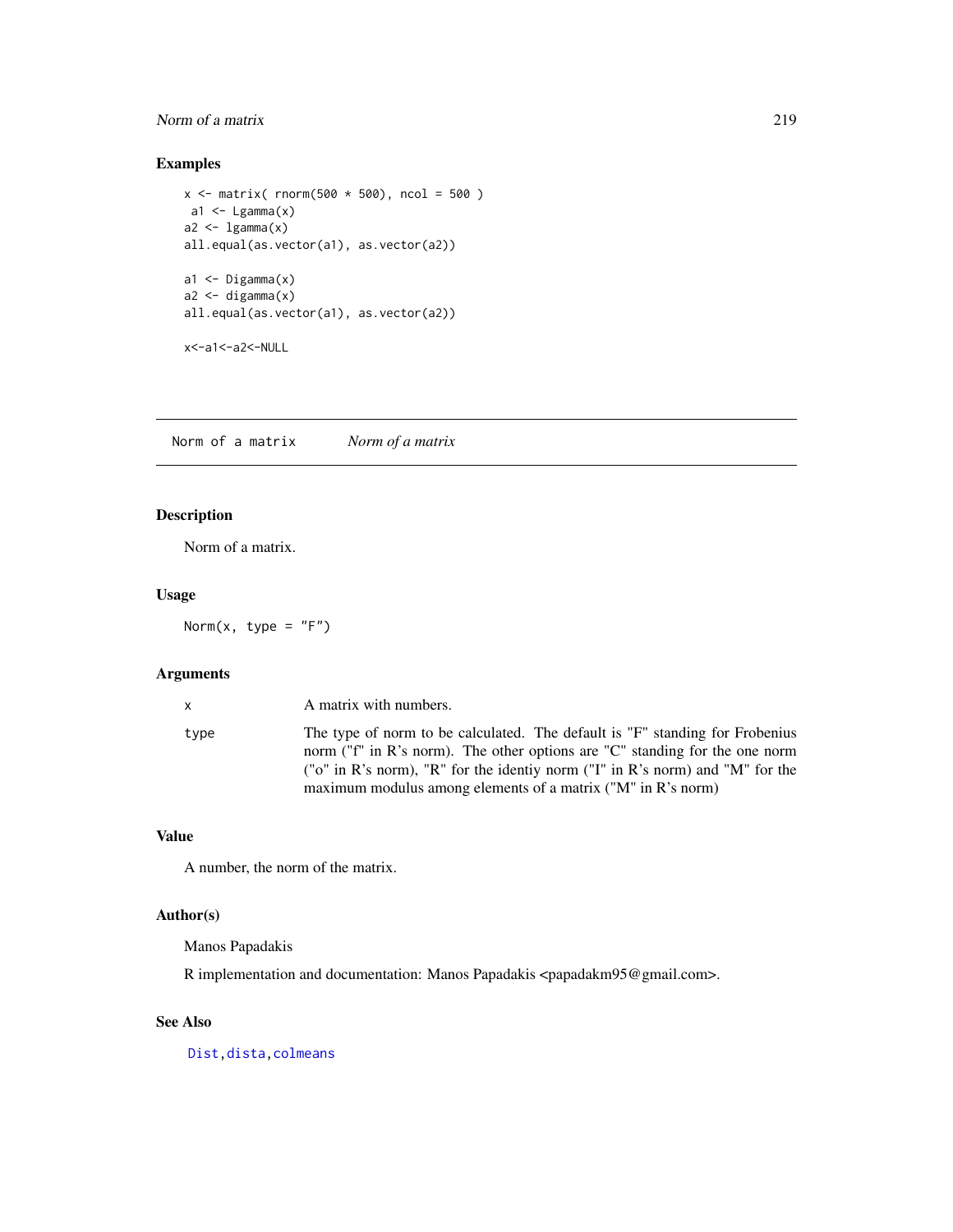### Examples

```
x <- matrix( rnorm(500 * 500), ncol = 500 )
 a1 <- Lgamma(x)
a2 <- lgamma(x)
all.equal(as.vector(a1), as.vector(a2))

a1 <- Digamma(x)
a2 <- digamma(x)
all.equal(as.vector(a1), as.vector(a2))

x<-a1<-a2<-NULL
```

---

## Norm of a matrix &nbsp;&nbsp;&nbsp;&nbsp; *Norm of a matrix*

---

### Description

Norm of a matrix.

### Usage

```
Norm(x, type = "F")
```

### Arguments

| | |
|---|---|
| x | A matrix with numbers. |
| type | The type of norm to be calculated. The default is "F" standing for Frobenius norm ("f" in R's norm). The other options are "C" standing for the one norm ("o" in R's norm), "R" for the identiy norm ("I" in R's norm) and "M" for the maximum modulus among elements of a matrix ("M" in R's norm) |

### Value

A number, the norm of the matrix.

### Author(s)

Manos Papadakis

R implementation and documentation: Manos Papadakis <papadakm95@gmail.com>.

### See Also

Dist, dista, colmeans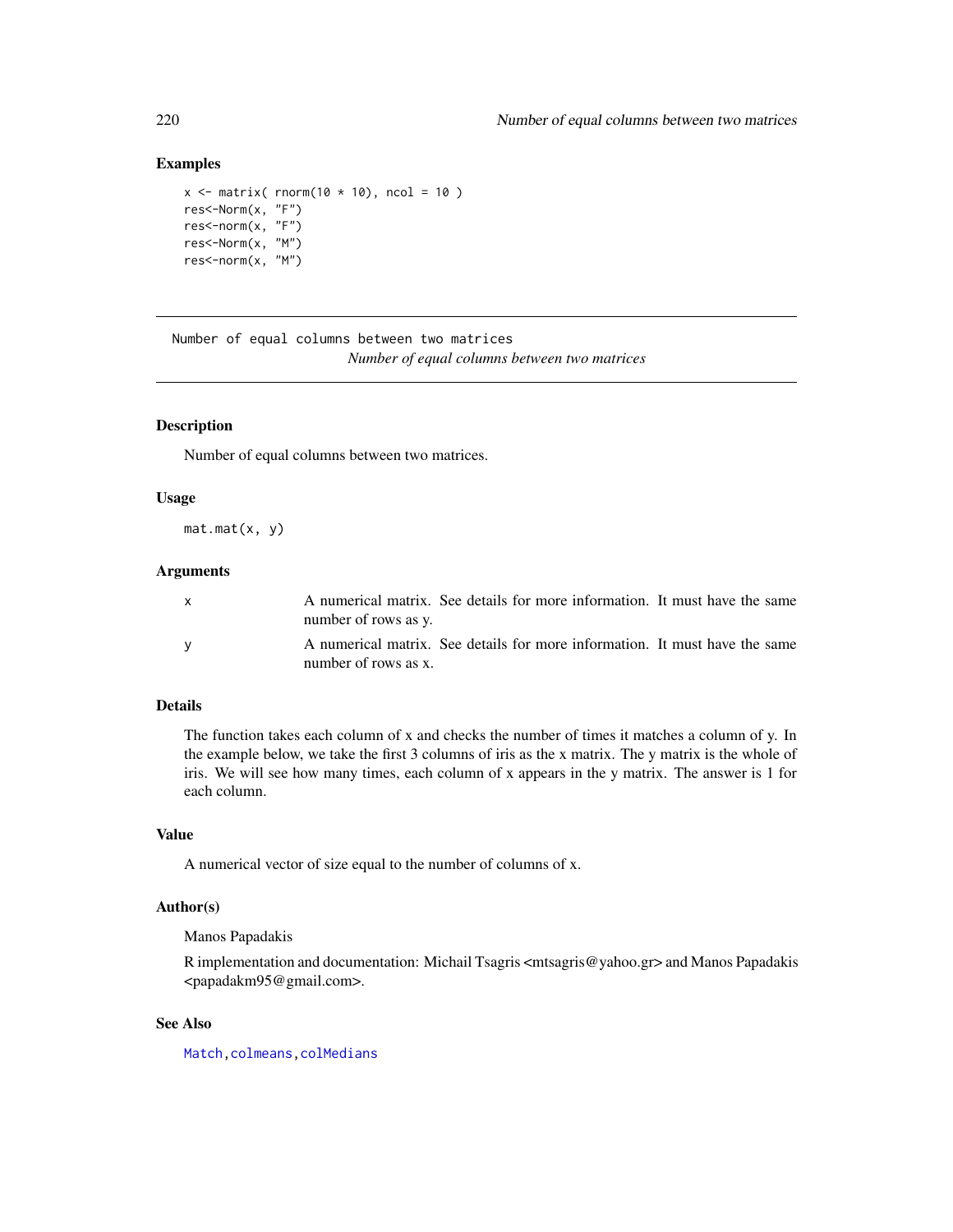### Examples

```
x <- matrix( rnorm(10 * 10), ncol = 10 )
res<-Norm(x, "F")
res<-norm(x, "F")
res<-Norm(x, "M")
res<-norm(x, "M")
```

---

## Number of equal columns between two matrices

*Number of equal columns between two matrices*

---

### Description

Number of equal columns between two matrices.

### Usage

```
mat.mat(x, y)
```

### Arguments

| | |
|---|---|
| x | A numerical matrix. See details for more information. It must have the same number of rows as y. |
| y | A numerical matrix. See details for more information. It must have the same number of rows as x. |

### Details

The function takes each column of x and checks the number of times it matches a column of y. In the example below, we take the first 3 columns of iris as the x matrix. The y matrix is the whole of iris. We will see how many times, each column of x appears in the y matrix. The answer is 1 for each column.

### Value

A numerical vector of size equal to the number of columns of x.

### Author(s)

Manos Papadakis

R implementation and documentation: Michail Tsagris <mtsagris@yahoo.gr> and Manos Papadakis <papadakm95@gmail.com>.

### See Also

`Match, colmeans, colMedians`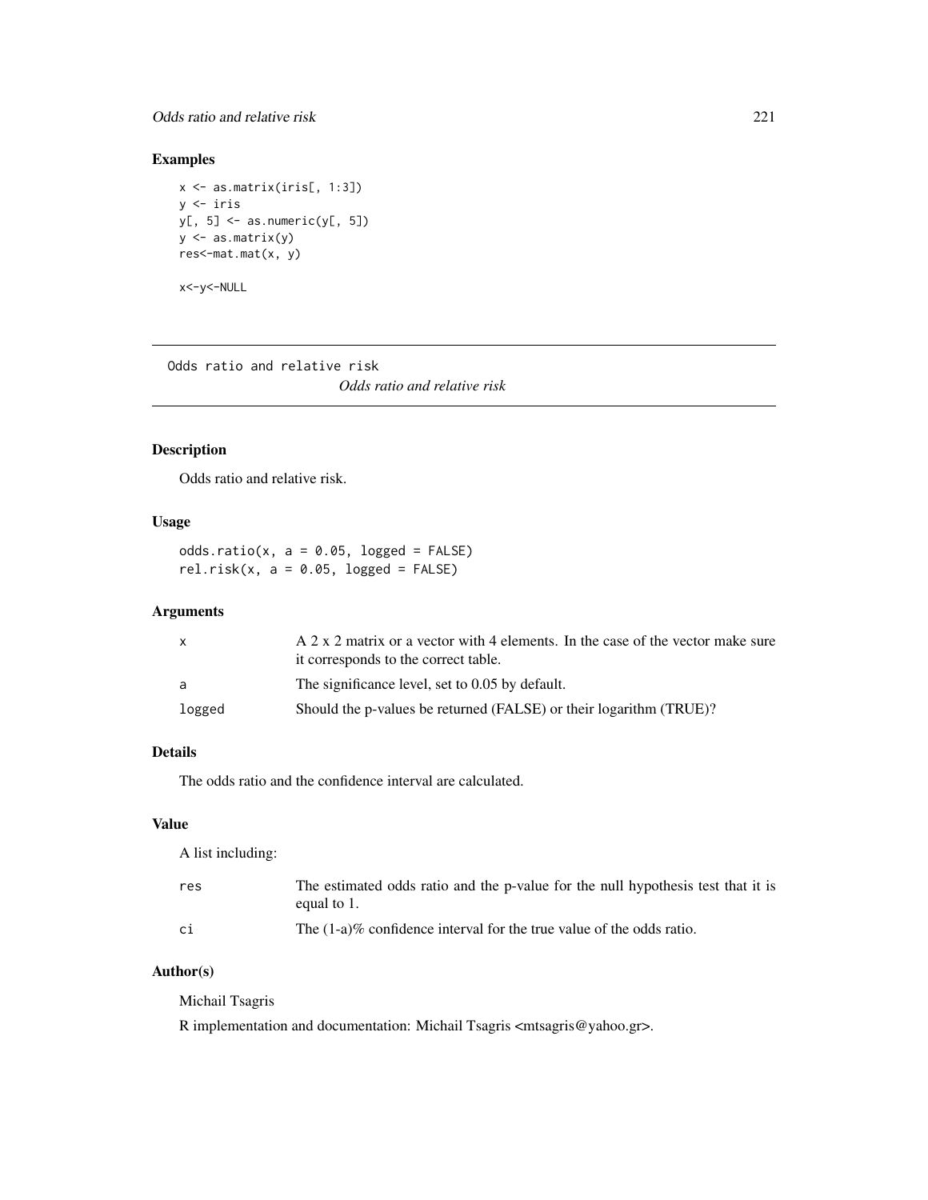### Examples

```
x <- as.matrix(iris[, 1:3])
y <- iris
y[, 5] <- as.numeric(y[, 5])
y <- as.matrix(y)
res<-mat.mat(x, y)

x<-y<-NULL
```

---

Odds ratio and relative risk

*Odds ratio and relative risk*

---

### Description

Odds ratio and relative risk.

### Usage

```
odds.ratio(x, a = 0.05, logged = FALSE)
rel.risk(x, a = 0.05, logged = FALSE)
```

### Arguments

| | |
|---|---|
| x | A 2 x 2 matrix or a vector with 4 elements. In the case of the vector make sure it corresponds to the correct table. |
| a | The significance level, set to 0.05 by default. |
| logged | Should the p-values be returned (FALSE) or their logarithm (TRUE)? |

### Details

The odds ratio and the confidence interval are calculated.

### Value

A list including:

| | |
|---|---|
| res | The estimated odds ratio and the p-value for the null hypothesis test that it is equal to 1. |
| ci | The (1-a)% confidence interval for the true value of the odds ratio. |

### Author(s)

Michail Tsagris

R implementation and documentation: Michail Tsagris <mtsagris@yahoo.gr>.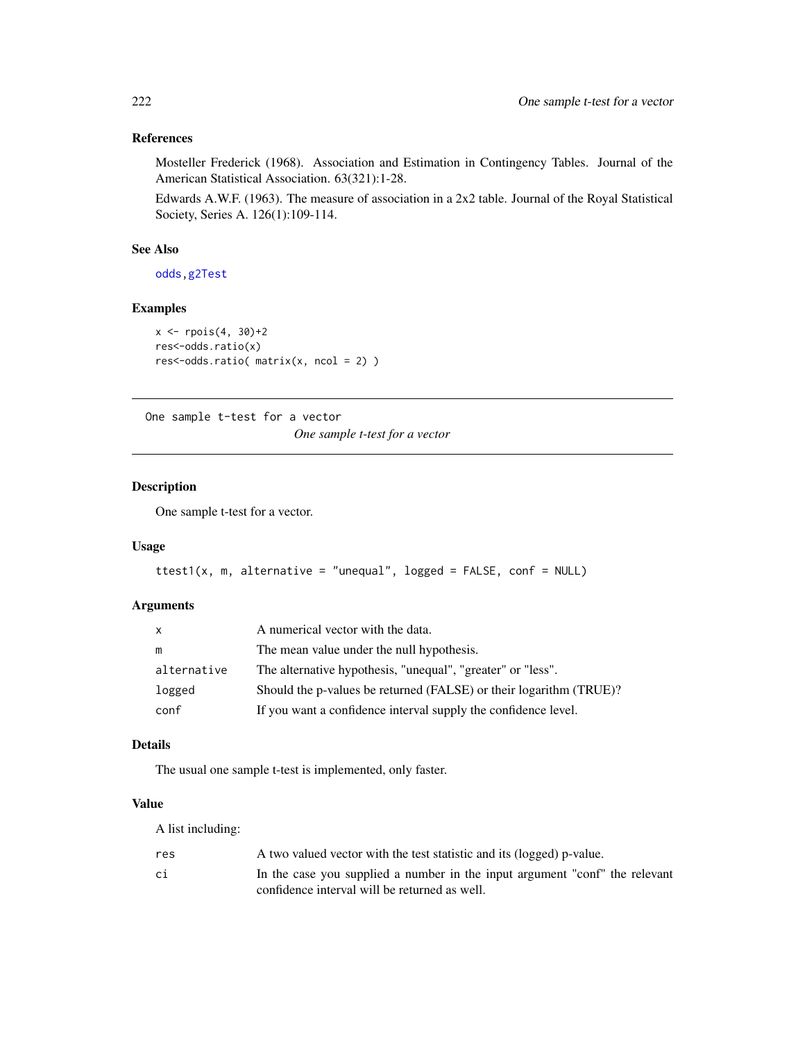### References

Mosteller Frederick (1968). Association and Estimation in Contingency Tables. Journal of the American Statistical Association. 63(321):1-28.

Edwards A.W.F. (1963). The measure of association in a 2x2 table. Journal of the Royal Statistical Society, Series A. 126(1):109-114.

### See Also

odds, g2Test

### Examples

```
x <- rpois(4, 30)+2
res<-odds.ratio(x)
res<-odds.ratio( matrix(x, ncol = 2) )
```

---

## One sample t-test for a vector

*One sample t-test for a vector*

---

### Description

One sample t-test for a vector.

### Usage

```
ttest1(x, m, alternative = "unequal", logged = FALSE, conf = NULL)
```

### Arguments

| | |
|---|---|
| x | A numerical vector with the data. |
| m | The mean value under the null hypothesis. |
| alternative | The alternative hypothesis, "unequal", "greater" or "less". |
| logged | Should the p-values be returned (FALSE) or their logarithm (TRUE)? |
| conf | If you want a confidence interval supply the confidence level. |

### Details

The usual one sample t-test is implemented, only faster.

### Value

A list including:

| | |
|---|---|
| res | A two valued vector with the test statistic and its (logged) p-value. |
| ci | In the case you supplied a number in the input argument "conf" the relevant confidence interval will be returned as well. |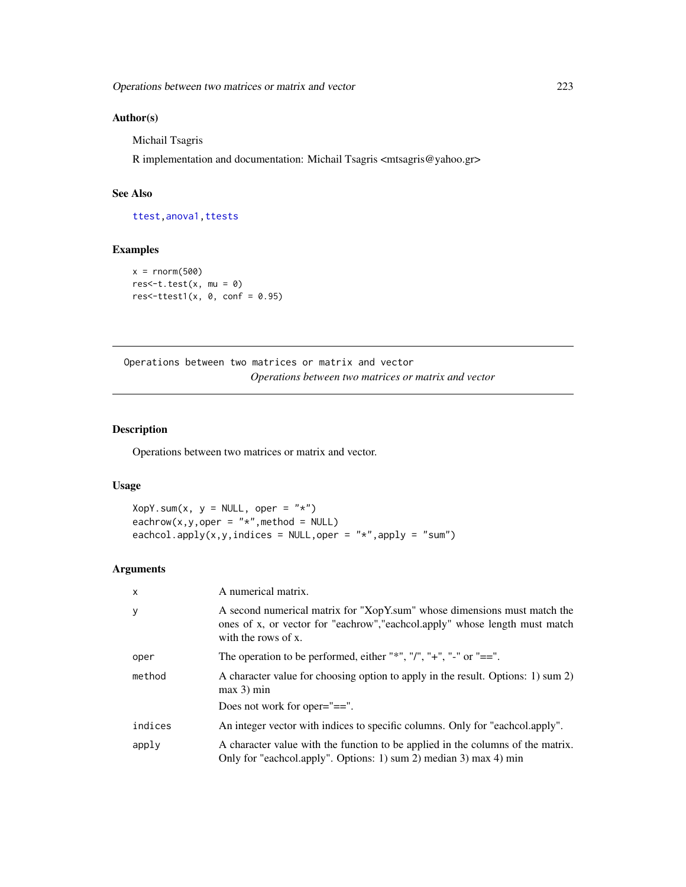## Author(s)

Michail Tsagris

R implementation and documentation: Michail Tsagris <mtsagris@yahoo.gr>

## See Also

ttest, anova1, ttests

## Examples

```
x = rnorm(500)
res<-t.test(x, mu = 0)
res<-ttest1(x, 0, conf = 0.95)
```

---

# Operations between two matrices or matrix and vector

*Operations between two matrices or matrix and vector*

## Description

Operations between two matrices or matrix and vector.

## Usage

```
XopY.sum(x, y = NULL, oper = "*")
eachrow(x,y,oper = "*",method = NULL)
eachcol.apply(x,y,indices = NULL,oper = "*",apply = "sum")
```

## Arguments

| | |
|---|---|
| x | A numerical matrix. |
| y | A second numerical matrix for "XopY.sum" whose dimensions must match the ones of x, or vector for "eachrow","eachcol.apply" whose length must match with the rows of x. |
| oper | The operation to be performed, either "*", "/", "+", "-" or "==". |
| method | A character value for choosing option to apply in the result. Options: 1) sum 2) max 3) min<br>Does not work for oper="==". |
| indices | An integer vector with indices to specific columns. Only for "eachcol.apply". |
| apply | A character value with the function to be applied in the columns of the matrix. Only for "eachcol.apply". Options: 1) sum 2) median 3) max 4) min |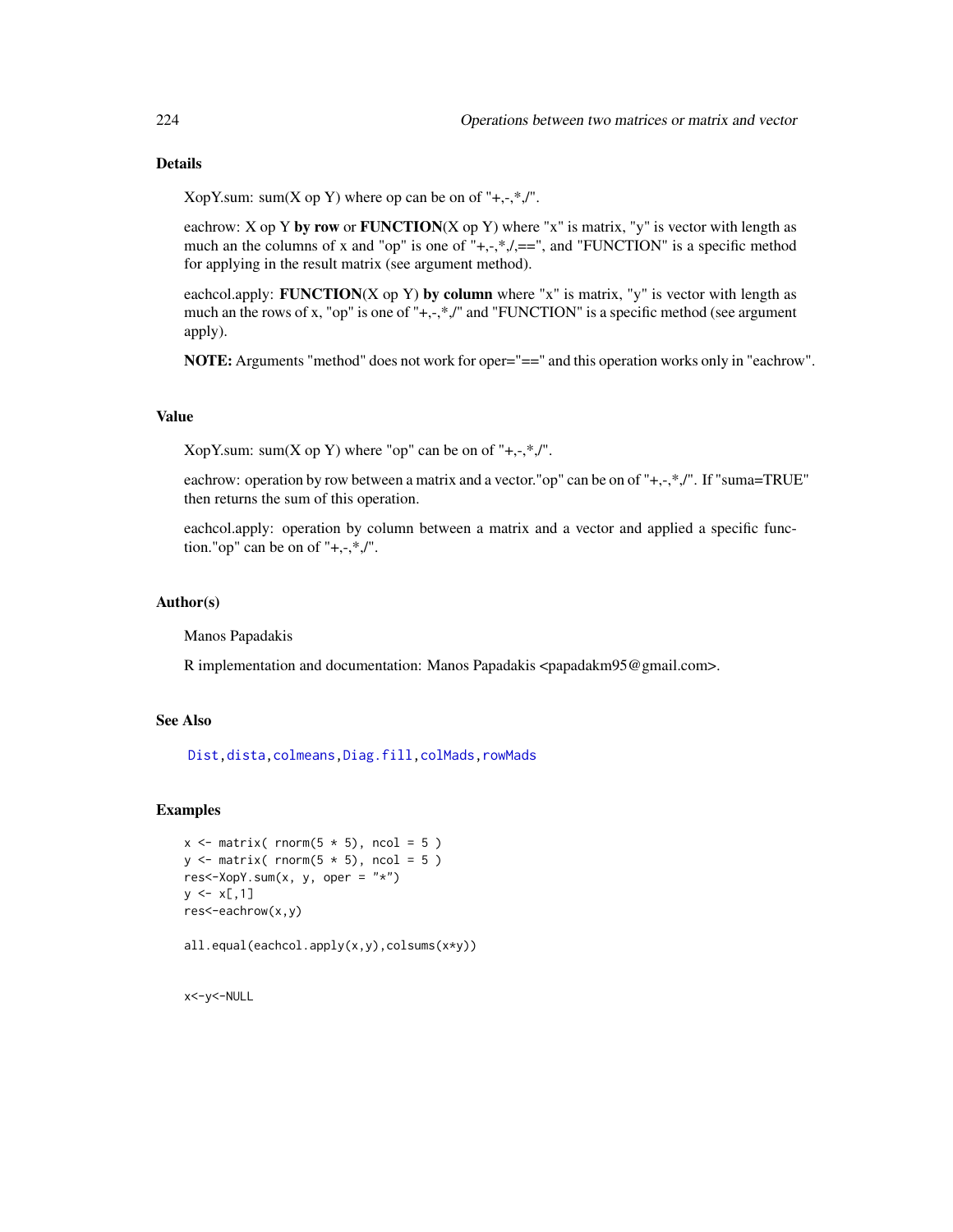### Details

XopY.sum: sum(X op Y) where op can be on of "+,-,*,/".

eachrow: X op Y **by row** or **FUNCTION**(X op Y) where "x" is matrix, "y" is vector with length as much an the columns of x and "op" is one of "+,-,*,/,==", and "FUNCTION" is a specific method for applying in the result matrix (see argument method).

eachcol.apply: **FUNCTION**(X op Y) **by column** where "x" is matrix, "y" is vector with length as much an the rows of x, "op" is one of "+,-,*,/" and "FUNCTION" is a specific method (see argument apply).

**NOTE:** Arguments "method" does not work for oper="==" and this operation works only in "eachrow".

### Value

XopY.sum: sum(X op Y) where "op" can be on of "+,-,*,/".

eachrow: operation by row between a matrix and a vector."op" can be on of "+,-,*,/". If "suma=TRUE" then returns the sum of this operation.

eachcol.apply: operation by column between a matrix and a vector and applied a specific function."op" can be on of "+,-,*,/".

### Author(s)

Manos Papadakis

R implementation and documentation: Manos Papadakis <papadakm95@gmail.com>.

### See Also

Dist, dista, colmeans, Diag.fill, colMads, rowMads

### Examples

```
x <- matrix( rnorm(5 * 5), ncol = 5 )
y <- matrix( rnorm(5 * 5), ncol = 5 )
res<-XopY.sum(x, y, oper = "*")
y <- x[,1]
res<-eachrow(x,y)

all.equal(eachcol.apply(x,y),colsums(x*y))


x<-y<-NULL
```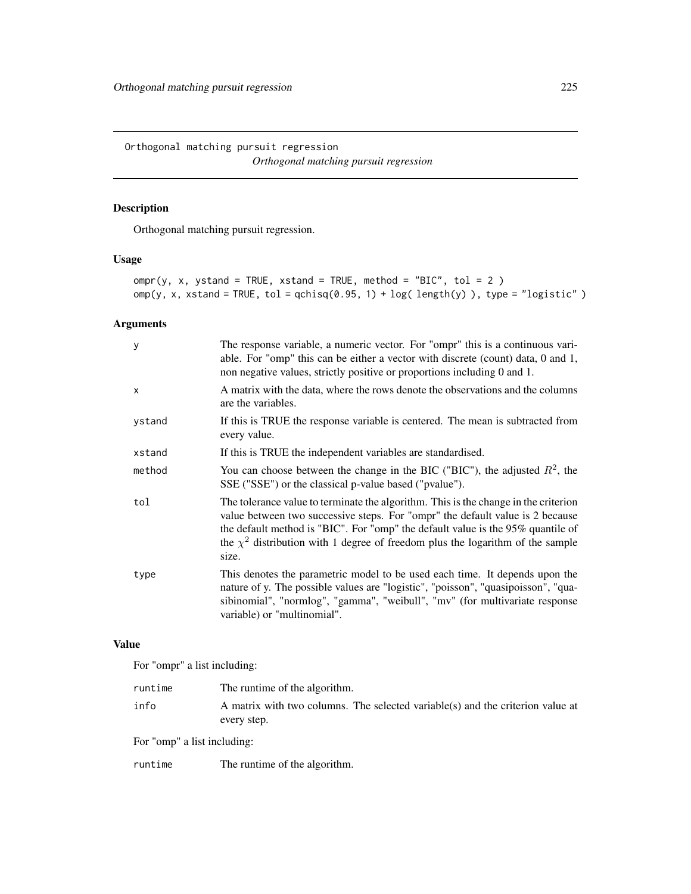Orthogonal matching pursuit regression *Orthogonal matching pursuit regression*

## Description

Orthogonal matching pursuit regression.

## Usage

```
ompr(y, x, ystand = TRUE, xstand = TRUE, method = "BIC", tol = 2 )
omp(y, x, xstand = TRUE, tol = qchisq(0.95, 1) + log( length(y) ), type = "logistic" )
```

## Arguments

| | |
|---|---|
| `y` | The response variable, a numeric vector. For "ompr" this is a continuous variable. For "omp" this can be either a vector with discrete (count) data, 0 and 1, non negative values, strictly positive or proportions including 0 and 1. |
| `x` | A matrix with the data, where the rows denote the observations and the columns are the variables. |
| `ystand` | If this is TRUE the response variable is centered. The mean is subtracted from every value. |
| `xstand` | If this is TRUE the independent variables are standardised. |
| `method` | You can choose between the change in the BIC ("BIC"), the adjusted $R^2$, the SSE ("SSE") or the classical p-value based ("pvalue"). |
| `tol` | The tolerance value to terminate the algorithm. This is the change in the criterion value between two successive steps. For "ompr" the default value is 2 because the default method is "BIC". For "omp" the default value is the 95% quantile of the $\chi^2$ distribution with 1 degree of freedom plus the logarithm of the sample size. |
| `type` | This denotes the parametric model to be used each time. It depends upon the nature of y. The possible values are "logistic", "poisson", "quasipoisson", "quasibinomial", "normlog", "gamma", "weibull", "mv" (for multivariate response variable) or "multinomial". |

## Value

For "ompr" a list including:

| | |
|---|---|
| `runtime` | The runtime of the algorithm. |
| `info` | A matrix with two columns. The selected variable(s) and the criterion value at every step. |

For "omp" a list including:

| | |
|---|---|
| `runtime` | The runtime of the algorithm. |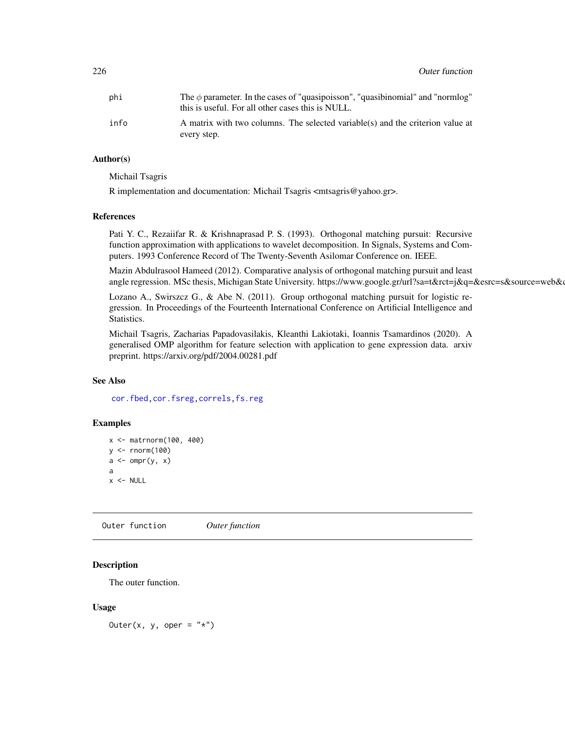| | |
|---|---|
| phi | The $\phi$ parameter. In the cases of "quasipoisson", "quasibinomial" and "normlog" this is useful. For all other cases this is NULL. |
| info | A matrix with two columns. The selected variable(s) and the criterion value at every step. |

### Author(s)

Michail Tsagris

R implementation and documentation: Michail Tsagris <mtsagris@yahoo.gr>.

### References

Pati Y. C., Rezaiifar R. & Krishnaprasad P. S. (1993). Orthogonal matching pursuit: Recursive function approximation with applications to wavelet decomposition. In Signals, Systems and Computers. 1993 Conference Record of The Twenty-Seventh Asilomar Conference on. IEEE.

Mazin Abdulrasool Hameed (2012). Comparative analysis of orthogonal matching pursuit and least angle regression. MSc thesis, Michigan State University. https://www.google.gr/url?sa=t&rct=j&q=&esrc=s&source=web&c

Lozano A., Swirszcz G., & Abe N. (2011). Group orthogonal matching pursuit for logistic regression. In Proceedings of the Fourteenth International Conference on Artificial Intelligence and Statistics.

Michail Tsagris, Zacharias Papadovasilakis, Kleanthi Lakiotaki, Ioannis Tsamardinos (2020). A generalised OMP algorithm for feature selection with application to gene expression data. arxiv preprint. https://arxiv.org/pdf/2004.00281.pdf

### See Also

cor.fbed, cor.fsreg, correls, fs.reg

### Examples

```
x <- matrnorm(100, 400)
y <- rnorm(100)
a <- ompr(y, x)
a
x <- NULL
```

---

## Outer function — *Outer function*

---

### Description

The outer function.

### Usage

```
Outer(x, y, oper = "*")
```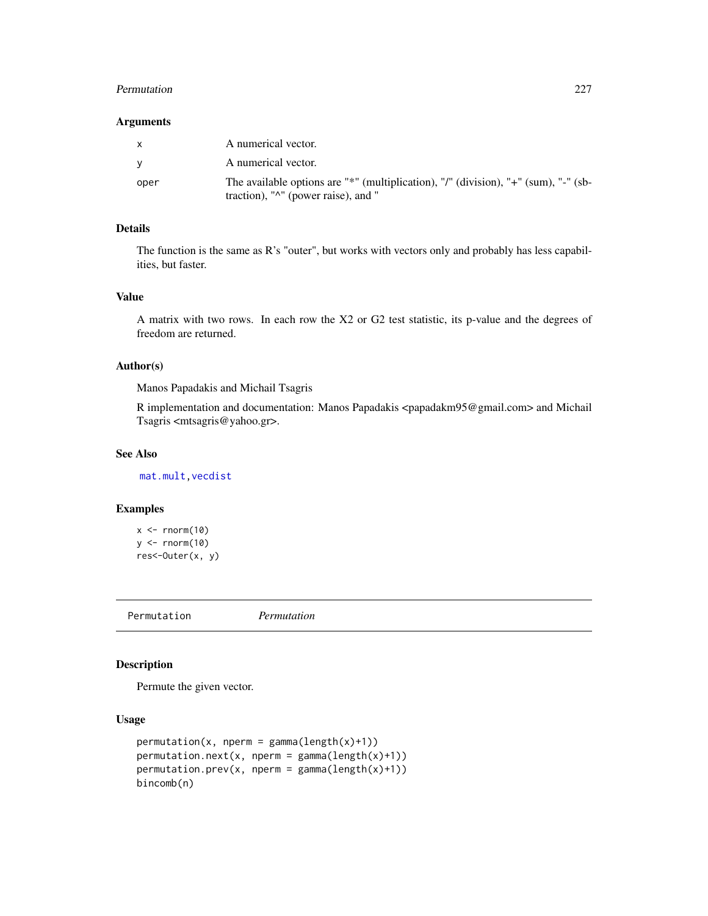### Arguments

| | |
|---|---|
| x | A numerical vector. |
| y | A numerical vector. |
| oper | The available options are "*" (multiplication), "/" (division), "+" (sum), "-" (sbtraction), "^" (power raise), and " |

### Details

The function is the same as R's "outer", but works with vectors only and probably has less capabilities, but faster.

### Value

A matrix with two rows. In each row the X2 or G2 test statistic, its p-value and the degrees of freedom are returned.

### Author(s)

Manos Papadakis and Michail Tsagris

R implementation and documentation: Manos Papadakis <papadakm95@gmail.com> and Michail Tsagris <mtsagris@yahoo.gr>.

### See Also

mat.mult, vecdist

### Examples

```
x <- rnorm(10)
y <- rnorm(10)
res<-Outer(x, y)
```

---

## Permutation *Permutation*

### Description

Permute the given vector.

### Usage

```
permutation(x, nperm = gamma(length(x)+1))
permutation.next(x, nperm = gamma(length(x)+1))
permutation.prev(x, nperm = gamma(length(x)+1))
bincomb(n)
```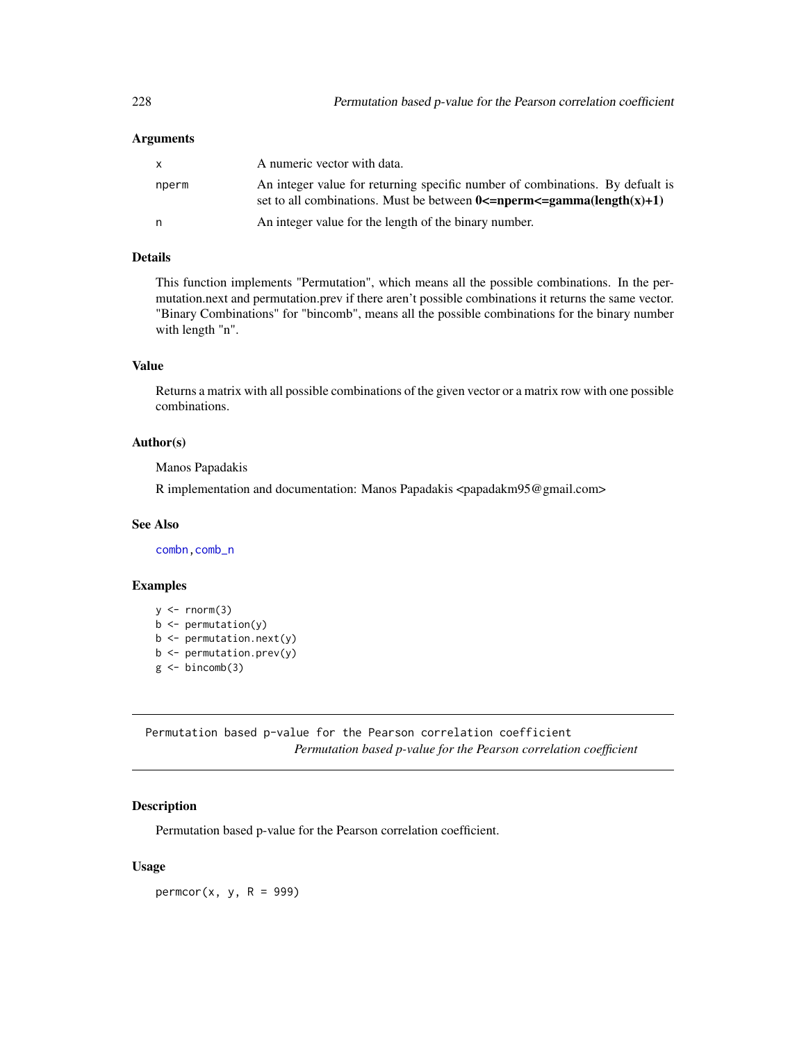### Arguments

| | |
|---|---|
| x | A numeric vector with data. |
| nperm | An integer value for returning specific number of combinations. By defualt is set to all combinations. Must be between **0<=nperm<=gamma(length(x)+1)** |
| n | An integer value for the length of the binary number. |

### Details

This function implements "Permutation", which means all the possible combinations. In the permutation.next and permutation.prev if there aren't possible combinations it returns the same vector. "Binary Combinations" for "bincomb", means all the possible combinations for the binary number with length "n".

### Value

Returns a matrix with all possible combinations of the given vector or a matrix row with one possible combinations.

### Author(s)

Manos Papadakis

R implementation and documentation: Manos Papadakis <papadakm95@gmail.com>

### See Also

combn, comb_n

### Examples

```
y <- rnorm(3)
b <- permutation(y)
b <- permutation.next(y)
b <- permutation.prev(y)
g <- bincomb(3)
```

---

## Permutation based p-value for the Pearson correlation coefficient

*Permutation based p-value for the Pearson correlation coefficient*

### Description

Permutation based p-value for the Pearson correlation coefficient.

### Usage

```
permcor(x, y, R = 999)
```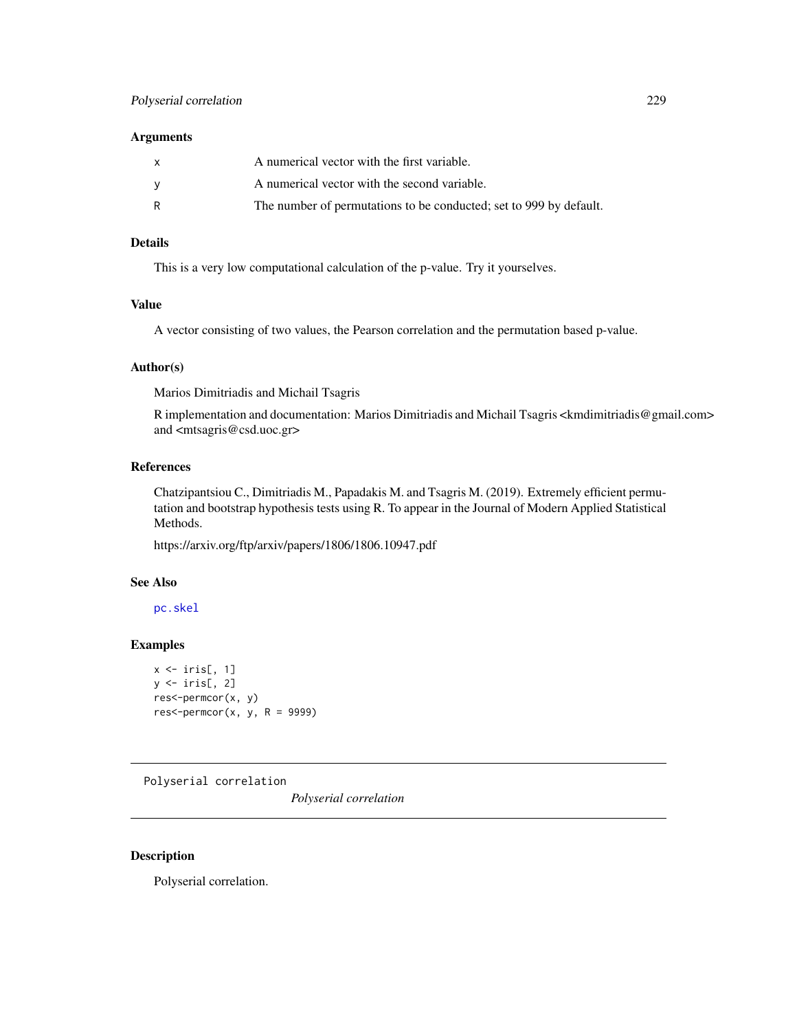### Arguments

| | |
|---|---|
| x | A numerical vector with the first variable. |
| y | A numerical vector with the second variable. |
| R | The number of permutations to be conducted; set to 999 by default. |

### Details

This is a very low computational calculation of the p-value. Try it yourselves.

### Value

A vector consisting of two values, the Pearson correlation and the permutation based p-value.

### Author(s)

Marios Dimitriadis and Michail Tsagris

R implementation and documentation: Marios Dimitriadis and Michail Tsagris <kmdimitriadis@gmail.com> and <mtsagris@csd.uoc.gr>

### References

Chatzipantsiou C., Dimitriadis M., Papadakis M. and Tsagris M. (2019). Extremely efficient permutation and bootstrap hypothesis tests using R. To appear in the Journal of Modern Applied Statistical Methods.

https://arxiv.org/ftp/arxiv/papers/1806/1806.10947.pdf

### See Also

pc.skel

### Examples

```
x <- iris[, 1]
y <- iris[, 2]
res<-permcor(x, y)
res<-permcor(x, y, R = 9999)
```

---

## Polyserial correlation &nbsp;&nbsp;&nbsp; *Polyserial correlation*

---

### Description

Polyserial correlation.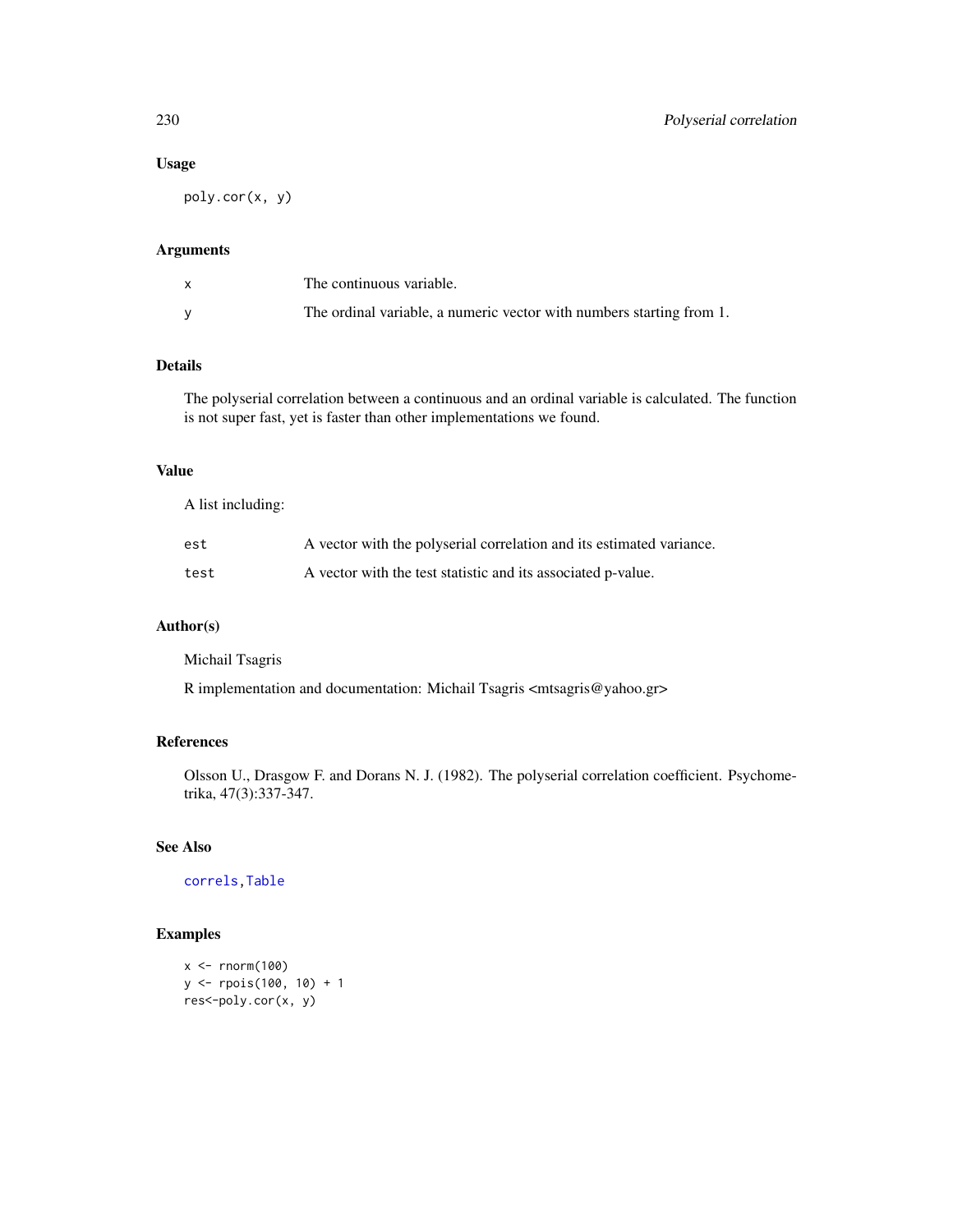### Usage

```
poly.cor(x, y)
```

### Arguments

| | |
|---|---|
| x | The continuous variable. |
| y | The ordinal variable, a numeric vector with numbers starting from 1. |

### Details

The polyserial correlation between a continuous and an ordinal variable is calculated. The function is not super fast, yet is faster than other implementations we found.

### Value

A list including:

| | |
|---|---|
| est | A vector with the polyserial correlation and its estimated variance. |
| test | A vector with the test statistic and its associated p-value. |

### Author(s)

Michail Tsagris

R implementation and documentation: Michail Tsagris <mtsagris@yahoo.gr>

### References

Olsson U., Drasgow F. and Dorans N. J. (1982). The polyserial correlation coefficient. Psychometrika, 47(3):337-347.

### See Also

correls, Table

### Examples

```
x <- rnorm(100)
y <- rpois(100, 10) + 1
res<-poly.cor(x, y)
```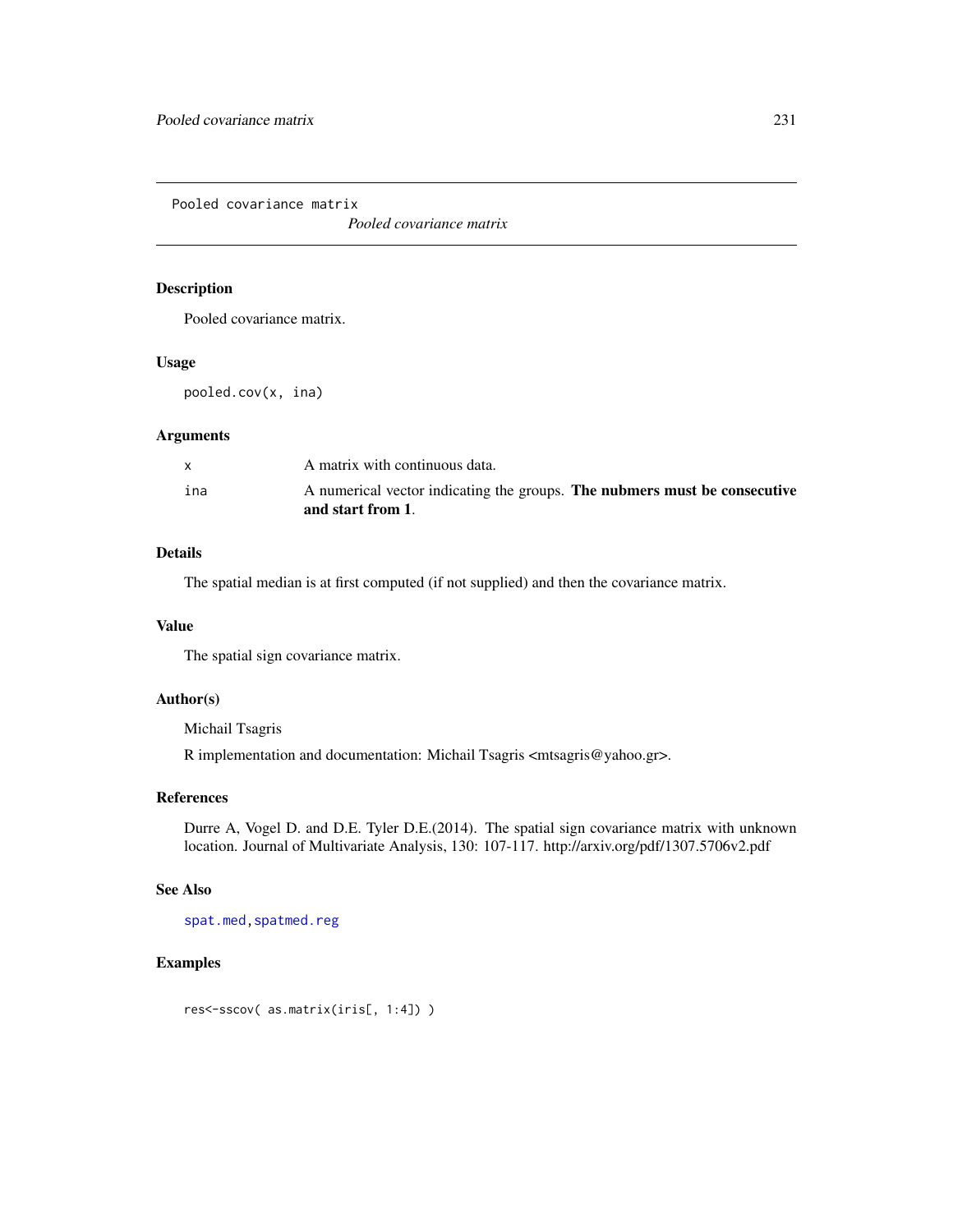Pooled covariance matrix

*Pooled covariance matrix*

## Description

Pooled covariance matrix.

## Usage

```
pooled.cov(x, ina)
```

## Arguments

| | |
|---|---|
| x | A matrix with continuous data. |
| ina | A numerical vector indicating the groups. **The nubmers must be consecutive and start from 1**. |

## Details

The spatial median is at first computed (if not supplied) and then the covariance matrix.

## Value

The spatial sign covariance matrix.

## Author(s)

Michail Tsagris

R implementation and documentation: Michail Tsagris <mtsagris@yahoo.gr>.

## References

Durre A, Vogel D. and D.E. Tyler D.E.(2014). The spatial sign covariance matrix with unknown location. Journal of Multivariate Analysis, 130: 107-117. http://arxiv.org/pdf/1307.5706v2.pdf

## See Also

spat.med, spatmed.reg

## Examples

```
res<-sscov( as.matrix(iris[, 1:4]) )
```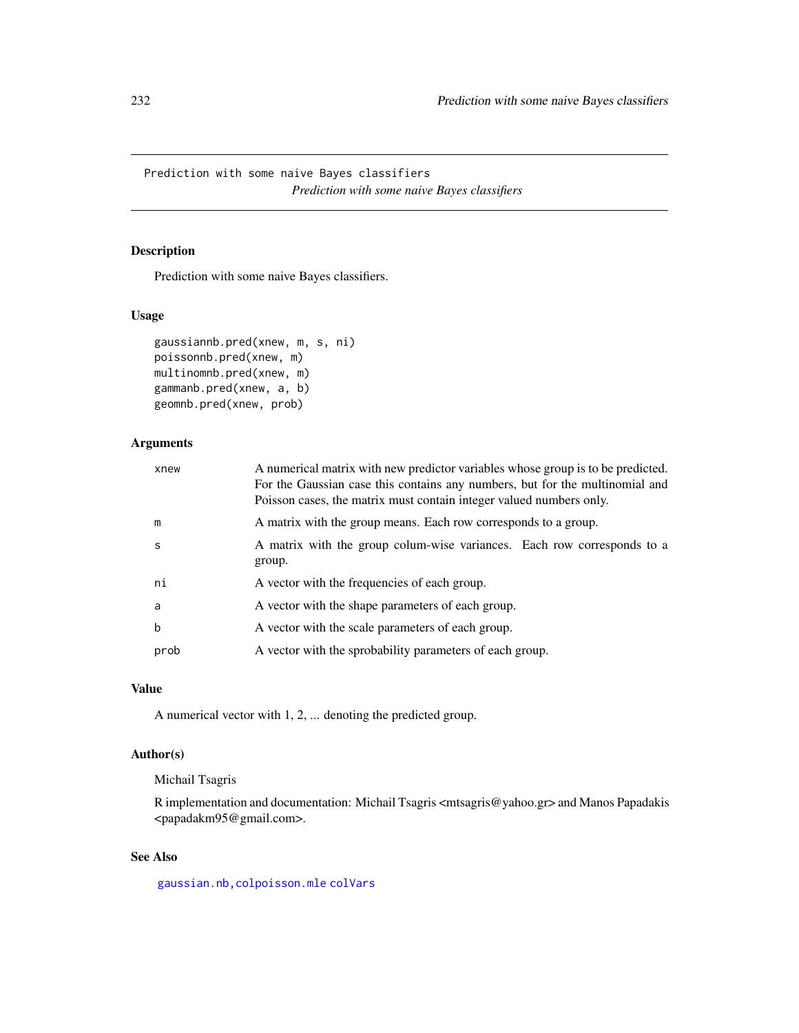Prediction with some naive Bayes classifiers
*Prediction with some naive Bayes classifiers*

## Description

Prediction with some naive Bayes classifiers.

## Usage

```
gaussiannb.pred(xnew, m, s, ni)
poissonnb.pred(xnew, m)
multinomnb.pred(xnew, m)
gammanb.pred(xnew, a, b)
geomnb.pred(xnew, prob)
```

## Arguments

| | |
|---|---|
| xnew | A numerical matrix with new predictor variables whose group is to be predicted. For the Gaussian case this contains any numbers, but for the multinomial and Poisson cases, the matrix must contain integer valued numbers only. |
| m | A matrix with the group means. Each row corresponds to a group. |
| s | A matrix with the group colum-wise variances. Each row corresponds to a group. |
| ni | A vector with the frequencies of each group. |
| a | A vector with the shape parameters of each group. |
| b | A vector with the scale parameters of each group. |
| prob | A vector with the sprobability parameters of each group. |

## Value

A numerical vector with 1, 2, ... denoting the predicted group.

## Author(s)

Michail Tsagris

R implementation and documentation: Michail Tsagris <mtsagris@yahoo.gr> and Manos Papadakis <papadakm95@gmail.com>.

## See Also

gaussian.nb, colpoisson.mle colVars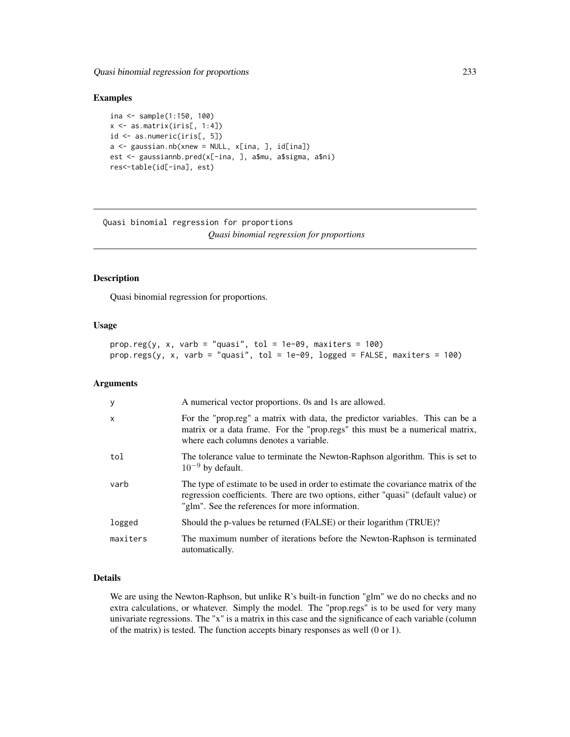## Examples

```
ina <- sample(1:150, 100)
x <- as.matrix(iris[, 1:4])
id <- as.numeric(iris[, 5])
a <- gaussian.nb(xnew = NULL, x[ina, ], id[ina])
est <- gaussiannb.pred(x[-ina, ], a$mu, a$sigma, a$ni)
res<-table(id[-ina], est)
```

---

Quasi binomial regression for proportions
*Quasi binomial regression for proportions*

---

## Description

Quasi binomial regression for proportions.

## Usage

```
prop.reg(y, x, varb = "quasi", tol = 1e-09, maxiters = 100)
prop.regs(y, x, varb = "quasi", tol = 1e-09, logged = FALSE, maxiters = 100)
```

## Arguments

| | |
|---|---|
| y | A numerical vector proportions. 0s and 1s are allowed. |
| x | For the "prop.reg" a matrix with data, the predictor variables. This can be a matrix or a data frame. For the "prop.regs" this must be a numerical matrix, where each columns denotes a variable. |
| tol | The tolerance value to terminate the Newton-Raphson algorithm. This is set to $10^{-9}$ by default. |
| varb | The type of estimate to be used in order to estimate the covariance matrix of the regression coefficients. There are two options, either "quasi" (default value) or "glm". See the references for more information. |
| logged | Should the p-values be returned (FALSE) or their logarithm (TRUE)? |
| maxiters | The maximum number of iterations before the Newton-Raphson is terminated automatically. |

## Details

We are using the Newton-Raphson, but unlike R's built-in function "glm" we do no checks and no extra calculations, or whatever. Simply the model. The "prop.regs" is to be used for very many univariate regressions. The "x" is a matrix in this case and the significance of each variable (column of the matrix) is tested. The function accepts binary responses as well (0 or 1).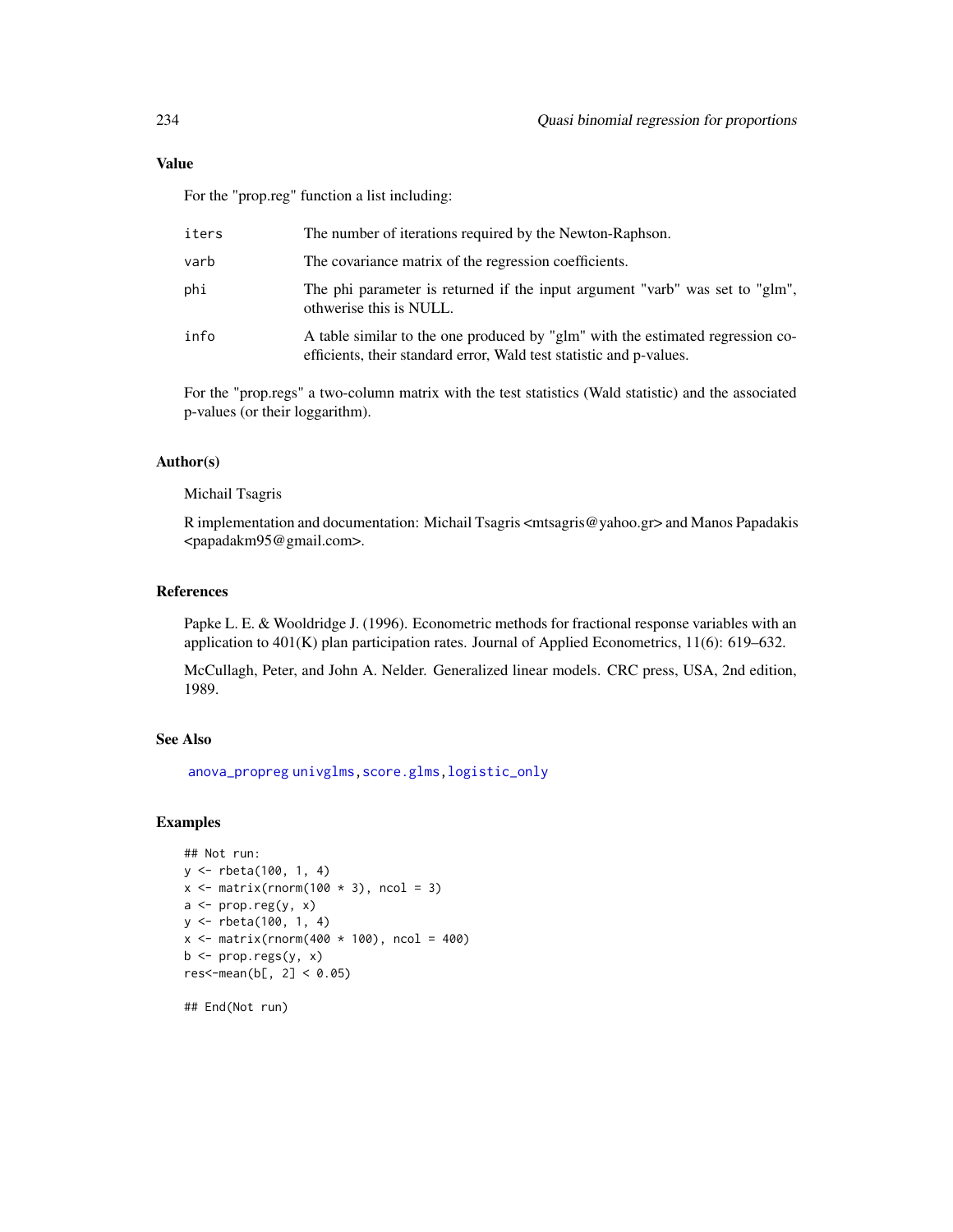### Value

For the "prop.reg" function a list including:

| | |
|---|---|
| iters | The number of iterations required by the Newton-Raphson. |
| varb | The covariance matrix of the regression coefficients. |
| phi | The phi parameter is returned if the input argument "varb" was set to "glm", othwerise this is NULL. |
| info | A table similar to the one produced by "glm" with the estimated regression coefficients, their standard error, Wald test statistic and p-values. |

For the "prop.regs" a two-column matrix with the test statistics (Wald statistic) and the associated p-values (or their loggarithm).

### Author(s)

Michail Tsagris

R implementation and documentation: Michail Tsagris <mtsagris@yahoo.gr> and Manos Papadakis <papadakm95@gmail.com>.

### References

Papke L. E. & Wooldridge J. (1996). Econometric methods for fractional response variables with an application to 401(K) plan participation rates. Journal of Applied Econometrics, 11(6): 619–632.

McCullagh, Peter, and John A. Nelder. Generalized linear models. CRC press, USA, 2nd edition, 1989.

### See Also

anova_propreg univglms, score.glms, logistic_only

### Examples

```
## Not run:
y <- rbeta(100, 1, 4)
x <- matrix(rnorm(100 * 3), ncol = 3)
a <- prop.reg(y, x)
y <- rbeta(100, 1, 4)
x <- matrix(rnorm(400 * 100), ncol = 400)
b <- prop.regs(y, x)
res<-mean(b[, 2] < 0.05)

## End(Not run)
```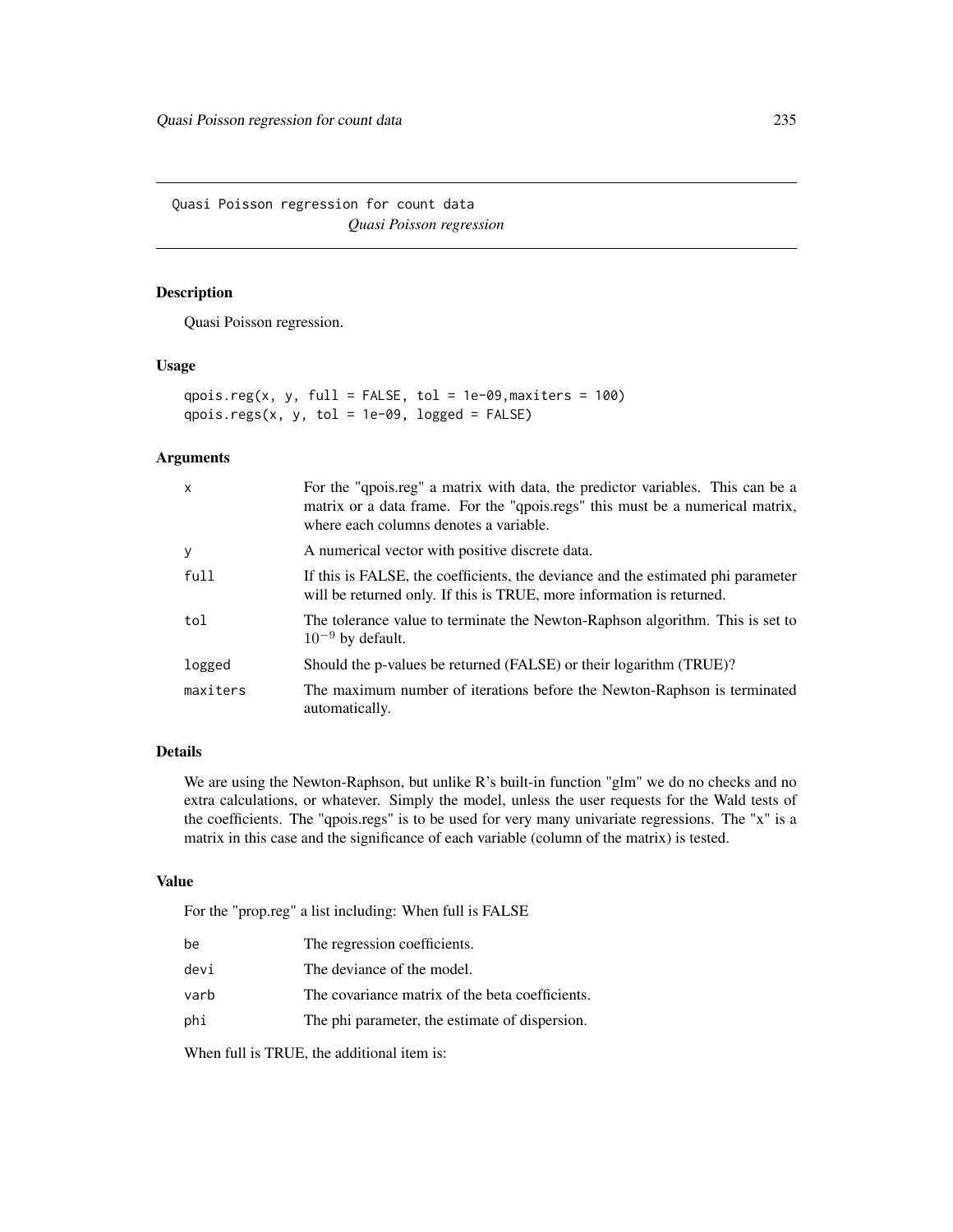Quasi Poisson regression for count data
*Quasi Poisson regression*

## Description

Quasi Poisson regression.

## Usage

```
qpois.reg(x, y, full = FALSE, tol = 1e-09,maxiters = 100)
qpois.regs(x, y, tol = 1e-09, logged = FALSE)
```

## Arguments

| | |
|---|---|
| `x` | For the "qpois.reg" a matrix with data, the predictor variables. This can be a matrix or a data frame. For the "qpois.regs" this must be a numerical matrix, where each columns denotes a variable. |
| `y` | A numerical vector with positive discrete data. |
| `full` | If this is FALSE, the coefficients, the deviance and the estimated phi parameter will be returned only. If this is TRUE, more information is returned. |
| `tol` | The tolerance value to terminate the Newton-Raphson algorithm. This is set to $10^{-9}$ by default. |
| `logged` | Should the p-values be returned (FALSE) or their logarithm (TRUE)? |
| `maxiters` | The maximum number of iterations before the Newton-Raphson is terminated automatically. |

## Details

We are using the Newton-Raphson, but unlike R's built-in function "glm" we do no checks and no extra calculations, or whatever. Simply the model, unless the user requests for the Wald tests of the coefficients. The "qpois.regs" is to be used for very many univariate regressions. The "x" is a matrix in this case and the significance of each variable (column of the matrix) is tested.

## Value

For the "prop.reg" a list including: When full is FALSE

| | |
|---|---|
| `be` | The regression coefficients. |
| `devi` | The deviance of the model. |
| `varb` | The covariance matrix of the beta coefficients. |
| `phi` | The phi parameter, the estimate of dispersion. |

When full is TRUE, the additional item is: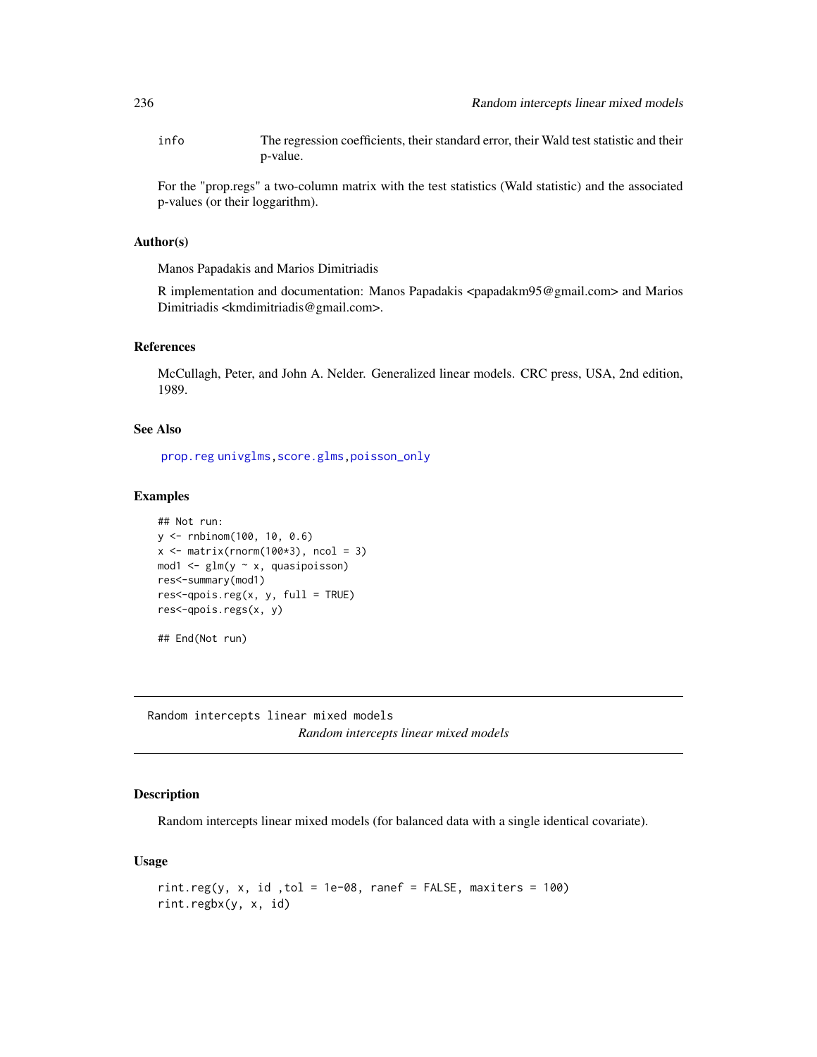info The regression coefficients, their standard error, their Wald test statistic and their p-value.

For the "prop.regs" a two-column matrix with the test statistics (Wald statistic) and the associated p-values (or their loggarithm).

### Author(s)

Manos Papadakis and Marios Dimitriadis

R implementation and documentation: Manos Papadakis <papadakm95@gmail.com> and Marios Dimitriadis <kmdimitriadis@gmail.com>.

### References

McCullagh, Peter, and John A. Nelder. Generalized linear models. CRC press, USA, 2nd edition, 1989.

### See Also

prop.reg univglms, score.glms, poisson_only

### Examples

```
## Not run:
y <- rnbinom(100, 10, 0.6)
x <- matrix(rnorm(100*3), ncol = 3)
mod1 <- glm(y ~ x, quasipoisson)
res<-summary(mod1)
res<-qpois.reg(x, y, full = TRUE)
res<-qpois.regs(x, y)

## End(Not run)
```

---

## Random intercepts linear mixed models

*Random intercepts linear mixed models*

---

### Description

Random intercepts linear mixed models (for balanced data with a single identical covariate).

### Usage

```
rint.reg(y, x, id ,tol = 1e-08, ranef = FALSE, maxiters = 100)
rint.regbx(y, x, id)
```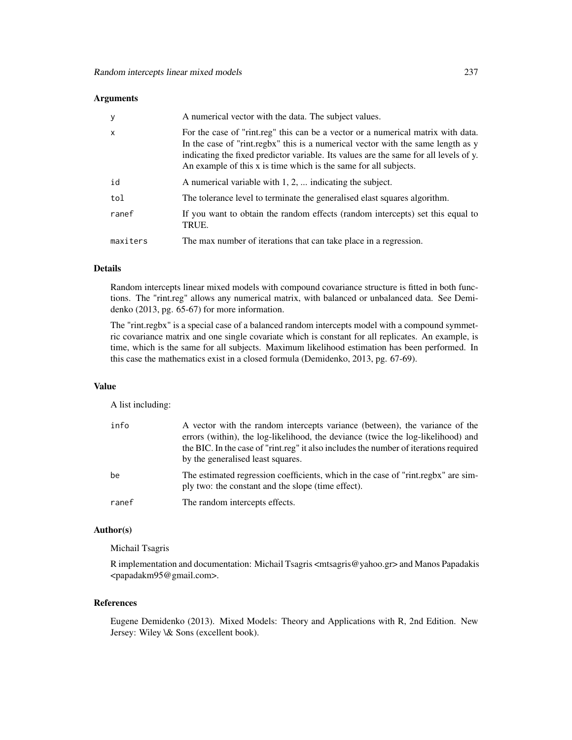### Arguments

| | |
|---|---|
| y | A numerical vector with the data. The subject values. |
| x | For the case of "rint.reg" this can be a vector or a numerical matrix with data. In the case of "rint.regbx" this is a numerical vector with the same length as y indicating the fixed predictor variable. Its values are the same for all levels of y. An example of this x is time which is the same for all subjects. |
| id | A numerical variable with 1, 2, ... indicating the subject. |
| tol | The tolerance level to terminate the generalised elast squares algorithm. |
| ranef | If you want to obtain the random effects (random intercepts) set this equal to TRUE. |
| maxiters | The max number of iterations that can take place in a regression. |

### Details

Random intercepts linear mixed models with compound covariance structure is fitted in both functions. The "rint.reg" allows any numerical matrix, with balanced or unbalanced data. See Demidenko (2013, pg. 65-67) for more information.

The "rint.regbx" is a special case of a balanced random intercepts model with a compound symmetric covariance matrix and one single covariate which is constant for all replicates. An example, is time, which is the same for all subjects. Maximum likelihood estimation has been performed. In this case the mathematics exist in a closed formula (Demidenko, 2013, pg. 67-69).

### Value

A list including:

| | |
|---|---|
| info | A vector with the random intercepts variance (between), the variance of the errors (within), the log-likelihood, the deviance (twice the log-likelihood) and the BIC. In the case of "rint.reg" it also includes the number of iterations required by the generalised least squares. |
| be | The estimated regression coefficients, which in the case of "rint.regbx" are simply two: the constant and the slope (time effect). |
| ranef | The random intercepts effects. |

### Author(s)

Michail Tsagris

R implementation and documentation: Michail Tsagris <mtsagris@yahoo.gr> and Manos Papadakis <papadakm95@gmail.com>.

### References

Eugene Demidenko (2013). Mixed Models: Theory and Applications with R, 2nd Edition. New Jersey: Wiley \& Sons (excellent book).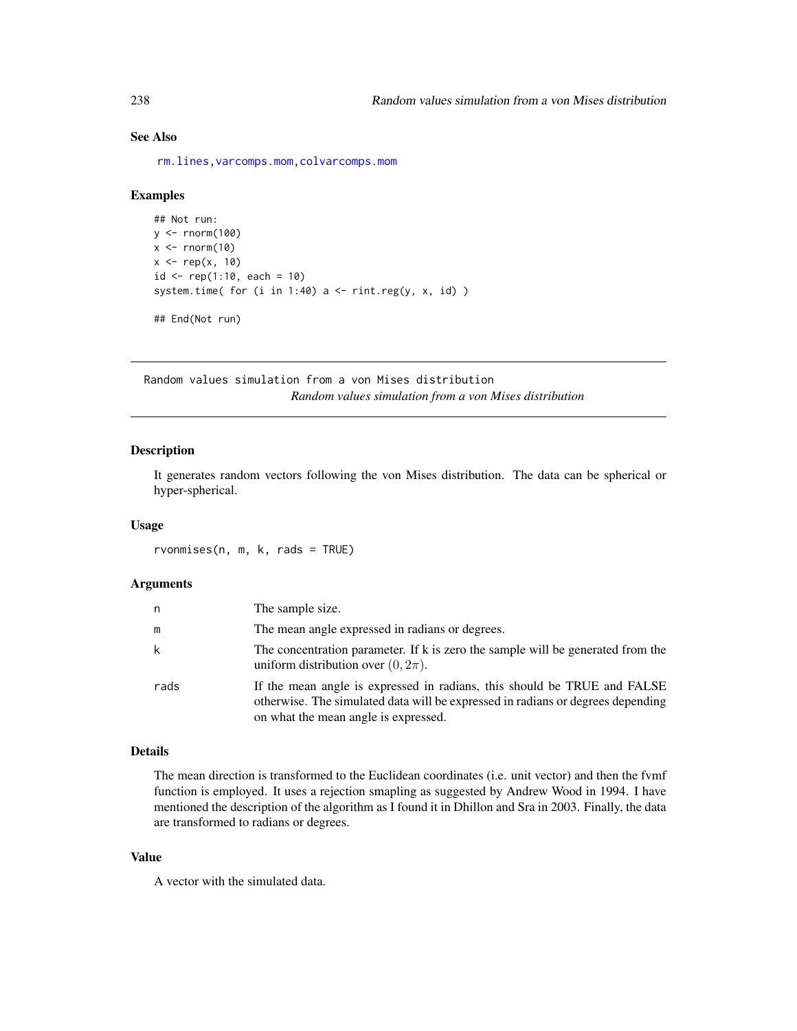## See Also

rm.lines, varcomps.mom, colvarcomps.mom

## Examples

```
## Not run:
y <- rnorm(100)
x <- rnorm(10)
x <- rep(x, 10)
id <- rep(1:10, each = 10)
system.time( for (i in 1:40) a <- rint.reg(y, x, id) )

## End(Not run)
```

---

# Random values simulation from a von Mises distribution

*Random values simulation from a von Mises distribution*

---

## Description

It generates random vectors following the von Mises distribution. The data can be spherical or hyper-spherical.

## Usage

```
rvonmises(n, m, k, rads = TRUE)
```

## Arguments

| | |
|---|---|
| n | The sample size. |
| m | The mean angle expressed in radians or degrees. |
| k | The concentration parameter. If k is zero the sample will be generated from the uniform distribution over $(0, 2\pi)$. |
| rads | If the mean angle is expressed in radians, this should be TRUE and FALSE otherwise. The simulated data will be expressed in radians or degrees depending on what the mean angle is expressed. |

## Details

The mean direction is transformed to the Euclidean coordinates (i.e. unit vector) and then the fvmf function is employed. It uses a rejection smapling as suggested by Andrew Wood in 1994. I have mentioned the description of the algorithm as I found it in Dhillon and Sra in 2003. Finally, the data are transformed to radians or degrees.

## Value

A vector with the simulated data.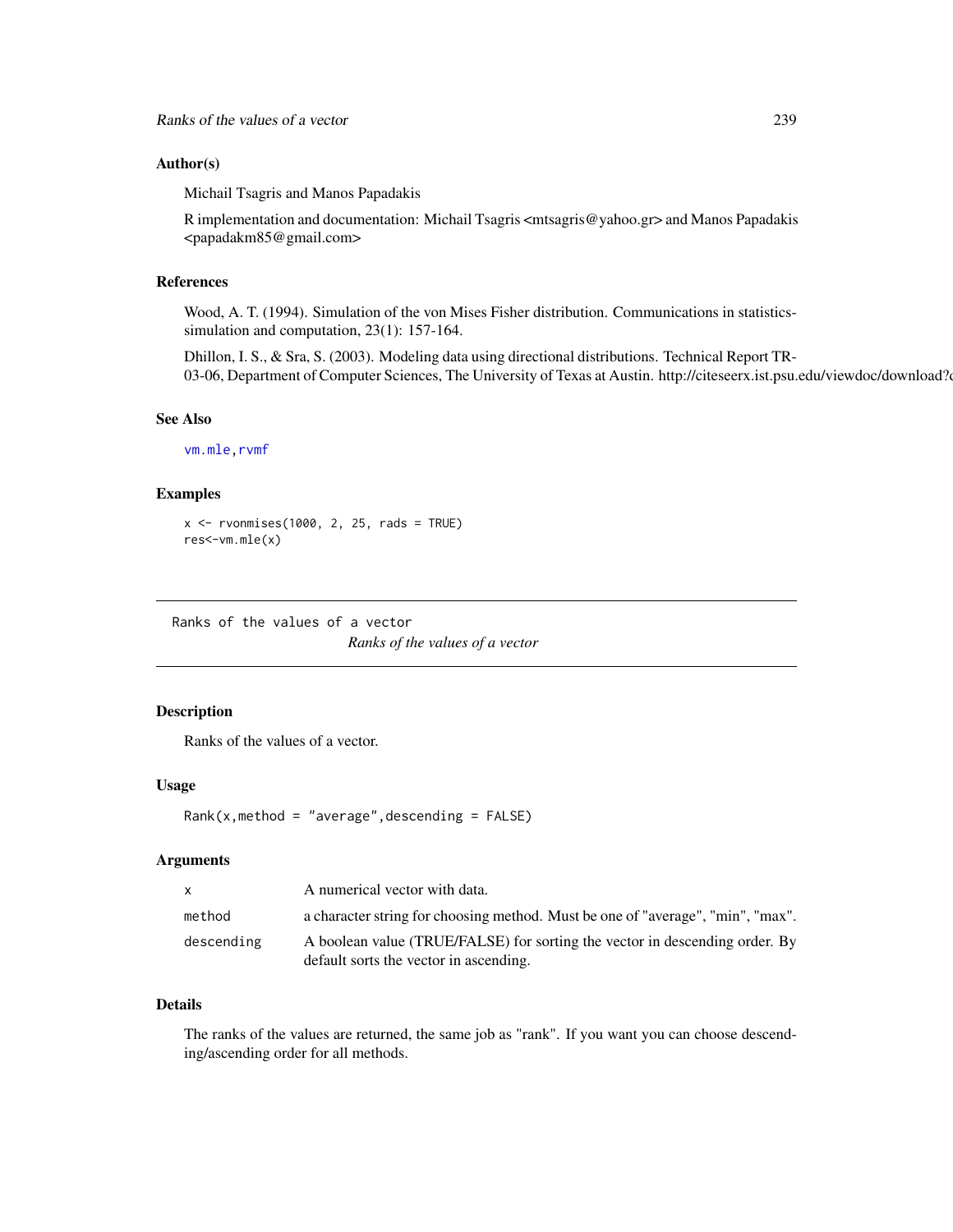## Author(s)

Michail Tsagris and Manos Papadakis

R implementation and documentation: Michail Tsagris <mtsagris@yahoo.gr> and Manos Papadakis <papadakm85@gmail.com>

## References

Wood, A. T. (1994). Simulation of the von Mises Fisher distribution. Communications in statistics-simulation and computation, 23(1): 157-164.

Dhillon, I. S., & Sra, S. (2003). Modeling data using directional distributions. Technical Report TR-03-06, Department of Computer Sciences, The University of Texas at Austin. http://citeseerx.ist.psu.edu/viewdoc/download?d

## See Also

vm.mle, rvmf

## Examples

```
x <- rvonmises(1000, 2, 25, rads = TRUE)
res<-vm.mle(x)
```

---

# Ranks of the values of a vector

*Ranks of the values of a vector*

---

## Description

Ranks of the values of a vector.

## Usage

```
Rank(x,method = "average",descending = FALSE)
```

## Arguments

| | |
|---|---|
| x | A numerical vector with data. |
| method | a character string for choosing method. Must be one of "average", "min", "max". |
| descending | A boolean value (TRUE/FALSE) for sorting the vector in descending order. By default sorts the vector in ascending. |

## Details

The ranks of the values are returned, the same job as "rank". If you want you can choose descending/ascending order for all methods.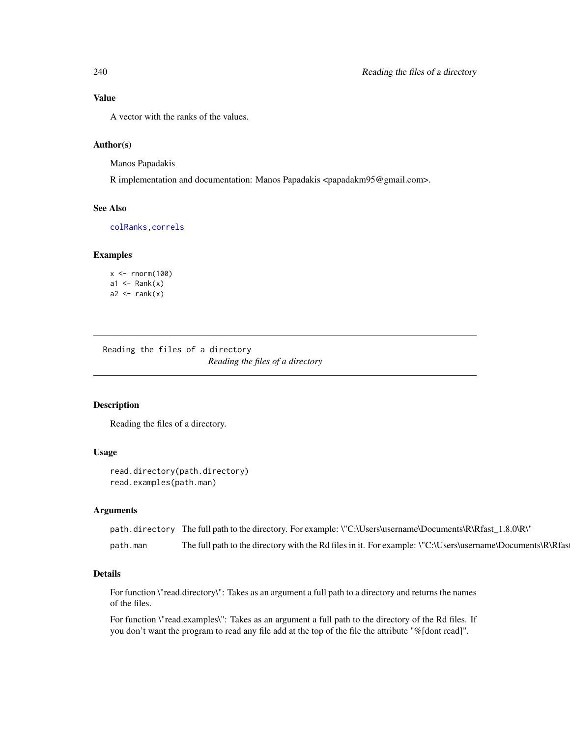### Value

A vector with the ranks of the values.

### Author(s)

Manos Papadakis

R implementation and documentation: Manos Papadakis <papadakm95@gmail.com>.

### See Also

colRanks, correls

### Examples

```
x <- rnorm(100)
a1 <- Rank(x)
a2 <- rank(x)
```

---

## Reading the files of a directory

*Reading the files of a directory*

---

### Description

Reading the files of a directory.

### Usage

```
read.directory(path.directory)
read.examples(path.man)
```

### Arguments

| | |
|---|---|
| path.directory | The full path to the directory. For example: \"C:\Users\username\Documents\R\Rfast_1.8.0\R\" |
| path.man | The full path to the directory with the Rd files in it. For example: \"C:\Users\username\Documents\R\Rfast |

### Details

For function \"read.directory\": Takes as an argument a full path to a directory and returns the names of the files.

For function \"read.examples\": Takes as an argument a full path to the directory of the Rd files. If you don't want the program to read any file add at the top of the file the attribute "%[dont read]".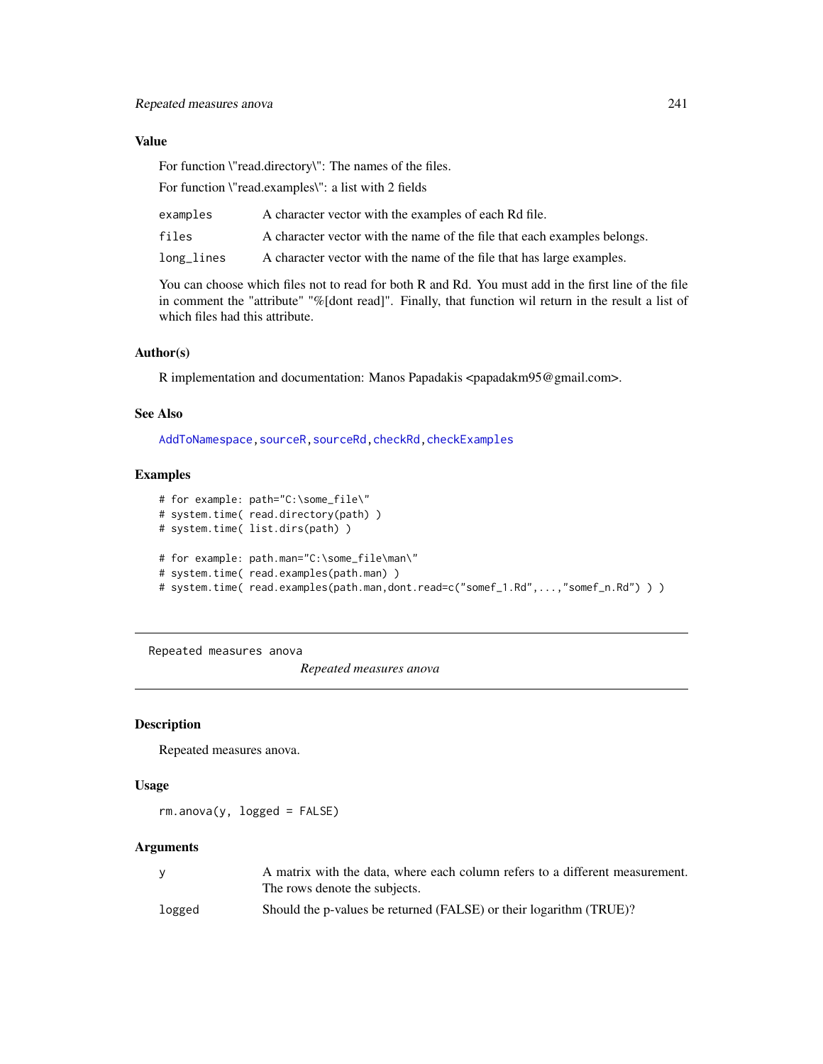## Value

For function \"read.directory\": The names of the files.

For function \"read.examples\": a list with 2 fields

| | |
|---|---|
| `examples` | A character vector with the examples of each Rd file. |
| `files` | A character vector with the name of the file that each examples belongs. |
| `long_lines` | A character vector with the name of the file that has large examples. |

You can choose which files not to read for both R and Rd. You must add in the first line of the file in comment the "attribute" "%[dont read]". Finally, that function wil return in the result a list of which files had this attribute.

## Author(s)

R implementation and documentation: Manos Papadakis <papadakm95@gmail.com>.

## See Also

AddToNamespace, sourceR, sourceRd, checkRd, checkExamples

## Examples

```
# for example: path="C:\some_file\"
# system.time( read.directory(path) )
# system.time( list.dirs(path) )

# for example: path.man="C:\some_file\man\"
# system.time( read.examples(path.man) )
# system.time( read.examples(path.man,dont.read=c("somef_1.Rd",...,"somef_n.Rd") ) )
```

---

`Repeated measures anova` *Repeated measures anova*

---

## Description

Repeated measures anova.

## Usage

```
rm.anova(y, logged = FALSE)
```

## Arguments

| | |
|---|---|
| `y` | A matrix with the data, where each column refers to a different measurement. The rows denote the subjects. |
| `logged` | Should the p-values be returned (FALSE) or their logarithm (TRUE)? |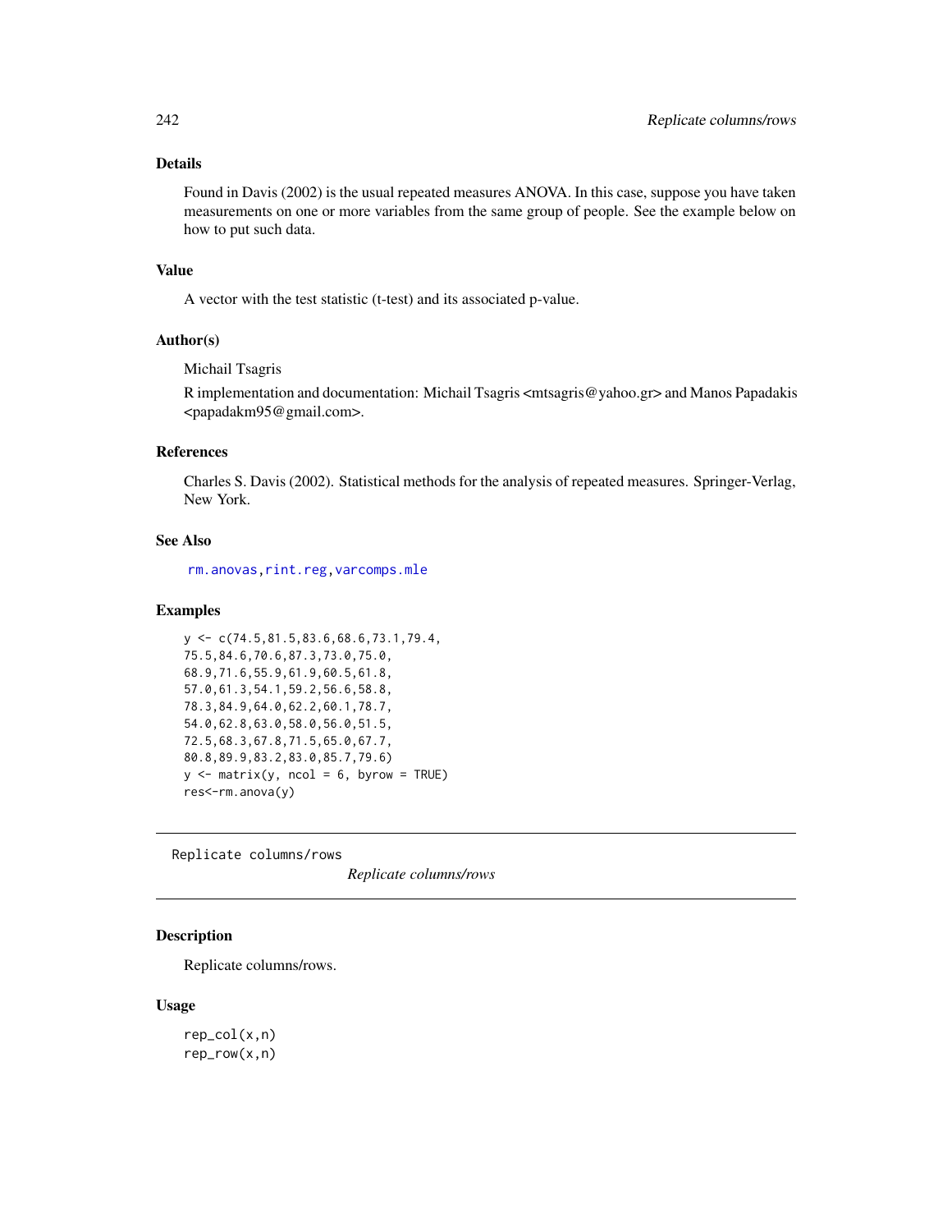## Details

Found in Davis (2002) is the usual repeated measures ANOVA. In this case, suppose you have taken measurements on one or more variables from the same group of people. See the example below on how to put such data.

## Value

A vector with the test statistic (t-test) and its associated p-value.

## Author(s)

Michail Tsagris

R implementation and documentation: Michail Tsagris <mtsagris@yahoo.gr> and Manos Papadakis <papadakm95@gmail.com>.

## References

Charles S. Davis (2002). Statistical methods for the analysis of repeated measures. Springer-Verlag, New York.

## See Also

rm.anovas, rint.reg, varcomps.mle

## Examples

```
y <- c(74.5,81.5,83.6,68.6,73.1,79.4,
75.5,84.6,70.6,87.3,73.0,75.0,
68.9,71.6,55.9,61.9,60.5,61.8,
57.0,61.3,54.1,59.2,56.6,58.8,
78.3,84.9,64.0,62.2,60.1,78.7,
54.0,62.8,63.0,58.0,56.0,51.5,
72.5,68.3,67.8,71.5,65.0,67.7,
80.8,89.9,83.2,83.0,85.7,79.6)
y <- matrix(y, ncol = 6, byrow = TRUE)
res<-rm.anova(y)
```

---

Replicate columns/rows *Replicate columns/rows*

---

## Description

Replicate columns/rows.

## Usage

```
rep_col(x,n)
rep_row(x,n)
```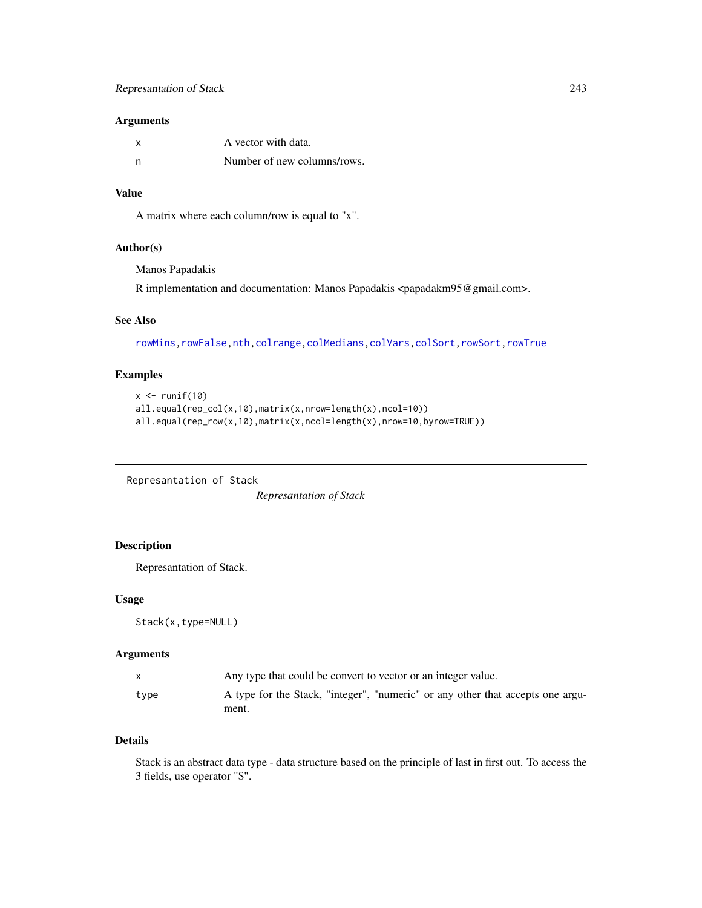## Arguments

| | |
|---|---|
| x | A vector with data. |
| n | Number of new columns/rows. |

## Value

A matrix where each column/row is equal to "x".

## Author(s)

Manos Papadakis

R implementation and documentation: Manos Papadakis <papadakm95@gmail.com>.

## See Also

rowMins, rowFalse, nth, colrange, colMedians, colVars, colSort, rowSort, rowTrue

## Examples

```
x <- runif(10)
all.equal(rep_col(x,10),matrix(x,nrow=length(x),ncol=10))
all.equal(rep_row(x,10),matrix(x,ncol=length(x),nrow=10,byrow=TRUE))
```

---

Represantation of Stack                *Represantation of Stack*

---

## Description

Represantation of Stack.

## Usage

```
Stack(x,type=NULL)
```

## Arguments

| | |
|---|---|
| x | Any type that could be convert to vector or an integer value. |
| type | A type for the Stack, "integer", "numeric" or any other that accepts one argument. |

## Details

Stack is an abstract data type - data structure based on the principle of last in first out. To access the 3 fields, use operator "$".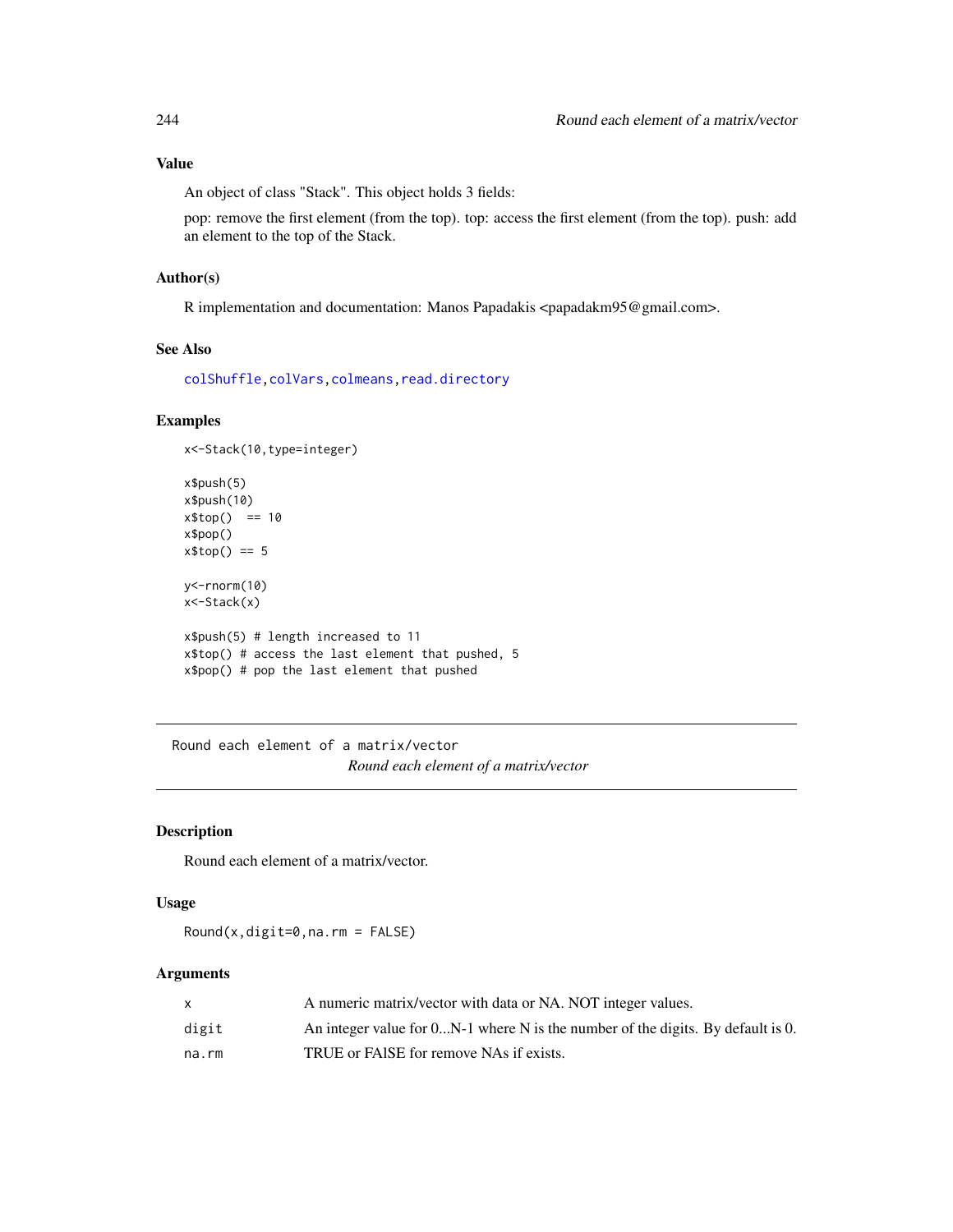### Value

An object of class "Stack". This object holds 3 fields:

pop: remove the first element (from the top). top: access the first element (from the top). push: add an element to the top of the Stack.

### Author(s)

R implementation and documentation: Manos Papadakis <papadakm95@gmail.com>.

### See Also

colShuffle, colVars, colmeans, read.directory

### Examples

```
x<-Stack(10,type=integer)

x$push(5)
x$push(10)
x$top()  == 10
x$pop()
x$top() == 5

y<-rnorm(10)
x<-Stack(x)

x$push(5) # length increased to 11
x$top() # access the last element that pushed, 5
x$pop() # pop the last element that pushed
```

---

## Round each element of a matrix/vector

*Round each element of a matrix/vector*

### Description

Round each element of a matrix/vector.

### Usage

```
Round(x,digit=0,na.rm = FALSE)
```

### Arguments

| | |
|---|---|
| x | A numeric matrix/vector with data or NA. NOT integer values. |
| digit | An integer value for 0...N-1 where N is the number of the digits. By default is 0. |
| na.rm | TRUE or FAlSE for remove NAs if exists. |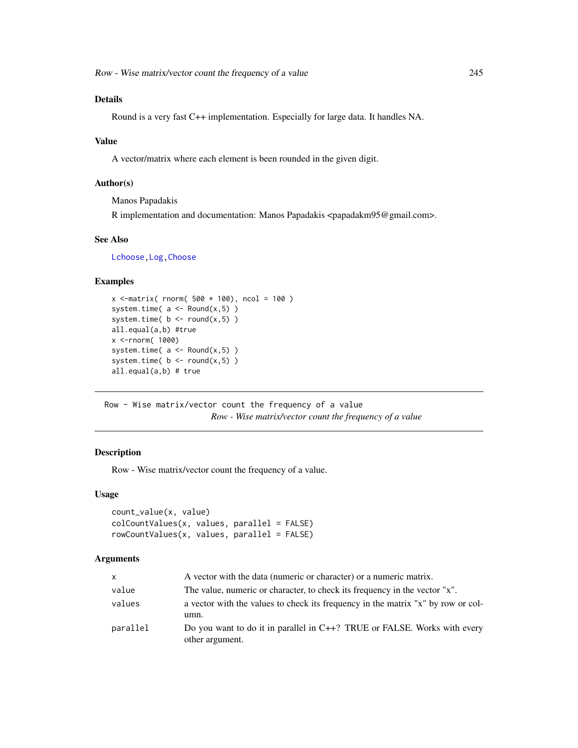### Details

Round is a very fast C++ implementation. Especially for large data. It handles NA.

### Value

A vector/matrix where each element is been rounded in the given digit.

### Author(s)

Manos Papadakis

R implementation and documentation: Manos Papadakis <papadakm95@gmail.com>.

### See Also

Lchoose, Log, Choose

### Examples

```
x <-matrix( rnorm( 500 * 100), ncol = 100 )
system.time( a <- Round(x,5) )
system.time( b <- round(x,5) )
all.equal(a,b) #true
x <-rnorm( 1000)
system.time( a <- Round(x,5) )
system.time( b <- round(x,5) )
all.equal(a,b) # true
```

---

## Row - Wise matrix/vector count the frequency of a value

*Row - Wise matrix/vector count the frequency of a value*

---

### Description

Row - Wise matrix/vector count the frequency of a value.

### Usage

```
count_value(x, value)
colCountValues(x, values, parallel = FALSE)
rowCountValues(x, values, parallel = FALSE)
```

### Arguments

| | |
|---|---|
| x | A vector with the data (numeric or character) or a numeric matrix. |
| value | The value, numeric or character, to check its frequency in the vector "x". |
| values | a vector with the values to check its frequency in the matrix "x" by row or column. |
| parallel | Do you want to do it in parallel in C++? TRUE or FALSE. Works with every other argument. |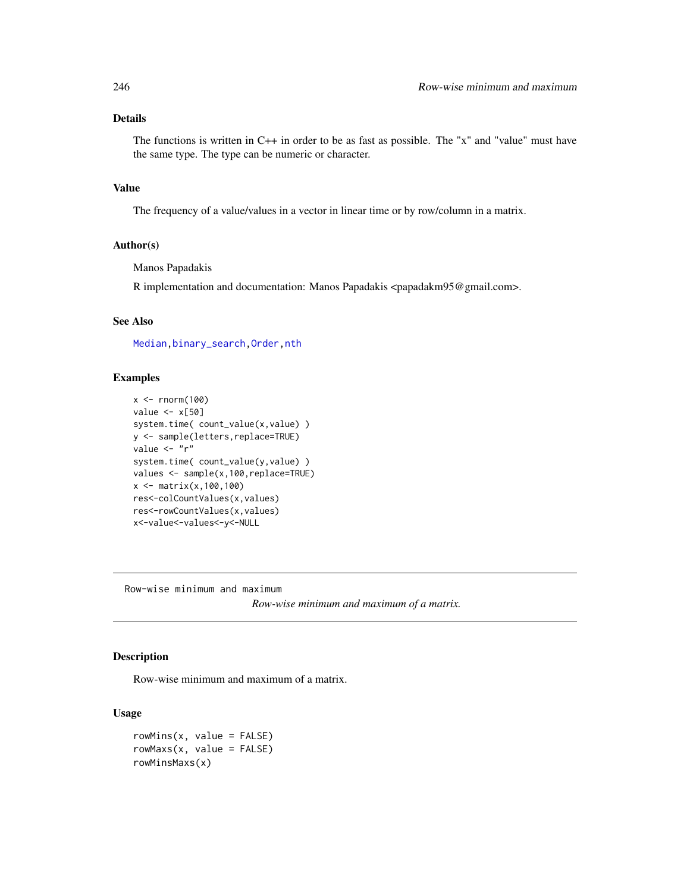### Details

The functions is written in C++ in order to be as fast as possible. The "x" and "value" must have the same type. The type can be numeric or character.

### Value

The frequency of a value/values in a vector in linear time or by row/column in a matrix.

### Author(s)

Manos Papadakis

R implementation and documentation: Manos Papadakis <papadakm95@gmail.com>.

### See Also

Median, binary_search, Order, nth

### Examples

```
x <- rnorm(100)
value <- x[50]
system.time( count_value(x,value) )
y <- sample(letters,replace=TRUE)
value <- "r"
system.time( count_value(y,value) )
values <- sample(x,100,replace=TRUE)
x <- matrix(x,100,100)
res<-colCountValues(x,values)
res<-rowCountValues(x,values)
x<-value<-values<-y<-NULL
```

---

## Row-wise minimum and maximum

*Row-wise minimum and maximum of a matrix.*

---

### Description

Row-wise minimum and maximum of a matrix.

### Usage

```
rowMins(x, value = FALSE)
rowMaxs(x, value = FALSE)
rowMinsMaxs(x)
```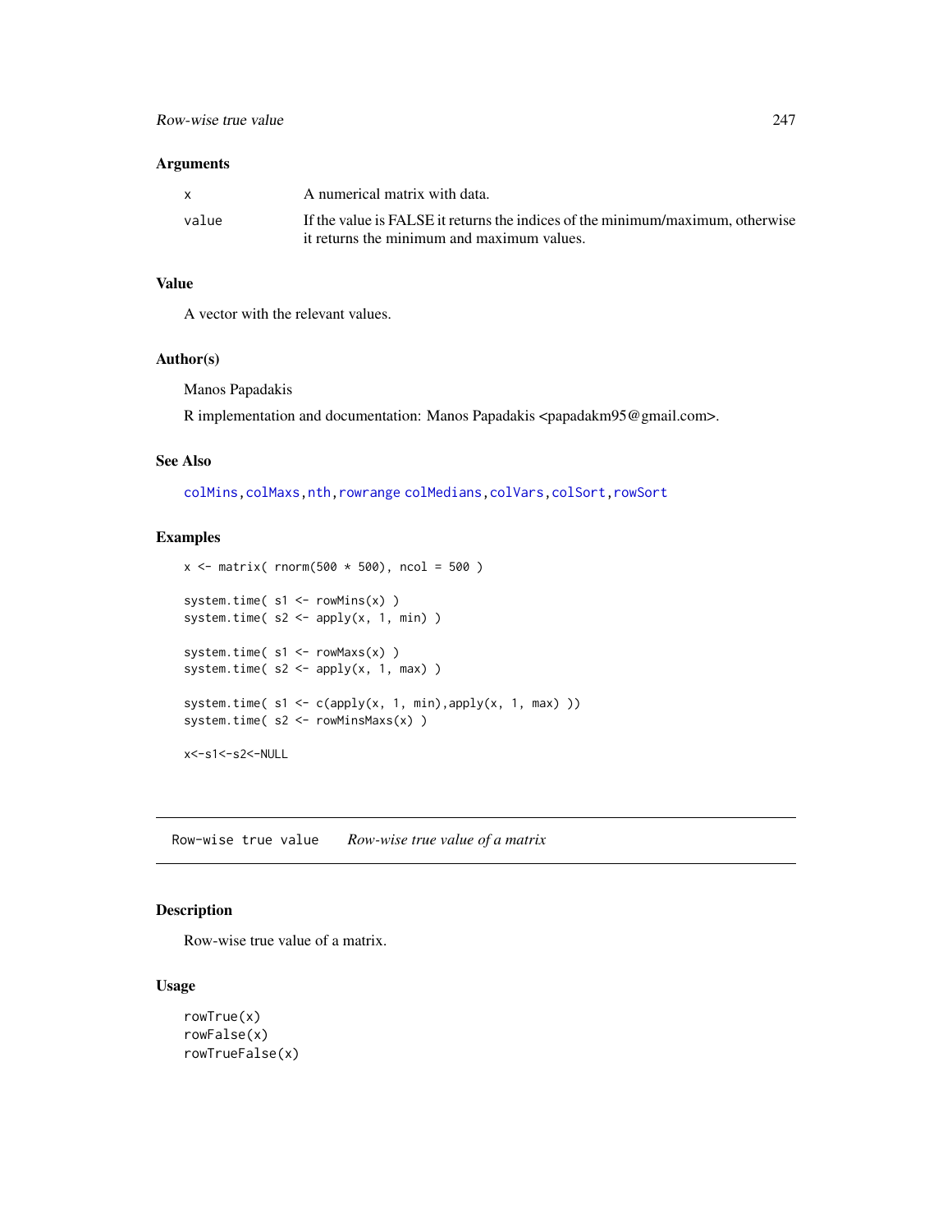## Arguments

| | |
|---|---|
| x | A numerical matrix with data. |
| value | If the value is FALSE it returns the indices of the minimum/maximum, otherwise it returns the minimum and maximum values. |

## Value

A vector with the relevant values.

## Author(s)

Manos Papadakis

R implementation and documentation: Manos Papadakis <papadakm95@gmail.com>.

## See Also

colMins, colMaxs, nth, rowrange colMedians, colVars, colSort, rowSort

## Examples

```
x <- matrix( rnorm(500 * 500), ncol = 500 )

system.time( s1 <- rowMins(x) )
system.time( s2 <- apply(x, 1, min) )

system.time( s1 <- rowMaxs(x) )
system.time( s2 <- apply(x, 1, max) )

system.time( s1 <- c(apply(x, 1, min),apply(x, 1, max) ))
system.time( s2 <- rowMinsMaxs(x) )

x<-s1<-s2<-NULL
```

---

# Row-wise true value    *Row-wise true value of a matrix*

---

## Description

Row-wise true value of a matrix.

## Usage

```
rowTrue(x)
rowFalse(x)
rowTrueFalse(x)
```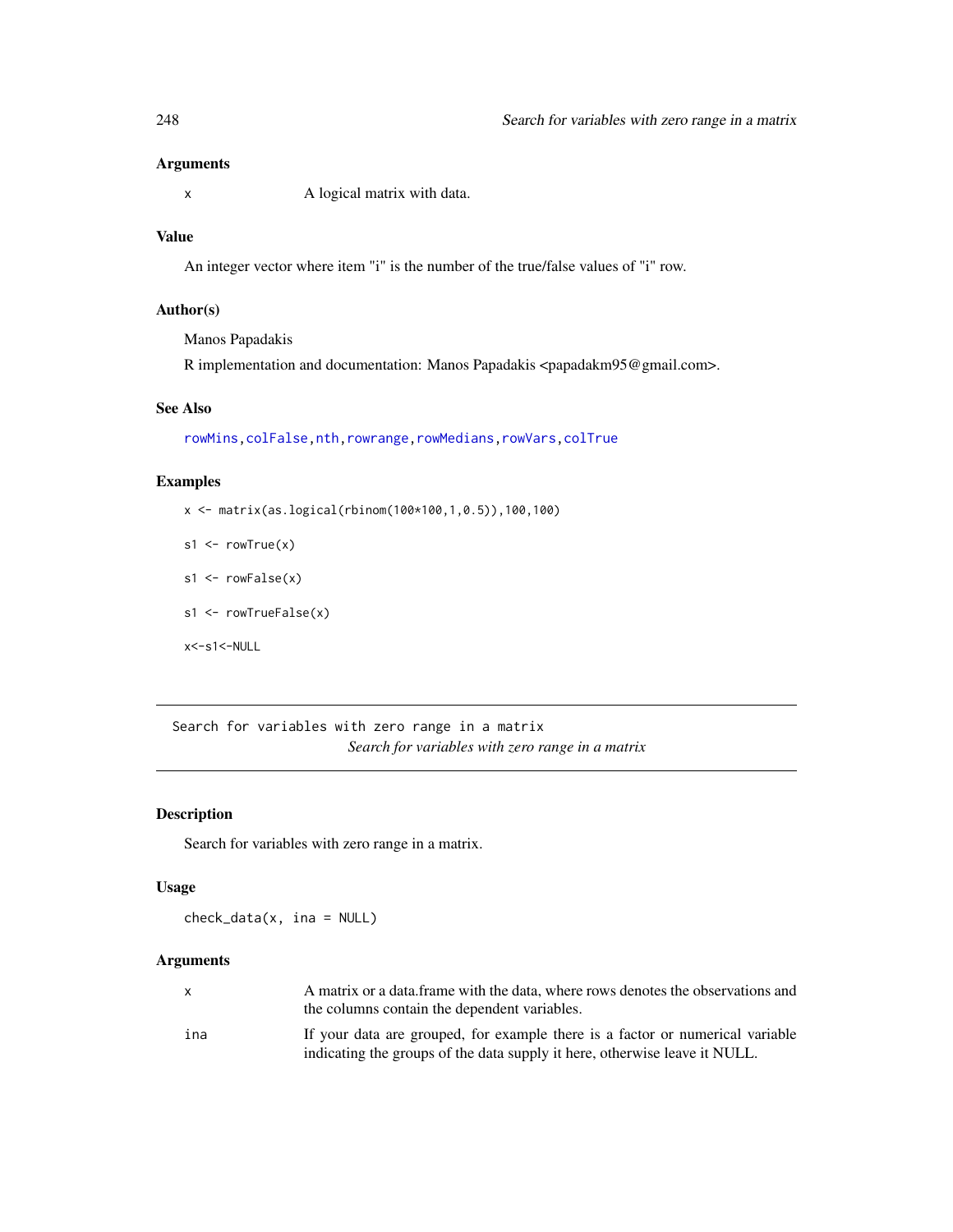### Arguments

| | |
|---|---|
| x | A logical matrix with data. |

### Value

An integer vector where item "i" is the number of the true/false values of "i" row.

### Author(s)

Manos Papadakis

R implementation and documentation: Manos Papadakis <papadakm95@gmail.com>.

### See Also

rowMins, colFalse, nth, rowrange, rowMedians, rowVars, colTrue

### Examples

```
x <- matrix(as.logical(rbinom(100*100,1,0.5)),100,100)

s1 <- rowTrue(x)

s1 <- rowFalse(x)

s1 <- rowTrueFalse(x)

x<-s1<-NULL
```

---

## Search for variables with zero range in a matrix

*Search for variables with zero range in a matrix*

---

### Description

Search for variables with zero range in a matrix.

### Usage

```
check_data(x, ina = NULL)
```

### Arguments

| | |
|---|---|
| x | A matrix or a data.frame with the data, where rows denotes the observations and the columns contain the dependent variables. |
| ina | If your data are grouped, for example there is a factor or numerical variable indicating the groups of the data supply it here, otherwise leave it NULL. |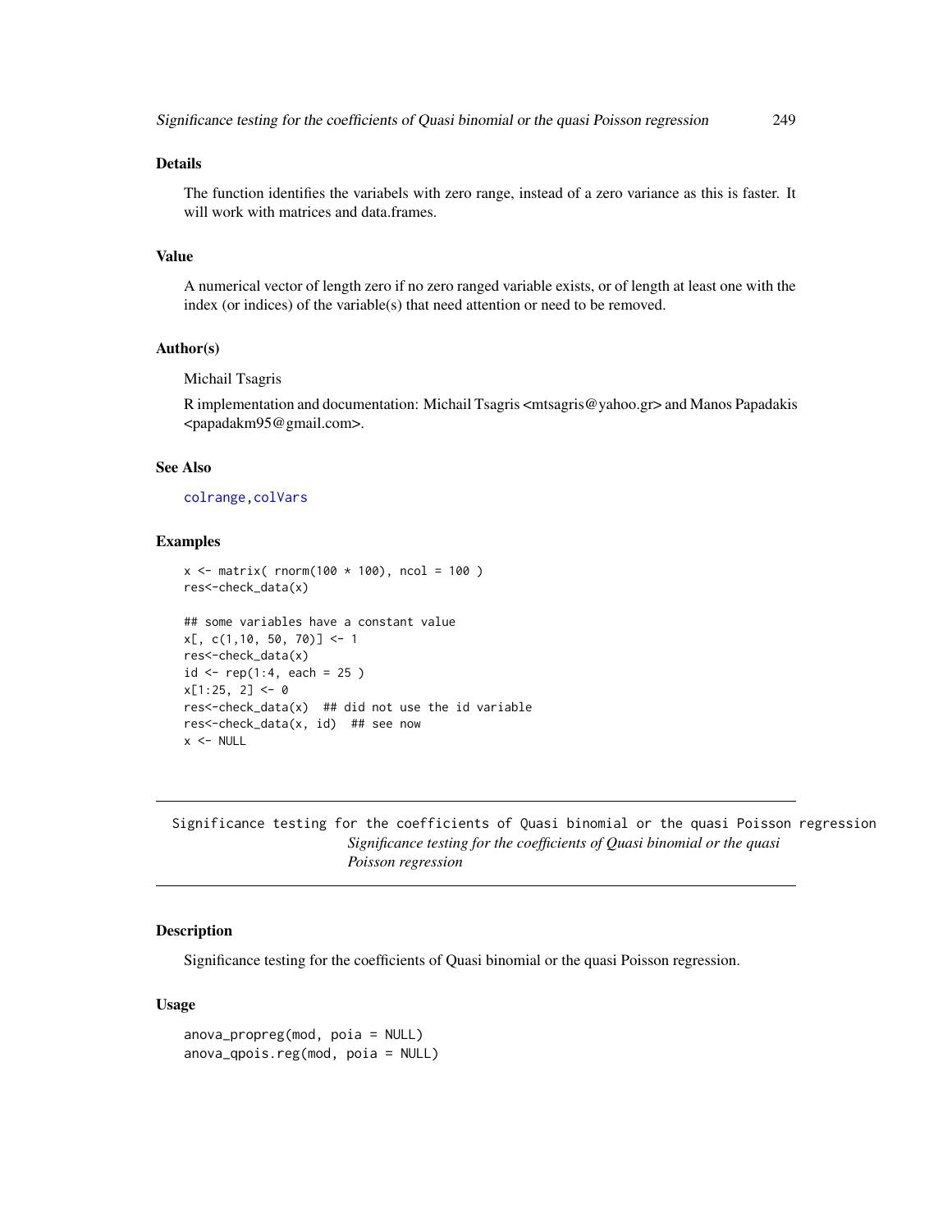## Details

The function identifies the variabels with zero range, instead of a zero variance as this is faster. It will work with matrices and data.frames.

## Value

A numerical vector of length zero if no zero ranged variable exists, or of length at least one with the index (or indices) of the variable(s) that need attention or need to be removed.

## Author(s)

Michail Tsagris

R implementation and documentation: Michail Tsagris <mtsagris@yahoo.gr> and Manos Papadakis <papadakm95@gmail.com>.

## See Also

colrange, colVars

## Examples

```
x <- matrix( rnorm(100 * 100), ncol = 100 )
res<-check_data(x)

## some variables have a constant value
x[, c(1,10, 50, 70)] <- 1
res<-check_data(x)
id <- rep(1:4, each = 25 )
x[1:25, 2] <- 0
res<-check_data(x)  ## did not use the id variable
res<-check_data(x, id)  ## see now
x <- NULL
```

---

Significance testing for the coefficients of Quasi binomial or the quasi Poisson regression

# *Significance testing for the coefficients of Quasi binomial or the quasi Poisson regression*

## Description

Significance testing for the coefficients of Quasi binomial or the quasi Poisson regression.

## Usage

```
anova_propreg(mod, poia = NULL)
anova_qpois.reg(mod, poia = NULL)
```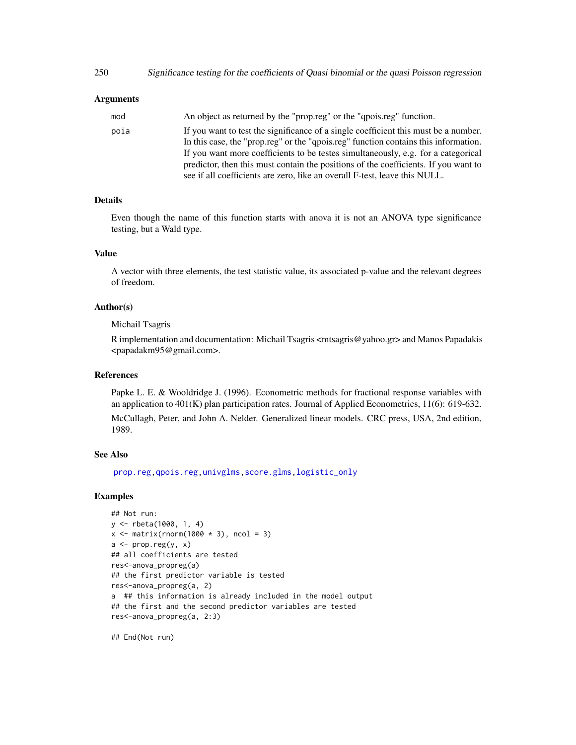### Arguments

| | |
|---|---|
| mod | An object as returned by the "prop.reg" or the "qpois.reg" function. |
| poia | If you want to test the significance of a single coefficient this must be a number. In this case, the "prop.reg" or the "qpois.reg" function contains this information. If you want more coefficients to be testes simultaneously, e.g. for a categorical predictor, then this must contain the positions of the coefficients. If you want to see if all coefficients are zero, like an overall F-test, leave this NULL. |

### Details

Even though the name of this function starts with anova it is not an ANOVA type significance testing, but a Wald type.

### Value

A vector with three elements, the test statistic value, its associated p-value and the relevant degrees of freedom.

### Author(s)

Michail Tsagris

R implementation and documentation: Michail Tsagris <mtsagris@yahoo.gr> and Manos Papadakis <papadakm95@gmail.com>.

### References

Papke L. E. & Wooldridge J. (1996). Econometric methods for fractional response variables with an application to 401(K) plan participation rates. Journal of Applied Econometrics, 11(6): 619-632.

McCullagh, Peter, and John A. Nelder. Generalized linear models. CRC press, USA, 2nd edition, 1989.

### See Also

prop.reg, qpois.reg, univglms, score.glms, logistic_only

### Examples

```
## Not run:
y <- rbeta(1000, 1, 4)
x <- matrix(rnorm(1000 * 3), ncol = 3)
a <- prop.reg(y, x)
## all coefficients are tested
res<-anova_propreg(a)
## the first predictor variable is tested
res<-anova_propreg(a, 2)
a  ## this information is already included in the model output
## the first and the second predictor variables are tested
res<-anova_propreg(a, 2:3)

## End(Not run)
```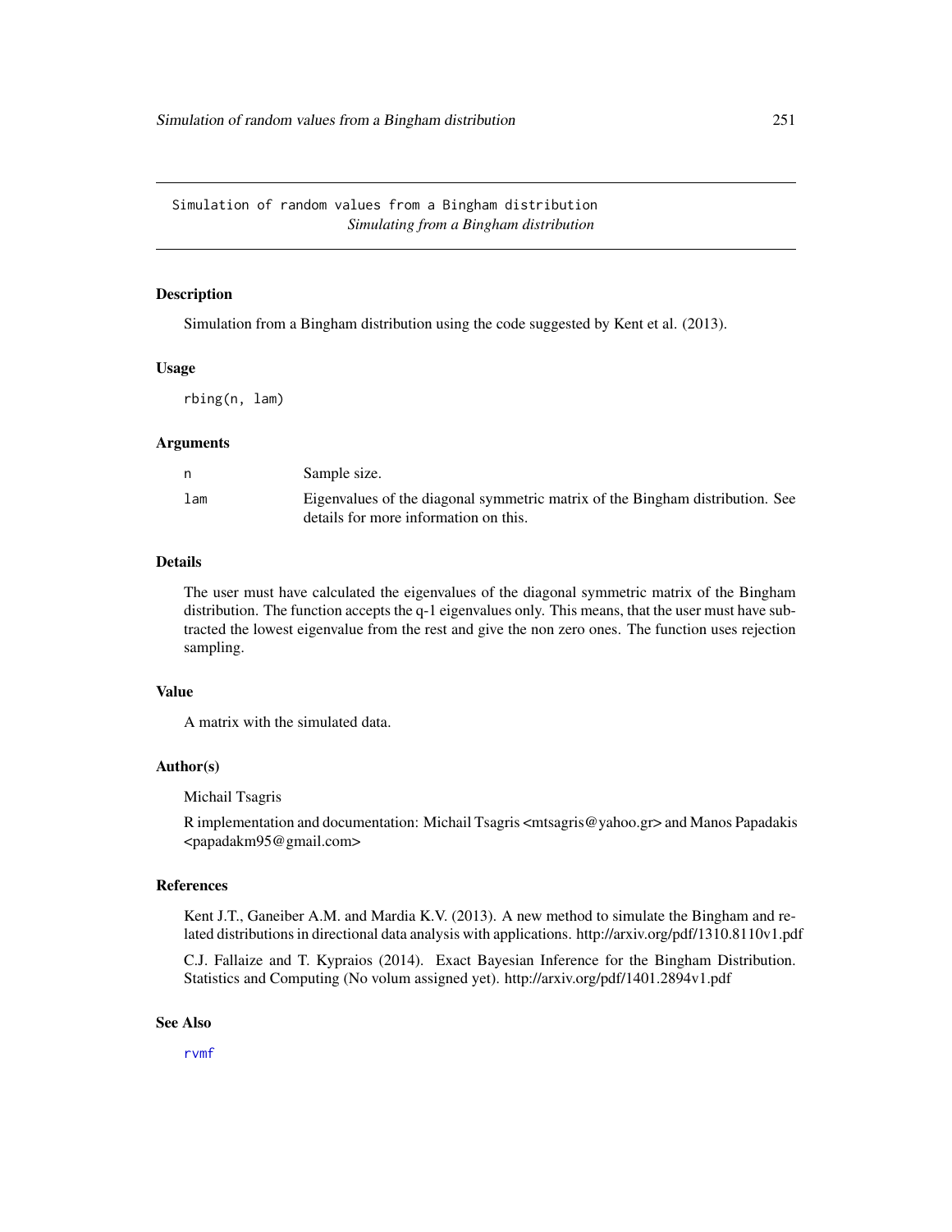Simulation of random values from a Bingham distribution
*Simulating from a Bingham distribution*

## Description

Simulation from a Bingham distribution using the code suggested by Kent et al. (2013).

## Usage

```
rbing(n, lam)
```

## Arguments

| | |
|---|---|
| n | Sample size. |
| lam | Eigenvalues of the diagonal symmetric matrix of the Bingham distribution. See details for more information on this. |

## Details

The user must have calculated the eigenvalues of the diagonal symmetric matrix of the Bingham distribution. The function accepts the q-1 eigenvalues only. This means, that the user must have subtracted the lowest eigenvalue from the rest and give the non zero ones. The function uses rejection sampling.

## Value

A matrix with the simulated data.

## Author(s)

Michail Tsagris

R implementation and documentation: Michail Tsagris <mtsagris@yahoo.gr> and Manos Papadakis <papadakm95@gmail.com>

## References

Kent J.T., Ganeiber A.M. and Mardia K.V. (2013). A new method to simulate the Bingham and related distributions in directional data analysis with applications. http://arxiv.org/pdf/1310.8110v1.pdf

C.J. Fallaize and T. Kypraios (2014). Exact Bayesian Inference for the Bingham Distribution. Statistics and Computing (No volum assigned yet). http://arxiv.org/pdf/1401.2894v1.pdf

## See Also

rvmf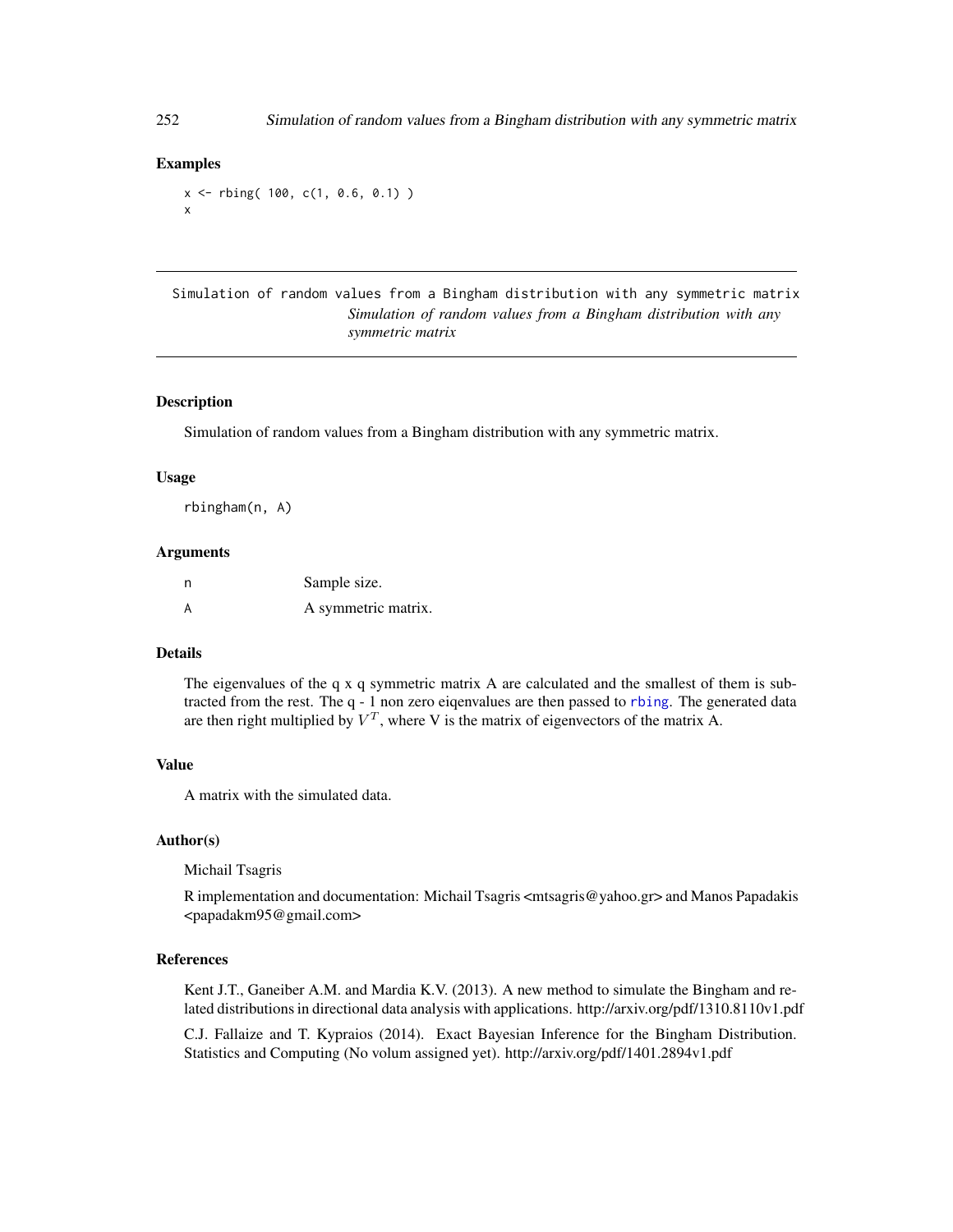## Examples

```
x <- rbing( 100, c(1, 0.6, 0.1) )
x
```

---

Simulation of random values from a Bingham distribution with any symmetric matrix

*Simulation of random values from a Bingham distribution with any symmetric matrix*

---

### Description

Simulation of random values from a Bingham distribution with any symmetric matrix.

### Usage

```
rbingham(n, A)
```

### Arguments

| | |
|---|---|
| n | Sample size. |
| A | A symmetric matrix. |

### Details

The eigenvalues of the q x q symmetric matrix A are calculated and the smallest of them is subtracted from the rest. The q - 1 non zero eiqenvalues are then passed to rbing. The generated data are then right multiplied by $V^T$, where V is the matrix of eigenvectors of the matrix A.

### Value

A matrix with the simulated data.

### Author(s)

Michail Tsagris

R implementation and documentation: Michail Tsagris <mtsagris@yahoo.gr> and Manos Papadakis <papadakm95@gmail.com>

### References

Kent J.T., Ganeiber A.M. and Mardia K.V. (2013). A new method to simulate the Bingham and related distributions in directional data analysis with applications. http://arxiv.org/pdf/1310.8110v1.pdf

C.J. Fallaize and T. Kypraios (2014). Exact Bayesian Inference for the Bingham Distribution. Statistics and Computing (No volum assigned yet). http://arxiv.org/pdf/1401.2894v1.pdf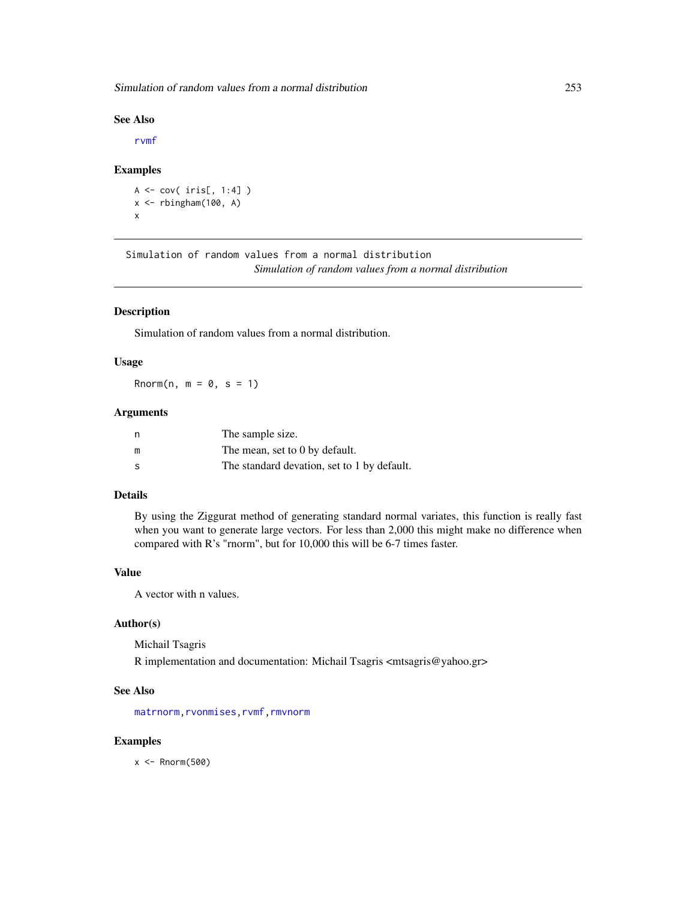### See Also

rvmf

### Examples

```
A <- cov( iris[, 1:4] )
x <- rbingham(100, A)
x
```

---

## Simulation of random values from a normal distribution

*Simulation of random values from a normal distribution*

---

### Description

Simulation of random values from a normal distribution.

### Usage

```
Rnorm(n, m = 0, s = 1)
```

### Arguments

| | |
|---|---|
| n | The sample size. |
| m | The mean, set to 0 by default. |
| s | The standard devation, set to 1 by default. |

### Details

By using the Ziggurat method of generating standard normal variates, this function is really fast when you want to generate large vectors. For less than 2,000 this might make no difference when compared with R's "rnorm", but for 10,000 this will be 6-7 times faster.

### Value

A vector with n values.

### Author(s)

Michail Tsagris

R implementation and documentation: Michail Tsagris <mtsagris@yahoo.gr>

### See Also

matrnorm, rvonmises, rvmf, rmvnorm

### Examples

```
x <- Rnorm(500)
```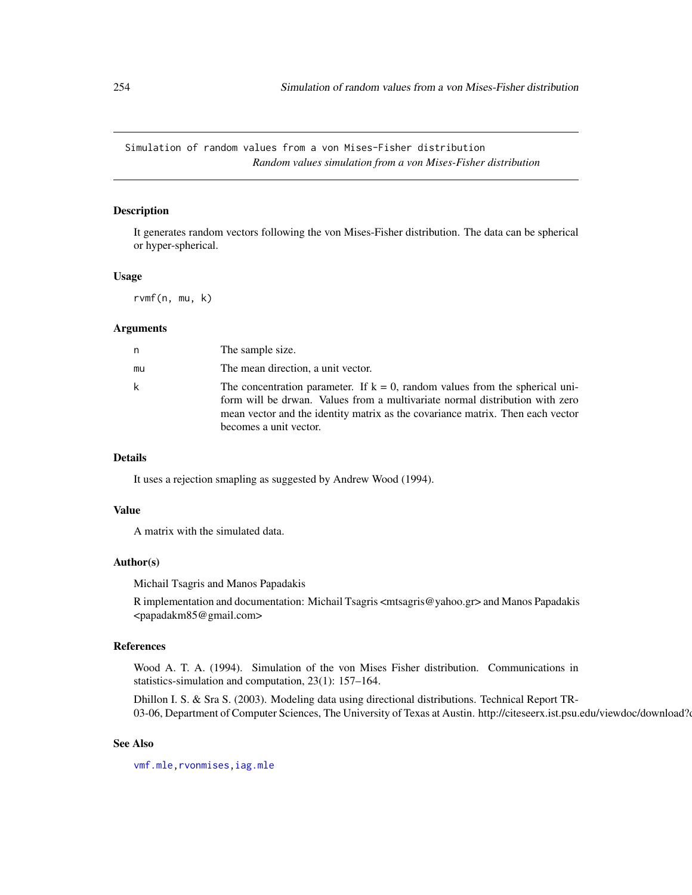Simulation of random values from a von Mises-Fisher distribution

*Random values simulation from a von Mises-Fisher distribution*

## Description

It generates random vectors following the von Mises-Fisher distribution. The data can be spherical or hyper-spherical.

## Usage

```
rvmf(n, mu, k)
```

## Arguments

| | |
|---|---|
| n | The sample size. |
| mu | The mean direction, a unit vector. |
| k | The concentration parameter. If k = 0, random values from the spherical uniform will be drwan. Values from a multivariate normal distribution with zero mean vector and the identity matrix as the covariance matrix. Then each vector becomes a unit vector. |

## Details

It uses a rejection smapling as suggested by Andrew Wood (1994).

## Value

A matrix with the simulated data.

## Author(s)

Michail Tsagris and Manos Papadakis

R implementation and documentation: Michail Tsagris <mtsagris@yahoo.gr> and Manos Papadakis <papadakm85@gmail.com>

## References

Wood A. T. A. (1994). Simulation of the von Mises Fisher distribution. Communications in statistics-simulation and computation, 23(1): 157–164.

Dhillon I. S. & Sra S. (2003). Modeling data using directional distributions. Technical Report TR-03-06, Department of Computer Sciences, The University of Texas at Austin. http://citeseerx.ist.psu.edu/viewdoc/download?d

## See Also

vmf.mle, rvonmises, iag.mle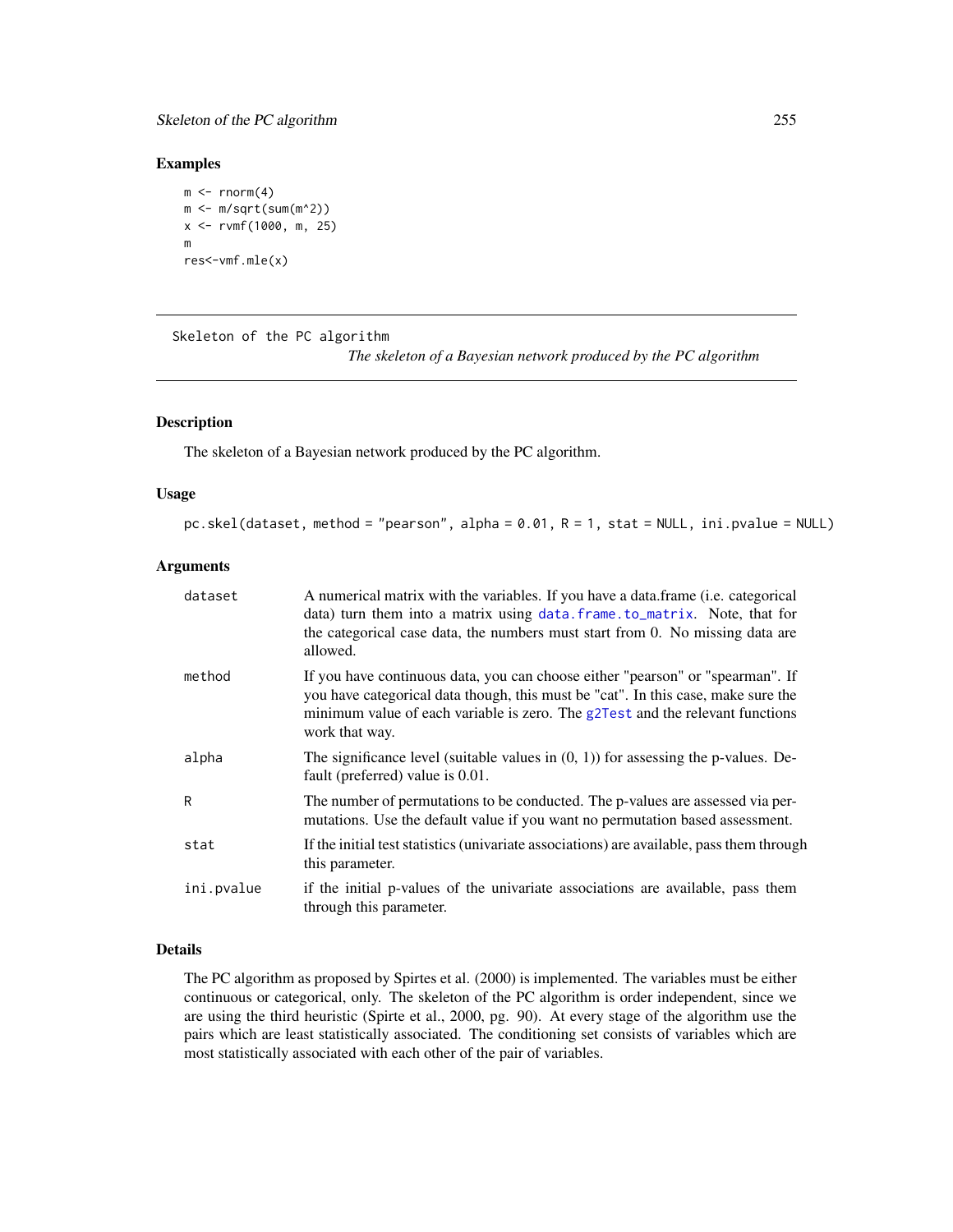### Examples

```
m <- rnorm(4)
m <- m/sqrt(sum(m^2))
x <- rvmf(1000, m, 25)
m
res<-vmf.mle(x)
```

---

Skeleton of the PC algorithm &nbsp;&nbsp;&nbsp; *The skeleton of a Bayesian network produced by the PC algorithm*

---

### Description

The skeleton of a Bayesian network produced by the PC algorithm.

### Usage

```
pc.skel(dataset, method = "pearson", alpha = 0.01, R = 1, stat = NULL, ini.pvalue = NULL)
```

### Arguments

| | |
|---|---|
| dataset | A numerical matrix with the variables. If you have a data.frame (i.e. categorical data) turn them into a matrix using data.frame.to_matrix. Note, that for the categorical case data, the numbers must start from 0. No missing data are allowed. |
| method | If you have continuous data, you can choose either "pearson" or "spearman". If you have categorical data though, this must be "cat". In this case, make sure the minimum value of each variable is zero. The g2Test and the relevant functions work that way. |
| alpha | The significance level (suitable values in (0, 1)) for assessing the p-values. Default (preferred) value is 0.01. |
| R | The number of permutations to be conducted. The p-values are assessed via permutations. Use the default value if you want no permutation based assessment. |
| stat | If the initial test statistics (univariate associations) are available, pass them through this parameter. |
| ini.pvalue | if the initial p-values of the univariate associations are available, pass them through this parameter. |

### Details

The PC algorithm as proposed by Spirtes et al. (2000) is implemented. The variables must be either continuous or categorical, only. The skeleton of the PC algorithm is order independent, since we are using the third heuristic (Spirte et al., 2000, pg. 90). At every stage of the algorithm use the pairs which are least statistically associated. The conditioning set consists of variables which are most statistically associated with each other of the pair of variables.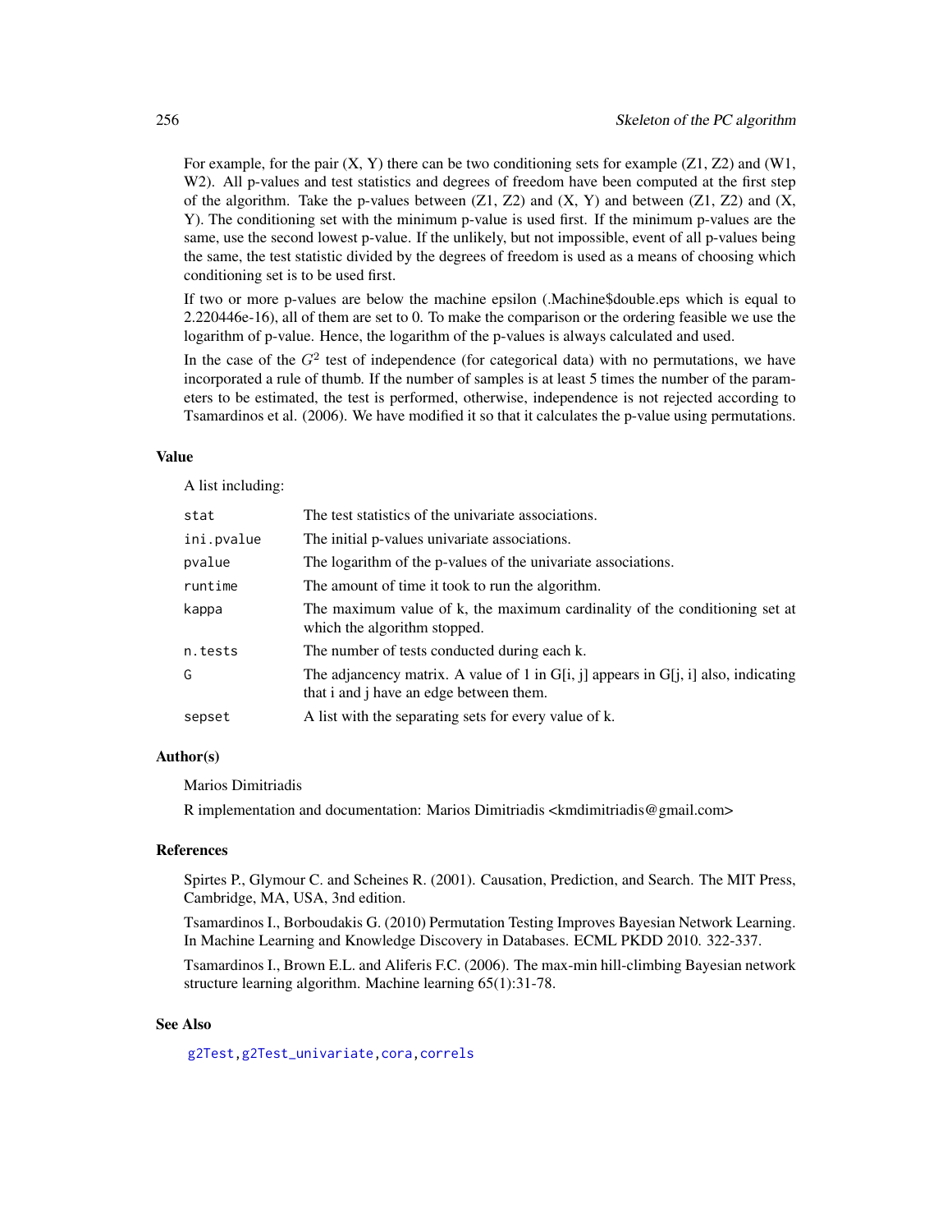For example, for the pair (X, Y) there can be two conditioning sets for example (Z1, Z2) and (W1, W2). All p-values and test statistics and degrees of freedom have been computed at the first step of the algorithm. Take the p-values between (Z1, Z2) and (X, Y) and between (Z1, Z2) and (X, Y). The conditioning set with the minimum p-value is used first. If the minimum p-values are the same, use the second lowest p-value. If the unlikely, but not impossible, event of all p-values being the same, the test statistic divided by the degrees of freedom is used as a means of choosing which conditioning set is to be used first.

If two or more p-values are below the machine epsilon (.Machine$double.eps which is equal to 2.220446e-16), all of them are set to 0. To make the comparison or the ordering feasible we use the logarithm of p-value. Hence, the logarithm of the p-values is always calculated and used.

In the case of the $G^2$ test of independence (for categorical data) with no permutations, we have incorporated a rule of thumb. If the number of samples is at least 5 times the number of the parameters to be estimated, the test is performed, otherwise, independence is not rejected according to Tsamardinos et al. (2006). We have modified it so that it calculates the p-value using permutations.

### Value

A list including:

| | |
|---|---|
| `stat` | The test statistics of the univariate associations. |
| `ini.pvalue` | The initial p-values univariate associations. |
| `pvalue` | The logarithm of the p-values of the univariate associations. |
| `runtime` | The amount of time it took to run the algorithm. |
| `kappa` | The maximum value of k, the maximum cardinality of the conditioning set at which the algorithm stopped. |
| `n.tests` | The number of tests conducted during each k. |
| `G` | The adjancency matrix. A value of 1 in G[i, j] appears in G[j, i] also, indicating that i and j have an edge between them. |
| `sepset` | A list with the separating sets for every value of k. |

### Author(s)

Marios Dimitriadis

R implementation and documentation: Marios Dimitriadis <kmdimitriadis@gmail.com>

### References

Spirtes P., Glymour C. and Scheines R. (2001). Causation, Prediction, and Search. The MIT Press, Cambridge, MA, USA, 3nd edition.

Tsamardinos I., Borboudakis G. (2010) Permutation Testing Improves Bayesian Network Learning. In Machine Learning and Knowledge Discovery in Databases. ECML PKDD 2010. 322-337.

Tsamardinos I., Brown E.L. and Aliferis F.C. (2006). The max-min hill-climbing Bayesian network structure learning algorithm. Machine learning 65(1):31-78.

### See Also

`g2Test, g2Test_univariate, cora, correls`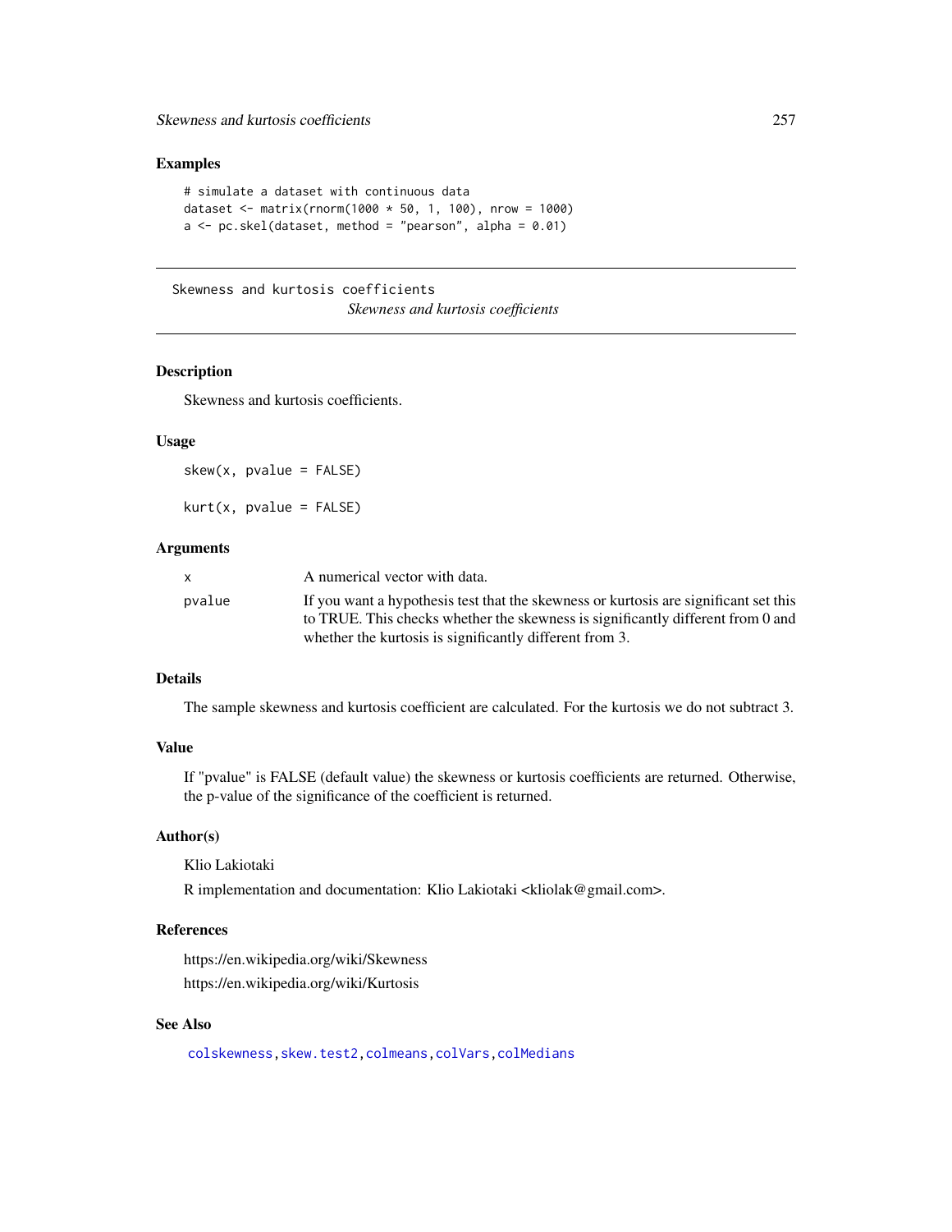## Examples

```
# simulate a dataset with continuous data
dataset <- matrix(rnorm(1000 * 50, 1, 100), nrow = 1000)
a <- pc.skel(dataset, method = "pearson", alpha = 0.01)
```

---

Skewness and kurtosis coefficients

*Skewness and kurtosis coefficients*

---

## Description

Skewness and kurtosis coefficients.

## Usage

```
skew(x, pvalue = FALSE)

kurt(x, pvalue = FALSE)
```

## Arguments

| | |
|---|---|
| x | A numerical vector with data. |
| pvalue | If you want a hypothesis test that the skewness or kurtosis are significant set this to TRUE. This checks whether the skewness is significantly different from 0 and whether the kurtosis is significantly different from 3. |

## Details

The sample skewness and kurtosis coefficient are calculated. For the kurtosis we do not subtract 3.

## Value

If "pvalue" is FALSE (default value) the skewness or kurtosis coefficients are returned. Otherwise, the p-value of the significance of the coefficient is returned.

## Author(s)

Klio Lakiotaki

R implementation and documentation: Klio Lakiotaki <kliolak@gmail.com>.

## References

https://en.wikipedia.org/wiki/Skewness

https://en.wikipedia.org/wiki/Kurtosis

## See Also

colskewness, skew.test2, colmeans, colVars, colMedians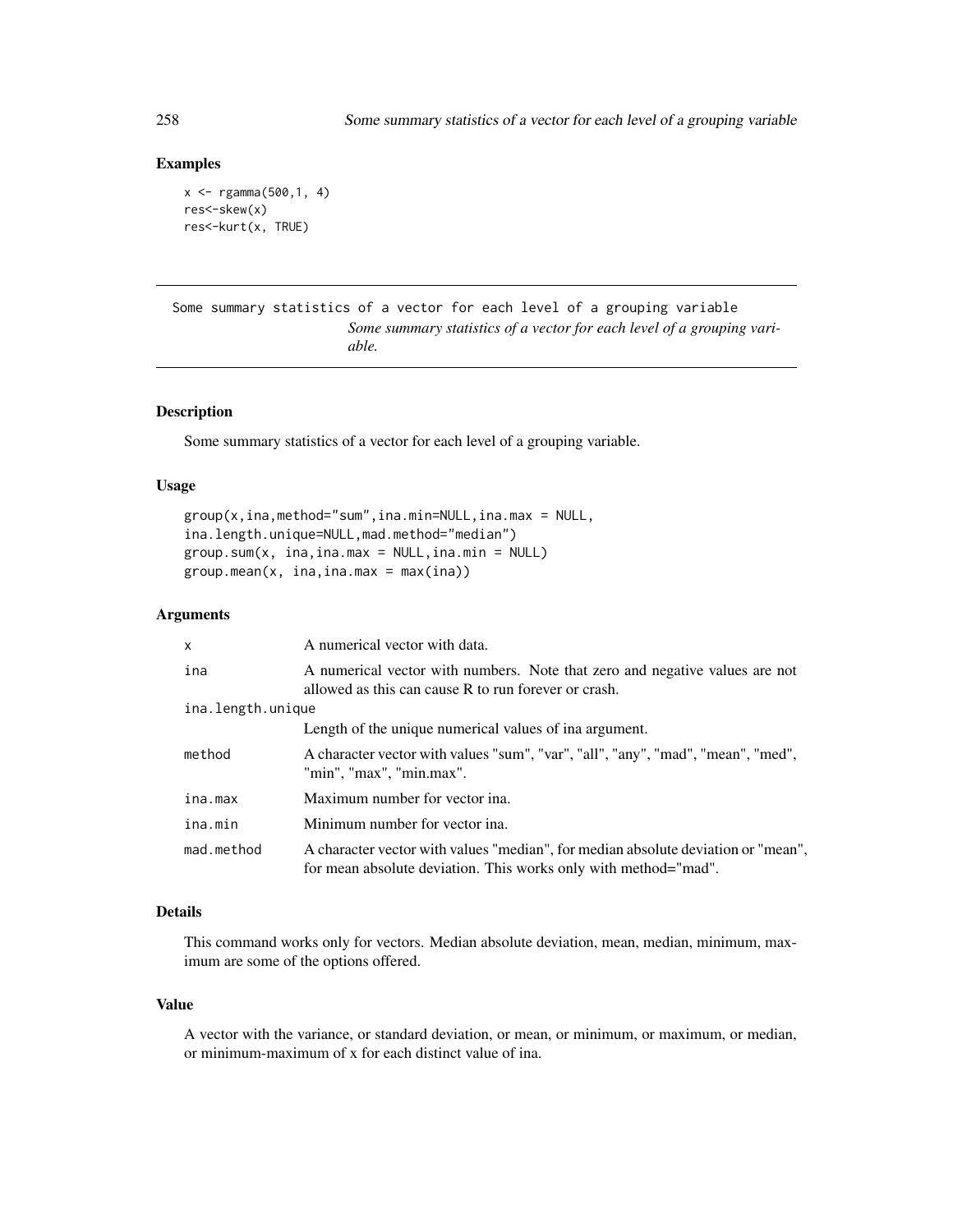## Examples

```
x <- rgamma(500,1, 4)
res<-skew(x)
res<-kurt(x, TRUE)
```

---

Some summary statistics of a vector for each level of a grouping variable
*Some summary statistics of a vector for each level of a grouping variable.*

---

### Description

Some summary statistics of a vector for each level of a grouping variable.

### Usage

```
group(x,ina,method="sum",ina.min=NULL,ina.max = NULL,
ina.length.unique=NULL,mad.method="median")
group.sum(x, ina,ina.max = NULL,ina.min = NULL)
group.mean(x, ina,ina.max = max(ina))
```

### Arguments

| | |
|---|---|
| x | A numerical vector with data. |
| ina | A numerical vector with numbers. Note that zero and negative values are not allowed as this can cause R to run forever or crash. |
| ina.length.unique | Length of the unique numerical values of ina argument. |
| method | A character vector with values "sum", "var", "all", "any", "mad", "mean", "med", "min", "max", "min.max". |
| ina.max | Maximum number for vector ina. |
| ina.min | Minimum number for vector ina. |
| mad.method | A character vector with values "median", for median absolute deviation or "mean", for mean absolute deviation. This works only with method="mad". |

### Details

This command works only for vectors. Median absolute deviation, mean, median, minimum, maximum are some of the options offered.

### Value

A vector with the variance, or standard deviation, or mean, or minimum, or maximum, or median, or minimum-maximum of x for each distinct value of ina.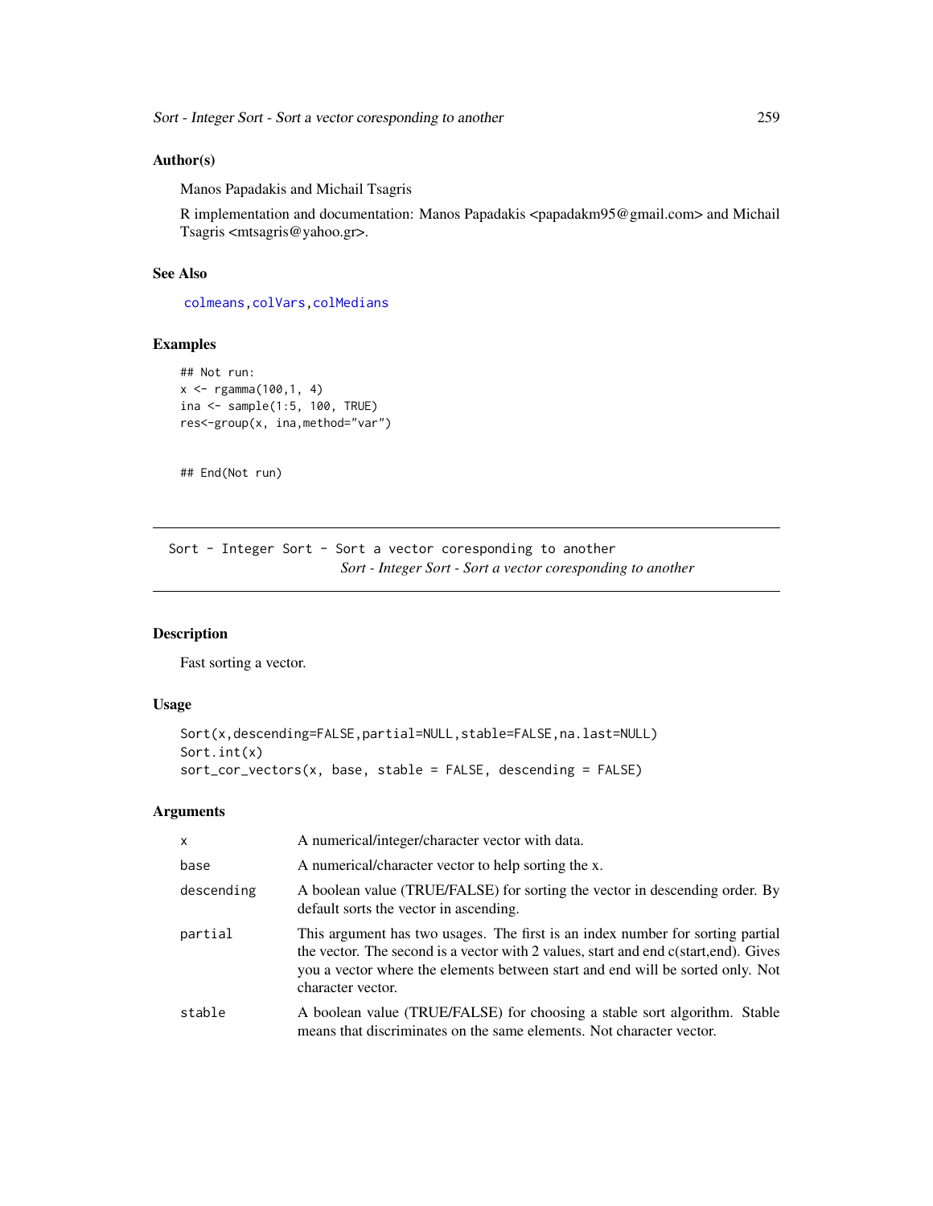### Author(s)

Manos Papadakis and Michail Tsagris

R implementation and documentation: Manos Papadakis <papadakm95@gmail.com> and Michail Tsagris <mtsagris@yahoo.gr>.

### See Also

colmeans, colVars, colMedians

### Examples

```
## Not run:
x <- rgamma(100,1, 4)
ina <- sample(1:5, 100, TRUE)
res<-group(x, ina,method="var")


## End(Not run)
```

---

## Sort - Integer Sort - Sort a vector coresponding to another

*Sort - Integer Sort - Sort a vector coresponding to another*

---

### Description

Fast sorting a vector.

### Usage

```
Sort(x,descending=FALSE,partial=NULL,stable=FALSE,na.last=NULL)
Sort.int(x)
sort_cor_vectors(x, base, stable = FALSE, descending = FALSE)
```

### Arguments

| | |
|---|---|
| x | A numerical/integer/character vector with data. |
| base | A numerical/character vector to help sorting the x. |
| descending | A boolean value (TRUE/FALSE) for sorting the vector in descending order. By default sorts the vector in ascending. |
| partial | This argument has two usages. The first is an index number for sorting partial the vector. The second is a vector with 2 values, start and end c(start,end). Gives you a vector where the elements between start and end will be sorted only. Not character vector. |
| stable | A boolean value (TRUE/FALSE) for choosing a stable sort algorithm. Stable means that discriminates on the same elements. Not character vector. |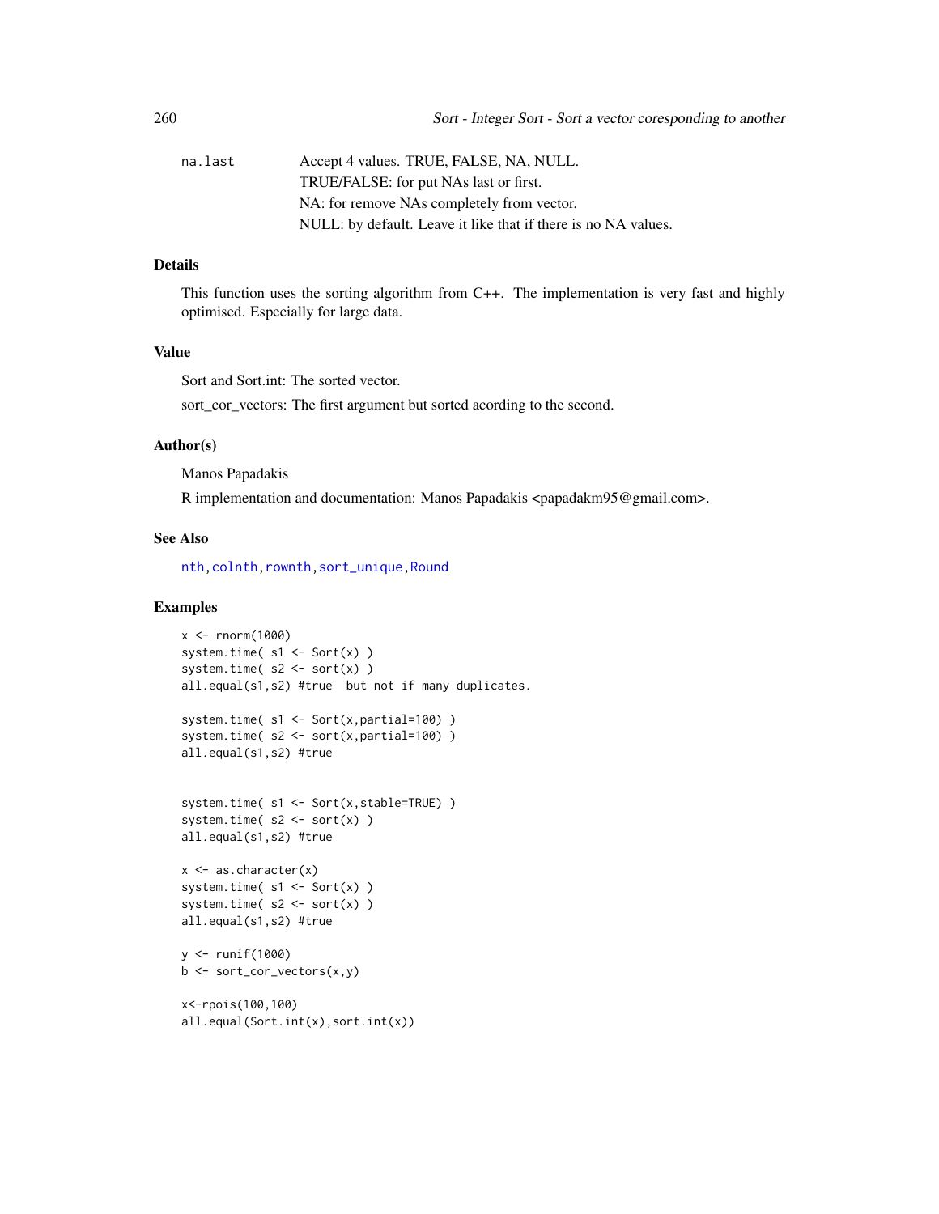| | |
|---|---|
| na.last | Accept 4 values. TRUE, FALSE, NA, NULL.<br>TRUE/FALSE: for put NAs last or first.<br>NA: for remove NAs completely from vector.<br>NULL: by default. Leave it like that if there is no NA values. |

## Details

This function uses the sorting algorithm from C++. The implementation is very fast and highly optimised. Especially for large data.

## Value

Sort and Sort.int: The sorted vector.

sort_cor_vectors: The first argument but sorted acording to the second.

## Author(s)

Manos Papadakis

R implementation and documentation: Manos Papadakis <papadakm95@gmail.com>.

## See Also

nth, colnth, rownth, sort_unique, Round

## Examples

```
x <- rnorm(1000)
system.time( s1 <- Sort(x) )
system.time( s2 <- sort(x) )
all.equal(s1,s2) #true  but not if many duplicates.

system.time( s1 <- Sort(x,partial=100) )
system.time( s2 <- sort(x,partial=100) )
all.equal(s1,s2) #true


system.time( s1 <- Sort(x,stable=TRUE) )
system.time( s2 <- sort(x) )
all.equal(s1,s2) #true

x <- as.character(x)
system.time( s1 <- Sort(x) )
system.time( s2 <- sort(x) )
all.equal(s1,s2) #true

y <- runif(1000)
b <- sort_cor_vectors(x,y)

x<-rpois(100,100)
all.equal(Sort.int(x),sort.int(x))
```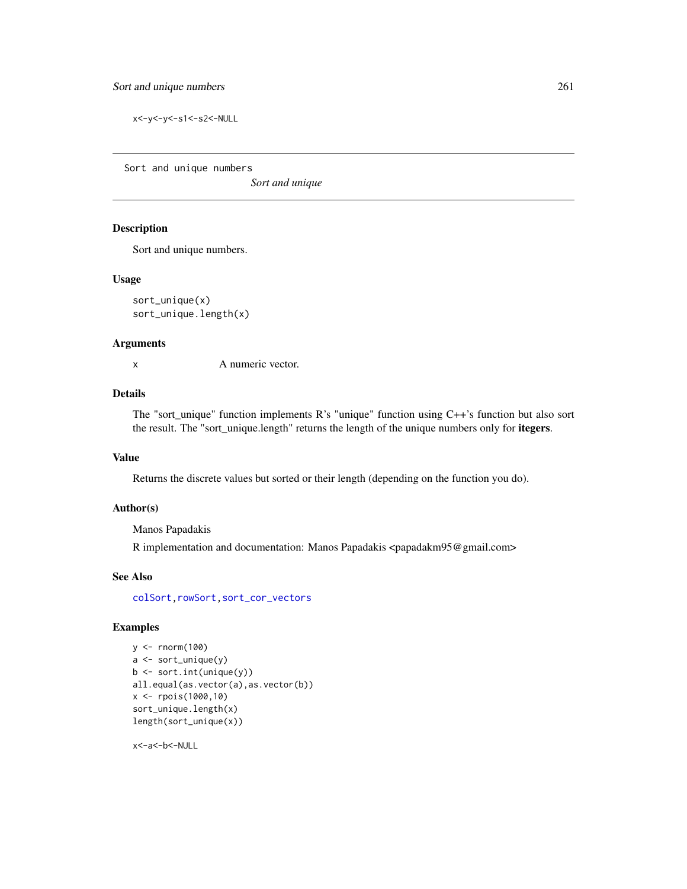```
x<-y<-y<-s1<-s2<-NULL
```

---

Sort and unique numbers        *Sort and unique*

---

### Description

Sort and unique numbers.

### Usage

```
sort_unique(x)
sort_unique.length(x)
```

### Arguments

| | |
|---|---|
| x | A numeric vector. |

### Details

The "sort_unique" function implements R's "unique" function using C++'s function but also sort the result. The "sort_unique.length" returns the length of the unique numbers only for **itegers**.

### Value

Returns the discrete values but sorted or their length (depending on the function you do).

### Author(s)

Manos Papadakis

R implementation and documentation: Manos Papadakis <papadakm95@gmail.com>

### See Also

colSort, rowSort, sort_cor_vectors

### Examples

```
y <- rnorm(100)
a <- sort_unique(y)
b <- sort.int(unique(y))
all.equal(as.vector(a),as.vector(b))
x <- rpois(1000,10)
sort_unique.length(x)
length(sort_unique(x))

x<-a<-b<-NULL
```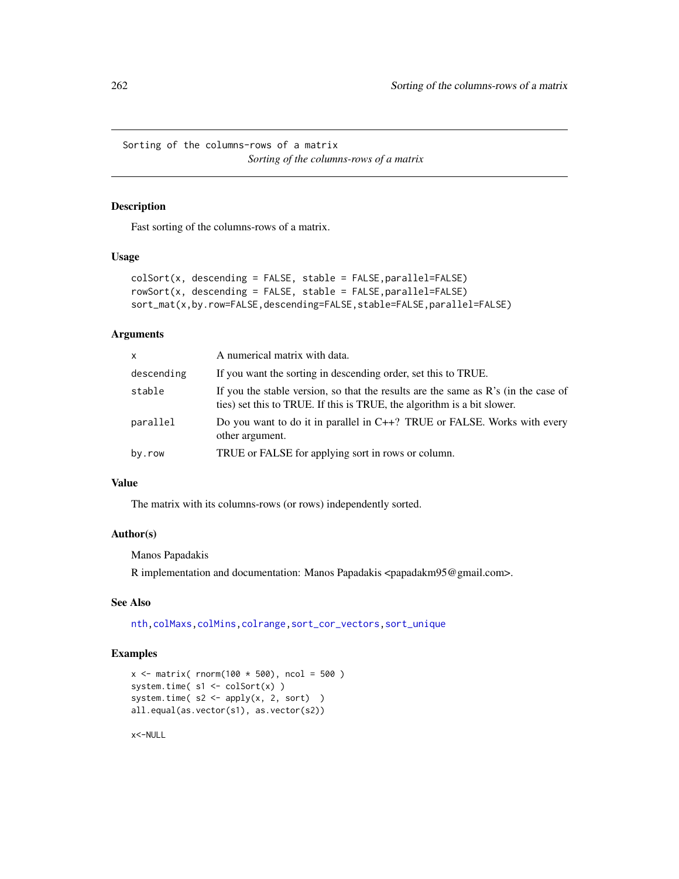# Sorting of the columns-rows of a matrix

*Sorting of the columns-rows of a matrix*

## Description

Fast sorting of the columns-rows of a matrix.

## Usage

```
colSort(x, descending = FALSE, stable = FALSE,parallel=FALSE)
rowSort(x, descending = FALSE, stable = FALSE,parallel=FALSE)
sort_mat(x,by.row=FALSE,descending=FALSE,stable=FALSE,parallel=FALSE)
```

## Arguments

| | |
|---|---|
| `x` | A numerical matrix with data. |
| `descending` | If you want the sorting in descending order, set this to TRUE. |
| `stable` | If you the stable version, so that the results are the same as R's (in the case of ties) set this to TRUE. If this is TRUE, the algorithm is a bit slower. |
| `parallel` | Do you want to do it in parallel in C++? TRUE or FALSE. Works with every other argument. |
| `by.row` | TRUE or FALSE for applying sort in rows or column. |

## Value

The matrix with its columns-rows (or rows) independently sorted.

## Author(s)

Manos Papadakis

R implementation and documentation: Manos Papadakis <papadakm95@gmail.com>.

## See Also

`nth`, `colMaxs`, `colMins`, `colrange`, `sort_cor_vectors`, `sort_unique`

## Examples

```
x <- matrix( rnorm(100 * 500), ncol = 500 )
system.time( s1 <- colSort(x) )
system.time( s2 <- apply(x, 2, sort)  )
all.equal(as.vector(s1), as.vector(s2))

x<-NULL
```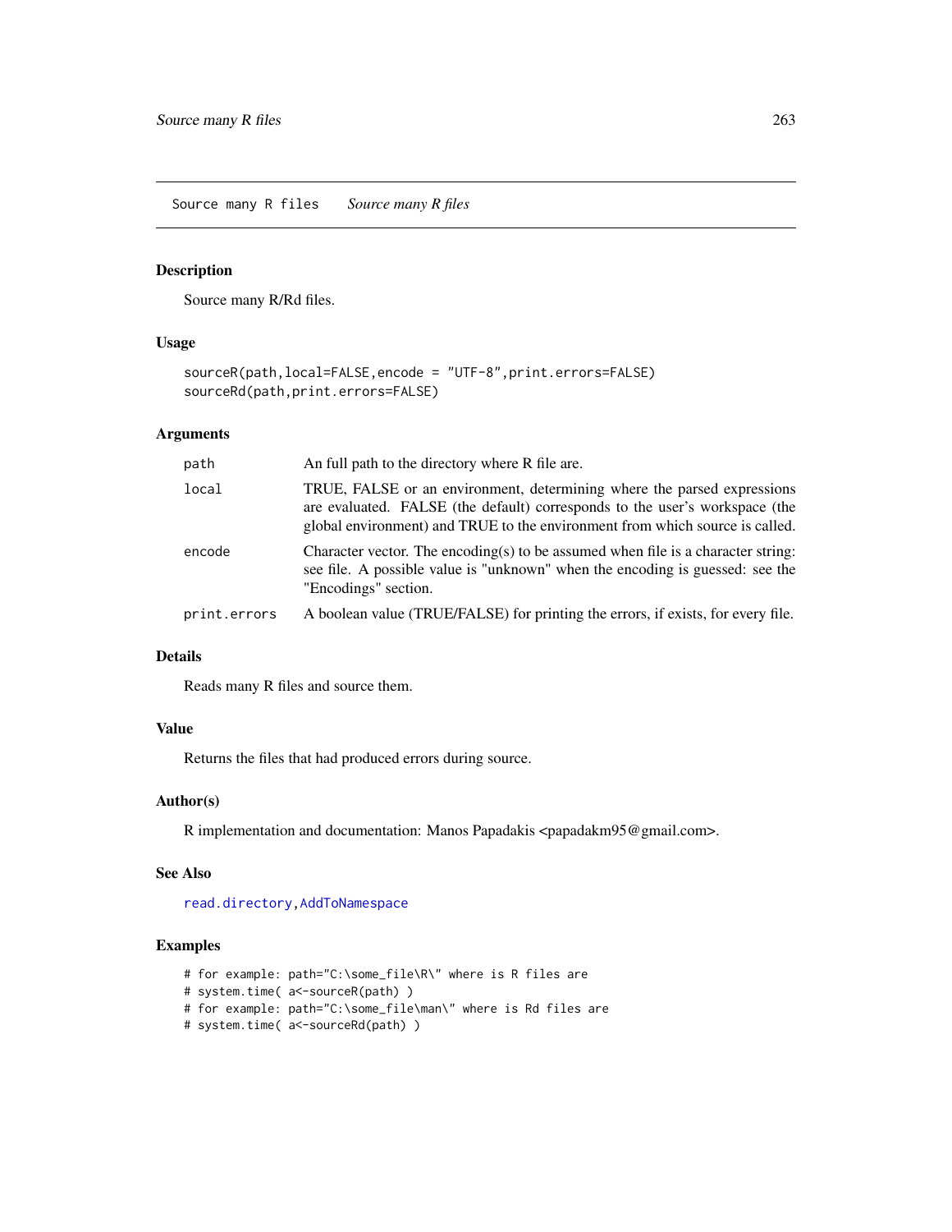Source many R files    *Source many R files*

## Description

Source many R/Rd files.

## Usage

```
sourceR(path,local=FALSE,encode = "UTF-8",print.errors=FALSE)
sourceRd(path,print.errors=FALSE)
```

## Arguments

| | |
|---|---|
| `path` | An full path to the directory where R file are. |
| `local` | TRUE, FALSE or an environment, determining where the parsed expressions are evaluated. FALSE (the default) corresponds to the user's workspace (the global environment) and TRUE to the environment from which source is called. |
| `encode` | Character vector. The encoding(s) to be assumed when file is a character string: see file. A possible value is "unknown" when the encoding is guessed: see the "Encodings" section. |
| `print.errors` | A boolean value (TRUE/FALSE) for printing the errors, if exists, for every file. |

## Details

Reads many R files and source them.

## Value

Returns the files that had produced errors during source.

## Author(s)

R implementation and documentation: Manos Papadakis <papadakm95@gmail.com>.

## See Also

`read.directory`, `AddToNamespace`

## Examples

```
# for example: path="C:\some_file\R\" where is R files are
# system.time( a<-sourceR(path) )
# for example: path="C:\some_file\man\" where is Rd files are
# system.time( a<-sourceRd(path) )
```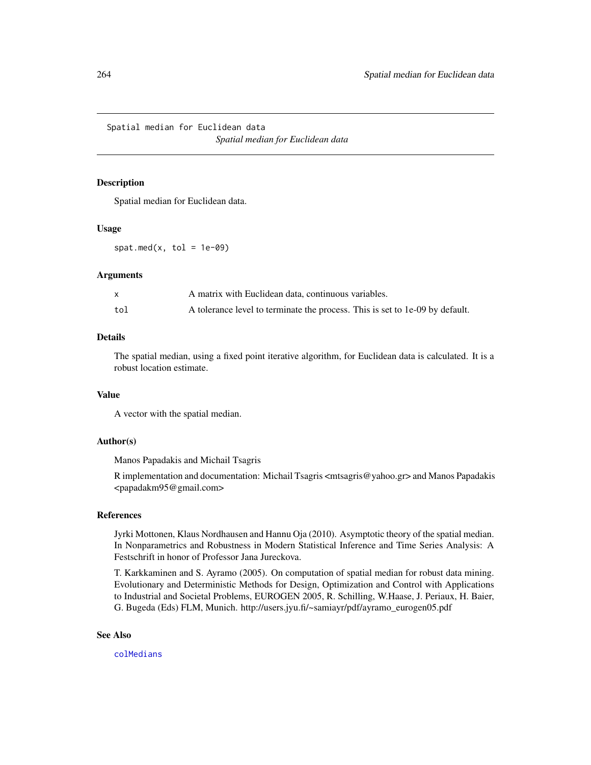Spatial median for Euclidean data    *Spatial median for Euclidean data*

## Description

Spatial median for Euclidean data.

## Usage

```
spat.med(x, tol = 1e-09)
```

## Arguments

| | |
|---|---|
| x | A matrix with Euclidean data, continuous variables. |
| tol | A tolerance level to terminate the process. This is set to 1e-09 by default. |

## Details

The spatial median, using a fixed point iterative algorithm, for Euclidean data is calculated. It is a robust location estimate.

## Value

A vector with the spatial median.

## Author(s)

Manos Papadakis and Michail Tsagris

R implementation and documentation: Michail Tsagris <mtsagris@yahoo.gr> and Manos Papadakis <papadakm95@gmail.com>

## References

Jyrki Mottonen, Klaus Nordhausen and Hannu Oja (2010). Asymptotic theory of the spatial median. In Nonparametrics and Robustness in Modern Statistical Inference and Time Series Analysis: A Festschrift in honor of Professor Jana Jureckova.

T. Karkkaminen and S. Ayramo (2005). On computation of spatial median for robust data mining. Evolutionary and Deterministic Methods for Design, Optimization and Control with Applications to Industrial and Societal Problems, EUROGEN 2005, R. Schilling, W.Haase, J. Periaux, H. Baier, G. Bugeda (Eds) FLM, Munich. http://users.jyu.fi/~samiayr/pdf/ayramo_eurogen05.pdf

## See Also

colMedians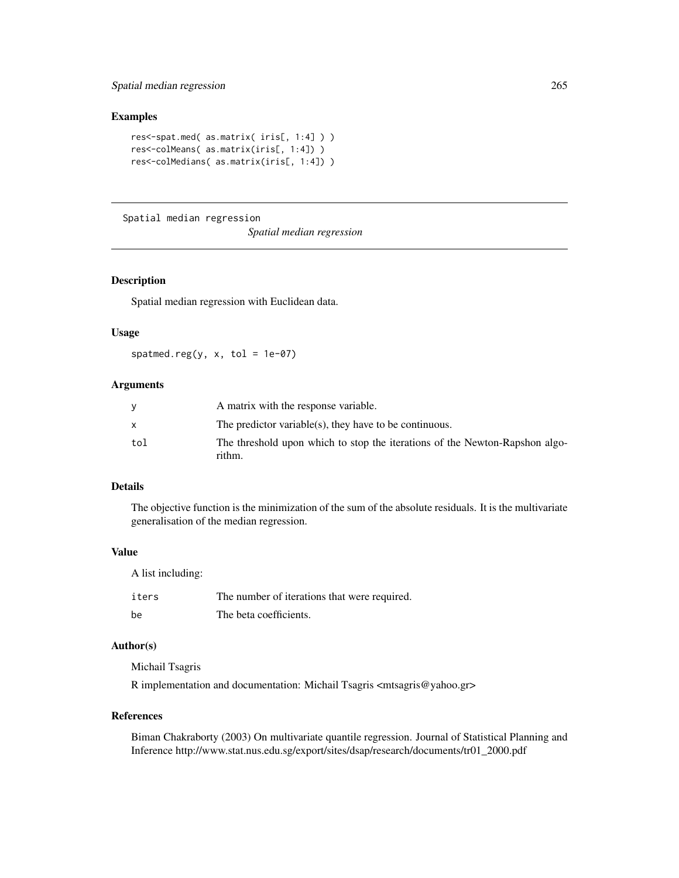## Examples

```
res<-spat.med( as.matrix( iris[, 1:4] ) )
res<-colMeans( as.matrix(iris[, 1:4]) )
res<-colMedians( as.matrix(iris[, 1:4]) )
```

---

Spatial median regression &nbsp;&nbsp;&nbsp;&nbsp; *Spatial median regression*

---

## Description

Spatial median regression with Euclidean data.

## Usage

```
spatmed.reg(y, x, tol = 1e-07)
```

## Arguments

| | |
|---|---|
| y | A matrix with the response variable. |
| x | The predictor variable(s), they have to be continuous. |
| tol | The threshold upon which to stop the iterations of the Newton-Rapshon algorithm. |

## Details

The objective function is the minimization of the sum of the absolute residuals. It is the multivariate generalisation of the median regression.

## Value

A list including:

| | |
|---|---|
| iters | The number of iterations that were required. |
| be | The beta coefficients. |

## Author(s)

Michail Tsagris

R implementation and documentation: Michail Tsagris <mtsagris@yahoo.gr>

## References

Biman Chakraborty (2003) On multivariate quantile regression. Journal of Statistical Planning and Inference http://www.stat.nus.edu.sg/export/sites/dsap/research/documents/tr01_2000.pdf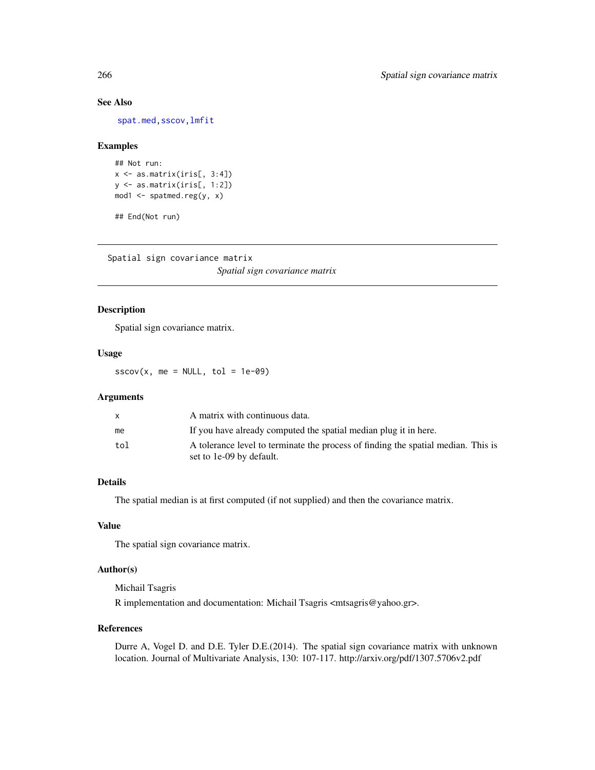### See Also

spat.med, sscov, lmfit

### Examples

```
## Not run:
x <- as.matrix(iris[, 3:4])
y <- as.matrix(iris[, 1:2])
mod1 <- spatmed.reg(y, x)

## End(Not run)
```

---

## Spatial sign covariance matrix

*Spatial sign covariance matrix*

---

### Description

Spatial sign covariance matrix.

### Usage

```
sscov(x, me = NULL, tol = 1e-09)
```

### Arguments

| | |
|---|---|
| x | A matrix with continuous data. |
| me | If you have already computed the spatial median plug it in here. |
| tol | A tolerance level to terminate the process of finding the spatial median. This is set to 1e-09 by default. |

### Details

The spatial median is at first computed (if not supplied) and then the covariance matrix.

### Value

The spatial sign covariance matrix.

### Author(s)

Michail Tsagris

R implementation and documentation: Michail Tsagris <mtsagris@yahoo.gr>.

### References

Durre A, Vogel D. and D.E. Tyler D.E.(2014). The spatial sign covariance matrix with unknown location. Journal of Multivariate Analysis, 130: 107-117. http://arxiv.org/pdf/1307.5706v2.pdf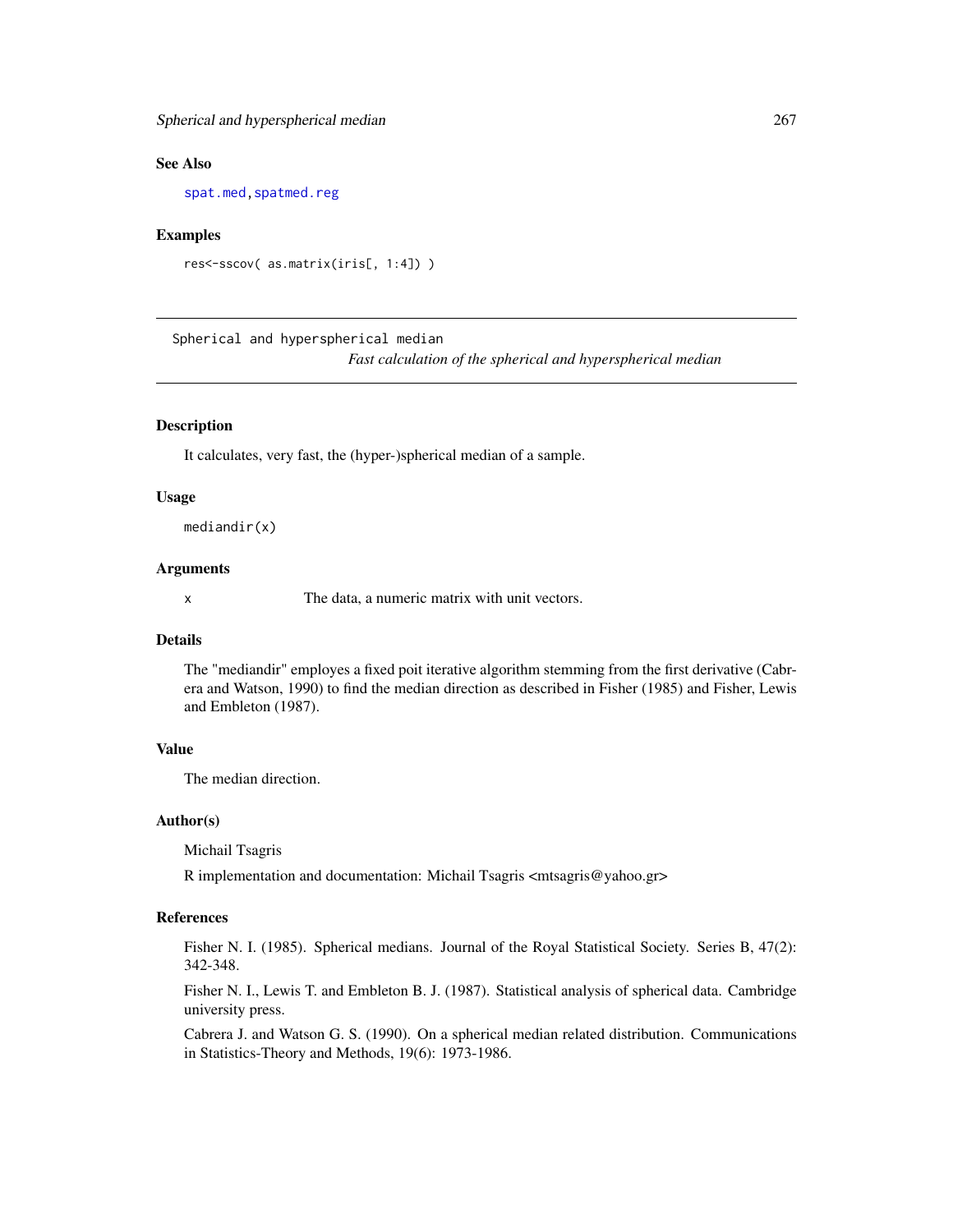### See Also

spat.med, spatmed.reg

### Examples

```
res<-sscov( as.matrix(iris[, 1:4]) )
```

---

## Spherical and hyperspherical median

*Fast calculation of the spherical and hyperspherical median*

---

### Description

It calculates, very fast, the (hyper-)spherical median of a sample.

### Usage

```
mediandir(x)
```

### Arguments

| | |
|---|---|
| x | The data, a numeric matrix with unit vectors. |

### Details

The "mediandir" employes a fixed poit iterative algorithm stemming from the first derivative (Cabrera and Watson, 1990) to find the median direction as described in Fisher (1985) and Fisher, Lewis and Embleton (1987).

### Value

The median direction.

### Author(s)

Michail Tsagris

R implementation and documentation: Michail Tsagris <mtsagris@yahoo.gr>

### References

Fisher N. I. (1985). Spherical medians. Journal of the Royal Statistical Society. Series B, 47(2): 342-348.

Fisher N. I., Lewis T. and Embleton B. J. (1987). Statistical analysis of spherical data. Cambridge university press.

Cabrera J. and Watson G. S. (1990). On a spherical median related distribution. Communications in Statistics-Theory and Methods, 19(6): 1973-1986.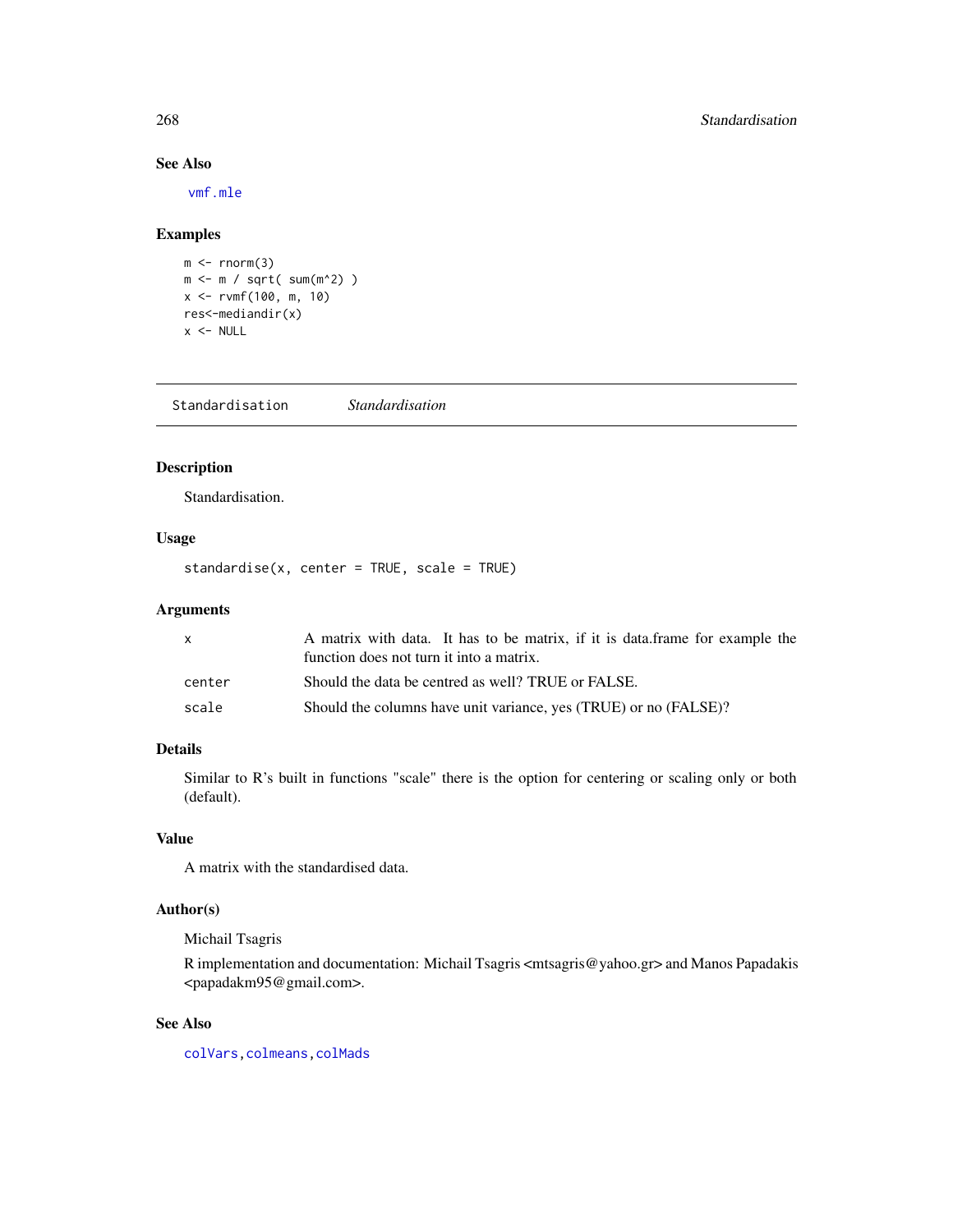### See Also

vmf.mle

### Examples

```
m <- rnorm(3)
m <- m / sqrt( sum(m^2) )
x <- rvmf(100, m, 10)
res<-mediandir(x)
x <- NULL
```

---

## Standardisation — *Standardisation*

---

### Description

Standardisation.

### Usage

```
standardise(x, center = TRUE, scale = TRUE)
```

### Arguments

| | |
|---|---|
| x | A matrix with data. It has to be matrix, if it is data.frame for example the function does not turn it into a matrix. |
| center | Should the data be centred as well? TRUE or FALSE. |
| scale | Should the columns have unit variance, yes (TRUE) or no (FALSE)? |

### Details

Similar to R's built in functions "scale" there is the option for centering or scaling only or both (default).

### Value

A matrix with the standardised data.

### Author(s)

Michail Tsagris

R implementation and documentation: Michail Tsagris <mtsagris@yahoo.gr> and Manos Papadakis <papadakm95@gmail.com>.

### See Also

colVars, colmeans, colMads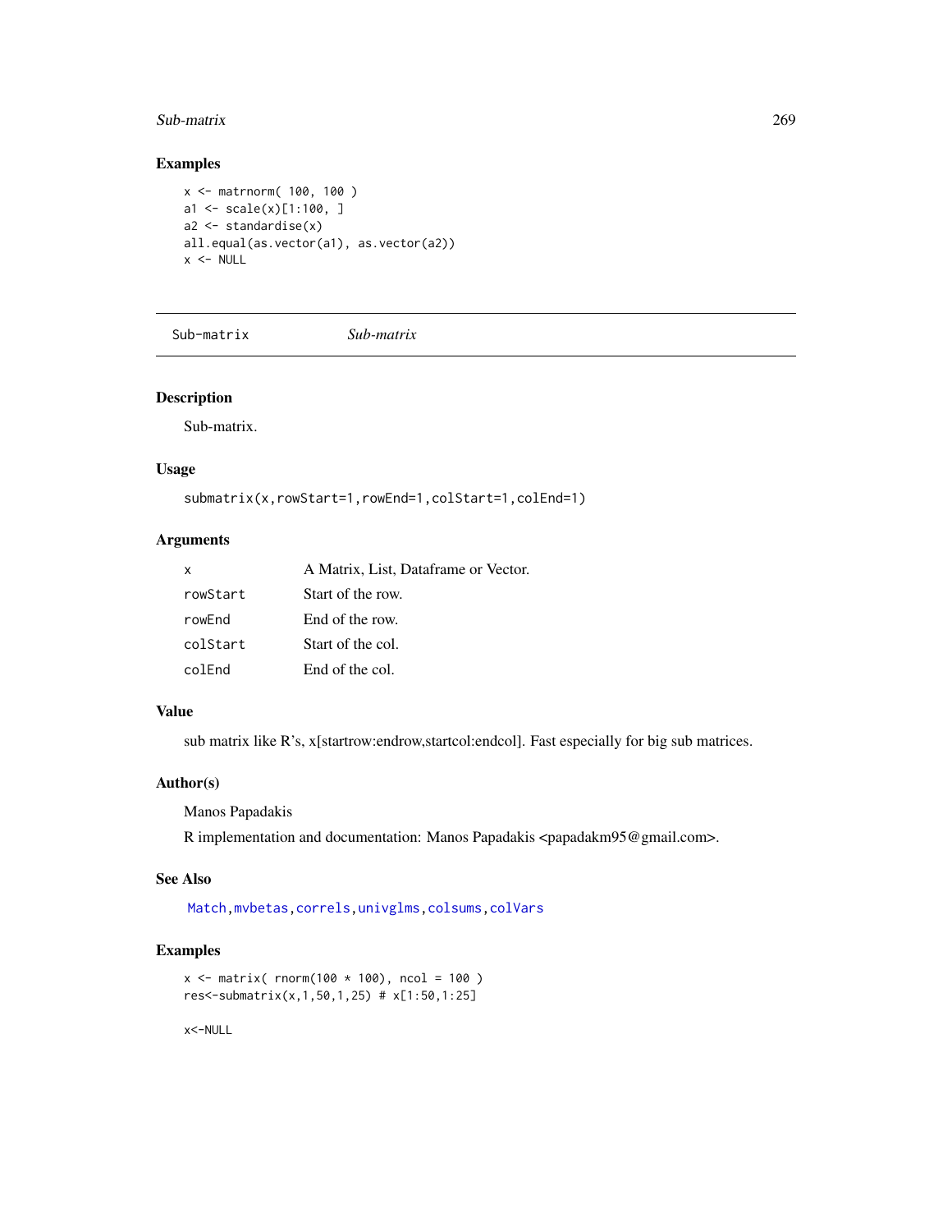## Examples

```
x <- matrnorm( 100, 100 )
a1 <- scale(x)[1:100, ]
a2 <- standardise(x)
all.equal(as.vector(a1), as.vector(a2))
x <- NULL
```

---

Sub-matrix *Sub-matrix*

---

## Description

Sub-matrix.

## Usage

```
submatrix(x,rowStart=1,rowEnd=1,colStart=1,colEnd=1)
```

## Arguments

| | |
|---|---|
| x | A Matrix, List, Dataframe or Vector. |
| rowStart | Start of the row. |
| rowEnd | End of the row. |
| colStart | Start of the col. |
| colEnd | End of the col. |

## Value

sub matrix like R's, x[startrow:endrow,startcol:endcol]. Fast especially for big sub matrices.

## Author(s)

Manos Papadakis

R implementation and documentation: Manos Papadakis <papadakm95@gmail.com>.

## See Also

Match, mvbetas, correls, univglms, colsums, colVars

## Examples

```
x <- matrix( rnorm(100 * 100), ncol = 100 )
res<-submatrix(x,1,50,1,25) # x[1:50,1:25]

x<-NULL
```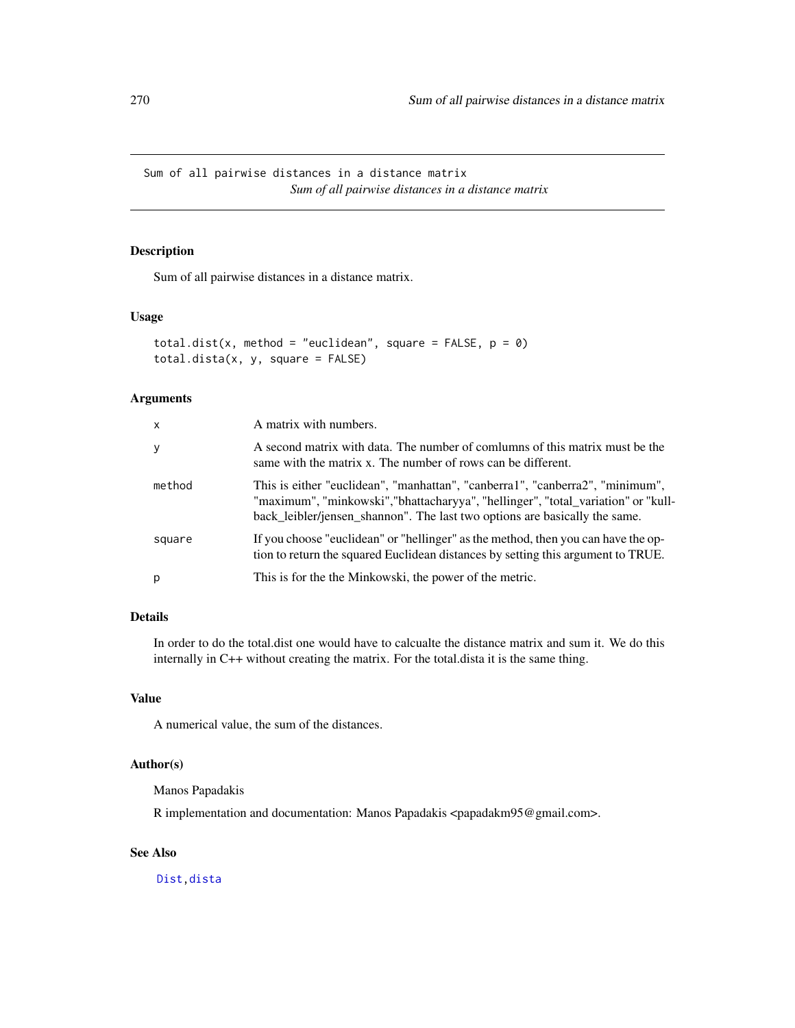Sum of all pairwise distances in a distance matrix

*Sum of all pairwise distances in a distance matrix*

## Description

Sum of all pairwise distances in a distance matrix.

## Usage

```
total.dist(x, method = "euclidean", square = FALSE, p = 0)
total.dista(x, y, square = FALSE)
```

## Arguments

| | |
|---|---|
| x | A matrix with numbers. |
| y | A second matrix with data. The number of comlumns of this matrix must be the same with the matrix x. The number of rows can be different. |
| method | This is either "euclidean", "manhattan", "canberra1", "canberra2", "minimum", "maximum", "minkowski","bhattacharyya", "hellinger", "total_variation" or "kullback_leibler/jensen_shannon". The last two options are basically the same. |
| square | If you choose "euclidean" or "hellinger" as the method, then you can have the option to return the squared Euclidean distances by setting this argument to TRUE. |
| p | This is for the the Minkowski, the power of the metric. |

## Details

In order to do the total.dist one would have to calcualte the distance matrix and sum it. We do this internally in C++ without creating the matrix. For the total.dista it is the same thing.

## Value

A numerical value, the sum of the distances.

## Author(s)

Manos Papadakis

R implementation and documentation: Manos Papadakis <papadakm95@gmail.com>.

## See Also

Dist, dista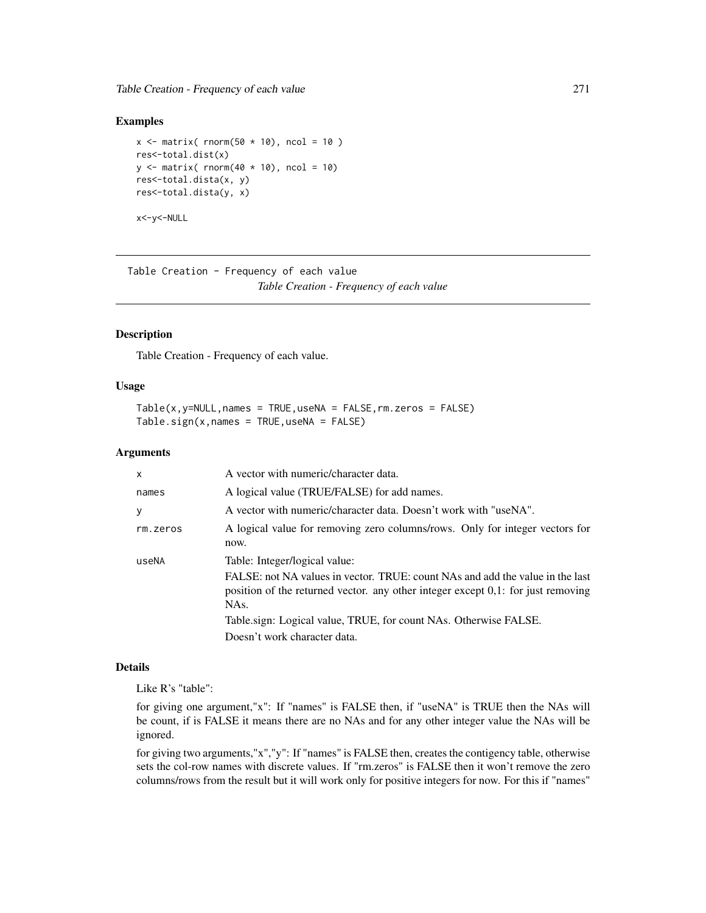### Examples

```
x <- matrix( rnorm(50 * 10), ncol = 10 )
res<-total.dist(x)
y <- matrix( rnorm(40 * 10), ncol = 10)
res<-total.dista(x, y)
res<-total.dista(y, x)

x<-y<-NULL
```

---

## Table Creation - Frequency of each value

*Table Creation - Frequency of each value*

---

### Description

Table Creation - Frequency of each value.

### Usage

```
Table(x,y=NULL,names = TRUE,useNA = FALSE,rm.zeros = FALSE)
Table.sign(x,names = TRUE,useNA = FALSE)
```

### Arguments

| | |
|---|---|
| x | A vector with numeric/character data. |
| names | A logical value (TRUE/FALSE) for add names. |
| y | A vector with numeric/character data. Doesn't work with "useNA". |
| rm.zeros | A logical value for removing zero columns/rows. Only for integer vectors for now. |
| useNA | Table: Integer/logical value:<br>FALSE: not NA values in vector. TRUE: count NAs and add the value in the last position of the returned vector. any other integer except 0,1: for just removing NAs.<br>Table.sign: Logical value, TRUE, for count NAs. Otherwise FALSE.<br>Doesn't work character data. |

### Details

Like R's "table":

for giving one argument,"x": If "names" is FALSE then, if "useNA" is TRUE then the NAs will be count, if is FALSE it means there are no NAs and for any other integer value the NAs will be ignored.

for giving two arguments,"x","y": If "names" is FALSE then, creates the contigency table, otherwise sets the col-row names with discrete values. If "rm.zeros" is FALSE then it won't remove the zero columns/rows from the result but it will work only for positive integers for now. For this if "names"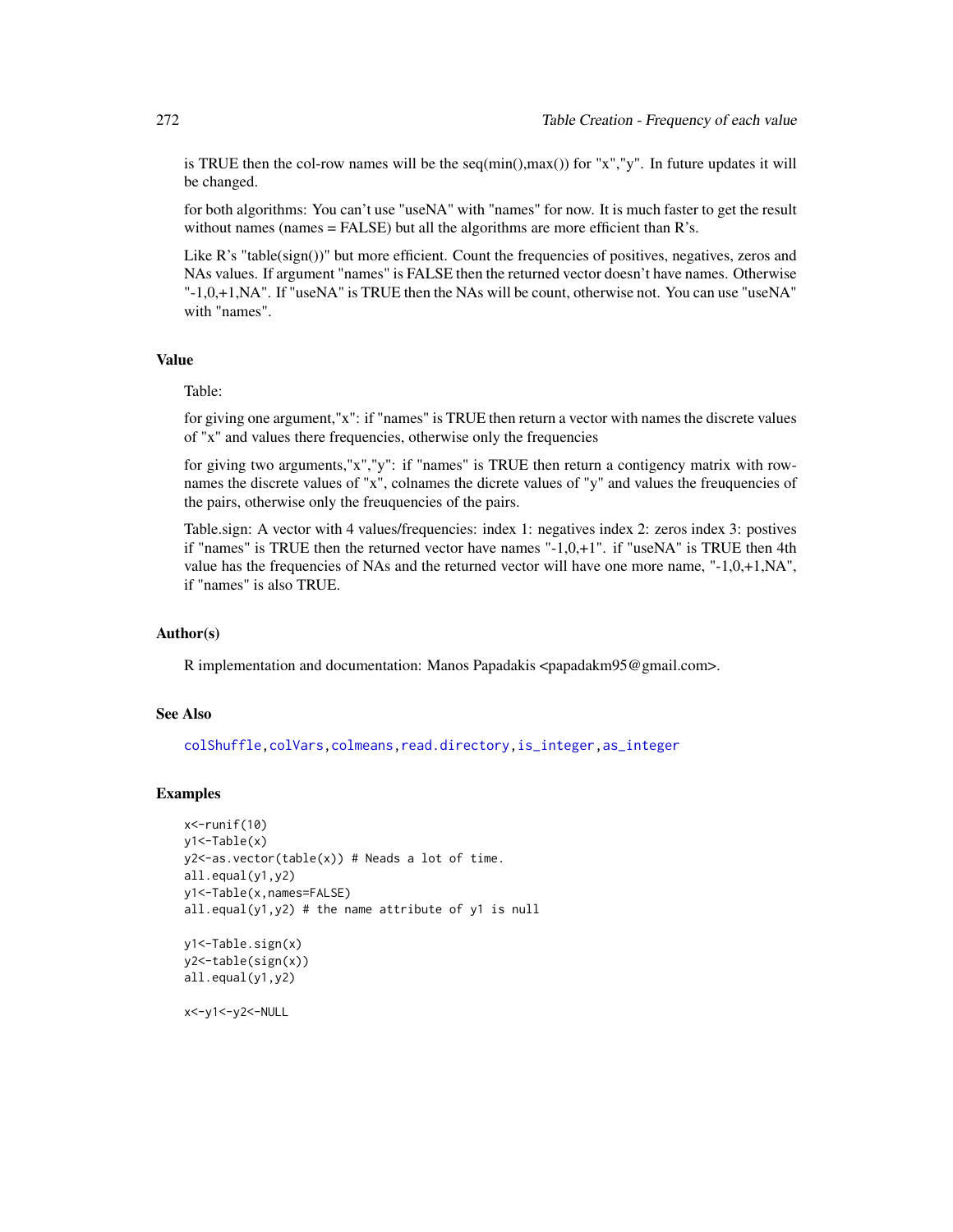is TRUE then the col-row names will be the seq(min(),max()) for "x","y". In future updates it will be changed.

for both algorithms: You can't use "useNA" with "names" for now. It is much faster to get the result without names (names = FALSE) but all the algorithms are more efficient than R's.

Like R's "table(sign())" but more efficient. Count the frequencies of positives, negatives, zeros and NAs values. If argument "names" is FALSE then the returned vector doesn't have names. Otherwise "-1,0,+1,NA". If "useNA" is TRUE then the NAs will be count, otherwise not. You can use "useNA" with "names".

## Value

Table:

for giving one argument,"x": if "names" is TRUE then return a vector with names the discrete values of "x" and values there frequencies, otherwise only the frequencies

for giving two arguments,"x","y": if "names" is TRUE then return a contigency matrix with rownames the discrete values of "x", colnames the dicrete values of "y" and values the freuquencies of the pairs, otherwise only the freuquencies of the pairs.

Table.sign: A vector with 4 values/frequencies: index 1: negatives index 2: zeros index 3: postives if "names" is TRUE then the returned vector have names "-1,0,+1". if "useNA" is TRUE then 4th value has the frequencies of NAs and the returned vector will have one more name, "-1,0,+1,NA", if "names" is also TRUE.

## Author(s)

R implementation and documentation: Manos Papadakis <papadakm95@gmail.com>.

## See Also

colShuffle, colVars, colmeans, read.directory, is_integer, as_integer

## Examples

```
x<-runif(10)
y1<-Table(x)
y2<-as.vector(table(x)) # Neads a lot of time.
all.equal(y1,y2)
y1<-Table(x,names=FALSE)
all.equal(y1,y2) # the name attribute of y1 is null

y1<-Table.sign(x)
y2<-table(sign(x))
all.equal(y1,y2)

x<-y1<-y2<-NULL
```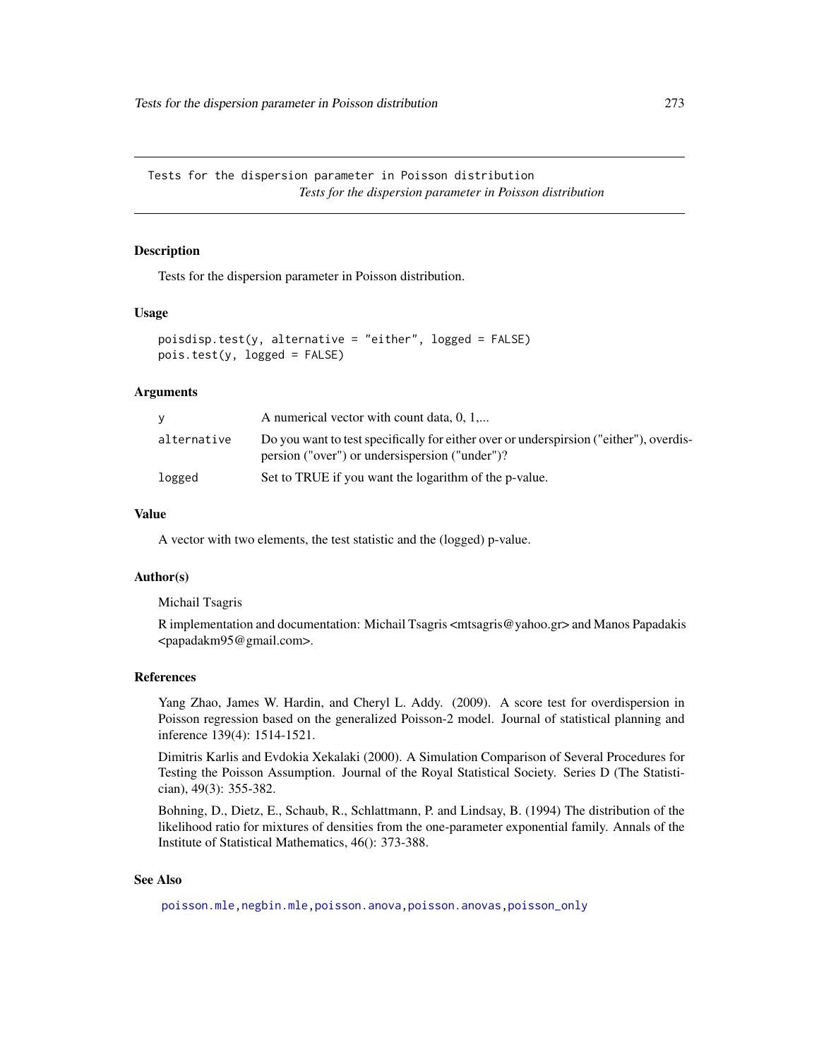Tests for the dispersion parameter in Poisson distribution

*Tests for the dispersion parameter in Poisson distribution*

## Description

Tests for the dispersion parameter in Poisson distribution.

## Usage

```
poisdisp.test(y, alternative = "either", logged = FALSE)
pois.test(y, logged = FALSE)
```

## Arguments

| | |
|---|---|
| y | A numerical vector with count data, 0, 1,... |
| alternative | Do you want to test specifically for either over or underspirsion ("either"), overdispersion ("over") or undersispersion ("under")? |
| logged | Set to TRUE if you want the logarithm of the p-value. |

## Value

A vector with two elements, the test statistic and the (logged) p-value.

## Author(s)

Michail Tsagris

R implementation and documentation: Michail Tsagris <mtsagris@yahoo.gr> and Manos Papadakis <papadakm95@gmail.com>.

## References

Yang Zhao, James W. Hardin, and Cheryl L. Addy. (2009). A score test for overdispersion in Poisson regression based on the generalized Poisson-2 model. Journal of statistical planning and inference 139(4): 1514-1521.

Dimitris Karlis and Evdokia Xekalaki (2000). A Simulation Comparison of Several Procedures for Testing the Poisson Assumption. Journal of the Royal Statistical Society. Series D (The Statistician), 49(3): 355-382.

Bohning, D., Dietz, E., Schaub, R., Schlattmann, P. and Lindsay, B. (1994) The distribution of the likelihood ratio for mixtures of densities from the one-parameter exponential family. Annals of the Institute of Statistical Mathematics, 46(): 373-388.

## See Also

poisson.mle, negbin.mle, poisson.anova, poisson.anovas, poisson_only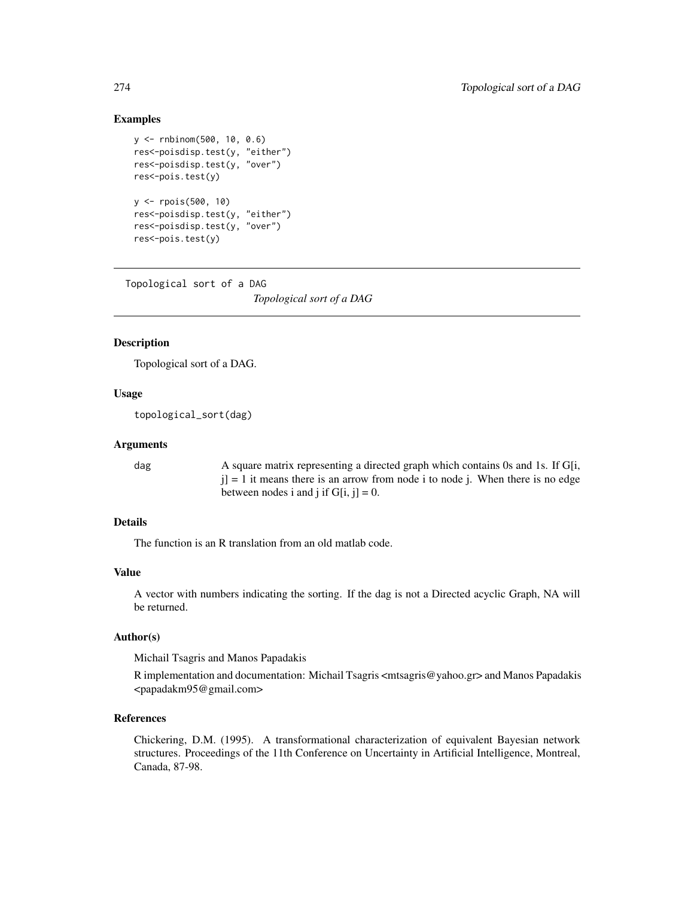## Examples

```
y <- rnbinom(500, 10, 0.6)
res<-poisdisp.test(y, "either")
res<-poisdisp.test(y, "over")
res<-pois.test(y)

y <- rpois(500, 10)
res<-poisdisp.test(y, "either")
res<-poisdisp.test(y, "over")
res<-pois.test(y)
```

---

Topological sort of a DAG

*Topological sort of a DAG*

---

## Description

Topological sort of a DAG.

## Usage

```
topological_sort(dag)
```

## Arguments

| | |
|---|---|
| dag | A square matrix representing a directed graph which contains 0s and 1s. If G[i, j] = 1 it means there is an arrow from node i to node j. When there is no edge between nodes i and j if G[i, j] = 0. |

## Details

The function is an R translation from an old matlab code.

## Value

A vector with numbers indicating the sorting. If the dag is not a Directed acyclic Graph, NA will be returned.

## Author(s)

Michail Tsagris and Manos Papadakis

R implementation and documentation: Michail Tsagris <mtsagris@yahoo.gr> and Manos Papadakis <papadakm95@gmail.com>

## References

Chickering, D.M. (1995). A transformational characterization of equivalent Bayesian network structures. Proceedings of the 11th Conference on Uncertainty in Artificial Intelligence, Montreal, Canada, 87-98.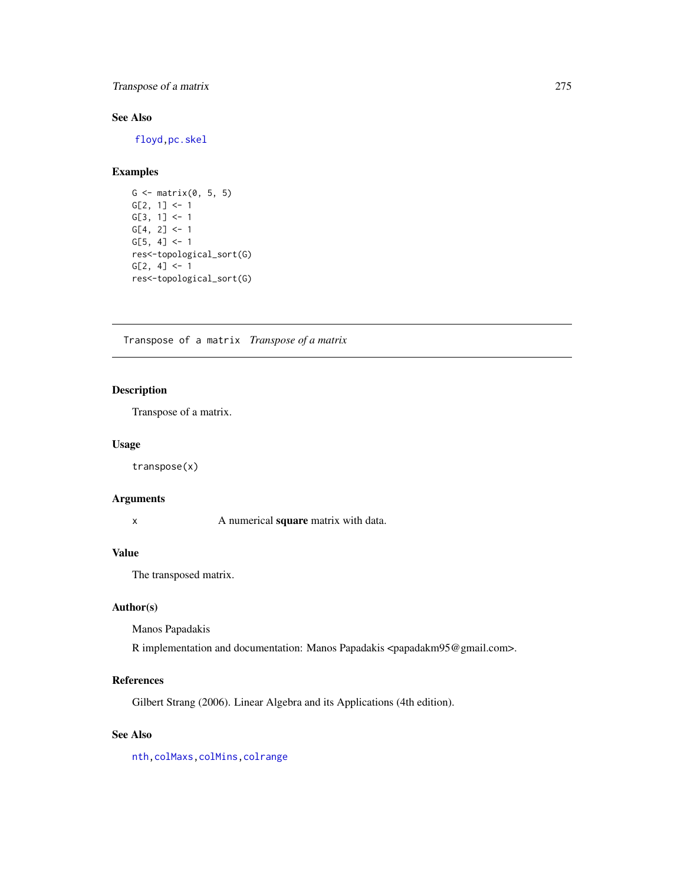## See Also

floyd,pc.skel

## Examples

```
G <- matrix(0, 5, 5)
G[2, 1] <- 1
G[3, 1] <- 1
G[4, 2] <- 1
G[5, 4] <- 1
res<-topological_sort(G)
G[2, 4] <- 1
res<-topological_sort(G)
```

---

# Transpose of a matrix    *Transpose of a matrix*

---

## Description

Transpose of a matrix.

## Usage

```
transpose(x)
```

## Arguments

| | |
|---|---|
| x | A numerical **square** matrix with data. |

## Value

The transposed matrix.

## Author(s)

Manos Papadakis

R implementation and documentation: Manos Papadakis <papadakm95@gmail.com>.

## References

Gilbert Strang (2006). Linear Algebra and its Applications (4th edition).

## See Also

nth,colMaxs,colMins,colrange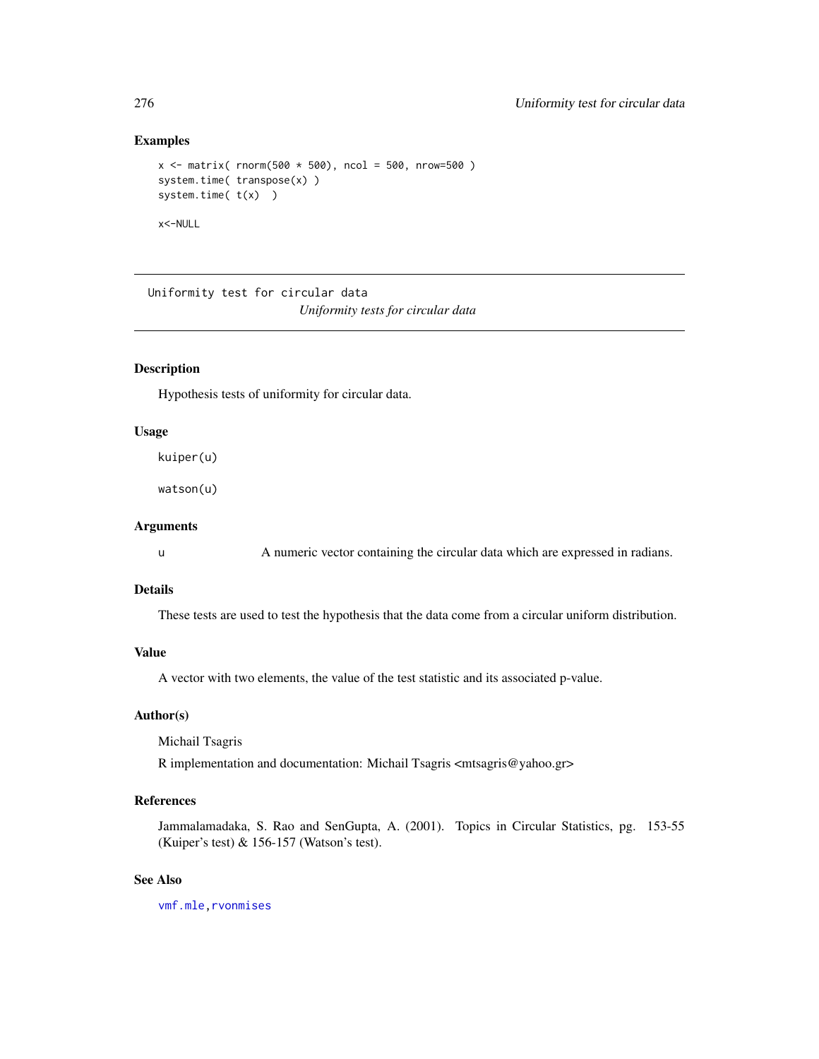### Examples

```
x <- matrix( rnorm(500 * 500), ncol = 500, nrow=500 )
system.time( transpose(x) )
system.time( t(x)  )

x<-NULL
```

---

`Uniformity test for circular data`

*Uniformity tests for circular data*

---

### Description

Hypothesis tests of uniformity for circular data.

### Usage

```
kuiper(u)

watson(u)
```

### Arguments

| | |
|---|---|
| u | A numeric vector containing the circular data which are expressed in radians. |

### Details

These tests are used to test the hypothesis that the data come from a circular uniform distribution.

### Value

A vector with two elements, the value of the test statistic and its associated p-value.

### Author(s)

Michail Tsagris

R implementation and documentation: Michail Tsagris <mtsagris@yahoo.gr>

### References

Jammalamadaka, S. Rao and SenGupta, A. (2001). Topics in Circular Statistics, pg. 153-55 (Kuiper's test) & 156-157 (Watson's test).

### See Also

`vmf.mle`, `rvonmises`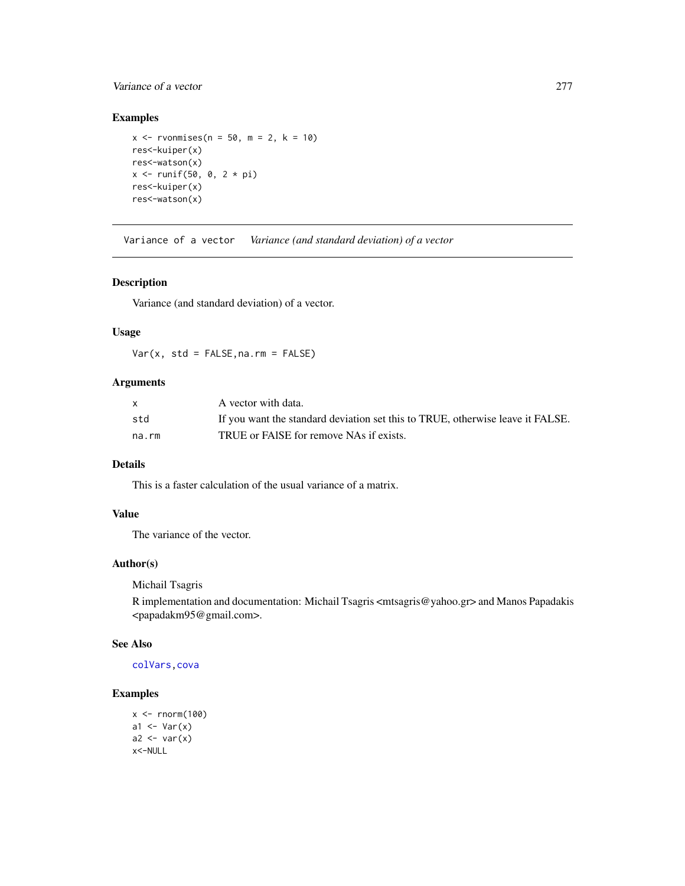## Examples

```
x <- rvonmises(n = 50, m = 2, k = 10)
res<-kuiper(x)
res<-watson(x)
x <- runif(50, 0, 2 * pi)
res<-kuiper(x)
res<-watson(x)
```

---

# Variance of a vector — *Variance (and standard deviation) of a vector*

---

## Description

Variance (and standard deviation) of a vector.

## Usage

```
Var(x, std = FALSE,na.rm = FALSE)
```

## Arguments

| | |
|---|---|
| `x` | A vector with data. |
| `std` | If you want the standard deviation set this to TRUE, otherwise leave it FALSE. |
| `na.rm` | TRUE or FAlSE for remove NAs if exists. |

## Details

This is a faster calculation of the usual variance of a matrix.

## Value

The variance of the vector.

## Author(s)

Michail Tsagris

R implementation and documentation: Michail Tsagris <mtsagris@yahoo.gr> and Manos Papadakis <papadakm95@gmail.com>.

## See Also

`colVars`, `cova`

## Examples

```
x <- rnorm(100)
a1 <- Var(x)
a2 <- var(x)
x<-NULL
```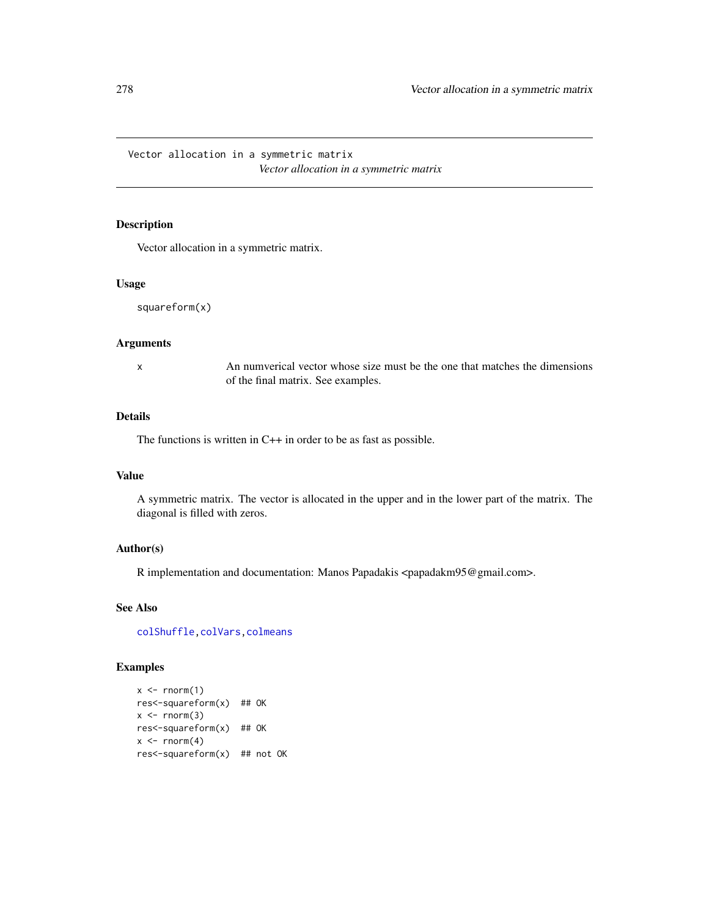Vector allocation in a symmetric matrix

*Vector allocation in a symmetric matrix*

## Description

Vector allocation in a symmetric matrix.

## Usage

```
squareform(x)
```

## Arguments

x	An numverical vector whose size must be the one that matches the dimensions of the final matrix. See examples.

## Details

The functions is written in C++ in order to be as fast as possible.

## Value

A symmetric matrix. The vector is allocated in the upper and in the lower part of the matrix. The diagonal is filled with zeros.

## Author(s)

R implementation and documentation: Manos Papadakis <papadakm95@gmail.com>.

## See Also

colShuffle, colVars, colmeans

## Examples

```
x <- rnorm(1)
res<-squareform(x)  ## OK
x <- rnorm(3)
res<-squareform(x)  ## OK
x <- rnorm(4)
res<-squareform(x)  ## not OK
```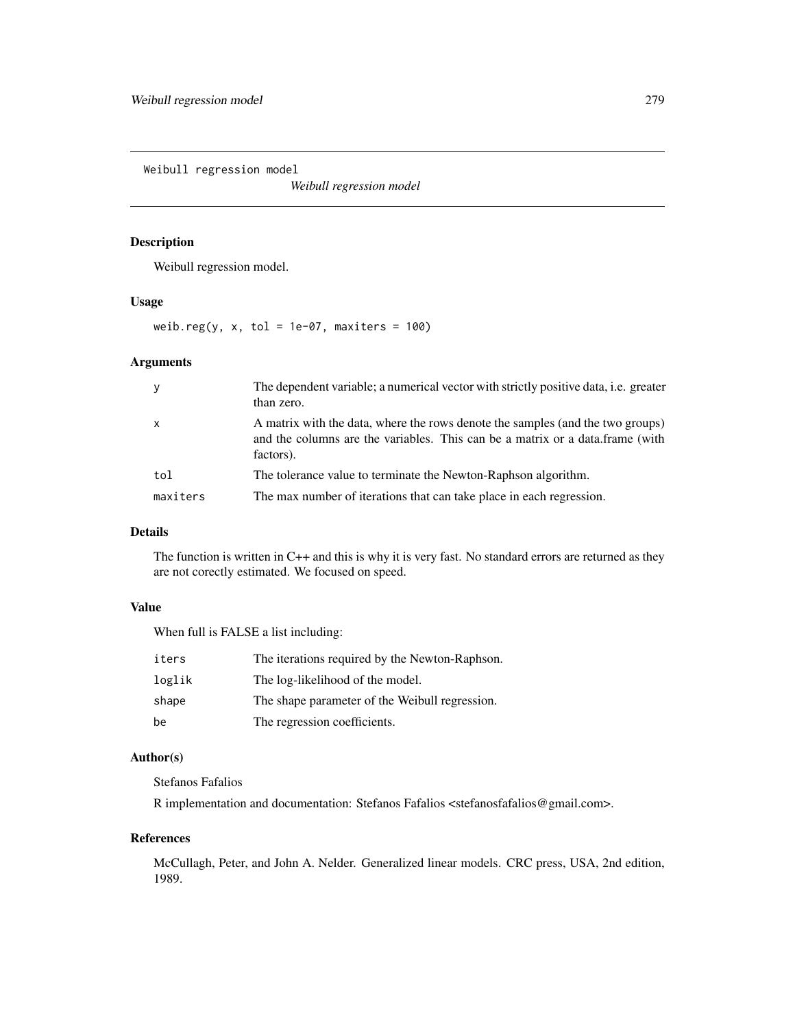Weibull regression model

*Weibull regression model*

## Description

Weibull regression model.

## Usage

```
weib.reg(y, x, tol = 1e-07, maxiters = 100)
```

## Arguments

| | |
|---|---|
| y | The dependent variable; a numerical vector with strictly positive data, i.e. greater than zero. |
| x | A matrix with the data, where the rows denote the samples (and the two groups) and the columns are the variables. This can be a matrix or a data.frame (with factors). |
| tol | The tolerance value to terminate the Newton-Raphson algorithm. |
| maxiters | The max number of iterations that can take place in each regression. |

## Details

The function is written in C++ and this is why it is very fast. No standard errors are returned as they are not corectly estimated. We focused on speed.

## Value

When full is FALSE a list including:

| | |
|---|---|
| iters | The iterations required by the Newton-Raphson. |
| loglik | The log-likelihood of the model. |
| shape | The shape parameter of the Weibull regression. |
| be | The regression coefficients. |

## Author(s)

Stefanos Fafalios

R implementation and documentation: Stefanos Fafalios <stefanosfafalios@gmail.com>.

## References

McCullagh, Peter, and John A. Nelder. Generalized linear models. CRC press, USA, 2nd edition, 1989.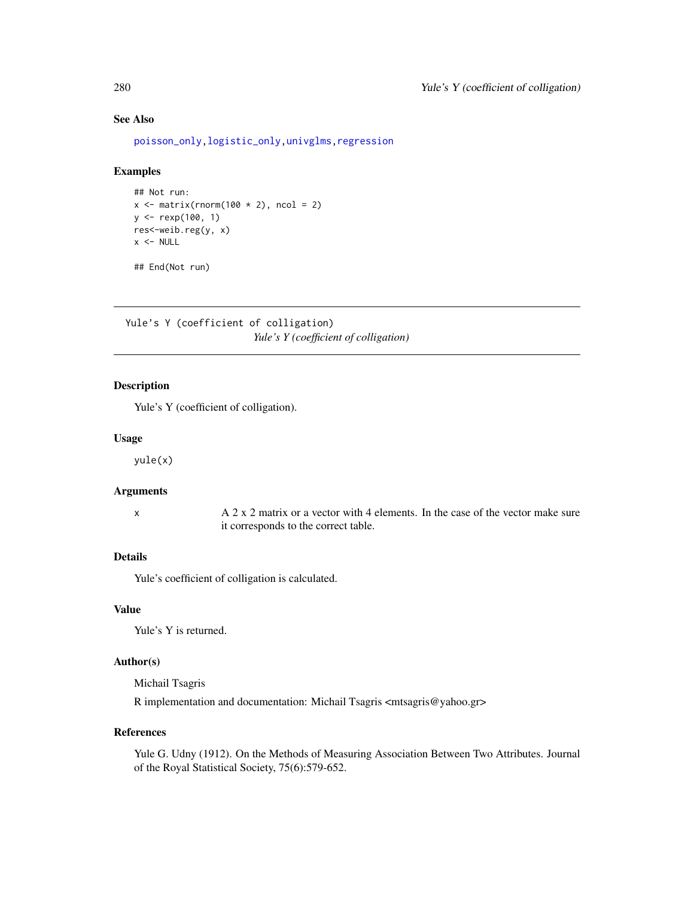### See Also

poisson_only, logistic_only, univglms, regression

### Examples

```
## Not run:
x <- matrix(rnorm(100 * 2), ncol = 2)
y <- rexp(100, 1)
res<-weib.reg(y, x)
x <- NULL

## End(Not run)
```

---

## Yule's Y (coefficient of colligation)

*Yule's Y (coefficient of colligation)*

---

### Description

Yule's Y (coefficient of colligation).

### Usage

```
yule(x)
```

### Arguments

| | |
|---|---|
| x | A 2 x 2 matrix or a vector with 4 elements. In the case of the vector make sure it corresponds to the correct table. |

### Details

Yule's coefficient of colligation is calculated.

### Value

Yule's Y is returned.

### Author(s)

Michail Tsagris

R implementation and documentation: Michail Tsagris <mtsagris@yahoo.gr>

### References

Yule G. Udny (1912). On the Methods of Measuring Association Between Two Attributes. Journal of the Royal Statistical Society, 75(6):579-652.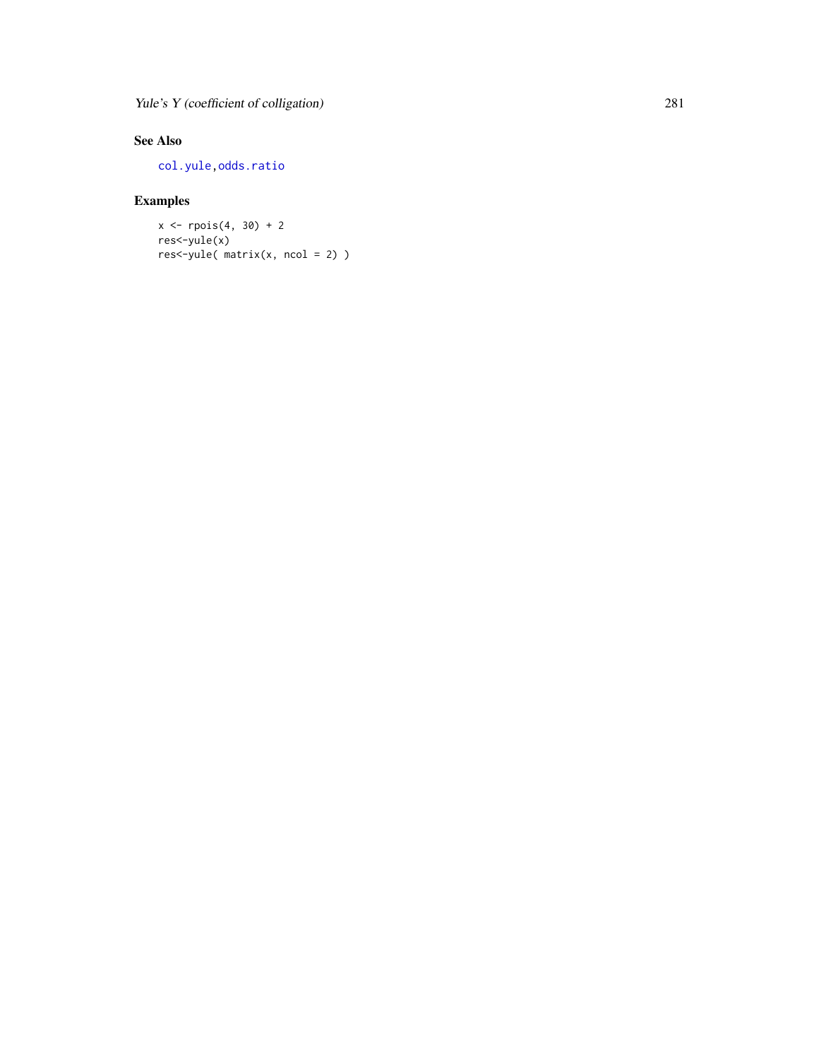## See Also

col.yule,odds.ratio

## Examples

```
x <- rpois(4, 30) + 2
res<-yule(x)
res<-yule( matrix(x, ncol = 2) )
```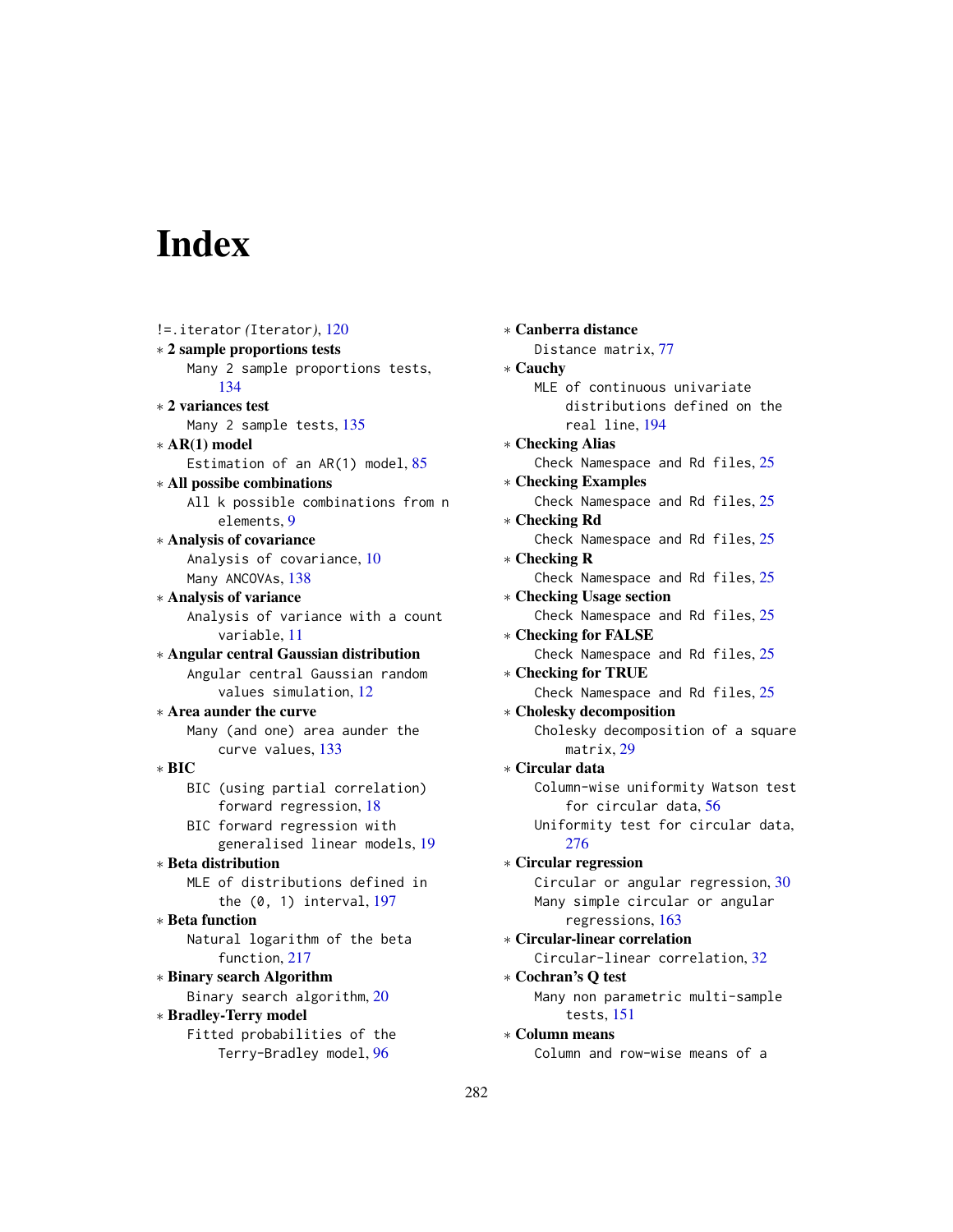# Index

!=.iterator *(Iterator)*, 120

∗ **2 sample proportions tests**
  Many 2 sample proportions tests, 134

∗ **2 variances test**
  Many 2 sample tests, 135

∗ **AR(1) model**
  Estimation of an AR(1) model, 85

∗ **All possibe combinations**
  All k possible combinations from n elements, 9

∗ **Analysis of covariance**
  Analysis of covariance, 10
  Many ANCOVAs, 138

∗ **Analysis of variance**
  Analysis of variance with a count variable, 11

∗ **Angular central Gaussian distribution**
  Angular central Gaussian random values simulation, 12

∗ **Area aunder the curve**
  Many (and one) area aunder the curve values, 133

∗ **BIC**
  BIC (using partial correlation) forward regression, 18
  BIC forward regression with generalised linear models, 19

∗ **Beta distribution**
  MLE of distributions defined in the (0, 1) interval, 197

∗ **Beta function**
  Natural logarithm of the beta function, 217

∗ **Binary search Algorithm**
  Binary search algorithm, 20

∗ **Bradley-Terry model**
  Fitted probabilities of the Terry-Bradley model, 96

∗ **Canberra distance**
  Distance matrix, 77

∗ **Cauchy**
  MLE of continuous univariate distributions defined on the real line, 194

∗ **Checking Alias**
  Check Namespace and Rd files, 25

∗ **Checking Examples**
  Check Namespace and Rd files, 25

∗ **Checking Rd**
  Check Namespace and Rd files, 25

∗ **Checking R**
  Check Namespace and Rd files, 25

∗ **Checking Usage section**
  Check Namespace and Rd files, 25

∗ **Checking for FALSE**
  Check Namespace and Rd files, 25

∗ **Checking for TRUE**
  Check Namespace and Rd files, 25

∗ **Cholesky decomposition**
  Cholesky decomposition of a square matrix, 29

∗ **Circular data**
  Column-wise uniformity Watson test for circular data, 56
  Uniformity test for circular data, 276

∗ **Circular regression**
  Circular or angular regression, 30
  Many simple circular or angular regressions, 163

∗ **Circular-linear correlation**
  Circular-linear correlation, 32

∗ **Cochran's Q test**
  Many non parametric multi-sample tests, 151

∗ **Column means**
  Column and row-wise means of a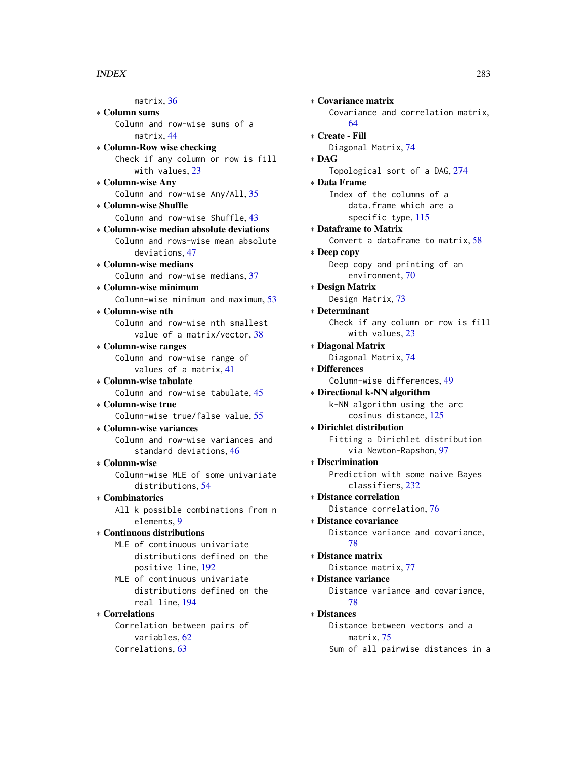matrix, 36

∗ **Column sums**
  Column and row-wise sums of a matrix, 44

∗ **Column-Row wise checking**
  Check if any column or row is fill with values, 23

∗ **Column-wise Any**
  Column and row-wise Any/All, 35

∗ **Column-wise Shuffle**
  Column and row-wise Shuffle, 43

∗ **Column-wise median absolute deviations**
  Column and rows-wise mean absolute deviations, 47

∗ **Column-wise medians**
  Column and row-wise medians, 37

∗ **Column-wise minimum**
  Column-wise minimum and maximum, 53

∗ **Column-wise nth**
  Column and row-wise nth smallest value of a matrix/vector, 38

∗ **Column-wise ranges**
  Column and row-wise range of values of a matrix, 41

∗ **Column-wise tabulate**
  Column and row-wise tabulate, 45

∗ **Column-wise true**
  Column-wise true/false value, 55

∗ **Column-wise variances**
  Column and row-wise variances and standard deviations, 46

∗ **Column-wise**
  Column-wise MLE of some univariate distributions, 54

∗ **Combinatorics**
  All k possible combinations from n elements, 9

∗ **Continuous distributions**
  MLE of continuous univariate distributions defined on the positive line, 192
  MLE of continuous univariate distributions defined on the real line, 194

∗ **Correlations**
  Correlation between pairs of variables, 62
  Correlations, 63

∗ **Covariance matrix**
  Covariance and correlation matrix, 64

∗ **Create - Fill**
  Diagonal Matrix, 74

∗ **DAG**
  Topological sort of a DAG, 274

∗ **Data Frame**
  Index of the columns of a data.frame which are a specific type, 115

∗ **Dataframe to Matrix**
  Convert a dataframe to matrix, 58

∗ **Deep copy**
  Deep copy and printing of an environment, 70

∗ **Design Matrix**
  Design Matrix, 73

∗ **Determinant**
  Check if any column or row is fill with values, 23

∗ **Diagonal Matrix**
  Diagonal Matrix, 74

∗ **Differences**
  Column-wise differences, 49

∗ **Directional k-NN algorithm**
  k-NN algorithm using the arc cosinus distance, 125

∗ **Dirichlet distribution**
  Fitting a Dirichlet distribution via Newton-Rapshon, 97

∗ **Discrimination**
  Prediction with some naive Bayes classifiers, 232

∗ **Distance correlation**
  Distance correlation, 76

∗ **Distance covariance**
  Distance variance and covariance, 78

∗ **Distance matrix**
  Distance matrix, 77

∗ **Distance variance**
  Distance variance and covariance, 78

∗ **Distances**
  Distance between vectors and a matrix, 75
  Sum of all pairwise distances in a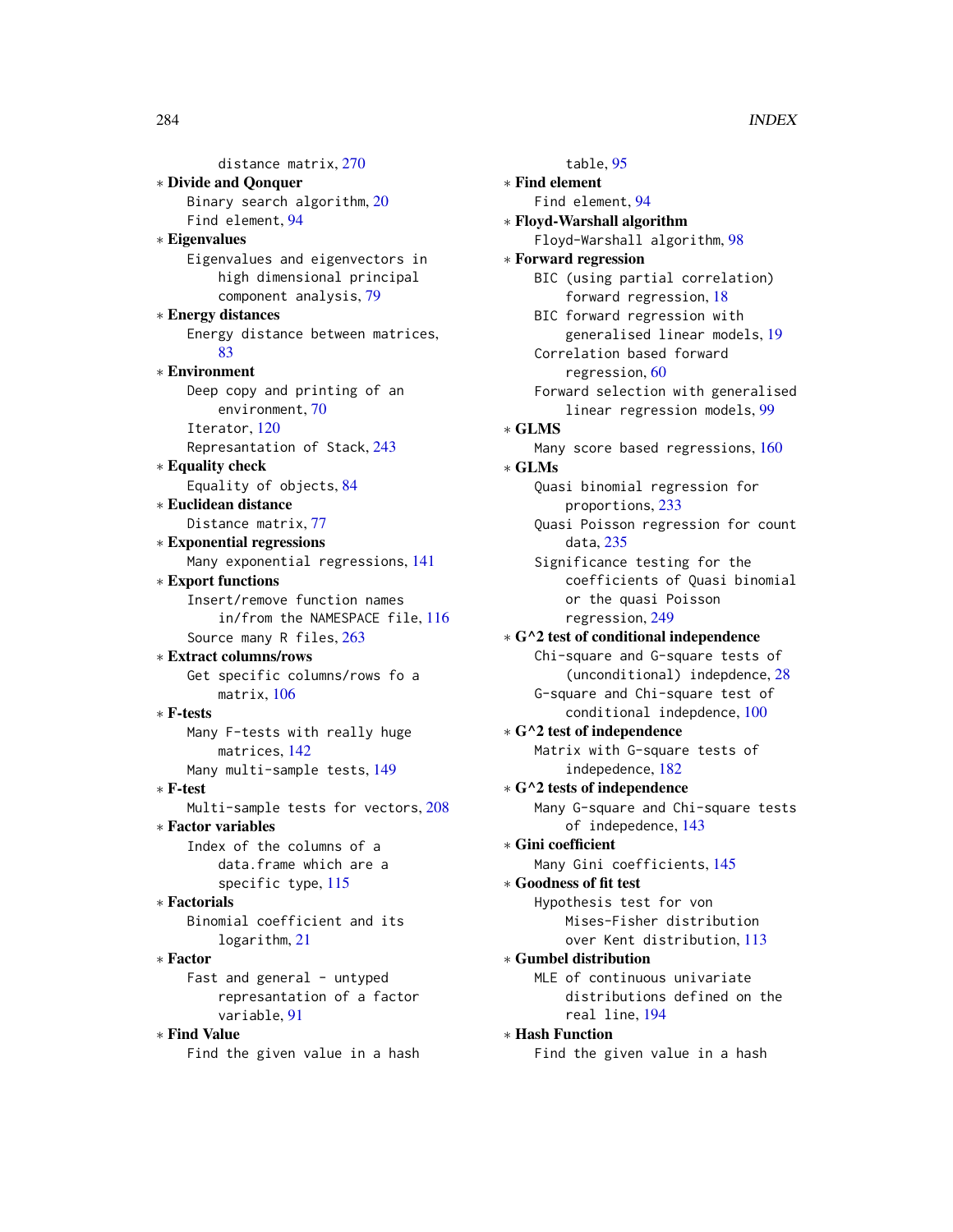distance matrix, 270

∗ **Divide and Qonquer**
  Binary search algorithm, 20
  Find element, 94

∗ **Eigenvalues**
  Eigenvalues and eigenvectors in high dimensional principal component analysis, 79

∗ **Energy distances**
  Energy distance between matrices, 83

∗ **Environment**
  Deep copy and printing of an environment, 70
  Iterator, 120
  Represantation of Stack, 243

∗ **Equality check**
  Equality of objects, 84

∗ **Euclidean distance**
  Distance matrix, 77

∗ **Exponential regressions**
  Many exponential regressions, 141

∗ **Export functions**
  Insert/remove function names in/from the NAMESPACE file, 116
  Source many R files, 263

∗ **Extract columns/rows**
  Get specific columns/rows fo a matrix, 106

∗ **F-tests**
  Many F-tests with really huge matrices, 142
  Many multi-sample tests, 149

∗ **F-test**
  Multi-sample tests for vectors, 208

∗ **Factor variables**
  Index of the columns of a data.frame which are a specific type, 115

∗ **Factorials**
  Binomial coefficient and its logarithm, 21

∗ **Factor**
  Fast and general - untyped represantation of a factor variable, 91

∗ **Find Value**
  Find the given value in a hash table, 95

∗ **Find element**
  Find element, 94

∗ **Floyd-Warshall algorithm**
  Floyd-Warshall algorithm, 98

∗ **Forward regression**
  BIC (using partial correlation) forward regression, 18
  BIC forward regression with generalised linear models, 19
  Correlation based forward regression, 60
  Forward selection with generalised linear regression models, 99

∗ **GLMS**
  Many score based regressions, 160

∗ **GLMs**
  Quasi binomial regression for proportions, 233
  Quasi Poisson regression for count data, 235
  Significance testing for the coefficients of Quasi binomial or the quasi Poisson regression, 249

∗ **G^2 test of conditional independence**
  Chi-square and G-square tests of (unconditional) indepdence, 28
  G-square and Chi-square test of conditional indepdence, 100

∗ **G^2 test of independence**
  Matrix with G-square tests of indepedence, 182

∗ **G^2 tests of independence**
  Many G-square and Chi-square tests of indepedence, 143

∗ **Gini coefficient**
  Many Gini coefficients, 145

∗ **Goodness of fit test**
  Hypothesis test for von Mises-Fisher distribution over Kent distribution, 113

∗ **Gumbel distribution**
  MLE of continuous univariate distributions defined on the real line, 194

∗ **Hash Function**
  Find the given value in a hash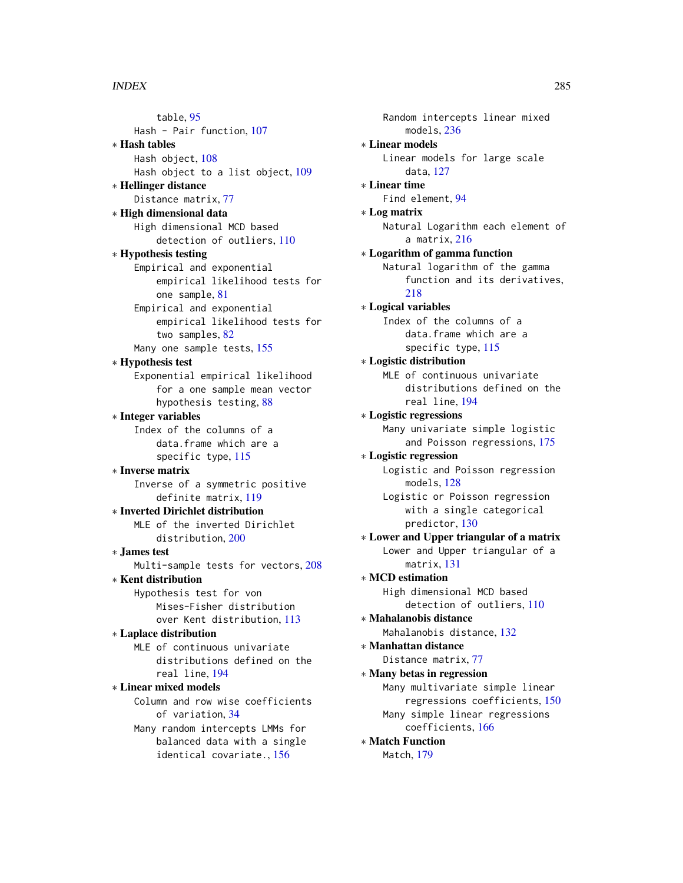table, 95
Hash - Pair function, 107

∗ **Hash tables**
Hash object, 108
Hash object to a list object, 109

∗ **Hellinger distance**
Distance matrix, 77

∗ **High dimensional data**
High dimensional MCD based detection of outliers, 110

∗ **Hypothesis testing**
Empirical and exponential empirical likelihood tests for one sample, 81
Empirical and exponential empirical likelihood tests for two samples, 82
Many one sample tests, 155

∗ **Hypothesis test**
Exponential empirical likelihood for a one sample mean vector hypothesis testing, 88

∗ **Integer variables**
Index of the columns of a data.frame which are a specific type, 115

∗ **Inverse matrix**
Inverse of a symmetric positive definite matrix, 119

∗ **Inverted Dirichlet distribution**
MLE of the inverted Dirichlet distribution, 200

∗ **James test**
Multi-sample tests for vectors, 208

∗ **Kent distribution**
Hypothesis test for von Mises-Fisher distribution over Kent distribution, 113

∗ **Laplace distribution**
MLE of continuous univariate distributions defined on the real line, 194

∗ **Linear mixed models**
Column and row wise coefficients of variation, 34
Many random intercepts LMMs for balanced data with a single identical covariate., 156
Random intercepts linear mixed models, 236

∗ **Linear models**
Linear models for large scale data, 127

∗ **Linear time**
Find element, 94

∗ **Log matrix**
Natural Logarithm each element of a matrix, 216

∗ **Logarithm of gamma function**
Natural logarithm of the gamma function and its derivatives, 218

∗ **Logical variables**
Index of the columns of a data.frame which are a specific type, 115

∗ **Logistic distribution**
MLE of continuous univariate distributions defined on the real line, 194

∗ **Logistic regressions**
Many univariate simple logistic and Poisson regressions, 175

∗ **Logistic regression**
Logistic and Poisson regression models, 128
Logistic or Poisson regression with a single categorical predictor, 130

∗ **Lower and Upper triangular of a matrix**
Lower and Upper triangular of a matrix, 131

∗ **MCD estimation**
High dimensional MCD based detection of outliers, 110

∗ **Mahalanobis distance**
Mahalanobis distance, 132

∗ **Manhattan distance**
Distance matrix, 77

∗ **Many betas in regression**
Many multivariate simple linear regressions coefficients, 150
Many simple linear regressions coefficients, 166

∗ **Match Function**
Match, 179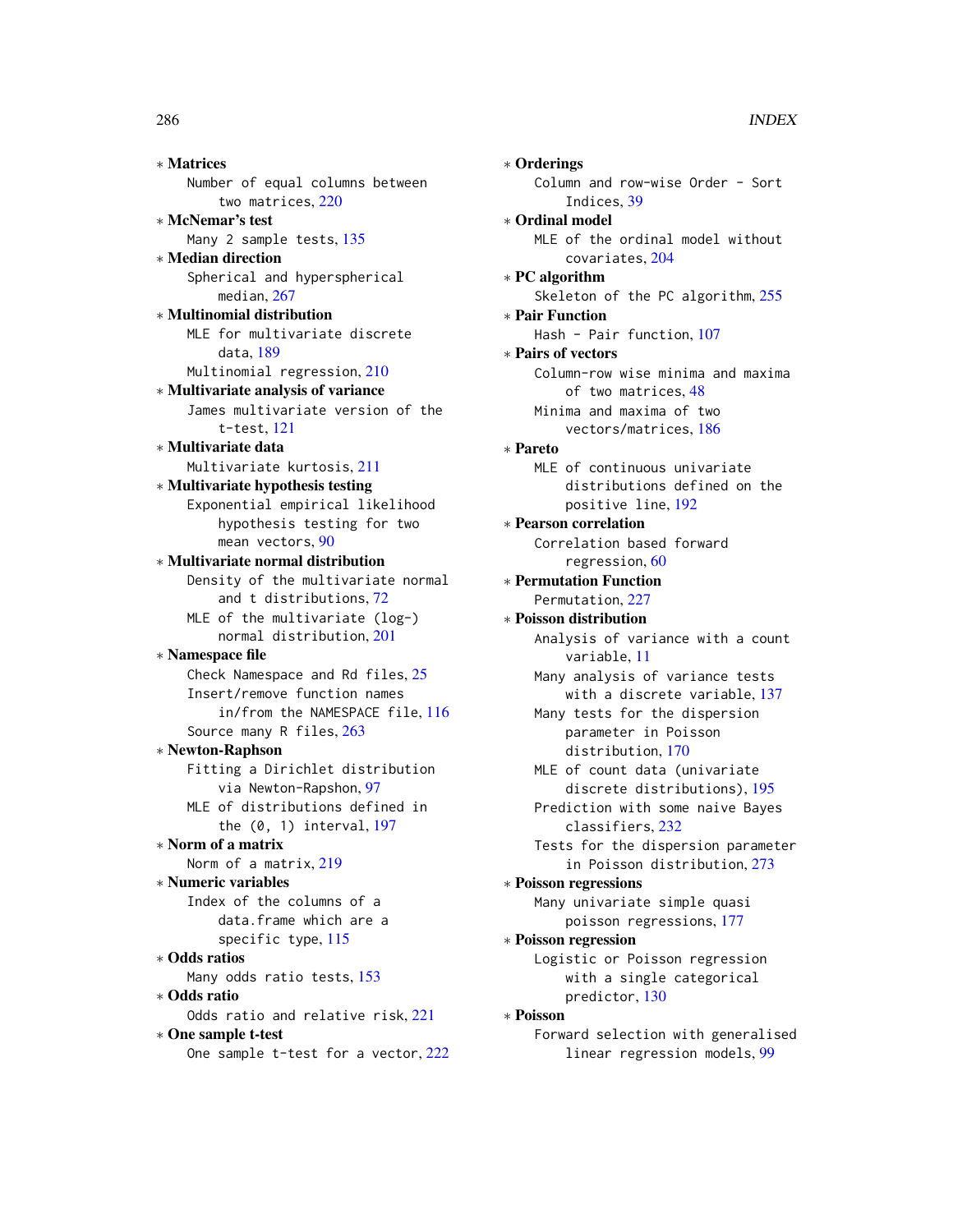∗ **Matrices**
  Number of equal columns between two matrices, 220

∗ **McNemar's test**
  Many 2 sample tests, 135

∗ **Median direction**
  Spherical and hyperspherical median, 267

∗ **Multinomial distribution**
  MLE for multivariate discrete data, 189
  Multinomial regression, 210

∗ **Multivariate analysis of variance**
  James multivariate version of the t-test, 121

∗ **Multivariate data**
  Multivariate kurtosis, 211

∗ **Multivariate hypothesis testing**
  Exponential empirical likelihood hypothesis testing for two mean vectors, 90

∗ **Multivariate normal distribution**
  Density of the multivariate normal and t distributions, 72
  MLE of the multivariate (log-) normal distribution, 201

∗ **Namespace file**
  Check Namespace and Rd files, 25
  Insert/remove function names in/from the NAMESPACE file, 116
  Source many R files, 263

∗ **Newton-Raphson**
  Fitting a Dirichlet distribution via Newton-Rapshon, 97
  MLE of distributions defined in the (0, 1) interval, 197

∗ **Norm of a matrix**
  Norm of a matrix, 219

∗ **Numeric variables**
  Index of the columns of a data.frame which are a specific type, 115

∗ **Odds ratios**
  Many odds ratio tests, 153

∗ **Odds ratio**
  Odds ratio and relative risk, 221

∗ **One sample t-test**
  One sample t-test for a vector, 222

∗ **Orderings**
  Column and row-wise Order - Sort Indices, 39

∗ **Ordinal model**
  MLE of the ordinal model without covariates, 204

∗ **PC algorithm**
  Skeleton of the PC algorithm, 255

∗ **Pair Function**
  Hash - Pair function, 107

∗ **Pairs of vectors**
  Column-row wise minima and maxima of two matrices, 48
  Minima and maxima of two vectors/matrices, 186

∗ **Pareto**
  MLE of continuous univariate distributions defined on the positive line, 192

∗ **Pearson correlation**
  Correlation based forward regression, 60

∗ **Permutation Function**
  Permutation, 227

∗ **Poisson distribution**
  Analysis of variance with a count variable, 11
  Many analysis of variance tests with a discrete variable, 137
  Many tests for the dispersion parameter in Poisson distribution, 170
  MLE of count data (univariate discrete distributions), 195
  Prediction with some naive Bayes classifiers, 232
  Tests for the dispersion parameter in Poisson distribution, 273

∗ **Poisson regressions**
  Many univariate simple quasi poisson regressions, 177

∗ **Poisson regression**
  Logistic or Poisson regression with a single categorical predictor, 130

∗ **Poisson**
  Forward selection with generalised linear regression models, 99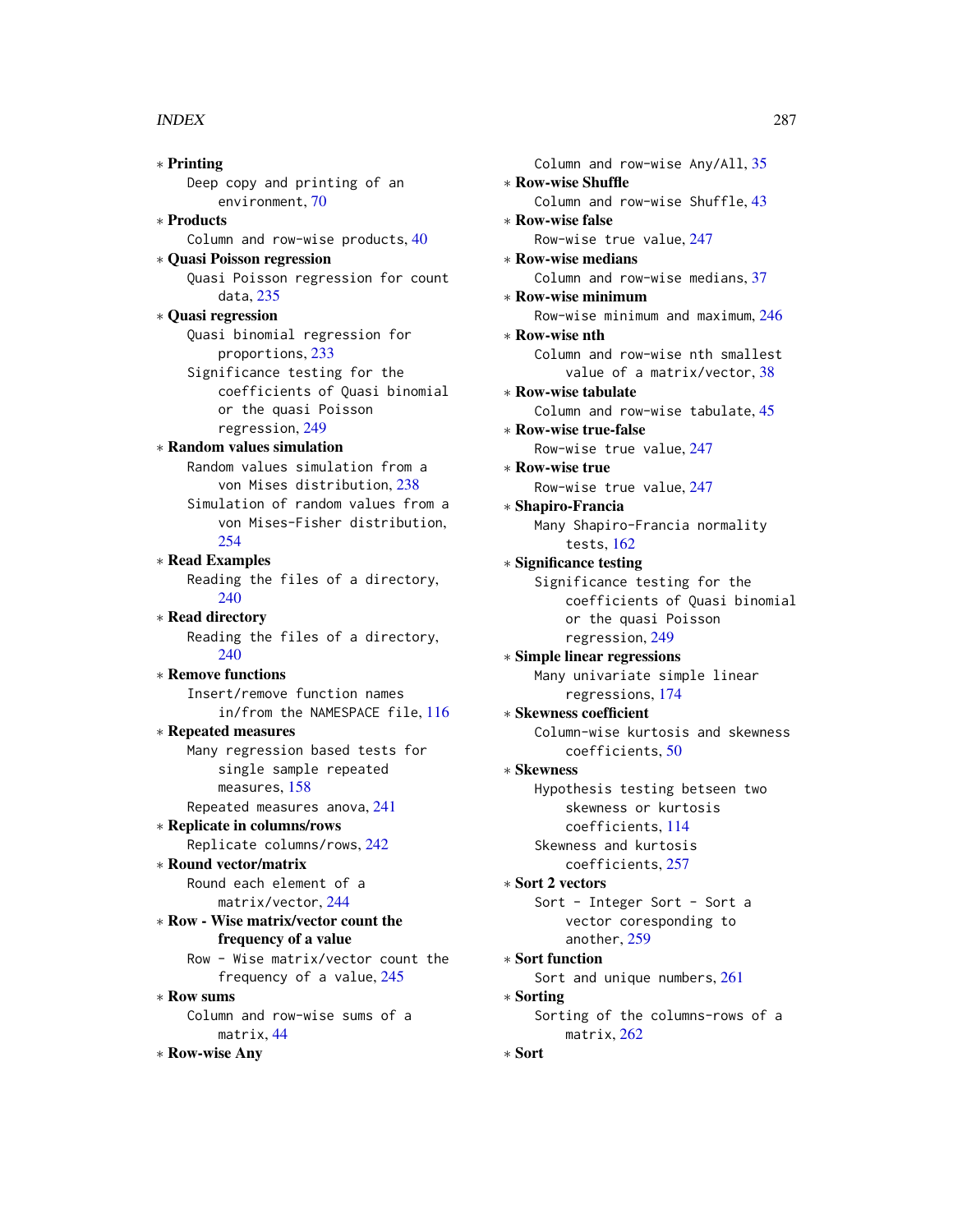∗ **Printing**
  Deep copy and printing of an environment, 70

∗ **Products**
  Column and row-wise products, 40

∗ **Quasi Poisson regression**
  Quasi Poisson regression for count data, 235

∗ **Quasi regression**
  Quasi binomial regression for proportions, 233
  Significance testing for the coefficients of Quasi binomial or the quasi Poisson regression, 249

∗ **Random values simulation**
  Random values simulation from a von Mises distribution, 238
  Simulation of random values from a von Mises-Fisher distribution, 254

∗ **Read Examples**
  Reading the files of a directory, 240

∗ **Read directory**
  Reading the files of a directory, 240

∗ **Remove functions**
  Insert/remove function names in/from the NAMESPACE file, 116

∗ **Repeated measures**
  Many regression based tests for single sample repeated measures, 158
  Repeated measures anova, 241

∗ **Replicate in columns/rows**
  Replicate columns/rows, 242

∗ **Round vector/matrix**
  Round each element of a matrix/vector, 244

∗ **Row - Wise matrix/vector count the frequency of a value**
  Row - Wise matrix/vector count the frequency of a value, 245

∗ **Row sums**
  Column and row-wise sums of a matrix, 44

∗ **Row-wise Any**
  Column and row-wise Any/All, 35

∗ **Row-wise Shuffle**
  Column and row-wise Shuffle, 43

∗ **Row-wise false**
  Row-wise true value, 247

∗ **Row-wise medians**
  Column and row-wise medians, 37

∗ **Row-wise minimum**
  Row-wise minimum and maximum, 246

∗ **Row-wise nth**
  Column and row-wise nth smallest value of a matrix/vector, 38

∗ **Row-wise tabulate**
  Column and row-wise tabulate, 45

∗ **Row-wise true-false**
  Row-wise true value, 247

∗ **Row-wise true**
  Row-wise true value, 247

∗ **Shapiro-Francia**
  Many Shapiro-Francia normality tests, 162

∗ **Significance testing**
  Significance testing for the coefficients of Quasi binomial or the quasi Poisson regression, 249

∗ **Simple linear regressions**
  Many univariate simple linear regressions, 174

∗ **Skewness coefficient**
  Column-wise kurtosis and skewness coefficients, 50

∗ **Skewness**
  Hypothesis testing betseen two skewness or kurtosis coefficients, 114
  Skewness and kurtosis coefficients, 257

∗ **Sort 2 vectors**
  Sort - Integer Sort - Sort a vector coresponding to another, 259

∗ **Sort function**
  Sort and unique numbers, 261

∗ **Sorting**
  Sorting of the columns-rows of a matrix, 262

∗ **Sort**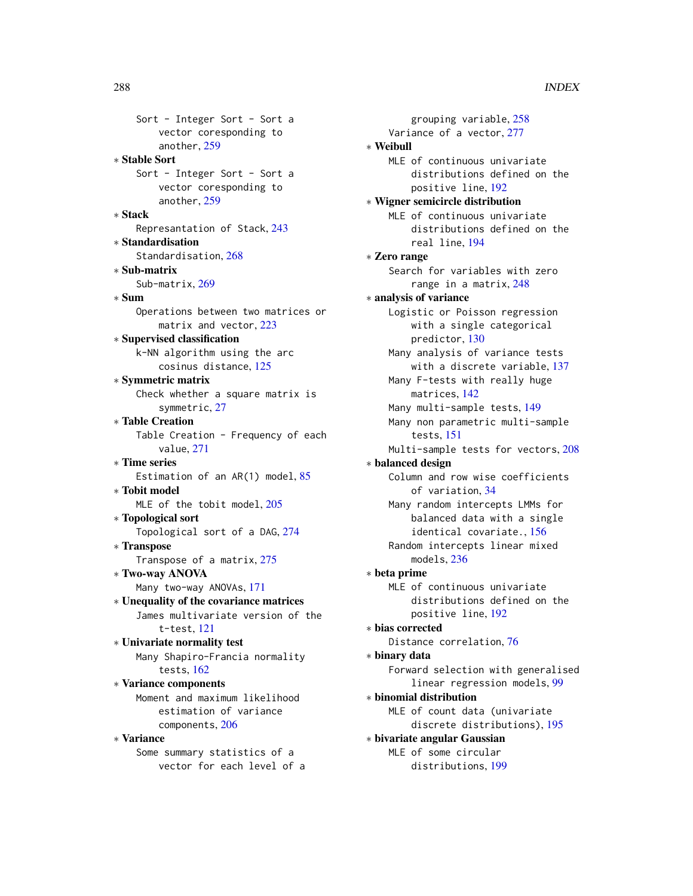Sort - Integer Sort - Sort a vector coresponding to another, 259

* **Stable Sort**
  Sort - Integer Sort - Sort a vector coresponding to another, 259
* **Stack**
  Represantation of Stack, 243
* **Standardisation**
  Standardisation, 268
* **Sub-matrix**
  Sub-matrix, 269
* **Sum**
  Operations between two matrices or matrix and vector, 223
* **Supervised classification**
  k-NN algorithm using the arc cosinus distance, 125
* **Symmetric matrix**
  Check whether a square matrix is symmetric, 27
* **Table Creation**
  Table Creation - Frequency of each value, 271
* **Time series**
  Estimation of an AR(1) model, 85
* **Tobit model**
  MLE of the tobit model, 205
* **Topological sort**
  Topological sort of a DAG, 274
* **Transpose**
  Transpose of a matrix, 275
* **Two-way ANOVA**
  Many two-way ANOVAs, 171
* **Unequality of the covariance matrices**
  James multivariate version of the t-test, 121
* **Univariate normality test**
  Many Shapiro-Francia normality tests, 162
* **Variance components**
  Moment and maximum likelihood estimation of variance components, 206
* **Variance**
  Some summary statistics of a vector for each level of a grouping variable, 258
  Variance of a vector, 277
* **Weibull**
  MLE of continuous univariate distributions defined on the positive line, 192
* **Wigner semicircle distribution**
  MLE of continuous univariate distributions defined on the real line, 194
* **Zero range**
  Search for variables with zero range in a matrix, 248
* **analysis of variance**
  Logistic or Poisson regression with a single categorical predictor, 130
  Many analysis of variance tests with a discrete variable, 137
  Many F-tests with really huge matrices, 142
  Many multi-sample tests, 149
  Many non parametric multi-sample tests, 151
  Multi-sample tests for vectors, 208
* **balanced design**
  Column and row wise coefficients of variation, 34
  Many random intercepts LMMs for balanced data with a single identical covariate., 156
  Random intercepts linear mixed models, 236
* **beta prime**
  MLE of continuous univariate distributions defined on the positive line, 192
* **bias corrected**
  Distance correlation, 76
* **binary data**
  Forward selection with generalised linear regression models, 99
* **binomial distribution**
  MLE of count data (univariate discrete distributions), 195
* **bivariate angular Gaussian**
  MLE of some circular distributions, 199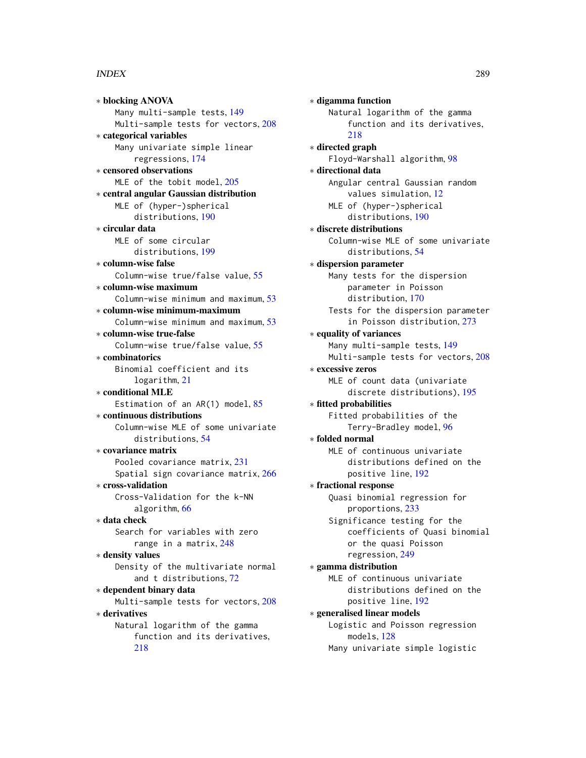∗ **blocking ANOVA**
  Many multi-sample tests, 149
  Multi-sample tests for vectors, 208

∗ **categorical variables**
  Many univariate simple linear regressions, 174

∗ **censored observations**
  MLE of the tobit model, 205

∗ **central angular Gaussian distribution**
  MLE of (hyper-)spherical distributions, 190

∗ **circular data**
  MLE of some circular distributions, 199

∗ **column-wise false**
  Column-wise true/false value, 55

∗ **column-wise maximum**
  Column-wise minimum and maximum, 53

∗ **column-wise minimum-maximum**
  Column-wise minimum and maximum, 53

∗ **column-wise true-false**
  Column-wise true/false value, 55

∗ **combinatorics**
  Binomial coefficient and its logarithm, 21

∗ **conditional MLE**
  Estimation of an AR(1) model, 85

∗ **continuous distributions**
  Column-wise MLE of some univariate distributions, 54

∗ **covariance matrix**
  Pooled covariance matrix, 231
  Spatial sign covariance matrix, 266

∗ **cross-validation**
  Cross-Validation for the k-NN algorithm, 66

∗ **data check**
  Search for variables with zero range in a matrix, 248

∗ **density values**
  Density of the multivariate normal and t distributions, 72

∗ **dependent binary data**
  Multi-sample tests for vectors, 208

∗ **derivatives**
  Natural logarithm of the gamma function and its derivatives, 218

∗ **digamma function**
  Natural logarithm of the gamma function and its derivatives, 218

∗ **directed graph**
  Floyd-Warshall algorithm, 98

∗ **directional data**
  Angular central Gaussian random values simulation, 12
  MLE of (hyper-)spherical distributions, 190

∗ **discrete distributions**
  Column-wise MLE of some univariate distributions, 54

∗ **dispersion parameter**
  Many tests for the dispersion parameter in Poisson distribution, 170
  Tests for the dispersion parameter in Poisson distribution, 273

∗ **equality of variances**
  Many multi-sample tests, 149
  Multi-sample tests for vectors, 208

∗ **excessive zeros**
  MLE of count data (univariate discrete distributions), 195

∗ **fitted probabilities**
  Fitted probabilities of the Terry-Bradley model, 96

∗ **folded normal**
  MLE of continuous univariate distributions defined on the positive line, 192

∗ **fractional response**
  Quasi binomial regression for proportions, 233
  Significance testing for the coefficients of Quasi binomial or the quasi Poisson regression, 249

∗ **gamma distribution**
  MLE of continuous univariate distributions defined on the positive line, 192

∗ **generalised linear models**
  Logistic and Poisson regression models, 128
  Many univariate simple logistic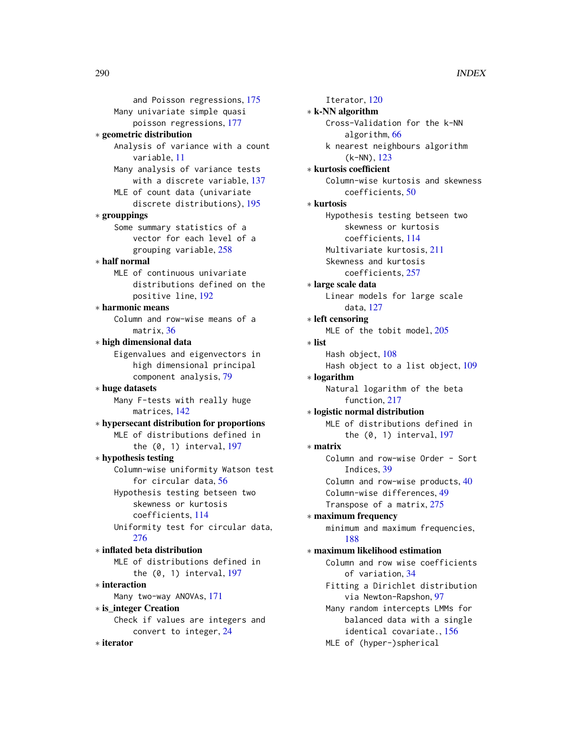and Poisson regressions, 175
Many univariate simple quasi poisson regressions, 177

∗ **geometric distribution**
Analysis of variance with a count variable, 11
Many analysis of variance tests with a discrete variable, 137
MLE of count data (univariate discrete distributions), 195

∗ **grouppings**
Some summary statistics of a vector for each level of a grouping variable, 258

∗ **half normal**
MLE of continuous univariate distributions defined on the positive line, 192

∗ **harmonic means**
Column and row-wise means of a matrix, 36

∗ **high dimensional data**
Eigenvalues and eigenvectors in high dimensional principal component analysis, 79

∗ **huge datasets**
Many F-tests with really huge matrices, 142

∗ **hypersecant distribution for proportions**
MLE of distributions defined in the (0, 1) interval, 197

∗ **hypothesis testing**
Column-wise uniformity Watson test for circular data, 56
Hypothesis testing betseen two skewness or kurtosis coefficients, 114
Uniformity test for circular data, 276

∗ **inflated beta distribution**
MLE of distributions defined in the (0, 1) interval, 197

∗ **interaction**
Many two-way ANOVAs, 171

∗ **is_integer Creation**
Check if values are integers and convert to integer, 24

∗ **iterator**
Iterator, 120

∗ **k-NN algorithm**
Cross-Validation for the k-NN algorithm, 66
k nearest neighbours algorithm (k-NN), 123

∗ **kurtosis coefficient**
Column-wise kurtosis and skewness coefficients, 50

∗ **kurtosis**
Hypothesis testing betseen two skewness or kurtosis coefficients, 114
Multivariate kurtosis, 211
Skewness and kurtosis coefficients, 257

∗ **large scale data**
Linear models for large scale data, 127

∗ **left censoring**
MLE of the tobit model, 205

∗ **list**
Hash object, 108
Hash object to a list object, 109

∗ **logarithm**
Natural logarithm of the beta function, 217

∗ **logistic normal distribution**
MLE of distributions defined in the (0, 1) interval, 197

∗ **matrix**
Column and row-wise Order - Sort Indices, 39
Column and row-wise products, 40
Column-wise differences, 49
Transpose of a matrix, 275

∗ **maximum frequency**
minimum and maximum frequencies, 188

∗ **maximum likelihood estimation**
Column and row wise coefficients of variation, 34
Fitting a Dirichlet distribution via Newton-Rapshon, 97
Many random intercepts LMMs for balanced data with a single identical covariate., 156
MLE of (hyper-)spherical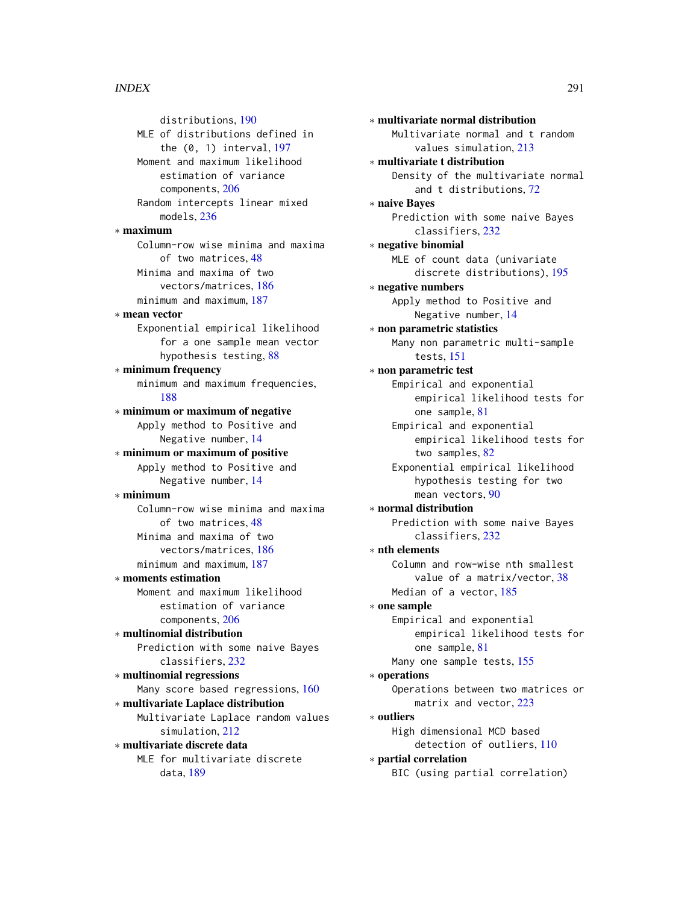distributions, 190
MLE of distributions defined in the (0, 1) interval, 197
Moment and maximum likelihood estimation of variance components, 206
Random intercepts linear mixed models, 236

∗ **maximum**
Column-row wise minima and maxima of two matrices, 48
Minima and maxima of two vectors/matrices, 186
minimum and maximum, 187

∗ **mean vector**
Exponential empirical likelihood for a one sample mean vector hypothesis testing, 88

∗ **minimum frequency**
minimum and maximum frequencies, 188

∗ **minimum or maximum of negative**
Apply method to Positive and Negative number, 14

∗ **minimum or maximum of positive**
Apply method to Positive and Negative number, 14

∗ **minimum**
Column-row wise minima and maxima of two matrices, 48
Minima and maxima of two vectors/matrices, 186
minimum and maximum, 187

∗ **moments estimation**
Moment and maximum likelihood estimation of variance components, 206

∗ **multinomial distribution**
Prediction with some naive Bayes classifiers, 232

∗ **multinomial regressions**
Many score based regressions, 160

∗ **multivariate Laplace distribution**
Multivariate Laplace random values simulation, 212

∗ **multivariate discrete data**
MLE for multivariate discrete data, 189

∗ **multivariate normal distribution**
Multivariate normal and t random values simulation, 213

∗ **multivariate t distribution**
Density of the multivariate normal and t distributions, 72

∗ **naive Bayes**
Prediction with some naive Bayes classifiers, 232

∗ **negative binomial**
MLE of count data (univariate discrete distributions), 195

∗ **negative numbers**
Apply method to Positive and Negative number, 14

∗ **non parametric statistics**
Many non parametric multi-sample tests, 151

∗ **non parametric test**
Empirical and exponential empirical likelihood tests for one sample, 81
Empirical and exponential empirical likelihood tests for two samples, 82
Exponential empirical likelihood hypothesis testing for two mean vectors, 90

∗ **normal distribution**
Prediction with some naive Bayes classifiers, 232

∗ **nth elements**
Column and row-wise nth smallest value of a matrix/vector, 38
Median of a vector, 185

∗ **one sample**
Empirical and exponential empirical likelihood tests for one sample, 81
Many one sample tests, 155

∗ **operations**
Operations between two matrices or matrix and vector, 223

∗ **outliers**
High dimensional MCD based detection of outliers, 110

∗ **partial correlation**
BIC (using partial correlation)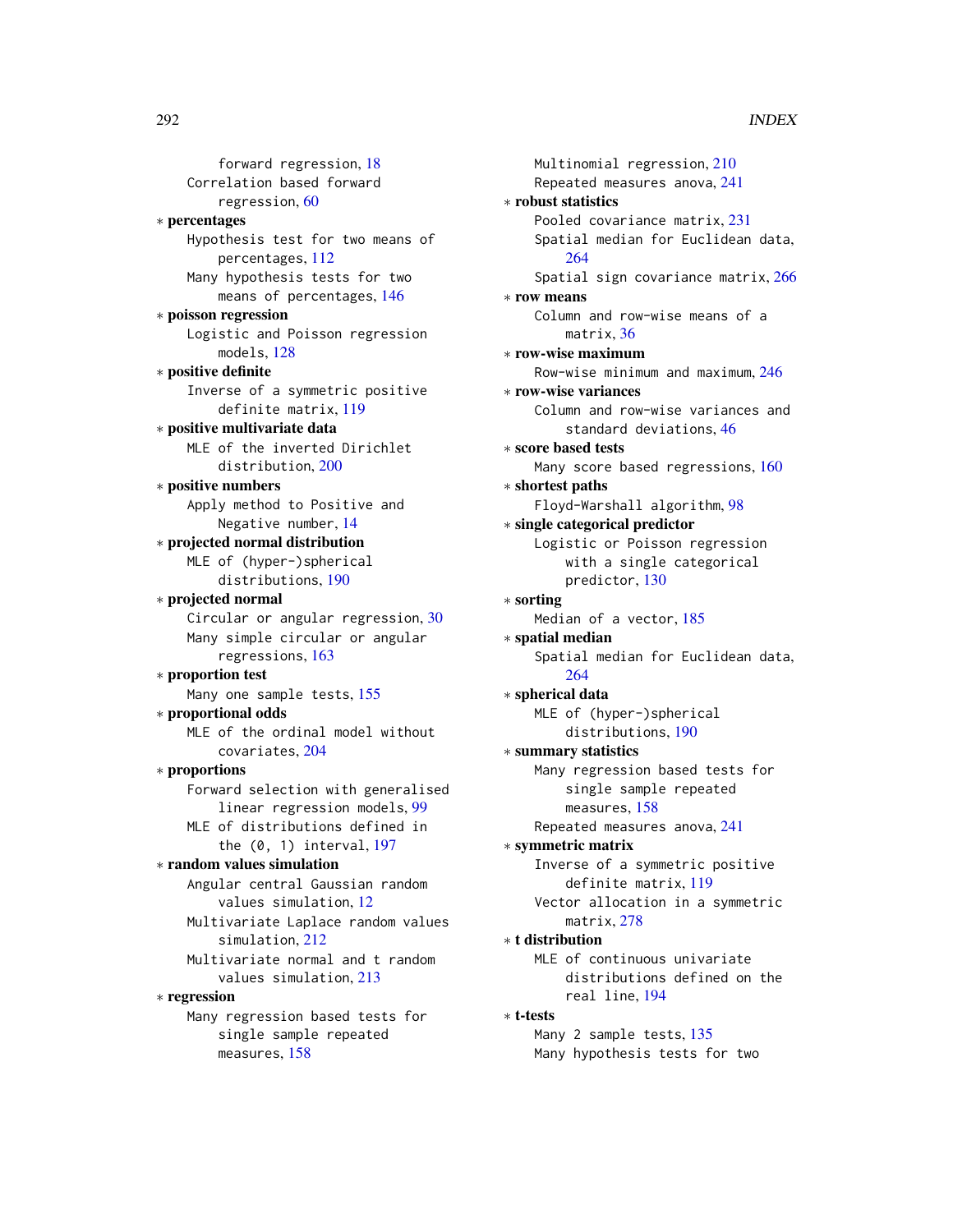forward regression, 18
Correlation based forward regression, 60

∗ **percentages**
Hypothesis test for two means of percentages, 112
Many hypothesis tests for two means of percentages, 146

∗ **poisson regression**
Logistic and Poisson regression models, 128

∗ **positive definite**
Inverse of a symmetric positive definite matrix, 119

∗ **positive multivariate data**
MLE of the inverted Dirichlet distribution, 200

∗ **positive numbers**
Apply method to Positive and Negative number, 14

∗ **projected normal distribution**
MLE of (hyper-)spherical distributions, 190

∗ **projected normal**
Circular or angular regression, 30
Many simple circular or angular regressions, 163

∗ **proportion test**
Many one sample tests, 155

∗ **proportional odds**
MLE of the ordinal model without covariates, 204

∗ **proportions**
Forward selection with generalised linear regression models, 99
MLE of distributions defined in the (0, 1) interval, 197

∗ **random values simulation**
Angular central Gaussian random values simulation, 12
Multivariate Laplace random values simulation, 212
Multivariate normal and t random values simulation, 213

∗ **regression**
Many regression based tests for single sample repeated measures, 158
Multinomial regression, 210
Repeated measures anova, 241

∗ **robust statistics**
Pooled covariance matrix, 231
Spatial median for Euclidean data, 264
Spatial sign covariance matrix, 266

∗ **row means**
Column and row-wise means of a matrix, 36

∗ **row-wise maximum**
Row-wise minimum and maximum, 246

∗ **row-wise variances**
Column and row-wise variances and standard deviations, 46

∗ **score based tests**
Many score based regressions, 160

∗ **shortest paths**
Floyd-Warshall algorithm, 98

∗ **single categorical predictor**
Logistic or Poisson regression with a single categorical predictor, 130

∗ **sorting**
Median of a vector, 185

∗ **spatial median**
Spatial median for Euclidean data, 264

∗ **spherical data**
MLE of (hyper-)spherical distributions, 190

∗ **summary statistics**
Many regression based tests for single sample repeated measures, 158
Repeated measures anova, 241

∗ **symmetric matrix**
Inverse of a symmetric positive definite matrix, 119
Vector allocation in a symmetric matrix, 278

∗ **t distribution**
MLE of continuous univariate distributions defined on the real line, 194

∗ **t-tests**
Many 2 sample tests, 135
Many hypothesis tests for two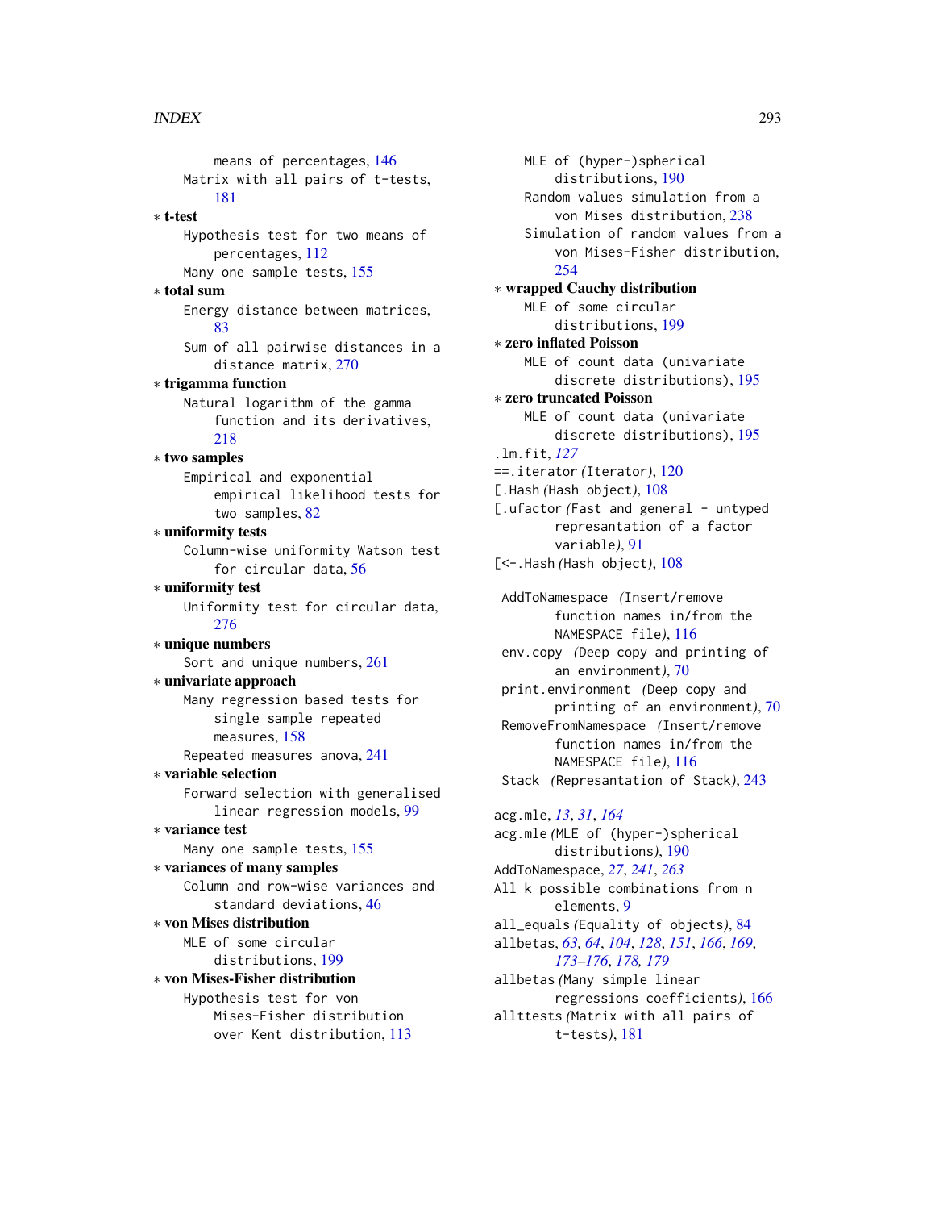means of percentages, 146
Matrix with all pairs of t-tests, 181

∗ **t-test**
Hypothesis test for two means of percentages, 112
Many one sample tests, 155

∗ **total sum**
Energy distance between matrices, 83
Sum of all pairwise distances in a distance matrix, 270

∗ **trigamma function**
Natural logarithm of the gamma function and its derivatives, 218

∗ **two samples**
Empirical and exponential empirical likelihood tests for two samples, 82

∗ **uniformity tests**
Column-wise uniformity Watson test for circular data, 56

∗ **uniformity test**
Uniformity test for circular data, 276

∗ **unique numbers**
Sort and unique numbers, 261

∗ **univariate approach**
Many regression based tests for single sample repeated measures, 158
Repeated measures anova, 241

∗ **variable selection**
Forward selection with generalised linear regression models, 99

∗ **variance test**
Many one sample tests, 155

∗ **variances of many samples**
Column and row-wise variances and standard deviations, 46

∗ **von Mises distribution**
MLE of some circular distributions, 199

∗ **von Mises-Fisher distribution**
Hypothesis test for von Mises-Fisher distribution over Kent distribution, 113
MLE of (hyper-)spherical distributions, 190
Random values simulation from a von Mises distribution, 238
Simulation of random values from a von Mises-Fisher distribution, 254

∗ **wrapped Cauchy distribution**
MLE of some circular distributions, 199

∗ **zero inflated Poisson**
MLE of count data (univariate discrete distributions), 195

∗ **zero truncated Poisson**
MLE of count data (univariate discrete distributions), 195

.lm.fit, *127*
==.iterator *(Iterator)*, 120
[.Hash *(Hash object)*, 108
[.ufactor *(Fast and general - untyped represantation of a factor variable)*, 91
[<-.Hash *(Hash object)*, 108

AddToNamespace *(Insert/remove function names in/from the NAMESPACE file)*, 116
env.copy *(Deep copy and printing of an environment)*, 70
print.environment *(Deep copy and printing of an environment)*, 70
RemoveFromNamespace *(Insert/remove function names in/from the NAMESPACE file)*, 116
Stack *(Represantation of Stack)*, 243

acg.mle, *13*, *31*, *164*
acg.mle *(MLE of (hyper-)spherical distributions)*, 190
AddToNamespace, *27*, *241*, *263*
All k possible combinations from n elements, 9
all_equals *(Equality of objects)*, 84
allbetas, *63, 64*, *104*, *128*, *151*, *166*, *169*, *173–176*, *178, 179*
allbetas *(Many simple linear regressions coefficients)*, 166
allttests *(Matrix with all pairs of t-tests)*, 181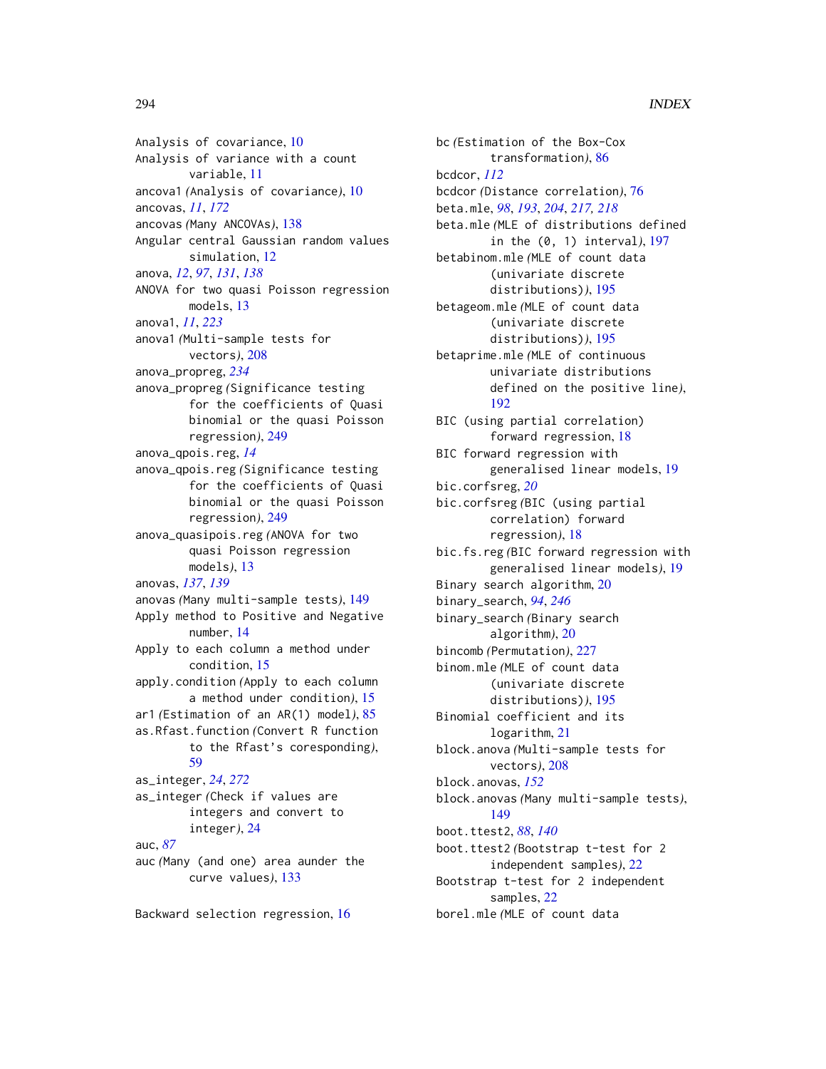Analysis of covariance, 10
Analysis of variance with a count variable, 11
ancova1 *(Analysis of covariance)*, 10
ancovas, *11*, *172*
ancovas *(Many ANCOVAs)*, 138
Angular central Gaussian random values simulation, 12
anova, *12*, *97*, *131*, *138*
ANOVA for two quasi Poisson regression models, 13
anova1, *11*, *223*
anova1 *(Multi-sample tests for vectors)*, 208
anova_propreg, *234*
anova_propreg *(Significance testing for the coefficients of Quasi binomial or the quasi Poisson regression)*, 249
anova_qpois.reg, *14*
anova_qpois.reg *(Significance testing for the coefficients of Quasi binomial or the quasi Poisson regression)*, 249
anova_quasipois.reg *(ANOVA for two quasi Poisson regression models)*, 13
anovas, *137*, *139*
anovas *(Many multi-sample tests)*, 149
Apply method to Positive and Negative number, 14
Apply to each column a method under condition, 15
apply.condition *(Apply to each column a method under condition)*, 15
ar1 *(Estimation of an AR(1) model)*, 85
as.Rfast.function *(Convert R function to the Rfast's coresponding)*, 59
as_integer, *24*, *272*
as_integer *(Check if values are integers and convert to integer)*, 24
auc, *87*
auc *(Many (and one) area aunder the curve values)*, 133

Backward selection regression, 16
bc *(Estimation of the Box-Cox transformation)*, 86
bcdcor, *112*
bcdcor *(Distance correlation)*, 76
beta.mle, *98*, *193*, *204*, *217, 218*
beta.mle *(MLE of distributions defined in the (0, 1) interval)*, 197
betabinom.mle *(MLE of count data (univariate discrete distributions))*, 195
betageom.mle *(MLE of count data (univariate discrete distributions))*, 195
betaprime.mle *(MLE of continuous univariate distributions defined on the positive line)*, 192
BIC (using partial correlation) forward regression, 18
BIC forward regression with generalised linear models, 19
bic.corfsreg, *20*
bic.corfsreg *(BIC (using partial correlation) forward regression)*, 18
bic.fs.reg *(BIC forward regression with generalised linear models)*, 19
Binary search algorithm, 20
binary_search, *94*, *246*
binary_search *(Binary search algorithm)*, 20
bincomb *(Permutation)*, 227
binom.mle *(MLE of count data (univariate discrete distributions))*, 195
Binomial coefficient and its logarithm, 21
block.anova *(Multi-sample tests for vectors)*, 208
block.anovas, *152*
block.anovas *(Many multi-sample tests)*, 149
boot.ttest2, *88*, *140*
boot.ttest2 *(Bootstrap t-test for 2 independent samples)*, 22
Bootstrap t-test for 2 independent samples, 22
borel.mle *(MLE of count data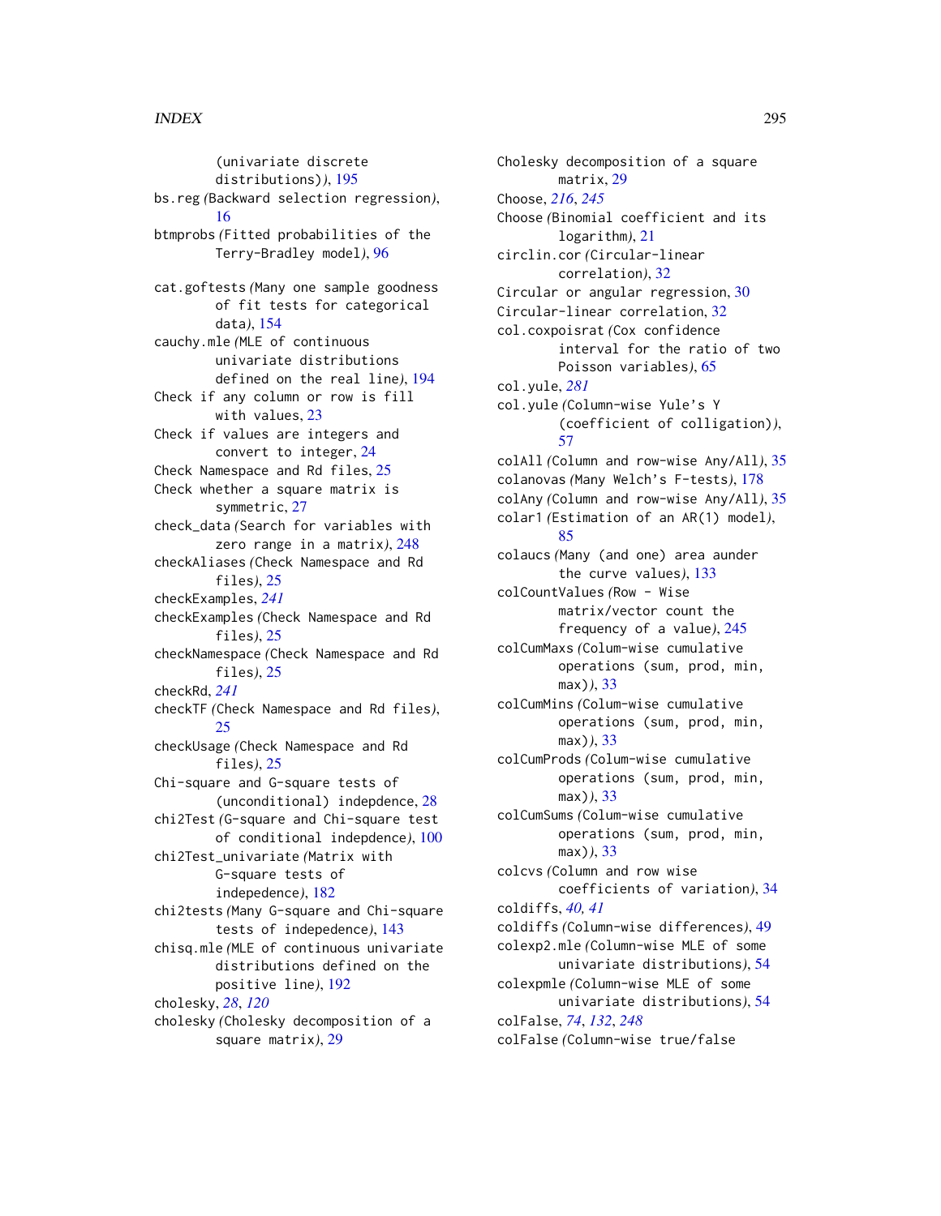(univariate discrete distributions)), 195
bs.reg (Backward selection regression), 16
btmprobs (Fitted probabilities of the Terry-Bradley model), 96

cat.goftests (Many one sample goodness of fit tests for categorical data), 154
cauchy.mle (MLE of continuous univariate distributions defined on the real line), 194
Check if any column or row is fill with values, 23
Check if values are integers and convert to integer, 24
Check Namespace and Rd files, 25
Check whether a square matrix is symmetric, 27
check_data (Search for variables with zero range in a matrix), 248
checkAliases (Check Namespace and Rd files), 25
checkExamples, *241*
checkExamples (Check Namespace and Rd files), 25
checkNamespace (Check Namespace and Rd files), 25
checkRd, *241*
checkTF (Check Namespace and Rd files), 25
checkUsage (Check Namespace and Rd files), 25
Chi-square and G-square tests of (unconditional) indepdence, 28
chi2Test (G-square and Chi-square test of conditional indepdence), 100
chi2Test_univariate (Matrix with G-square tests of indepedence), 182
chi2tests (Many G-square and Chi-square tests of indepedence), 143
chisq.mle (MLE of continuous univariate distributions defined on the positive line), 192
cholesky, *28*, *120*
cholesky (Cholesky decomposition of a square matrix), 29
Cholesky decomposition of a square matrix, 29
Choose, *216*, *245*
Choose (Binomial coefficient and its logarithm), 21
circlin.cor (Circular-linear correlation), 32
Circular or angular regression, 30
Circular-linear correlation, 32
col.coxpoisrat (Cox confidence interval for the ratio of two Poisson variables), 65
col.yule, *281*
col.yule (Column-wise Yule's Y (coefficient of colligation)), 57
colAll (Column and row-wise Any/All), 35
colanovas (Many Welch's F-tests), 178
colAny (Column and row-wise Any/All), 35
colar1 (Estimation of an AR(1) model), 85
colaucs (Many (and one) area aunder the curve values), 133
colCountValues (Row - Wise matrix/vector count the frequency of a value), 245
colCumMaxs (Colum-wise cumulative operations (sum, prod, min, max)), 33
colCumMins (Colum-wise cumulative operations (sum, prod, min, max)), 33
colCumProds (Colum-wise cumulative operations (sum, prod, min, max)), 33
colCumSums (Colum-wise cumulative operations (sum, prod, min, max)), 33
colcvs (Column and row wise coefficients of variation), 34
coldiffs, *40*, *41*
coldiffs (Column-wise differences), 49
colexp2.mle (Column-wise MLE of some univariate distributions), 54
colexpmle (Column-wise MLE of some univariate distributions), 54
colFalse, *74*, *132*, *248*
colFalse (Column-wise true/false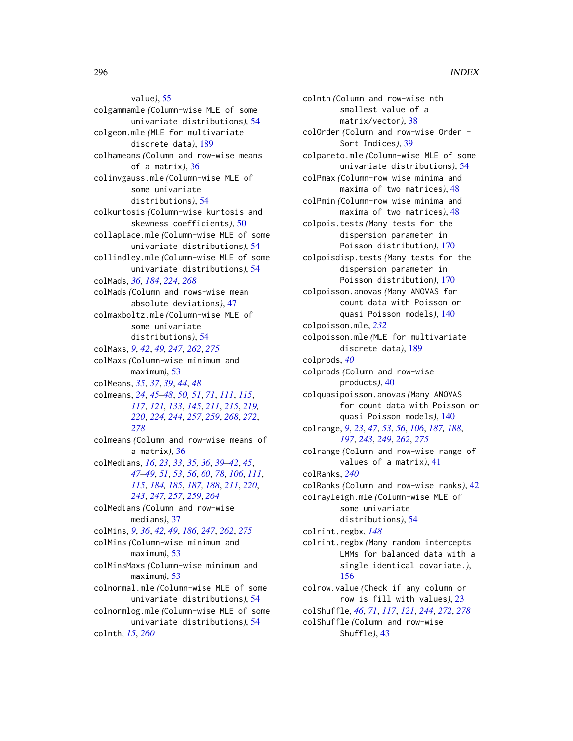value), 55
colgammamle (Column-wise MLE of some univariate distributions), 54
colgeom.mle (MLE for multivariate discrete data), 189
colhameans (Column and row-wise means of a matrix), 36
colinvgauss.mle (Column-wise MLE of some univariate distributions), 54
colkurtosis (Column-wise kurtosis and skewness coefficients), 50
collaplace.mle (Column-wise MLE of some univariate distributions), 54
collindley.mle (Column-wise MLE of some univariate distributions), 54
colMads, *36*, *184*, *224*, *268*
colMads (Column and rows-wise mean absolute deviations), 47
colmaxboltz.mle (Column-wise MLE of some univariate distributions), 54
colMaxs, *9*, *42*, *49*, *247*, *262*, *275*
colMaxs (Column-wise minimum and maximum), 53
colMeans, *35*, *37*, *39*, *44*, *48*
colmeans, *24*, *45–48*, *50, 51*, *71*, *111*, *115*, *117*, *121*, *133*, *145*, *211*, *215*, *219, 220*, *224*, *244*, *257*, *259*, *268*, *272*, *278*
colmeans (Column and row-wise means of a matrix), 36
colMedians, *16*, *23*, *33*, *35, 36*, *39–42*, *45*, *47–49*, *51*, *53*, *56*, *60*, *78*, *106*, *111*, *115*, *184, 185*, *187, 188*, *211*, *220*, *243*, *247*, *257*, *259*, *264*
colMedians (Column and row-wise medians), 37
colMins, *9*, *36*, *42*, *49*, *186*, *247*, *262*, *275*
colMins (Column-wise minimum and maximum), 53
colMinsMaxs (Column-wise minimum and maximum), 53
colnormal.mle (Column-wise MLE of some univariate distributions), 54
colnormlog.mle (Column-wise MLE of some univariate distributions), 54
colnth, *15*, *260*
colnth (Column and row-wise nth smallest value of a matrix/vector), 38
colOrder (Column and row-wise Order - Sort Indices), 39
colpareto.mle (Column-wise MLE of some univariate distributions), 54
colPmax (Column-row wise minima and maxima of two matrices), 48
colPmin (Column-row wise minima and maxima of two matrices), 48
colpois.tests (Many tests for the dispersion parameter in Poisson distribution), 170
colpoisdisp.tests (Many tests for the dispersion parameter in Poisson distribution), 170
colpoisson.anovas (Many ANOVAS for count data with Poisson or quasi Poisson models), 140
colpoisson.mle, *232*
colpoisson.mle (MLE for multivariate discrete data), 189
colprods, *40*
colprods (Column and row-wise products), 40
colquasipoisson.anovas (Many ANOVAS for count data with Poisson or quasi Poisson models), 140
colrange, *9*, *23*, *47*, *53*, *56*, *106*, *187, 188*, *197*, *243*, *249*, *262*, *275*
colrange (Column and row-wise range of values of a matrix), 41
colRanks, *240*
colRanks (Column and row-wise ranks), 42
colrayleigh.mle (Column-wise MLE of some univariate distributions), 54
colrint.regbx, *148*
colrint.regbx (Many random intercepts LMMs for balanced data with a single identical covariate.), 156
colrow.value (Check if any column or row is fill with values), 23
colShuffle, *46*, *71*, *117*, *121*, *244*, *272*, *278*
colShuffle (Column and row-wise Shuffle), 43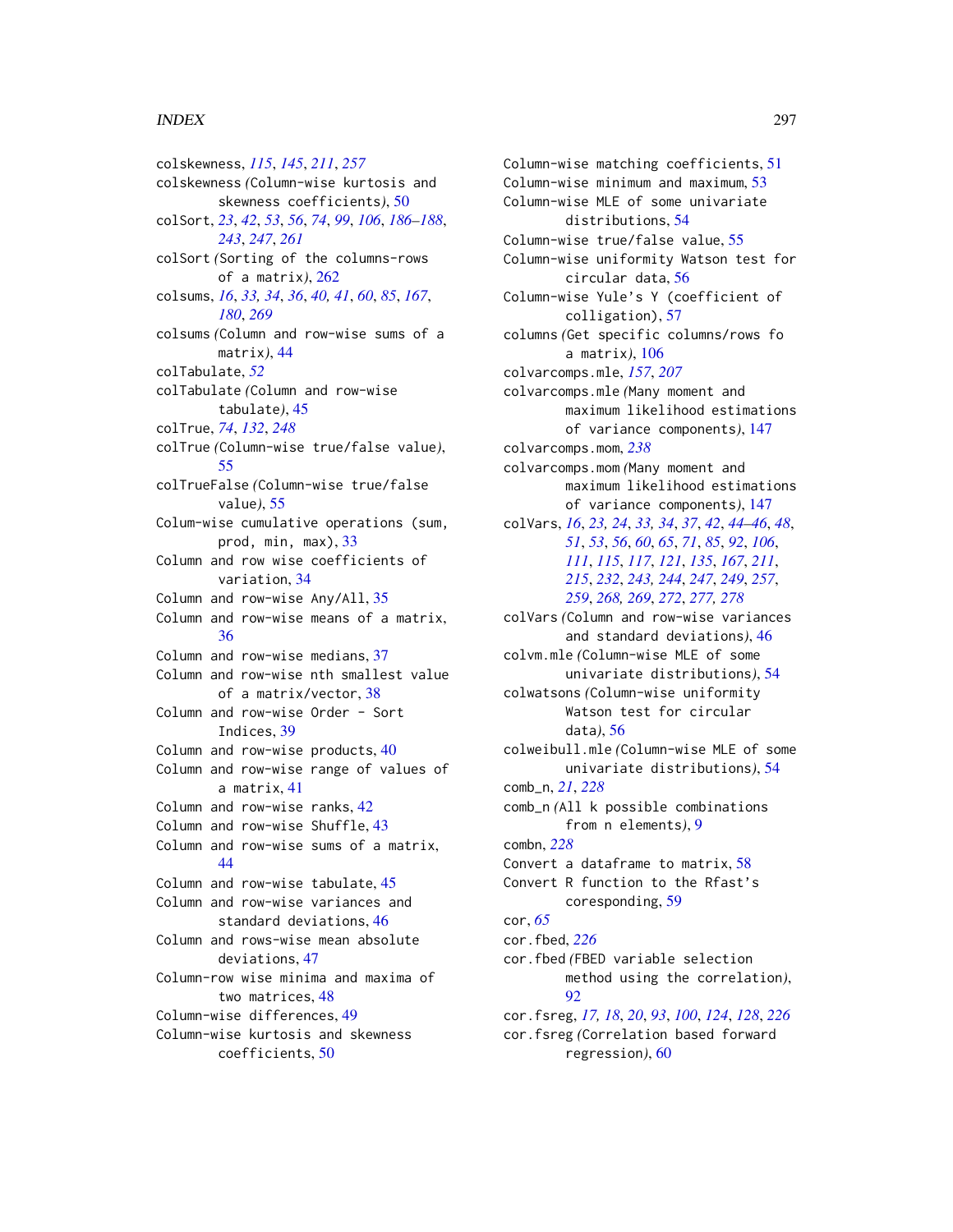colskewness, *115*, *145*, *211*, *257*
colskewness *(*Column-wise kurtosis and skewness coefficients*)*, 50
colSort, *23*, *42*, *53*, *56*, *74*, *99*, *106*, *186–188*, *243*, *247*, *261*
colSort *(*Sorting of the columns-rows of a matrix*)*, 262
colsums, *16*, *33, 34*, *36*, *40, 41*, *60*, *85*, *167*, *180*, *269*
colsums *(*Column and row-wise sums of a matrix*)*, 44
colTabulate, *52*
colTabulate *(*Column and row-wise tabulate*)*, 45
colTrue, *74*, *132*, *248*
colTrue *(*Column-wise true/false value*)*, 55
colTrueFalse *(*Column-wise true/false value*)*, 55
Colum-wise cumulative operations (sum, prod, min, max), 33
Column and row wise coefficients of variation, 34
Column and row-wise Any/All, 35
Column and row-wise means of a matrix, 36
Column and row-wise medians, 37
Column and row-wise nth smallest value of a matrix/vector, 38
Column and row-wise Order - Sort Indices, 39
Column and row-wise products, 40
Column and row-wise range of values of a matrix, 41
Column and row-wise ranks, 42
Column and row-wise Shuffle, 43
Column and row-wise sums of a matrix, 44
Column and row-wise tabulate, 45
Column and row-wise variances and standard deviations, 46
Column and rows-wise mean absolute deviations, 47
Column-row wise minima and maxima of two matrices, 48
Column-wise differences, 49
Column-wise kurtosis and skewness coefficients, 50
Column-wise matching coefficients, 51
Column-wise minimum and maximum, 53
Column-wise MLE of some univariate distributions, 54
Column-wise true/false value, 55
Column-wise uniformity Watson test for circular data, 56
Column-wise Yule's Y (coefficient of colligation), 57
columns *(*Get specific columns/rows fo a matrix*)*, 106
colvarcomps.mle, *157*, *207*
colvarcomps.mle *(*Many moment and maximum likelihood estimations of variance components*)*, 147
colvarcomps.mom, *238*
colvarcomps.mom *(*Many moment and maximum likelihood estimations of variance components*)*, 147
colVars, *16*, *23, 24*, *33, 34*, *37*, *42*, *44–46*, *48*, *51*, *53*, *56*, *60*, *65*, *71*, *85*, *92*, *106*, *111*, *115*, *117*, *121*, *135*, *167*, *211*, *215*, *232*, *243, 244*, *247*, *249*, *257*, *259*, *268, 269*, *272*, *277, 278*
colVars *(*Column and row-wise variances and standard deviations*)*, 46
colvm.mle *(*Column-wise MLE of some univariate distributions*)*, 54
colwatsons *(*Column-wise uniformity Watson test for circular data*)*, 56
colweibull.mle *(*Column-wise MLE of some univariate distributions*)*, 54
comb_n, *21*, *228*
comb_n *(*All k possible combinations from n elements*)*, 9
combn, *228*
Convert a dataframe to matrix, 58
Convert R function to the Rfast's coresponding, 59
cor, *65*
cor.fbed, *226*
cor.fbed *(*FBED variable selection method using the correlation*)*, 92
cor.fsreg, *17, 18*, *20*, *93*, *100*, *124*, *128*, *226*
cor.fsreg *(*Correlation based forward regression*)*, 60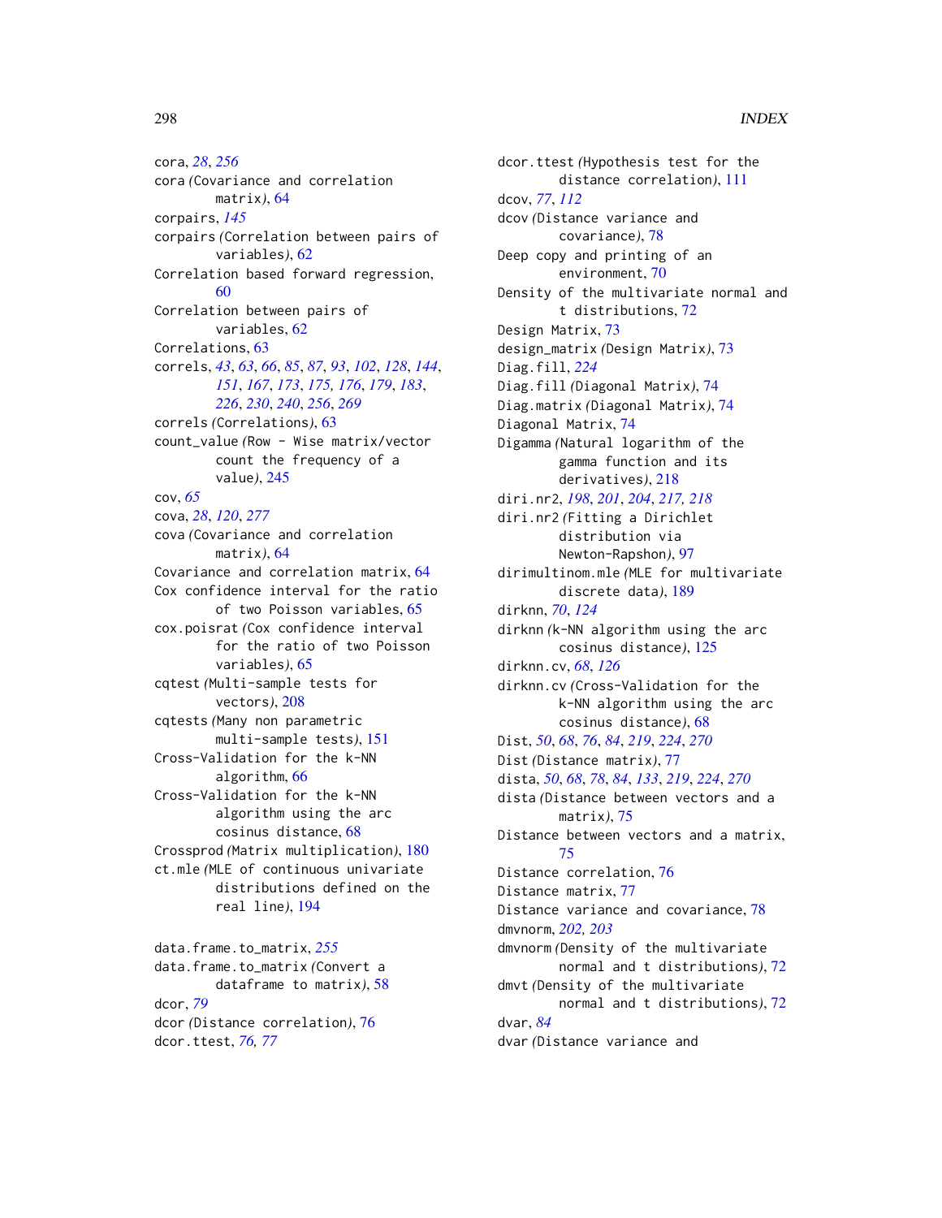cora, *28*, *256*
cora *(*Covariance and correlation matrix*)*, 64
corpairs, *145*
corpairs *(*Correlation between pairs of variables*)*, 62
Correlation based forward regression, 60
Correlation between pairs of variables, 62
Correlations, 63
correls, *43*, *63*, *66*, *85*, *87*, *93*, *102*, *128*, *144*, *151*, *167*, *173*, *175, 176*, *179*, *183*, *226*, *230*, *240*, *256*, *269*
correls *(*Correlations*)*, 63
count_value *(*Row - Wise matrix/vector count the frequency of a value*)*, 245
cov, *65*
cova, *28*, *120*, *277*
cova *(*Covariance and correlation matrix*)*, 64
Covariance and correlation matrix, 64
Cox confidence interval for the ratio of two Poisson variables, 65
cox.poisrat *(*Cox confidence interval for the ratio of two Poisson variables*)*, 65
cqtest *(*Multi-sample tests for vectors*)*, 208
cqtests *(*Many non parametric multi-sample tests*)*, 151
Cross-Validation for the k-NN algorithm, 66
Cross-Validation for the k-NN algorithm using the arc cosinus distance, 68
Crossprod *(*Matrix multiplication*)*, 180
ct.mle *(*MLE of continuous univariate distributions defined on the real line*)*, 194

data.frame.to_matrix, *255*
data.frame.to_matrix *(*Convert a dataframe to matrix*)*, 58
dcor, *79*
dcor *(*Distance correlation*)*, 76
dcor.ttest, *76, 77*
dcor.ttest *(*Hypothesis test for the distance correlation*)*, 111
dcov, *77*, *112*
dcov *(*Distance variance and covariance*)*, 78
Deep copy and printing of an environment, 70
Density of the multivariate normal and t distributions, 72
Design Matrix, 73
design_matrix *(*Design Matrix*)*, 73
Diag.fill, *224*
Diag.fill *(*Diagonal Matrix*)*, 74
Diag.matrix *(*Diagonal Matrix*)*, 74
Diagonal Matrix, 74
Digamma *(*Natural logarithm of the gamma function and its derivatives*)*, 218
diri.nr2, *198*, *201*, *204*, *217, 218*
diri.nr2 *(*Fitting a Dirichlet distribution via Newton-Rapshon*)*, 97
dirimultinom.mle *(*MLE for multivariate discrete data*)*, 189
dirknn, *70*, *124*
dirknn *(*k-NN algorithm using the arc cosinus distance*)*, 125
dirknn.cv, *68*, *126*
dirknn.cv *(*Cross-Validation for the k-NN algorithm using the arc cosinus distance*)*, 68
Dist, *50*, *68*, *76*, *84*, *219*, *224*, *270*
Dist *(*Distance matrix*)*, 77
dista, *50*, *68*, *78*, *84*, *133*, *219*, *224*, *270*
dista *(*Distance between vectors and a matrix*)*, 75
Distance between vectors and a matrix, 75
Distance correlation, 76
Distance matrix, 77
Distance variance and covariance, 78
dmvnorm, *202, 203*
dmvnorm *(*Density of the multivariate normal and t distributions*)*, 72
dmvt *(*Density of the multivariate normal and t distributions*)*, 72
dvar, *84*
dvar *(*Distance variance and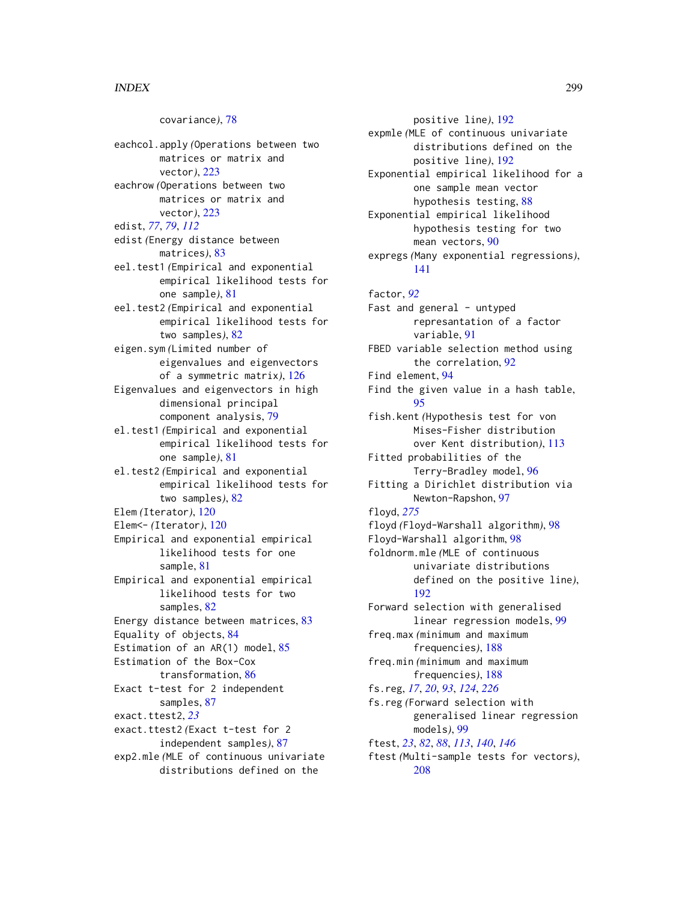covariance), 78

eachcol.apply (Operations between two matrices or matrix and vector), 223
eachrow (Operations between two matrices or matrix and vector), 223
edist, *77*, *79*, *112*
edist (Energy distance between matrices), 83
eel.test1 (Empirical and exponential empirical likelihood tests for one sample), 81
eel.test2 (Empirical and exponential empirical likelihood tests for two samples), 82
eigen.sym (Limited number of eigenvalues and eigenvectors of a symmetric matrix), 126
Eigenvalues and eigenvectors in high dimensional principal component analysis, 79
el.test1 (Empirical and exponential empirical likelihood tests for one sample), 81
el.test2 (Empirical and exponential empirical likelihood tests for two samples), 82
Elem (Iterator), 120
Elem<- (Iterator), 120
Empirical and exponential empirical likelihood tests for one sample, 81
Empirical and exponential empirical likelihood tests for two samples, 82
Energy distance between matrices, 83
Equality of objects, 84
Estimation of an AR(1) model, 85
Estimation of the Box-Cox transformation, 86
Exact t-test for 2 independent samples, 87
exact.ttest2, *23*
exact.ttest2 (Exact t-test for 2 independent samples), 87
exp2.mle (MLE of continuous univariate distributions defined on the positive line), 192
expmle (MLE of continuous univariate distributions defined on the positive line), 192
Exponential empirical likelihood for a one sample mean vector hypothesis testing, 88
Exponential empirical likelihood hypothesis testing for two mean vectors, 90
expregs (Many exponential regressions), 141

factor, *92*
Fast and general - untyped represantation of a factor variable, 91
FBED variable selection method using the correlation, 92
Find element, 94
Find the given value in a hash table, 95
fish.kent (Hypothesis test for von Mises-Fisher distribution over Kent distribution), 113
Fitted probabilities of the Terry-Bradley model, 96
Fitting a Dirichlet distribution via Newton-Rapshon, 97
floyd, *275*
floyd (Floyd-Warshall algorithm), 98
Floyd-Warshall algorithm, 98
foldnorm.mle (MLE of continuous univariate distributions defined on the positive line), 192
Forward selection with generalised linear regression models, 99
freq.max (minimum and maximum frequencies), 188
freq.min (minimum and maximum frequencies), 188
fs.reg, *17*, *20*, *93*, *124*, *226*
fs.reg (Forward selection with generalised linear regression models), 99
ftest, *23*, *82*, *88*, *113*, *140*, *146*
ftest (Multi-sample tests for vectors), 208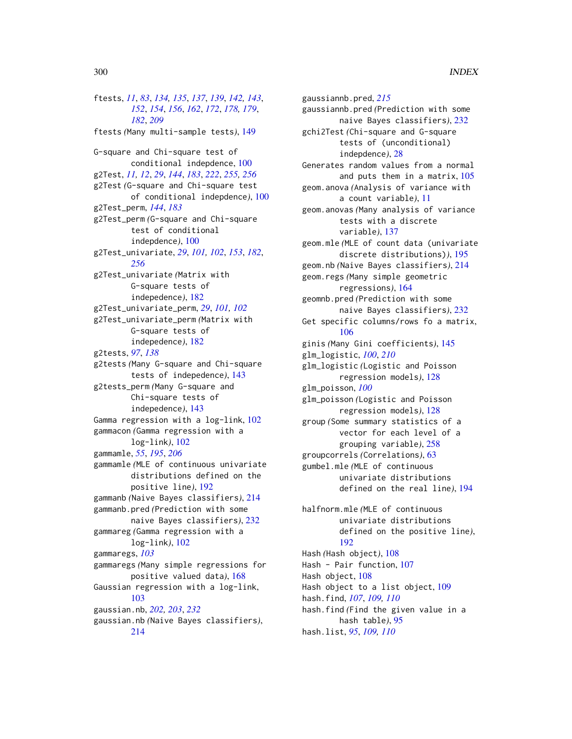ftests, *11*, *83*, *134, 135*, *137*, *139*, *142, 143*, *152*, *154*, *156*, *162*, *172*, *178, 179*, *182*, *209*
ftests *(Many multi-sample tests)*, 149

G-square and Chi-square test of conditional indepdence, 100
g2Test, *11, 12*, *29*, *144*, *183*, *222*, *255, 256*
g2Test *(G-square and Chi-square test of conditional indepdence)*, 100
g2Test_perm, *144*, *183*
g2Test_perm *(G-square and Chi-square test of conditional indepdence)*, 100
g2Test_univariate, *29*, *101, 102*, *153*, *182*, *256*
g2Test_univariate *(Matrix with G-square tests of indepedence)*, 182
g2Test_univariate_perm, *29*, *101, 102*
g2Test_univariate_perm *(Matrix with G-square tests of indepedence)*, 182
g2tests, *97*, *138*
g2tests *(Many G-square and Chi-square tests of indepedence)*, 143
g2tests_perm *(Many G-square and Chi-square tests of indepedence)*, 143
Gamma regression with a log-link, 102
gammacon *(Gamma regression with a log-link)*, 102
gammamle, *55*, *195*, *206*
gammamle *(MLE of continuous univariate distributions defined on the positive line)*, 192
gammanb *(Naive Bayes classifiers)*, 214
gammanb.pred *(Prediction with some naive Bayes classifiers)*, 232
gammareg *(Gamma regression with a log-link)*, 102
gammaregs, *103*
gammaregs *(Many simple regressions for positive valued data)*, 168
Gaussian regression with a log-link, 103
gaussian.nb, *202, 203*, *232*
gaussian.nb *(Naive Bayes classifiers)*, 214
gaussiannb.pred, *215*
gaussiannb.pred *(Prediction with some naive Bayes classifiers)*, 232
gchi2Test *(Chi-square and G-square tests of (unconditional) indepdence)*, 28
Generates random values from a normal and puts them in a matrix, 105
geom.anova *(Analysis of variance with a count variable)*, 11
geom.anovas *(Many analysis of variance tests with a discrete variable)*, 137
geom.mle *(MLE of count data (univariate discrete distributions))*, 195
geom.nb *(Naive Bayes classifiers)*, 214
geom.regs *(Many simple geometric regressions)*, 164
geomnb.pred *(Prediction with some naive Bayes classifiers)*, 232
Get specific columns/rows fo a matrix, 106
ginis *(Many Gini coefficients)*, 145
glm_logistic, *100*, *210*
glm_logistic *(Logistic and Poisson regression models)*, 128
glm_poisson, *100*
glm_poisson *(Logistic and Poisson regression models)*, 128
group *(Some summary statistics of a vector for each level of a grouping variable)*, 258
groupcorrels *(Correlations)*, 63
gumbel.mle *(MLE of continuous univariate distributions defined on the real line)*, 194

halfnorm.mle *(MLE of continuous univariate distributions defined on the positive line)*, 192
Hash *(Hash object)*, 108
Hash - Pair function, 107
Hash object, 108
Hash object to a list object, 109
hash.find, *107*, *109, 110*
hash.find *(Find the given value in a hash table)*, 95
hash.list, *95*, *109, 110*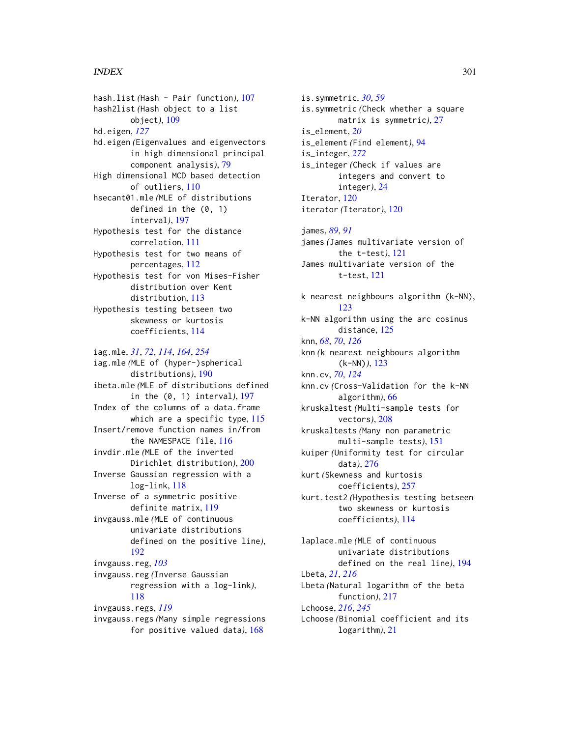hash.list (Hash - Pair function), 107
hash2list (Hash object to a list object), 109
hd.eigen, *127*
hd.eigen (Eigenvalues and eigenvectors in high dimensional principal component analysis), 79
High dimensional MCD based detection of outliers, 110
hsecant01.mle (MLE of distributions defined in the (0, 1) interval), 197
Hypothesis test for the distance correlation, 111
Hypothesis test for two means of percentages, 112
Hypothesis test for von Mises-Fisher distribution over Kent distribution, 113
Hypothesis testing betseen two skewness or kurtosis coefficients, 114

iag.mle, *31*, *72*, *114*, *164*, *254*
iag.mle (MLE of (hyper-)spherical distributions), 190
ibeta.mle (MLE of distributions defined in the (0, 1) interval), 197
Index of the columns of a data.frame which are a specific type, 115
Insert/remove function names in/from the NAMESPACE file, 116
invdir.mle (MLE of the inverted Dirichlet distribution), 200
Inverse Gaussian regression with a log-link, 118
Inverse of a symmetric positive definite matrix, 119
invgauss.mle (MLE of continuous univariate distributions defined on the positive line), 192
invgauss.reg, *103*
invgauss.reg (Inverse Gaussian regression with a log-link), 118
invgauss.regs, *119*
invgauss.regs (Many simple regressions for positive valued data), 168

is.symmetric, *30*, *59*
is.symmetric (Check whether a square matrix is symmetric), 27
is_element, *20*
is_element (Find element), 94
is_integer, *272*
is_integer (Check if values are integers and convert to integer), 24
Iterator, 120
iterator (Iterator), 120

james, *89*, *91*
james (James multivariate version of the t-test), 121
James multivariate version of the t-test, 121

k nearest neighbours algorithm (k-NN), 123
k-NN algorithm using the arc cosinus distance, 125
knn, *68*, *70*, *126*
knn (k nearest neighbours algorithm (k-NN)), 123
knn.cv, *70*, *124*
knn.cv (Cross-Validation for the k-NN algorithm), 66
kruskaltest (Multi-sample tests for vectors), 208
kruskaltests (Many non parametric multi-sample tests), 151
kuiper (Uniformity test for circular data), 276
kurt (Skewness and kurtosis coefficients), 257
kurt.test2 (Hypothesis testing betseen two skewness or kurtosis coefficients), 114

laplace.mle (MLE of continuous univariate distributions defined on the real line), 194
Lbeta, *21*, *216*
Lbeta (Natural logarithm of the beta function), 217
Lchoose, *216*, *245*
Lchoose (Binomial coefficient and its logarithm), 21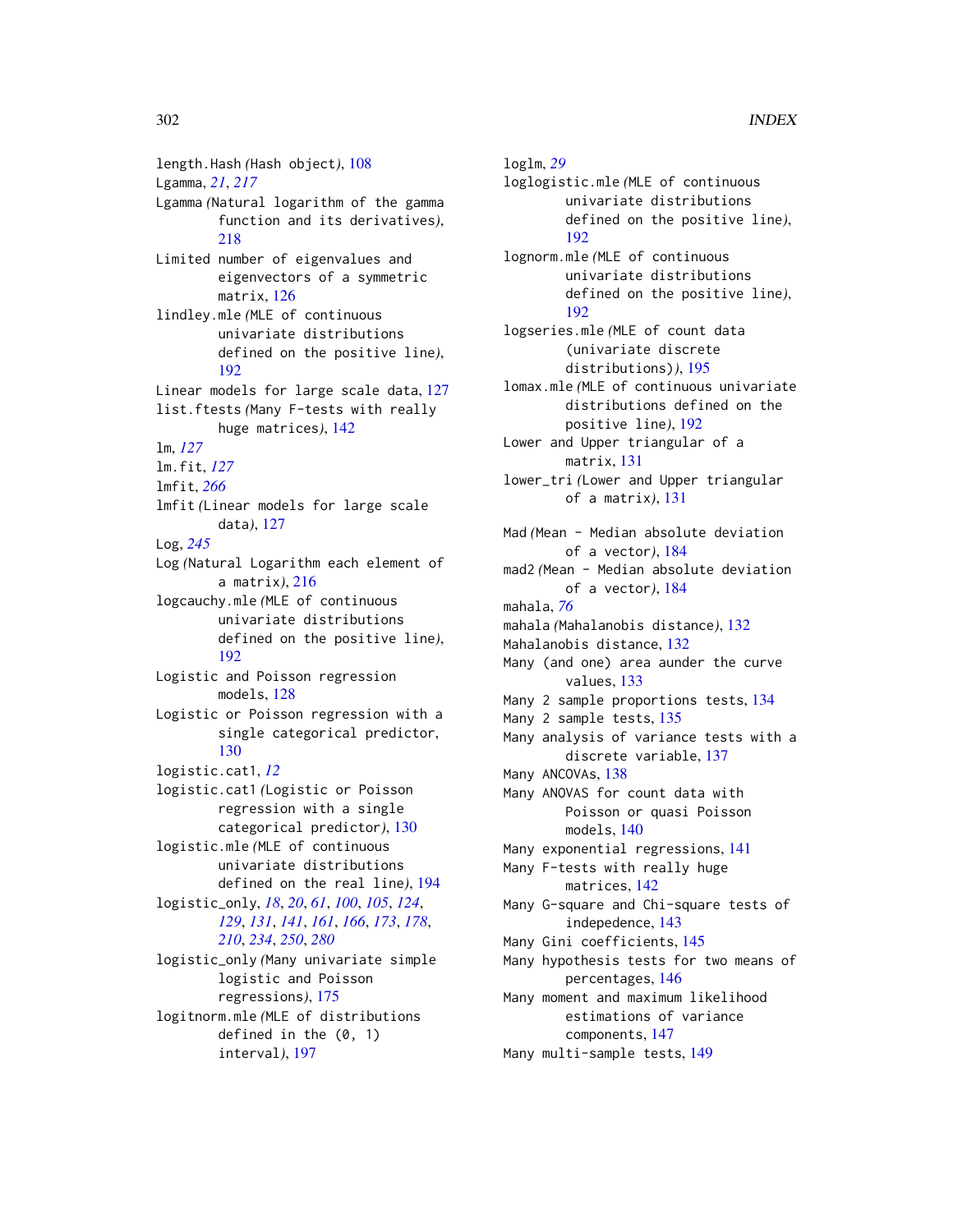length.Hash *(*Hash object*)*, 108
Lgamma, *21*, *217*
Lgamma *(*Natural logarithm of the gamma function and its derivatives*)*, 218
Limited number of eigenvalues and eigenvectors of a symmetric matrix, 126
lindley.mle *(*MLE of continuous univariate distributions defined on the positive line*)*, 192
Linear models for large scale data, 127
list.ftests *(*Many F-tests with really huge matrices*)*, 142
lm, *127*
lm.fit, *127*
lmfit, *266*
lmfit *(*Linear models for large scale data*)*, 127
Log, *245*
Log *(*Natural Logarithm each element of a matrix*)*, 216
logcauchy.mle *(*MLE of continuous univariate distributions defined on the positive line*)*, 192
Logistic and Poisson regression models, 128
Logistic or Poisson regression with a single categorical predictor, 130
logistic.cat1, *12*
logistic.cat1 *(*Logistic or Poisson regression with a single categorical predictor*)*, 130
logistic.mle *(*MLE of continuous univariate distributions defined on the real line*)*, 194
logistic_only, *18*, *20*, *61*, *100*, *105*, *124*, *129*, *131*, *141*, *161*, *166*, *173*, *178*, *210*, *234*, *250*, *280*
logistic_only *(*Many univariate simple logistic and Poisson regressions*)*, 175
logitnorm.mle *(*MLE of distributions defined in the (0, 1) interval*)*, 197
loglm, *29*
loglogistic.mle *(*MLE of continuous univariate distributions defined on the positive line*)*, 192
lognorm.mle *(*MLE of continuous univariate distributions defined on the positive line*)*, 192
logseries.mle *(*MLE of count data (univariate discrete distributions)*)*, 195
lomax.mle *(*MLE of continuous univariate distributions defined on the positive line*)*, 192
Lower and Upper triangular of a matrix, 131
lower_tri *(*Lower and Upper triangular of a matrix*)*, 131

Mad *(*Mean - Median absolute deviation of a vector*)*, 184
mad2 *(*Mean - Median absolute deviation of a vector*)*, 184
mahala, *76*
mahala *(*Mahalanobis distance*)*, 132
Mahalanobis distance, 132
Many (and one) area aunder the curve values, 133
Many 2 sample proportions tests, 134
Many 2 sample tests, 135
Many analysis of variance tests with a discrete variable, 137
Many ANCOVAs, 138
Many ANOVAS for count data with Poisson or quasi Poisson models, 140
Many exponential regressions, 141
Many F-tests with really huge matrices, 142
Many G-square and Chi-square tests of indepedence, 143
Many Gini coefficients, 145
Many hypothesis tests for two means of percentages, 146
Many moment and maximum likelihood estimations of variance components, 147
Many multi-sample tests, 149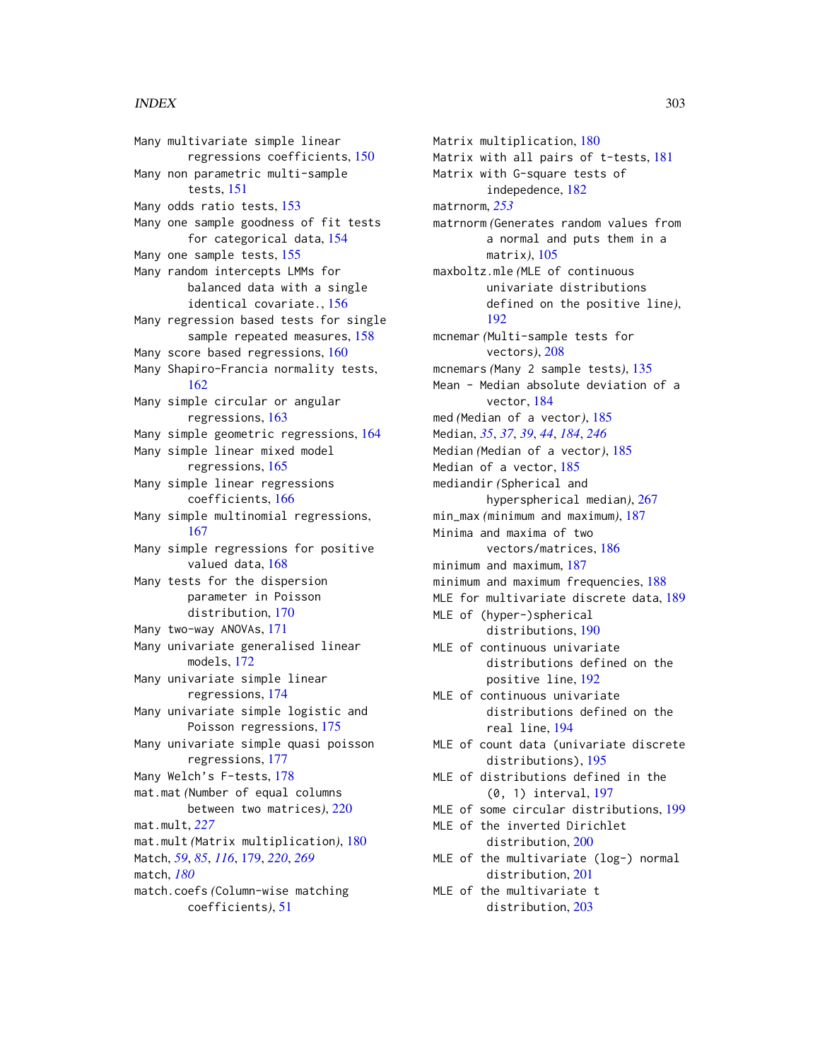Many multivariate simple linear regressions coefficients, 150
Many non parametric multi-sample tests, 151
Many odds ratio tests, 153
Many one sample goodness of fit tests for categorical data, 154
Many one sample tests, 155
Many random intercepts LMMs for balanced data with a single identical covariate., 156
Many regression based tests for single sample repeated measures, 158
Many score based regressions, 160
Many Shapiro-Francia normality tests, 162
Many simple circular or angular regressions, 163
Many simple geometric regressions, 164
Many simple linear mixed model regressions, 165
Many simple linear regressions coefficients, 166
Many simple multinomial regressions, 167
Many simple regressions for positive valued data, 168
Many tests for the dispersion parameter in Poisson distribution, 170
Many two-way ANOVAs, 171
Many univariate generalised linear models, 172
Many univariate simple linear regressions, 174
Many univariate simple logistic and Poisson regressions, 175
Many univariate simple quasi poisson regressions, 177
Many Welch's F-tests, 178
mat.mat *(Number of equal columns between two matrices)*, 220
mat.mult, *227*
mat.mult *(Matrix multiplication)*, 180
Match, *59*, *85*, *116*, 179, *220*, *269*
match, *180*
match.coefs *(Column-wise matching coefficients)*, 51
Matrix multiplication, 180
Matrix with all pairs of t-tests, 181
Matrix with G-square tests of indepedence, 182
matrnorm, *253*
matrnorm *(Generates random values from a normal and puts them in a matrix)*, 105
maxboltz.mle *(MLE of continuous univariate distributions defined on the positive line)*, 192
mcnemar *(Multi-sample tests for vectors)*, 208
mcnemars *(Many 2 sample tests)*, 135
Mean - Median absolute deviation of a vector, 184
med *(Median of a vector)*, 185
Median, *35*, *37*, *39*, *44*, *184*, *246*
Median *(Median of a vector)*, 185
Median of a vector, 185
mediandir *(Spherical and hyperspherical median)*, 267
min_max *(minimum and maximum)*, 187
Minima and maxima of two vectors/matrices, 186
minimum and maximum, 187
minimum and maximum frequencies, 188
MLE for multivariate discrete data, 189
MLE of (hyper-)spherical distributions, 190
MLE of continuous univariate distributions defined on the positive line, 192
MLE of continuous univariate distributions defined on the real line, 194
MLE of count data (univariate discrete distributions), 195
MLE of distributions defined in the (0, 1) interval, 197
MLE of some circular distributions, 199
MLE of the inverted Dirichlet distribution, 200
MLE of the multivariate (log-) normal distribution, 201
MLE of the multivariate t distribution, 203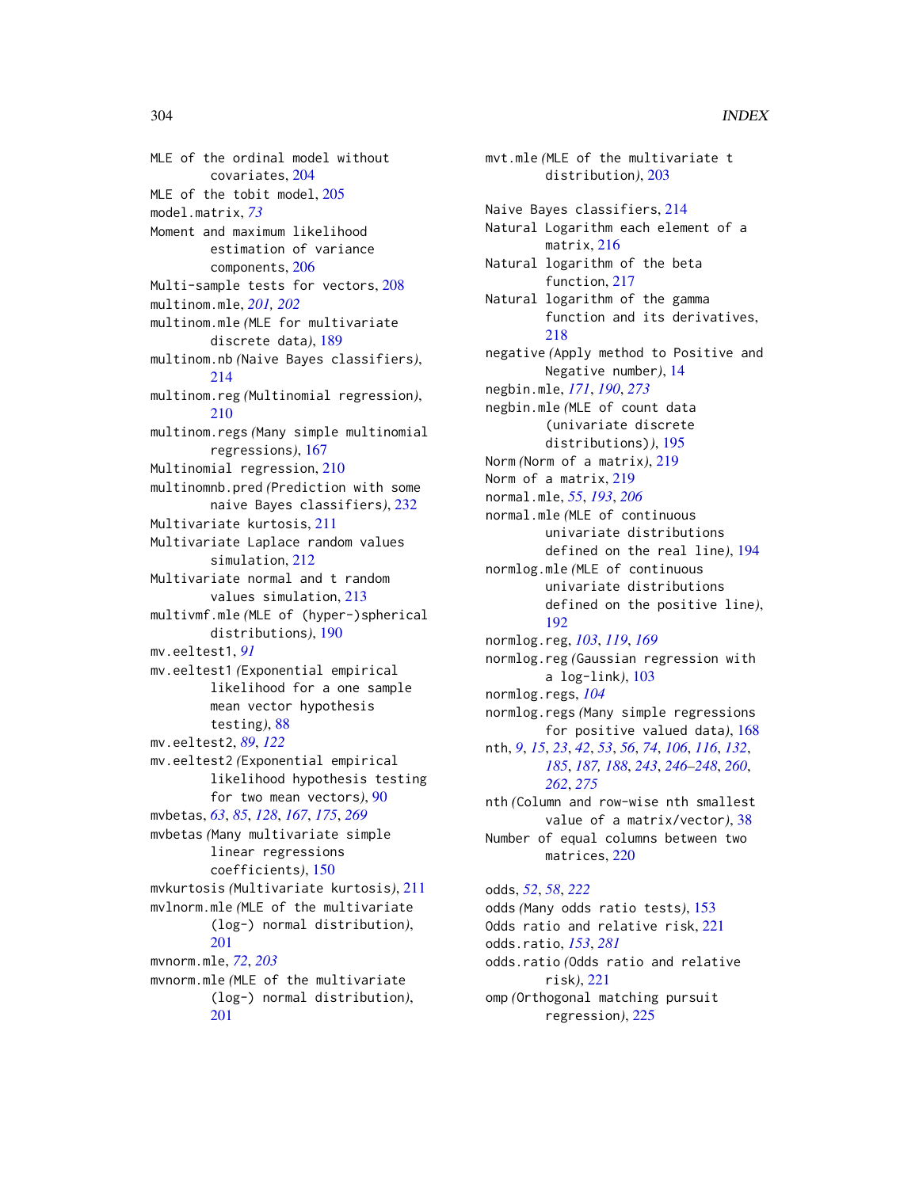MLE of the ordinal model without covariates, 204
MLE of the tobit model, 205
model.matrix, *73*
Moment and maximum likelihood estimation of variance components, 206
Multi-sample tests for vectors, 208
multinom.mle, *201, 202*
multinom.mle (MLE for multivariate discrete data), 189
multinom.nb (Naive Bayes classifiers), 214
multinom.reg (Multinomial regression), 210
multinom.regs (Many simple multinomial regressions), 167
Multinomial regression, 210
multinomnb.pred (Prediction with some naive Bayes classifiers), 232
Multivariate kurtosis, 211
Multivariate Laplace random values simulation, 212
Multivariate normal and t random values simulation, 213
multivmf.mle (MLE of (hyper-)spherical distributions), 190
mv.eeltest1, *91*
mv.eeltest1 (Exponential empirical likelihood for a one sample mean vector hypothesis testing), 88
mv.eeltest2, *89*, *122*
mv.eeltest2 (Exponential empirical likelihood hypothesis testing for two mean vectors), 90
mvbetas, *63*, *85*, *128*, *167*, *175*, *269*
mvbetas (Many multivariate simple linear regressions coefficients), 150
mvkurtosis (Multivariate kurtosis), 211
mvlnorm.mle (MLE of the multivariate (log-) normal distribution), 201
mvnorm.mle, *72*, *203*
mvnorm.mle (MLE of the multivariate (log-) normal distribution), 201
mvt.mle (MLE of the multivariate t distribution), 203

Naive Bayes classifiers, 214
Natural Logarithm each element of a matrix, 216
Natural logarithm of the beta function, 217
Natural logarithm of the gamma function and its derivatives, 218
negative (Apply method to Positive and Negative number), 14
negbin.mle, *171*, *190*, *273*
negbin.mle (MLE of count data (univariate discrete distributions)), 195
Norm (Norm of a matrix), 219
Norm of a matrix, 219
normal.mle, *55*, *193*, *206*
normal.mle (MLE of continuous univariate distributions defined on the real line), 194
normlog.mle (MLE of continuous univariate distributions defined on the positive line), 192
normlog.reg, *103*, *119*, *169*
normlog.reg (Gaussian regression with a log-link), 103
normlog.regs, *104*
normlog.regs (Many simple regressions for positive valued data), 168
nth, *9*, *15*, *23*, *42*, *53*, *56*, *74*, *106*, *116*, *132*, *185*, *187, 188*, *243*, *246–248*, *260*, *262*, *275*
nth (Column and row-wise nth smallest value of a matrix/vector), 38
Number of equal columns between two matrices, 220

odds, *52*, *58*, *222*
odds (Many odds ratio tests), 153
Odds ratio and relative risk, 221
odds.ratio, *153*, *281*
odds.ratio (Odds ratio and relative risk), 221
omp (Orthogonal matching pursuit regression), 225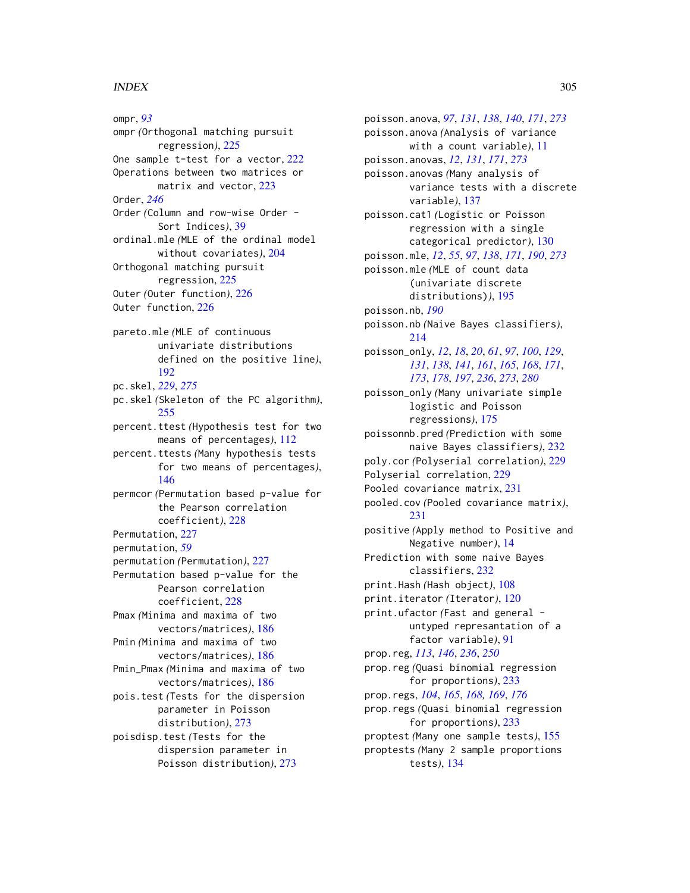ompr, *93*
ompr *(*Orthogonal matching pursuit regression*)*, 225
One sample t-test for a vector, 222
Operations between two matrices or matrix and vector, 223
Order, *246*
Order *(*Column and row-wise Order - Sort Indices*)*, 39
ordinal.mle *(*MLE of the ordinal model without covariates*)*, 204
Orthogonal matching pursuit regression, 225
Outer *(*Outer function*)*, 226
Outer function, 226

pareto.mle *(*MLE of continuous univariate distributions defined on the positive line*)*, 192
pc.skel, *229*, *275*
pc.skel *(*Skeleton of the PC algorithm*)*, 255
percent.ttest *(*Hypothesis test for two means of percentages*)*, 112
percent.ttests *(*Many hypothesis tests for two means of percentages*)*, 146
permcor *(*Permutation based p-value for the Pearson correlation coefficient*)*, 228
Permutation, 227
permutation, *59*
permutation *(*Permutation*)*, 227
Permutation based p-value for the Pearson correlation coefficient, 228
Pmax *(*Minima and maxima of two vectors/matrices*)*, 186
Pmin *(*Minima and maxima of two vectors/matrices*)*, 186
Pmin_Pmax *(*Minima and maxima of two vectors/matrices*)*, 186
pois.test *(*Tests for the dispersion parameter in Poisson distribution*)*, 273
poisdisp.test *(*Tests for the dispersion parameter in Poisson distribution*)*, 273
poisson.anova, *97*, *131*, *138*, *140*, *171*, *273*
poisson.anova *(*Analysis of variance with a count variable*)*, 11
poisson.anovas, *12*, *131*, *171*, *273*
poisson.anovas *(*Many analysis of variance tests with a discrete variable*)*, 137
poisson.cat1 *(*Logistic or Poisson regression with a single categorical predictor*)*, 130
poisson.mle, *12*, *55*, *97*, *138*, *171*, *190*, *273*
poisson.mle *(*MLE of count data (univariate discrete distributions)*)*, 195
poisson.nb, *190*
poisson.nb *(*Naive Bayes classifiers*)*, 214
poisson_only, *12*, *18*, *20*, *61*, *97*, *100*, *129*, *131*, *138*, *141*, *161*, *165*, *168*, *171*, *173*, *178*, *197*, *236*, *273*, *280*
poisson_only *(*Many univariate simple logistic and Poisson regressions*)*, 175
poissonnb.pred *(*Prediction with some naive Bayes classifiers*)*, 232
poly.cor *(*Polyserial correlation*)*, 229
Polyserial correlation, 229
Pooled covariance matrix, 231
pooled.cov *(*Pooled covariance matrix*)*, 231
positive *(*Apply method to Positive and Negative number*)*, 14
Prediction with some naive Bayes classifiers, 232
print.Hash *(*Hash object*)*, 108
print.iterator *(*Iterator*)*, 120
print.ufactor *(*Fast and general - untyped represantation of a factor variable*)*, 91
prop.reg, *113*, *146*, *236*, *250*
prop.reg *(*Quasi binomial regression for proportions*)*, 233
prop.regs, *104*, *165*, *168, 169*, *176*
prop.regs *(*Quasi binomial regression for proportions*)*, 233
proptest *(*Many one sample tests*)*, 155
proptests *(*Many 2 sample proportions tests*)*, 134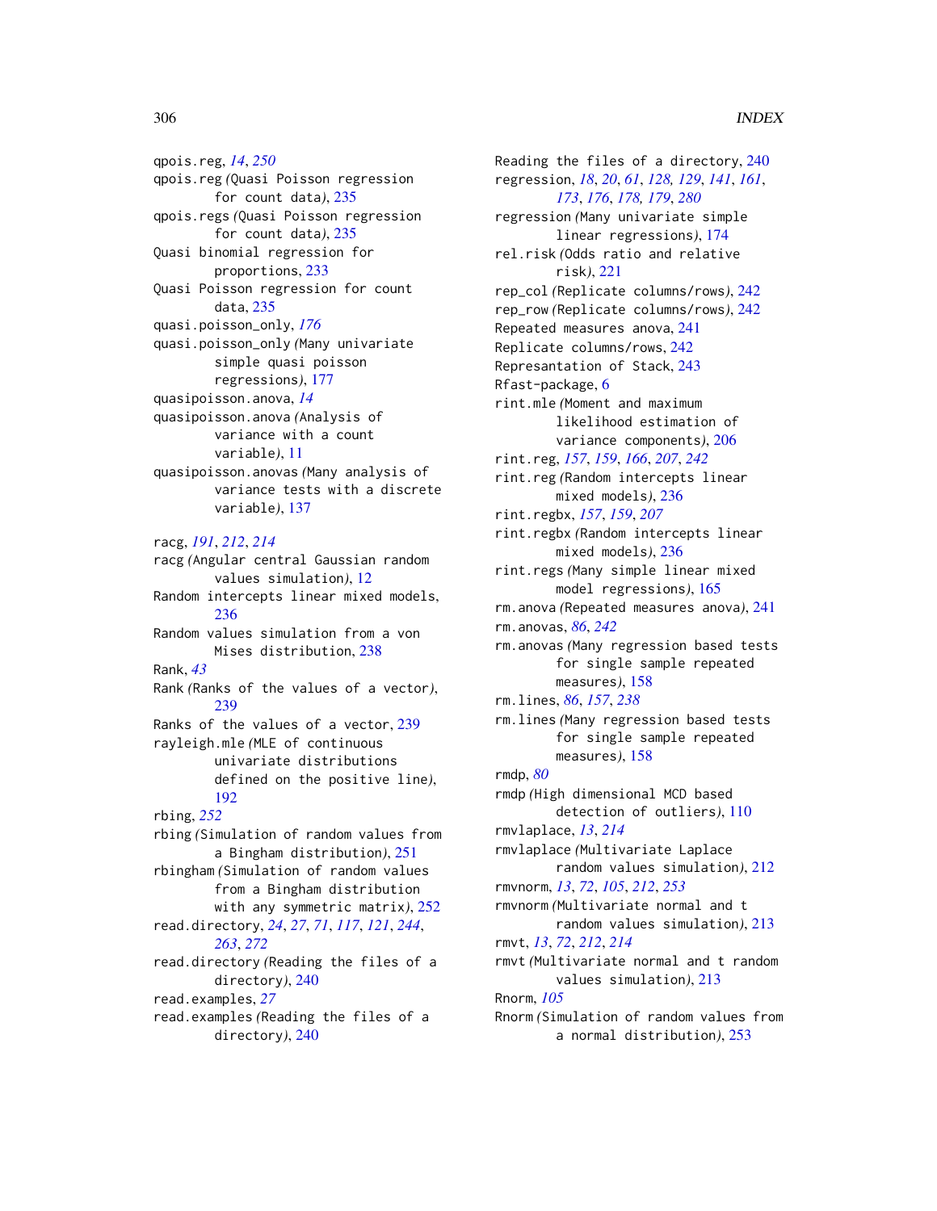qpois.reg, *14*, *250*
qpois.reg (Quasi Poisson regression for count data), 235
qpois.regs (Quasi Poisson regression for count data), 235
Quasi binomial regression for proportions, 233
Quasi Poisson regression for count data, 235
quasi.poisson_only, *176*
quasi.poisson_only (Many univariate simple quasi poisson regressions), 177
quasipoisson.anova, *14*
quasipoisson.anova (Analysis of variance with a count variable), 11
quasipoisson.anovas (Many analysis of variance tests with a discrete variable), 137

racg, *191*, *212*, *214*
racg (Angular central Gaussian random values simulation), 12
Random intercepts linear mixed models, 236
Random values simulation from a von Mises distribution, 238
Rank, *43*
Rank (Ranks of the values of a vector), 239
Ranks of the values of a vector, 239
rayleigh.mle (MLE of continuous univariate distributions defined on the positive line), 192
rbing, *252*
rbing (Simulation of random values from a Bingham distribution), 251
rbingham (Simulation of random values from a Bingham distribution with any symmetric matrix), 252
read.directory, *24*, *27*, *71*, *117*, *121*, *244*, *263*, *272*
read.directory (Reading the files of a directory), 240
read.examples, *27*
read.examples (Reading the files of a directory), 240
Reading the files of a directory, 240
regression, *18*, *20*, *61*, *128*, *129*, *141*, *161*, *173*, *176*, *178*, *179*, *280*
regression (Many univariate simple linear regressions), 174
rel.risk (Odds ratio and relative risk), 221
rep_col (Replicate columns/rows), 242
rep_row (Replicate columns/rows), 242
Repeated measures anova, 241
Replicate columns/rows, 242
Represantation of Stack, 243
Rfast-package, 6
rint.mle (Moment and maximum likelihood estimation of variance components), 206
rint.reg, *157*, *159*, *166*, *207*, *242*
rint.reg (Random intercepts linear mixed models), 236
rint.regbx, *157*, *159*, *207*
rint.regbx (Random intercepts linear mixed models), 236
rint.regs (Many simple linear mixed model regressions), 165
rm.anova (Repeated measures anova), 241
rm.anovas, *86*, *242*
rm.anovas (Many regression based tests for single sample repeated measures), 158
rm.lines, *86*, *157*, *238*
rm.lines (Many regression based tests for single sample repeated measures), 158
rmdp, *80*
rmdp (High dimensional MCD based detection of outliers), 110
rmvlaplace, *13*, *214*
rmvlaplace (Multivariate Laplace random values simulation), 212
rmvnorm, *13*, *72*, *105*, *212*, *253*
rmvnorm (Multivariate normal and t random values simulation), 213
rmvt, *13*, *72*, *212*, *214*
rmvt (Multivariate normal and t random values simulation), 213
Rnorm, *105*
Rnorm (Simulation of random values from a normal distribution), 253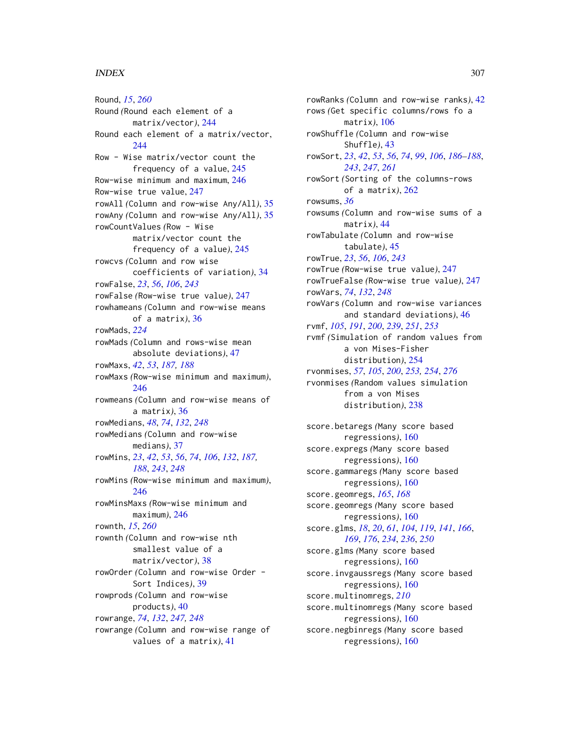Round, *15*, *260*
Round *(*Round each element of a matrix/vector*)*, 244
Round each element of a matrix/vector, 244
Row - Wise matrix/vector count the frequency of a value, 245
Row-wise minimum and maximum, 246
Row-wise true value, 247
rowAll *(*Column and row-wise Any/All*)*, 35
rowAny *(*Column and row-wise Any/All*)*, 35
rowCountValues *(*Row - Wise matrix/vector count the frequency of a value*)*, 245
rowcvs *(*Column and row wise coefficients of variation*)*, 34
rowFalse, *23*, *56*, *106*, *243*
rowFalse *(*Row-wise true value*)*, 247
rowhameans *(*Column and row-wise means of a matrix*)*, 36
rowMads, *224*
rowMads *(*Column and rows-wise mean absolute deviations*)*, 47
rowMaxs, *42*, *53*, *187, 188*
rowMaxs *(*Row-wise minimum and maximum*)*, 246
rowmeans *(*Column and row-wise means of a matrix*)*, 36
rowMedians, *48*, *74*, *132*, *248*
rowMedians *(*Column and row-wise medians*)*, 37
rowMins, *23*, *42*, *53*, *56*, *74*, *106*, *132*, *187, 188*, *243*, *248*
rowMins *(*Row-wise minimum and maximum*)*, 246
rowMinsMaxs *(*Row-wise minimum and maximum*)*, 246
rownth, *15*, *260*
rownth *(*Column and row-wise nth smallest value of a matrix/vector*)*, 38
rowOrder *(*Column and row-wise Order - Sort Indices*)*, 39
rowprods *(*Column and row-wise products*)*, 40
rowrange, *74*, *132*, *247, 248*
rowrange *(*Column and row-wise range of values of a matrix*)*, 41
rowRanks *(*Column and row-wise ranks*)*, 42
rows *(*Get specific columns/rows fo a matrix*)*, 106
rowShuffle *(*Column and row-wise Shuffle*)*, 43
rowSort, *23*, *42*, *53*, *56*, *74*, *99*, *106*, *186–188*, *243*, *247*, *261*
rowSort *(*Sorting of the columns-rows of a matrix*)*, 262
rowsums, *36*
rowsums *(*Column and row-wise sums of a matrix*)*, 44
rowTabulate *(*Column and row-wise tabulate*)*, 45
rowTrue, *23*, *56*, *106*, *243*
rowTrue *(*Row-wise true value*)*, 247
rowTrueFalse *(*Row-wise true value*)*, 247
rowVars, *74*, *132*, *248*
rowVars *(*Column and row-wise variances and standard deviations*)*, 46
rvmf, *105*, *191*, *200*, *239*, *251*, *253*
rvmf *(*Simulation of random values from a von Mises-Fisher distribution*)*, 254
rvonmises, *57*, *105*, *200*, *253, 254*, *276*
rvonmises *(*Random values simulation from a von Mises distribution*)*, 238

score.betaregs *(*Many score based regressions*)*, 160
score.expregs *(*Many score based regressions*)*, 160
score.gammaregs *(*Many score based regressions*)*, 160
score.geomregs, *165*, *168*
score.geomregs *(*Many score based regressions*)*, 160
score.glms, *18*, *20*, *61*, *104*, *119*, *141*, *166*, *169*, *176*, *234*, *236*, *250*
score.glms *(*Many score based regressions*)*, 160
score.invgaussregs *(*Many score based regressions*)*, 160
score.multinomregs, *210*
score.multinomregs *(*Many score based regressions*)*, 160
score.negbinregs *(*Many score based regressions*)*, 160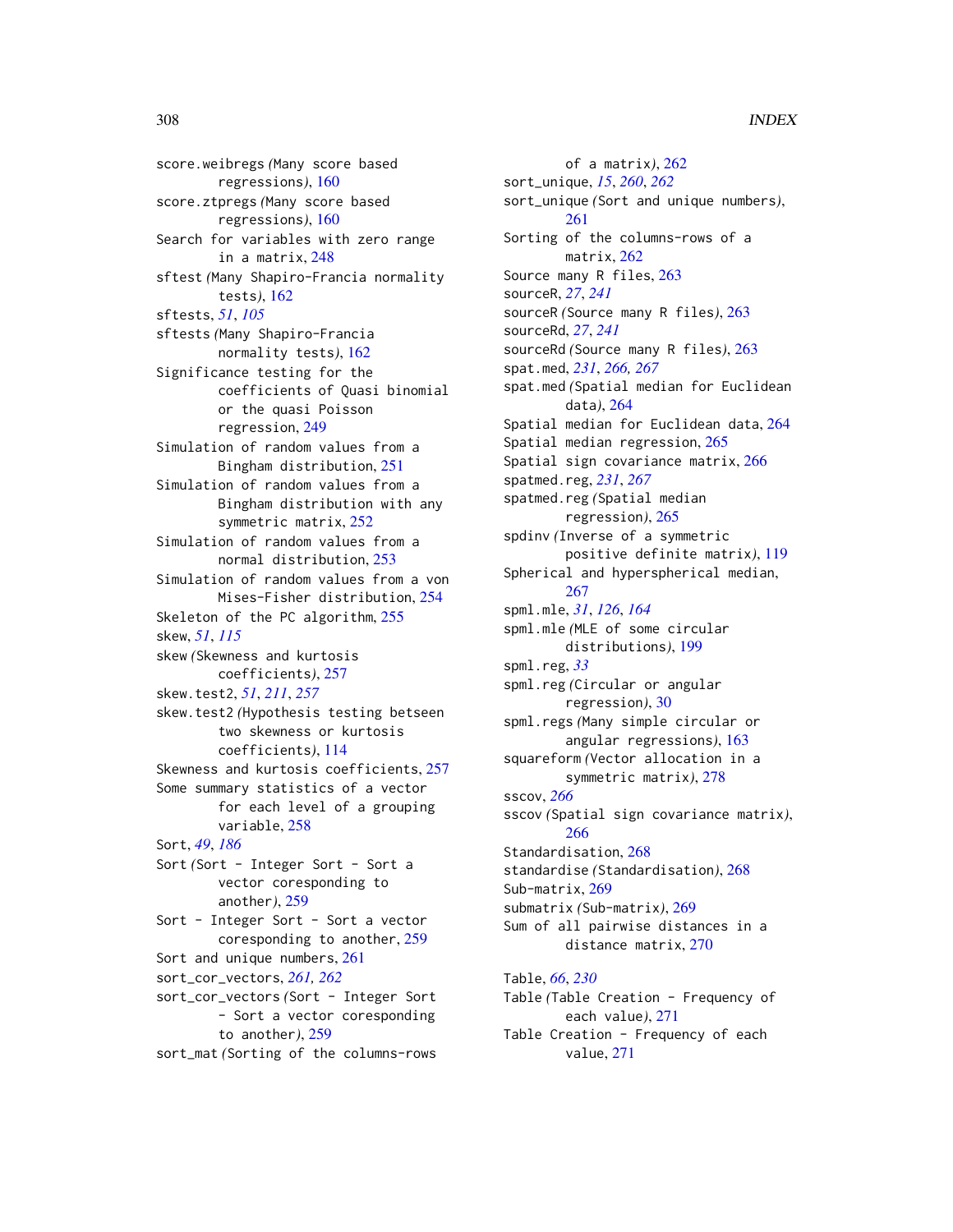score.weibregs *(Many score based regressions)*, 160
score.ztpregs *(Many score based regressions)*, 160
Search for variables with zero range in a matrix, 248
sftest *(Many Shapiro-Francia normality tests)*, 162
sftests, *51*, *105*
sftests *(Many Shapiro-Francia normality tests)*, 162
Significance testing for the coefficients of Quasi binomial or the quasi Poisson regression, 249
Simulation of random values from a Bingham distribution, 251
Simulation of random values from a Bingham distribution with any symmetric matrix, 252
Simulation of random values from a normal distribution, 253
Simulation of random values from a von Mises-Fisher distribution, 254
Skeleton of the PC algorithm, 255
skew, *51*, *115*
skew *(Skewness and kurtosis coefficients)*, 257
skew.test2, *51*, *211*, *257*
skew.test2 *(Hypothesis testing betseen two skewness or kurtosis coefficients)*, 114
Skewness and kurtosis coefficients, 257
Some summary statistics of a vector for each level of a grouping variable, 258
Sort, *49*, *186*
Sort *(Sort - Integer Sort - Sort a vector coresponding to another)*, 259
Sort - Integer Sort - Sort a vector coresponding to another, 259
Sort and unique numbers, 261
sort_cor_vectors, *261*, *262*
sort_cor_vectors *(Sort - Integer Sort - Sort a vector coresponding to another)*, 259
sort_mat *(Sorting of the columns-rows of a matrix)*, 262
sort_unique, *15*, *260*, *262*
sort_unique *(Sort and unique numbers)*, 261
Sorting of the columns-rows of a matrix, 262
Source many R files, 263
sourceR, *27*, *241*
sourceR *(Source many R files)*, 263
sourceRd, *27*, *241*
sourceRd *(Source many R files)*, 263
spat.med, *231*, *266*, *267*
spat.med *(Spatial median for Euclidean data)*, 264
Spatial median for Euclidean data, 264
Spatial median regression, 265
Spatial sign covariance matrix, 266
spatmed.reg, *231*, *267*
spatmed.reg *(Spatial median regression)*, 265
spdinv *(Inverse of a symmetric positive definite matrix)*, 119
Spherical and hyperspherical median, 267
spml.mle, *31*, *126*, *164*
spml.mle *(MLE of some circular distributions)*, 199
spml.reg, *33*
spml.reg *(Circular or angular regression)*, 30
spml.regs *(Many simple circular or angular regressions)*, 163
squareform *(Vector allocation in a symmetric matrix)*, 278
sscov, *266*
sscov *(Spatial sign covariance matrix)*, 266
Standardisation, 268
standardise *(Standardisation)*, 268
Sub-matrix, 269
submatrix *(Sub-matrix)*, 269
Sum of all pairwise distances in a distance matrix, 270

Table, *66*, *230*
Table *(Table Creation - Frequency of each value)*, 271
Table Creation - Frequency of each value, 271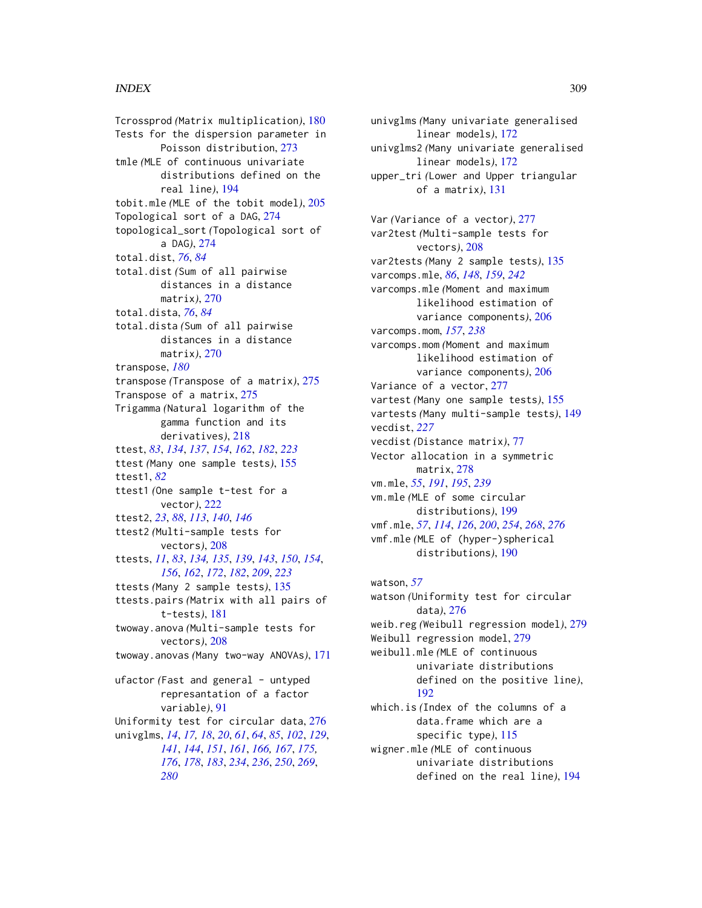Tcrossprod *(*Matrix multiplication*)*, 180
Tests for the dispersion parameter in Poisson distribution, 273
tmle *(*MLE of continuous univariate distributions defined on the real line*)*, 194
tobit.mle *(*MLE of the tobit model*)*, 205
Topological sort of a DAG, 274
topological_sort *(*Topological sort of a DAG*)*, 274
total.dist, *76*, *84*
total.dist *(*Sum of all pairwise distances in a distance matrix*)*, 270
total.dista, *76*, *84*
total.dista *(*Sum of all pairwise distances in a distance matrix*)*, 270
transpose, *180*
transpose *(*Transpose of a matrix*)*, 275
Transpose of a matrix, 275
Trigamma *(*Natural logarithm of the gamma function and its derivatives*)*, 218
ttest, *83*, *134*, *137*, *154*, *162*, *182*, *223*
ttest *(*Many one sample tests*)*, 155
ttest1, *82*
ttest1 *(*One sample t-test for a vector*)*, 222
ttest2, *23*, *88*, *113*, *140*, *146*
ttest2 *(*Multi-sample tests for vectors*)*, 208
ttests, *11*, *83*, *134, 135*, *139*, *143*, *150*, *154*, *156*, *162*, *172*, *182*, *209*, *223*
ttests *(*Many 2 sample tests*)*, 135
ttests.pairs *(*Matrix with all pairs of t-tests*)*, 181
twoway.anova *(*Multi-sample tests for vectors*)*, 208
twoway.anovas *(*Many two-way ANOVAs*)*, 171

ufactor *(*Fast and general - untyped represantation of a factor variable*)*, 91
Uniformity test for circular data, 276
univglms, *14*, *17, 18*, *20*, *61*, *64*, *85*, *102*, *129*, *141*, *144*, *151*, *161*, *166, 167*, *175, 176*, *178*, *183*, *234*, *236*, *250*, *269*, *280*
univglms *(*Many univariate generalised linear models*)*, 172
univglms2 *(*Many univariate generalised linear models*)*, 172
upper_tri *(*Lower and Upper triangular of a matrix*)*, 131

Var *(*Variance of a vector*)*, 277
var2test *(*Multi-sample tests for vectors*)*, 208
var2tests *(*Many 2 sample tests*)*, 135
varcomps.mle, *86*, *148*, *159*, *242*
varcomps.mle *(*Moment and maximum likelihood estimation of variance components*)*, 206
varcomps.mom, *157*, *238*
varcomps.mom *(*Moment and maximum likelihood estimation of variance components*)*, 206
Variance of a vector, 277
vartest *(*Many one sample tests*)*, 155
vartests *(*Many multi-sample tests*)*, 149
vecdist, *227*
vecdist *(*Distance matrix*)*, 77
Vector allocation in a symmetric matrix, 278
vm.mle, *55*, *191*, *195*, *239*
vm.mle *(*MLE of some circular distributions*)*, 199
vmf.mle, *57*, *114*, *126*, *200*, *254*, *268*, *276*
vmf.mle *(*MLE of (hyper-)spherical distributions*)*, 190

watson, *57*
watson *(*Uniformity test for circular data*)*, 276
weib.reg *(*Weibull regression model*)*, 279
Weibull regression model, 279
weibull.mle *(*MLE of continuous univariate distributions defined on the positive line*)*, 192
which.is *(*Index of the columns of a data.frame which are a specific type*)*, 115
wigner.mle *(*MLE of continuous univariate distributions defined on the real line*)*, 194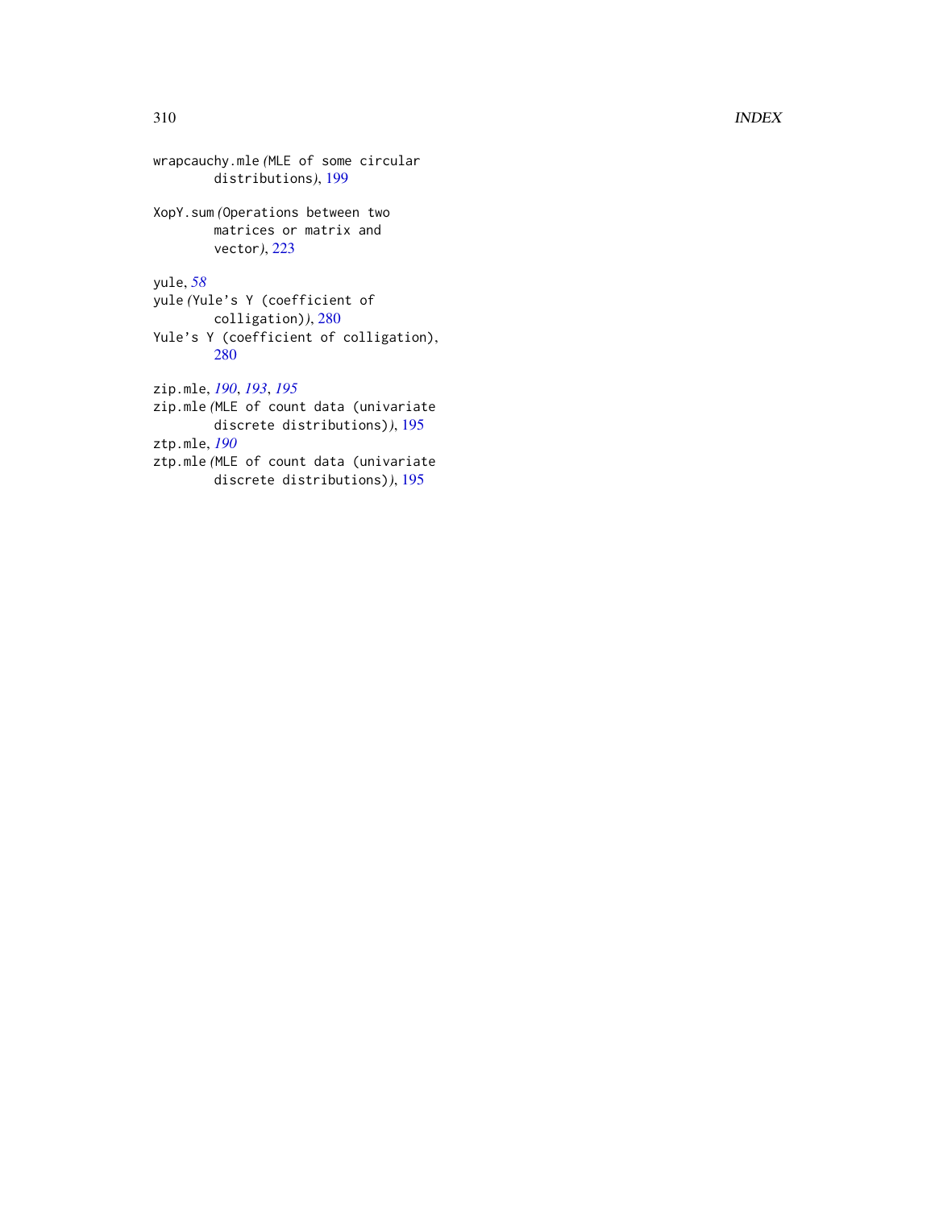wrapcauchy.mle *(*MLE of some circular distributions*)*, 199

XopY.sum *(*Operations between two matrices or matrix and vector*)*, 223

yule, *58*
yule *(*Yule's Y (coefficient of colligation)*)*, 280
Yule's Y (coefficient of colligation), 280

zip.mle, *190*, *193*, *195*
zip.mle *(*MLE of count data (univariate discrete distributions)*)*, 195
ztp.mle, *190*
ztp.mle *(*MLE of count data (univariate discrete distributions)*)*, 195